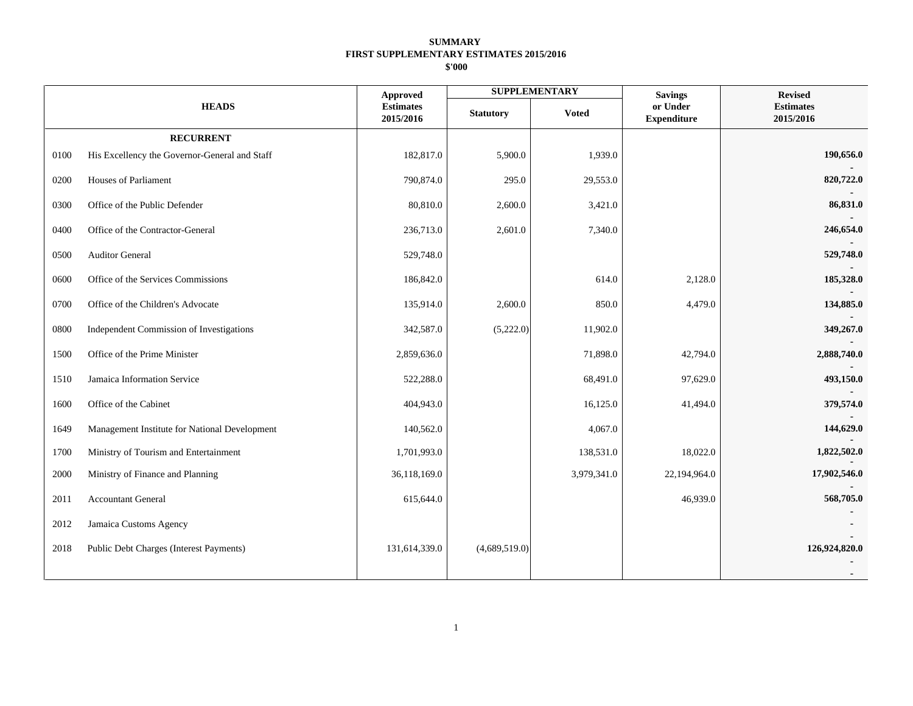**SUMMARY**
**FIRST SUPPLEMENTARY ESTIMATES 2015/2016**
**$'000**

| | HEADS | Approved Estimates 2015/2016 | SUPPLEMENTARY | | Savings or Under Expenditure | Revised Estimates 2015/2016 |
|---|---|---|---|---|---|---|
| | | | Statutory | Voted | | |
| | **RECURRENT** | | | | | |
| 0100 | His Excellency the Governor-General and Staff | 182,817.0 | 5,900.0 | 1,939.0 | | **190,656.0** |
| 0200 | Houses of Parliament | 790,874.0 | 295.0 | 29,553.0 | | **820,722.0** |
| 0300 | Office of the Public Defender | 80,810.0 | 2,600.0 | 3,421.0 | | **86,831.0** |
| 0400 | Office of the Contractor-General | 236,713.0 | 2,601.0 | 7,340.0 | | **246,654.0** |
| 0500 | Auditor General | 529,748.0 | | | | **529,748.0** |
| 0600 | Office of the Services Commissions | 186,842.0 | | 614.0 | 2,128.0 | **185,328.0** |
| 0700 | Office of the Children's Advocate | 135,914.0 | 2,600.0 | 850.0 | 4,479.0 | **134,885.0** |
| 0800 | Independent Commission of Investigations | 342,587.0 | (5,222.0) | 11,902.0 | | **349,267.0** |
| 1500 | Office of the Prime Minister | 2,859,636.0 | | 71,898.0 | 42,794.0 | **2,888,740.0** |
| 1510 | Jamaica Information Service | 522,288.0 | | 68,491.0 | 97,629.0 | **493,150.0** |
| 1600 | Office of the Cabinet | 404,943.0 | | 16,125.0 | 41,494.0 | **379,574.0** |
| 1649 | Management Institute for National Development | 140,562.0 | | 4,067.0 | | **144,629.0** |
| 1700 | Ministry of Tourism and Entertainment | 1,701,993.0 | | 138,531.0 | 18,022.0 | **1,822,502.0** |
| 2000 | Ministry of Finance and Planning | 36,118,169.0 | | 3,979,341.0 | 22,194,964.0 | **17,902,546.0** |
| 2011 | Accountant General | 615,644.0 | | | 46,939.0 | **568,705.0** |
| 2012 | Jamaica Customs Agency | | | | | - |
| 2018 | Public Debt Charges (Interest Payments) | 131,614,339.0 | (4,689,519.0) | | | **126,924,820.0** |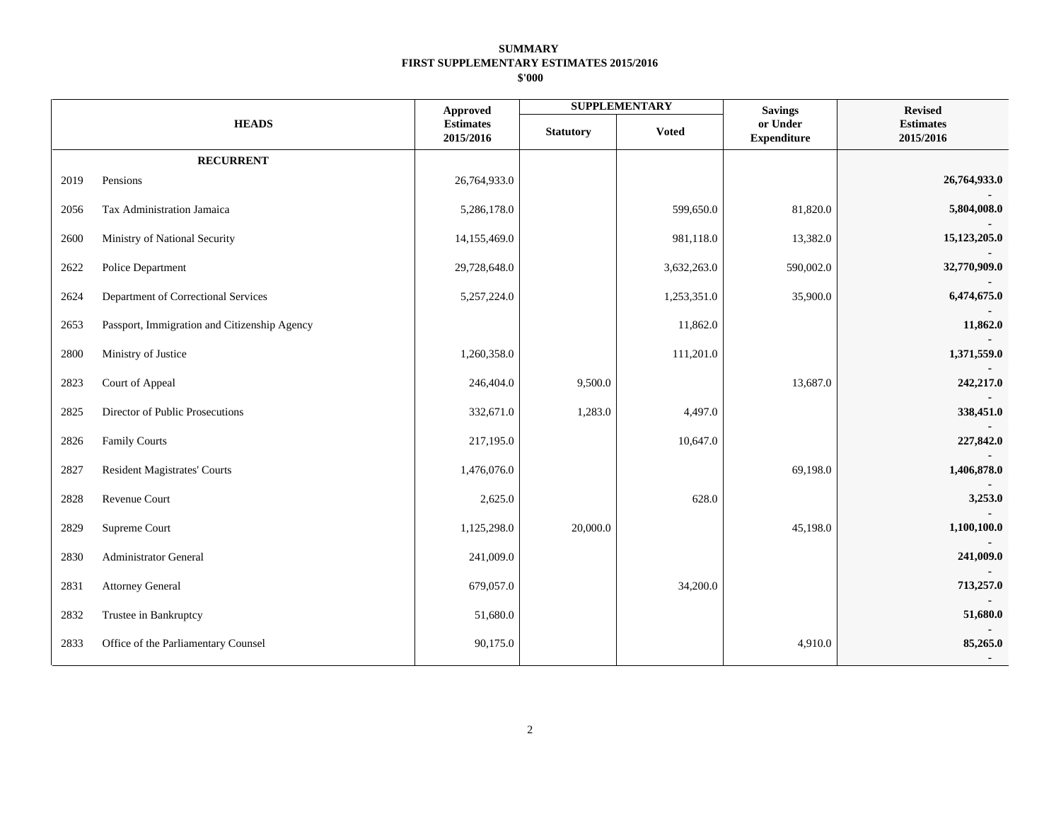**SUMMARY**
**FIRST SUPPLEMENTARY ESTIMATES 2015/2016**
**$'000**

| | HEADS | Approved Estimates 2015/2016 | SUPPLEMENTARY | | Savings or Under Expenditure | Revised Estimates 2015/2016 |
|---|---|---|---|---|---|---|
| | | | Statutory | Voted | | |
| | **RECURRENT** | | | | | |
| 2019 | Pensions | 26,764,933.0 | | | | **26,764,933.0** |
| 2056 | Tax Administration Jamaica | 5,286,178.0 | | 599,650.0 | 81,820.0 | **5,804,008.0** |
| 2600 | Ministry of National Security | 14,155,469.0 | | 981,118.0 | 13,382.0 | **15,123,205.0** |
| 2622 | Police Department | 29,728,648.0 | | 3,632,263.0 | 590,002.0 | **32,770,909.0** |
| 2624 | Department of Correctional Services | 5,257,224.0 | | 1,253,351.0 | 35,900.0 | **6,474,675.0** |
| 2653 | Passport, Immigration and Citizenship Agency | | | 11,862.0 | | **11,862.0** |
| 2800 | Ministry of Justice | 1,260,358.0 | | 111,201.0 | | **1,371,559.0** |
| 2823 | Court of Appeal | 246,404.0 | 9,500.0 | | 13,687.0 | **242,217.0** |
| 2825 | Director of Public Prosecutions | 332,671.0 | 1,283.0 | 4,497.0 | | **338,451.0** |
| 2826 | Family Courts | 217,195.0 | | 10,647.0 | | **227,842.0** |
| 2827 | Resident Magistrates' Courts | 1,476,076.0 | | | 69,198.0 | **1,406,878.0** |
| 2828 | Revenue Court | 2,625.0 | | 628.0 | | **3,253.0** |
| 2829 | Supreme Court | 1,125,298.0 | 20,000.0 | | 45,198.0 | **1,100,100.0** |
| 2830 | Administrator General | 241,009.0 | | | | **241,009.0** |
| 2831 | Attorney General | 679,057.0 | | 34,200.0 | | **713,257.0** |
| 2832 | Trustee in Bankruptcy | 51,680.0 | | | | **51,680.0** |
| 2833 | Office of the Parliamentary Counsel | 90,175.0 | | | 4,910.0 | **85,265.0** |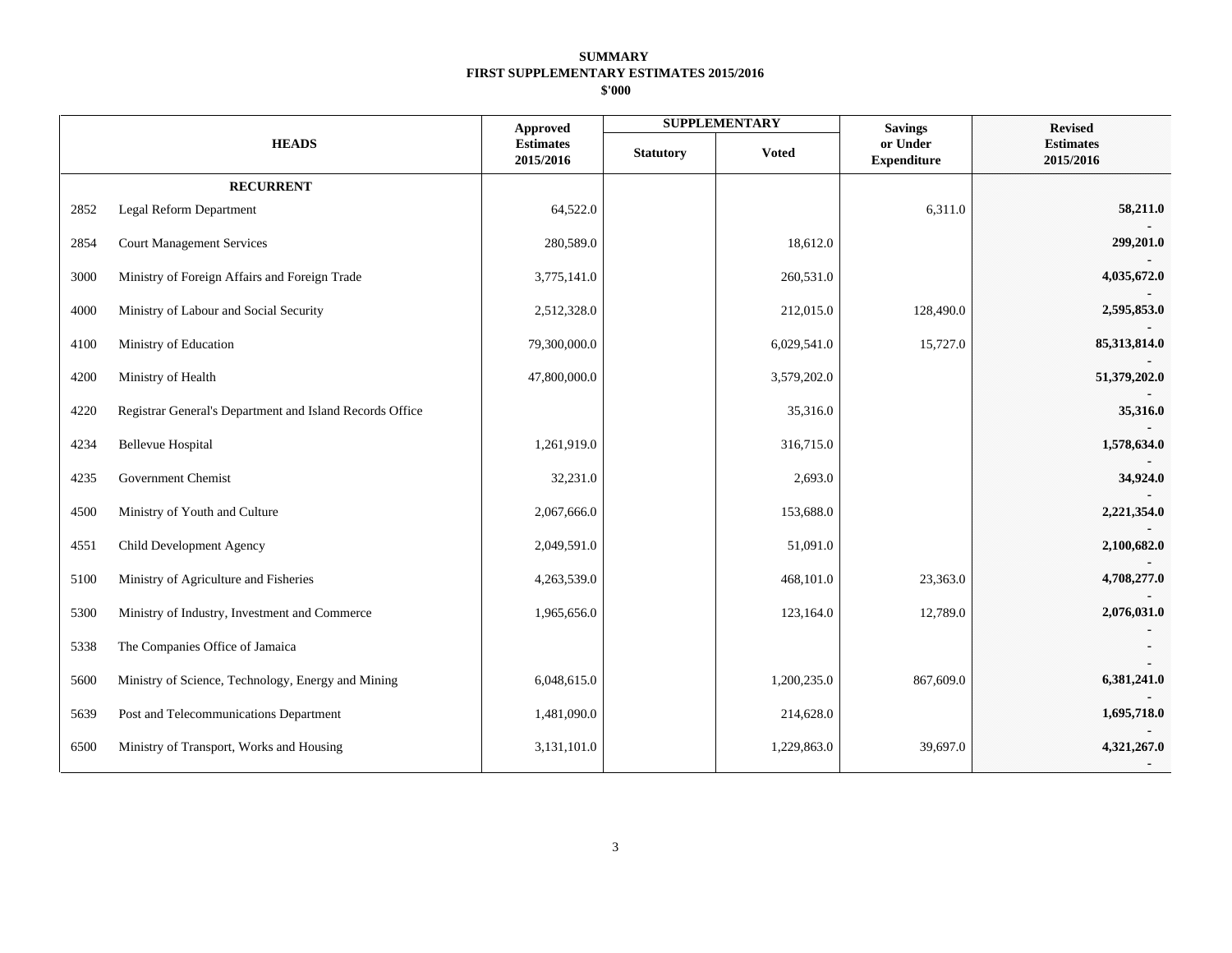**SUMMARY**
**FIRST SUPPLEMENTARY ESTIMATES 2015/2016**
**$'000**

| | HEADS | Approved Estimates 2015/2016 | SUPPLEMENTARY | | Savings or Under Expenditure | Revised Estimates 2015/2016 |
|---|---|---|---|---|---|---|
| | | | Statutory | Voted | | |
| | **RECURRENT** | | | | | |
| 2852 | Legal Reform Department | 64,522.0 | | | 6,311.0 | **58,211.0** |
| 2854 | Court Management Services | 280,589.0 | | 18,612.0 | | **299,201.0** |
| 3000 | Ministry of Foreign Affairs and Foreign Trade | 3,775,141.0 | | 260,531.0 | | **4,035,672.0** |
| 4000 | Ministry of Labour and Social Security | 2,512,328.0 | | 212,015.0 | 128,490.0 | **2,595,853.0** |
| 4100 | Ministry of Education | 79,300,000.0 | | 6,029,541.0 | 15,727.0 | **85,313,814.0** |
| 4200 | Ministry of Health | 47,800,000.0 | | 3,579,202.0 | | **51,379,202.0** |
| 4220 | Registrar General's Department and Island Records Office | | | 35,316.0 | | **35,316.0** |
| 4234 | Bellevue Hospital | 1,261,919.0 | | 316,715.0 | | **1,578,634.0** |
| 4235 | Government Chemist | 32,231.0 | | 2,693.0 | | **34,924.0** |
| 4500 | Ministry of Youth and Culture | 2,067,666.0 | | 153,688.0 | | **2,221,354.0** |
| 4551 | Child Development Agency | 2,049,591.0 | | 51,091.0 | | **2,100,682.0** |
| 5100 | Ministry of Agriculture and Fisheries | 4,263,539.0 | | 468,101.0 | 23,363.0 | **4,708,277.0** |
| 5300 | Ministry of Industry, Investment and Commerce | 1,965,656.0 | | 123,164.0 | 12,789.0 | **2,076,031.0** |
| 5338 | The Companies Office of Jamaica | | | | | **-** |
| 5600 | Ministry of Science, Technology, Energy and Mining | 6,048,615.0 | | 1,200,235.0 | 867,609.0 | **6,381,241.0** |
| 5639 | Post and Telecommunications Department | 1,481,090.0 | | 214,628.0 | | **1,695,718.0** |
| 6500 | Ministry of Transport, Works and Housing | 3,131,101.0 | | 1,229,863.0 | 39,697.0 | **4,321,267.0** |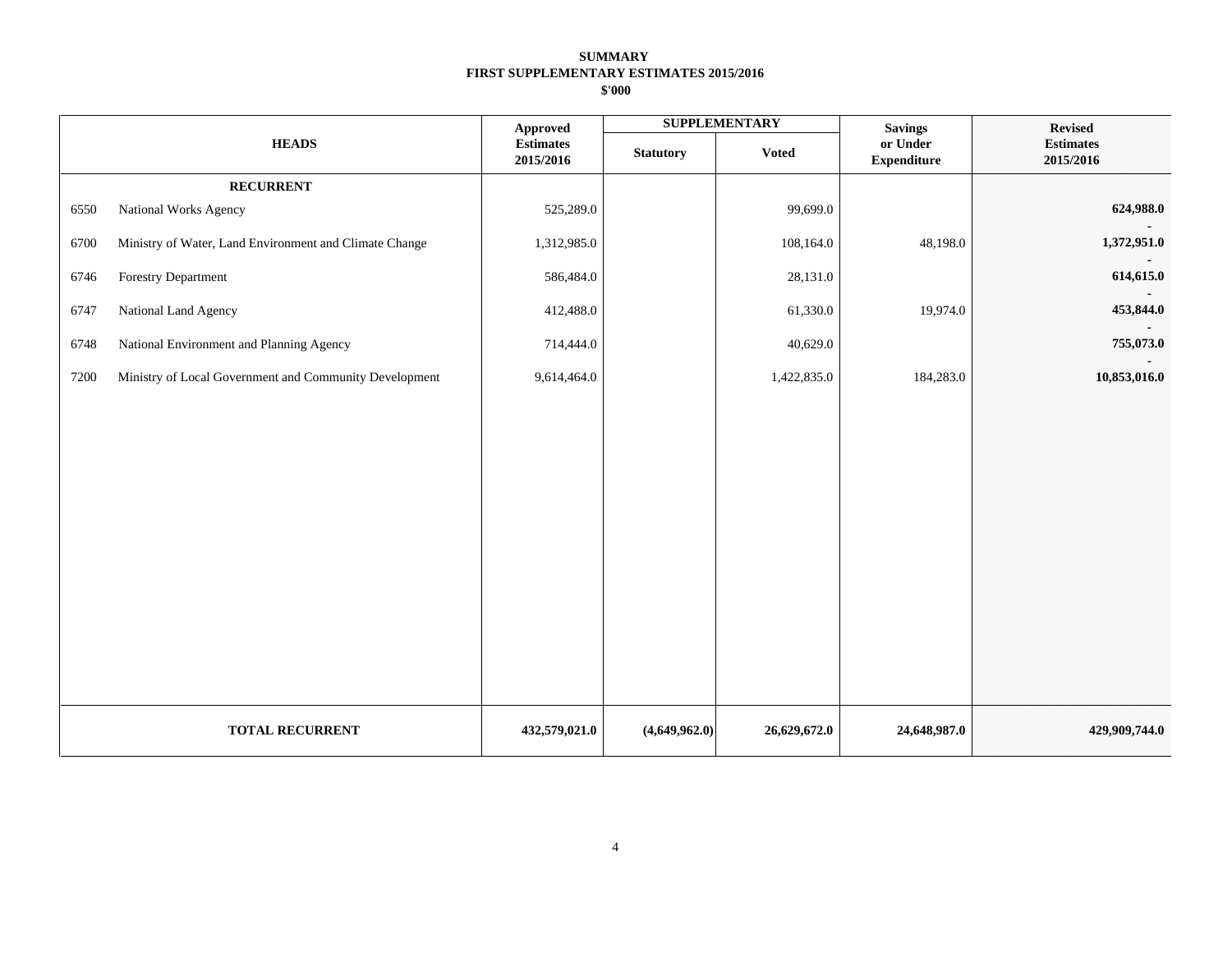**SUMMARY**
**FIRST SUPPLEMENTARY ESTIMATES 2015/2016**
**$'000**

| | HEADS | Approved Estimates 2015/2016 | SUPPLEMENTARY | | Savings or Under Expenditure | Revised Estimates 2015/2016 |
|---|---|---|---|---|---|---|
| | | | Statutory | Voted | | |
| | **RECURRENT** | | | | | |
| 6550 | National Works Agency | 525,289.0 | | 99,699.0 | | **624,988.0** |
| 6700 | Ministry of Water, Land Environment and Climate Change | 1,312,985.0 | | 108,164.0 | 48,198.0 | **1,372,951.0** |
| 6746 | Forestry Department | 586,484.0 | | 28,131.0 | | **614,615.0** |
| 6747 | National Land Agency | 412,488.0 | | 61,330.0 | 19,974.0 | **453,844.0** |
| 6748 | National Environment and Planning Agency | 714,444.0 | | 40,629.0 | | **755,073.0** |
| 7200 | Ministry of Local Government and Community Development | 9,614,464.0 | | 1,422,835.0 | 184,283.0 | **10,853,016.0** |
| | **TOTAL RECURRENT** | **432,579,021.0** | **(4,649,962.0)** | **26,629,672.0** | **24,648,987.0** | **429,909,744.0** |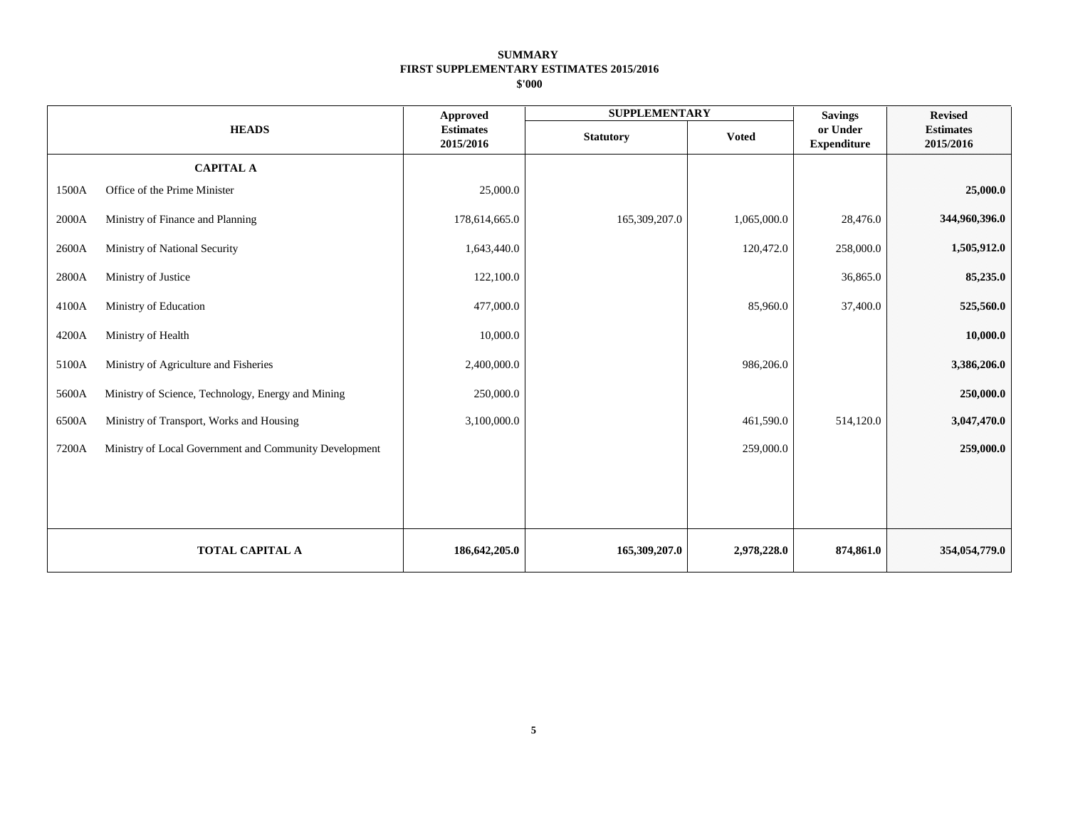**SUMMARY**

**FIRST SUPPLEMENTARY ESTIMATES 2015/2016**

**$'000**

| | HEADS | Approved Estimates 2015/2016 | SUPPLEMENTARY | | Savings or Under Expenditure | Revised Estimates 2015/2016 |
|---|---|---|---|---|---|---|
| | | | Statutory | Voted | | |
| | **CAPITAL A** | | | | | |
| 1500A | Office of the Prime Minister | 25,000.0 | | | | **25,000.0** |
| 2000A | Ministry of Finance and Planning | 178,614,665.0 | 165,309,207.0 | 1,065,000.0 | 28,476.0 | **344,960,396.0** |
| 2600A | Ministry of National Security | 1,643,440.0 | | 120,472.0 | 258,000.0 | **1,505,912.0** |
| 2800A | Ministry of Justice | 122,100.0 | | | 36,865.0 | **85,235.0** |
| 4100A | Ministry of Education | 477,000.0 | | 85,960.0 | 37,400.0 | **525,560.0** |
| 4200A | Ministry of Health | 10,000.0 | | | | **10,000.0** |
| 5100A | Ministry of Agriculture and Fisheries | 2,400,000.0 | | 986,206.0 | | **3,386,206.0** |
| 5600A | Ministry of Science, Technology, Energy and Mining | 250,000.0 | | | | **250,000.0** |
| 6500A | Ministry of Transport, Works and Housing | 3,100,000.0 | | 461,590.0 | 514,120.0 | **3,047,470.0** |
| 7200A | Ministry of Local Government and Community Development | | | 259,000.0 | | **259,000.0** |
| | **TOTAL CAPITAL A** | **186,642,205.0** | **165,309,207.0** | **2,978,228.0** | **874,861.0** | **354,054,779.0** |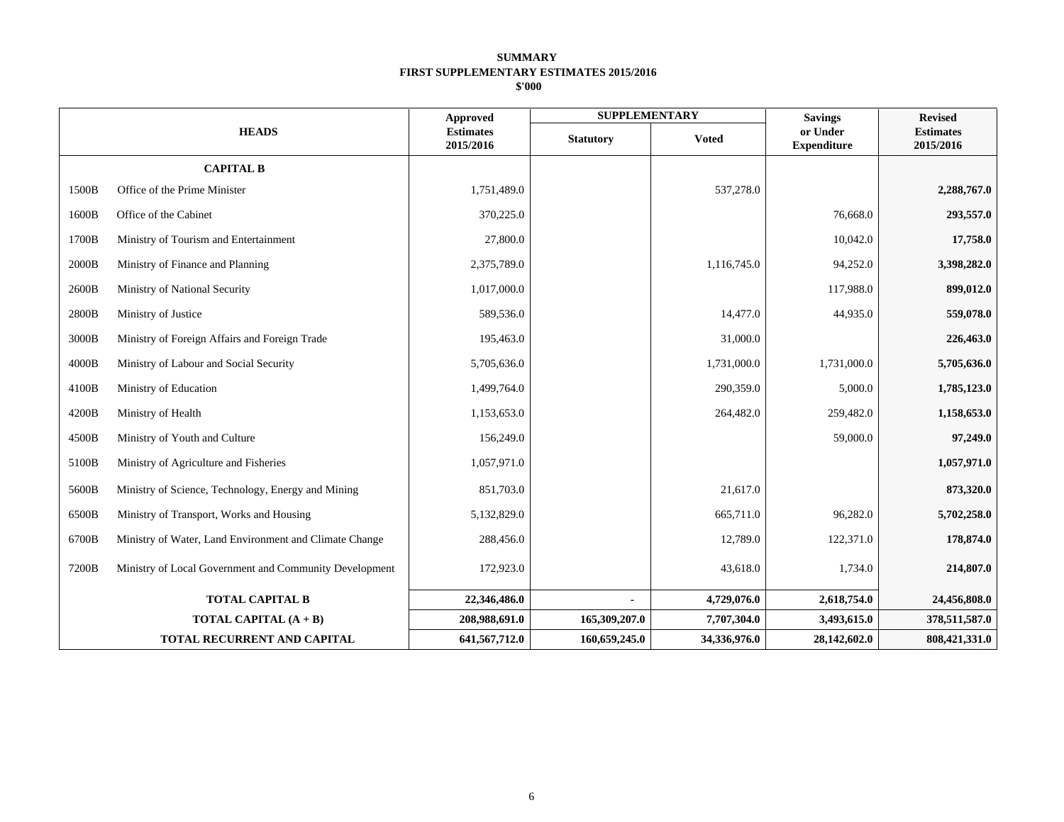**SUMMARY**
**FIRST SUPPLEMENTARY ESTIMATES 2015/2016**
**$'000**

| HEADS | | Approved Estimates 2015/2016 | SUPPLEMENTARY | | Savings or Under Expenditure | Revised Estimates 2015/2016 |
|---|---|---|---|---|---|---|
| | | | Statutory | Voted | | |
| | **CAPITAL B** | | | | | |
| 1500B | Office of the Prime Minister | 1,751,489.0 | | 537,278.0 | | **2,288,767.0** |
| 1600B | Office of the Cabinet | 370,225.0 | | | 76,668.0 | **293,557.0** |
| 1700B | Ministry of Tourism and Entertainment | 27,800.0 | | | 10,042.0 | **17,758.0** |
| 2000B | Ministry of Finance and Planning | 2,375,789.0 | | 1,116,745.0 | 94,252.0 | **3,398,282.0** |
| 2600B | Ministry of National Security | 1,017,000.0 | | | 117,988.0 | **899,012.0** |
| 2800B | Ministry of Justice | 589,536.0 | | 14,477.0 | 44,935.0 | **559,078.0** |
| 3000B | Ministry of Foreign Affairs and Foreign Trade | 195,463.0 | | 31,000.0 | | **226,463.0** |
| 4000B | Ministry of Labour and Social Security | 5,705,636.0 | | 1,731,000.0 | 1,731,000.0 | **5,705,636.0** |
| 4100B | Ministry of Education | 1,499,764.0 | | 290,359.0 | 5,000.0 | **1,785,123.0** |
| 4200B | Ministry of Health | 1,153,653.0 | | 264,482.0 | 259,482.0 | **1,158,653.0** |
| 4500B | Ministry of Youth and Culture | 156,249.0 | | | 59,000.0 | **97,249.0** |
| 5100B | Ministry of Agriculture and Fisheries | 1,057,971.0 | | | | **1,057,971.0** |
| 5600B | Ministry of Science, Technology, Energy and Mining | 851,703.0 | | 21,617.0 | | **873,320.0** |
| 6500B | Ministry of Transport, Works and Housing | 5,132,829.0 | | 665,711.0 | 96,282.0 | **5,702,258.0** |
| 6700B | Ministry of Water, Land Environment and Climate Change | 288,456.0 | | 12,789.0 | 122,371.0 | **178,874.0** |
| 7200B | Ministry of Local Government and Community Development | 172,923.0 | | 43,618.0 | 1,734.0 | **214,807.0** |
| | **TOTAL CAPITAL B** | **22,346,486.0** | **-** | **4,729,076.0** | **2,618,754.0** | **24,456,808.0** |
| | **TOTAL CAPITAL (A + B)** | **208,988,691.0** | **165,309,207.0** | **7,707,304.0** | **3,493,615.0** | **378,511,587.0** |
| | **TOTAL RECURRENT AND CAPITAL** | **641,567,712.0** | **160,659,245.0** | **34,336,976.0** | **28,142,602.0** | **808,421,331.0** |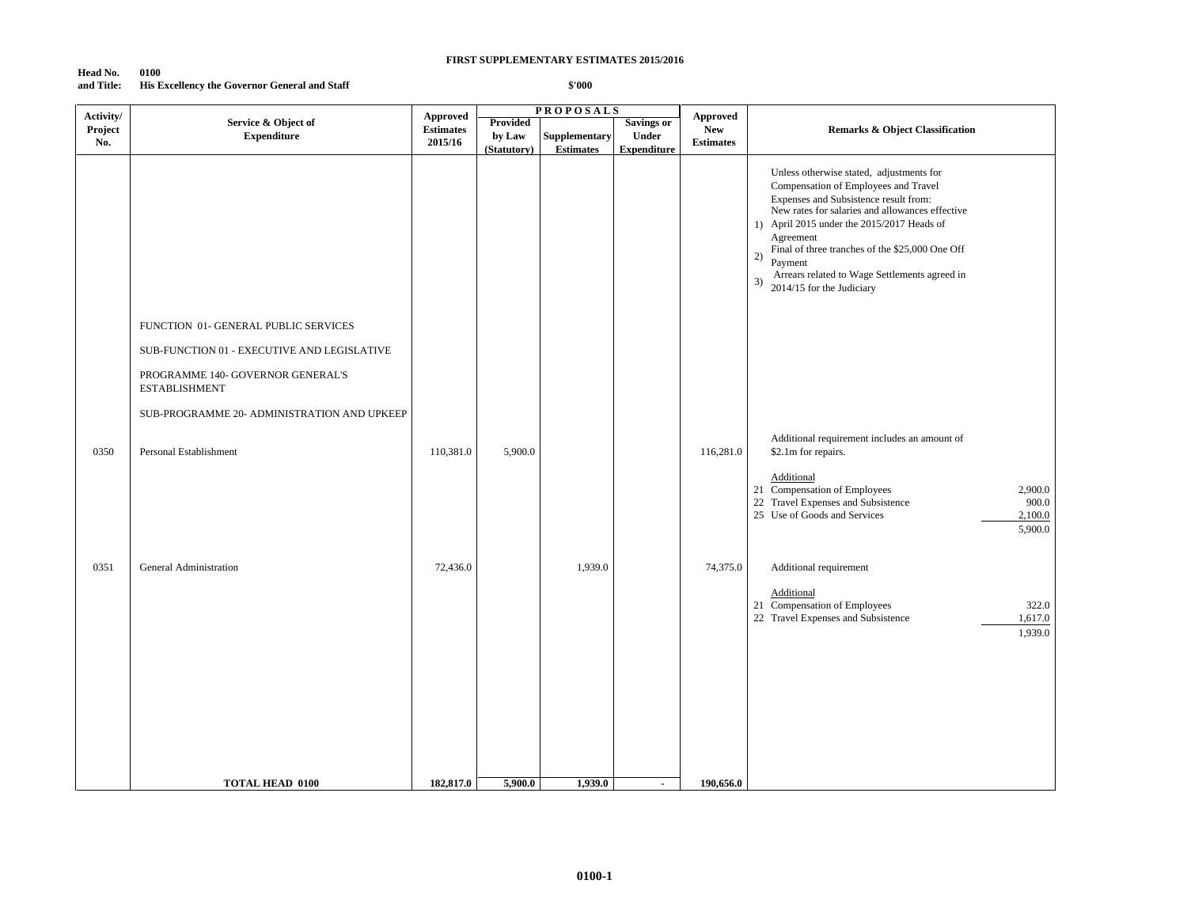**FIRST SUPPLEMENTARY ESTIMATES 2015/2016**

**Head No. 0100**
**and Title: His Excellency the Governor General and Staff**

**$'000**

| Activity/ Project No. | Service & Object of Expenditure | Approved Estimates 2015/16 | PROPOSALS Provided by Law (Statutory) | Supplementary Estimates | Savings or Under Expenditure | Approved New Estimates | Remarks & Object Classification | |
|---|---|---|---|---|---|---|---|---|
| | | | | | | | Unless otherwise stated, adjustments for Compensation of Employees and Travel Expenses and Subsistence result from: 1) New rates for salaries and allowances effective April 2015 under the 2015/2017 Heads of Agreement 2) Final of three tranches of the $25,000 One Off Payment 3) Arrears related to Wage Settlements agreed in 2014/15 for the Judiciary | |
| | FUNCTION 01- GENERAL PUBLIC SERVICES | | | | | | | |
| | SUB-FUNCTION 01 - EXECUTIVE AND LEGISLATIVE | | | | | | | |
| | PROGRAMME 140- GOVERNOR GENERAL'S ESTABLISHMENT | | | | | | | |
| | SUB-PROGRAMME 20- ADMINISTRATION AND UPKEEP | | | | | | | |
| 0350 | Personal Establishment | 110,381.0 | 5,900.0 | | | 116,281.0 | Additional requirement includes an amount of $2.1m for repairs. | |
| | | | | | | | Additional | |
| | | | | | | | 21 Compensation of Employees | 2,900.0 |
| | | | | | | | 22 Travel Expenses and Subsistence | 900.0 |
| | | | | | | | 25 Use of Goods and Services | 2,100.0 |
| | | | | | | | | 5,900.0 |
| 0351 | General Administration | 72,436.0 | | 1,939.0 | | 74,375.0 | Additional requirement | |
| | | | | | | | Additional | |
| | | | | | | | 21 Compensation of Employees | 322.0 |
| | | | | | | | 22 Travel Expenses and Subsistence | 1,617.0 |
| | | | | | | | | 1,939.0 |
| | **TOTAL HEAD 0100** | **182,817.0** | **5,900.0** | **1,939.0** | **-** | **190,656.0** | | |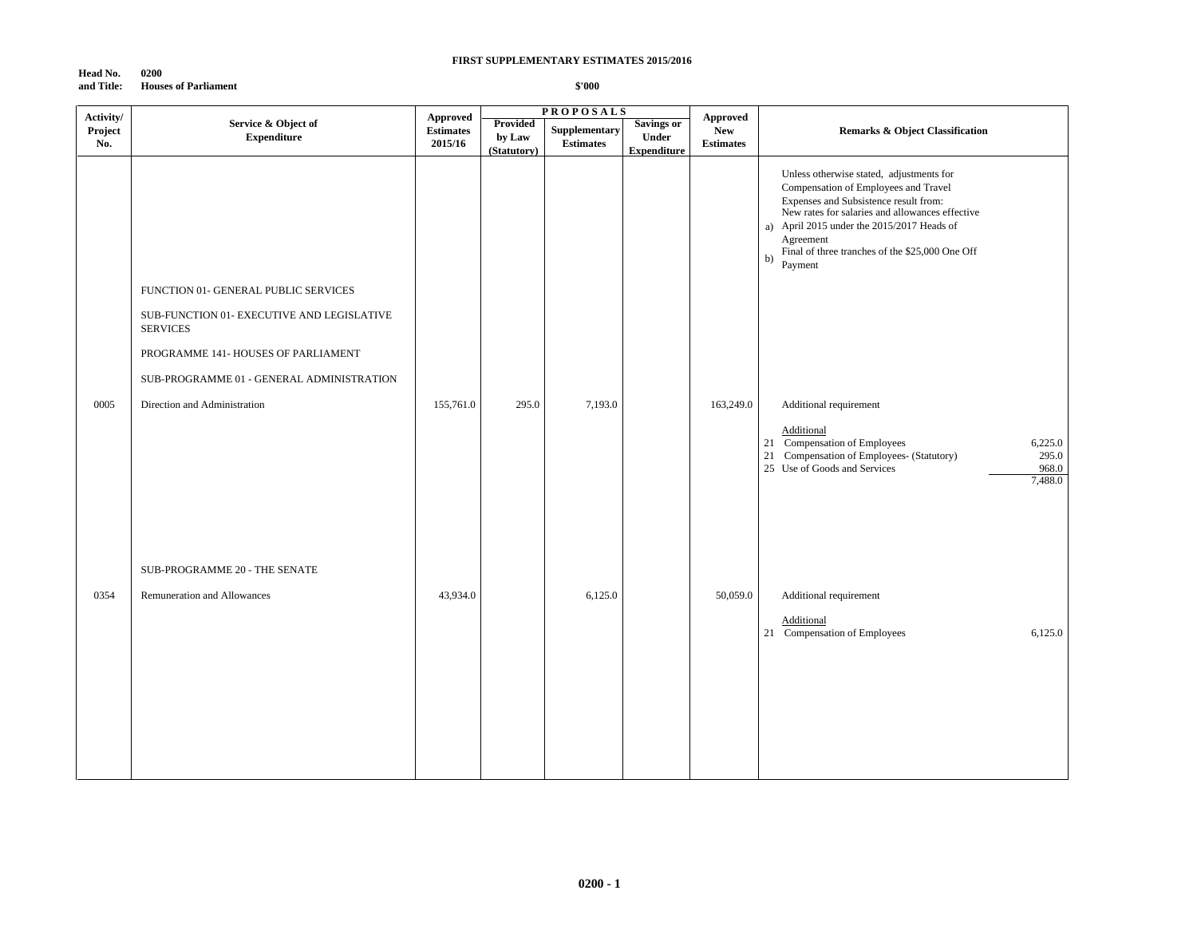**FIRST SUPPLEMENTARY ESTIMATES 2015/2016**

**Head No. and Title:** 0200 Houses of Parliament

**$'000**

| Activity/ Project No. | Service & Object of Expenditure | Approved Estimates 2015/16 | PROPOSALS Provided by Law (Statutory) | Supplementary Estimates | Savings or Under Expenditure | Approved New Estimates | Remarks & Object Classification |
|---|---|---|---|---|---|---|---|
| | | | | | | | Unless otherwise stated, adjustments for Compensation of Employees and Travel Expenses and Subsistence result from: a) New rates for salaries and allowances effective April 2015 under the 2015/2017 Heads of Agreement b) Final of three tranches of the $25,000 One Off Payment |
| | FUNCTION 01- GENERAL PUBLIC SERVICES | | | | | | |
| | SUB-FUNCTION 01- EXECUTIVE AND LEGISLATIVE SERVICES | | | | | | |
| | PROGRAMME 141- HOUSES OF PARLIAMENT | | | | | | |
| | SUB-PROGRAMME 01 - GENERAL ADMINISTRATION | | | | | | |
| 0005 | Direction and Administration | 155,761.0 | 295.0 | 7,193.0 | | 163,249.0 | Additional requirement<br><br>Additional<br>21 Compensation of Employees 6,225.0<br>21 Compensation of Employees- (Statutory) 295.0<br>25 Use of Goods and Services 968.0<br>7,488.0 |
| | SUB-PROGRAMME 20 - THE SENATE | | | | | | |
| 0354 | Remuneration and Allowances | 43,934.0 | | 6,125.0 | | 50,059.0 | Additional requirement<br><br>Additional<br>21 Compensation of Employees 6,125.0 |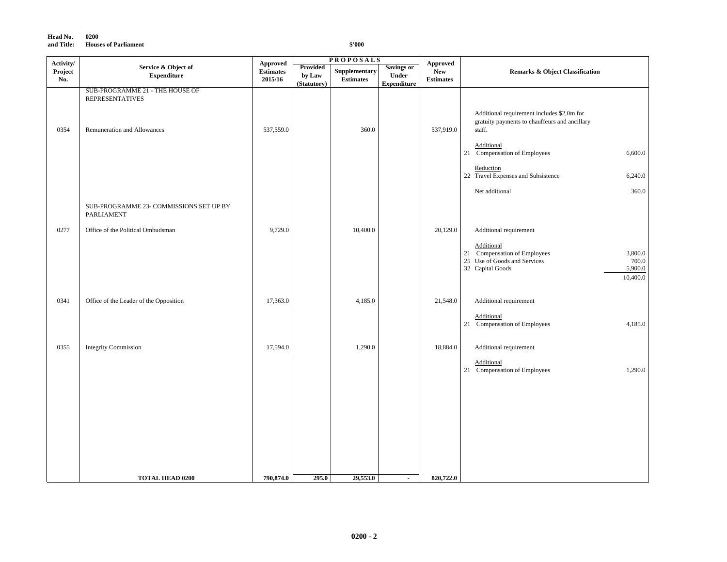**Head No. and Title:** 0200 Houses of Parliament

$'000

| Activity/ Project No. | Service & Object of Expenditure | Approved Estimates 2015/16 | PROPOSALS Provided by Law (Statutory) | Supplementary Estimates | Savings or Under Expenditure | Approved New Estimates | Remarks & Object Classification | |
|---|---|---|---|---|---|---|---|---|
| | SUB-PROGRAMME 21 - THE HOUSE OF REPRESENTATIVES | | | | | | | |
| 0354 | Remuneration and Allowances | 537,559.0 | | 360.0 | | 537,919.0 | Additional requirement includes $2.0m for gratuity payments to chauffeurs and ancillary staff. | |
| | | | | | | | Additional | |
| | | | | | | | 21 Compensation of Employees | 6,600.0 |
| | | | | | | | Reduction | |
| | | | | | | | 22 Travel Expenses and Subsistence | 6,240.0 |
| | | | | | | | Net additional | 360.0 |
| | SUB-PROGRAMME 23- COMMISSIONS SET UP BY PARLIAMENT | | | | | | | |
| 0277 | Office of the Political Ombudsman | 9,729.0 | | 10,400.0 | | 20,129.0 | Additional requirement | |
| | | | | | | | Additional | |
| | | | | | | | 21 Compensation of Employees | 3,800.0 |
| | | | | | | | 25 Use of Goods and Services | 700.0 |
| | | | | | | | 32 Capital Goods | 5,900.0 |
| | | | | | | | | 10,400.0 |
| 0341 | Office of the Leader of the Opposition | 17,363.0 | | 4,185.0 | | 21,548.0 | Additional requirement | |
| | | | | | | | Additional | |
| | | | | | | | 21 Compensation of Employees | 4,185.0 |
| 0355 | Integrity Commission | 17,594.0 | | 1,290.0 | | 18,884.0 | Additional requirement | |
| | | | | | | | Additional | |
| | | | | | | | 21 Compensation of Employees | 1,290.0 |
| | **TOTAL HEAD 0200** | **790,874.0** | **295.0** | **29,553.0** | **-** | **820,722.0** | | |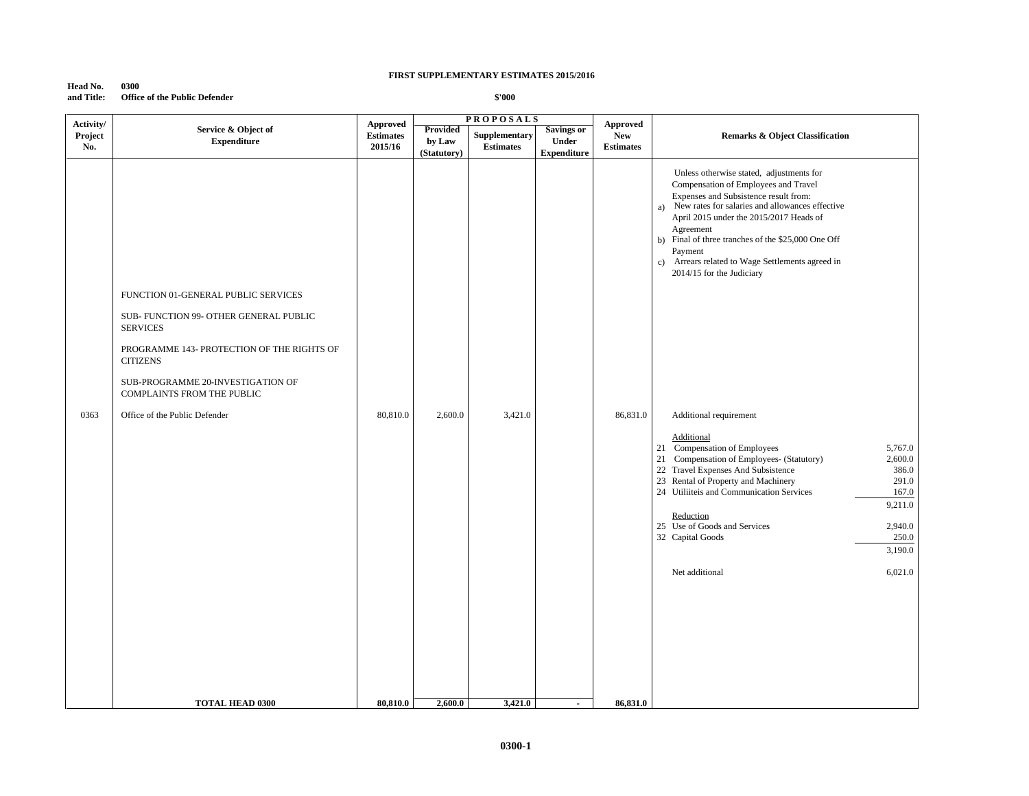**FIRST SUPPLEMENTARY ESTIMATES 2015/2016**

**Head No. and Title:** 0300 Office of the Public Defender

**$'000**

| Activity/ Project No. | Service & Object of Expenditure | Approved Estimates 2015/16 | PROPOSALS: Provided by Law (Statutory) | PROPOSALS: Supplementary Estimates | PROPOSALS: Savings or Under Expenditure | Approved New Estimates | Remarks & Object Classification | |
|---|---|---|---|---|---|---|---|---|
| | | | | | | | Unless otherwise stated, adjustments for Compensation of Employees and Travel Expenses and Subsistence result from: a) New rates for salaries and allowances effective April 2015 under the 2015/2017 Heads of Agreement b) Final of three tranches of the $25,000 One Off Payment c) Arrears related to Wage Settlements agreed in 2014/15 for the Judiciary | |
| | FUNCTION 01-GENERAL PUBLIC SERVICES | | | | | | | |
| | SUB- FUNCTION 99- OTHER GENERAL PUBLIC SERVICES | | | | | | | |
| | PROGRAMME 143- PROTECTION OF THE RIGHTS OF CITIZENS | | | | | | | |
| | SUB-PROGRAMME 20-INVESTIGATION OF COMPLAINTS FROM THE PUBLIC | | | | | | | |
| 0363 | Office of the Public Defender | 80,810.0 | 2,600.0 | 3,421.0 | | 86,831.0 | Additional requirement | |
| | | | | | | | Additional | |
| | | | | | | | 21 Compensation of Employees | 5,767.0 |
| | | | | | | | 21 Compensation of Employees- (Statutory) | 2,600.0 |
| | | | | | | | 22 Travel Expenses And Subsistence | 386.0 |
| | | | | | | | 23 Rental of Property and Machinery | 291.0 |
| | | | | | | | 24 Utiliiteis and Communication Services | 167.0 |
| | | | | | | | | 9,211.0 |
| | | | | | | | Reduction | |
| | | | | | | | 25 Use of Goods and Services | 2,940.0 |
| | | | | | | | 32 Capital Goods | 250.0 |
| | | | | | | | | 3,190.0 |
| | | | | | | | Net additional | 6,021.0 |
| | **TOTAL HEAD 0300** | **80,810.0** | **2,600.0** | **3,421.0** | **-** | **86,831.0** | | |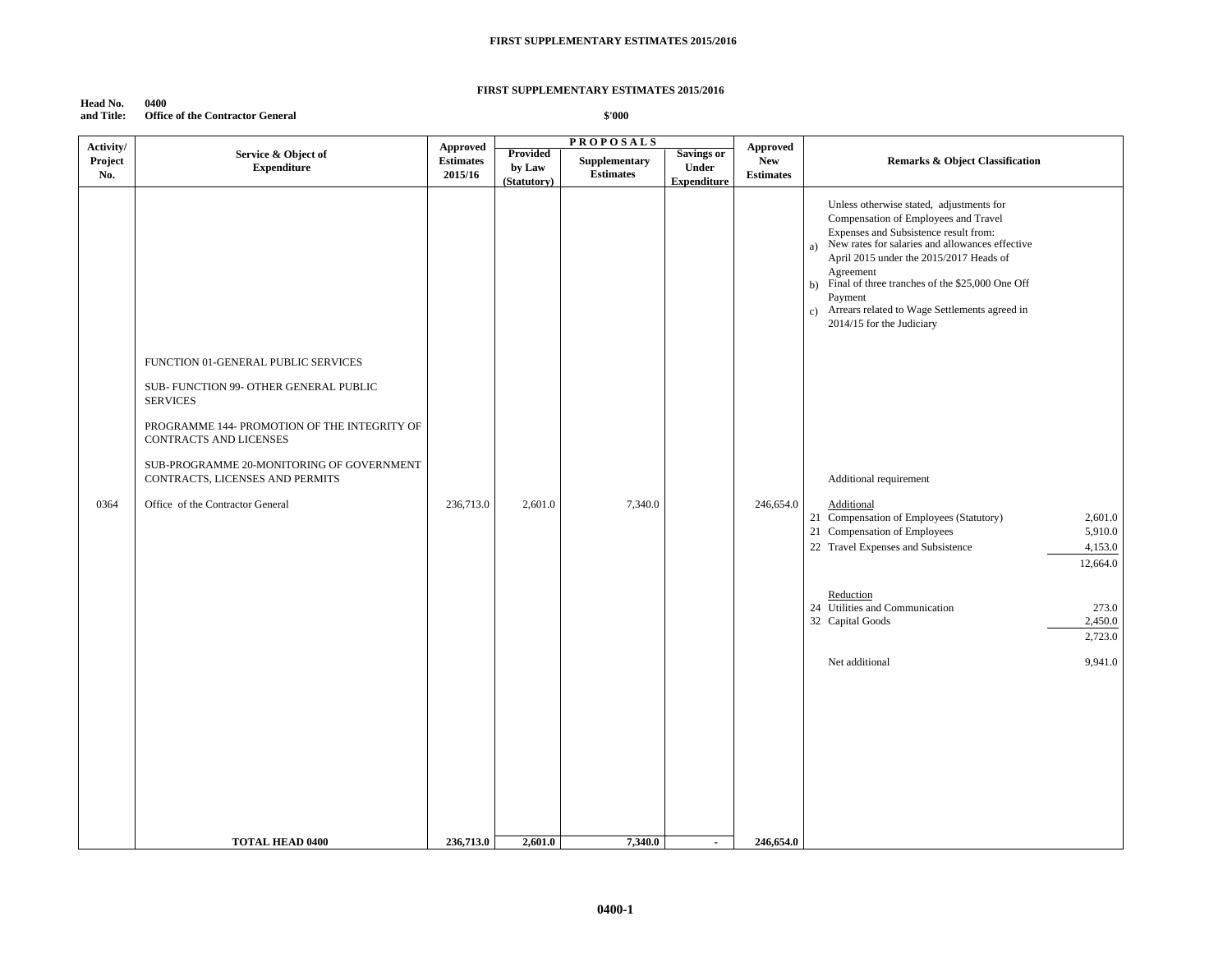# FIRST SUPPLEMENTARY ESTIMATES 2015/2016

**Head No. and Title:** 0400 Office of the Contractor General

$'000

| Activity/ Project No. | Service & Object of Expenditure | Approved Estimates 2015/16 | PROPOSALS Provided by Law (Statutory) | Supplementary Estimates | Savings or Under Expenditure | Approved New Estimates | Remarks & Object Classification | |
|---|---|---|---|---|---|---|---|---|
| | | | | | | | Unless otherwise stated, adjustments for Compensation of Employees and Travel Expenses and Subsistence result from: a) New rates for salaries and allowances effective April 2015 under the 2015/2017 Heads of Agreement b) Final of three tranches of the $25,000 One Off Payment c) Arrears related to Wage Settlements agreed in 2014/15 for the Judiciary | |
| | FUNCTION 01-GENERAL PUBLIC SERVICES | | | | | | | |
| | SUB- FUNCTION 99- OTHER GENERAL PUBLIC SERVICES | | | | | | | |
| | PROGRAMME 144- PROMOTION OF THE INTEGRITY OF CONTRACTS AND LICENSES | | | | | | | |
| | SUB-PROGRAMME 20-MONITORING OF GOVERNMENT CONTRACTS, LICENSES AND PERMITS | | | | | | Additional requirement | |
| 0364 | Office of the Contractor General | 236,713.0 | 2,601.0 | 7,340.0 | | 246,654.0 | Additional | |
| | | | | | | | 21 Compensation of Employees (Statutory) | 2,601.0 |
| | | | | | | | 21 Compensation of Employees | 5,910.0 |
| | | | | | | | 22 Travel Expenses and Subsistence | 4,153.0 |
| | | | | | | | | 12,664.0 |
| | | | | | | | Reduction | |
| | | | | | | | 24 Utilities and Communication | 273.0 |
| | | | | | | | 32 Capital Goods | 2,450.0 |
| | | | | | | | | 2,723.0 |
| | | | | | | | Net additional | 9,941.0 |
| | **TOTAL HEAD 0400** | **236,713.0** | **2,601.0** | **7,340.0** | **-** | **246,654.0** | | |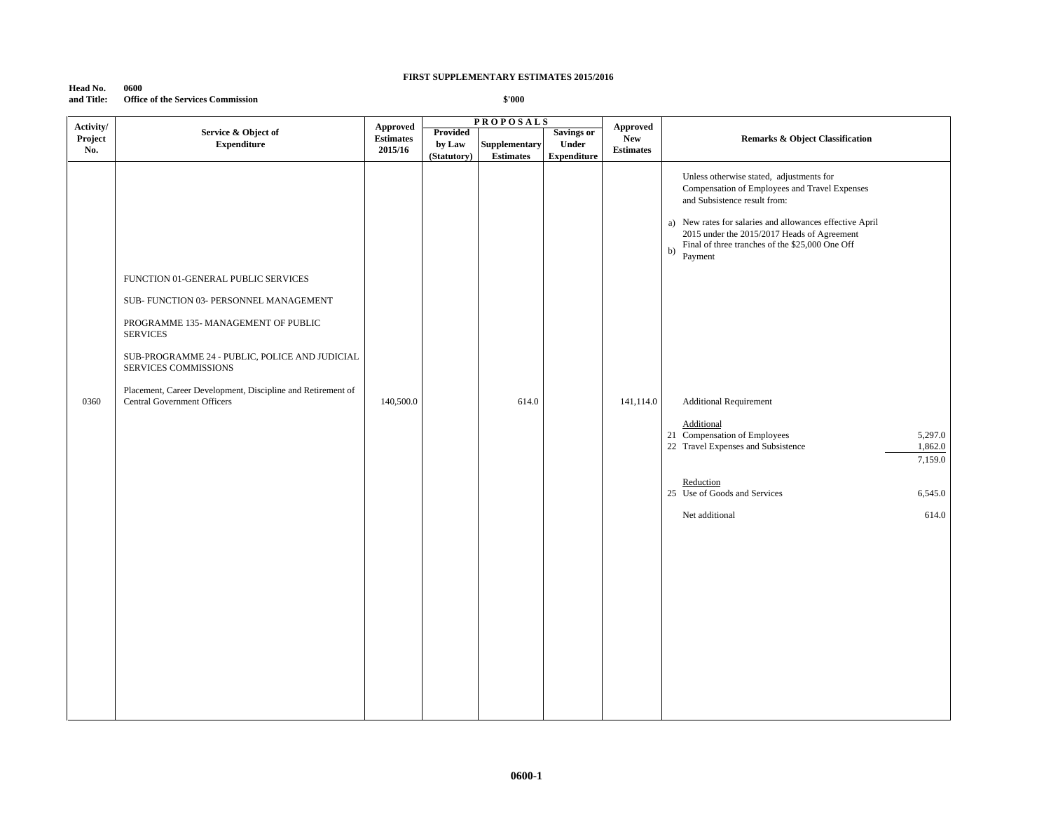**FIRST SUPPLEMENTARY ESTIMATES 2015/2016**

**Head No. and Title:** **0600** **Office of the Services Commission**

**$'000**

| Activity/ Project No. | Service & Object of Expenditure | Approved Estimates 2015/16 | PROPOSALS Provided by Law (Statutory) | Supplementary Estimates | Savings or Under Expenditure | Approved New Estimates | Remarks & Object Classification |
|---|---|---|---|---|---|---|---|
| | | | | | | | Unless otherwise stated, adjustments for Compensation of Employees and Travel Expenses and Subsistence result from:<br>a) New rates for salaries and allowances effective April 2015 under the 2015/2017 Heads of Agreement<br>b) Final of three tranches of the $25,000 One Off Payment |
| | FUNCTION 01-GENERAL PUBLIC SERVICES | | | | | | |
| | SUB- FUNCTION 03- PERSONNEL MANAGEMENT | | | | | | |
| | PROGRAMME 135- MANAGEMENT OF PUBLIC SERVICES | | | | | | |
| | SUB-PROGRAMME 24 - PUBLIC, POLICE AND JUDICIAL SERVICES COMMISSIONS | | | | | | |
| 0360 | Placement, Career Development, Discipline and Retirement of Central Government Officers | 140,500.0 | | 614.0 | | 141,114.0 | Additional Requirement<br><br>Additional<br>21 Compensation of Employees 5,297.0<br>22 Travel Expenses and Subsistence 1,862.0<br>7,159.0<br><br>Reduction<br>25 Use of Goods and Services 6,545.0<br><br>Net additional 614.0 |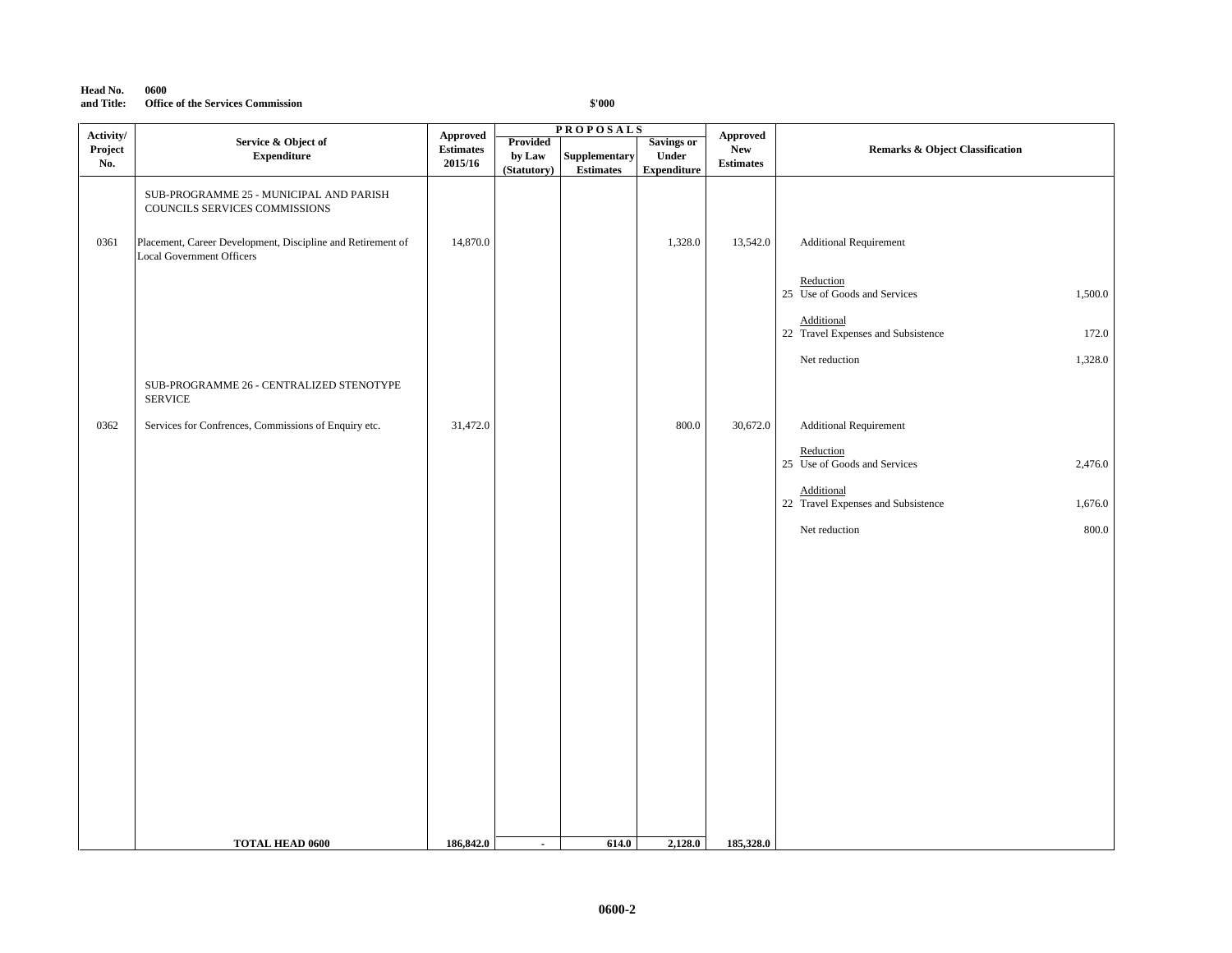**Head No. 0600**
**and Title: Office of the Services Commission**

$'000

| Activity/ Project No. | Service & Object of Expenditure | Approved Estimates 2015/16 | PROPOSALS Provided by Law (Statutory) | Supplementary Estimates | Savings or Under Expenditure | Approved New Estimates | Remarks & Object Classification | |
|---|---|---|---|---|---|---|---|---|
| | SUB-PROGRAMME 25 - MUNICIPAL AND PARISH COUNCILS SERVICES COMMISSIONS | | | | | | | |
| 0361 | Placement, Career Development, Discipline and Retirement of Local Government Officers | 14,870.0 | | | 1,328.0 | 13,542.0 | Additional Requirement | |
| | | | | | | | Reduction | |
| | | | | | | | 25 Use of Goods and Services | 1,500.0 |
| | | | | | | | Additional | |
| | | | | | | | 22 Travel Expenses and Subsistence | 172.0 |
| | | | | | | | Net reduction | 1,328.0 |
| | SUB-PROGRAMME 26 - CENTRALIZED STENOTYPE SERVICE | | | | | | | |
| 0362 | Services for Confrences, Commissions of Enquiry etc. | 31,472.0 | | | 800.0 | 30,672.0 | Additional Requirement | |
| | | | | | | | Reduction | |
| | | | | | | | 25 Use of Goods and Services | 2,476.0 |
| | | | | | | | Additional | |
| | | | | | | | 22 Travel Expenses and Subsistence | 1,676.0 |
| | | | | | | | Net reduction | 800.0 |
| | **TOTAL HEAD 0600** | **186,842.0** | **-** | **614.0** | **2,128.0** | **185,328.0** | | |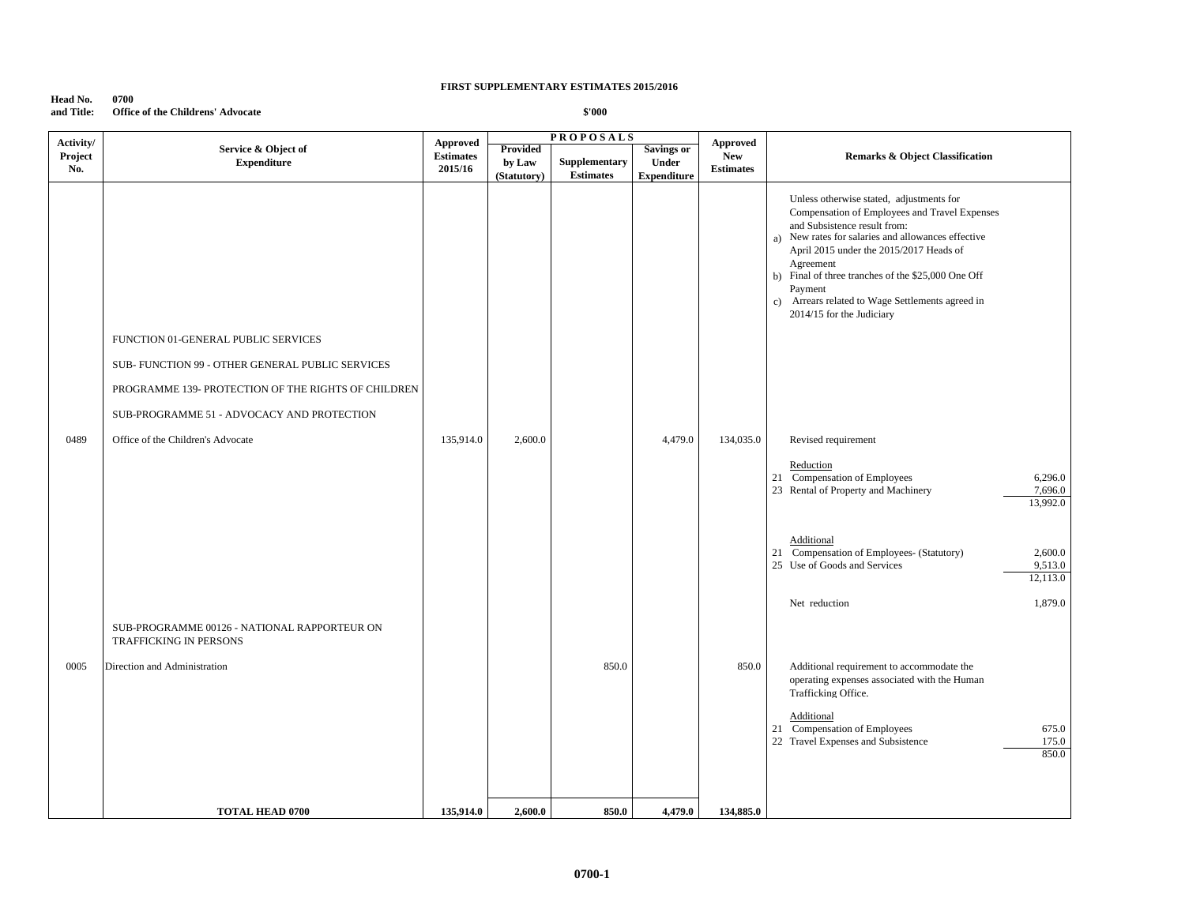**FIRST SUPPLEMENTARY ESTIMATES 2015/2016**

**Head No. and Title:** **0700** **Office of the Childrens' Advocate**

**$'000**

| Activity/ Project No. | Service & Object of Expenditure | Approved Estimates 2015/16 | PROPOSALS Provided by Law (Statutory) | Supplementary Estimates | Savings or Under Expenditure | Approved New Estimates | Remarks & Object Classification |
|---|---|---|---|---|---|---|---|
| | | | | | | | Unless otherwise stated, adjustments for Compensation of Employees and Travel Expenses and Subsistence result from: a) New rates for salaries and allowances effective April 2015 under the 2015/2017 Heads of Agreement b) Final of three tranches of the $25,000 One Off Payment c) Arrears related to Wage Settlements agreed in 2014/15 for the Judiciary |
| | FUNCTION 01-GENERAL PUBLIC SERVICES | | | | | | |
| | SUB- FUNCTION 99 - OTHER GENERAL PUBLIC SERVICES | | | | | | |
| | PROGRAMME 139- PROTECTION OF THE RIGHTS OF CHILDREN | | | | | | |
| | SUB-PROGRAMME 51 - ADVOCACY AND PROTECTION | | | | | | |
| 0489 | Office of the Children's Advocate | 135,914.0 | 2,600.0 | | 4,479.0 | 134,035.0 | Revised requirement |
| | | | | | | | Reduction<br>21 Compensation of Employees 6,296.0<br>23 Rental of Property and Machinery 7,696.0<br>13,992.0 |
| | | | | | | | Additional<br>21 Compensation of Employees- (Statutory) 2,600.0<br>25 Use of Goods and Services 9,513.0<br>12,113.0 |
| | | | | | | | Net reduction 1,879.0 |
| | SUB-PROGRAMME 00126 - NATIONAL RAPPORTEUR ON TRAFFICKING IN PERSONS | | | | | | |
| 0005 | Direction and Administration | | | 850.0 | | 850.0 | Additional requirement to accommodate the operating expenses associated with the Human Trafficking Office. |
| | | | | | | | Additional<br>21 Compensation of Employees 675.0<br>22 Travel Expenses and Subsistence 175.0<br>850.0 |
| | **TOTAL HEAD 0700** | **135,914.0** | **2,600.0** | **850.0** | **4,479.0** | **134,885.0** | |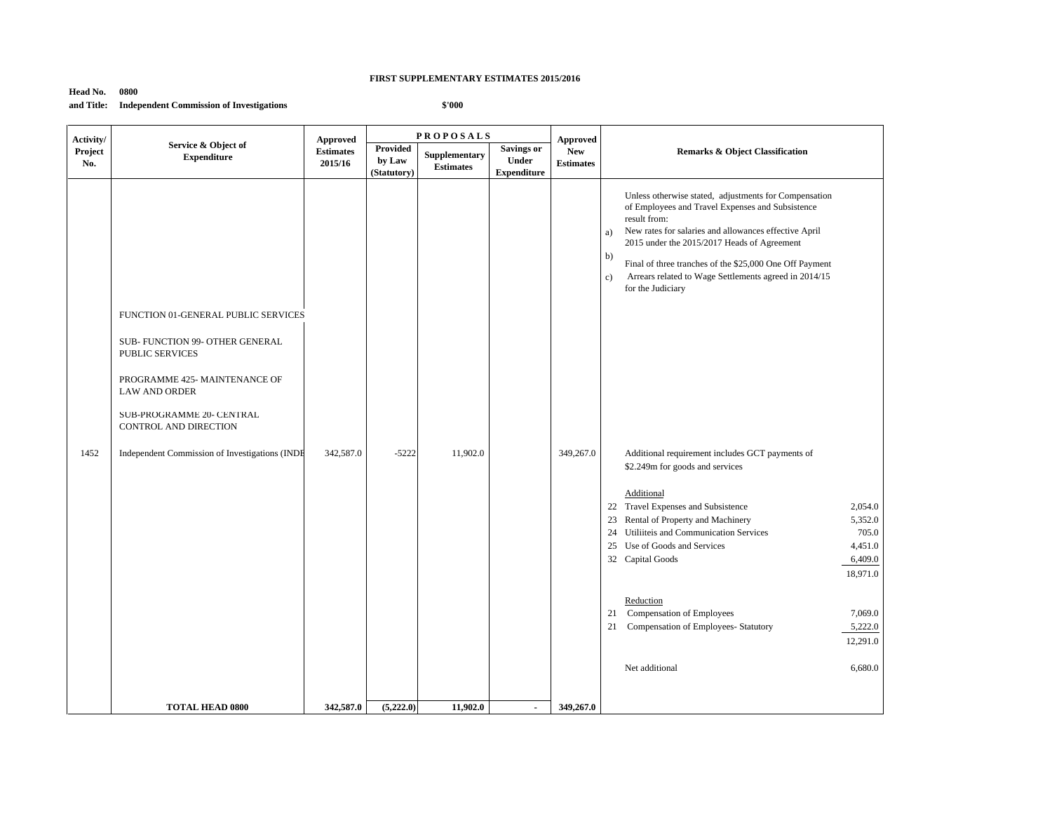**FIRST SUPPLEMENTARY ESTIMATES 2015/2016**

**Head No.** **0800**
**and Title:** **Independent Commission of Investigations**

**$'000**

| Activity/ Project No. | Service & Object of Expenditure | Approved Estimates 2015/16 | PROPOSALS Provided by Law (Statutory) | Supplementary Estimates | Savings or Under Expenditure | Approved New Estimates | Remarks & Object Classification | |
|---|---|---|---|---|---|---|---|---|
| | | | | | | | Unless otherwise stated, adjustments for Compensation of Employees and Travel Expenses and Subsistence result from: a) New rates for salaries and allowances effective April 2015 under the 2015/2017 Heads of Agreement b) Final of three tranches of the $25,000 One Off Payment c) Arrears related to Wage Settlements agreed in 2014/15 for the Judiciary | |
| | FUNCTION 01-GENERAL PUBLIC SERVICES | | | | | | | |
| | SUB- FUNCTION 99- OTHER GENERAL PUBLIC SERVICES | | | | | | | |
| | PROGRAMME 425- MAINTENANCE OF LAW AND ORDER | | | | | | | |
| | SUB-PROGRAMME 20- CENTRAL CONTROL AND DIRECTION | | | | | | | |
| 1452 | Independent Commission of Investigations (INDE | 342,587.0 | -5222 | 11,902.0 | | 349,267.0 | Additional requirement includes GCT payments of $2.249m for goods and services | |
| | | | | | | | Additional | |
| | | | | | | | 22 Travel Expenses and Subsistence | 2,054.0 |
| | | | | | | | 23 Rental of Property and Machinery | 5,352.0 |
| | | | | | | | 24 Utiliiteis and Communication Services | 705.0 |
| | | | | | | | 25 Use of Goods and Services | 4,451.0 |
| | | | | | | | 32 Capital Goods | 6,409.0 |
| | | | | | | | | 18,971.0 |
| | | | | | | | Reduction | |
| | | | | | | | 21 Compensation of Employees | 7,069.0 |
| | | | | | | | 21 Compensation of Employees- Statutory | 5,222.0 |
| | | | | | | | | 12,291.0 |
| | | | | | | | Net additional | 6,680.0 |
| | **TOTAL HEAD 0800** | **342,587.0** | **(5,222.0)** | **11,902.0** | **-** | **349,267.0** | | |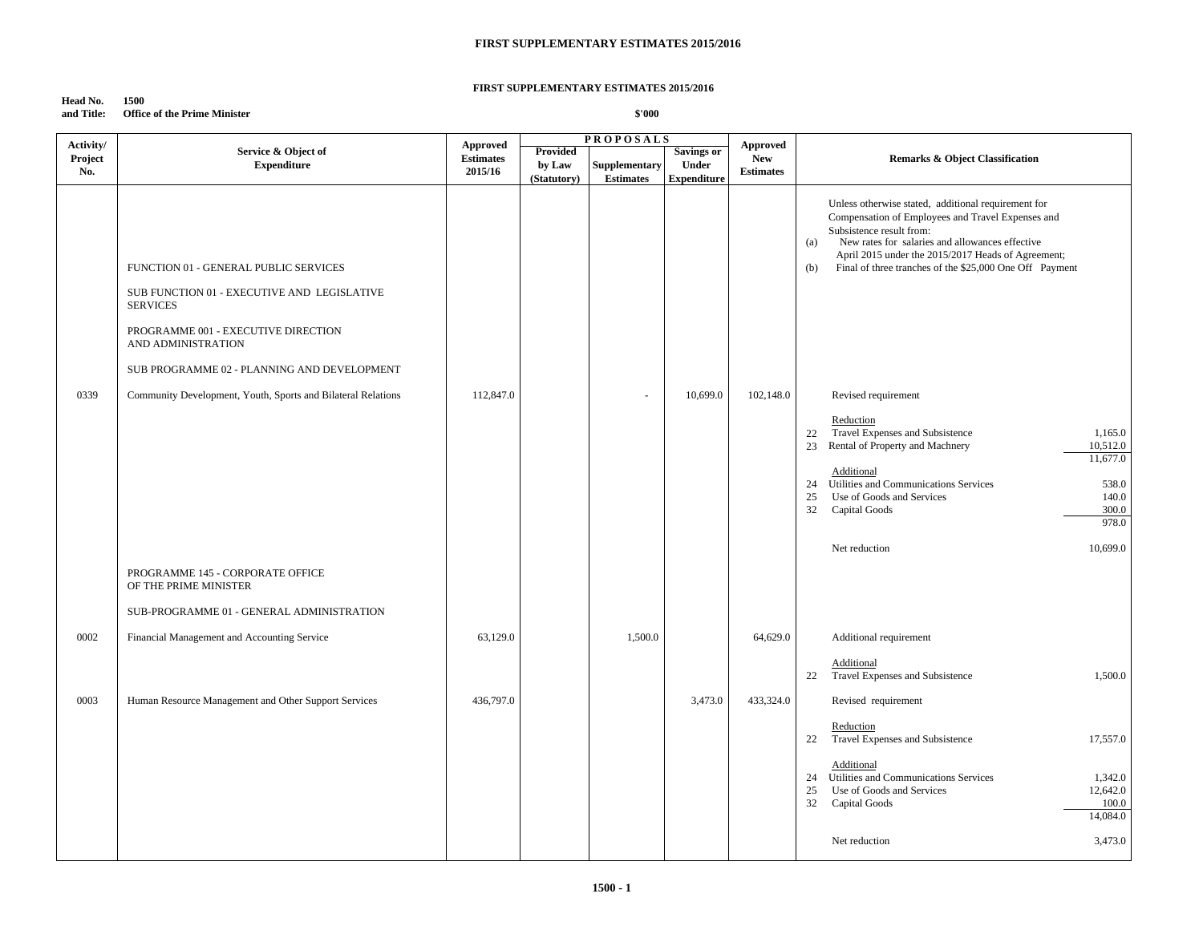# FIRST SUPPLEMENTARY ESTIMATES 2015/2016

## FIRST SUPPLEMENTARY ESTIMATES 2015/2016

**Head No. and Title: 1500 Office of the Prime Minister**

**$'000**

| Activity/ Project No. | Service & Object of Expenditure | Approved Estimates 2015/16 | PROPOSALS Provided by Law (Statutory) | Supplementary Estimates | Savings or Under Expenditure | Approved New Estimates | Remarks & Object Classification | |
|---|---|---|---|---|---|---|---|---|
| | | | | | | | Unless otherwise stated, additional requirement for Compensation of Employees and Travel Expenses and Subsistence result from: | |
| | | | | | | | (a) New rates for salaries and allowances effective April 2015 under the 2015/2017 Heads of Agreement; | |
| | FUNCTION 01 - GENERAL PUBLIC SERVICES | | | | | | (b) Final of three tranches of the $25,000 One Off Payment | |
| | SUB FUNCTION 01 - EXECUTIVE AND LEGISLATIVE SERVICES | | | | | | | |
| | PROGRAMME 001 - EXECUTIVE DIRECTION AND ADMINISTRATION | | | | | | | |
| | SUB PROGRAMME 02 - PLANNING AND DEVELOPMENT | | | | | | | |
| 0339 | Community Development, Youth, Sports and Bilateral Relations | 112,847.0 | | - | 10,699.0 | 102,148.0 | Revised requirement | |
| | | | | | | | Reduction | |
| | | | | | | | 22 Travel Expenses and Subsistence | 1,165.0 |
| | | | | | | | 23 Rental of Property and Machnery | 10,512.0 |
| | | | | | | | | 11,677.0 |
| | | | | | | | Additional | |
| | | | | | | | 24 Utilities and Communications Services | 538.0 |
| | | | | | | | 25 Use of Goods and Services | 140.0 |
| | | | | | | | 32 Capital Goods | 300.0 |
| | | | | | | | | 978.0 |
| | | | | | | | Net reduction | 10,699.0 |
| | PROGRAMME 145 - CORPORATE OFFICE OF THE PRIME MINISTER | | | | | | | |
| | SUB-PROGRAMME 01 - GENERAL ADMINISTRATION | | | | | | | |
| 0002 | Financial Management and Accounting Service | 63,129.0 | | 1,500.0 | | 64,629.0 | Additional requirement | |
| | | | | | | | Additional | |
| | | | | | | | 22 Travel Expenses and Subsistence | 1,500.0 |
| 0003 | Human Resource Management and Other Support Services | 436,797.0 | | | 3,473.0 | 433,324.0 | Revised requirement | |
| | | | | | | | Reduction | |
| | | | | | | | 22 Travel Expenses and Subsistence | 17,557.0 |
| | | | | | | | Additional | |
| | | | | | | | 24 Utilities and Communications Services | 1,342.0 |
| | | | | | | | 25 Use of Goods and Services | 12,642.0 |
| | | | | | | | 32 Capital Goods | 100.0 |
| | | | | | | | | 14,084.0 |
| | | | | | | | Net reduction | 3,473.0 |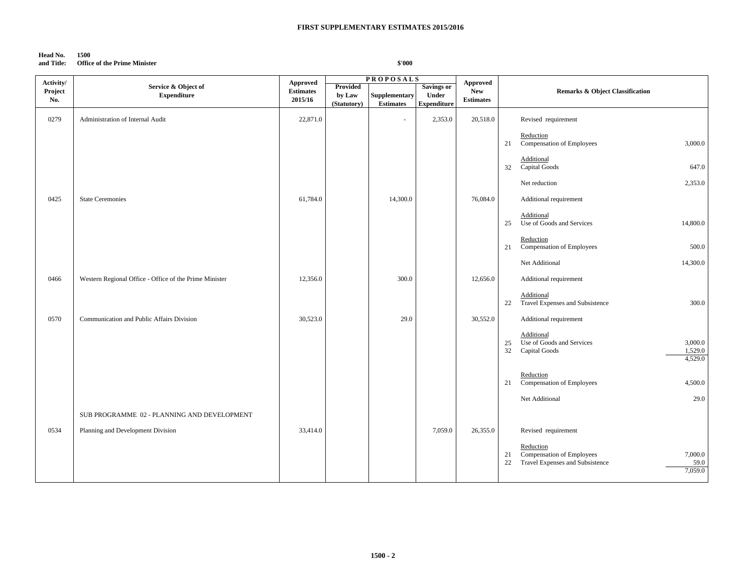**FIRST SUPPLEMENTARY ESTIMATES 2015/2016**

**Head No. and Title:** 1500 Office of the Prime Minister

**$'000**

| Activity/ Project No. | Service & Object of Expenditure | Approved Estimates 2015/16 | PROPOSALS Provided by Law (Statutory) | Supplementary Estimates | Savings or Under Expenditure | Approved New Estimates | Remarks & Object Classification | | |
|---|---|---|---|---|---|---|---|---|---|
| 0279 | Administration of Internal Audit | 22,871.0 | | - | 2,353.0 | 20,518.0 | | Revised requirement | |
| | | | | | | | | Reduction | |
| | | | | | | | 21 | Compensation of Employees | 3,000.0 |
| | | | | | | | | Additional | |
| | | | | | | | 32 | Capital Goods | 647.0 |
| | | | | | | | | Net reduction | 2,353.0 |
| 0425 | State Ceremonies | 61,784.0 | | 14,300.0 | | 76,084.0 | | Additional requirement | |
| | | | | | | | | Additional | |
| | | | | | | | 25 | Use of Goods and Services | 14,800.0 |
| | | | | | | | | Reduction | |
| | | | | | | | 21 | Compensation of Employees | 500.0 |
| | | | | | | | | Net Additional | 14,300.0 |
| 0466 | Western Regional Office - Office of the Prime Minister | 12,356.0 | | 300.0 | | 12,656.0 | | Additional requirement | |
| | | | | | | | | Additional | |
| | | | | | | | 22 | Travel Expenses and Subsistence | 300.0 |
| 0570 | Communication and Public Affairs Division | 30,523.0 | | 29.0 | | 30,552.0 | | Additional requirement | |
| | | | | | | | | Additional | |
| | | | | | | | 25 | Use of Goods and Services | 3,000.0 |
| | | | | | | | 32 | Capital Goods | 1,529.0 |
| | | | | | | | | | 4,529.0 |
| | | | | | | | | Reduction | |
| | | | | | | | 21 | Compensation of Employees | 4,500.0 |
| | | | | | | | | Net Additional | 29.0 |
| | SUB PROGRAMME 02 - PLANNING AND DEVELOPMENT | | | | | | | | |
| 0534 | Planning and Development Division | 33,414.0 | | | 7,059.0 | 26,355.0 | | Revised requirement | |
| | | | | | | | | Reduction | |
| | | | | | | | 21 | Compensation of Employees | 7,000.0 |
| | | | | | | | 22 | Travel Expenses and Subsistence | 59.0 |
| | | | | | | | | | 7,059.0 |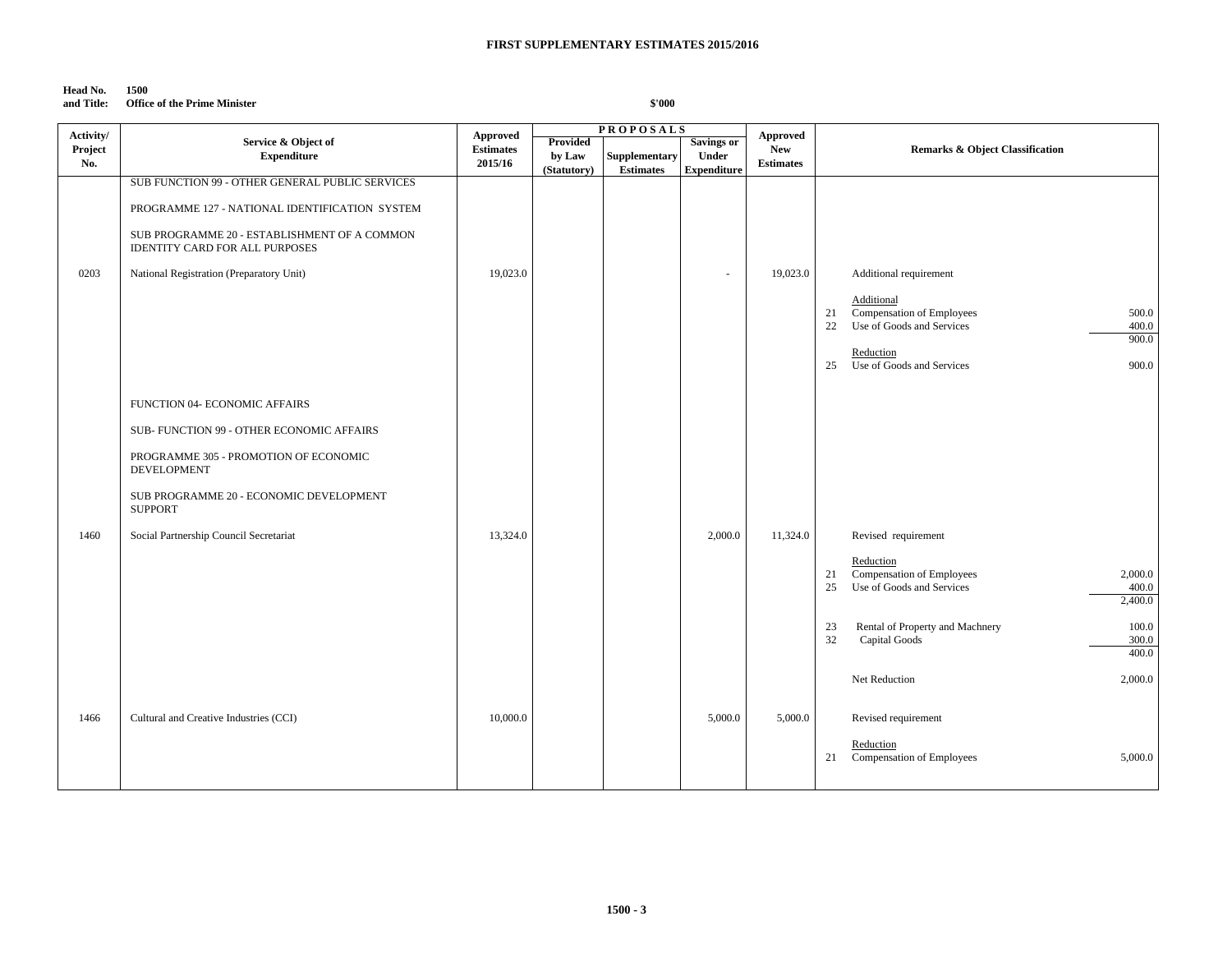**FIRST SUPPLEMENTARY ESTIMATES 2015/2016**

**Head No. 1500**
**and Title: Office of the Prime Minister**

**$'000**

| Activity/ Project No. | Service & Object of Expenditure | Approved Estimates 2015/16 | PROPOSALS Provided by Law (Statutory) | Supplementary Estimates | Savings or Under Expenditure | Approved New Estimates | Remarks & Object Classification | |
|---|---|---|---|---|---|---|---|---|
| | SUB FUNCTION 99 - OTHER GENERAL PUBLIC SERVICES | | | | | | | |
| | PROGRAMME 127 - NATIONAL IDENTIFICATION SYSTEM | | | | | | | |
| | SUB PROGRAMME 20 - ESTABLISHMENT OF A COMMON IDENTITY CARD FOR ALL PURPOSES | | | | | | | |
| 0203 | National Registration (Preparatory Unit) | 19,023.0 | | | - | 19,023.0 | Additional requirement | |
| | | | | | | | Additional | |
| | | | | | | | 21 Compensation of Employees | 500.0 |
| | | | | | | | 22 Use of Goods and Services | 400.0 |
| | | | | | | | | 900.0 |
| | | | | | | | Reduction | |
| | | | | | | | 25 Use of Goods and Services | 900.0 |
| | FUNCTION 04- ECONOMIC AFFAIRS | | | | | | | |
| | SUB- FUNCTION 99 - OTHER ECONOMIC AFFAIRS | | | | | | | |
| | PROGRAMME 305 - PROMOTION OF ECONOMIC DEVELOPMENT | | | | | | | |
| | SUB PROGRAMME 20 - ECONOMIC DEVELOPMENT SUPPORT | | | | | | | |
| 1460 | Social Partnership Council Secretariat | 13,324.0 | | | 2,000.0 | 11,324.0 | Revised requirement | |
| | | | | | | | Reduction | |
| | | | | | | | 21 Compensation of Employees | 2,000.0 |
| | | | | | | | 25 Use of Goods and Services | 400.0 |
| | | | | | | | | 2,400.0 |
| | | | | | | | 23 Rental of Property and Machnery | 100.0 |
| | | | | | | | 32 Capital Goods | 300.0 |
| | | | | | | | | 400.0 |
| | | | | | | | Net Reduction | 2,000.0 |
| 1466 | Cultural and Creative Industries (CCI) | 10,000.0 | | | 5,000.0 | 5,000.0 | Revised requirement | |
| | | | | | | | Reduction | |
| | | | | | | | 21 Compensation of Employees | 5,000.0 |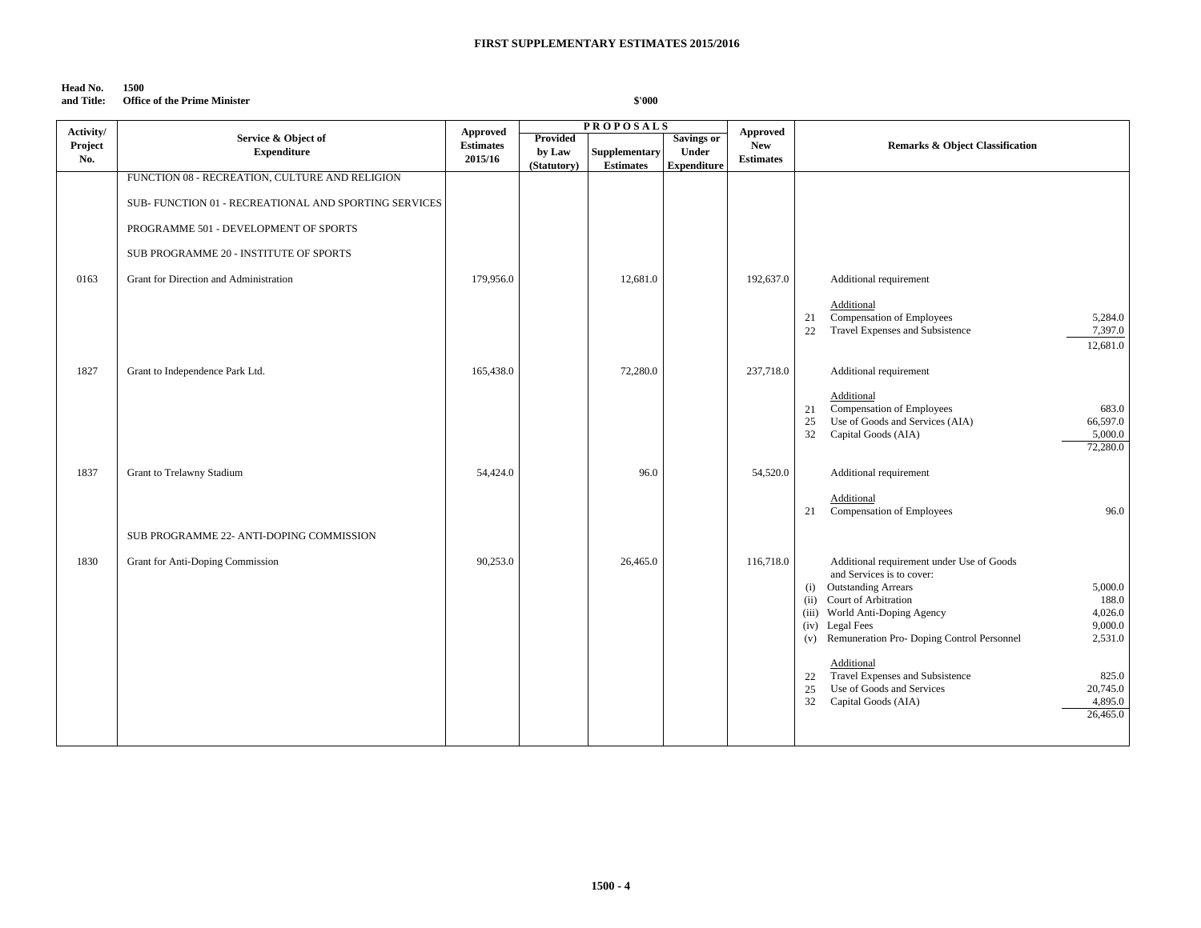**FIRST SUPPLEMENTARY ESTIMATES 2015/2016**

**Head No. and Title:** **1500** **Office of the Prime Minister**

**$'000**

| Activity/ Project No. | Service & Object of Expenditure | Approved Estimates 2015/16 | PROPOSALS Provided by Law (Statutory) | Supplementary Estimates | Savings or Under Expenditure | Approved New Estimates | Remarks & Object Classification | |
|---|---|---|---|---|---|---|---|---|
| | FUNCTION 08 - RECREATION, CULTURE AND RELIGION | | | | | | | |
| | SUB- FUNCTION 01 - RECREATIONAL AND SPORTING SERVICES | | | | | | | |
| | PROGRAMME 501 - DEVELOPMENT OF SPORTS | | | | | | | |
| | SUB PROGRAMME 20 - INSTITUTE OF SPORTS | | | | | | | |
| 0163 | Grant for Direction and Administration | 179,956.0 | | 12,681.0 | | 192,637.0 | Additional requirement | |
| | | | | | | | Additional | |
| | | | | | | | 21 Compensation of Employees | 5,284.0 |
| | | | | | | | 22 Travel Expenses and Subsistence | 7,397.0 |
| | | | | | | | | 12,681.0 |
| 1827 | Grant to Independence Park Ltd. | 165,438.0 | | 72,280.0 | | 237,718.0 | Additional requirement | |
| | | | | | | | Additional | |
| | | | | | | | 21 Compensation of Employees | 683.0 |
| | | | | | | | 25 Use of Goods and Services (AIA) | 66,597.0 |
| | | | | | | | 32 Capital Goods (AIA) | 5,000.0 |
| | | | | | | | | 72,280.0 |
| 1837 | Grant to Trelawny Stadium | 54,424.0 | | 96.0 | | 54,520.0 | Additional requirement | |
| | | | | | | | Additional | |
| | | | | | | | 21 Compensation of Employees | 96.0 |
| | SUB PROGRAMME 22- ANTI-DOPING COMMISSION | | | | | | | |
| 1830 | Grant for Anti-Doping Commission | 90,253.0 | | 26,465.0 | | 116,718.0 | Additional requirement under Use of Goods and Services is to cover: | |
| | | | | | | | (i) Outstanding Arrears | 5,000.0 |
| | | | | | | | (ii) Court of Arbitration | 188.0 |
| | | | | | | | (iii) World Anti-Doping Agency | 4,026.0 |
| | | | | | | | (iv) Legal Fees | 9,000.0 |
| | | | | | | | (v) Remuneration Pro- Doping Control Personnel | 2,531.0 |
| | | | | | | | Additional | |
| | | | | | | | 22 Travel Expenses and Subsistence | 825.0 |
| | | | | | | | 25 Use of Goods and Services | 20,745.0 |
| | | | | | | | 32 Capital Goods (AIA) | 4,895.0 |
| | | | | | | | | 26,465.0 |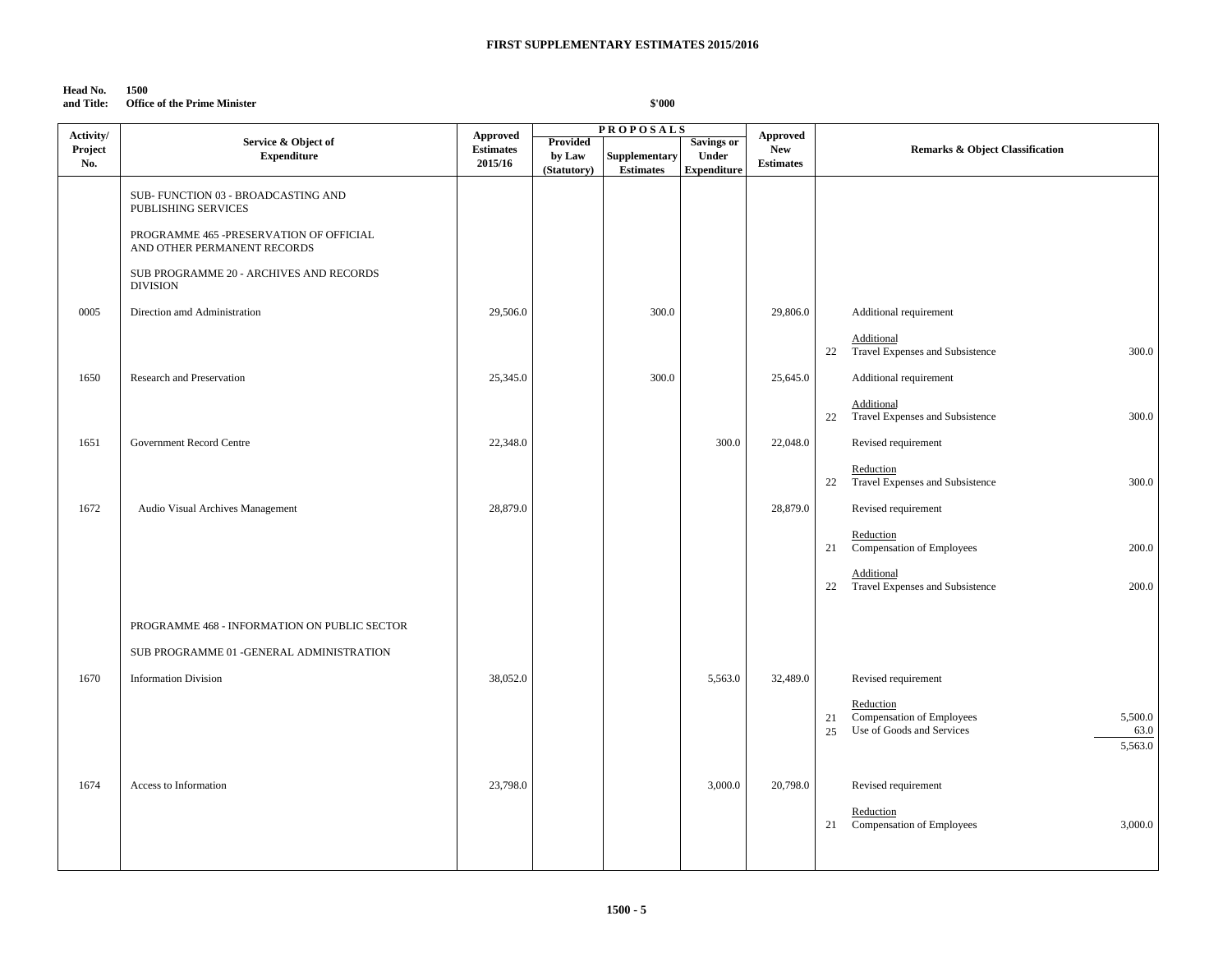**FIRST SUPPLEMENTARY ESTIMATES 2015/2016**

**Head No. and Title:** 1500 Office of the Prime Minister

$'000

| Activity/ Project No. | Service & Object of Expenditure | Approved Estimates 2015/16 | PROPOSALS Provided by Law (Statutory) | Supplementary Estimates | Savings or Under Expenditure | Approved New Estimates | Remarks & Object Classification |
|---|---|---|---|---|---|---|---|
| | SUB- FUNCTION 03 - BROADCASTING AND PUBLISHING SERVICES | | | | | | |
| | PROGRAMME 465 -PRESERVATION OF OFFICIAL AND OTHER PERMANENT RECORDS | | | | | | |
| | SUB PROGRAMME 20 - ARCHIVES AND RECORDS DIVISION | | | | | | |
| 0005 | Direction amd Administration | 29,506.0 | | 300.0 | | 29,806.0 | Additional requirement<br><br>Additional<br>22 Travel Expenses and Subsistence 300.0 |
| 1650 | Research and Preservation | 25,345.0 | | 300.0 | | 25,645.0 | Additional requirement<br><br>Additional<br>22 Travel Expenses and Subsistence 300.0 |
| 1651 | Government Record Centre | 22,348.0 | | | 300.0 | 22,048.0 | Revised requirement<br><br>Reduction<br>22 Travel Expenses and Subsistence 300.0 |
| 1672 | Audio Visual Archives Management | 28,879.0 | | | | 28,879.0 | Revised requirement<br><br>Reduction<br>21 Compensation of Employees 200.0<br><br>Additional<br>22 Travel Expenses and Subsistence 200.0 |
| | PROGRAMME 468 - INFORMATION ON PUBLIC SECTOR | | | | | | |
| | SUB PROGRAMME 01 -GENERAL ADMINISTRATION | | | | | | |
| 1670 | Information Division | 38,052.0 | | | 5,563.0 | 32,489.0 | Revised requirement<br><br>Reduction<br>21 Compensation of Employees 5,500.0<br>25 Use of Goods and Services 63.0<br>5,563.0 |
| 1674 | Access to Information | 23,798.0 | | | 3,000.0 | 20,798.0 | Revised requirement<br><br>Reduction<br>21 Compensation of Employees 3,000.0 |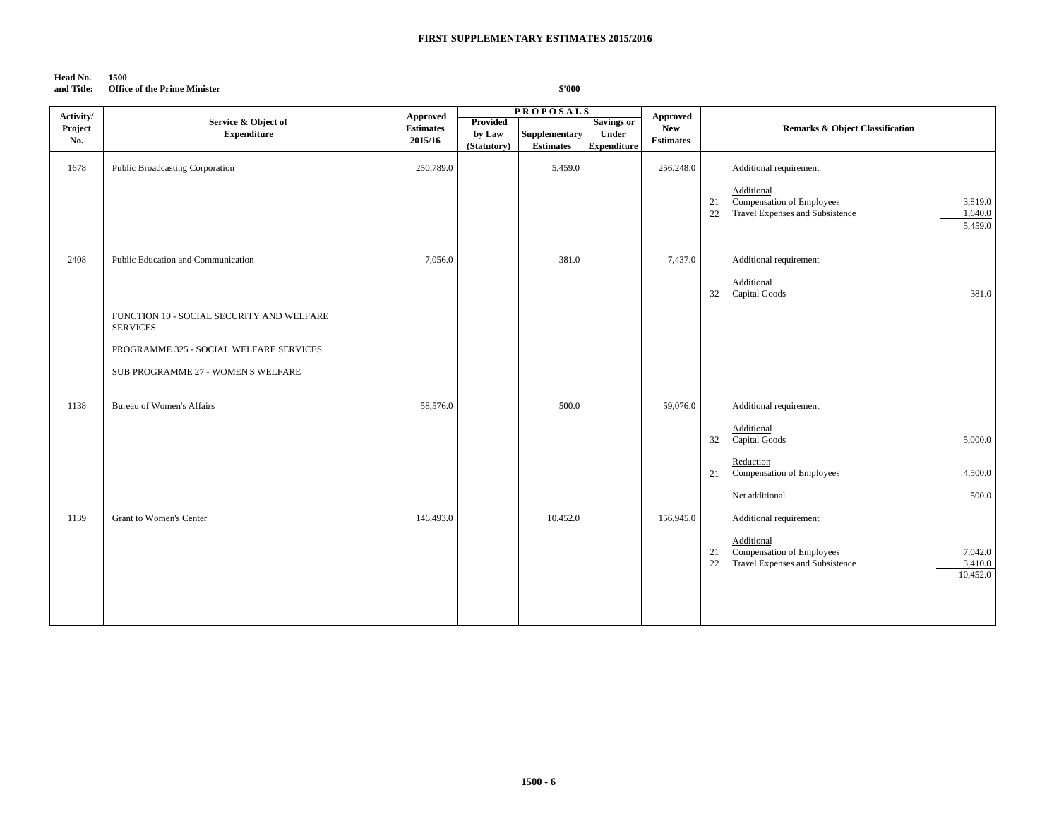**FIRST SUPPLEMENTARY ESTIMATES 2015/2016**

**Head No. and Title:** 1500 Office of the Prime Minister

**$'000**

| Activity/ Project No. | Service & Object of Expenditure | Approved Estimates 2015/16 | PROPOSALS Provided by Law (Statutory) | Supplementary Estimates | Savings or Under Expenditure | Approved New Estimates | Remarks & Object Classification |
|---|---|---|---|---|---|---|---|
| 1678 | Public Broadcasting Corporation | 250,789.0 | | 5,459.0 | | 256,248.0 | Additional requirement<br><br>Additional<br>21 Compensation of Employees 3,819.0<br>22 Travel Expenses and Subsistence 1,640.0<br>5,459.0 |
| 2408 | Public Education and Communication | 7,056.0 | | 381.0 | | 7,437.0 | Additional requirement<br><br>Additional<br>32 Capital Goods 381.0 |
| | FUNCTION 10 - SOCIAL SECURITY AND WELFARE SERVICES<br><br>PROGRAMME 325 - SOCIAL WELFARE SERVICES<br><br>SUB PROGRAMME 27 - WOMEN'S WELFARE | | | | | | |
| 1138 | Bureau of Women's Affairs | 58,576.0 | | 500.0 | | 59,076.0 | Additional requirement<br><br>Additional<br>32 Capital Goods 5,000.0<br><br>Reduction<br>21 Compensation of Employees 4,500.0<br><br>Net additional 500.0 |
| 1139 | Grant to Women's Center | 146,493.0 | | 10,452.0 | | 156,945.0 | Additional requirement<br><br>Additional<br>21 Compensation of Employees 7,042.0<br>22 Travel Expenses and Subsistence 3,410.0<br>10,452.0 |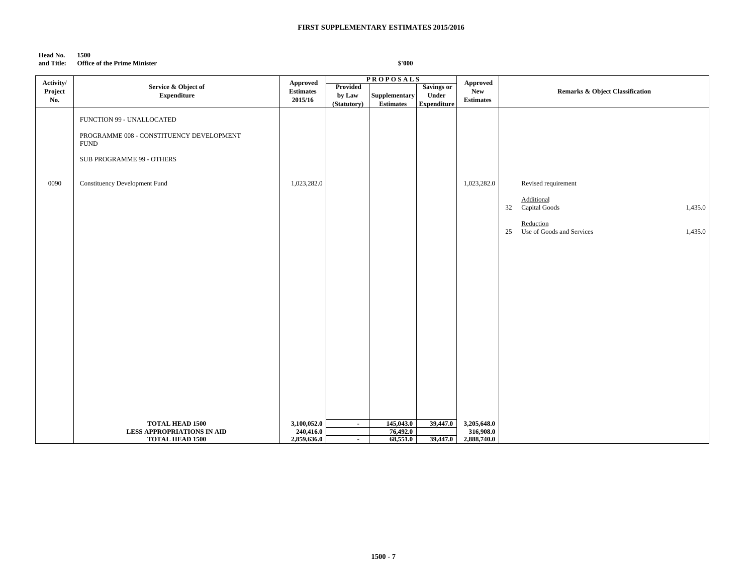**FIRST SUPPLEMENTARY ESTIMATES 2015/2016**

**Head No. and Title:** 1500 Office of the Prime Minister

**$'000**

| Activity/ Project No. | Service & Object of Expenditure | Approved Estimates 2015/16 | PROPOSALS Provided by Law (Statutory) | Supplementary Estimates | Savings or Under Expenditure | Approved New Estimates | Remarks & Object Classification | |
|---|---|---|---|---|---|---|---|---|
| | FUNCTION 99 - UNALLOCATED | | | | | | | |
| | PROGRAMME 008 - CONSTITUENCY DEVELOPMENT FUND | | | | | | | |
| | SUB PROGRAMME 99 - OTHERS | | | | | | | |
| 0090 | Constituency Development Fund | 1,023,282.0 | | | | 1,023,282.0 | Revised requirement | |
| | | | | | | | Additional | |
| | | | | | | | 32 Capital Goods | 1,435.0 |
| | | | | | | | Reduction | |
| | | | | | | | 25 Use of Goods and Services | 1,435.0 |
| | **TOTAL HEAD 1500** | **3,100,052.0** | **-** | **145,043.0** | **39,447.0** | **3,205,648.0** | | |
| | **LESS APPROPRIATIONS IN AID** | **240,416.0** | | **76,492.0** | | **316,908.0** | | |
| | **TOTAL HEAD 1500** | **2,859,636.0** | **-** | **68,551.0** | **39,447.0** | **2,888,740.0** | | |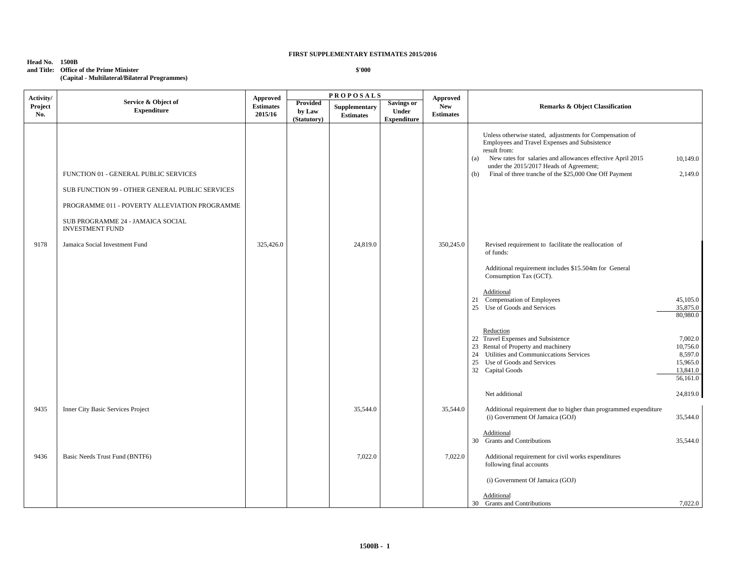**FIRST SUPPLEMENTARY ESTIMATES 2015/2016**

**Head No. 1500B**
**and Title: Office of the Prime Minister**
**(Capital - Multilateral/Bilateral Programmes)**

**$'000**

| Activity/ Project No. | Service & Object of Expenditure | Approved Estimates 2015/16 | PROPOSALS Provided by Law (Statutory) | Supplementary Estimates | Savings or Under Expenditure | Approved New Estimates | Remarks & Object Classification | |
|---|---|---|---|---|---|---|---|---|
| | | | | | | | Unless otherwise stated, adjustments for Compensation of Employees and Travel Expenses and Subsistence result from: | |
| | | | | | | | (a) New rates for salaries and allowances effective April 2015 under the 2015/2017 Heads of Agreement; | 10,149.0 |
| | FUNCTION 01 - GENERAL PUBLIC SERVICES | | | | | | (b) Final of three tranche of the $25,000 One Off Payment | 2,149.0 |
| | SUB FUNCTION 99 - OTHER GENERAL PUBLIC SERVICES | | | | | | | |
| | PROGRAMME 011 - POVERTY ALLEVIATION PROGRAMME | | | | | | | |
| | SUB PROGRAMME 24 - JAMAICA SOCIAL INVESTMENT FUND | | | | | | | |
| 9178 | Jamaica Social Investment Fund | 325,426.0 | | 24,819.0 | | 350,245.0 | Revised requirement to facilitate the reallocation of of funds: | |
| | | | | | | | Additional requirement includes $15.504m for General Consumption Tax (GCT). | |
| | | | | | | | Additional | |
| | | | | | | | 21 Compensation of Employees | 45,105.0 |
| | | | | | | | 25 Use of Goods and Services | 35,875.0 |
| | | | | | | | | 80,980.0 |
| | | | | | | | Reduction | |
| | | | | | | | 22 Travel Expenses and Subsistence | 7,002.0 |
| | | | | | | | 23 Rental of Property and machinery | 10,756.0 |
| | | | | | | | 24 Utilities and Communiccations Services | 8,597.0 |
| | | | | | | | 25 Use of Goods and Services | 15,965.0 |
| | | | | | | | 32 Capital Goods | 13,841.0 |
| | | | | | | | | 56,161.0 |
| | | | | | | | Net additional | 24,819.0 |
| 9435 | Inner City Basic Services Project | | | 35,544.0 | | 35,544.0 | Additional requirement due to higher than programmed expenditure (i) Government Of Jamaica (GOJ) | 35,544.0 |
| | | | | | | | Additional | |
| | | | | | | | 30 Grants and Contributions | 35,544.0 |
| 9436 | Basic Needs Trust Fund (BNTF6) | | | 7,022.0 | | 7,022.0 | Additional requirement for civil works expenditures following final accounts | |
| | | | | | | | (i) Government Of Jamaica (GOJ) | |
| | | | | | | | Additional | |
| | | | | | | | 30 Grants and Contributions | 7,022.0 |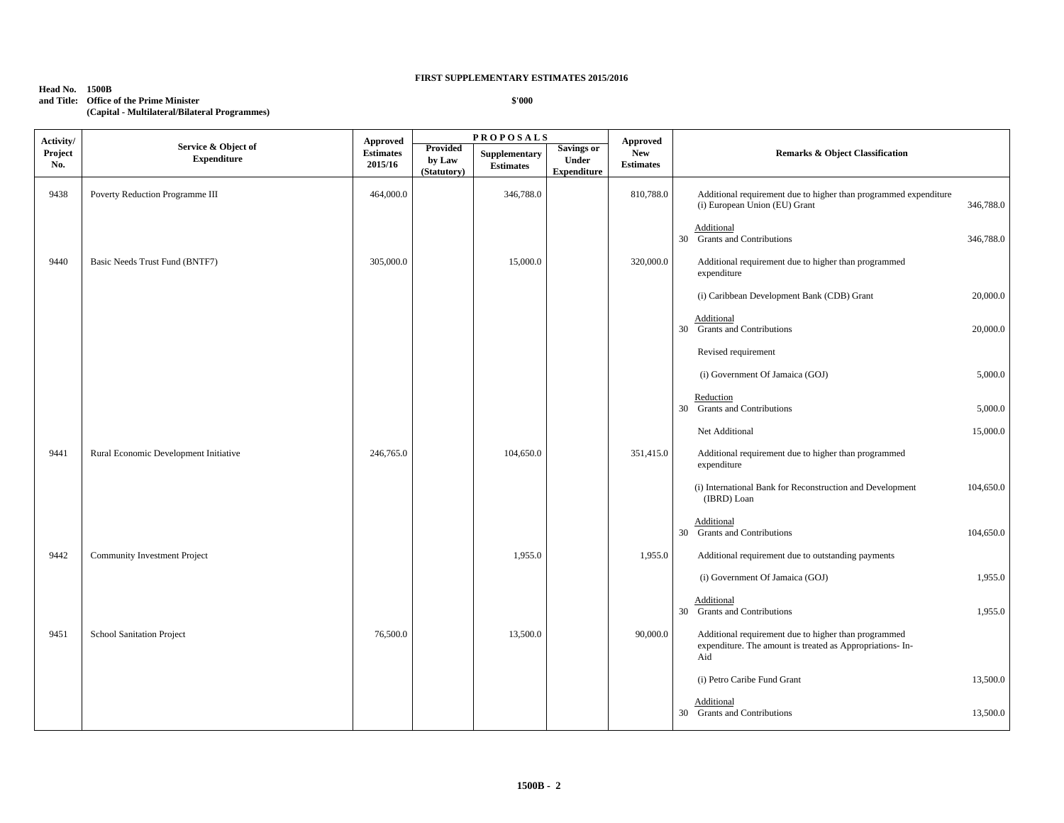**FIRST SUPPLEMENTARY ESTIMATES 2015/2016**

**Head No. 1500B**
**and Title: Office of the Prime Minister**
**(Capital - Multilateral/Bilateral Programmes)**

**$'000**

| Activity/ Project No. | Service & Object of Expenditure | Approved Estimates 2015/16 | PROPOSALS Provided by Law (Statutory) | Supplementary Estimates | Savings or Under Expenditure | Approved New Estimates | Remarks & Object Classification | |
|---|---|---|---|---|---|---|---|---|
| 9438 | Poverty Reduction Programme III | 464,000.0 | | 346,788.0 | | 810,788.0 | Additional requirement due to higher than programmed expenditure (i) European Union (EU) Grant | 346,788.0 |
| | | | | | | | Additional<br>30 Grants and Contributions | 346,788.0 |
| 9440 | Basic Needs Trust Fund (BNTF7) | 305,000.0 | | 15,000.0 | | 320,000.0 | Additional requirement due to higher than programmed expenditure | |
| | | | | | | | (i) Caribbean Development Bank (CDB) Grant | 20,000.0 |
| | | | | | | | Additional<br>30 Grants and Contributions | 20,000.0 |
| | | | | | | | Revised requirement | |
| | | | | | | | (i) Government Of Jamaica (GOJ) | 5,000.0 |
| | | | | | | | Reduction<br>30 Grants and Contributions | 5,000.0 |
| | | | | | | | Net Additional | 15,000.0 |
| 9441 | Rural Economic Development Initiative | 246,765.0 | | 104,650.0 | | 351,415.0 | Additional requirement due to higher than programmed expenditure | |
| | | | | | | | (i) International Bank for Reconstruction and Development (IBRD) Loan | 104,650.0 |
| | | | | | | | Additional<br>30 Grants and Contributions | 104,650.0 |
| 9442 | Community Investment Project | | | 1,955.0 | | 1,955.0 | Additional requirement due to outstanding payments | |
| | | | | | | | (i) Government Of Jamaica (GOJ) | 1,955.0 |
| | | | | | | | Additional<br>30 Grants and Contributions | 1,955.0 |
| 9451 | School Sanitation Project | 76,500.0 | | 13,500.0 | | 90,000.0 | Additional requirement due to higher than programmed expenditure. The amount is treated as Appropriations- In-Aid | |
| | | | | | | | (i) Petro Caribe Fund Grant | 13,500.0 |
| | | | | | | | Additional<br>30 Grants and Contributions | 13,500.0 |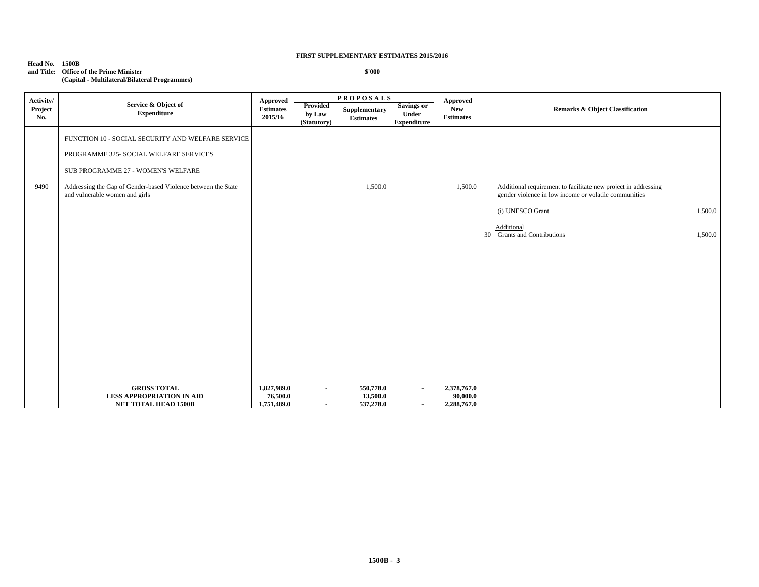**FIRST SUPPLEMENTARY ESTIMATES 2015/2016**

**Head No. 1500B**
**and Title: Office of the Prime Minister**
**(Capital - Multilateral/Bilateral Programmes)**

**$'000**

| Activity/ Project No. | Service & Object of Expenditure | Approved Estimates 2015/16 | PROPOSALS | | | Approved New Estimates | Remarks & Object Classification | |
|---|---|---|---|---|---|---|---|---|
| | | | Provided by Law (Statutory) | Supplementary Estimates | Savings or Under Expenditure | | | |
| | FUNCTION 10 - SOCIAL SECURITY AND WELFARE SERVICE | | | | | | | |
| | PROGRAMME 325- SOCIAL WELFARE SERVICES | | | | | | | |
| | SUB PROGRAMME 27 - WOMEN'S WELFARE | | | | | | | |
| 9490 | Addressing the Gap of Gender-based Violence between the State and vulnerable women and girls | | | 1,500.0 | | 1,500.0 | Additional requirement to facilitate new project in addressing gender violence in low income or volatile communities | |
| | | | | | | | (i) UNESCO Grant | 1,500.0 |
| | | | | | | | Additional | |
| | | | | | | | 30 Grants and Contributions | 1,500.0 |
| | **GROSS TOTAL** | **1,827,989.0** | **-** | **550,778.0** | **-** | **2,378,767.0** | | |
| | **LESS APPROPRIATION IN AID** | **76,500.0** | | **13,500.0** | | **90,000.0** | | |
| | **NET TOTAL HEAD 1500B** | **1,751,489.0** | **-** | **537,278.0** | **-** | **2,288,767.0** | | |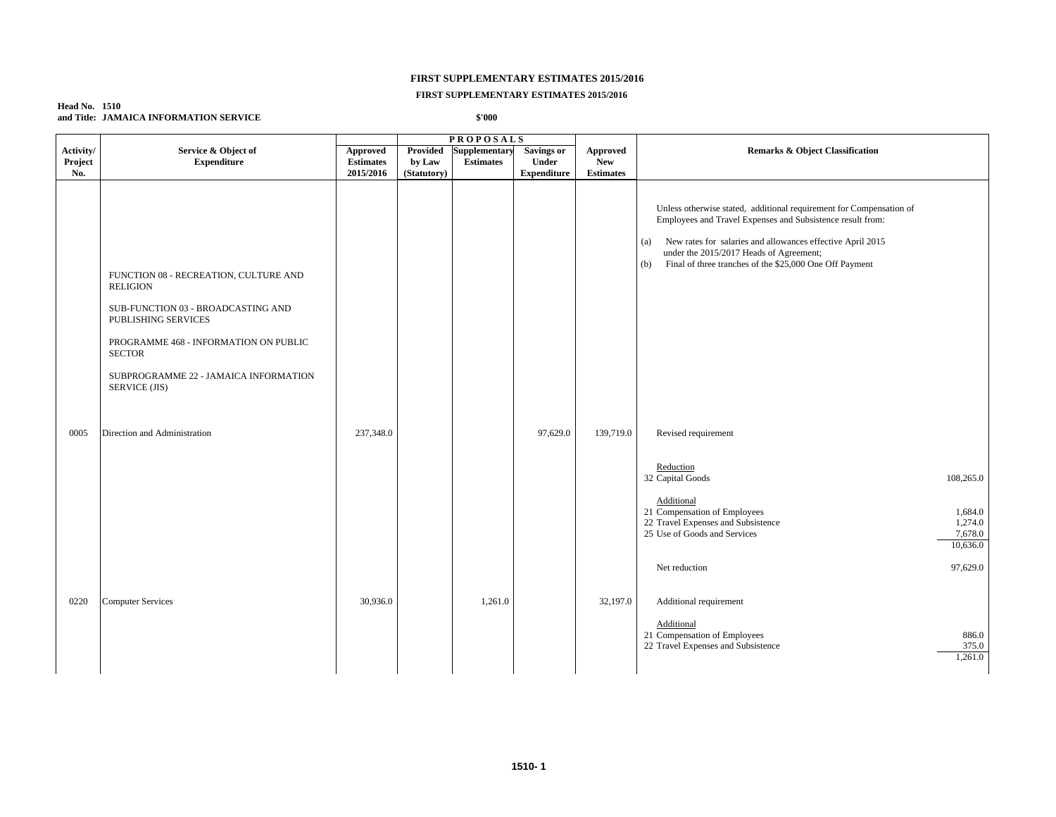# FIRST SUPPLEMENTARY ESTIMATES 2015/2016

## FIRST SUPPLEMENTARY ESTIMATES 2015/2016

**Head No. 1510**
**and Title: JAMAICA INFORMATION SERVICE**

**$'000**

| Activity/ Project No. | Service & Object of Expenditure | Approved Estimates 2015/2016 | PROPOSALS Provided by Law (Statutory) | Supplementary Estimates | Savings or Under Expenditure | Approved New Estimates | Remarks & Object Classification | |
|---|---|---|---|---|---|---|---|---|
| | | | | | | | Unless otherwise stated, additional requirement for Compensation of Employees and Travel Expenses and Subsistence result from: | |
| | | | | | | | (a) New rates for salaries and allowances effective April 2015 under the 2015/2017 Heads of Agreement; | |
| | | | | | | | (b) Final of three tranches of the $25,000 One Off Payment | |
| | FUNCTION 08 - RECREATION, CULTURE AND RELIGION | | | | | | | |
| | SUB-FUNCTION 03 - BROADCASTING AND PUBLISHING SERVICES | | | | | | | |
| | PROGRAMME 468 - INFORMATION ON PUBLIC SECTOR | | | | | | | |
| | SUBPROGRAMME 22 - JAMAICA INFORMATION SERVICE (JIS) | | | | | | | |
| 0005 | Direction and Administration | 237,348.0 | | | 97,629.0 | 139,719.0 | Revised requirement | |
| | | | | | | | Reduction | |
| | | | | | | | 32 Capital Goods | 108,265.0 |
| | | | | | | | Additional | |
| | | | | | | | 21 Compensation of Employees | 1,684.0 |
| | | | | | | | 22 Travel Expenses and Subsistence | 1,274.0 |
| | | | | | | | 25 Use of Goods and Services | 7,678.0 |
| | | | | | | | | 10,636.0 |
| | | | | | | | Net reduction | 97,629.0 |
| 0220 | Computer Services | 30,936.0 | | 1,261.0 | | 32,197.0 | Additional requirement | |
| | | | | | | | Additional | |
| | | | | | | | 21 Compensation of Employees | 886.0 |
| | | | | | | | 22 Travel Expenses and Subsistence | 375.0 |
| | | | | | | | | 1,261.0 |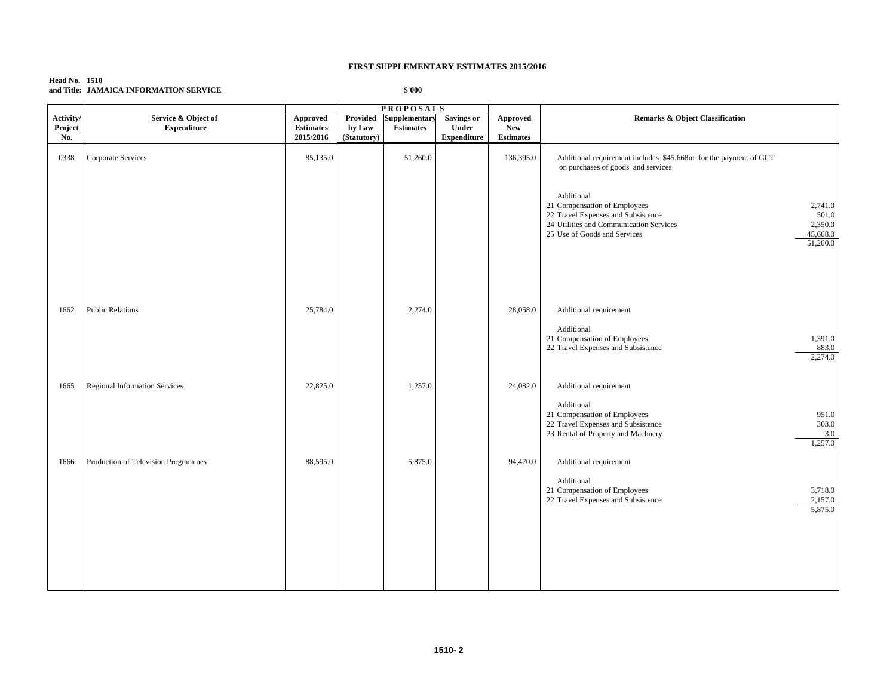# FIRST SUPPLEMENTARY ESTIMATES 2015/2016

**Head No. 1510**
**and Title: JAMAICA INFORMATION SERVICE**

$'000

| Activity/ Project No. | Service & Object of Expenditure | Approved Estimates 2015/2016 | PROPOSALS Provided by Law (Statutory) | Supplementary Estimates | Savings or Under Expenditure | Approved New Estimates | Remarks & Object Classification | |
|---|---|---|---|---|---|---|---|---|
| 0338 | Corporate Services | 85,135.0 | | 51,260.0 | | 136,395.0 | Additional requirement includes $45.668m for the payment of GCT on purchases of goods and services | |
| | | | | | | | Additional | |
| | | | | | | | 21 Compensation of Employees | 2,741.0 |
| | | | | | | | 22 Travel Expenses and Subsistence | 501.0 |
| | | | | | | | 24 Utilities and Communication Services | 2,350.0 |
| | | | | | | | 25 Use of Goods and Services | 45,668.0 |
| | | | | | | | | 51,260.0 |
| 1662 | Public Relations | 25,784.0 | | 2,274.0 | | 28,058.0 | Additional requirement | |
| | | | | | | | Additional | |
| | | | | | | | 21 Compensation of Employees | 1,391.0 |
| | | | | | | | 22 Travel Expenses and Subsistence | 883.0 |
| | | | | | | | | 2,274.0 |
| 1665 | Regional Information Services | 22,825.0 | | 1,257.0 | | 24,082.0 | Additional requirement | |
| | | | | | | | Additional | |
| | | | | | | | 21 Compensation of Employees | 951.0 |
| | | | | | | | 22 Travel Expenses and Subsistence | 303.0 |
| | | | | | | | 23 Rental of Property and Machnery | 3.0 |
| | | | | | | | | 1,257.0 |
| 1666 | Production of Television Programmes | 88,595.0 | | 5,875.0 | | 94,470.0 | Additional requirement | |
| | | | | | | | Additional | |
| | | | | | | | 21 Compensation of Employees | 3,718.0 |
| | | | | | | | 22 Travel Expenses and Subsistence | 2,157.0 |
| | | | | | | | | 5,875.0 |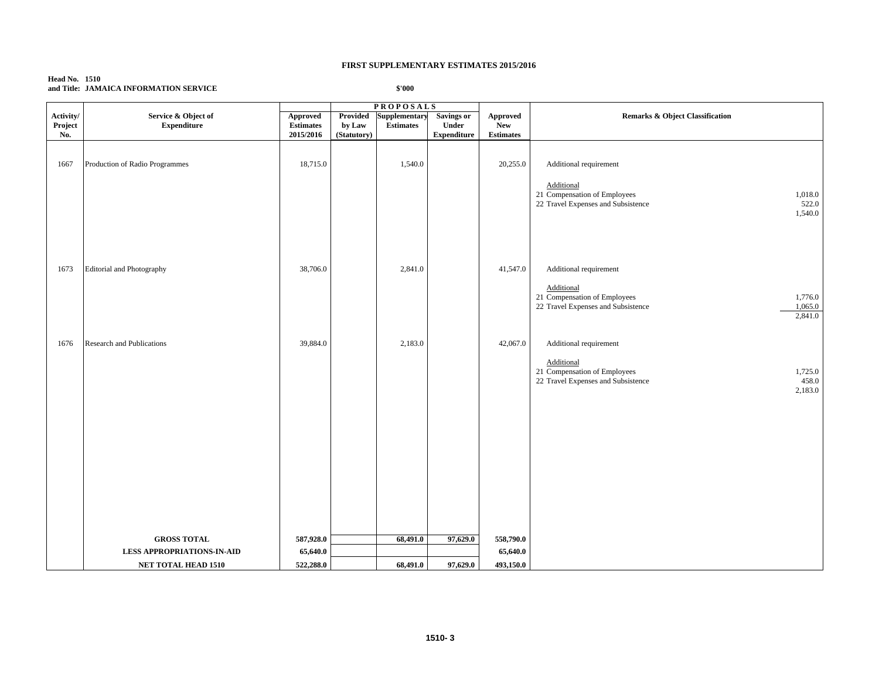# FIRST SUPPLEMENTARY ESTIMATES 2015/2016

**Head No. 1510**
**and Title: JAMAICA INFORMATION SERVICE**

**$'000**

| Activity/ Project No. | Service & Object of Expenditure | Approved Estimates 2015/2016 | PROPOSALS Provided by Law (Statutory) | Supplementary Estimates | Savings or Under Expenditure | Approved New Estimates | Remarks & Object Classification | |
|---|---|---|---|---|---|---|---|---|
| 1667 | Production of Radio Programmes | 18,715.0 | | 1,540.0 | | 20,255.0 | Additional requirement | |
| | | | | | | | Additional | |
| | | | | | | | 21 Compensation of Employees | 1,018.0 |
| | | | | | | | 22 Travel Expenses and Subsistence | 522.0 |
| | | | | | | | | 1,540.0 |
| 1673 | Editorial and Photography | 38,706.0 | | 2,841.0 | | 41,547.0 | Additional requirement | |
| | | | | | | | Additional | |
| | | | | | | | 21 Compensation of Employees | 1,776.0 |
| | | | | | | | 22 Travel Expenses and Subsistence | 1,065.0 |
| | | | | | | | | 2,841.0 |
| 1676 | Research and Publications | 39,884.0 | | 2,183.0 | | 42,067.0 | Additional requirement | |
| | | | | | | | Additional | |
| | | | | | | | 21 Compensation of Employees | 1,725.0 |
| | | | | | | | 22 Travel Expenses and Subsistence | 458.0 |
| | | | | | | | | 2,183.0 |
| | **GROSS TOTAL** | **587,928.0** | | **68,491.0** | **97,629.0** | **558,790.0** | | |
| | **LESS APPROPRIATIONS-IN-AID** | **65,640.0** | | | | **65,640.0** | | |
| | **NET TOTAL HEAD 1510** | **522,288.0** | | **68,491.0** | **97,629.0** | **493,150.0** | | |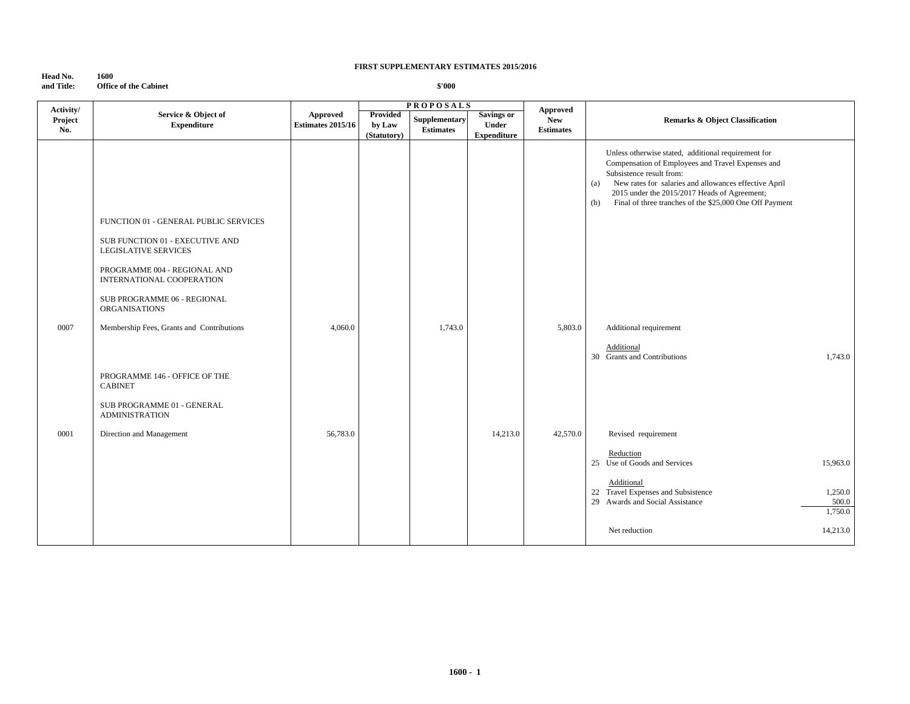**FIRST SUPPLEMENTARY ESTIMATES 2015/2016**

**Head No. and Title:** **1600 Office of the Cabinet**

**$'000**

| Activity/ Project No. | Service & Object of Expenditure | Approved Estimates 2015/16 | PROPOSALS Provided by Law (Statutory) | Supplementary Estimates | Savings or Under Expenditure | Approved New Estimates | Remarks & Object Classification | |
|---|---|---|---|---|---|---|---|---|
| | | | | | | | Unless otherwise stated, additional requirement for Compensation of Employees and Travel Expenses and Subsistence result from: (a) New rates for salaries and allowances effective April 2015 under the 2015/2017 Heads of Agreement; (b) Final of three tranches of the $25,000 One Off Payment | |
| | FUNCTION 01 - GENERAL PUBLIC SERVICES | | | | | | | |
| | SUB FUNCTION 01 - EXECUTIVE AND LEGISLATIVE SERVICES | | | | | | | |
| | PROGRAMME 004 - REGIONAL AND INTERNATIONAL COOPERATION | | | | | | | |
| | SUB PROGRAMME 06 - REGIONAL ORGANISATIONS | | | | | | | |
| 0007 | Membership Fees, Grants and Contributions | 4,060.0 | | 1,743.0 | | 5,803.0 | Additional requirement | |
| | | | | | | | Additional | |
| | | | | | | | 30 Grants and Contributions | 1,743.0 |
| | PROGRAMME 146 - OFFICE OF THE CABINET | | | | | | | |
| | SUB PROGRAMME 01 - GENERAL ADMINISTRATION | | | | | | | |
| 0001 | Direction and Management | 56,783.0 | | | 14,213.0 | 42,570.0 | Revised requirement | |
| | | | | | | | Reduction | |
| | | | | | | | 25 Use of Goods and Services | 15,963.0 |
| | | | | | | | Additional | |
| | | | | | | | 22 Travel Expenses and Subsistence | 1,250.0 |
| | | | | | | | 29 Awards and Social Assistance | 500.0 |
| | | | | | | | | 1,750.0 |
| | | | | | | | Net reduction | 14,213.0 |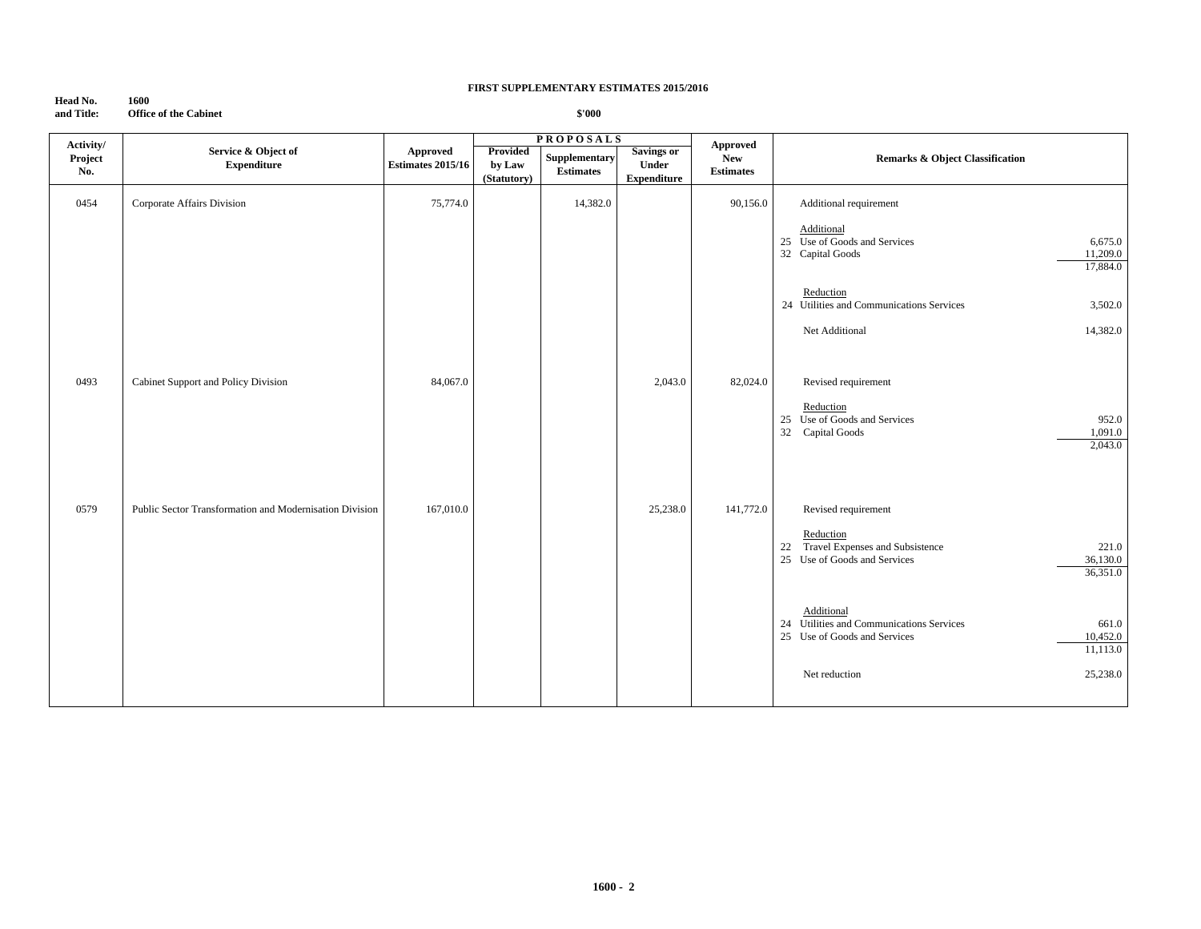**FIRST SUPPLEMENTARY ESTIMATES 2015/2016**

**Head No. and Title:** **1600** **Office of the Cabinet**

**$'000**

| Activity/ Project No. | Service & Object of Expenditure | Approved Estimates 2015/16 | PROPOSALS | | | Approved New Estimates | Remarks & Object Classification | |
|---|---|---|---|---|---|---|---|---|
| | | | Provided by Law (Statutory) | Supplementary Estimates | Savings or Under Expenditure | | | |
| 0454 | Corporate Affairs Division | 75,774.0 | | 14,382.0 | | 90,156.0 | Additional requirement | |
| | | | | | | | Additional | |
| | | | | | | | 25 Use of Goods and Services | 6,675.0 |
| | | | | | | | 32 Capital Goods | 11,209.0 |
| | | | | | | | | 17,884.0 |
| | | | | | | | Reduction | |
| | | | | | | | 24 Utilities and Communications Services | 3,502.0 |
| | | | | | | | Net Additional | 14,382.0 |
| 0493 | Cabinet Support and Policy Division | 84,067.0 | | | 2,043.0 | 82,024.0 | Revised requirement | |
| | | | | | | | Reduction | |
| | | | | | | | 25 Use of Goods and Services | 952.0 |
| | | | | | | | 32 Capital Goods | 1,091.0 |
| | | | | | | | | 2,043.0 |
| 0579 | Public Sector Transformation and Modernisation Division | 167,010.0 | | | 25,238.0 | 141,772.0 | Revised requirement | |
| | | | | | | | Reduction | |
| | | | | | | | 22 Travel Expenses and Subsistence | 221.0 |
| | | | | | | | 25 Use of Goods and Services | 36,130.0 |
| | | | | | | | | 36,351.0 |
| | | | | | | | Additional | |
| | | | | | | | 24 Utilities and Communications Services | 661.0 |
| | | | | | | | 25 Use of Goods and Services | 10,452.0 |
| | | | | | | | | 11,113.0 |
| | | | | | | | Net reduction | 25,238.0 |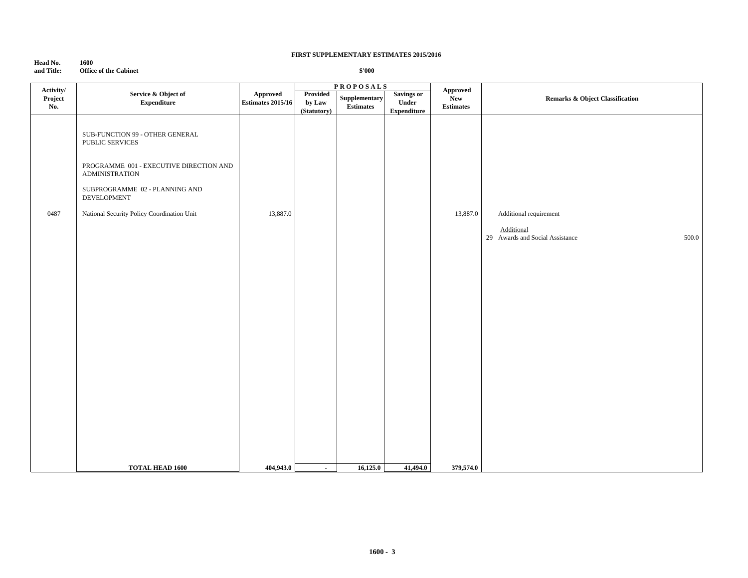**FIRST SUPPLEMENTARY ESTIMATES 2015/2016**

**Head No. and Title:** **1600 Office of the Cabinet**

**$'000**

| Activity/ Project No. | Service & Object of Expenditure | Approved Estimates 2015/16 | PROPOSALS Provided by Law (Statutory) | Supplementary Estimates | Savings or Under Expenditure | Approved New Estimates | Remarks & Object Classification | |
|---|---|---|---|---|---|---|---|---|
| | SUB-FUNCTION 99 - OTHER GENERAL PUBLIC SERVICES | | | | | | | |
| | PROGRAMME 001 - EXECUTIVE DIRECTION AND ADMINISTRATION | | | | | | | |
| | SUBPROGRAMME 02 - PLANNING AND DEVELOPMENT | | | | | | | |
| 0487 | National Security Policy Coordination Unit | 13,887.0 | | | | 13,887.0 | Additional requirement | |
| | | | | | | | Additional | |
| | | | | | | | 29 Awards and Social Assistance | 500.0 |
| | **TOTAL HEAD 1600** | **404,943.0** | **-** | **16,125.0** | **41,494.0** | **379,574.0** | | |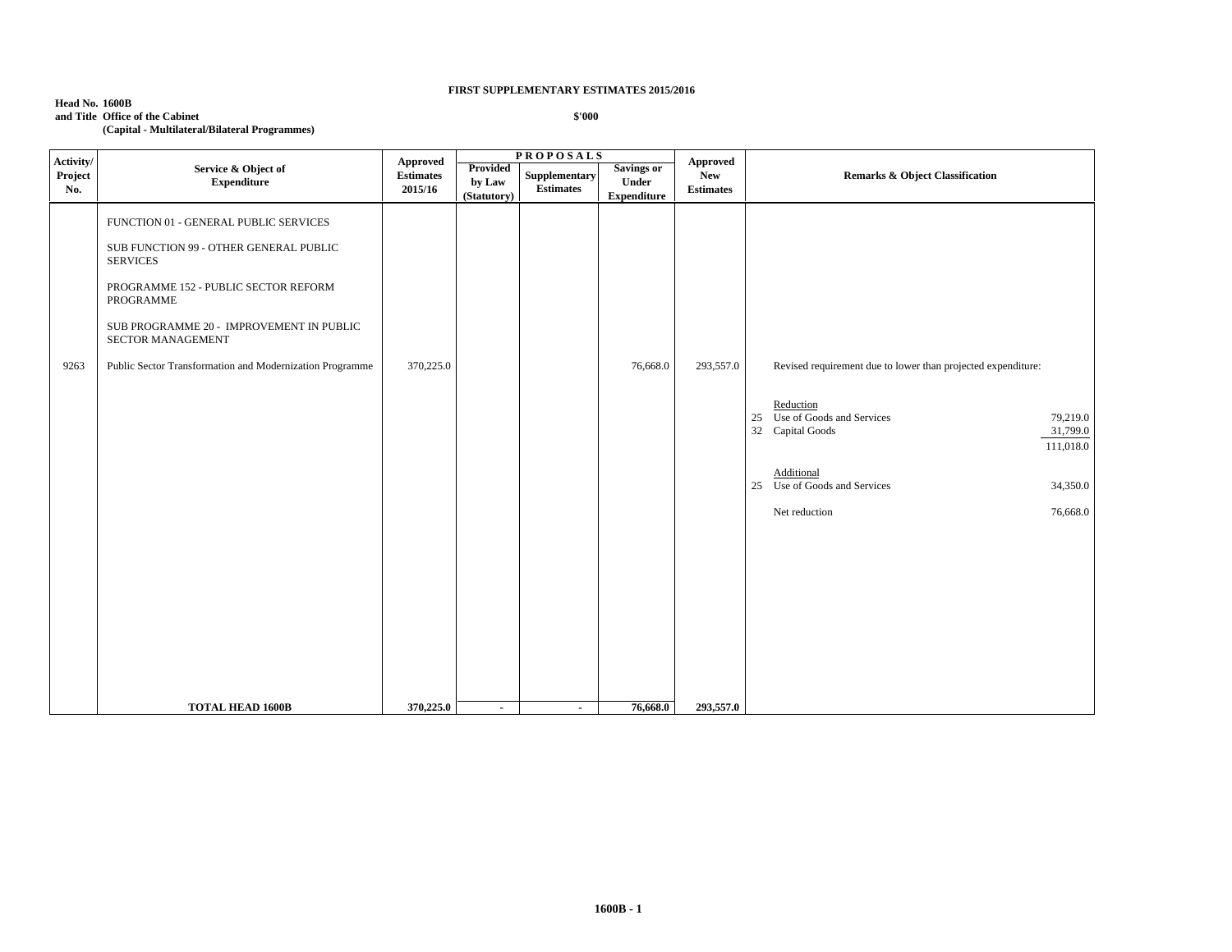**FIRST SUPPLEMENTARY ESTIMATES 2015/2016**

**Head No. 1600B**
**and Title Office of the Cabinet**
**(Capital - Multilateral/Bilateral Programmes)**

**$'000**

| Activity/ Project No. | Service & Object of Expenditure | Approved Estimates 2015/16 | PROPOSALS Provided by Law (Statutory) | Supplementary Estimates | Savings or Under Expenditure | Approved New Estimates | Remarks & Object Classification |
|---|---|---|---|---|---|---|---|
| | FUNCTION 01 - GENERAL PUBLIC SERVICES | | | | | | |
| | SUB FUNCTION 99 - OTHER GENERAL PUBLIC SERVICES | | | | | | |
| | PROGRAMME 152 - PUBLIC SECTOR REFORM PROGRAMME | | | | | | |
| | SUB PROGRAMME 20 - IMPROVEMENT IN PUBLIC SECTOR MANAGEMENT | | | | | | |
| 9263 | Public Sector Transformation and Modernization Programme | 370,225.0 | | | 76,668.0 | 293,557.0 | Revised requirement due to lower than projected expenditure: |
| | | | | | | | Reduction |
| | | | | | | | 25 Use of Goods and Services 79,219.0 |
| | | | | | | | 32 Capital Goods 31,799.0 |
| | | | | | | | 111,018.0 |
| | | | | | | | Additional |
| | | | | | | | 25 Use of Goods and Services 34,350.0 |
| | | | | | | | Net reduction 76,668.0 |
| | **TOTAL HEAD 1600B** | **370,225.0** | **-** | **-** | **76,668.0** | **293,557.0** | |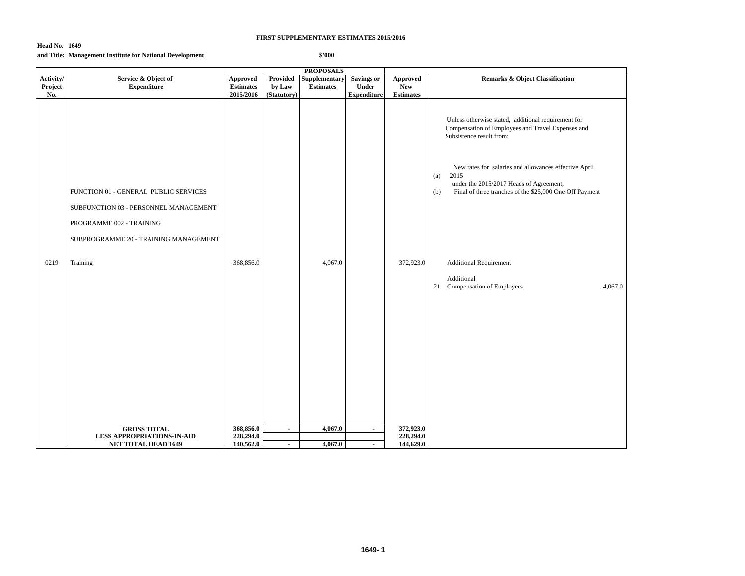**FIRST SUPPLEMENTARY ESTIMATES 2015/2016**

**Head No. 1649**
**and Title: Management Institute for National Development**

**$'000**

| Activity/ Project No. | Service & Object of Expenditure | Approved Estimates 2015/2016 | PROPOSALS Provided by Law (Statutory) | Supplementary Estimates | Savings or Under Expenditure | Approved New Estimates | Remarks & Object Classification |
|---|---|---|---|---|---|---|---|
| | | | | | | | Unless otherwise stated, additional requirement for Compensation of Employees and Travel Expenses and Subsistence result from: |
| | | | | | | | (a) New rates for salaries and allowances effective April 2015 under the 2015/2017 Heads of Agreement; |
| | FUNCTION 01 - GENERAL PUBLIC SERVICES | | | | | | (b) Final of three tranches of the $25,000 One Off Payment |
| | SUBFUNCTION 03 - PERSONNEL MANAGEMENT | | | | | | |
| | PROGRAMME 002 - TRAINING | | | | | | |
| | SUBPROGRAMME 20 - TRAINING MANAGEMENT | | | | | | |
| 0219 | Training | 368,856.0 | | 4,067.0 | | 372,923.0 | Additional Requirement |
| | | | | | | | Additional |
| | | | | | | | 21 Compensation of Employees 4,067.0 |
| | **GROSS TOTAL** | **368,856.0** | **-** | **4,067.0** | **-** | **372,923.0** | |
| | **LESS APPROPRIATIONS-IN-AID** | **228,294.0** | | | | **228,294.0** | |
| | **NET TOTAL HEAD 1649** | **140,562.0** | **-** | **4,067.0** | **-** | **144,629.0** | |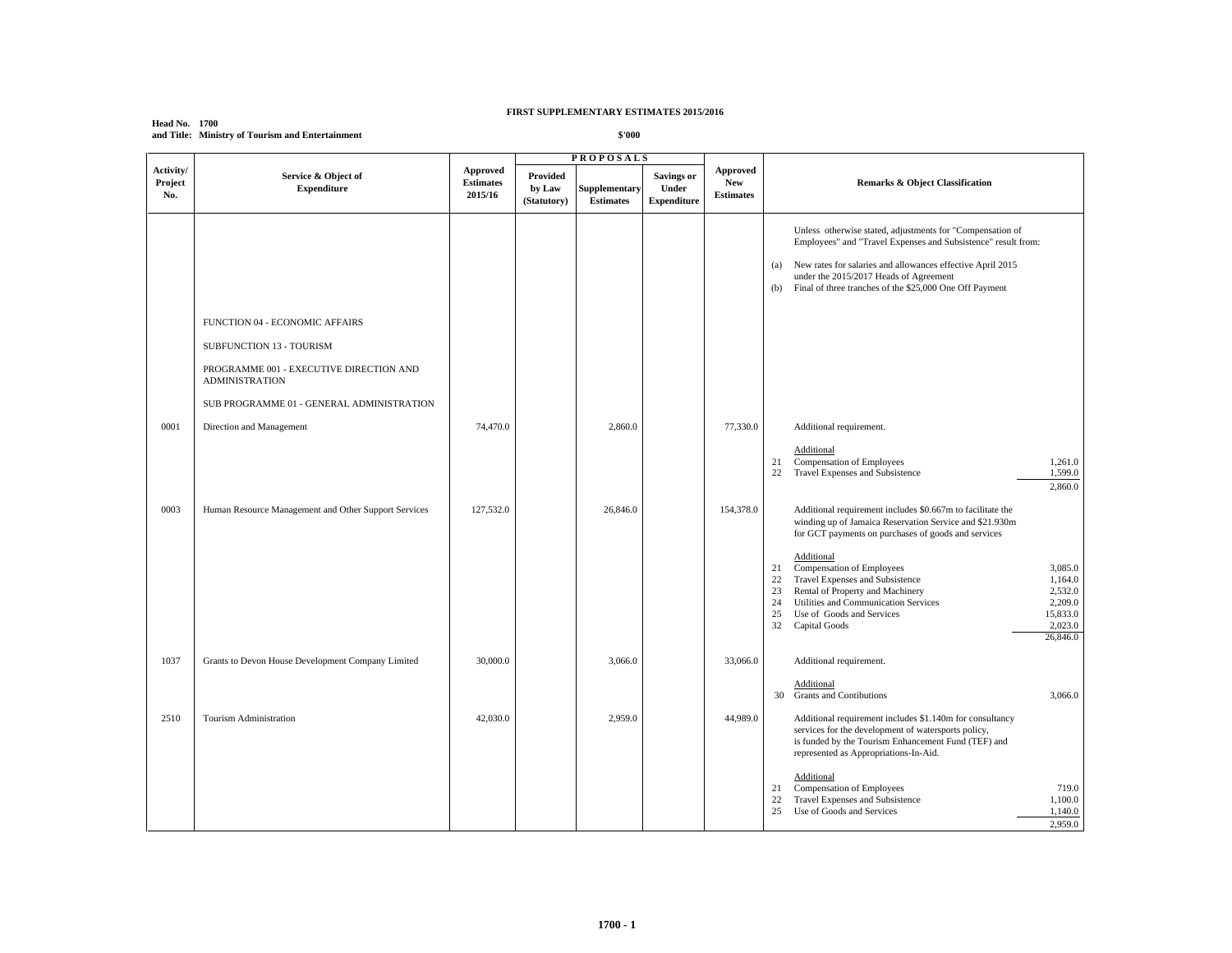**FIRST SUPPLEMENTARY ESTIMATES 2015/2016**

**Head No. 1700**
**and Title: Ministry of Tourism and Entertainment**

**$'000**

| Activity/ Project No. | Service & Object of Expenditure | Approved Estimates 2015/16 | PROPOSALS Provided by Law (Statutory) | Supplementary Estimates | Savings or Under Expenditure | Approved New Estimates | Remarks & Object Classification |
|---|---|---|---|---|---|---|---|
| | | | | | | | Unless otherwise stated, adjustments for "Compensation of Employees" and "Travel Expenses and Subsistence" result from: (a) New rates for salaries and allowances effective April 2015 under the 2015/2017 Heads of Agreement (b) Final of three tranches of the $25,000 One Off Payment |
| | FUNCTION 04 - ECONOMIC AFFAIRS | | | | | | |
| | SUBFUNCTION 13 - TOURISM | | | | | | |
| | PROGRAMME 001 - EXECUTIVE DIRECTION AND ADMINISTRATION | | | | | | |
| | SUB PROGRAMME 01 - GENERAL ADMINISTRATION | | | | | | |
| 0001 | Direction and Management | 74,470.0 | | 2,860.0 | | 77,330.0 | Additional requirement.<br>Additional<br>21 Compensation of Employees 1,261.0<br>22 Travel Expenses and Subsistence 1,599.0<br>2,860.0 |
| 0003 | Human Resource Management and Other Support Services | 127,532.0 | | 26,846.0 | | 154,378.0 | Additional requirement includes $0.667m to facilitate the winding up of Jamaica Reservation Service and $21.930m for GCT payments on purchases of goods and services<br>Additional<br>21 Compensation of Employees 3,085.0<br>22 Travel Expenses and Subsistence 1,164.0<br>23 Rental of Property and Machinery 2,532.0<br>24 Utilities and Communication Services 2,209.0<br>25 Use of Goods and Services 15,833.0<br>32 Capital Goods 2,023.0<br>26,846.0 |
| 1037 | Grants to Devon House Development Company Limited | 30,000.0 | | 3,066.0 | | 33,066.0 | Additional requirement.<br>Additional<br>30 Grants and Contibutions 3,066.0 |
| 2510 | Tourism Administration | 42,030.0 | | 2,959.0 | | 44,989.0 | Additional requirement includes $1.140m for consultancy services for the development of watersports policy, is funded by the Tourism Enhancement Fund (TEF) and represented as Appropriations-In-Aid.<br>Additional<br>21 Compensation of Employees 719.0<br>22 Travel Expenses and Subsistence 1,100.0<br>25 Use of Goods and Services 1,140.0<br>2,959.0 |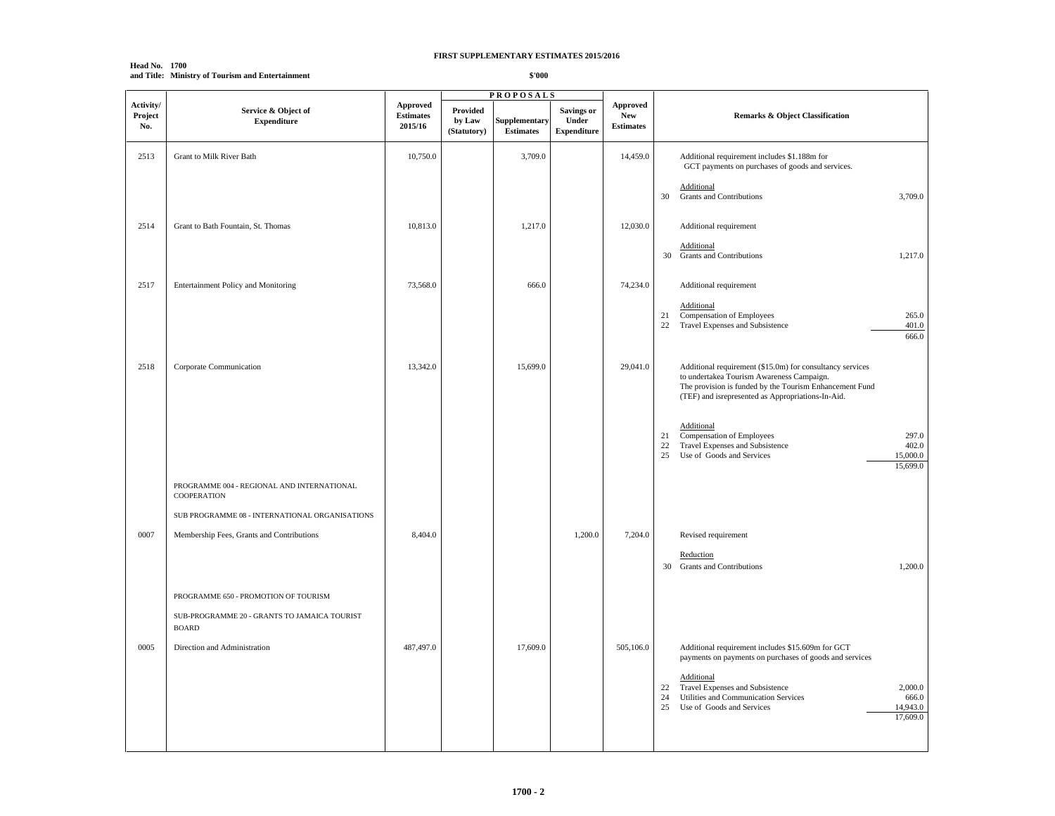**FIRST SUPPLEMENTARY ESTIMATES 2015/2016**

**Head No. 1700**
**and Title: Ministry of Tourism and Entertainment**

**$'000**

| Activity/ Project No. | Service & Object of Expenditure | Approved Estimates 2015/16 | PROPOSALS Provided by Law (Statutory) | Supplementary Estimates | Savings or Under Expenditure | Approved New Estimates | Remarks & Object Classification |
|---|---|---|---|---|---|---|---|
| 2513 | Grant to Milk River Bath | 10,750.0 | | 3,709.0 | | 14,459.0 | Additional requirement includes $1.188m for GCT payments on purchases of goods and services.<br><br>Additional<br>30 Grants and Contributions 3,709.0 |
| 2514 | Grant to Bath Fountain, St. Thomas | 10,813.0 | | 1,217.0 | | 12,030.0 | Additional requirement<br><br>Additional<br>30 Grants and Contributions 1,217.0 |
| 2517 | Entertainment Policy and Monitoring | 73,568.0 | | 666.0 | | 74,234.0 | Additional requirement<br><br>Additional<br>21 Compensation of Employees 265.0<br>22 Travel Expenses and Subsistence 401.0<br>666.0 |
| 2518 | Corporate Communication | 13,342.0 | | 15,699.0 | | 29,041.0 | Additional requirement ($15.0m) for consultancy services to undertakea Tourism Awareness Campaign. The provision is funded by the Tourism Enhancement Fund (TEF) and isrepresented as Appropriations-In-Aid.<br><br>Additional<br>21 Compensation of Employees 297.0<br>22 Travel Expenses and Subsistence 402.0<br>25 Use of Goods and Services 15,000.0<br>15,699.0 |
| | PROGRAMME 004 - REGIONAL AND INTERNATIONAL COOPERATION | | | | | | |
| | SUB PROGRAMME 08 - INTERNATIONAL ORGANISATIONS | | | | | | |
| 0007 | Membership Fees, Grants and Contributions | 8,404.0 | | | 1,200.0 | 7,204.0 | Revised requirement<br><br>Reduction<br>30 Grants and Contributions 1,200.0 |
| | PROGRAMME 650 - PROMOTION OF TOURISM | | | | | | |
| | SUB-PROGRAMME 20 - GRANTS TO JAMAICA TOURIST BOARD | | | | | | |
| 0005 | Direction and Administration | 487,497.0 | | 17,609.0 | | 505,106.0 | Additional requirement includes $15.609m for GCT payments on payments on purchases of goods and services<br><br>Additional<br>22 Travel Expenses and Subsistence 2,000.0<br>24 Utilities and Communication Services 666.0<br>25 Use of Goods and Services 14,943.0<br>17,609.0 |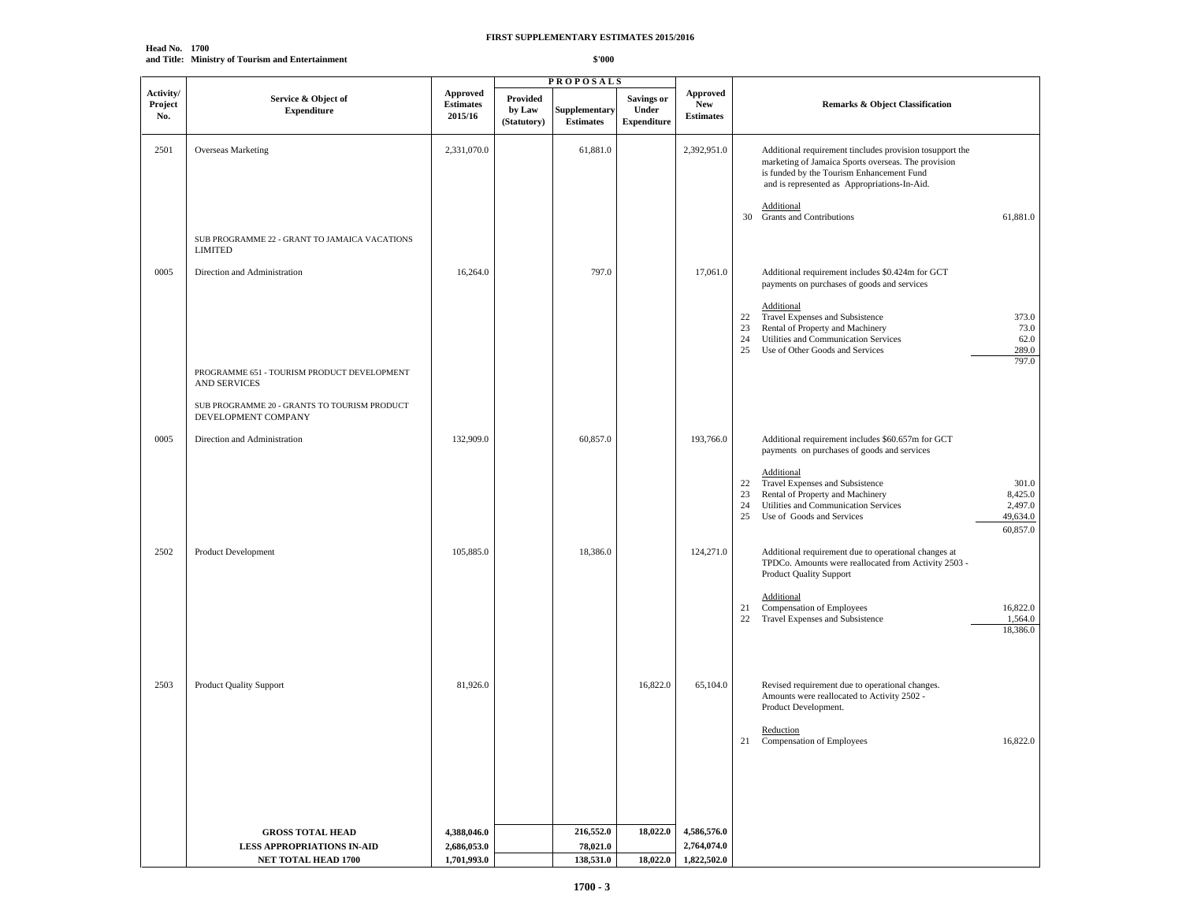**FIRST SUPPLEMENTARY ESTIMATES 2015/2016**

**Head No. 1700**
**and Title: Ministry of Tourism and Entertainment**

**$'000**

| Activity/ Project No. | Service & Object of Expenditure | Approved Estimates 2015/16 | PROPOSALS Provided by Law (Statutory) | Supplementary Estimates | Savings or Under Expenditure | Approved New Estimates | Remarks & Object Classification | |
|---|---|---|---|---|---|---|---|---|
| 2501 | Overseas Marketing | 2,331,070.0 | | 61,881.0 | | 2,392,951.0 | Additional requirement tincludes provision tosupport the marketing of Jamaica Sports overseas. The provision is funded by the Tourism Enhancement Fund and is represented as Appropriations-In-Aid. | |
| | | | | | | | Additional | |
| | | | | | | | 30 Grants and Contributions | 61,881.0 |
| | SUB PROGRAMME 22 - GRANT TO JAMAICA VACATIONS LIMITED | | | | | | | |
| 0005 | Direction and Administration | 16,264.0 | | 797.0 | | 17,061.0 | Additional requirement includes $0.424m for GCT payments on purchases of goods and services | |
| | | | | | | | Additional | |
| | | | | | | | 22 Travel Expenses and Subsistence | 373.0 |
| | | | | | | | 23 Rental of Property and Machinery | 73.0 |
| | | | | | | | 24 Utilities and Communication Services | 62.0 |
| | | | | | | | 25 Use of Other Goods and Services | 289.0 |
| | | | | | | | | 797.0 |
| | PROGRAMME 651 - TOURISM PRODUCT DEVELOPMENT AND SERVICES | | | | | | | |
| | SUB PROGRAMME 20 - GRANTS TO TOURISM PRODUCT DEVELOPMENT COMPANY | | | | | | | |
| 0005 | Direction and Administration | 132,909.0 | | 60,857.0 | | 193,766.0 | Additional requirement includes $60.657m for GCT payments on purchases of goods and services | |
| | | | | | | | Additional | |
| | | | | | | | 22 Travel Expenses and Subsistence | 301.0 |
| | | | | | | | 23 Rental of Property and Machinery | 8,425.0 |
| | | | | | | | 24 Utilities and Communication Services | 2,497.0 |
| | | | | | | | 25 Use of Goods and Services | 49,634.0 |
| | | | | | | | | 60,857.0 |
| 2502 | Product Development | 105,885.0 | | 18,386.0 | | 124,271.0 | Additional requirement due to operational changes at TPDCo. Amounts were reallocated from Activity 2503 - Product Quality Support | |
| | | | | | | | Additional | |
| | | | | | | | 21 Compensation of Employees | 16,822.0 |
| | | | | | | | 22 Travel Expenses and Subsistence | 1,564.0 |
| | | | | | | | | 18,386.0 |
| 2503 | Product Quality Support | 81,926.0 | | | 16,822.0 | 65,104.0 | Revised requirement due to operational changes. Amounts were reallocated to Activity 2502 - Product Development. | |
| | | | | | | | Reduction | |
| | | | | | | | 21 Compensation of Employees | 16,822.0 |
| | **GROSS TOTAL HEAD** | **4,388,046.0** | | **216,552.0** | **18,022.0** | **4,586,576.0** | | |
| | **LESS APPROPRIATIONS IN-AID** | **2,686,053.0** | | **78,021.0** | | **2,764,074.0** | | |
| | **NET TOTAL HEAD 1700** | **1,701,993.0** | | **138,531.0** | **18,022.0** | **1,822,502.0** | | |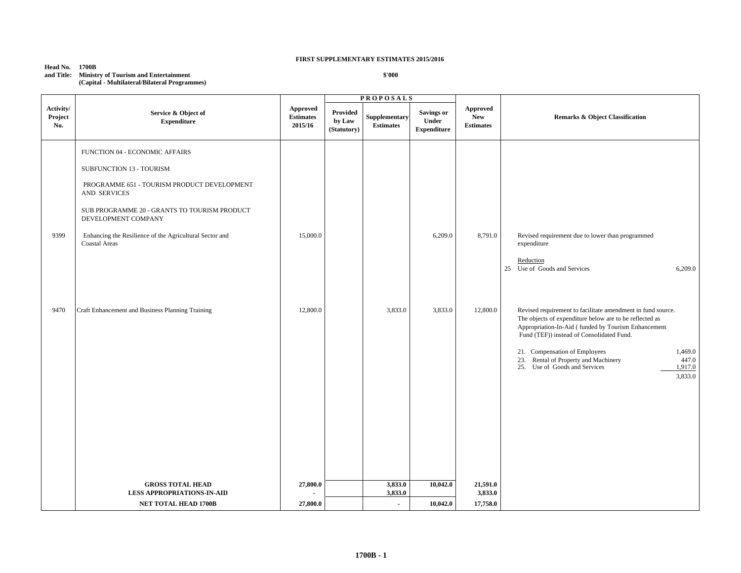**FIRST SUPPLEMENTARY ESTIMATES 2015/2016**

**Head No. 1700B**
**and Title: Ministry of Tourism and Entertainment**
**(Capital - Multilateral/Bilateral Programmes)**

**$'000**

| Activity/ Project No. | Service & Object of Expenditure | Approved Estimates 2015/16 | PROPOSALS Provided by Law (Statutory) | Supplementary Estimates | Savings or Under Expenditure | Approved New Estimates | Remarks & Object Classification |
|---|---|---|---|---|---|---|---|
| | FUNCTION 04 - ECONOMIC AFFAIRS | | | | | | |
| | SUBFUNCTION 13 - TOURISM | | | | | | |
| | PROGRAMME 651 - TOURISM PRODUCT DEVELOPMENT AND SERVICES | | | | | | |
| | SUB PROGRAMME 20 - GRANTS TO TOURISM PRODUCT DEVELOPMENT COMPANY | | | | | | |
| 9399 | Enhancing the Resilience of the Agricultural Sector and Coastal Areas | 15,000.0 | | | 6,209.0 | 8,791.0 | Revised requirement due to lower than programmed expenditure<br><br>Reduction<br>25 Use of Goods and Services 6,209.0 |
| 9470 | Craft Enhancement and Business Planning Training | 12,800.0 | | 3,833.0 | 3,833.0 | 12,800.0 | Revised requirement to facilitate amendment in fund source. The objects of expenditure below are to be reflected as Appropriation-In-Aid ( funded by Tourism Enhancement Fund (TEF)) instead of Consolidated Fund.<br><br>21. Compensation of Employees 1,469.0<br>23. Rental of Property and Machinery 447.0<br>25. Use of Goods and Services 1,917.0<br>3,833.0 |
| | **GROSS TOTAL HEAD** | **27,800.0** | | **3,833.0** | **10,042.0** | **21,591.0** | |
| | **LESS APPROPRIATIONS-IN-AID** | **-** | | **3,833.0** | | **3,833.0** | |
| | **NET TOTAL HEAD 1700B** | **27,800.0** | | **-** | **10,042.0** | **17,758.0** | |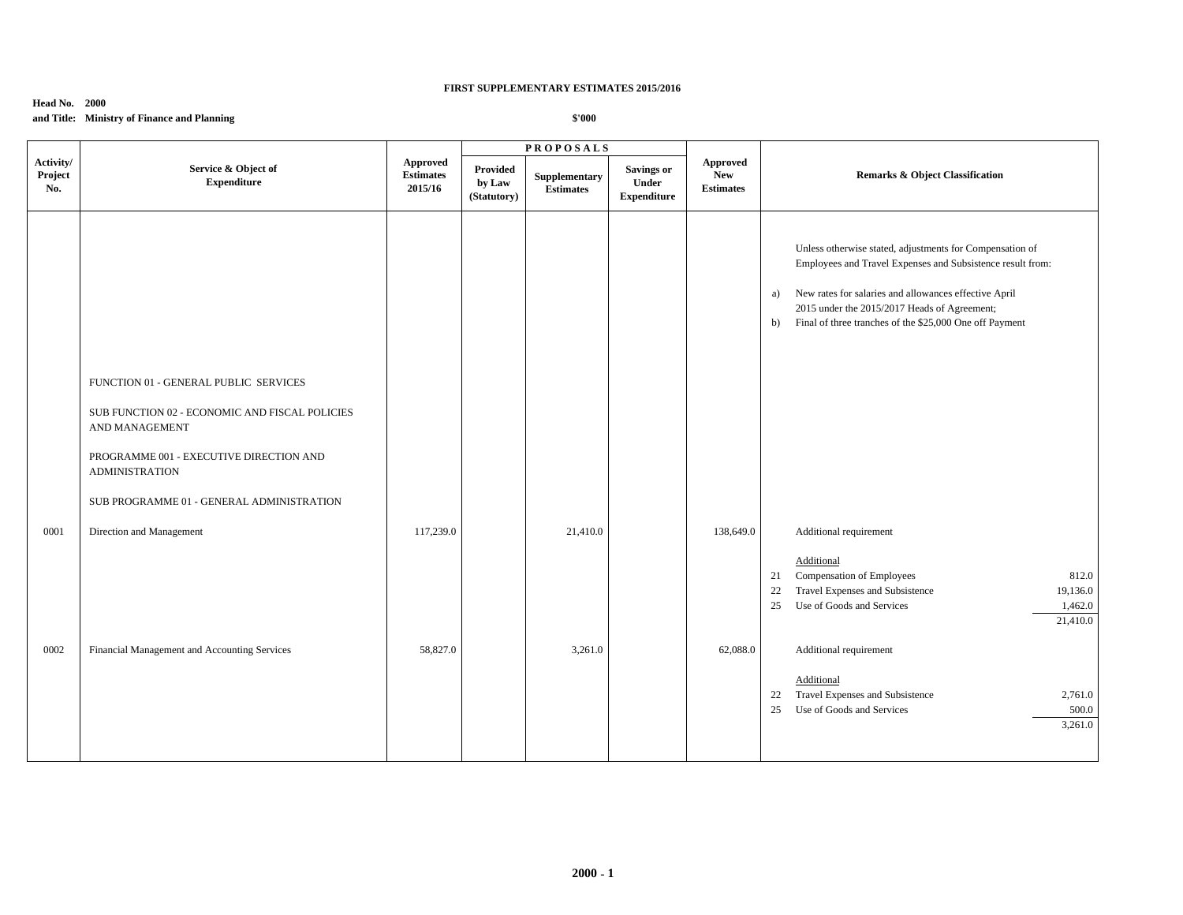**FIRST SUPPLEMENTARY ESTIMATES 2015/2016**

**Head No. 2000**
**and Title: Ministry of Finance and Planning**

**$'000**

| Activity/ Project No. | Service & Object of Expenditure | Approved Estimates 2015/16 | PROPOSALS Provided by Law (Statutory) | Supplementary Estimates | Savings or Under Expenditure | Approved New Estimates | Remarks & Object Classification | |
|---|---|---|---|---|---|---|---|---|
| | | | | | | | Unless otherwise stated, adjustments for Compensation of Employees and Travel Expenses and Subsistence result from: | |
| | | | | | | | a) New rates for salaries and allowances effective April 2015 under the 2015/2017 Heads of Agreement; | |
| | | | | | | | b) Final of three tranches of the $25,000 One off Payment | |
| | FUNCTION 01 - GENERAL PUBLIC SERVICES | | | | | | | |
| | SUB FUNCTION 02 - ECONOMIC AND FISCAL POLICIES AND MANAGEMENT | | | | | | | |
| | PROGRAMME 001 - EXECUTIVE DIRECTION AND ADMINISTRATION | | | | | | | |
| | SUB PROGRAMME 01 - GENERAL ADMINISTRATION | | | | | | | |
| 0001 | Direction and Management | 117,239.0 | | 21,410.0 | | 138,649.0 | Additional requirement | |
| | | | | | | | Additional | |
| | | | | | | | 21 Compensation of Employees | 812.0 |
| | | | | | | | 22 Travel Expenses and Subsistence | 19,136.0 |
| | | | | | | | 25 Use of Goods and Services | 1,462.0 |
| | | | | | | | | 21,410.0 |
| 0002 | Financial Management and Accounting Services | 58,827.0 | | 3,261.0 | | 62,088.0 | Additional requirement | |
| | | | | | | | Additional | |
| | | | | | | | 22 Travel Expenses and Subsistence | 2,761.0 |
| | | | | | | | 25 Use of Goods and Services | 500.0 |
| | | | | | | | | 3,261.0 |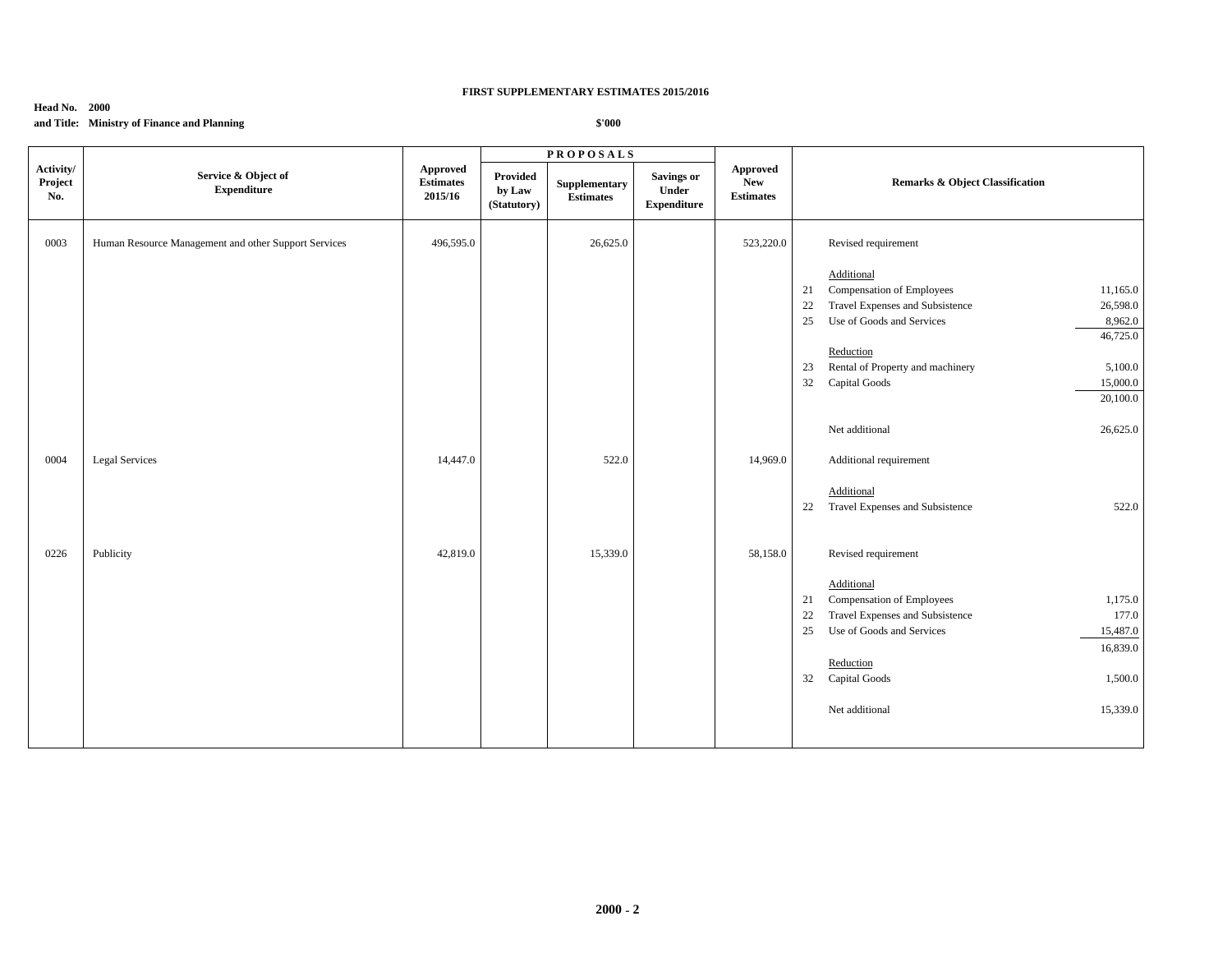**FIRST SUPPLEMENTARY ESTIMATES 2015/2016**

**Head No. 2000**
**and Title: Ministry of Finance and Planning**

**$'000**

| Activity/ Project No. | Service & Object of Expenditure | Approved Estimates 2015/16 | PROPOSALS | | | Approved New Estimates | Remarks & Object Classification | | |
|---|---|---|---|---|---|---|---|---|---|
| | | | Provided by Law (Statutory) | Supplementary Estimates | Savings or Under Expenditure | | | | |
| 0003 | Human Resource Management and other Support Services | 496,595.0 | | 26,625.0 | | 523,220.0 | | Revised requirement | |
| | | | | | | | | Additional | |
| | | | | | | | 21 | Compensation of Employees | 11,165.0 |
| | | | | | | | 22 | Travel Expenses and Subsistence | 26,598.0 |
| | | | | | | | 25 | Use of Goods and Services | 8,962.0 |
| | | | | | | | | | 46,725.0 |
| | | | | | | | | Reduction | |
| | | | | | | | 23 | Rental of Property and machinery | 5,100.0 |
| | | | | | | | 32 | Capital Goods | 15,000.0 |
| | | | | | | | | | 20,100.0 |
| | | | | | | | | Net additional | 26,625.0 |
| 0004 | Legal Services | 14,447.0 | | 522.0 | | 14,969.0 | | Additional requirement | |
| | | | | | | | | Additional | |
| | | | | | | | 22 | Travel Expenses and Subsistence | 522.0 |
| 0226 | Publicity | 42,819.0 | | 15,339.0 | | 58,158.0 | | Revised requirement | |
| | | | | | | | | Additional | |
| | | | | | | | 21 | Compensation of Employees | 1,175.0 |
| | | | | | | | 22 | Travel Expenses and Subsistence | 177.0 |
| | | | | | | | 25 | Use of Goods and Services | 15,487.0 |
| | | | | | | | | | 16,839.0 |
| | | | | | | | | Reduction | |
| | | | | | | | 32 | Capital Goods | 1,500.0 |
| | | | | | | | | Net additional | 15,339.0 |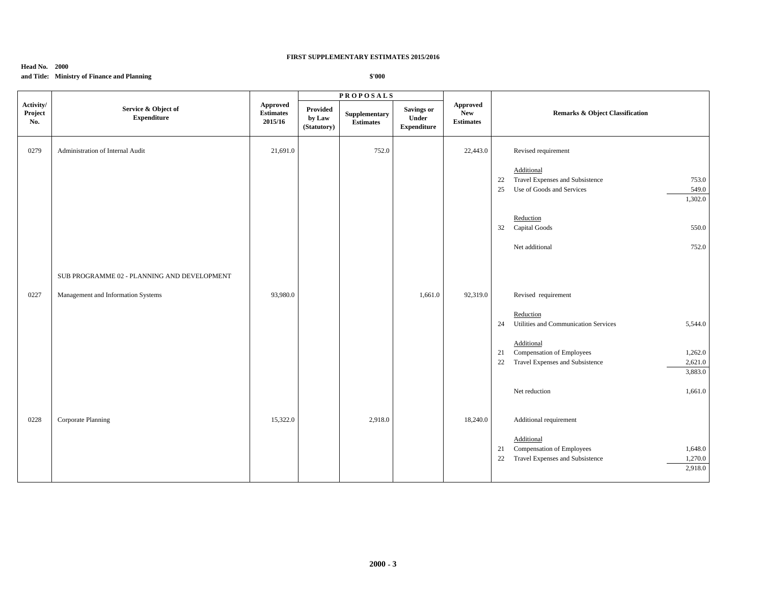**FIRST SUPPLEMENTARY ESTIMATES 2015/2016**

**Head No. 2000**
**and Title: Ministry of Finance and Planning**

**$'000**

| Activity/ Project No. | Service & Object of Expenditure | Approved Estimates 2015/16 | PROPOSALS Provided by Law (Statutory) | Supplementary Estimates | Savings or Under Expenditure | Approved New Estimates | Remarks & Object Classification | | |
|---|---|---|---|---|---|---|---|---|---|
| 0279 | Administration of Internal Audit | 21,691.0 | | 752.0 | | 22,443.0 | | Revised requirement | |
| | | | | | | | | Additional | |
| | | | | | | | 22 | Travel Expenses and Subsistence | 753.0 |
| | | | | | | | 25 | Use of Goods and Services | 549.0 |
| | | | | | | | | | 1,302.0 |
| | | | | | | | | Reduction | |
| | | | | | | | 32 | Capital Goods | 550.0 |
| | | | | | | | | Net additional | 752.0 |
| | SUB PROGRAMME 02 - PLANNING AND DEVELOPMENT | | | | | | | | |
| 0227 | Management and Information Systems | 93,980.0 | | | 1,661.0 | 92,319.0 | | Revised requirement | |
| | | | | | | | | Reduction | |
| | | | | | | | 24 | Utilities and Communication Services | 5,544.0 |
| | | | | | | | | Additional | |
| | | | | | | | 21 | Compensation of Employees | 1,262.0 |
| | | | | | | | 22 | Travel Expenses and Subsistence | 2,621.0 |
| | | | | | | | | | 3,883.0 |
| | | | | | | | | Net reduction | 1,661.0 |
| 0228 | Corporate Planning | 15,322.0 | | 2,918.0 | | 18,240.0 | | Additional requirement | |
| | | | | | | | | Additional | |
| | | | | | | | 21 | Compensation of Employees | 1,648.0 |
| | | | | | | | 22 | Travel Expenses and Subsistence | 1,270.0 |
| | | | | | | | | | 2,918.0 |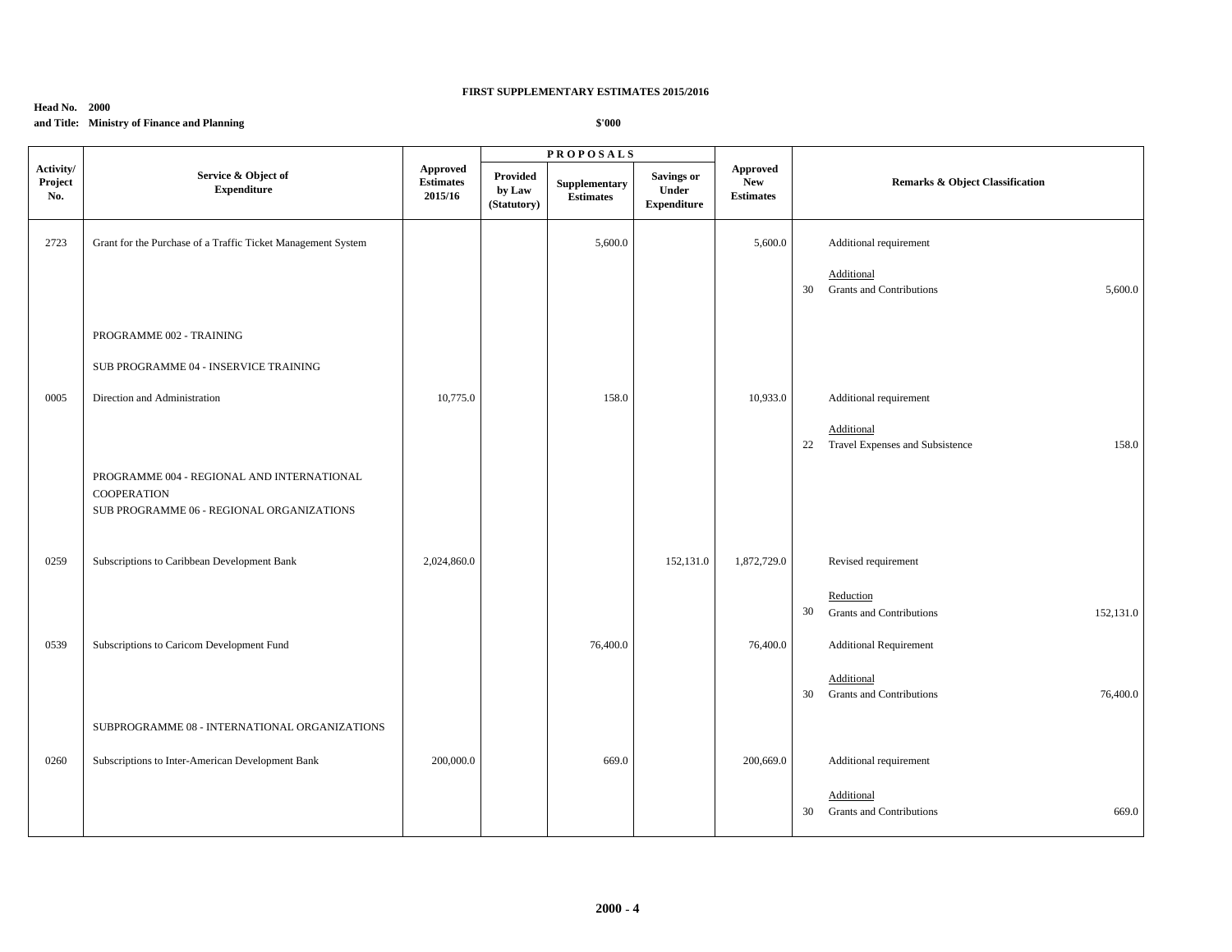**FIRST SUPPLEMENTARY ESTIMATES 2015/2016**

**Head No. 2000**
**and Title: Ministry of Finance and Planning**

**$'000**

| Activity/ Project No. | Service & Object of Expenditure | Approved Estimates 2015/16 | PROPOSALS Provided by Law (Statutory) | Supplementary Estimates | Savings or Under Expenditure | Approved New Estimates | Remarks & Object Classification | | |
|---|---|---|---|---|---|---|---|---|---|
| 2723 | Grant for the Purchase of a Traffic Ticket Management System | | | 5,600.0 | | 5,600.0 | | Additional requirement | |
| | | | | | | | | Additional | |
| | | | | | | | 30 | Grants and Contributions | 5,600.0 |
| | PROGRAMME 002 - TRAINING | | | | | | | | |
| | SUB PROGRAMME 04 - INSERVICE TRAINING | | | | | | | | |
| 0005 | Direction and Administration | 10,775.0 | | 158.0 | | 10,933.0 | | Additional requirement | |
| | | | | | | | | Additional | |
| | | | | | | | 22 | Travel Expenses and Subsistence | 158.0 |
| | PROGRAMME 004 - REGIONAL AND INTERNATIONAL COOPERATION | | | | | | | | |
| | SUB PROGRAMME 06 - REGIONAL ORGANIZATIONS | | | | | | | | |
| 0259 | Subscriptions to Caribbean Development Bank | 2,024,860.0 | | | 152,131.0 | 1,872,729.0 | | Revised requirement | |
| | | | | | | | | Reduction | |
| | | | | | | | 30 | Grants and Contributions | 152,131.0 |
| 0539 | Subscriptions to Caricom Development Fund | | | 76,400.0 | | 76,400.0 | | Additional Requirement | |
| | | | | | | | | Additional | |
| | | | | | | | 30 | Grants and Contributions | 76,400.0 |
| | SUBPROGRAMME 08 - INTERNATIONAL ORGANIZATIONS | | | | | | | | |
| 0260 | Subscriptions to Inter-American Development Bank | 200,000.0 | | 669.0 | | 200,669.0 | | Additional requirement | |
| | | | | | | | | Additional | |
| | | | | | | | 30 | Grants and Contributions | 669.0 |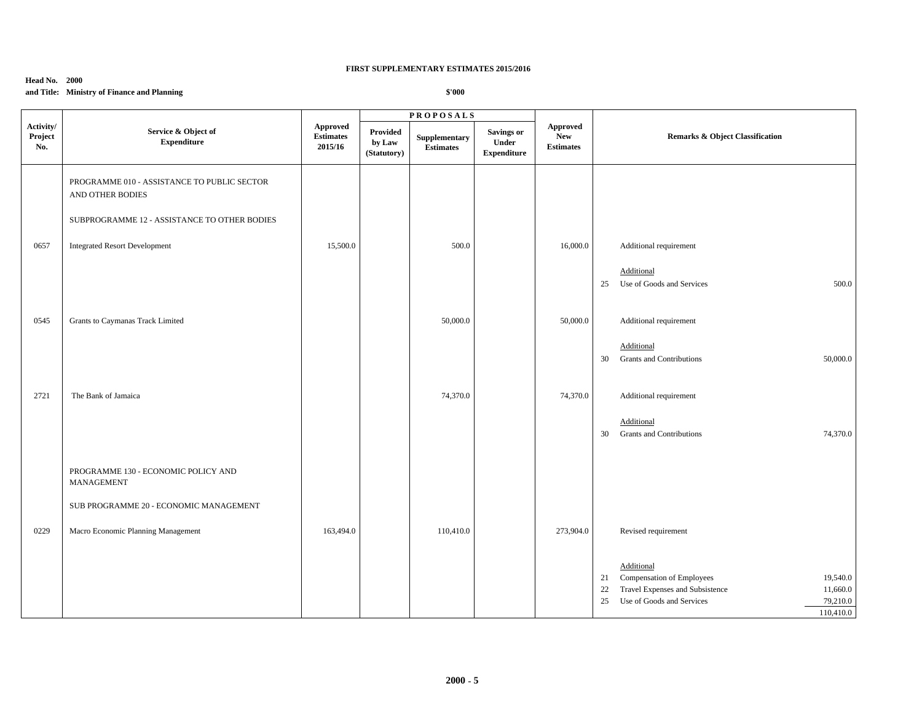**FIRST SUPPLEMENTARY ESTIMATES 2015/2016**

**Head No. 2000**
**and Title: Ministry of Finance and Planning**

**\$'000**

| Activity/ Project No. | Service & Object of Expenditure | Approved Estimates 2015/16 | PROPOSALS Provided by Law (Statutory) | Supplementary Estimates | Savings or Under Expenditure | Approved New Estimates | Remarks & Object Classification | |
|---|---|---|---|---|---|---|---|---|
| | PROGRAMME 010 - ASSISTANCE TO PUBLIC SECTOR AND OTHER BODIES | | | | | | | |
| | SUBPROGRAMME 12 - ASSISTANCE TO OTHER BODIES | | | | | | | |
| 0657 | Integrated Resort Development | 15,500.0 | | 500.0 | | 16,000.0 | Additional requirement | |
| | | | | | | | Additional | |
| | | | | | | | 25 Use of Goods and Services | 500.0 |
| 0545 | Grants to Caymanas Track Limited | | | 50,000.0 | | 50,000.0 | Additional requirement | |
| | | | | | | | Additional | |
| | | | | | | | 30 Grants and Contributions | 50,000.0 |
| 2721 | The Bank of Jamaica | | | 74,370.0 | | 74,370.0 | Additional requirement | |
| | | | | | | | Additional | |
| | | | | | | | 30 Grants and Contributions | 74,370.0 |
| | PROGRAMME 130 - ECONOMIC POLICY AND MANAGEMENT | | | | | | | |
| | SUB PROGRAMME 20 - ECONOMIC MANAGEMENT | | | | | | | |
| 0229 | Macro Economic Planning Management | 163,494.0 | | 110,410.0 | | 273,904.0 | Revised requirement | |
| | | | | | | | Additional | |
| | | | | | | | 21 Compensation of Employees | 19,540.0 |
| | | | | | | | 22 Travel Expenses and Subsistence | 11,660.0 |
| | | | | | | | 25 Use of Goods and Services | 79,210.0 |
| | | | | | | | | 110,410.0 |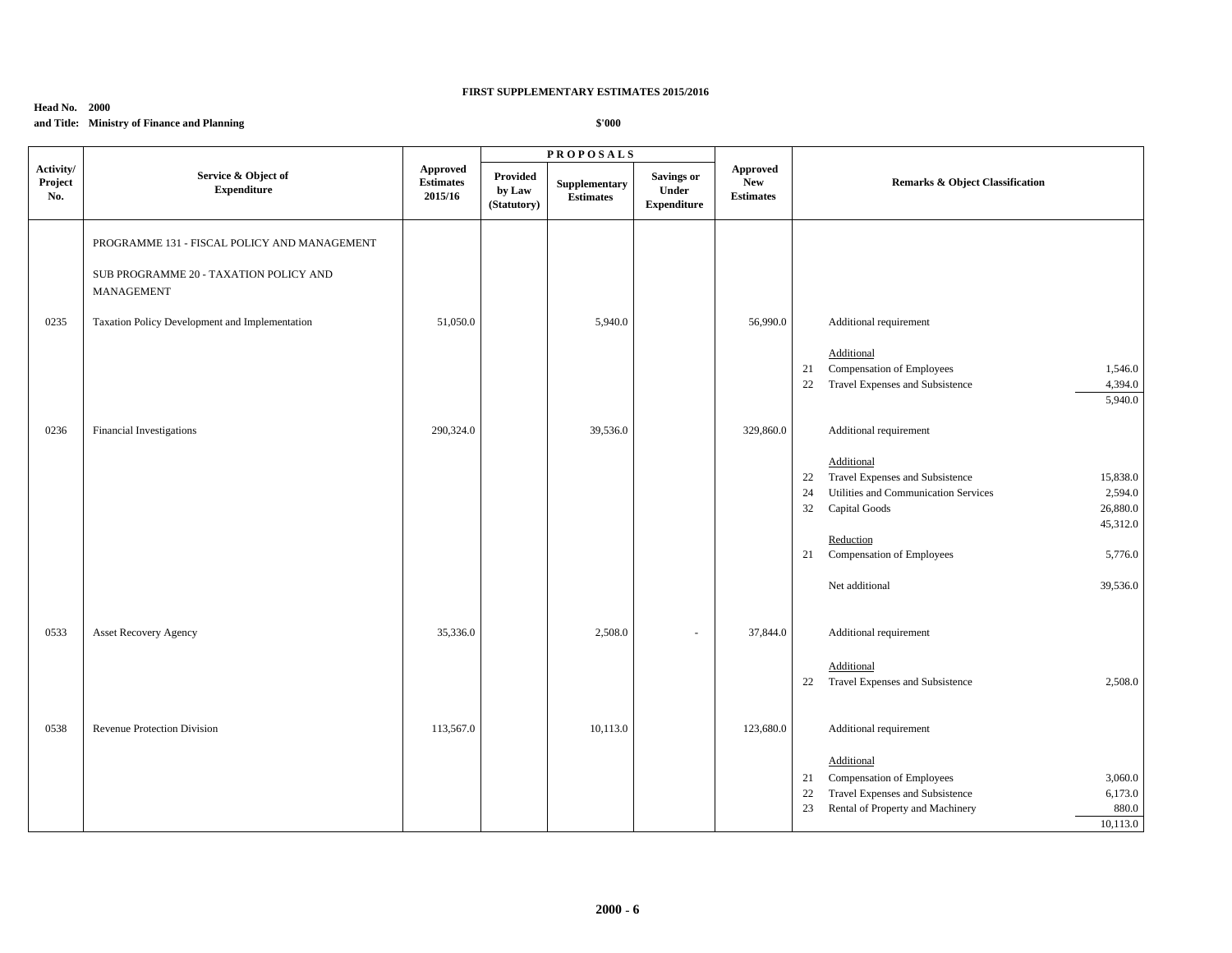**FIRST SUPPLEMENTARY ESTIMATES 2015/2016**

**Head No. 2000**
**and Title: Ministry of Finance and Planning**

**$'000**

| Activity/ Project No. | Service & Object of Expenditure | Approved Estimates 2015/16 | PROPOSALS Provided by Law (Statutory) | Supplementary Estimates | Savings or Under Expenditure | Approved New Estimates | Remarks & Object Classification | |
|---|---|---|---|---|---|---|---|---|
| | PROGRAMME 131 - FISCAL POLICY AND MANAGEMENT | | | | | | | |
| | SUB PROGRAMME 20 - TAXATION POLICY AND MANAGEMENT | | | | | | | |
| 0235 | Taxation Policy Development and Implementation | 51,050.0 | | 5,940.0 | | 56,990.0 | Additional requirement | |
| | | | | | | | Additional | |
| | | | | | | | 21 Compensation of Employees | 1,546.0 |
| | | | | | | | 22 Travel Expenses and Subsistence | 4,394.0 |
| | | | | | | | | 5,940.0 |
| 0236 | Financial Investigations | 290,324.0 | | 39,536.0 | | 329,860.0 | Additional requirement | |
| | | | | | | | Additional | |
| | | | | | | | 22 Travel Expenses and Subsistence | 15,838.0 |
| | | | | | | | 24 Utilities and Communication Services | 2,594.0 |
| | | | | | | | 32 Capital Goods | 26,880.0 |
| | | | | | | | | 45,312.0 |
| | | | | | | | Reduction | |
| | | | | | | | 21 Compensation of Employees | 5,776.0 |
| | | | | | | | Net additional | 39,536.0 |
| 0533 | Asset Recovery Agency | 35,336.0 | | 2,508.0 | - | 37,844.0 | Additional requirement | |
| | | | | | | | Additional | |
| | | | | | | | 22 Travel Expenses and Subsistence | 2,508.0 |
| 0538 | Revenue Protection Division | 113,567.0 | | 10,113.0 | | 123,680.0 | Additional requirement | |
| | | | | | | | Additional | |
| | | | | | | | 21 Compensation of Employees | 3,060.0 |
| | | | | | | | 22 Travel Expenses and Subsistence | 6,173.0 |
| | | | | | | | 23 Rental of Property and Machinery | 880.0 |
| | | | | | | | | 10,113.0 |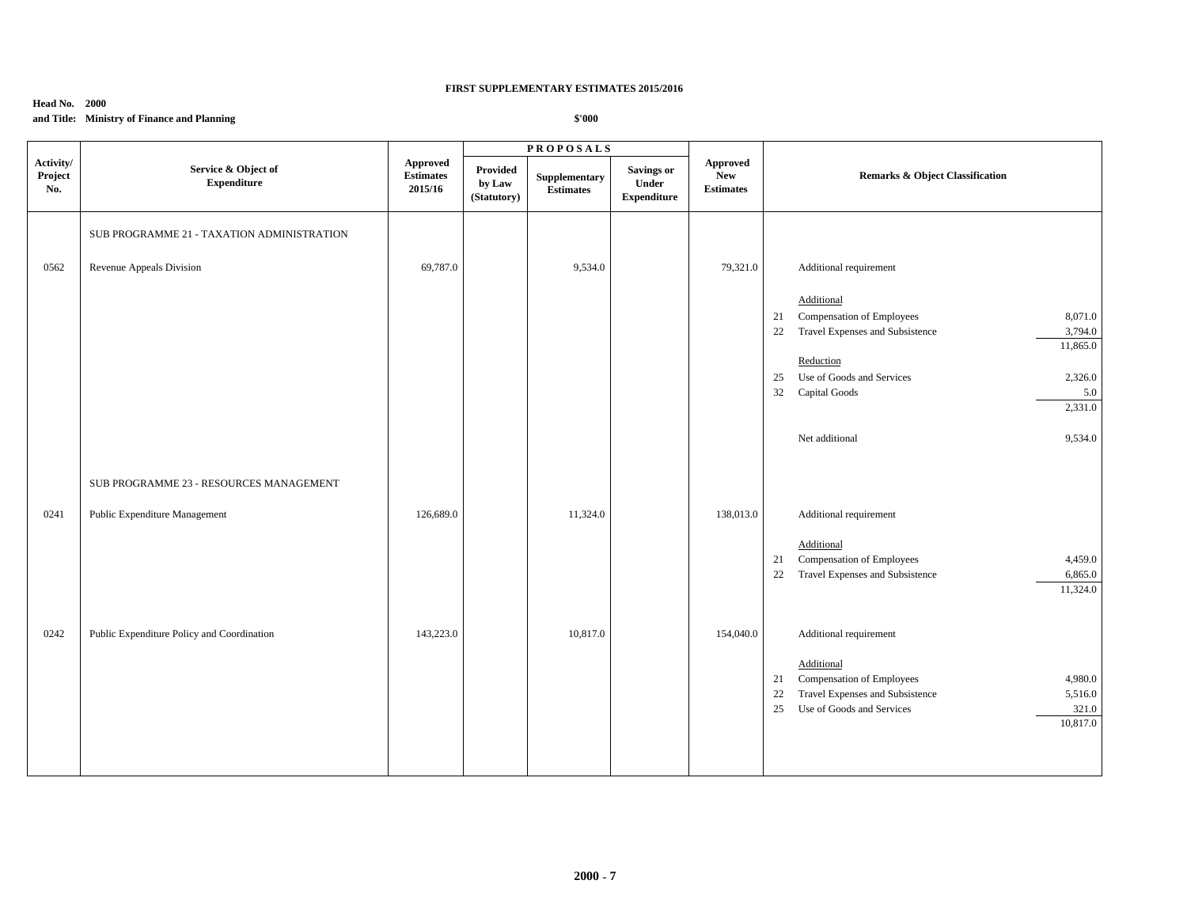**FIRST SUPPLEMENTARY ESTIMATES 2015/2016**

**Head No. 2000**
**and Title: Ministry of Finance and Planning**

**$'000**

| Activity/ Project No. | Service & Object of Expenditure | Approved Estimates 2015/16 | PROPOSALS Provided by Law (Statutory) | Supplementary Estimates | Savings or Under Expenditure | Approved New Estimates | Remarks & Object Classification | |
|---|---|---|---|---|---|---|---|---|
| | SUB PROGRAMME 21 - TAXATION ADMINISTRATION | | | | | | | |
| 0562 | Revenue Appeals Division | 69,787.0 | | 9,534.0 | | 79,321.0 | Additional requirement | |
| | | | | | | | Additional | |
| | | | | | | | 21 Compensation of Employees | 8,071.0 |
| | | | | | | | 22 Travel Expenses and Subsistence | 3,794.0 |
| | | | | | | | | 11,865.0 |
| | | | | | | | Reduction | |
| | | | | | | | 25 Use of Goods and Services | 2,326.0 |
| | | | | | | | 32 Capital Goods | 5.0 |
| | | | | | | | | 2,331.0 |
| | | | | | | | Net additional | 9,534.0 |
| | SUB PROGRAMME 23 - RESOURCES MANAGEMENT | | | | | | | |
| 0241 | Public Expenditure Management | 126,689.0 | | 11,324.0 | | 138,013.0 | Additional requirement | |
| | | | | | | | Additional | |
| | | | | | | | 21 Compensation of Employees | 4,459.0 |
| | | | | | | | 22 Travel Expenses and Subsistence | 6,865.0 |
| | | | | | | | | 11,324.0 |
| 0242 | Public Expenditure Policy and Coordination | 143,223.0 | | 10,817.0 | | 154,040.0 | Additional requirement | |
| | | | | | | | Additional | |
| | | | | | | | 21 Compensation of Employees | 4,980.0 |
| | | | | | | | 22 Travel Expenses and Subsistence | 5,516.0 |
| | | | | | | | 25 Use of Goods and Services | 321.0 |
| | | | | | | | | 10,817.0 |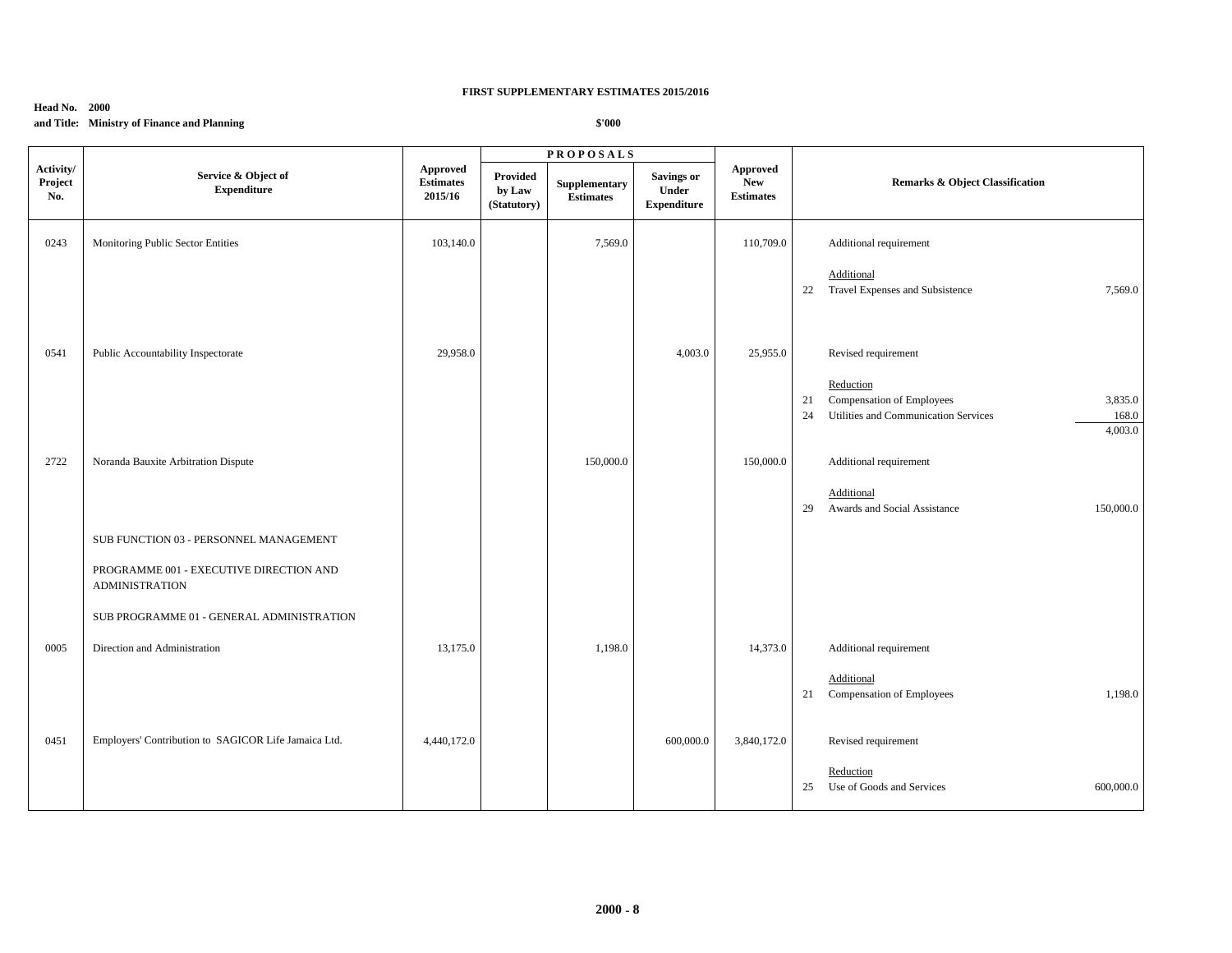**FIRST SUPPLEMENTARY ESTIMATES 2015/2016**

**Head No. 2000**
**and Title: Ministry of Finance and Planning**

**$'000**

| Activity/ Project No. | Service & Object of Expenditure | Approved Estimates 2015/16 | PROPOSALS | | | Approved New Estimates | Remarks & Object Classification | | |
|---|---|---|---|---|---|---|---|---|---|
| | | | Provided by Law (Statutory) | Supplementary Estimates | Savings or Under Expenditure | | | | |
| 0243 | Monitoring Public Sector Entities | 103,140.0 | | 7,569.0 | | 110,709.0 | | Additional requirement | |
| | | | | | | | | Additional | |
| | | | | | | | 22 | Travel Expenses and Subsistence | 7,569.0 |
| 0541 | Public Accountability Inspectorate | 29,958.0 | | | 4,003.0 | 25,955.0 | | Revised requirement | |
| | | | | | | | | Reduction | |
| | | | | | | | 21 | Compensation of Employees | 3,835.0 |
| | | | | | | | 24 | Utilities and Communication Services | 168.0 |
| | | | | | | | | | 4,003.0 |
| 2722 | Noranda Bauxite Arbitration Dispute | | | 150,000.0 | | 150,000.0 | | Additional requirement | |
| | | | | | | | | Additional | |
| | | | | | | | 29 | Awards and Social Assistance | 150,000.0 |
| | SUB FUNCTION 03 - PERSONNEL MANAGEMENT | | | | | | | | |
| | PROGRAMME 001 - EXECUTIVE DIRECTION AND ADMINISTRATION | | | | | | | | |
| | SUB PROGRAMME 01 - GENERAL ADMINISTRATION | | | | | | | | |
| 0005 | Direction and Administration | 13,175.0 | | 1,198.0 | | 14,373.0 | | Additional requirement | |
| | | | | | | | | Additional | |
| | | | | | | | 21 | Compensation of Employees | 1,198.0 |
| 0451 | Employers' Contribution to SAGICOR Life Jamaica Ltd. | 4,440,172.0 | | | 600,000.0 | 3,840,172.0 | | Revised requirement | |
| | | | | | | | | Reduction | |
| | | | | | | | 25 | Use of Goods and Services | 600,000.0 |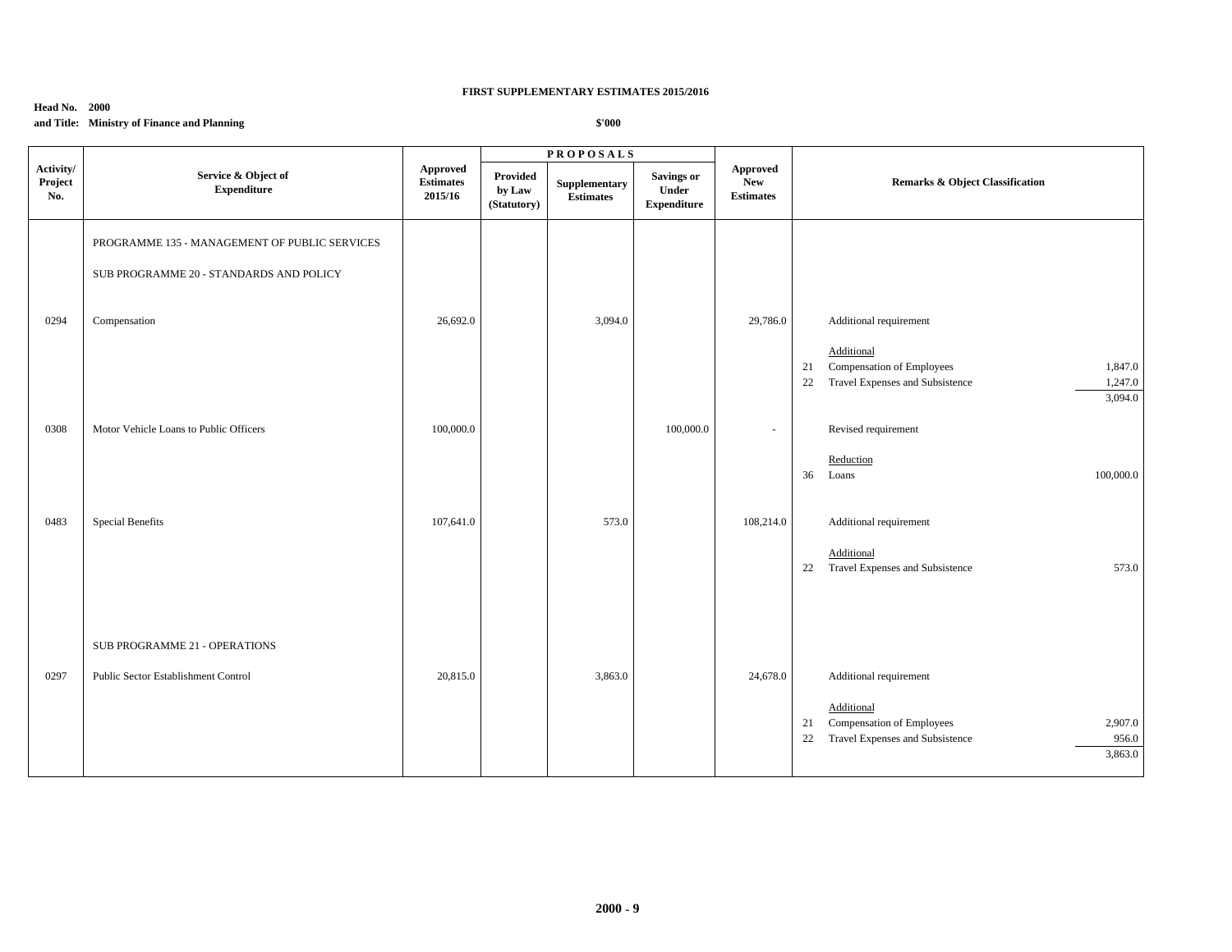**FIRST SUPPLEMENTARY ESTIMATES 2015/2016**

**Head No. 2000**
**and Title: Ministry of Finance and Planning**

**$'000**

| Activity/ Project No. | Service & Object of Expenditure | Approved Estimates 2015/16 | PROPOSALS Provided by Law (Statutory) | Supplementary Estimates | Savings or Under Expenditure | Approved New Estimates | Remarks & Object Classification |
|---|---|---|---|---|---|---|---|
| | PROGRAMME 135 - MANAGEMENT OF PUBLIC SERVICES | | | | | | |
| | SUB PROGRAMME 20 - STANDARDS AND POLICY | | | | | | |
| 0294 | Compensation | 26,692.0 | | 3,094.0 | | 29,786.0 | Additional requirement |
| | | | | | | | Additional |
| | | | | | | | 21 Compensation of Employees 1,847.0 |
| | | | | | | | 22 Travel Expenses and Subsistence 1,247.0 |
| | | | | | | | 3,094.0 |
| 0308 | Motor Vehicle Loans to Public Officers | 100,000.0 | | | 100,000.0 | - | Revised requirement |
| | | | | | | | Reduction |
| | | | | | | | 36 Loans 100,000.0 |
| 0483 | Special Benefits | 107,641.0 | | 573.0 | | 108,214.0 | Additional requirement |
| | | | | | | | Additional |
| | | | | | | | 22 Travel Expenses and Subsistence 573.0 |
| | SUB PROGRAMME 21 - OPERATIONS | | | | | | |
| 0297 | Public Sector Establishment Control | 20,815.0 | | 3,863.0 | | 24,678.0 | Additional requirement |
| | | | | | | | Additional |
| | | | | | | | 21 Compensation of Employees 2,907.0 |
| | | | | | | | 22 Travel Expenses and Subsistence 956.0 |
| | | | | | | | 3,863.0 |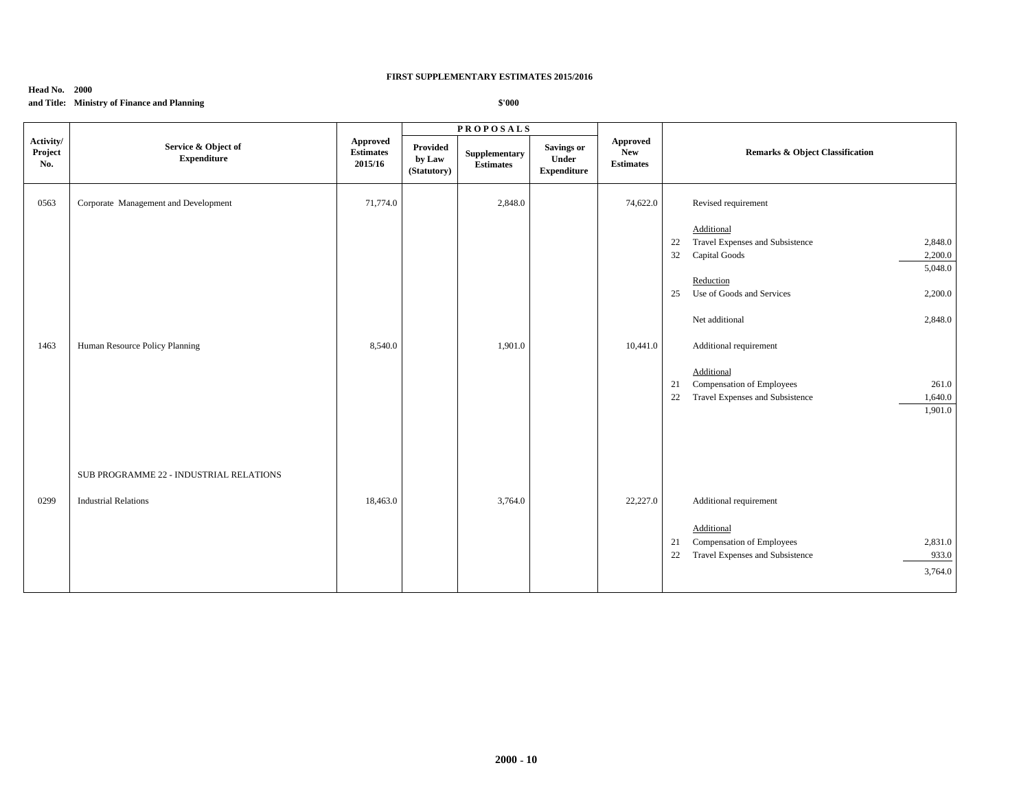**FIRST SUPPLEMENTARY ESTIMATES 2015/2016**

**Head No. 2000**
**and Title: Ministry of Finance and Planning**

**$'000**

| Activity/ Project No. | Service & Object of Expenditure | Approved Estimates 2015/16 | PROPOSALS: Provided by Law (Statutory) | PROPOSALS: Supplementary Estimates | PROPOSALS: Savings or Under Expenditure | Approved New Estimates | Remarks & Object Classification | | |
|---|---|---|---|---|---|---|---|---|---|
| 0563 | Corporate Management and Development | 71,774.0 | | 2,848.0 | | 74,622.0 | | Revised requirement | |
| | | | | | | | | Additional | |
| | | | | | | | 22 | Travel Expenses and Subsistence | 2,848.0 |
| | | | | | | | 32 | Capital Goods | 2,200.0 |
| | | | | | | | | | 5,048.0 |
| | | | | | | | | Reduction | |
| | | | | | | | 25 | Use of Goods and Services | 2,200.0 |
| | | | | | | | | Net additional | 2,848.0 |
| 1463 | Human Resource Policy Planning | 8,540.0 | | 1,901.0 | | 10,441.0 | | Additional requirement | |
| | | | | | | | | Additional | |
| | | | | | | | 21 | Compensation of Employees | 261.0 |
| | | | | | | | 22 | Travel Expenses and Subsistence | 1,640.0 |
| | | | | | | | | | 1,901.0 |
| | SUB PROGRAMME 22 - INDUSTRIAL RELATIONS | | | | | | | | |
| 0299 | Industrial Relations | 18,463.0 | | 3,764.0 | | 22,227.0 | | Additional requirement | |
| | | | | | | | | Additional | |
| | | | | | | | 21 | Compensation of Employees | 2,831.0 |
| | | | | | | | 22 | Travel Expenses and Subsistence | 933.0 |
| | | | | | | | | | 3,764.0 |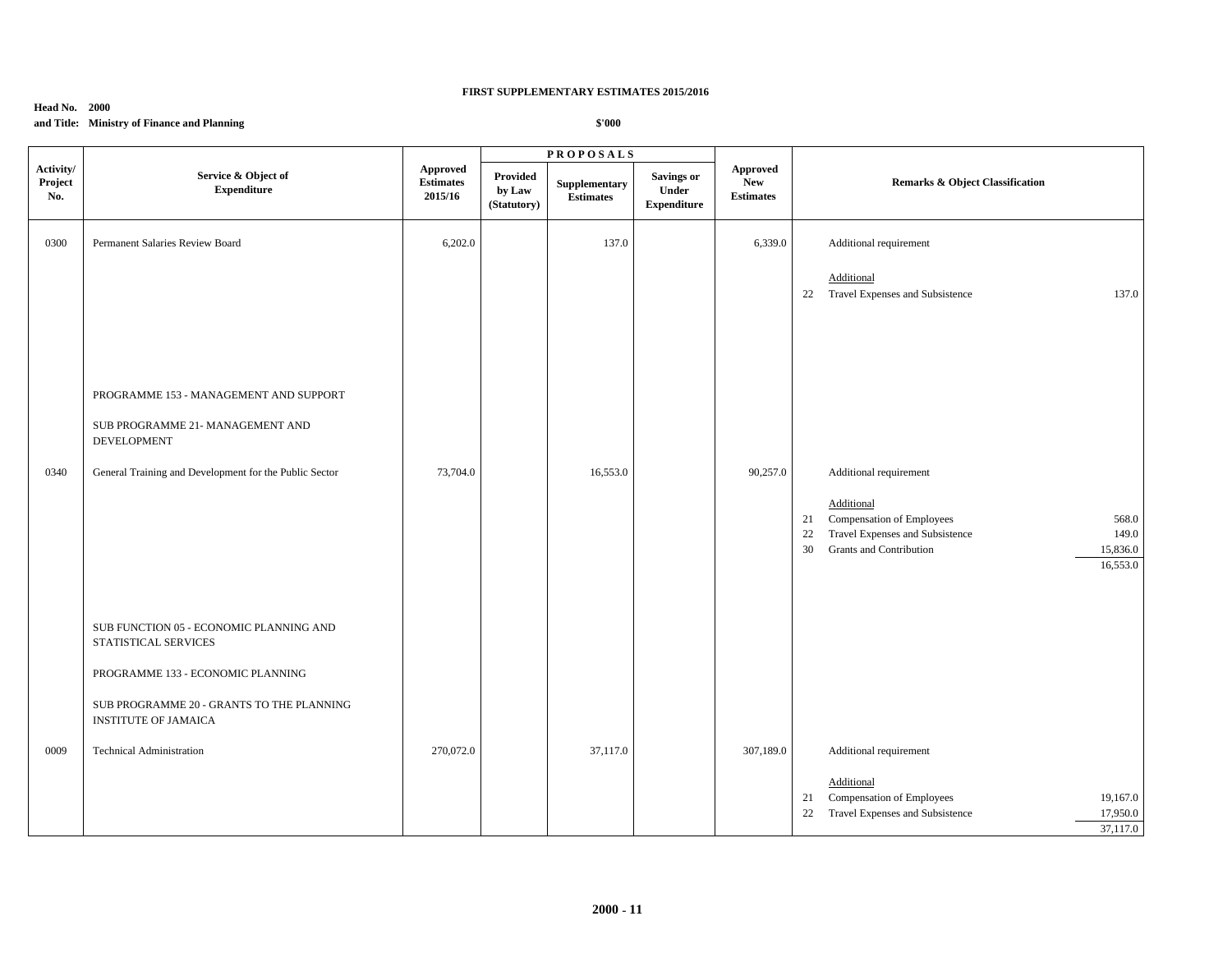**FIRST SUPPLEMENTARY ESTIMATES 2015/2016**

**Head No. 2000**
**and Title: Ministry of Finance and Planning**

**$'000**

| Activity/ Project No. | Service & Object of Expenditure | Approved Estimates 2015/16 | PROPOSALS Provided by Law (Statutory) | Supplementary Estimates | Savings or Under Expenditure | Approved New Estimates | Remarks & Object Classification |
|---|---|---|---|---|---|---|---|
| 0300 | Permanent Salaries Review Board | 6,202.0 | | 137.0 | | 6,339.0 | Additional requirement |
| | | | | | | | Additional |
| | | | | | | | 22 Travel Expenses and Subsistence 137.0 |
| | PROGRAMME 153 - MANAGEMENT AND SUPPORT | | | | | | |
| | SUB PROGRAMME 21- MANAGEMENT AND DEVELOPMENT | | | | | | |
| 0340 | General Training and Development for the Public Sector | 73,704.0 | | 16,553.0 | | 90,257.0 | Additional requirement |
| | | | | | | | Additional |
| | | | | | | | 21 Compensation of Employees 568.0 |
| | | | | | | | 22 Travel Expenses and Subsistence 149.0 |
| | | | | | | | 30 Grants and Contribution 15,836.0 |
| | | | | | | | 16,553.0 |
| | SUB FUNCTION 05 - ECONOMIC PLANNING AND STATISTICAL SERVICES | | | | | | |
| | PROGRAMME 133 - ECONOMIC PLANNING | | | | | | |
| | SUB PROGRAMME 20 - GRANTS TO THE PLANNING INSTITUTE OF JAMAICA | | | | | | |
| 0009 | Technical Administration | 270,072.0 | | 37,117.0 | | 307,189.0 | Additional requirement |
| | | | | | | | Additional |
| | | | | | | | 21 Compensation of Employees 19,167.0 |
| | | | | | | | 22 Travel Expenses and Subsistence 17,950.0 |
| | | | | | | | 37,117.0 |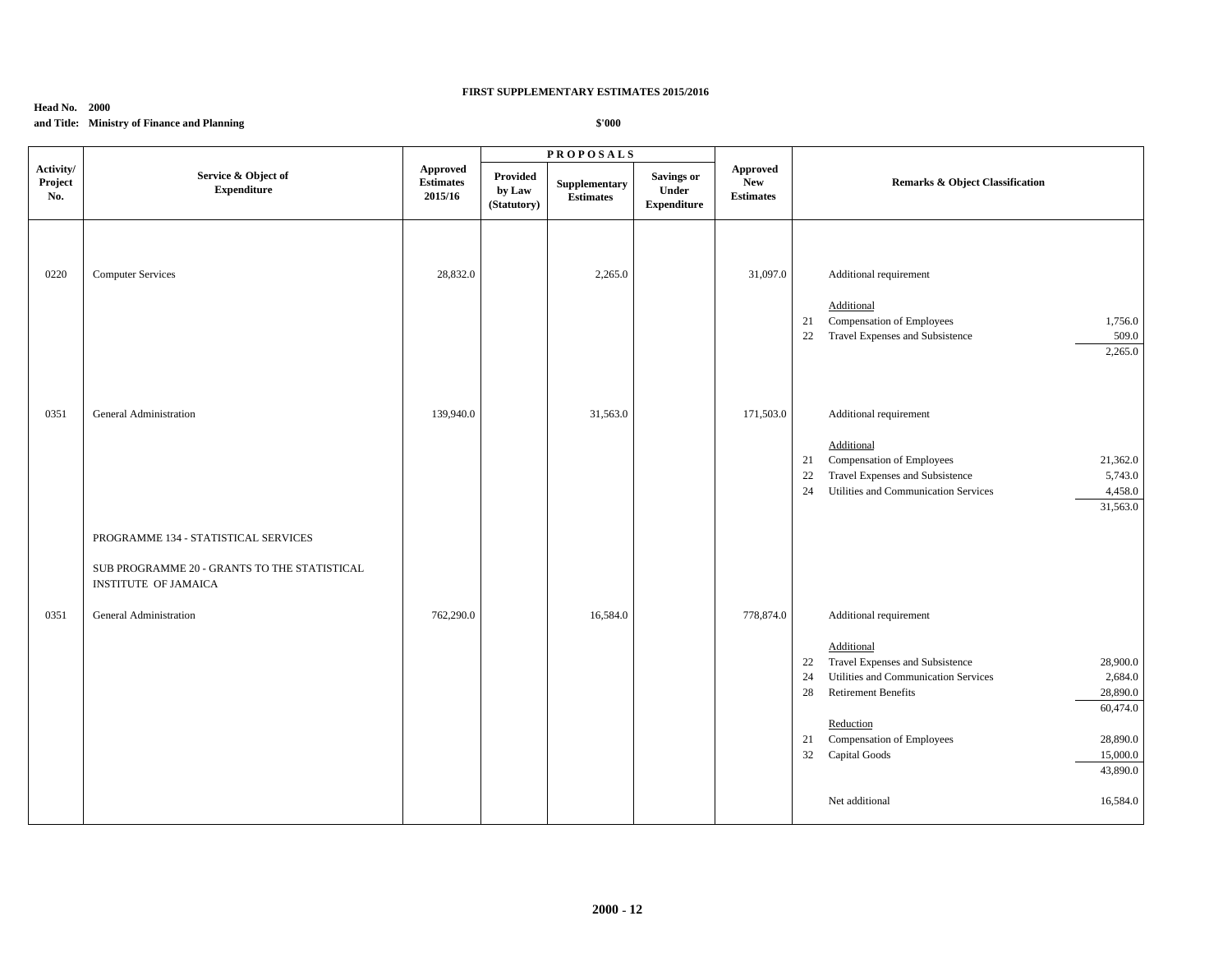**FIRST SUPPLEMENTARY ESTIMATES 2015/2016**

**Head No. 2000**
**and Title: Ministry of Finance and Planning**

**$'000**

| Activity/ Project No. | Service & Object of Expenditure | Approved Estimates 2015/16 | PROPOSALS: Provided by Law (Statutory) | PROPOSALS: Supplementary Estimates | PROPOSALS: Savings or Under Expenditure | Approved New Estimates | Remarks & Object Classification | |
|---|---|---|---|---|---|---|---|---|
| 0220 | Computer Services | 28,832.0 | | 2,265.0 | | 31,097.0 | Additional requirement | |
| | | | | | | | Additional | |
| | | | | | | | 21 Compensation of Employees | 1,756.0 |
| | | | | | | | 22 Travel Expenses and Subsistence | 509.0 |
| | | | | | | | | 2,265.0 |
| 0351 | General Administration | 139,940.0 | | 31,563.0 | | 171,503.0 | Additional requirement | |
| | | | | | | | Additional | |
| | | | | | | | 21 Compensation of Employees | 21,362.0 |
| | | | | | | | 22 Travel Expenses and Subsistence | 5,743.0 |
| | | | | | | | 24 Utilities and Communication Services | 4,458.0 |
| | | | | | | | | 31,563.0 |
| | PROGRAMME 134 - STATISTICAL SERVICES | | | | | | | |
| | SUB PROGRAMME 20 - GRANTS TO THE STATISTICAL INSTITUTE OF JAMAICA | | | | | | | |
| 0351 | General Administration | 762,290.0 | | 16,584.0 | | 778,874.0 | Additional requirement | |
| | | | | | | | Additional | |
| | | | | | | | 22 Travel Expenses and Subsistence | 28,900.0 |
| | | | | | | | 24 Utilities and Communication Services | 2,684.0 |
| | | | | | | | 28 Retirement Benefits | 28,890.0 |
| | | | | | | | | 60,474.0 |
| | | | | | | | Reduction | |
| | | | | | | | 21 Compensation of Employees | 28,890.0 |
| | | | | | | | 32 Capital Goods | 15,000.0 |
| | | | | | | | | 43,890.0 |
| | | | | | | | Net additional | 16,584.0 |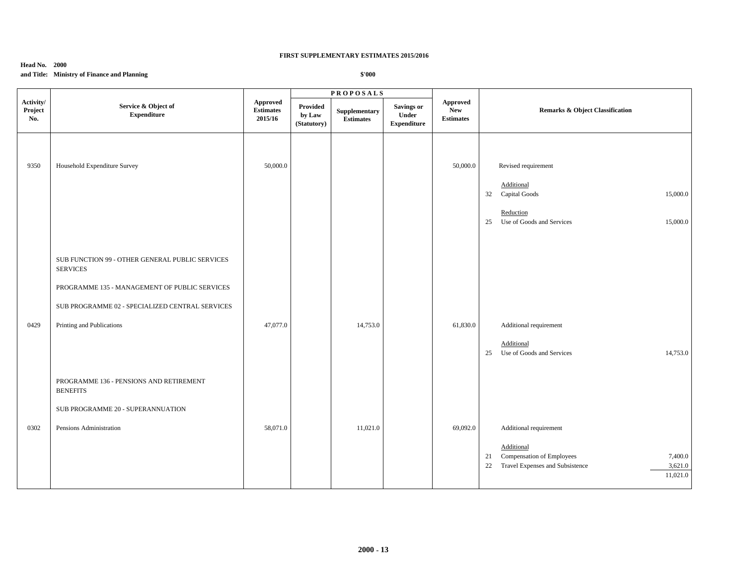**FIRST SUPPLEMENTARY ESTIMATES 2015/2016**

**Head No. 2000**
**and Title: Ministry of Finance and Planning**

**$'000**

| Activity/ Project No. | Service & Object of Expenditure | Approved Estimates 2015/16 | PROPOSALS Provided by Law (Statutory) | Supplementary Estimates | Savings or Under Expenditure | Approved New Estimates | Remarks & Object Classification | |
|---|---|---|---|---|---|---|---|---|
| 9350 | Household Expenditure Survey | 50,000.0 | | | | 50,000.0 | Revised requirement | |
| | | | | | | | Additional | |
| | | | | | | | 32 Capital Goods | 15,000.0 |
| | | | | | | | Reduction | |
| | | | | | | | 25 Use of Goods and Services | 15,000.0 |
| | SUB FUNCTION 99 - OTHER GENERAL PUBLIC SERVICES SERVICES | | | | | | | |
| | PROGRAMME 135 - MANAGEMENT OF PUBLIC SERVICES | | | | | | | |
| | SUB PROGRAMME 02 - SPECIALIZED CENTRAL SERVICES | | | | | | | |
| 0429 | Printing and Publications | 47,077.0 | | 14,753.0 | | 61,830.0 | Additional requirement | |
| | | | | | | | Additional | |
| | | | | | | | 25 Use of Goods and Services | 14,753.0 |
| | PROGRAMME 136 - PENSIONS AND RETIREMENT BENEFITS | | | | | | | |
| | SUB PROGRAMME 20 - SUPERANNUATION | | | | | | | |
| 0302 | Pensions Administration | 58,071.0 | | 11,021.0 | | 69,092.0 | Additional requirement | |
| | | | | | | | Additional | |
| | | | | | | | 21 Compensation of Employees | 7,400.0 |
| | | | | | | | 22 Travel Expenses and Subsistence | 3,621.0 |
| | | | | | | | | 11,021.0 |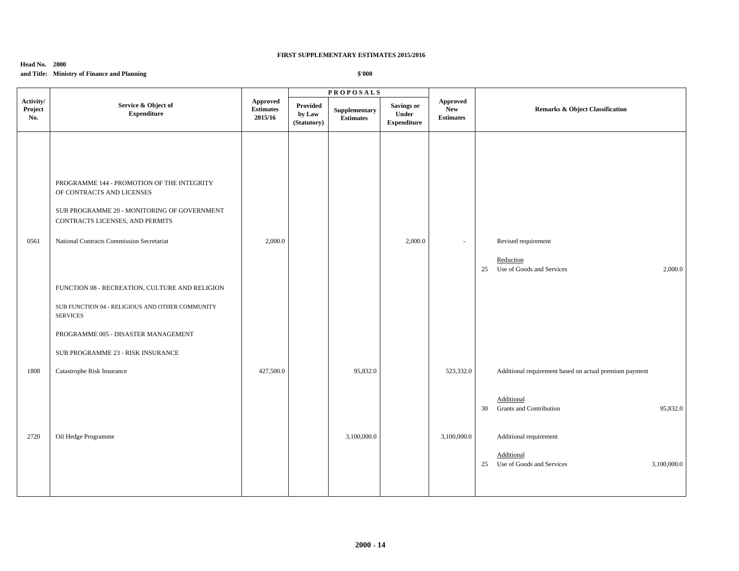**FIRST SUPPLEMENTARY ESTIMATES 2015/2016**

**Head No. 2000**
**and Title: Ministry of Finance and Planning**

**$'000**

| Activity/ Project No. | Service & Object of Expenditure | Approved Estimates 2015/16 | PROPOSALS Provided by Law (Statutory) | Supplementary Estimates | Savings or Under Expenditure | Approved New Estimates | Remarks & Object Classification | | |
|---|---|---|---|---|---|---|---|---|---|
| | PROGRAMME 144 - PROMOTION OF THE INTEGRITY OF CONTRACTS AND LICENSES | | | | | | | | |
| | SUB PROGRAMME 20 - MONITORING OF GOVERNMENT CONTRACTS LICENSES, AND PERMITS | | | | | | | | |
| 0561 | National Contracts Commission Secretariat | 2,000.0 | | | 2,000.0 | - | | Revised requirement | |
| | | | | | | | | Reduction | |
| | | | | | | | 25 | Use of Goods and Services | 2,000.0 |
| | FUNCTION 08 - RECREATION, CULTURE AND RELIGION | | | | | | | | |
| | SUB FUNCTION 04 - RELIGIOUS AND OTHER COMMUNITY SERVICES | | | | | | | | |
| | PROGRAMME 005 - DISASTER MANAGEMENT | | | | | | | | |
| | SUB PROGRAMME 23 - RISK INSURANCE | | | | | | | | |
| 1808 | Catastrophe Risk Insurance | 427,500.0 | | 95,832.0 | | 523,332.0 | | Additional requirement based on actual premium payment | |
| | | | | | | | | Additional | |
| | | | | | | | 30 | Grants and Contribution | 95,832.0 |
| 2720 | Oil Hedge Programme | | | 3,100,000.0 | | 3,100,000.0 | | Additional requirement | |
| | | | | | | | | Additional | |
| | | | | | | | 25 | Use of Goods and Services | 3,100,000.0 |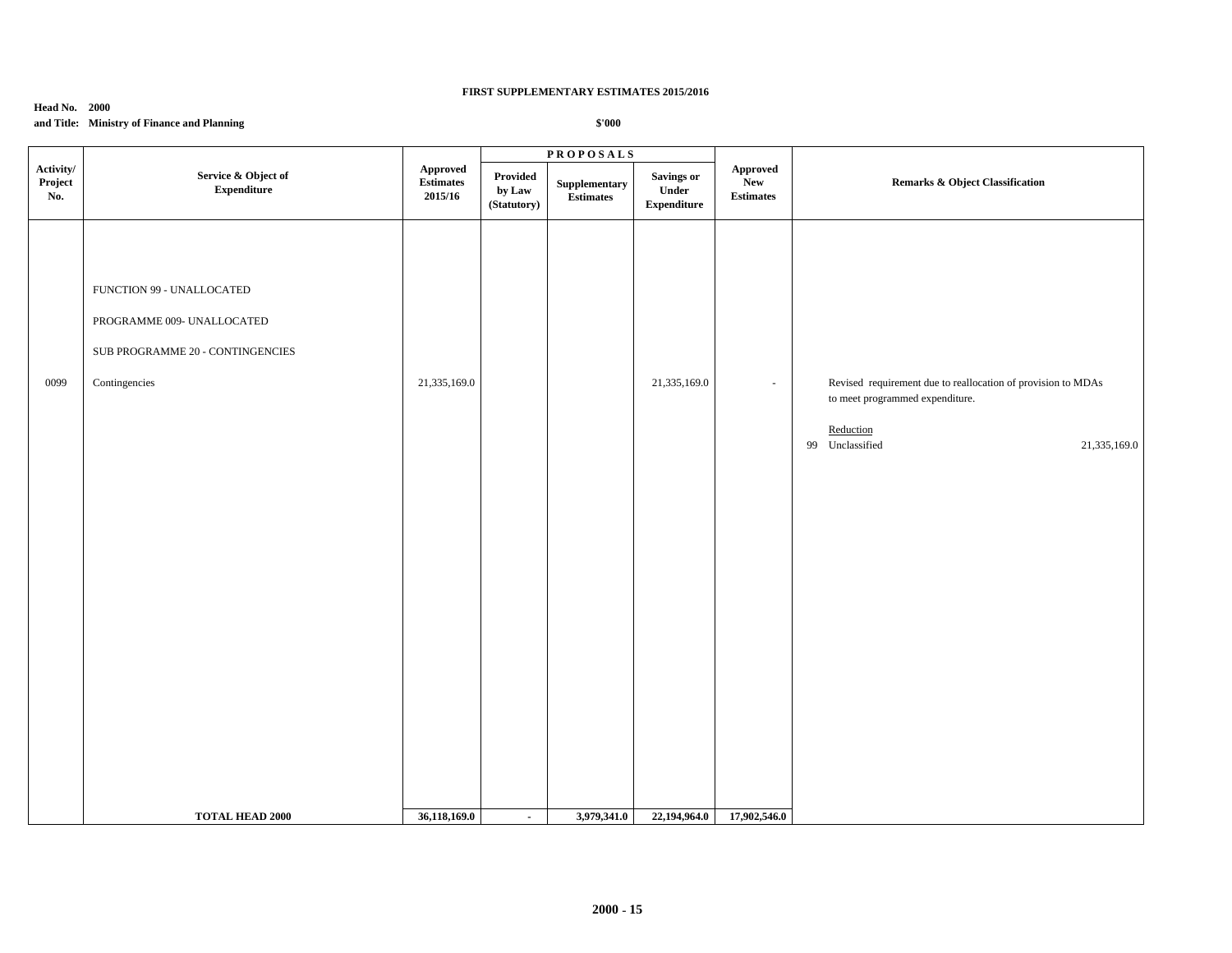**FIRST SUPPLEMENTARY ESTIMATES 2015/2016**

**Head No. 2000**
**and Title: Ministry of Finance and Planning**

**$'000**

| Activity/ Project No. | Service & Object of Expenditure | Approved Estimates 2015/16 | PROPOSALS | | | Approved New Estimates | Remarks & Object Classification | |
|---|---|---|---|---|---|---|---|---|
| | | | Provided by Law (Statutory) | Supplementary Estimates | Savings or Under Expenditure | | | |
| | FUNCTION 99 - UNALLOCATED | | | | | | | |
| | PROGRAMME 009- UNALLOCATED | | | | | | | |
| | SUB PROGRAMME 20 - CONTINGENCIES | | | | | | | |
| 0099 | Contingencies | 21,335,169.0 | | | 21,335,169.0 | - | Revised requirement due to reallocation of provision to MDAs to meet programmed expenditure. | |
| | | | | | | | Reduction | |
| | | | | | | | 99 Unclassified | 21,335,169.0 |
| | **TOTAL HEAD 2000** | **36,118,169.0** | **-** | **3,979,341.0** | **22,194,964.0** | **17,902,546.0** | | |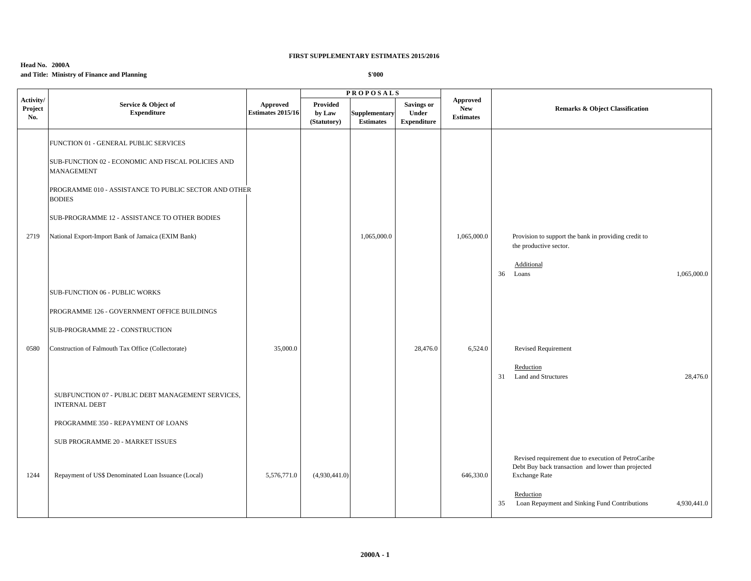**FIRST SUPPLEMENTARY ESTIMATES 2015/2016**

**Head No. 2000A**
**and Title: Ministry of Finance and Planning**

**$'000**

| Activity/ Project No. | Service & Object of Expenditure | Approved Estimates 2015/16 | PROPOSALS Provided by Law (Statutory) | Supplementary Estimates | Savings or Under Expenditure | Approved New Estimates | Remarks & Object Classification | |
|---|---|---|---|---|---|---|---|---|
| | FUNCTION 01 - GENERAL PUBLIC SERVICES | | | | | | | |
| | SUB-FUNCTION 02 - ECONOMIC AND FISCAL POLICIES AND MANAGEMENT | | | | | | | |
| | PROGRAMME 010 - ASSISTANCE TO PUBLIC SECTOR AND OTHER BODIES | | | | | | | |
| | SUB-PROGRAMME 12 - ASSISTANCE TO OTHER BODIES | | | | | | | |
| 2719 | National Export-Import Bank of Jamaica (EXIM Bank) | | | 1,065,000.0 | | 1,065,000.0 | Provision to support the bank in providing credit to the productive sector. | |
| | | | | | | | Additional | |
| | | | | | | | 36 Loans | 1,065,000.0 |
| | SUB-FUNCTION 06 - PUBLIC WORKS | | | | | | | |
| | PROGRAMME 126 - GOVERNMENT OFFICE BUILDINGS | | | | | | | |
| | SUB-PROGRAMME 22 - CONSTRUCTION | | | | | | | |
| 0580 | Construction of Falmouth Tax Office (Collectorate) | 35,000.0 | | | 28,476.0 | 6,524.0 | Revised Requirement | |
| | | | | | | | Reduction | |
| | | | | | | | 31 Land and Structures | 28,476.0 |
| | SUBFUNCTION 07 - PUBLIC DEBT MANAGEMENT SERVICES, INTERNAL DEBT | | | | | | | |
| | PROGRAMME 350 - REPAYMENT OF LOANS | | | | | | | |
| | SUB PROGRAMME 20 - MARKET ISSUES | | | | | | | |
| 1244 | Repayment of US$ Denominated Loan Issuance (Local) | 5,576,771.0 | (4,930,441.0) | | | 646,330.0 | Revised requirement due to execution of PetroCaribe Debt Buy back transaction and lower than projected Exchange Rate | |
| | | | | | | | Reduction | |
| | | | | | | | 35 Loan Repayment and Sinking Fund Contributions | 4,930,441.0 |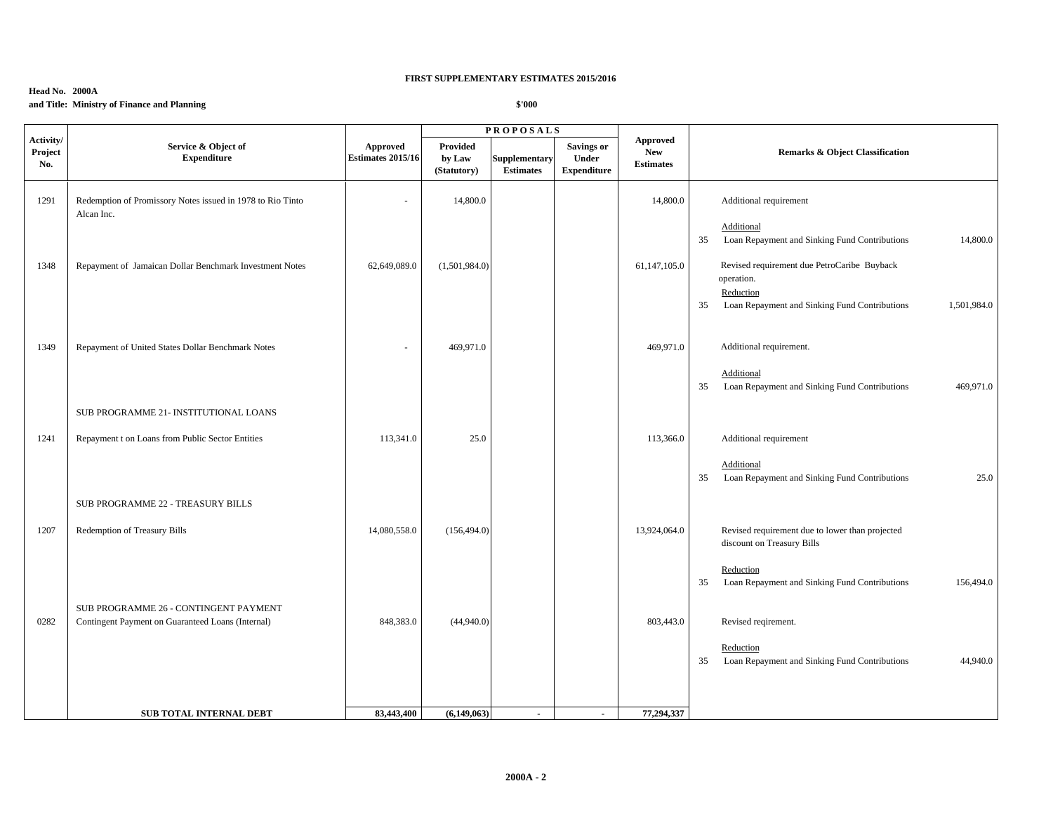**FIRST SUPPLEMENTARY ESTIMATES 2015/2016**

**Head No. 2000A**
**and Title: Ministry of Finance and Planning**

**$'000**

| Activity/ Project No. | Service & Object of Expenditure | Approved Estimates 2015/16 | PROPOSALS Provided by Law (Statutory) | Supplementary Estimates | Savings or Under Expenditure | Approved New Estimates | Remarks & Object Classification |
|---|---|---|---|---|---|---|---|
| 1291 | Redemption of Promissory Notes issued in 1978 to Rio Tinto Alcan Inc. | - | 14,800.0 | | | 14,800.0 | Additional requirement<br><br>Additional<br>35 Loan Repayment and Sinking Fund Contributions 14,800.0 |
| 1348 | Repayment of Jamaican Dollar Benchmark Investment Notes | 62,649,089.0 | (1,501,984.0) | | | 61,147,105.0 | Revised requirement due PetroCaribe Buyback operation.<br>Reduction<br>35 Loan Repayment and Sinking Fund Contributions 1,501,984.0 |
| 1349 | Repayment of United States Dollar Benchmark Notes | - | 469,971.0 | | | 469,971.0 | Additional requirement.<br><br>Additional<br>35 Loan Repayment and Sinking Fund Contributions 469,971.0 |
| | SUB PROGRAMME 21- INSTITUTIONAL LOANS | | | | | | |
| 1241 | Repayment t on Loans from Public Sector Entities | 113,341.0 | 25.0 | | | 113,366.0 | Additional requirement<br><br>Additional<br>35 Loan Repayment and Sinking Fund Contributions 25.0 |
| | SUB PROGRAMME 22 - TREASURY BILLS | | | | | | |
| 1207 | Redemption of Treasury Bills | 14,080,558.0 | (156,494.0) | | | 13,924,064.0 | Revised requirement due to lower than projected discount on Treasury Bills<br><br>Reduction<br>35 Loan Repayment and Sinking Fund Contributions 156,494.0 |
| | SUB PROGRAMME 26 - CONTINGENT PAYMENT | | | | | | |
| 0282 | Contingent Payment on Guaranteed Loans (Internal) | 848,383.0 | (44,940.0) | | | 803,443.0 | Revised reqirement.<br><br>Reduction<br>35 Loan Repayment and Sinking Fund Contributions 44,940.0 |
| | **SUB TOTAL INTERNAL DEBT** | **83,443,400** | **(6,149,063)** | **-** | **-** | **77,294,337** | |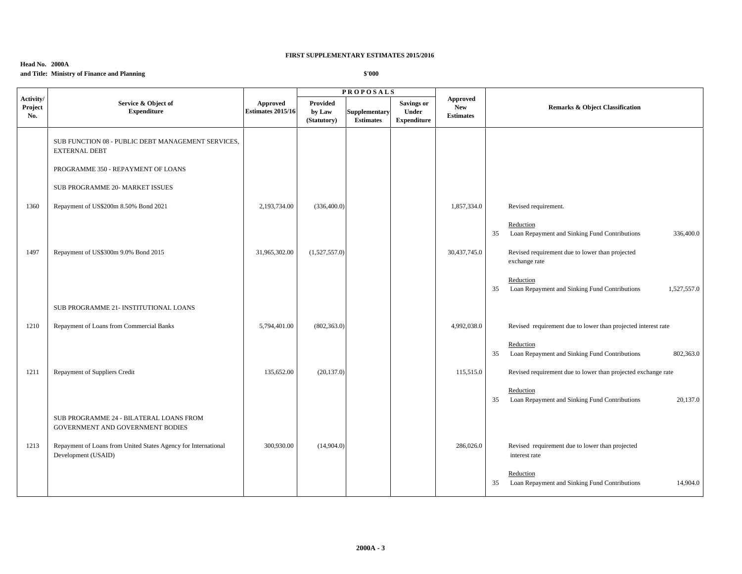**FIRST SUPPLEMENTARY ESTIMATES 2015/2016**

**Head No. 2000A**
**and Title: Ministry of Finance and Planning**

**$'000**

| Activity/ Project No. | Service & Object of Expenditure | Approved Estimates 2015/16 | PROPOSALS Provided by Law (Statutory) | Supplementary Estimates | Savings or Under Expenditure | Approved New Estimates | Remarks & Object Classification |
|---|---|---|---|---|---|---|---|
| | SUB FUNCTION 08 - PUBLIC DEBT MANAGEMENT SERVICES, EXTERNAL DEBT | | | | | | |
| | PROGRAMME 350 - REPAYMENT OF LOANS | | | | | | |
| | SUB PROGRAMME 20- MARKET ISSUES | | | | | | |
| 1360 | Repayment of US$200m 8.50% Bond 2021 | 2,193,734.00 | (336,400.0) | | | 1,857,334.0 | Revised requirement. |
| | | | | | | | Reduction<br>35 Loan Repayment and Sinking Fund Contributions 336,400.0 |
| 1497 | Repayment of US$300m 9.0% Bond 2015 | 31,965,302.00 | (1,527,557.0) | | | 30,437,745.0 | Revised requirement due to lower than projected exchange rate |
| | | | | | | | Reduction<br>35 Loan Repayment and Sinking Fund Contributions 1,527,557.0 |
| | SUB PROGRAMME 21- INSTITUTIONAL LOANS | | | | | | |
| 1210 | Repayment of Loans from Commercial Banks | 5,794,401.00 | (802,363.0) | | | 4,992,038.0 | Revised requirement due to lower than projected interest rate |
| | | | | | | | Reduction<br>35 Loan Repayment and Sinking Fund Contributions 802,363.0 |
| 1211 | Repayment of Suppliers Credit | 135,652.00 | (20,137.0) | | | 115,515.0 | Revised requirement due to lower than projected exchange rate |
| | | | | | | | Reduction<br>35 Loan Repayment and Sinking Fund Contributions 20,137.0 |
| | SUB PROGRAMME 24 - BILATERAL LOANS FROM GOVERNMENT AND GOVERNMENT BODIES | | | | | | |
| 1213 | Repayment of Loans from United States Agency for International Development (USAID) | 300,930.00 | (14,904.0) | | | 286,026.0 | Revised requirement due to lower than projected interest rate |
| | | | | | | | Reduction<br>35 Loan Repayment and Sinking Fund Contributions 14,904.0 |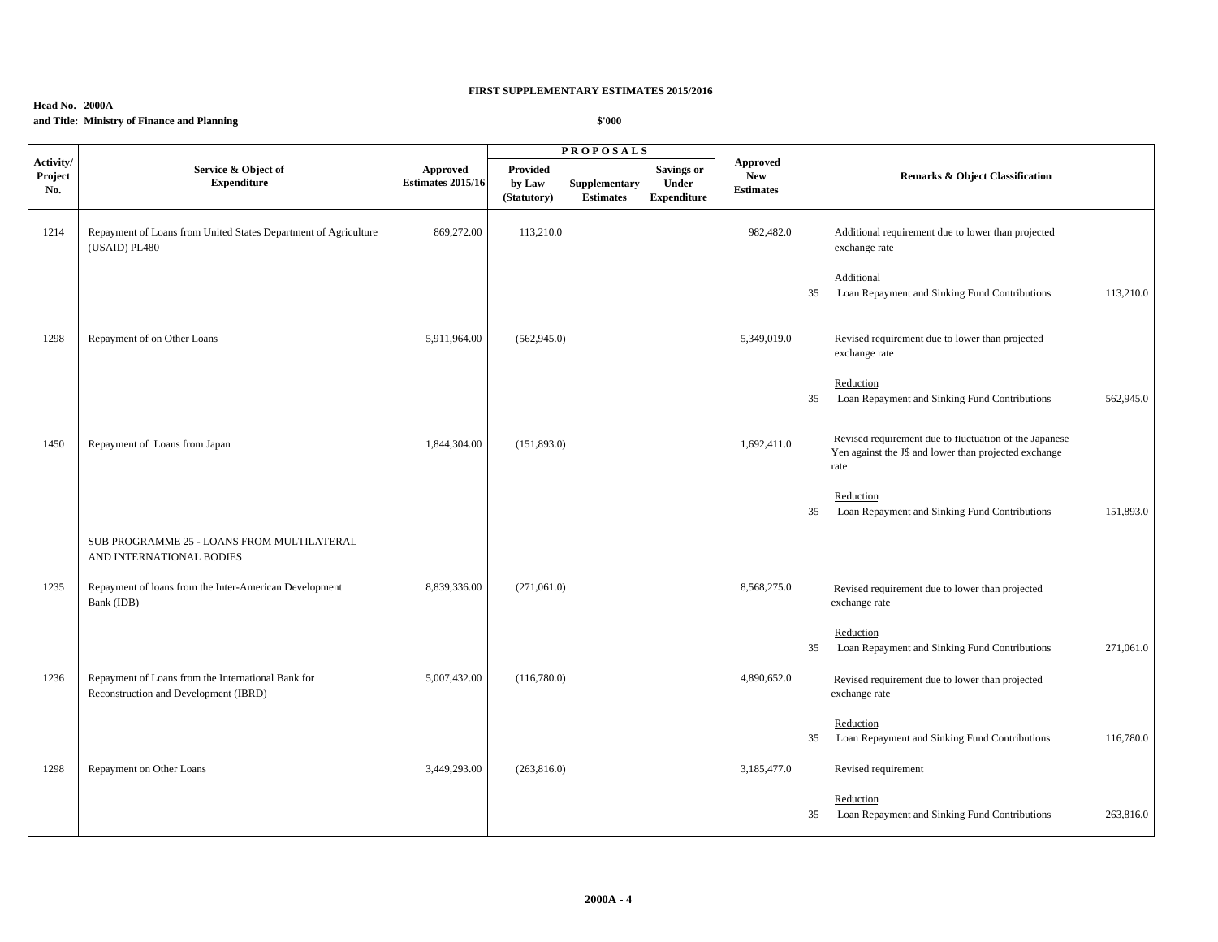**FIRST SUPPLEMENTARY ESTIMATES 2015/2016**

**Head No. 2000A**
**and Title: Ministry of Finance and Planning**

**$'000**

| Activity/ Project No. | Service & Object of Expenditure | Approved Estimates 2015/16 | PROPOSALS Provided by Law (Statutory) | Supplementary Estimates | Savings or Under Expenditure | Approved New Estimates | Remarks & Object Classification |
|---|---|---|---|---|---|---|---|
| 1214 | Repayment of Loans from United States Department of Agriculture (USAID) PL480 | 869,272.00 | 113,210.0 | | | 982,482.0 | Additional requirement due to lower than projected exchange rate<br><br>Additional<br>35 Loan Repayment and Sinking Fund Contributions 113,210.0 |
| 1298 | Repayment of on Other Loans | 5,911,964.00 | (562,945.0) | | | 5,349,019.0 | Revised requirement due to lower than projected exchange rate<br><br>Reduction<br>35 Loan Repayment and Sinking Fund Contributions 562,945.0 |
| 1450 | Repayment of Loans from Japan | 1,844,304.00 | (151,893.0) | | | 1,692,411.0 | Revised requirement due to fluctuation of the Japanese Yen against the J$ and lower than projected exchange rate<br><br>Reduction<br>35 Loan Repayment and Sinking Fund Contributions 151,893.0 |
| | SUB PROGRAMME 25 - LOANS FROM MULTILATERAL AND INTERNATIONAL BODIES | | | | | | |
| 1235 | Repayment of loans from the Inter-American Development Bank (IDB) | 8,839,336.00 | (271,061.0) | | | 8,568,275.0 | Revised requirement due to lower than projected exchange rate<br><br>Reduction<br>35 Loan Repayment and Sinking Fund Contributions 271,061.0 |
| 1236 | Repayment of Loans from the International Bank for Reconstruction and Development (IBRD) | 5,007,432.00 | (116,780.0) | | | 4,890,652.0 | Revised requirement due to lower than projected exchange rate<br><br>Reduction<br>35 Loan Repayment and Sinking Fund Contributions 116,780.0 |
| 1298 | Repayment on Other Loans | 3,449,293.00 | (263,816.0) | | | 3,185,477.0 | Revised requirement<br><br>Reduction<br>35 Loan Repayment and Sinking Fund Contributions 263,816.0 |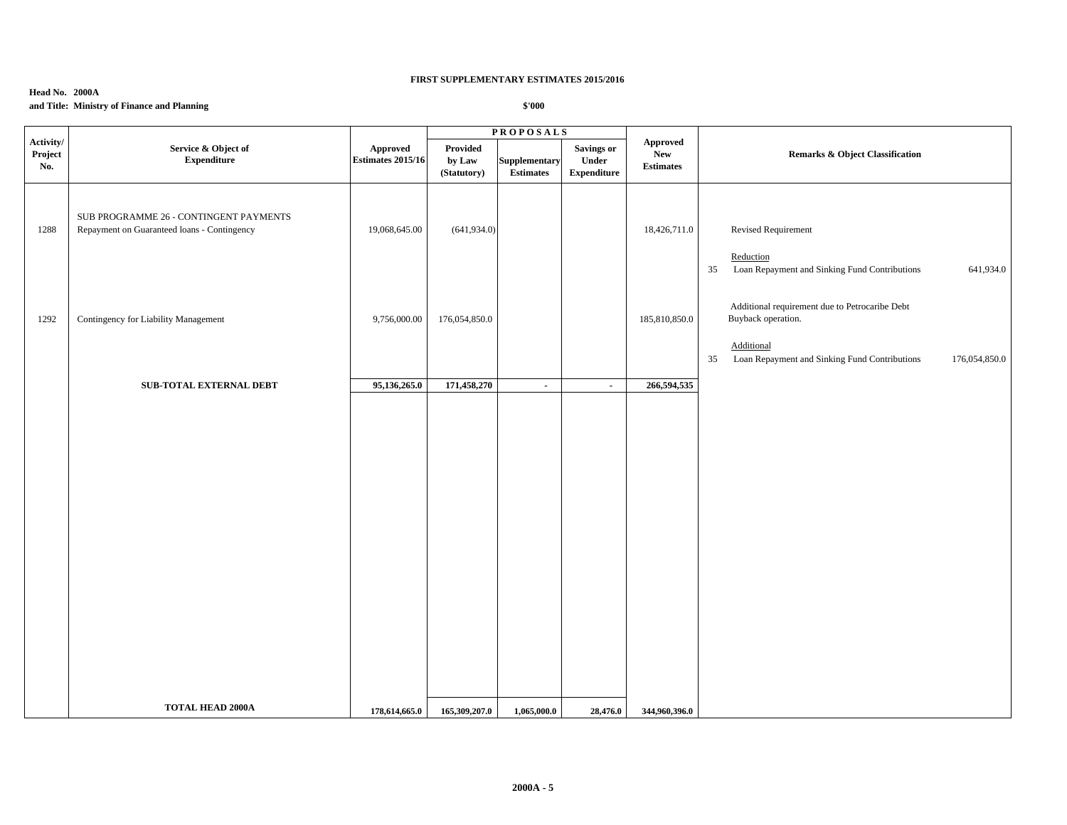**FIRST SUPPLEMENTARY ESTIMATES 2015/2016**

**Head No. 2000A**
**and Title: Ministry of Finance and Planning**

**$'000**

| Activity/ Project No. | Service & Object of Expenditure | Approved Estimates 2015/16 | PROPOSALS Provided by Law (Statutory) | Supplementary Estimates | Savings or Under Expenditure | Approved New Estimates | Remarks & Object Classification |
|---|---|---|---|---|---|---|---|
| | SUB PROGRAMME 26 - CONTINGENT PAYMENTS | | | | | | |
| 1288 | Repayment on Guaranteed loans - Contingency | 19,068,645.00 | (641,934.0) | | | 18,426,711.0 | Revised Requirement |
| | | | | | | | Reduction |
| | | | | | | | 35 Loan Repayment and Sinking Fund Contributions 641,934.0 |
| 1292 | Contingency for Liability Management | 9,756,000.00 | 176,054,850.0 | | | 185,810,850.0 | Additional requirement due to Petrocaribe Debt Buyback operation. |
| | | | | | | | Additional |
| | | | | | | | 35 Loan Repayment and Sinking Fund Contributions 176,054,850.0 |
| | **SUB-TOTAL EXTERNAL DEBT** | **95,136,265.0** | **171,458,270** | **-** | **-** | **266,594,535** | |
| | **TOTAL HEAD 2000A** | **178,614,665.0** | **165,309,207.0** | **1,065,000.0** | **28,476.0** | **344,960,396.0** | |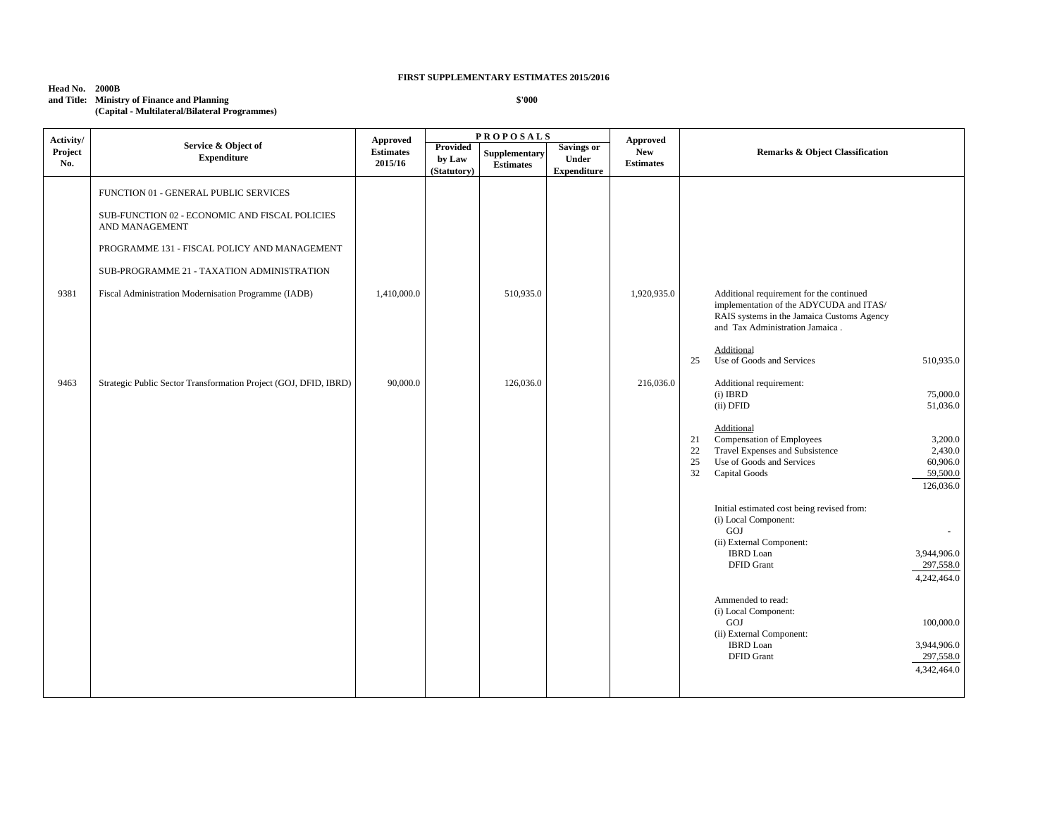**FIRST SUPPLEMENTARY ESTIMATES 2015/2016**

**Head No. 2000B**
**and Title: Ministry of Finance and Planning**
**(Capital - Multilateral/Bilateral Programmes)**

**$'000**

| Activity/ Project No. | Service & Object of Expenditure | Approved Estimates 2015/16 | PROPOSALS Provided by Law (Statutory) | Supplementary Estimates | Savings or Under Expenditure | Approved New Estimates | Remarks & Object Classification | |
|---|---|---|---|---|---|---|---|---|
| | FUNCTION 01 - GENERAL PUBLIC SERVICES | | | | | | | |
| | SUB-FUNCTION 02 - ECONOMIC AND FISCAL POLICIES AND MANAGEMENT | | | | | | | |
| | PROGRAMME 131 - FISCAL POLICY AND MANAGEMENT | | | | | | | |
| | SUB-PROGRAMME 21 - TAXATION ADMINISTRATION | | | | | | | |
| 9381 | Fiscal Administration Modernisation Programme (IADB) | 1,410,000.0 | | 510,935.0 | | 1,920,935.0 | Additional requirement for the continued implementation of the ADYCUDA and ITAS/ RAIS systems in the Jamaica Customs Agency and Tax Administration Jamaica . | |
| | | | | | | | Additional | |
| | | | | | | | 25 Use of Goods and Services | 510,935.0 |
| 9463 | Strategic Public Sector Transformation Project (GOJ, DFID, IBRD) | 90,000.0 | | 126,036.0 | | 216,036.0 | Additional requirement: | |
| | | | | | | | (i) IBRD | 75,000.0 |
| | | | | | | | (ii) DFID | 51,036.0 |
| | | | | | | | Additional | |
| | | | | | | | 21 Compensation of Employees | 3,200.0 |
| | | | | | | | 22 Travel Expenses and Subsistence | 2,430.0 |
| | | | | | | | 25 Use of Goods and Services | 60,906.0 |
| | | | | | | | 32 Capital Goods | 59,500.0 |
| | | | | | | | | 126,036.0 |
| | | | | | | | Initial estimated cost being revised from: | |
| | | | | | | | (i) Local Component: | |
| | | | | | | | GOJ | - |
| | | | | | | | (ii) External Component: | |
| | | | | | | | IBRD Loan | 3,944,906.0 |
| | | | | | | | DFID Grant | 297,558.0 |
| | | | | | | | | 4,242,464.0 |
| | | | | | | | Ammended to read: | |
| | | | | | | | (i) Local Component: | |
| | | | | | | | GOJ | 100,000.0 |
| | | | | | | | (ii) External Component: | |
| | | | | | | | IBRD Loan | 3,944,906.0 |
| | | | | | | | DFID Grant | 297,558.0 |
| | | | | | | | | 4,342,464.0 |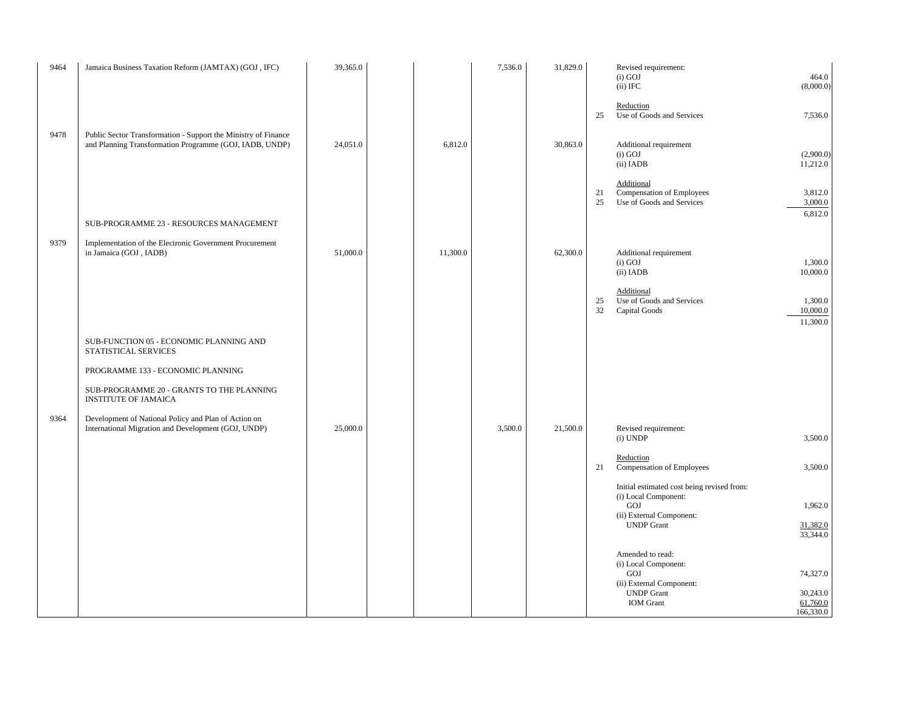| | | | | | | | | | |
|---|---|---|---|---|---|---|---|---|---|
| 9464 | Jamaica Business Taxation Reform (JAMTAX) (GOJ , IFC) | 39,365.0 | | | 7,536.0 | 31,829.0 | | Revised requirement: | |
| | | | | | | | | (i) GOJ | 464.0 |
| | | | | | | | | (ii) IFC | (8,000.0) |
| | | | | | | | | Reduction | |
| | | | | | | | 25 | Use of Goods and Services | 7,536.0 |
| 9478 | Public Sector Transformation - Support the Ministry of Finance and Planning Transformation Programme (GOJ, IADB, UNDP) | 24,051.0 | | 6,812.0 | | 30,863.0 | | Additional requirement | |
| | | | | | | | | (i) GOJ | (2,900.0) |
| | | | | | | | | (ii) IADB | 11,212.0 |
| | | | | | | | | Additional | |
| | | | | | | | 21 | Compensation of Employees | 3,812.0 |
| | | | | | | | 25 | Use of Goods and Services | 3,000.0 |
| | | | | | | | | | 6,812.0 |
| | SUB-PROGRAMME 23 - RESOURCES MANAGEMENT | | | | | | | | |
| 9379 | Implementation of the Electronic Government Procurement in Jamaica (GOJ , IADB) | 51,000.0 | | 11,300.0 | | 62,300.0 | | Additional requirement | |
| | | | | | | | | (i) GOJ | 1,300.0 |
| | | | | | | | | (ii) IADB | 10,000.0 |
| | | | | | | | | Additional | |
| | | | | | | | 25 | Use of Goods and Services | 1,300.0 |
| | | | | | | | 32 | Capital Goods | 10,000.0 |
| | | | | | | | | | 11,300.0 |
| | SUB-FUNCTION 05 - ECONOMIC PLANNING AND STATISTICAL SERVICES | | | | | | | | |
| | PROGRAMME 133 - ECONOMIC PLANNING | | | | | | | | |
| | SUB-PROGRAMME 20 - GRANTS TO THE PLANNING INSTITUTE OF JAMAICA | | | | | | | | |
| 9364 | Development of National Policy and Plan of Action on International Migration and Development (GOJ, UNDP) | 25,000.0 | | | 3,500.0 | 21,500.0 | | Revised requirement: | |
| | | | | | | | | (i) UNDP | 3,500.0 |
| | | | | | | | | Reduction | |
| | | | | | | | 21 | Compensation of Employees | 3,500.0 |
| | | | | | | | | Initial estimated cost being revised from: | |
| | | | | | | | | (i) Local Component: | |
| | | | | | | | | GOJ | 1,962.0 |
| | | | | | | | | (ii) External Component: | |
| | | | | | | | | UNDP Grant | 31,382.0 |
| | | | | | | | | | 33,344.0 |
| | | | | | | | | Amended to read: | |
| | | | | | | | | (i) Local Component: | |
| | | | | | | | | GOJ | 74,327.0 |
| | | | | | | | | (ii) External Component: | |
| | | | | | | | | UNDP Grant | 30,243.0 |
| | | | | | | | | IOM Grant | 61,760.0 |
| | | | | | | | | | 166,330.0 |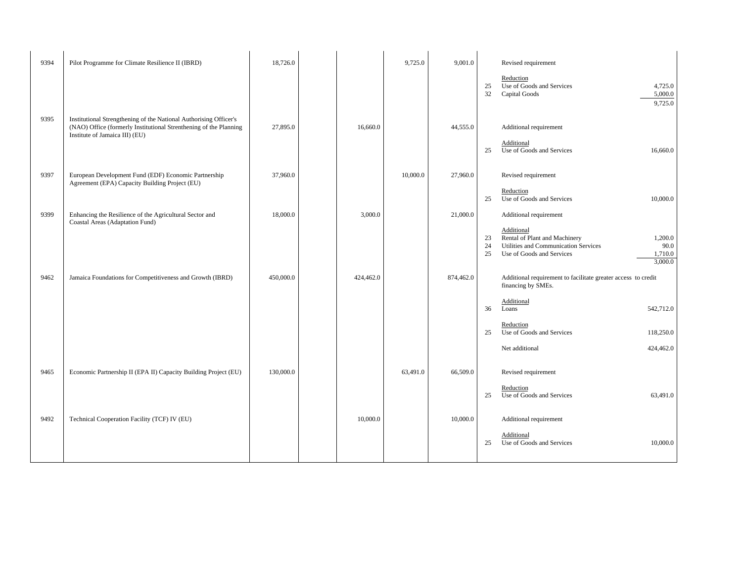| | | | | | | | | | |
|---|---|---|---|---|---|---|---|---|---|
| 9394 | Pilot Programme for Climate Resilience II (IBRD) | 18,726.0 | | | 9,725.0 | 9,001.0 | | Revised requirement | |
| | | | | | | | | Reduction | |
| | | | | | | | 25 | Use of Goods and Services | 4,725.0 |
| | | | | | | | 32 | Capital Goods | 5,000.0 |
| | | | | | | | | | 9,725.0 |
| 9395 | Institutional Strengthening of the National Authorising Officer's (NAO) Office (formerly Institutional Strenthening of the Planning Institute of Jamaica III) (EU) | 27,895.0 | | 16,660.0 | | 44,555.0 | | Additional requirement | |
| | | | | | | | | Additional | |
| | | | | | | | 25 | Use of Goods and Services | 16,660.0 |
| 9397 | European Development Fund (EDF) Economic Partnership Agreement (EPA) Capacity Building Project (EU) | 37,960.0 | | | 10,000.0 | 27,960.0 | | Revised requirement | |
| | | | | | | | | Reduction | |
| | | | | | | | 25 | Use of Goods and Services | 10,000.0 |
| 9399 | Enhancing the Resilience of the Agricultural Sector and Coastal Areas (Adaptation Fund) | 18,000.0 | | 3,000.0 | | 21,000.0 | | Additional requirement | |
| | | | | | | | | Additional | |
| | | | | | | | 23 | Rental of Plant and Machinery | 1,200.0 |
| | | | | | | | 24 | Utilities and Communication Services | 90.0 |
| | | | | | | | 25 | Use of Goods and Services | 1,710.0 |
| | | | | | | | | | 3,000.0 |
| 9462 | Jamaica Foundations for Competitiveness and Growth (IBRD) | 450,000.0 | | 424,462.0 | | 874,462.0 | | Additional requirement to facilitate greater access to credit financing by SMEs. | |
| | | | | | | | | Additional | |
| | | | | | | | 36 | Loans | 542,712.0 |
| | | | | | | | | Reduction | |
| | | | | | | | 25 | Use of Goods and Services | 118,250.0 |
| | | | | | | | | Net additional | 424,462.0 |
| 9465 | Economic Partnership II (EPA II) Capacity Building Project (EU) | 130,000.0 | | | 63,491.0 | 66,509.0 | | Revised requirement | |
| | | | | | | | | Reduction | |
| | | | | | | | 25 | Use of Goods and Services | 63,491.0 |
| 9492 | Technical Cooperation Facility (TCF) IV (EU) | | | 10,000.0 | | 10,000.0 | | Additional requirement | |
| | | | | | | | | Additional | |
| | | | | | | | 25 | Use of Goods and Services | 10,000.0 |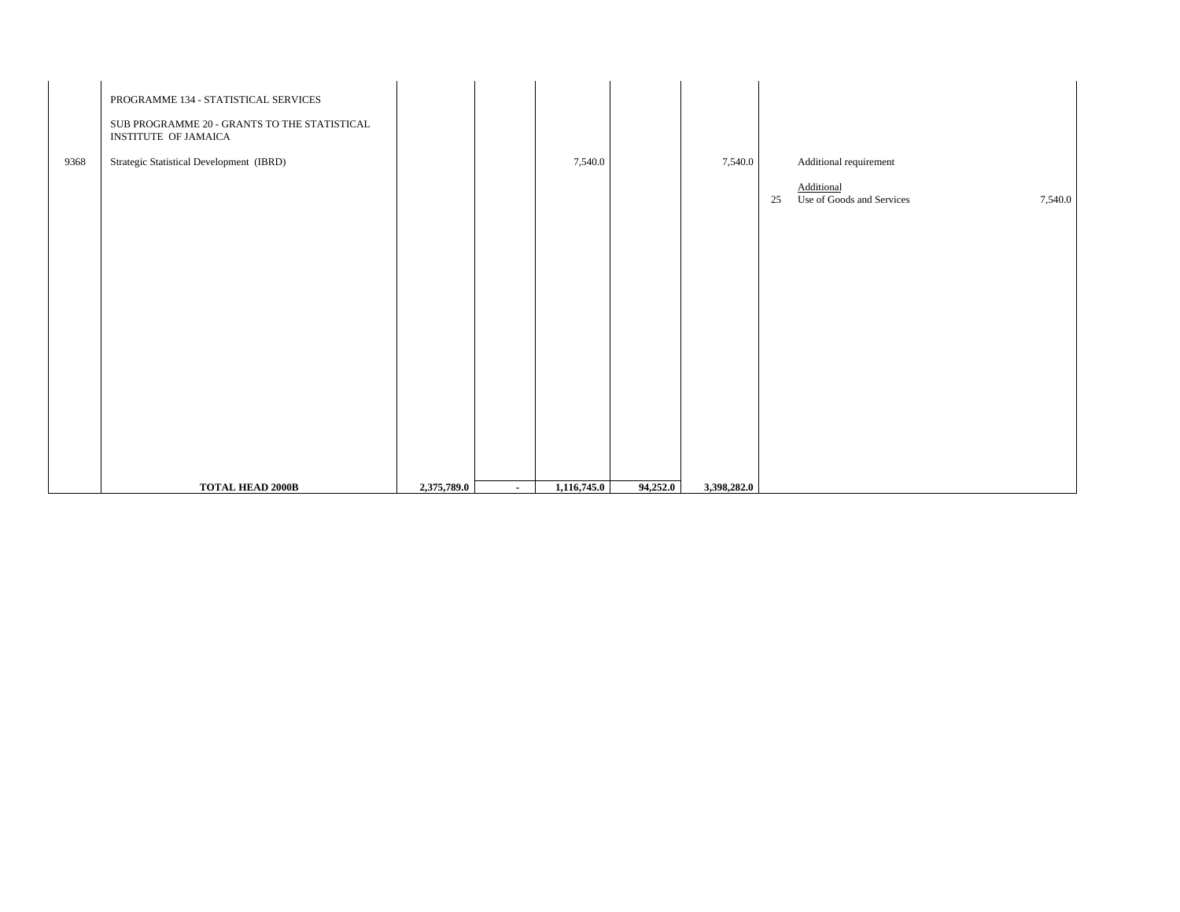| | | | | | | | | | |
|---|---|---|---|---|---|---|---|---|---|
| | PROGRAMME 134 - STATISTICAL SERVICES | | | | | | | | |
| | SUB PROGRAMME 20 - GRANTS TO THE STATISTICAL INSTITUTE OF JAMAICA | | | | | | | | |
| 9368 | Strategic Statistical Development (IBRD) | | | 7,540.0 | | 7,540.0 | | Additional requirement | |
| | | | | | | | 25 | Additional<br>Use of Goods and Services | 7,540.0 |
| | **TOTAL HEAD 2000B** | **2,375,789.0** | **-** | **1,116,745.0** | **94,252.0** | **3,398,282.0** | | | |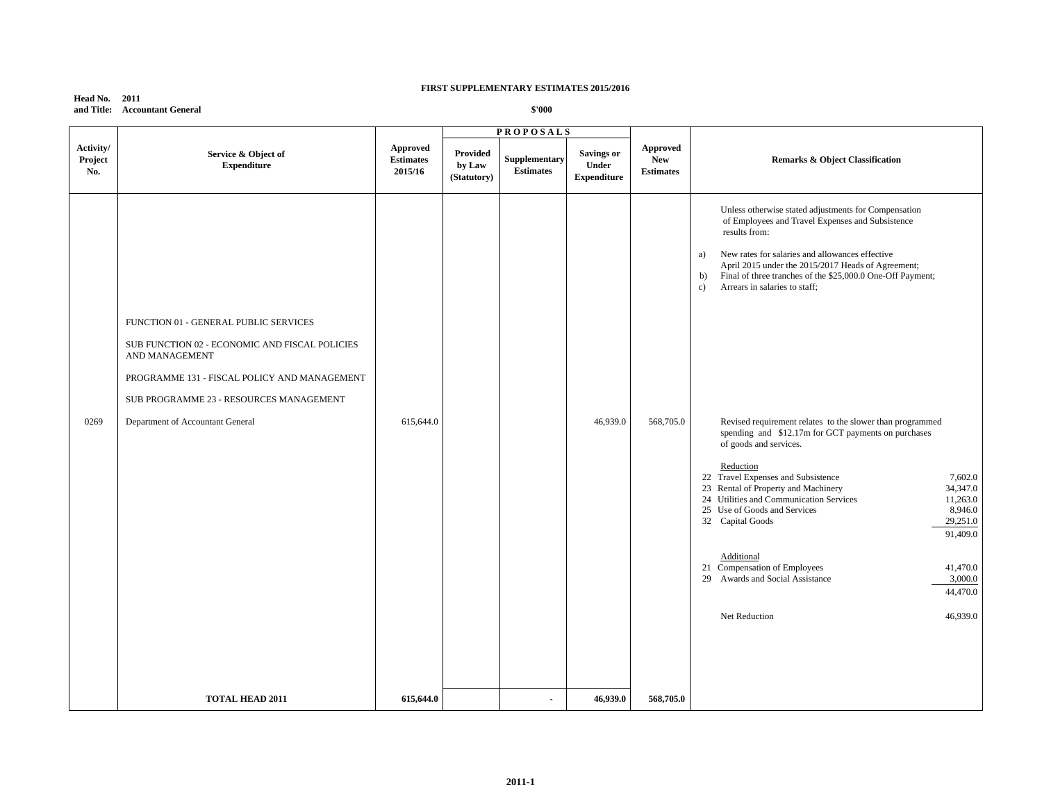**FIRST SUPPLEMENTARY ESTIMATES 2015/2016**

**Head No. 2011**
**and Title: Accountant General**

**$'000**

| Activity/ Project No. | Service & Object of Expenditure | Approved Estimates 2015/16 | PROPOSALS Provided by Law (Statutory) | Supplementary Estimates | Savings or Under Expenditure | Approved New Estimates | Remarks & Object Classification |
|---|---|---|---|---|---|---|---|
| | | | | | | | Unless otherwise stated adjustments for Compensation of Employees and Travel Expenses and Subsistence results from: a) New rates for salaries and allowances effective April 2015 under the 2015/2017 Heads of Agreement; b) Final of three tranches of the $25,000.0 One-Off Payment; c) Arrears in salaries to staff; |
| | FUNCTION 01 - GENERAL PUBLIC SERVICES | | | | | | |
| | SUB FUNCTION 02 - ECONOMIC AND FISCAL POLICIES AND MANAGEMENT | | | | | | |
| | PROGRAMME 131 - FISCAL POLICY AND MANAGEMENT | | | | | | |
| | SUB PROGRAMME 23 - RESOURCES MANAGEMENT | | | | | | |
| 0269 | Department of Accountant General | 615,644.0 | | | 46,939.0 | 568,705.0 | Revised requirement relates to the slower than programmed spending and $12.17m for GCT payments on purchases of goods and services. |
| | | | | | | | Reduction |
| | | | | | | | 22 Travel Expenses and Subsistence 7,602.0 |
| | | | | | | | 23 Rental of Property and Machinery 34,347.0 |
| | | | | | | | 24 Utilities and Communication Services 11,263.0 |
| | | | | | | | 25 Use of Goods and Services 8,946.0 |
| | | | | | | | 32 Capital Goods 29,251.0 |
| | | | | | | | 91,409.0 |
| | | | | | | | Additional |
| | | | | | | | 21 Compensation of Employees 41,470.0 |
| | | | | | | | 29 Awards and Social Assistance 3,000.0 |
| | | | | | | | 44,470.0 |
| | | | | | | | Net Reduction 46,939.0 |
| | **TOTAL HEAD 2011** | **615,644.0** | | **-** | **46,939.0** | **568,705.0** | |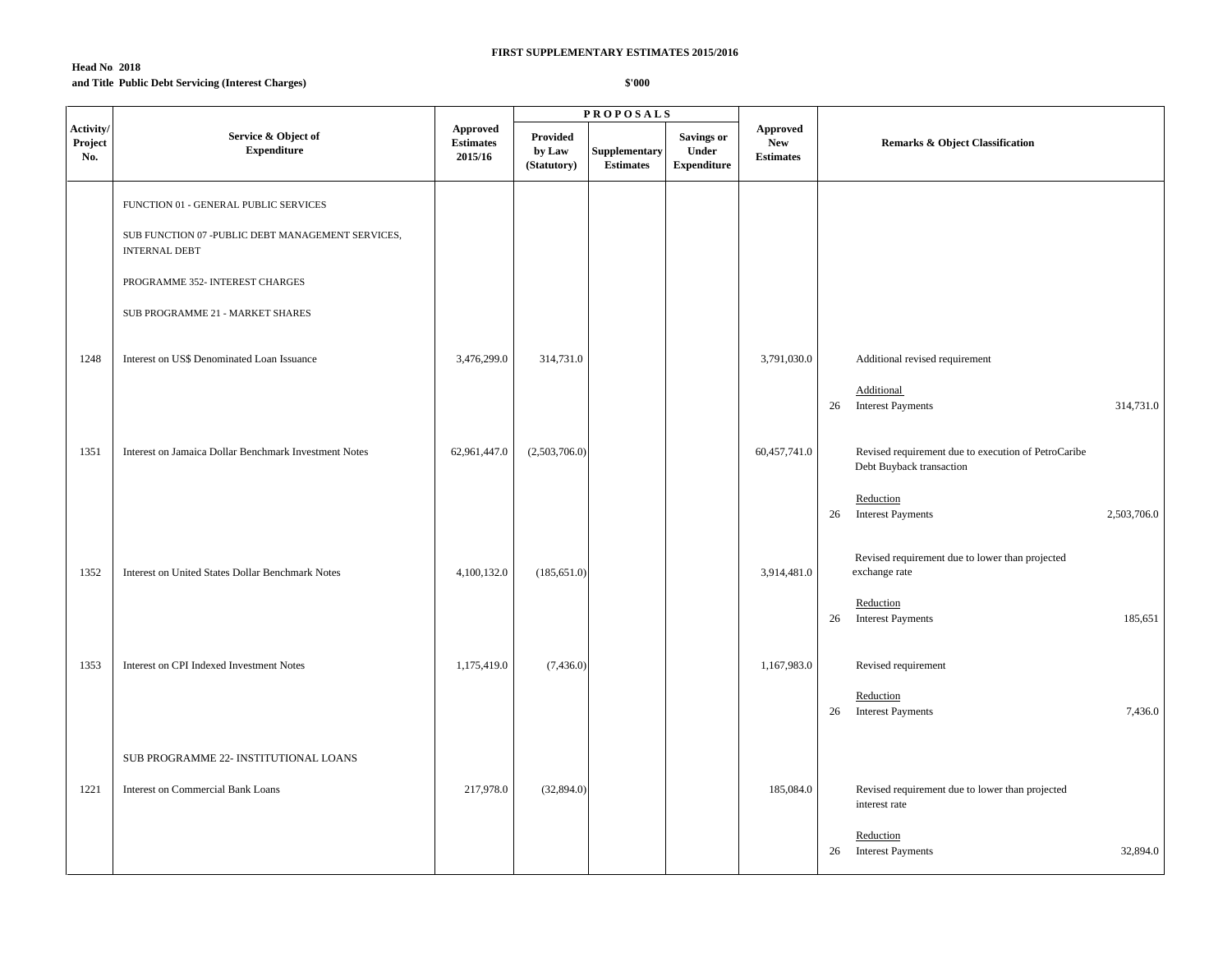**FIRST SUPPLEMENTARY ESTIMATES 2015/2016**

**Head No 2018**
**and Title Public Debt Servicing (Interest Charges)**

**$'000**

| Activity/ Project No. | Service & Object of Expenditure | Approved Estimates 2015/16 | PROPOSALS Provided by Law (Statutory) | Supplementary Estimates | Savings or Under Expenditure | Approved New Estimates | Remarks & Object Classification | |
|---|---|---|---|---|---|---|---|---|
| | FUNCTION 01 - GENERAL PUBLIC SERVICES | | | | | | | |
| | SUB FUNCTION 07 -PUBLIC DEBT MANAGEMENT SERVICES, INTERNAL DEBT | | | | | | | |
| | PROGRAMME 352- INTEREST CHARGES | | | | | | | |
| | SUB PROGRAMME 21 - MARKET SHARES | | | | | | | |
| 1248 | Interest on US$ Denominated Loan Issuance | 3,476,299.0 | 314,731.0 | | | 3,791,030.0 | Additional revised requirement | |
| | | | | | | | Additional<br>26 Interest Payments | 314,731.0 |
| 1351 | Interest on Jamaica Dollar Benchmark Investment Notes | 62,961,447.0 | (2,503,706.0) | | | 60,457,741.0 | Revised requirement due to execution of PetroCaribe Debt Buyback transaction | |
| | | | | | | | Reduction<br>26 Interest Payments | 2,503,706.0 |
| 1352 | Interest on United States Dollar Benchmark Notes | 4,100,132.0 | (185,651.0) | | | 3,914,481.0 | Revised requirement due to lower than projected exchange rate | |
| | | | | | | | Reduction<br>26 Interest Payments | 185,651 |
| 1353 | Interest on CPI Indexed Investment Notes | 1,175,419.0 | (7,436.0) | | | 1,167,983.0 | Revised requirement | |
| | | | | | | | Reduction<br>26 Interest Payments | 7,436.0 |
| | SUB PROGRAMME 22- INSTITUTIONAL LOANS | | | | | | | |
| 1221 | Interest on Commercial Bank Loans | 217,978.0 | (32,894.0) | | | 185,084.0 | Revised requirement due to lower than projected interest rate | |
| | | | | | | | Reduction<br>26 Interest Payments | 32,894.0 |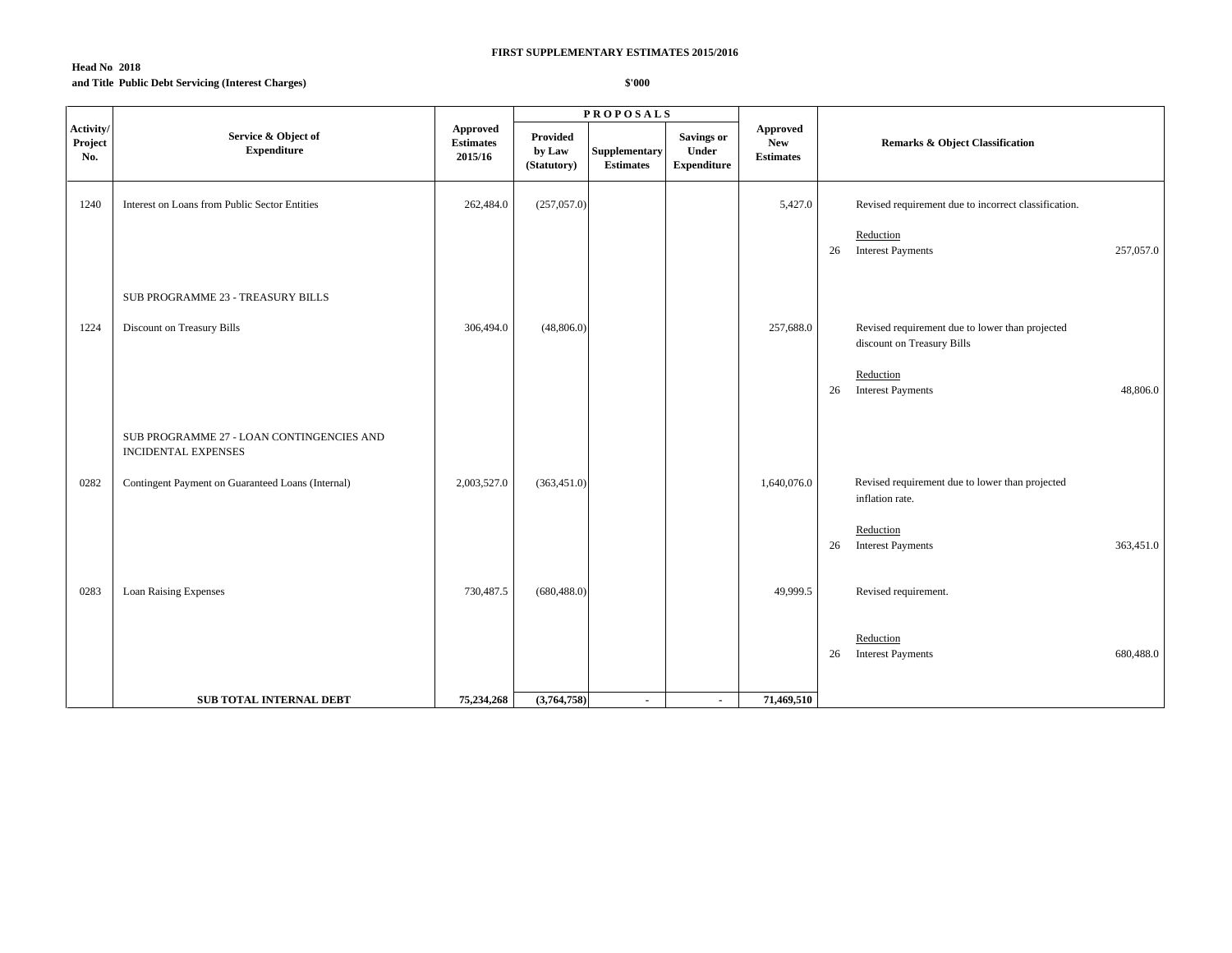**FIRST SUPPLEMENTARY ESTIMATES 2015/2016**

**Head No 2018**
**and Title Public Debt Servicing (Interest Charges)**

**$'000**

| Activity/ Project No. | Service & Object of Expenditure | Approved Estimates 2015/16 | PROPOSALS: Provided by Law (Statutory) | PROPOSALS: Supplementary Estimates | PROPOSALS: Savings or Under Expenditure | Approved New Estimates | | Remarks & Object Classification | |
|---|---|---|---|---|---|---|---|---|---|
| 1240 | Interest on Loans from Public Sector Entities | 262,484.0 | (257,057.0) | | | 5,427.0 | | Revised requirement due to incorrect classification. | |
| | | | | | | | | Reduction | |
| | | | | | | | 26 | Interest Payments | 257,057.0 |
| | SUB PROGRAMME 23 - TREASURY BILLS | | | | | | | | |
| 1224 | Discount on Treasury Bills | 306,494.0 | (48,806.0) | | | 257,688.0 | | Revised requirement due to lower than projected discount on Treasury Bills | |
| | | | | | | | | Reduction | |
| | | | | | | | 26 | Interest Payments | 48,806.0 |
| | SUB PROGRAMME 27 - LOAN CONTINGENCIES AND INCIDENTAL EXPENSES | | | | | | | | |
| 0282 | Contingent Payment on Guaranteed Loans (Internal) | 2,003,527.0 | (363,451.0) | | | 1,640,076.0 | | Revised requirement due to lower than projected inflation rate. | |
| | | | | | | | | Reduction | |
| | | | | | | | 26 | Interest Payments | 363,451.0 |
| 0283 | Loan Raising Expenses | 730,487.5 | (680,488.0) | | | 49,999.5 | | Revised requirement. | |
| | | | | | | | | Reduction | |
| | | | | | | | 26 | Interest Payments | 680,488.0 |
| | **SUB TOTAL INTERNAL DEBT** | **75,234,268** | **(3,764,758)** | **-** | **-** | **71,469,510** | | | |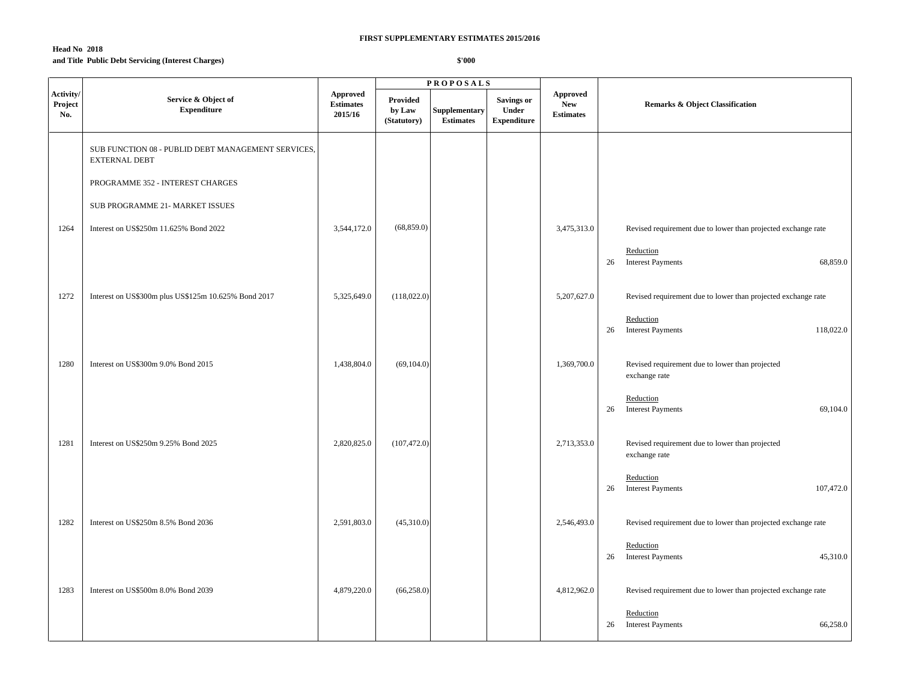**FIRST SUPPLEMENTARY ESTIMATES 2015/2016**

**Head No 2018**
**and Title Public Debt Servicing (Interest Charges)**

**$'000**

| Activity/ Project No. | Service & Object of Expenditure | Approved Estimates 2015/16 | PROPOSALS Provided by Law (Statutory) | Supplementary Estimates | Savings or Under Expenditure | Approved New Estimates | Remarks & Object Classification |
|---|---|---|---|---|---|---|---|
| | SUB FUNCTION 08 - PUBLID DEBT MANAGEMENT SERVICES, EXTERNAL DEBT | | | | | | |
| | PROGRAMME 352 - INTEREST CHARGES | | | | | | |
| | SUB PROGRAMME 21- MARKET ISSUES | | | | | | |
| 1264 | Interest on US$250m 11.625% Bond 2022 | 3,544,172.0 | (68,859.0) | | | 3,475,313.0 | Revised requirement due to lower than projected exchange rate<br><br>Reduction<br>26 Interest Payments 68,859.0 |
| 1272 | Interest on US$300m plus US$125m 10.625% Bond 2017 | 5,325,649.0 | (118,022.0) | | | 5,207,627.0 | Revised requirement due to lower than projected exchange rate<br><br>Reduction<br>26 Interest Payments 118,022.0 |
| 1280 | Interest on US$300m 9.0% Bond 2015 | 1,438,804.0 | (69,104.0) | | | 1,369,700.0 | Revised requirement due to lower than projected exchange rate<br><br>Reduction<br>26 Interest Payments 69,104.0 |
| 1281 | Interest on US$250m 9.25% Bond 2025 | 2,820,825.0 | (107,472.0) | | | 2,713,353.0 | Revised requirement due to lower than projected exchange rate<br><br>Reduction<br>26 Interest Payments 107,472.0 |
| 1282 | Interest on US$250m 8.5% Bond 2036 | 2,591,803.0 | (45,310.0) | | | 2,546,493.0 | Revised requirement due to lower than projected exchange rate<br><br>Reduction<br>26 Interest Payments 45,310.0 |
| 1283 | Interest on US$500m 8.0% Bond 2039 | 4,879,220.0 | (66,258.0) | | | 4,812,962.0 | Revised requirement due to lower than projected exchange rate<br><br>Reduction<br>26 Interest Payments 66,258.0 |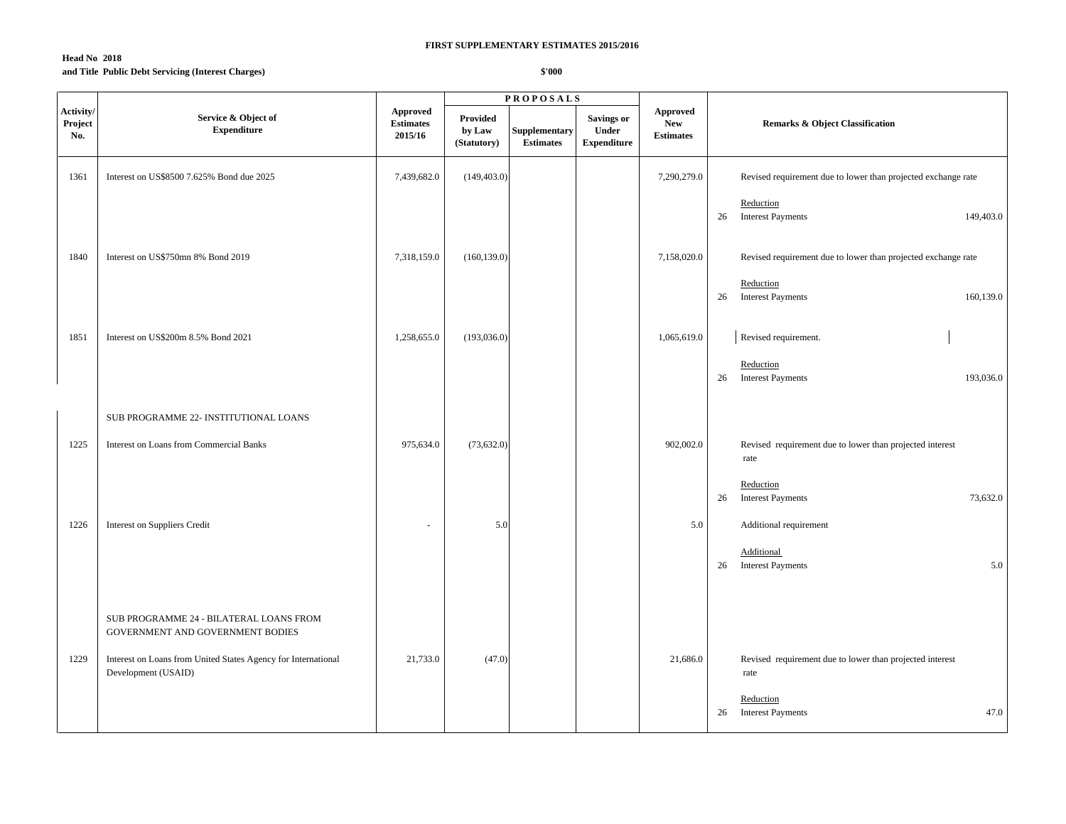**FIRST SUPPLEMENTARY ESTIMATES 2015/2016**

**Head No 2018**
**and Title Public Debt Servicing (Interest Charges)**

**$'000**

| Activity/ Project No. | Service & Object of Expenditure | Approved Estimates 2015/16 | PROPOSALS Provided by Law (Statutory) | Supplementary Estimates | Savings or Under Expenditure | Approved New Estimates | Remarks & Object Classification | |
|---|---|---|---|---|---|---|---|---|
| 1361 | Interest on US$8500 7.625% Bond due 2025 | 7,439,682.0 | (149,403.0) | | | 7,290,279.0 | Revised requirement due to lower than projected exchange rate | |
| | | | | | | | Reduction | |
| | | | | | | | 26 Interest Payments | 149,403.0 |
| 1840 | Interest on US$750mn 8% Bond 2019 | 7,318,159.0 | (160,139.0) | | | 7,158,020.0 | Revised requirement due to lower than projected exchange rate | |
| | | | | | | | Reduction | |
| | | | | | | | 26 Interest Payments | 160,139.0 |
| 1851 | Interest on US$200m 8.5% Bond 2021 | 1,258,655.0 | (193,036.0) | | | 1,065,619.0 | Revised requirement. | |
| | | | | | | | Reduction | |
| | | | | | | | 26 Interest Payments | 193,036.0 |
| | SUB PROGRAMME 22- INSTITUTIONAL LOANS | | | | | | | |
| 1225 | Interest on Loans from Commercial Banks | 975,634.0 | (73,632.0) | | | 902,002.0 | Revised requirement due to lower than projected interest rate | |
| | | | | | | | Reduction | |
| | | | | | | | 26 Interest Payments | 73,632.0 |
| 1226 | Interest on Suppliers Credit | - | 5.0 | | | 5.0 | Additional requirement | |
| | | | | | | | Additional | |
| | | | | | | | 26 Interest Payments | 5.0 |
| | SUB PROGRAMME 24 - BILATERAL LOANS FROM GOVERNMENT AND GOVERNMENT BODIES | | | | | | | |
| 1229 | Interest on Loans from United States Agency for International Development (USAID) | 21,733.0 | (47.0) | | | 21,686.0 | Revised requirement due to lower than projected interest rate | |
| | | | | | | | Reduction | |
| | | | | | | | 26 Interest Payments | 47.0 |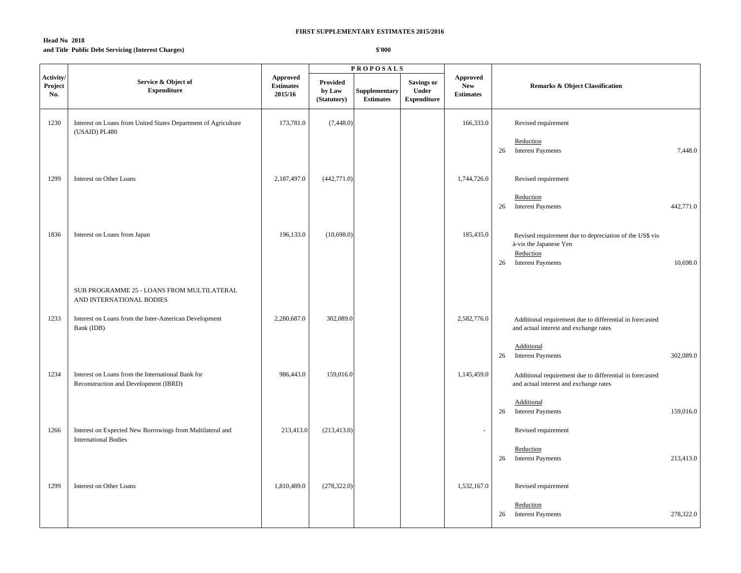**FIRST SUPPLEMENTARY ESTIMATES 2015/2016**

**Head No 2018**
**and Title Public Debt Servicing (Interest Charges)**

**$'000**

| Activity/ Project No. | Service & Object of Expenditure | Approved Estimates 2015/16 | PROPOSALS Provided by Law (Statutory) | Supplementary Estimates | Savings or Under Expenditure | Approved New Estimates | Remarks & Object Classification | |
|---|---|---|---|---|---|---|---|---|
| 1230 | Interest on Loans from United States Department of Agriculture (USAID) PL480 | 173,781.0 | (7,448.0) | | | 166,333.0 | Revised requirement<br><br>Reduction<br>26 Interest Payments | 7,448.0 |
| 1299 | Interest on Other Loans | 2,187,497.0 | (442,771.0) | | | 1,744,726.0 | Revised requirement<br><br>Reduction<br>26 Interest Payments | 442,771.0 |
| 1836 | Interest on Loans from Japan | 196,133.0 | (10,698.0) | | | 185,435.0 | Revised requirement due to depreciation of the US$ vis-à-vis the Japanese Yen<br>Reduction<br>26 Interest Payments | 10,698.0 |
| | SUB PROGRAMME 25 - LOANS FROM MULTILATERAL AND INTERNATIONAL BODIES | | | | | | | |
| 1233 | Interest on Loans from the Inter-American Development Bank (IDB) | 2,280,687.0 | 302,089.0 | | | 2,582,776.0 | Additional requirement due to differential in forecasted and actual interest and exchange rates<br><br>Additional<br>26 Interest Payments | 302,089.0 |
| 1234 | Interest on Loans from the International Bank for Reconstruction and Development (IBRD) | 986,443.0 | 159,016.0 | | | 1,145,459.0 | Additional requirement due to differential in forecasted and actual interest and exchange rates<br><br>Additional<br>26 Interest Payments | 159,016.0 |
| 1266 | Interest on Expected New Borrowings from Multilateral and International Bodies | 213,413.0 | (213,413.0) | | | - | Revised requirement<br><br>Reduction<br>26 Interest Payments | 213,413.0 |
| 1299 | Interest on Other Loans | 1,810,489.0 | (278,322.0) | | | 1,532,167.0 | Revised requirement<br><br>Reduction<br>26 Interest Payments | 278,322.0 |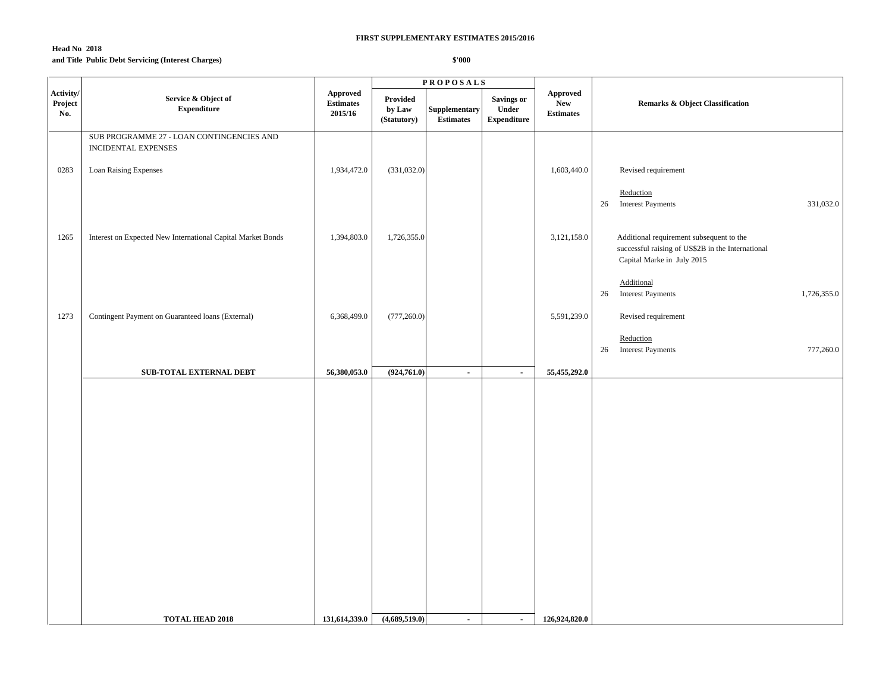**FIRST SUPPLEMENTARY ESTIMATES 2015/2016**

**Head No 2018**
**and Title Public Debt Servicing (Interest Charges)**

**$'000**

| Activity/ Project No. | Service & Object of Expenditure | Approved Estimates 2015/16 | PROPOSALS | | | Approved New Estimates | Remarks & Object Classification | | |
|---|---|---|---|---|---|---|---|---|---|
| | | | Provided by Law (Statutory) | Supplementary Estimates | Savings or Under Expenditure | | | | |
| | SUB PROGRAMME 27 - LOAN CONTINGENCIES AND INCIDENTAL EXPENSES | | | | | | | | |
| 0283 | Loan Raising Expenses | 1,934,472.0 | (331,032.0) | | | 1,603,440.0 | | Revised requirement | |
| | | | | | | | | Reduction | |
| | | | | | | | 26 | Interest Payments | 331,032.0 |
| 1265 | Interest on Expected New International Capital Market Bonds | 1,394,803.0 | 1,726,355.0 | | | 3,121,158.0 | | Additional requirement subsequent to the successful raising of US$2B in the International Capital Marke in July 2015 | |
| | | | | | | | | Additional | |
| | | | | | | | 26 | Interest Payments | 1,726,355.0 |
| 1273 | Contingent Payment on Guaranteed loans (External) | 6,368,499.0 | (777,260.0) | | | 5,591,239.0 | | Revised requirement | |
| | | | | | | | | Reduction | |
| | | | | | | | 26 | Interest Payments | 777,260.0 |
| | **SUB-TOTAL EXTERNAL DEBT** | **56,380,053.0** | **(924,761.0)** | **-** | **-** | **55,455,292.0** | | | |
| | **TOTAL HEAD 2018** | **131,614,339.0** | **(4,689,519.0)** | **-** | **-** | **126,924,820.0** | | | |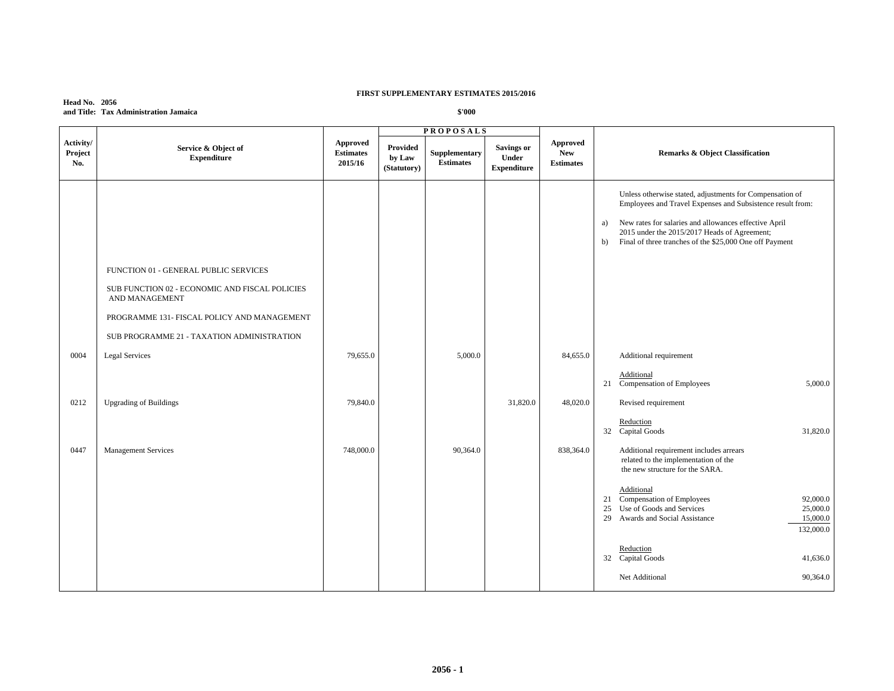**FIRST SUPPLEMENTARY ESTIMATES 2015/2016**

**Head No. 2056**
**and Title: Tax Administration Jamaica**

**$'000**

| Activity/ Project No. | Service & Object of Expenditure | Approved Estimates 2015/16 | PROPOSALS Provided by Law (Statutory) | Supplementary Estimates | Savings or Under Expenditure | Approved New Estimates | Remarks & Object Classification |
|---|---|---|---|---|---|---|---|
| | | | | | | | Unless otherwise stated, adjustments for Compensation of Employees and Travel Expenses and Subsistence result from: |
| | | | | | | | a) New rates for salaries and allowances effective April 2015 under the 2015/2017 Heads of Agreement; |
| | | | | | | | b) Final of three tranches of the $25,000 One off Payment |
| | FUNCTION 01 - GENERAL PUBLIC SERVICES | | | | | | |
| | SUB FUNCTION 02 - ECONOMIC AND FISCAL POLICIES AND MANAGEMENT | | | | | | |
| | PROGRAMME 131- FISCAL POLICY AND MANAGEMENT | | | | | | |
| | SUB PROGRAMME 21 - TAXATION ADMINISTRATION | | | | | | |
| 0004 | Legal Services | 79,655.0 | | 5,000.0 | | 84,655.0 | Additional requirement |
| | | | | | | | Additional |
| | | | | | | | 21 Compensation of Employees 5,000.0 |
| 0212 | Upgrading of Buildings | 79,840.0 | | | 31,820.0 | 48,020.0 | Revised requirement |
| | | | | | | | Reduction |
| | | | | | | | 32 Capital Goods 31,820.0 |
| 0447 | Management Services | 748,000.0 | | 90,364.0 | | 838,364.0 | Additional requirement includes arrears related to the implementation of the new structure for the SARA. |
| | | | | | | | Additional |
| | | | | | | | 21 Compensation of Employees 92,000.0 |
| | | | | | | | 25 Use of Goods and Services 25,000.0 |
| | | | | | | | 29 Awards and Social Assistance 15,000.0 |
| | | | | | | | 132,000.0 |
| | | | | | | | Reduction |
| | | | | | | | 32 Capital Goods 41,636.0 |
| | | | | | | | Net Additional 90,364.0 |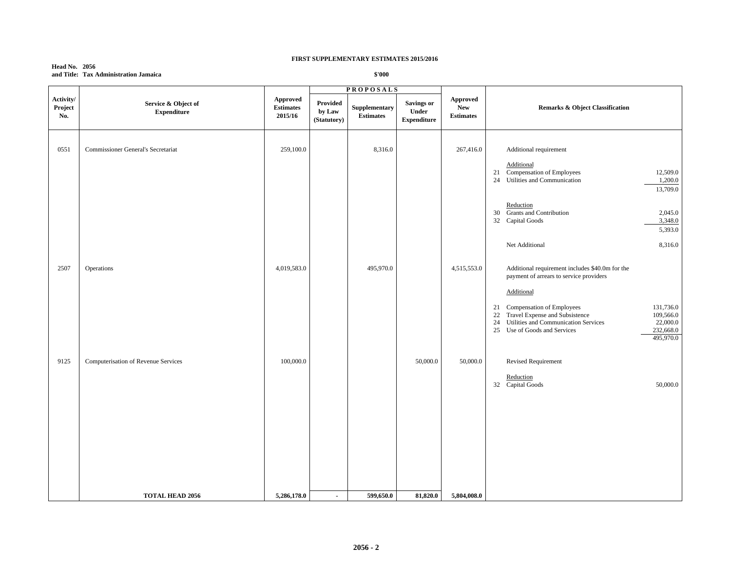**FIRST SUPPLEMENTARY ESTIMATES 2015/2016**

**Head No. 2056**
**and Title: Tax Administration Jamaica**

**$'000**

| Activity/ Project No. | Service & Object of Expenditure | Approved Estimates 2015/16 | PROPOSALS Provided by Law (Statutory) | Supplementary Estimates | Savings or Under Expenditure | Approved New Estimates | Remarks & Object Classification | |
|---|---|---|---|---|---|---|---|---|
| 0551 | Commissioner General's Secretariat | 259,100.0 | | 8,316.0 | | 267,416.0 | Additional requirement | |
| | | | | | | | Additional | |
| | | | | | | | 21 Compensation of Employees | 12,509.0 |
| | | | | | | | 24 Utilities and Communication | 1,200.0 |
| | | | | | | | | 13,709.0 |
| | | | | | | | Reduction | |
| | | | | | | | 30 Grants and Contribution | 2,045.0 |
| | | | | | | | 32 Capital Goods | 3,348.0 |
| | | | | | | | | 5,393.0 |
| | | | | | | | Net Additional | 8,316.0 |
| 2507 | Operations | 4,019,583.0 | | 495,970.0 | | 4,515,553.0 | Additional requirement includes $40.0m for the payment of arrears to service providers | |
| | | | | | | | Additional | |
| | | | | | | | 21 Compensation of Employees | 131,736.0 |
| | | | | | | | 22 Travel Expense and Subsistence | 109,566.0 |
| | | | | | | | 24 Utilities and Communication Services | 22,000.0 |
| | | | | | | | 25 Use of Goods and Services | 232,668.0 |
| | | | | | | | | 495,970.0 |
| 9125 | Computerisation of Revenue Services | 100,000.0 | | | 50,000.0 | 50,000.0 | Revised Requirement | |
| | | | | | | | Reduction | |
| | | | | | | | 32 Capital Goods | 50,000.0 |
| | **TOTAL HEAD 2056** | **5,286,178.0** | **-** | **599,650.0** | **81,820.0** | **5,804,008.0** | | |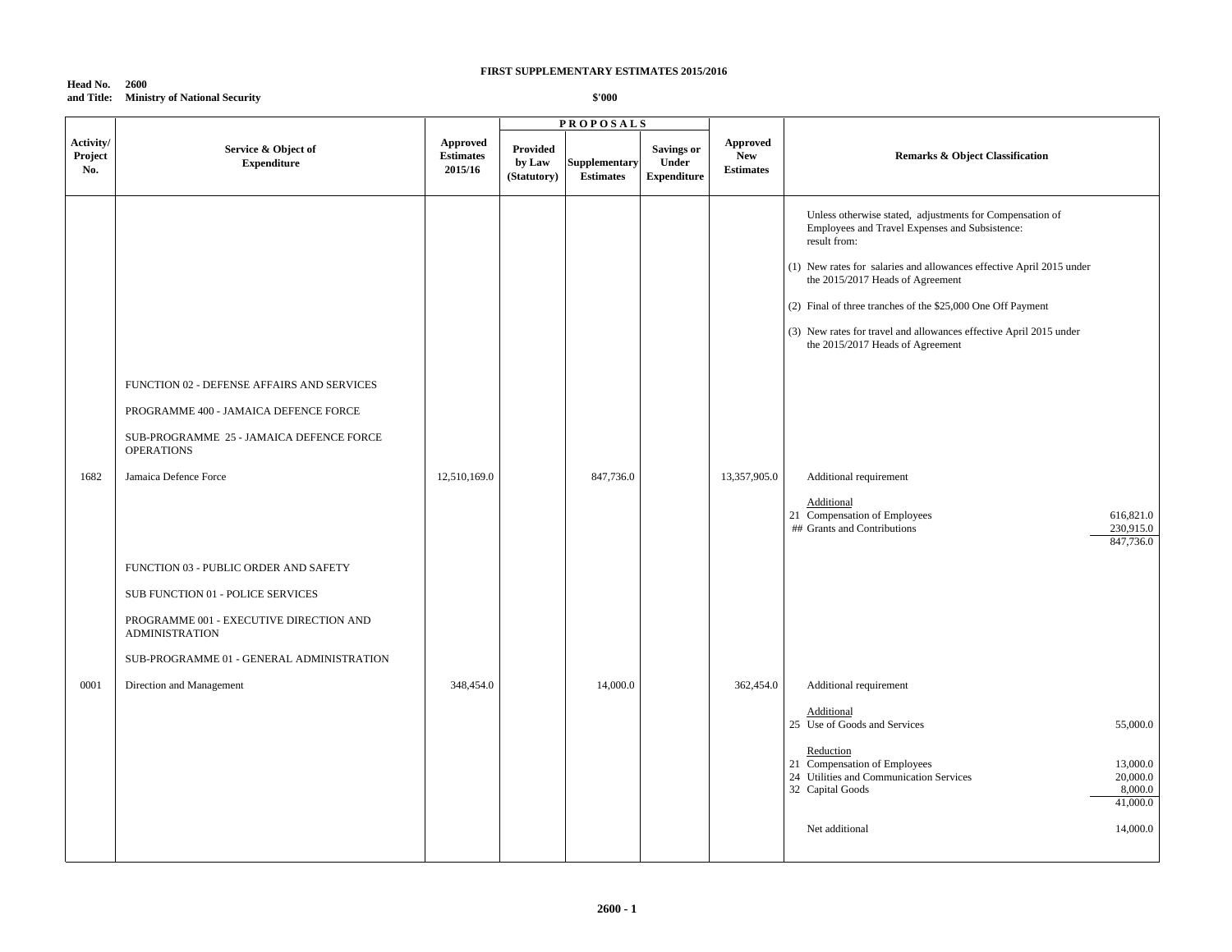**FIRST SUPPLEMENTARY ESTIMATES 2015/2016**

**Head No. 2600**
**and Title: Ministry of National Security**

**$'000**

| Activity/ Project No. | Service & Object of Expenditure | Approved Estimates 2015/16 | PROPOSALS Provided by Law (Statutory) | Supplementary Estimates | Savings or Under Expenditure | Approved New Estimates | Remarks & Object Classification | |
|---|---|---|---|---|---|---|---|---|
| | | | | | | | Unless otherwise stated, adjustments for Compensation of Employees and Travel Expenses and Subsistence: result from: | |
| | | | | | | | (1) New rates for salaries and allowances effective April 2015 under the 2015/2017 Heads of Agreement | |
| | | | | | | | (2) Final of three tranches of the $25,000 One Off Payment | |
| | | | | | | | (3) New rates for travel and allowances effective April 2015 under the 2015/2017 Heads of Agreement | |
| | FUNCTION 02 - DEFENSE AFFAIRS AND SERVICES | | | | | | | |
| | PROGRAMME 400 - JAMAICA DEFENCE FORCE | | | | | | | |
| | SUB-PROGRAMME 25 - JAMAICA DEFENCE FORCE OPERATIONS | | | | | | | |
| 1682 | Jamaica Defence Force | 12,510,169.0 | | 847,736.0 | | 13,357,905.0 | Additional requirement | |
| | | | | | | | Additional | |
| | | | | | | | 21 Compensation of Employees | 616,821.0 |
| | | | | | | | ## Grants and Contributions | 230,915.0 |
| | | | | | | | | 847,736.0 |
| | FUNCTION 03 - PUBLIC ORDER AND SAFETY | | | | | | | |
| | SUB FUNCTION 01 - POLICE SERVICES | | | | | | | |
| | PROGRAMME 001 - EXECUTIVE DIRECTION AND ADMINISTRATION | | | | | | | |
| | SUB-PROGRAMME 01 - GENERAL ADMINISTRATION | | | | | | | |
| 0001 | Direction and Management | 348,454.0 | | 14,000.0 | | 362,454.0 | Additional requirement | |
| | | | | | | | Additional | |
| | | | | | | | 25 Use of Goods and Services | 55,000.0 |
| | | | | | | | Reduction | |
| | | | | | | | 21 Compensation of Employees | 13,000.0 |
| | | | | | | | 24 Utilities and Communication Services | 20,000.0 |
| | | | | | | | 32 Capital Goods | 8,000.0 |
| | | | | | | | | 41,000.0 |
| | | | | | | | Net additional | 14,000.0 |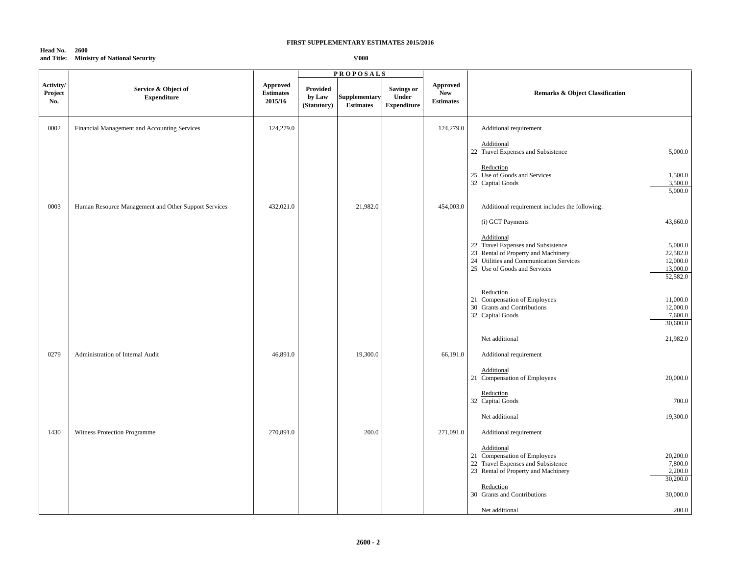**FIRST SUPPLEMENTARY ESTIMATES 2015/2016**

**Head No.** **2600**
**and Title:** **Ministry of National Security**

**$'000**

| Activity/ Project No. | Service & Object of Expenditure | Approved Estimates 2015/16 | PROPOSALS Provided by Law (Statutory) | Supplementary Estimates | Savings or Under Expenditure | Approved New Estimates | Remarks & Object Classification | |
|---|---|---|---|---|---|---|---|---|
| 0002 | Financial Management and Accounting Services | 124,279.0 | | | | 124,279.0 | Additional requirement | |
| | | | | | | | Additional | |
| | | | | | | | 22 Travel Expenses and Subsistence | 5,000.0 |
| | | | | | | | Reduction | |
| | | | | | | | 25 Use of Goods and Services | 1,500.0 |
| | | | | | | | 32 Capital Goods | 3,500.0 |
| | | | | | | | | 5,000.0 |
| 0003 | Human Resource Management and Other Support Services | 432,021.0 | | 21,982.0 | | 454,003.0 | Additional requirement includes the following: | |
| | | | | | | | (i) GCT Payments | 43,660.0 |
| | | | | | | | Additional | |
| | | | | | | | 22 Travel Expenses and Subsistence | 5,000.0 |
| | | | | | | | 23 Rental of Property and Machinery | 22,582.0 |
| | | | | | | | 24 Utilities and Communication Services | 12,000.0 |
| | | | | | | | 25 Use of Goods and Services | 13,000.0 |
| | | | | | | | | 52,582.0 |
| | | | | | | | Reduction | |
| | | | | | | | 21 Compensation of Employees | 11,000.0 |
| | | | | | | | 30 Grants and Contributions | 12,000.0 |
| | | | | | | | 32 Capital Goods | 7,600.0 |
| | | | | | | | | 30,600.0 |
| | | | | | | | Net additional | 21,982.0 |
| 0279 | Administration of Internal Audit | 46,891.0 | | 19,300.0 | | 66,191.0 | Additional requirement | |
| | | | | | | | Additional | |
| | | | | | | | 21 Compensation of Employees | 20,000.0 |
| | | | | | | | Reduction | |
| | | | | | | | 32 Capital Goods | 700.0 |
| | | | | | | | Net additional | 19,300.0 |
| 1430 | Witness Protection Programme | 270,891.0 | | 200.0 | | 271,091.0 | Additional requirement | |
| | | | | | | | Additional | |
| | | | | | | | 21 Compensation of Employees | 20,200.0 |
| | | | | | | | 22 Travel Expenses and Subsistence | 7,800.0 |
| | | | | | | | 23 Rental of Property and Machinery | 2,200.0 |
| | | | | | | | | 30,200.0 |
| | | | | | | | Reduction | |
| | | | | | | | 30 Grants and Contributions | 30,000.0 |
| | | | | | | | Net additional | 200.0 |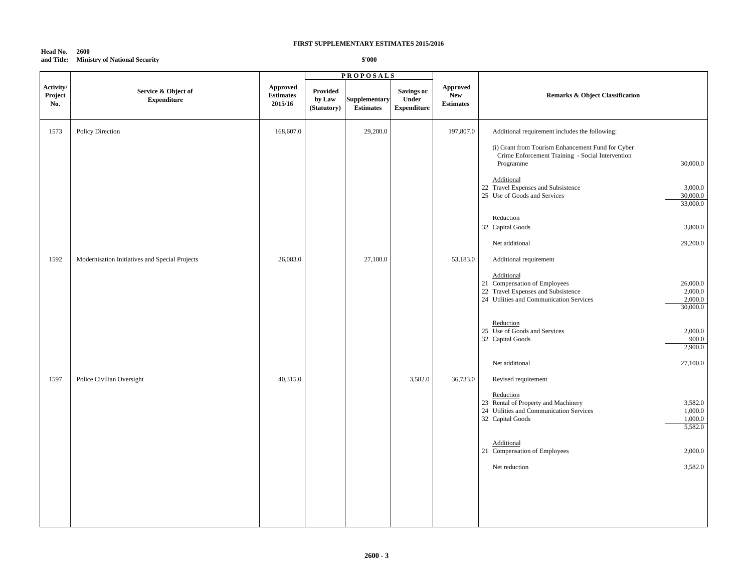**FIRST SUPPLEMENTARY ESTIMATES 2015/2016**

**Head No. 2600**
**and Title: Ministry of National Security**

**$'000**

| Activity/ Project No. | Service & Object of Expenditure | Approved Estimates 2015/16 | PROPOSALS Provided by Law (Statutory) | Supplementary Estimates | Savings or Under Expenditure | Approved New Estimates | Remarks & Object Classification | |
|---|---|---|---|---|---|---|---|---|
| 1573 | Policy Direction | 168,607.0 | | 29,200.0 | | 197,807.0 | Additional requirement includes the following: | |
| | | | | | | | (i) Grant from Tourism Enhancement Fund for Cyber Crime Enforcement Training - Social Intervention Programme | 30,000.0 |
| | | | | | | | Additional | |
| | | | | | | | 22 Travel Expenses and Subsistence | 3,000.0 |
| | | | | | | | 25 Use of Goods and Services | 30,000.0 |
| | | | | | | | | 33,000.0 |
| | | | | | | | Reduction | |
| | | | | | | | 32 Capital Goods | 3,800.0 |
| | | | | | | | Net additional | 29,200.0 |
| 1592 | Modernisation Initiatives and Special Projects | 26,083.0 | | 27,100.0 | | 53,183.0 | Additional requirement | |
| | | | | | | | Additional | |
| | | | | | | | 21 Compensation of Employees | 26,000.0 |
| | | | | | | | 22 Travel Expenses and Subsistence | 2,000.0 |
| | | | | | | | 24 Utilities and Communication Services | 2,000.0 |
| | | | | | | | | 30,000.0 |
| | | | | | | | Reduction | |
| | | | | | | | 25 Use of Goods and Services | 2,000.0 |
| | | | | | | | 32 Capital Goods | 900.0 |
| | | | | | | | | 2,900.0 |
| | | | | | | | Net additional | 27,100.0 |
| 1597 | Police Civilian Oversight | 40,315.0 | | | 3,582.0 | 36,733.0 | Revised requirement | |
| | | | | | | | Reduction | |
| | | | | | | | 23 Rental of Property and Machinery | 3,582.0 |
| | | | | | | | 24 Utilities and Communication Services | 1,000.0 |
| | | | | | | | 32 Capital Goods | 1,000.0 |
| | | | | | | | | 5,582.0 |
| | | | | | | | Additional | |
| | | | | | | | 21 Compensation of Employees | 2,000.0 |
| | | | | | | | Net reduction | 3,582.0 |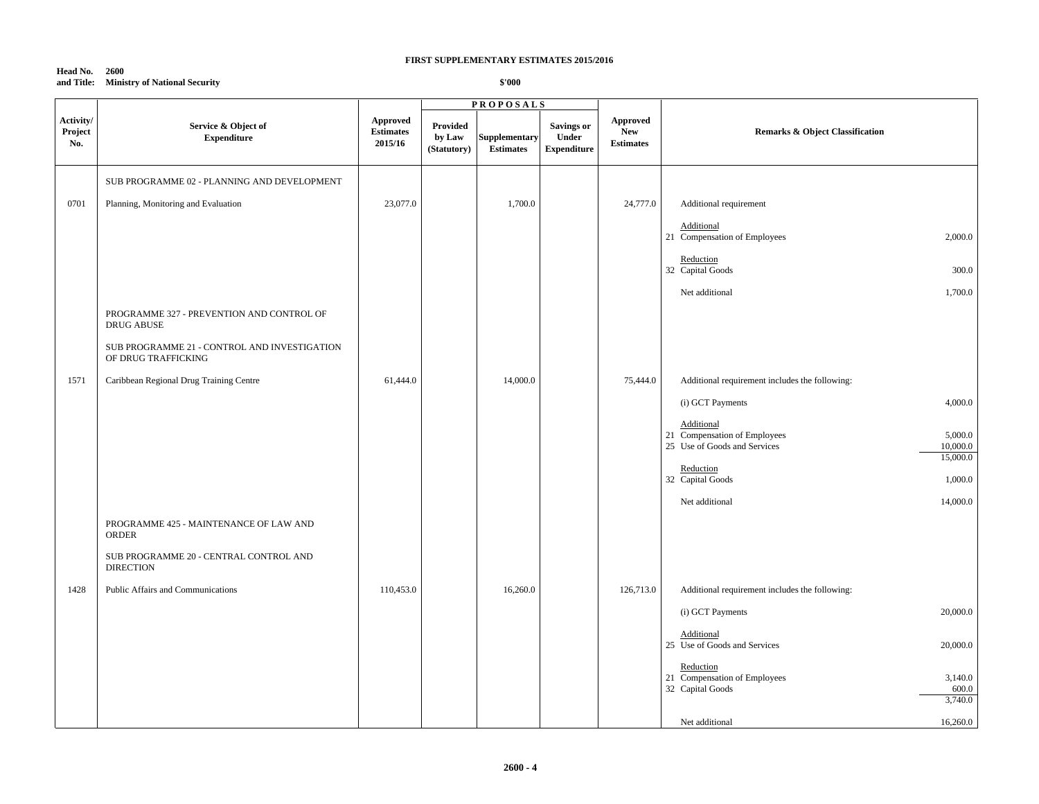**FIRST SUPPLEMENTARY ESTIMATES 2015/2016**

**Head No. 2600**
**and Title: Ministry of National Security**

**$'000**

| Activity/ Project No. | Service & Object of Expenditure | Approved Estimates 2015/16 | PROPOSALS Provided by Law (Statutory) | Supplementary Estimates | Savings or Under Expenditure | Approved New Estimates | Remarks & Object Classification | |
|---|---|---|---|---|---|---|---|---|
| | SUB PROGRAMME 02 - PLANNING AND DEVELOPMENT | | | | | | | |
| 0701 | Planning, Monitoring and Evaluation | 23,077.0 | | 1,700.0 | | 24,777.0 | Additional requirement | |
| | | | | | | | Additional | |
| | | | | | | | 21 Compensation of Employees | 2,000.0 |
| | | | | | | | Reduction | |
| | | | | | | | 32 Capital Goods | 300.0 |
| | | | | | | | Net additional | 1,700.0 |
| | PROGRAMME 327 - PREVENTION AND CONTROL OF DRUG ABUSE | | | | | | | |
| | SUB PROGRAMME 21 - CONTROL AND INVESTIGATION OF DRUG TRAFFICKING | | | | | | | |
| 1571 | Caribbean Regional Drug Training Centre | 61,444.0 | | 14,000.0 | | 75,444.0 | Additional requirement includes the following: | |
| | | | | | | | (i) GCT Payments | 4,000.0 |
| | | | | | | | Additional | |
| | | | | | | | 21 Compensation of Employees | 5,000.0 |
| | | | | | | | 25 Use of Goods and Services | 10,000.0 |
| | | | | | | | | 15,000.0 |
| | | | | | | | Reduction | |
| | | | | | | | 32 Capital Goods | 1,000.0 |
| | | | | | | | Net additional | 14,000.0 |
| | PROGRAMME 425 - MAINTENANCE OF LAW AND ORDER | | | | | | | |
| | SUB PROGRAMME 20 - CENTRAL CONTROL AND DIRECTION | | | | | | | |
| 1428 | Public Affairs and Communications | 110,453.0 | | 16,260.0 | | 126,713.0 | Additional requirement includes the following: | |
| | | | | | | | (i) GCT Payments | 20,000.0 |
| | | | | | | | Additional | |
| | | | | | | | 25 Use of Goods and Services | 20,000.0 |
| | | | | | | | Reduction | |
| | | | | | | | 21 Compensation of Employees | 3,140.0 |
| | | | | | | | 32 Capital Goods | 600.0 |
| | | | | | | | | 3,740.0 |
| | | | | | | | Net additional | 16,260.0 |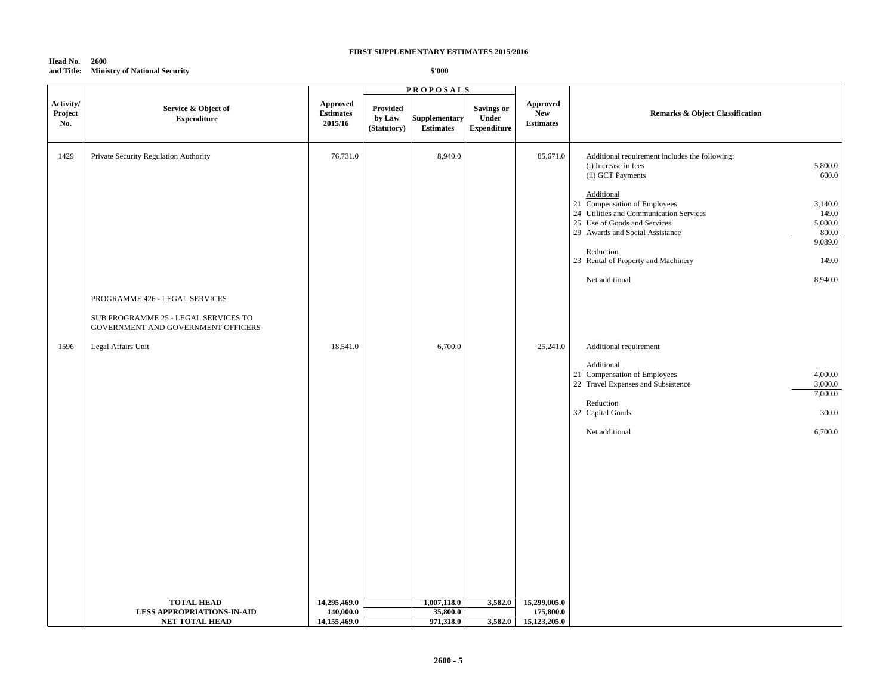**FIRST SUPPLEMENTARY ESTIMATES 2015/2016**

**Head No. 2600**
**and Title: Ministry of National Security**

**$'000**

| Activity/ Project No. | Service & Object of Expenditure | Approved Estimates 2015/16 | PROPOSALS Provided by Law (Statutory) | Supplementary Estimates | Savings or Under Expenditure | Approved New Estimates | Remarks & Object Classification | |
|---|---|---|---|---|---|---|---|---|
| 1429 | Private Security Regulation Authority | 76,731.0 | | 8,940.0 | | 85,671.0 | Additional requirement includes the following: | |
| | | | | | | | (i) Increase in fees | 5,800.0 |
| | | | | | | | (ii) GCT Payments | 600.0 |
| | | | | | | | Additional | |
| | | | | | | | 21 Compensation of Employees | 3,140.0 |
| | | | | | | | 24 Utilities and Communication Services | 149.0 |
| | | | | | | | 25 Use of Goods and Services | 5,000.0 |
| | | | | | | | 29 Awards and Social Assistance | 800.0 |
| | | | | | | | | 9,089.0 |
| | | | | | | | Reduction | |
| | | | | | | | 23 Rental of Property and Machinery | 149.0 |
| | | | | | | | Net additional | 8,940.0 |
| | PROGRAMME 426 - LEGAL SERVICES | | | | | | | |
| | SUB PROGRAMME 25 - LEGAL SERVICES TO GOVERNMENT AND GOVERNMENT OFFICERS | | | | | | | |
| 1596 | Legal Affairs Unit | 18,541.0 | | 6,700.0 | | 25,241.0 | Additional requirement | |
| | | | | | | | Additional | |
| | | | | | | | 21 Compensation of Employees | 4,000.0 |
| | | | | | | | 22 Travel Expenses and Subsistence | 3,000.0 |
| | | | | | | | | 7,000.0 |
| | | | | | | | Reduction | |
| | | | | | | | 32 Capital Goods | 300.0 |
| | | | | | | | Net additional | 6,700.0 |
| | **TOTAL HEAD** | **14,295,469.0** | | **1,007,118.0** | **3,582.0** | **15,299,005.0** | | |
| | **LESS APPROPRIATIONS-IN-AID** | **140,000.0** | | **35,800.0** | | **175,800.0** | | |
| | **NET TOTAL HEAD** | **14,155,469.0** | | **971,318.0** | **3,582.0** | **15,123,205.0** | | |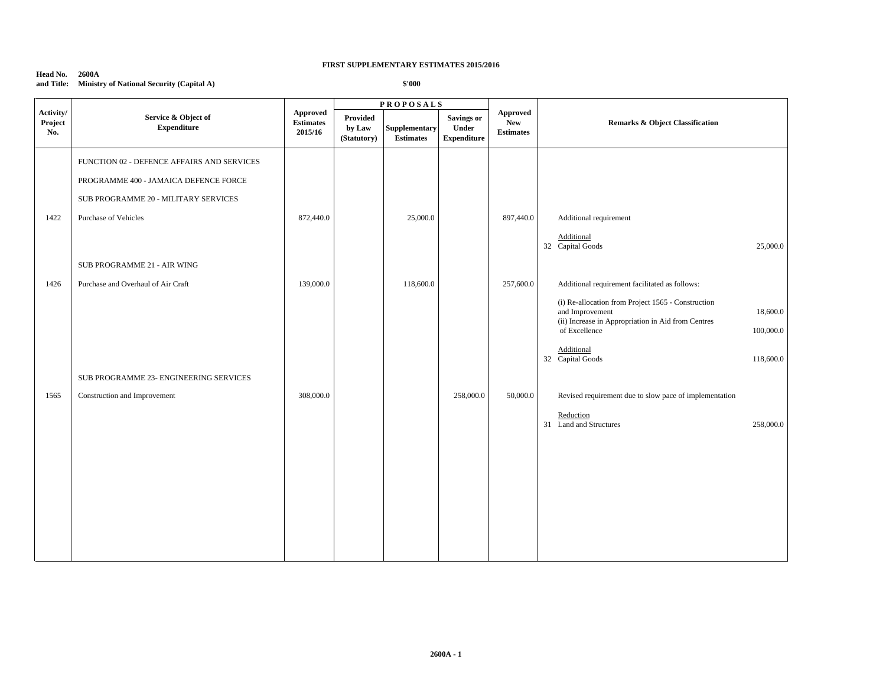**FIRST SUPPLEMENTARY ESTIMATES 2015/2016**

**Head No. 2600A**
**and Title: Ministry of National Security (Capital A)**

**$'000**

| Activity/ Project No. | Service & Object of Expenditure | Approved Estimates 2015/16 | PROPOSALS | | | Approved New Estimates | Remarks & Object Classification | |
|---|---|---|---|---|---|---|---|---|
| | | | Provided by Law (Statutory) | Supplementary Estimates | Savings or Under Expenditure | | | |
| | FUNCTION 02 - DEFENCE AFFAIRS AND SERVICES | | | | | | | |
| | PROGRAMME 400 - JAMAICA DEFENCE FORCE | | | | | | | |
| | SUB PROGRAMME 20 - MILITARY SERVICES | | | | | | | |
| 1422 | Purchase of Vehicles | 872,440.0 | | 25,000.0 | | 897,440.0 | Additional requirement | |
| | | | | | | | Additional | |
| | | | | | | | 32 Capital Goods | 25,000.0 |
| | SUB PROGRAMME 21 - AIR WING | | | | | | | |
| 1426 | Purchase and Overhaul of Air Craft | 139,000.0 | | 118,600.0 | | 257,600.0 | Additional requirement facilitated as follows: | |
| | | | | | | | (i) Re-allocation from Project 1565 - Construction and Improvement | 18,600.0 |
| | | | | | | | (ii) Increase in Appropriation in Aid from Centres of Excellence | 100,000.0 |
| | | | | | | | Additional | |
| | | | | | | | 32 Capital Goods | 118,600.0 |
| | SUB PROGRAMME 23- ENGINEERING SERVICES | | | | | | | |
| 1565 | Construction and Improvement | 308,000.0 | | | 258,000.0 | 50,000.0 | Revised requirement due to slow pace of implementation | |
| | | | | | | | Reduction | |
| | | | | | | | 31 Land and Structures | 258,000.0 |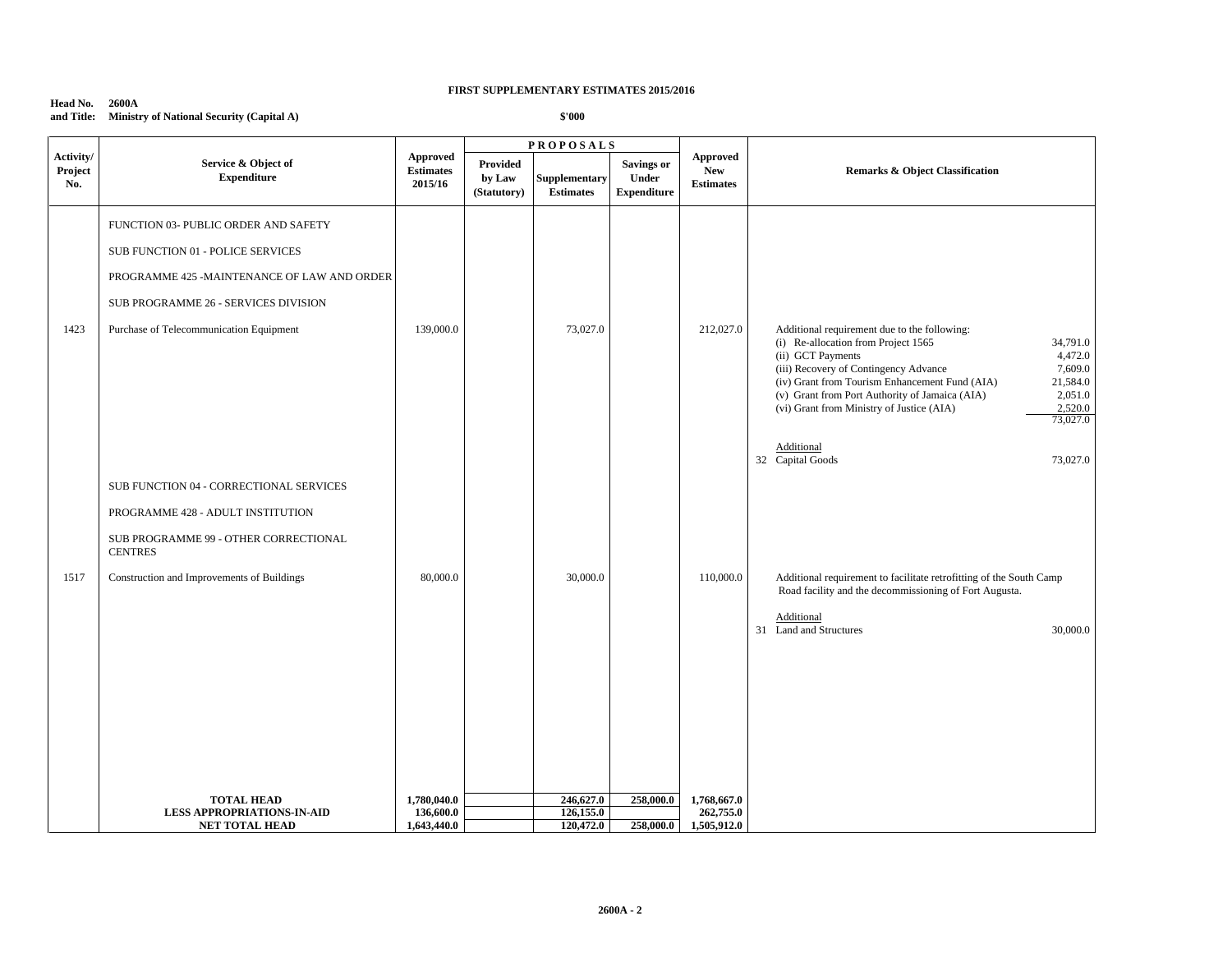**FIRST SUPPLEMENTARY ESTIMATES 2015/2016**

**Head No. 2600A**
**and Title: Ministry of National Security (Capital A)**

**$'000**

| Activity/ Project No. | Service & Object of Expenditure | Approved Estimates 2015/16 | PROPOSALS: Provided by Law (Statutory) | PROPOSALS: Supplementary Estimates | PROPOSALS: Savings or Under Expenditure | Approved New Estimates | Remarks & Object Classification | |
|---|---|---|---|---|---|---|---|---|
| | FUNCTION 03- PUBLIC ORDER AND SAFETY | | | | | | | |
| | SUB FUNCTION 01 - POLICE SERVICES | | | | | | | |
| | PROGRAMME 425 -MAINTENANCE OF LAW AND ORDER | | | | | | | |
| | SUB PROGRAMME 26 - SERVICES DIVISION | | | | | | | |
| 1423 | Purchase of Telecommunication Equipment | 139,000.0 | | 73,027.0 | | 212,027.0 | Additional requirement due to the following: | |
| | | | | | | | (i) Re-allocation from Project 1565 | 34,791.0 |
| | | | | | | | (ii) GCT Payments | 4,472.0 |
| | | | | | | | (iii) Recovery of Contingency Advance | 7,609.0 |
| | | | | | | | (iv) Grant from Tourism Enhancement Fund (AIA) | 21,584.0 |
| | | | | | | | (v) Grant from Port Authority of Jamaica (AIA) | 2,051.0 |
| | | | | | | | (vi) Grant from Ministry of Justice (AIA) | 2,520.0 |
| | | | | | | | | 73,027.0 |
| | | | | | | | Additional | |
| | | | | | | | 32 Capital Goods | 73,027.0 |
| | SUB FUNCTION 04 - CORRECTIONAL SERVICES | | | | | | | |
| | PROGRAMME 428 - ADULT INSTITUTION | | | | | | | |
| | SUB PROGRAMME 99 - OTHER CORRECTIONAL CENTRES | | | | | | | |
| 1517 | Construction and Improvements of Buildings | 80,000.0 | | 30,000.0 | | 110,000.0 | Additional requirement to facilitate retrofitting of the South Camp Road facility and the decommissioning of Fort Augusta. | |
| | | | | | | | Additional | |
| | | | | | | | 31 Land and Structures | 30,000.0 |
| | **TOTAL HEAD** | **1,780,040.0** | | **246,627.0** | **258,000.0** | **1,768,667.0** | | |
| | **LESS APPROPRIATIONS-IN-AID** | **136,600.0** | | **126,155.0** | | **262,755.0** | | |
| | **NET TOTAL HEAD** | **1,643,440.0** | | **120,472.0** | **258,000.0** | **1,505,912.0** | | |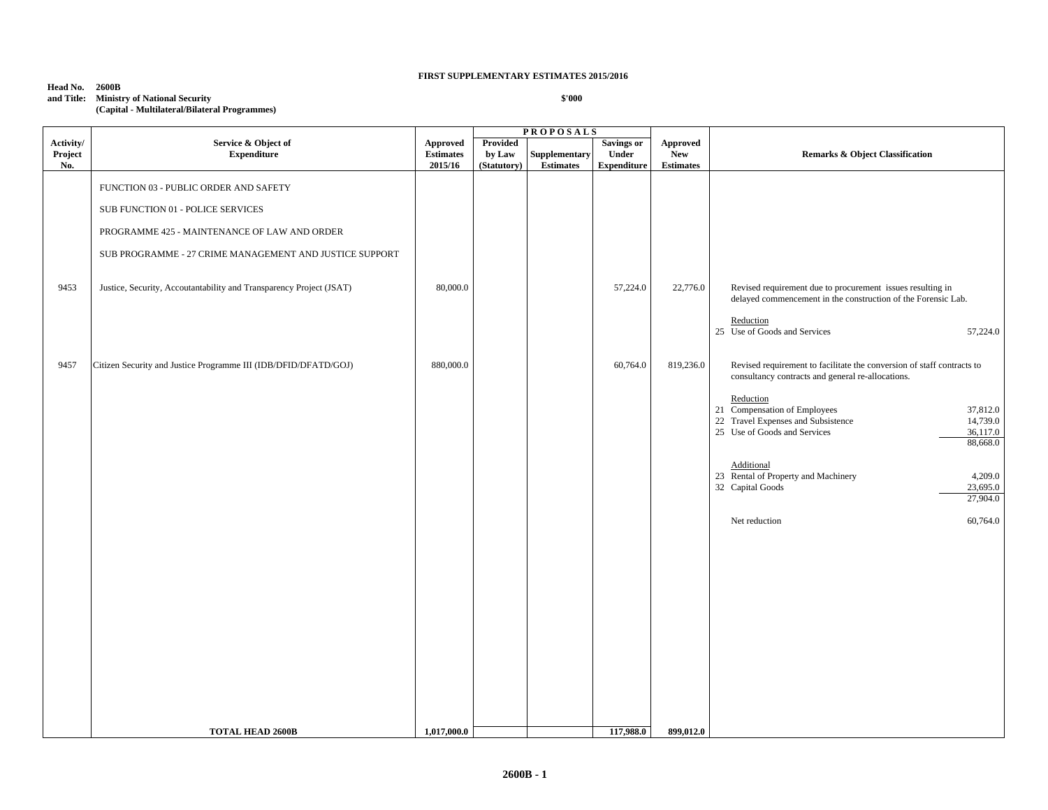**FIRST SUPPLEMENTARY ESTIMATES 2015/2016**

**Head No. 2600B**
**and Title: Ministry of National Security**
**(Capital - Multilateral/Bilateral Programmes)**

**$'000**

| Activity/ Project No. | Service & Object of Expenditure | Approved Estimates 2015/16 | PROPOSALS Provided by Law (Statutory) | Supplementary Estimates | Savings or Under Expenditure | Approved New Estimates | Remarks & Object Classification |
|---|---|---|---|---|---|---|---|
| | FUNCTION 03 - PUBLIC ORDER AND SAFETY | | | | | | |
| | SUB FUNCTION 01 - POLICE SERVICES | | | | | | |
| | PROGRAMME 425 - MAINTENANCE OF LAW AND ORDER | | | | | | |
| | SUB PROGRAMME - 27 CRIME MANAGEMENT AND JUSTICE SUPPORT | | | | | | |
| 9453 | Justice, Security, Accoutantability and Transparency Project (JSAT) | 80,000.0 | | | 57,224.0 | 22,776.0 | Revised requirement due to procurement issues resulting in delayed commencement in the construction of the Forensic Lab.<br><br>Reduction<br>25 Use of Goods and Services 57,224.0 |
| 9457 | Citizen Security and Justice Programme III (IDB/DFID/DFATD/GOJ) | 880,000.0 | | | 60,764.0 | 819,236.0 | Revised requirement to facilitate the conversion of staff contracts to consultancy contracts and general re-allocations.<br><br>Reduction<br>21 Compensation of Employees 37,812.0<br>22 Travel Expenses and Subsistence 14,739.0<br>25 Use of Goods and Services 36,117.0<br>88,668.0<br><br>Additional<br>23 Rental of Property and Machinery 4,209.0<br>32 Capital Goods 23,695.0<br>27,904.0<br><br>Net reduction 60,764.0 |
| | **TOTAL HEAD 2600B** | **1,017,000.0** | | | **117,988.0** | **899,012.0** | |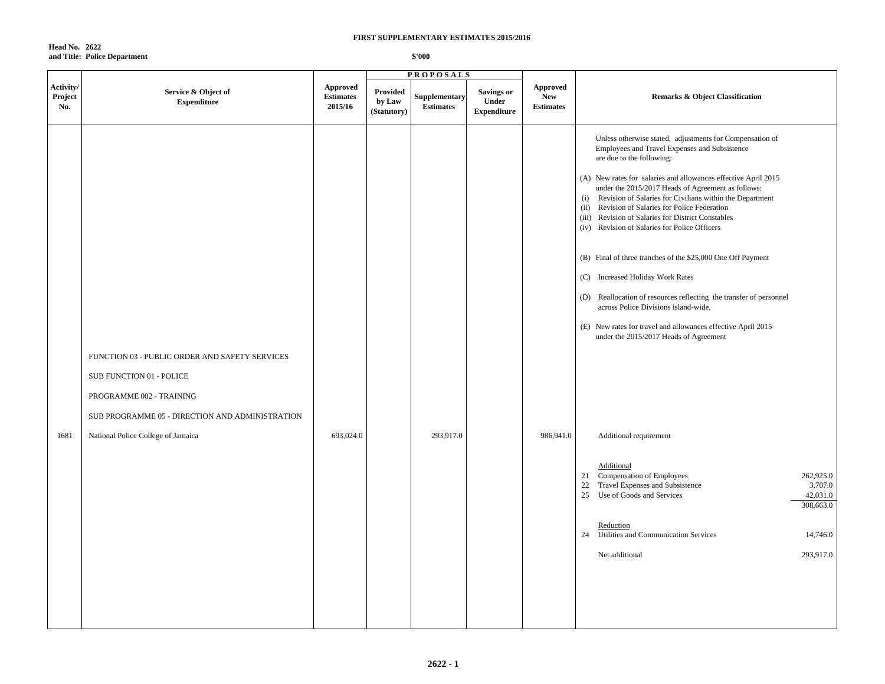**FIRST SUPPLEMENTARY ESTIMATES 2015/2016**

**Head No. 2622**
**and Title: Police Department**

**$'000**

| Activity/ Project No. | Service & Object of Expenditure | Approved Estimates 2015/16 | PROPOSALS: Provided by Law (Statutory) | PROPOSALS: Supplementary Estimates | PROPOSALS: Savings or Under Expenditure | Approved New Estimates | Remarks & Object Classification | |
|---|---|---|---|---|---|---|---|---|
| | | | | | | | Unless otherwise stated, adjustments for Compensation of Employees and Travel Expenses and Subsistence are due to the following: | |
| | | | | | | | (A) New rates for salaries and allowances effective April 2015 under the 2015/2017 Heads of Agreement as follows: | |
| | | | | | | | (i) Revision of Salaries for Civilians within the Department | |
| | | | | | | | (ii) Revision of Salaries for Police Federation | |
| | | | | | | | (iii) Revision of Salaries for District Constables | |
| | | | | | | | (iv) Revision of Salaries for Police Officers | |
| | | | | | | | (B) Final of three tranches of the $25,000 One Off Payment | |
| | | | | | | | (C) Increased Holiday Work Rates | |
| | | | | | | | (D) Reallocation of resources reflecting the transfer of personnel across Police Divisions island-wide. | |
| | | | | | | | (E) New rates for travel and allowances effective April 2015 under the 2015/2017 Heads of Agreement | |
| | FUNCTION 03 - PUBLIC ORDER AND SAFETY SERVICES | | | | | | | |
| | SUB FUNCTION 01 - POLICE | | | | | | | |
| | PROGRAMME 002 - TRAINING | | | | | | | |
| | SUB PROGRAMME 05 - DIRECTION AND ADMINISTRATION | | | | | | | |
| 1681 | National Police College of Jamaica | 693,024.0 | | 293,917.0 | | 986,941.0 | Additional requirement | |
| | | | | | | | Additional | |
| | | | | | | | 21 Compensation of Employees | 262,925.0 |
| | | | | | | | 22 Travel Expenses and Subsistence | 3,707.0 |
| | | | | | | | 25 Use of Goods and Services | 42,031.0 |
| | | | | | | | | 308,663.0 |
| | | | | | | | Reduction | |
| | | | | | | | 24 Utilities and Communication Services | 14,746.0 |
| | | | | | | | Net additional | 293,917.0 |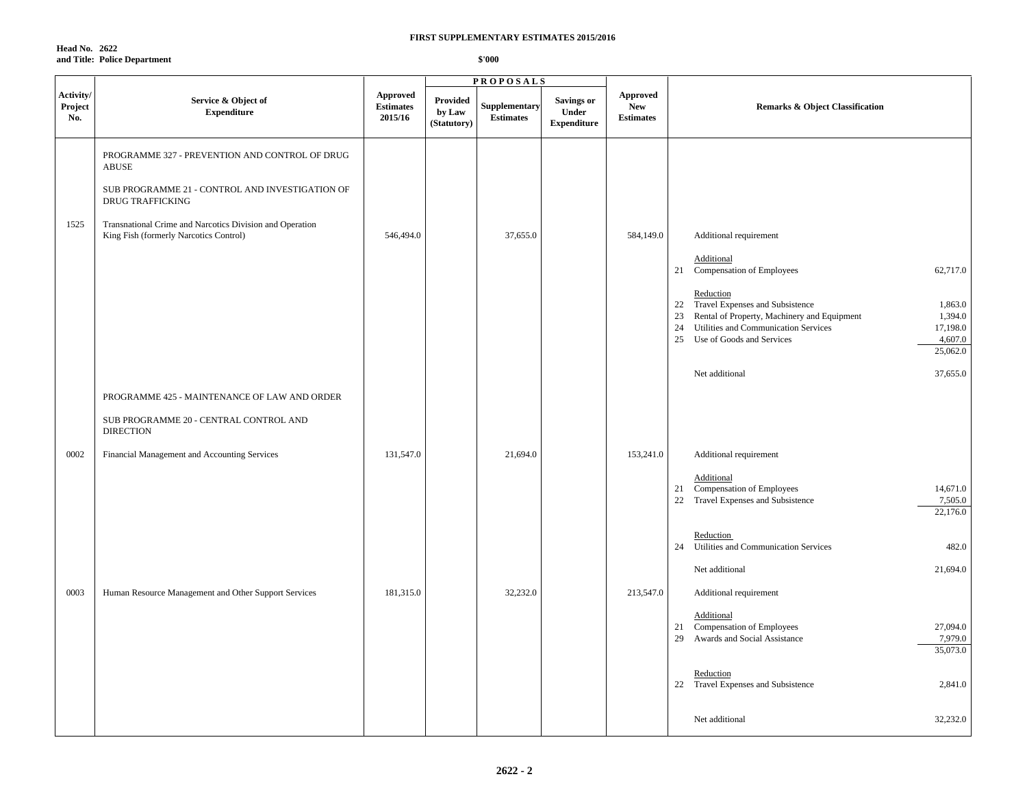**FIRST SUPPLEMENTARY ESTIMATES 2015/2016**

**Head No. 2622**
**and Title: Police Department**

**$'000**

| Activity/ Project No. | Service & Object of Expenditure | Approved Estimates 2015/16 | PROPOSALS Provided by Law (Statutory) | Supplementary Estimates | Savings or Under Expenditure | Approved New Estimates | Remarks & Object Classification | |
|---|---|---|---|---|---|---|---|---|
| | PROGRAMME 327 - PREVENTION AND CONTROL OF DRUG ABUSE | | | | | | | |
| | SUB PROGRAMME 21 - CONTROL AND INVESTIGATION OF DRUG TRAFFICKING | | | | | | | |
| 1525 | Transnational Crime and Narcotics Division and Operation King Fish (formerly Narcotics Control) | 546,494.0 | | 37,655.0 | | 584,149.0 | Additional requirement | |
| | | | | | | | Additional | |
| | | | | | | | 21 Compensation of Employees | 62,717.0 |
| | | | | | | | Reduction | |
| | | | | | | | 22 Travel Expenses and Subsistence | 1,863.0 |
| | | | | | | | 23 Rental of Property, Machinery and Equipment | 1,394.0 |
| | | | | | | | 24 Utilities and Communication Services | 17,198.0 |
| | | | | | | | 25 Use of Goods and Services | 4,607.0 |
| | | | | | | | | 25,062.0 |
| | | | | | | | Net additional | 37,655.0 |
| | PROGRAMME 425 - MAINTENANCE OF LAW AND ORDER | | | | | | | |
| | SUB PROGRAMME 20 - CENTRAL CONTROL AND DIRECTION | | | | | | | |
| 0002 | Financial Management and Accounting Services | 131,547.0 | | 21,694.0 | | 153,241.0 | Additional requirement | |
| | | | | | | | Additional | |
| | | | | | | | 21 Compensation of Employees | 14,671.0 |
| | | | | | | | 22 Travel Expenses and Subsistence | 7,505.0 |
| | | | | | | | | 22,176.0 |
| | | | | | | | Reduction | |
| | | | | | | | 24 Utilities and Communication Services | 482.0 |
| | | | | | | | Net additional | 21,694.0 |
| 0003 | Human Resource Management and Other Support Services | 181,315.0 | | 32,232.0 | | 213,547.0 | Additional requirement | |
| | | | | | | | Additional | |
| | | | | | | | 21 Compensation of Employees | 27,094.0 |
| | | | | | | | 29 Awards and Social Assistance | 7,979.0 |
| | | | | | | | | 35,073.0 |
| | | | | | | | Reduction | |
| | | | | | | | 22 Travel Expenses and Subsistence | 2,841.0 |
| | | | | | | | Net additional | 32,232.0 |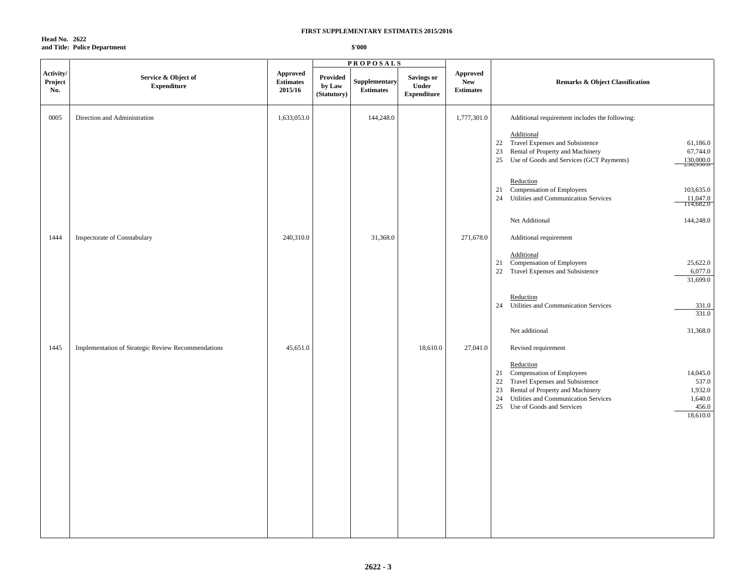**FIRST SUPPLEMENTARY ESTIMATES 2015/2016**

**Head No. 2622**
**and Title: Police Department**

**$'000**

| Activity/ Project No. | Service & Object of Expenditure | Approved Estimates 2015/16 | PROPOSALS Provided by Law (Statutory) | Supplementary Estimates | Savings or Under Expenditure | Approved New Estimates | Remarks & Object Classification | |
|---|---|---|---|---|---|---|---|---|
| 0005 | Direction and Administration | 1,633,053.0 | | 144,248.0 | | 1,777,301.0 | Additional requirement includes the following: | |
| | | | | | | | Additional | |
| | | | | | | | 22 Travel Expenses and Subsistence | 61,186.0 |
| | | | | | | | 23 Rental of Property and Machinery | 67,744.0 |
| | | | | | | | 25 Use of Goods and Services (GCT Payments) | 130,000.0 |
| | | | | | | | | 258,930.0 |
| | | | | | | | Reduction | |
| | | | | | | | 21 Compensation of Employees | 103,635.0 |
| | | | | | | | 24 Utilities and Communication Services | 11,047.0 |
| | | | | | | | | 114,682.0 |
| | | | | | | | Net Additional | 144,248.0 |
| 1444 | Inspectorate of Constabulary | 240,310.0 | | 31,368.0 | | 271,678.0 | Additional requirement | |
| | | | | | | | Additional | |
| | | | | | | | 21 Compensation of Employees | 25,622.0 |
| | | | | | | | 22 Travel Expenses and Subsistence | 6,077.0 |
| | | | | | | | | 31,699.0 |
| | | | | | | | Reduction | |
| | | | | | | | 24 Utilities and Communication Services | 331.0 |
| | | | | | | | | 331.0 |
| | | | | | | | Net additional | 31,368.0 |
| 1445 | Implementation of Strategic Review Recommendations | 45,651.0 | | | 18,610.0 | 27,041.0 | Revised requirement | |
| | | | | | | | Reduction | |
| | | | | | | | 21 Compensation of Employees | 14,045.0 |
| | | | | | | | 22 Travel Expenses and Subsistence | 537.0 |
| | | | | | | | 23 Rental of Property and Machinery | 1,932.0 |
| | | | | | | | 24 Utilities and Communication Services | 1,640.0 |
| | | | | | | | 25 Use of Goods and Services | 456.0 |
| | | | | | | | | 18,610.0 |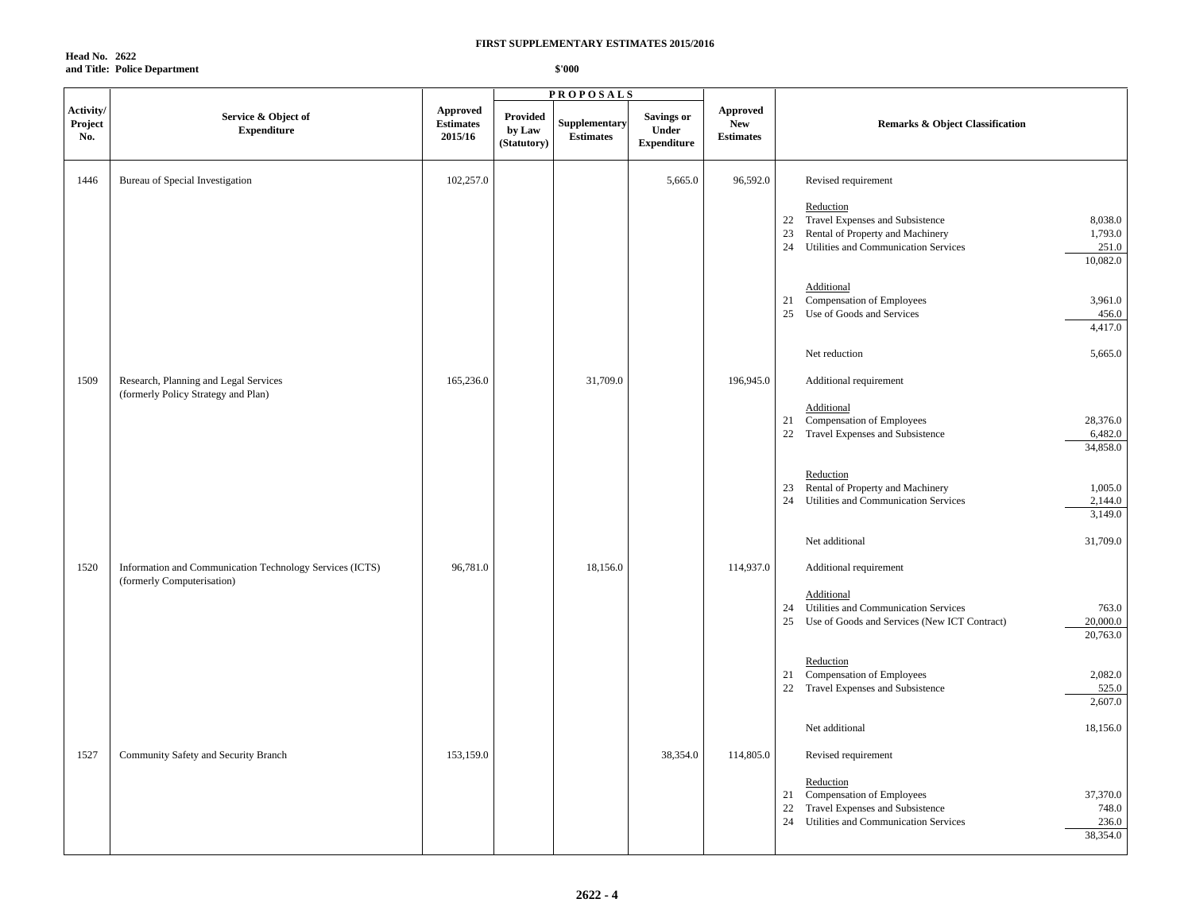**FIRST SUPPLEMENTARY ESTIMATES 2015/2016**

**Head No. 2622**
**and Title: Police Department**

**$'000**

| Activity/ Project No. | Service & Object of Expenditure | Approved Estimates 2015/16 | PROPOSALS | | | Approved New Estimates | Remarks & Object Classification | |
|---|---|---|---|---|---|---|---|---|
| | | | Provided by Law (Statutory) | Supplementary Estimates | Savings or Under Expenditure | | | |
| 1446 | Bureau of Special Investigation | 102,257.0 | | | 5,665.0 | 96,592.0 | Revised requirement | |
| | | | | | | | Reduction | |
| | | | | | | | 22 Travel Expenses and Subsistence | 8,038.0 |
| | | | | | | | 23 Rental of Property and Machinery | 1,793.0 |
| | | | | | | | 24 Utilities and Communication Services | 251.0 |
| | | | | | | | | 10,082.0 |
| | | | | | | | Additional | |
| | | | | | | | 21 Compensation of Employees | 3,961.0 |
| | | | | | | | 25 Use of Goods and Services | 456.0 |
| | | | | | | | | 4,417.0 |
| | | | | | | | Net reduction | 5,665.0 |
| 1509 | Research, Planning and Legal Services (formerly Policy Strategy and Plan) | 165,236.0 | | 31,709.0 | | 196,945.0 | Additional requirement | |
| | | | | | | | Additional | |
| | | | | | | | 21 Compensation of Employees | 28,376.0 |
| | | | | | | | 22 Travel Expenses and Subsistence | 6,482.0 |
| | | | | | | | | 34,858.0 |
| | | | | | | | Reduction | |
| | | | | | | | 23 Rental of Property and Machinery | 1,005.0 |
| | | | | | | | 24 Utilities and Communication Services | 2,144.0 |
| | | | | | | | | 3,149.0 |
| | | | | | | | Net additional | 31,709.0 |
| 1520 | Information and Communication Technology Services (ICTS) (formerly Computerisation) | 96,781.0 | | 18,156.0 | | 114,937.0 | Additional requirement | |
| | | | | | | | Additional | |
| | | | | | | | 24 Utilities and Communication Services | 763.0 |
| | | | | | | | 25 Use of Goods and Services (New ICT Contract) | 20,000.0 |
| | | | | | | | | 20,763.0 |
| | | | | | | | Reduction | |
| | | | | | | | 21 Compensation of Employees | 2,082.0 |
| | | | | | | | 22 Travel Expenses and Subsistence | 525.0 |
| | | | | | | | | 2,607.0 |
| | | | | | | | Net additional | 18,156.0 |
| 1527 | Community Safety and Security Branch | 153,159.0 | | | 38,354.0 | 114,805.0 | Revised requirement | |
| | | | | | | | Reduction | |
| | | | | | | | 21 Compensation of Employees | 37,370.0 |
| | | | | | | | 22 Travel Expenses and Subsistence | 748.0 |
| | | | | | | | 24 Utilities and Communication Services | 236.0 |
| | | | | | | | | 38,354.0 |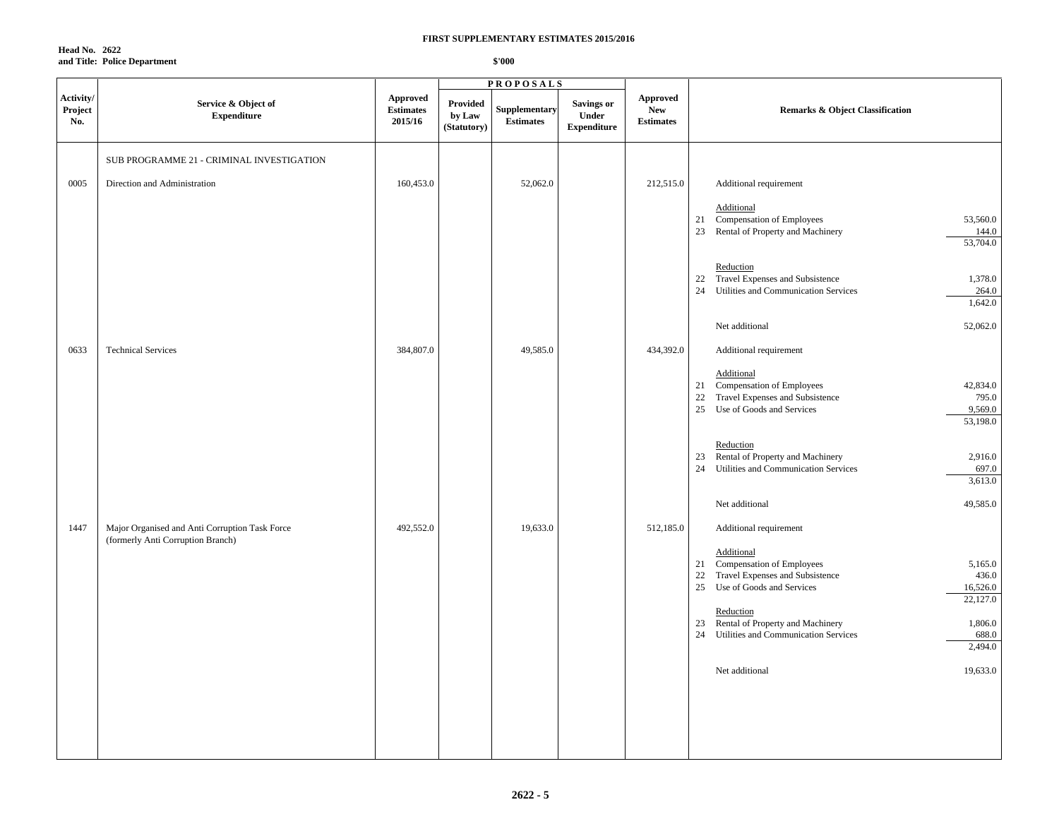**FIRST SUPPLEMENTARY ESTIMATES 2015/2016**

**Head No. 2622**
**and Title: Police Department**

**$'000**

| Activity/ Project No. | Service & Object of Expenditure | Approved Estimates 2015/16 | PROPOSALS Provided by Law (Statutory) | Supplementary Estimates | Savings or Under Expenditure | Approved New Estimates | Remarks & Object Classification | |
|---|---|---|---|---|---|---|---|---|
| | SUB PROGRAMME 21 - CRIMINAL INVESTIGATION | | | | | | | |
| 0005 | Direction and Administration | 160,453.0 | | 52,062.0 | | 212,515.0 | Additional requirement | |
| | | | | | | | Additional | |
| | | | | | | | 21 Compensation of Employees | 53,560.0 |
| | | | | | | | 23 Rental of Property and Machinery | 144.0 |
| | | | | | | | | 53,704.0 |
| | | | | | | | Reduction | |
| | | | | | | | 22 Travel Expenses and Subsistence | 1,378.0 |
| | | | | | | | 24 Utilities and Communication Services | 264.0 |
| | | | | | | | | 1,642.0 |
| | | | | | | | Net additional | 52,062.0 |
| 0633 | Technical Services | 384,807.0 | | 49,585.0 | | 434,392.0 | Additional requirement | |
| | | | | | | | Additional | |
| | | | | | | | 21 Compensation of Employees | 42,834.0 |
| | | | | | | | 22 Travel Expenses and Subsistence | 795.0 |
| | | | | | | | 25 Use of Goods and Services | 9,569.0 |
| | | | | | | | | 53,198.0 |
| | | | | | | | Reduction | |
| | | | | | | | 23 Rental of Property and Machinery | 2,916.0 |
| | | | | | | | 24 Utilities and Communication Services | 697.0 |
| | | | | | | | | 3,613.0 |
| | | | | | | | Net additional | 49,585.0 |
| 1447 | Major Organised and Anti Corruption Task Force (formerly Anti Corruption Branch) | 492,552.0 | | 19,633.0 | | 512,185.0 | Additional requirement | |
| | | | | | | | Additional | |
| | | | | | | | 21 Compensation of Employees | 5,165.0 |
| | | | | | | | 22 Travel Expenses and Subsistence | 436.0 |
| | | | | | | | 25 Use of Goods and Services | 16,526.0 |
| | | | | | | | | 22,127.0 |
| | | | | | | | Reduction | |
| | | | | | | | 23 Rental of Property and Machinery | 1,806.0 |
| | | | | | | | 24 Utilities and Communication Services | 688.0 |
| | | | | | | | | 2,494.0 |
| | | | | | | | Net additional | 19,633.0 |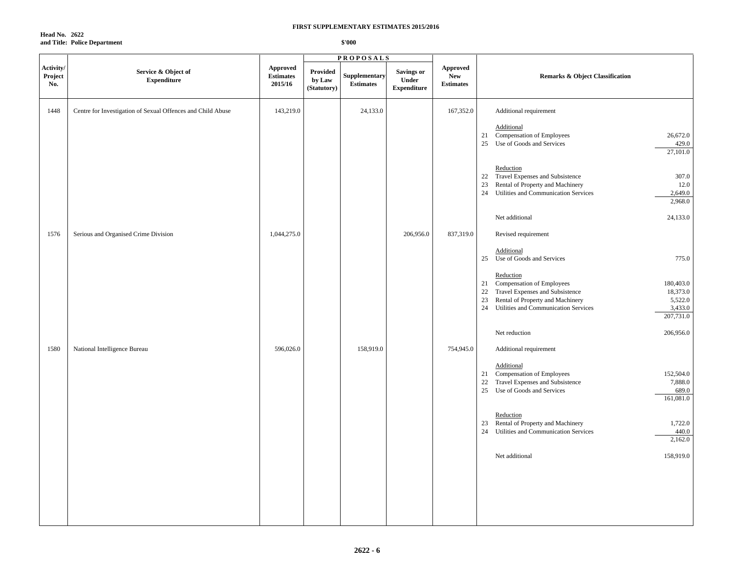**FIRST SUPPLEMENTARY ESTIMATES 2015/2016**

**Head No. 2622**
**and Title: Police Department**

$'000

| Activity/ Project No. | Service & Object of Expenditure | Approved Estimates 2015/16 | PROPOSALS Provided by Law (Statutory) | Supplementary Estimates | Savings or Under Expenditure | Approved New Estimates | Remarks & Object Classification | |
|---|---|---|---|---|---|---|---|---|
| 1448 | Centre for Investigation of Sexual Offences and Child Abuse | 143,219.0 | | 24,133.0 | | 167,352.0 | Additional requirement | |
| | | | | | | | Additional | |
| | | | | | | | 21 Compensation of Employees | 26,672.0 |
| | | | | | | | 25 Use of Goods and Services | 429.0 |
| | | | | | | | | 27,101.0 |
| | | | | | | | Reduction | |
| | | | | | | | 22 Travel Expenses and Subsistence | 307.0 |
| | | | | | | | 23 Rental of Property and Machinery | 12.0 |
| | | | | | | | 24 Utilities and Communication Services | 2,649.0 |
| | | | | | | | | 2,968.0 |
| | | | | | | | Net additional | 24,133.0 |
| 1576 | Serious and Organised Crime Division | 1,044,275.0 | | | 206,956.0 | 837,319.0 | Revised requirement | |
| | | | | | | | Additional | |
| | | | | | | | 25 Use of Goods and Services | 775.0 |
| | | | | | | | Reduction | |
| | | | | | | | 21 Compensation of Employees | 180,403.0 |
| | | | | | | | 22 Travel Expenses and Subsistence | 18,373.0 |
| | | | | | | | 23 Rental of Property and Machinery | 5,522.0 |
| | | | | | | | 24 Utilities and Communication Services | 3,433.0 |
| | | | | | | | | 207,731.0 |
| | | | | | | | Net reduction | 206,956.0 |
| 1580 | National Intelligence Bureau | 596,026.0 | | 158,919.0 | | 754,945.0 | Additional requirement | |
| | | | | | | | Additional | |
| | | | | | | | 21 Compensation of Employees | 152,504.0 |
| | | | | | | | 22 Travel Expenses and Subsistence | 7,888.0 |
| | | | | | | | 25 Use of Goods and Services | 689.0 |
| | | | | | | | | 161,081.0 |
| | | | | | | | Reduction | |
| | | | | | | | 23 Rental of Property and Machinery | 1,722.0 |
| | | | | | | | 24 Utilities and Communication Services | 440.0 |
| | | | | | | | | 2,162.0 |
| | | | | | | | Net additional | 158,919.0 |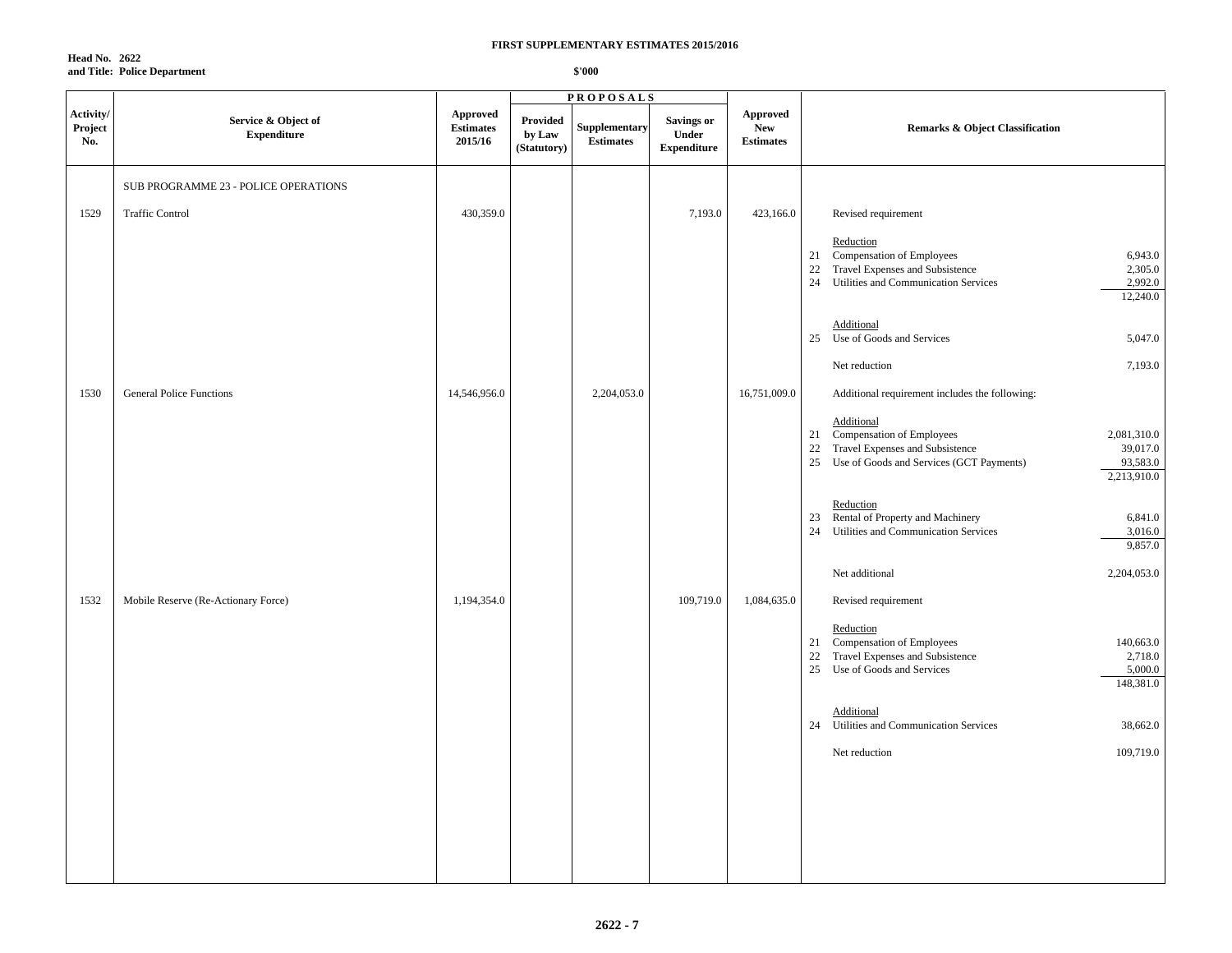**FIRST SUPPLEMENTARY ESTIMATES 2015/2016**

**Head No. 2622**
**and Title: Police Department**

**$'000**

| Activity/ Project No. | Service & Object of Expenditure | Approved Estimates 2015/16 | PROPOSALS Provided by Law (Statutory) | Supplementary Estimates | Savings or Under Expenditure | Approved New Estimates | Remarks & Object Classification | |
|---|---|---|---|---|---|---|---|---|
| | SUB PROGRAMME 23 - POLICE OPERATIONS | | | | | | | |
| 1529 | Traffic Control | 430,359.0 | | | 7,193.0 | 423,166.0 | Revised requirement | |
| | | | | | | | Reduction | |
| | | | | | | | 21 Compensation of Employees | 6,943.0 |
| | | | | | | | 22 Travel Expenses and Subsistence | 2,305.0 |
| | | | | | | | 24 Utilities and Communication Services | 2,992.0 |
| | | | | | | | | 12,240.0 |
| | | | | | | | Additional | |
| | | | | | | | 25 Use of Goods and Services | 5,047.0 |
| | | | | | | | Net reduction | 7,193.0 |
| 1530 | General Police Functions | 14,546,956.0 | | 2,204,053.0 | | 16,751,009.0 | Additional requirement includes the following: | |
| | | | | | | | Additional | |
| | | | | | | | 21 Compensation of Employees | 2,081,310.0 |
| | | | | | | | 22 Travel Expenses and Subsistence | 39,017.0 |
| | | | | | | | 25 Use of Goods and Services (GCT Payments) | 93,583.0 |
| | | | | | | | | 2,213,910.0 |
| | | | | | | | Reduction | |
| | | | | | | | 23 Rental of Property and Machinery | 6,841.0 |
| | | | | | | | 24 Utilities and Communication Services | 3,016.0 |
| | | | | | | | | 9,857.0 |
| | | | | | | | Net additional | 2,204,053.0 |
| 1532 | Mobile Reserve (Re-Actionary Force) | 1,194,354.0 | | | 109,719.0 | 1,084,635.0 | Revised requirement | |
| | | | | | | | Reduction | |
| | | | | | | | 21 Compensation of Employees | 140,663.0 |
| | | | | | | | 22 Travel Expenses and Subsistence | 2,718.0 |
| | | | | | | | 25 Use of Goods and Services | 5,000.0 |
| | | | | | | | | 148,381.0 |
| | | | | | | | Additional | |
| | | | | | | | 24 Utilities and Communication Services | 38,662.0 |
| | | | | | | | Net reduction | 109,719.0 |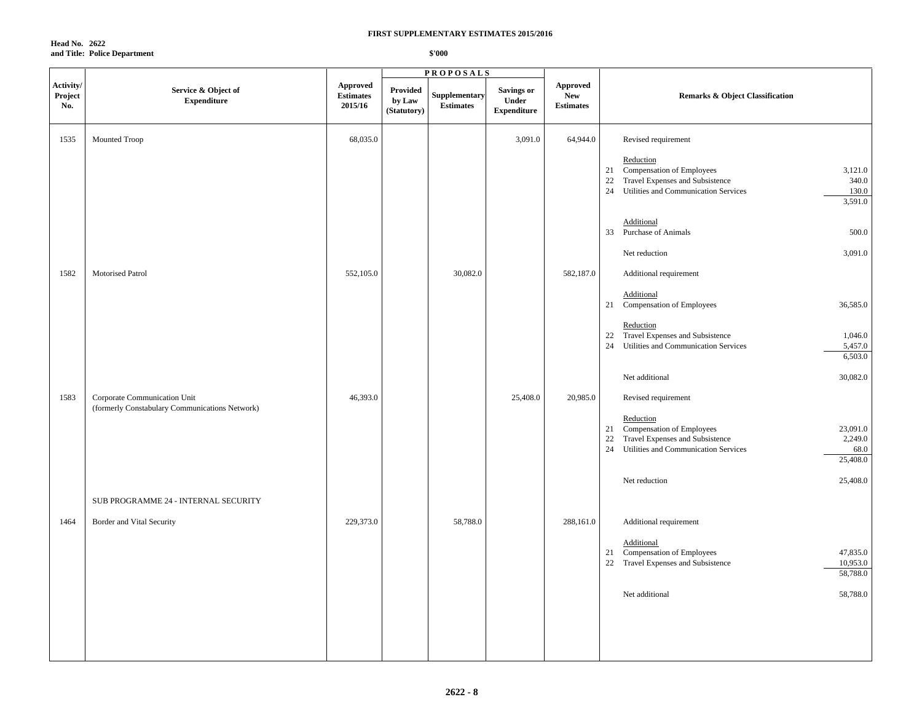**FIRST SUPPLEMENTARY ESTIMATES 2015/2016**

**Head No. 2622**
**and Title: Police Department**

**$'000**

| Activity/ Project No. | Service & Object of Expenditure | Approved Estimates 2015/16 | PROPOSALS Provided by Law (Statutory) | Supplementary Estimates | Savings or Under Expenditure | Approved New Estimates | Remarks & Object Classification | |
|---|---|---|---|---|---|---|---|---|
| 1535 | Mounted Troop | 68,035.0 | | | 3,091.0 | 64,944.0 | Revised requirement | |
| | | | | | | | Reduction | |
| | | | | | | | 21 Compensation of Employees | 3,121.0 |
| | | | | | | | 22 Travel Expenses and Subsistence | 340.0 |
| | | | | | | | 24 Utilities and Communication Services | 130.0 |
| | | | | | | | | 3,591.0 |
| | | | | | | | Additional | |
| | | | | | | | 33 Purchase of Animals | 500.0 |
| | | | | | | | Net reduction | 3,091.0 |
| 1582 | Motorised Patrol | 552,105.0 | | 30,082.0 | | 582,187.0 | Additional requirement | |
| | | | | | | | Additional | |
| | | | | | | | 21 Compensation of Employees | 36,585.0 |
| | | | | | | | Reduction | |
| | | | | | | | 22 Travel Expenses and Subsistence | 1,046.0 |
| | | | | | | | 24 Utilities and Communication Services | 5,457.0 |
| | | | | | | | | 6,503.0 |
| | | | | | | | Net additional | 30,082.0 |
| 1583 | Corporate Communication Unit (formerly Constabulary Communications Network) | 46,393.0 | | | 25,408.0 | 20,985.0 | Revised requirement | |
| | | | | | | | Reduction | |
| | | | | | | | 21 Compensation of Employees | 23,091.0 |
| | | | | | | | 22 Travel Expenses and Subsistence | 2,249.0 |
| | | | | | | | 24 Utilities and Communication Services | 68.0 |
| | | | | | | | | 25,408.0 |
| | | | | | | | Net reduction | 25,408.0 |
| | SUB PROGRAMME 24 - INTERNAL SECURITY | | | | | | | |
| 1464 | Border and Vital Security | 229,373.0 | | 58,788.0 | | 288,161.0 | Additional requirement | |
| | | | | | | | Additional | |
| | | | | | | | 21 Compensation of Employees | 47,835.0 |
| | | | | | | | 22 Travel Expenses and Subsistence | 10,953.0 |
| | | | | | | | | 58,788.0 |
| | | | | | | | Net additional | 58,788.0 |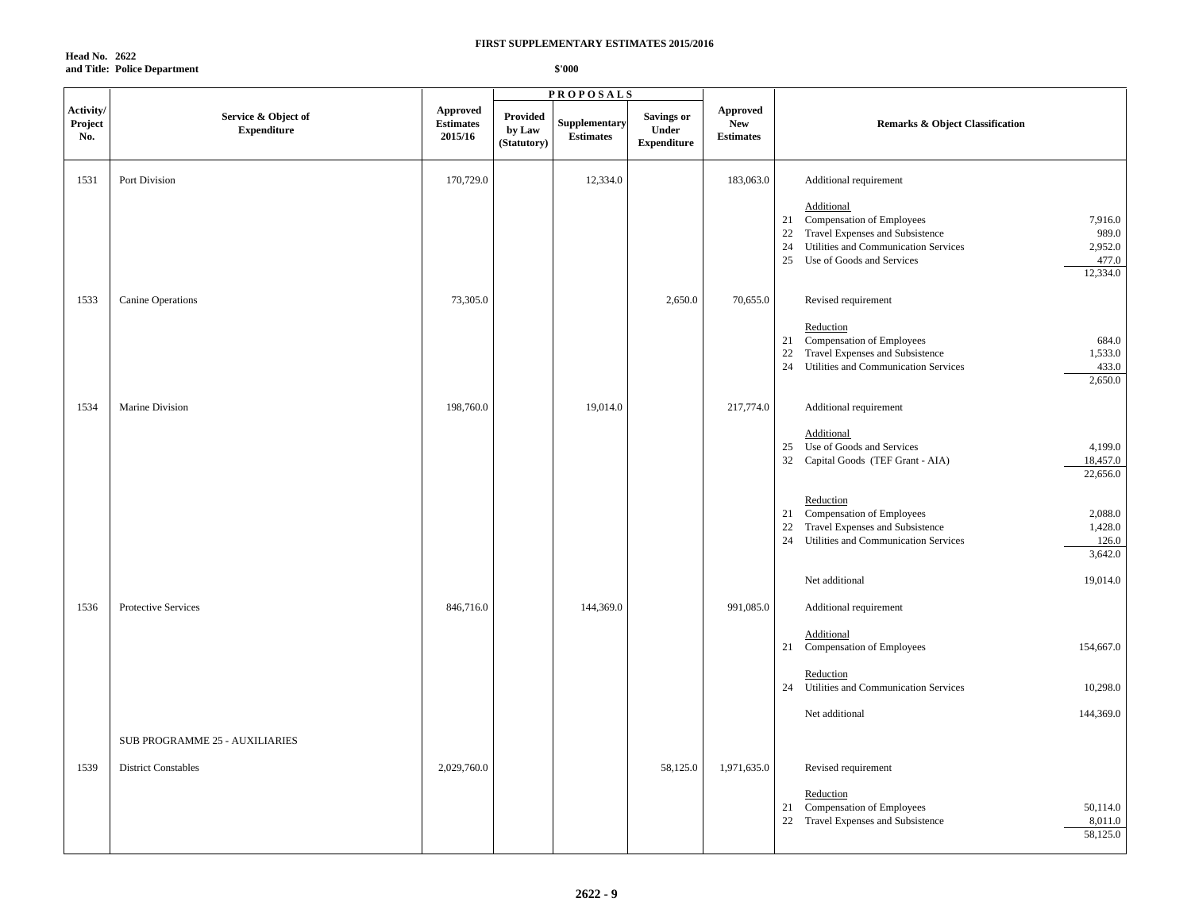**FIRST SUPPLEMENTARY ESTIMATES 2015/2016**

**Head No. 2622**
**and Title: Police Department**

**$'000**

| Activity/ Project No. | Service & Object of Expenditure | Approved Estimates 2015/16 | PROPOSALS Provided by Law (Statutory) | Supplementary Estimates | Savings or Under Expenditure | Approved New Estimates | Remarks & Object Classification | |
|---|---|---|---|---|---|---|---|---|
| 1531 | Port Division | 170,729.0 | | 12,334.0 | | 183,063.0 | Additional requirement | |
| | | | | | | | Additional | |
| | | | | | | | 21 Compensation of Employees | 7,916.0 |
| | | | | | | | 22 Travel Expenses and Subsistence | 989.0 |
| | | | | | | | 24 Utilities and Communication Services | 2,952.0 |
| | | | | | | | 25 Use of Goods and Services | 477.0 |
| | | | | | | | | 12,334.0 |
| 1533 | Canine Operations | 73,305.0 | | | 2,650.0 | 70,655.0 | Revised requirement | |
| | | | | | | | Reduction | |
| | | | | | | | 21 Compensation of Employees | 684.0 |
| | | | | | | | 22 Travel Expenses and Subsistence | 1,533.0 |
| | | | | | | | 24 Utilities and Communication Services | 433.0 |
| | | | | | | | | 2,650.0 |
| 1534 | Marine Division | 198,760.0 | | 19,014.0 | | 217,774.0 | Additional requirement | |
| | | | | | | | Additional | |
| | | | | | | | 25 Use of Goods and Services | 4,199.0 |
| | | | | | | | 32 Capital Goods (TEF Grant - AIA) | 18,457.0 |
| | | | | | | | | 22,656.0 |
| | | | | | | | Reduction | |
| | | | | | | | 21 Compensation of Employees | 2,088.0 |
| | | | | | | | 22 Travel Expenses and Subsistence | 1,428.0 |
| | | | | | | | 24 Utilities and Communication Services | 126.0 |
| | | | | | | | | 3,642.0 |
| | | | | | | | Net additional | 19,014.0 |
| 1536 | Protective Services | 846,716.0 | | 144,369.0 | | 991,085.0 | Additional requirement | |
| | | | | | | | Additional | |
| | | | | | | | 21 Compensation of Employees | 154,667.0 |
| | | | | | | | Reduction | |
| | | | | | | | 24 Utilities and Communication Services | 10,298.0 |
| | | | | | | | Net additional | 144,369.0 |
| | SUB PROGRAMME 25 - AUXILIARIES | | | | | | | |
| 1539 | District Constables | 2,029,760.0 | | | 58,125.0 | 1,971,635.0 | Revised requirement | |
| | | | | | | | Reduction | |
| | | | | | | | 21 Compensation of Employees | 50,114.0 |
| | | | | | | | 22 Travel Expenses and Subsistence | 8,011.0 |
| | | | | | | | | 58,125.0 |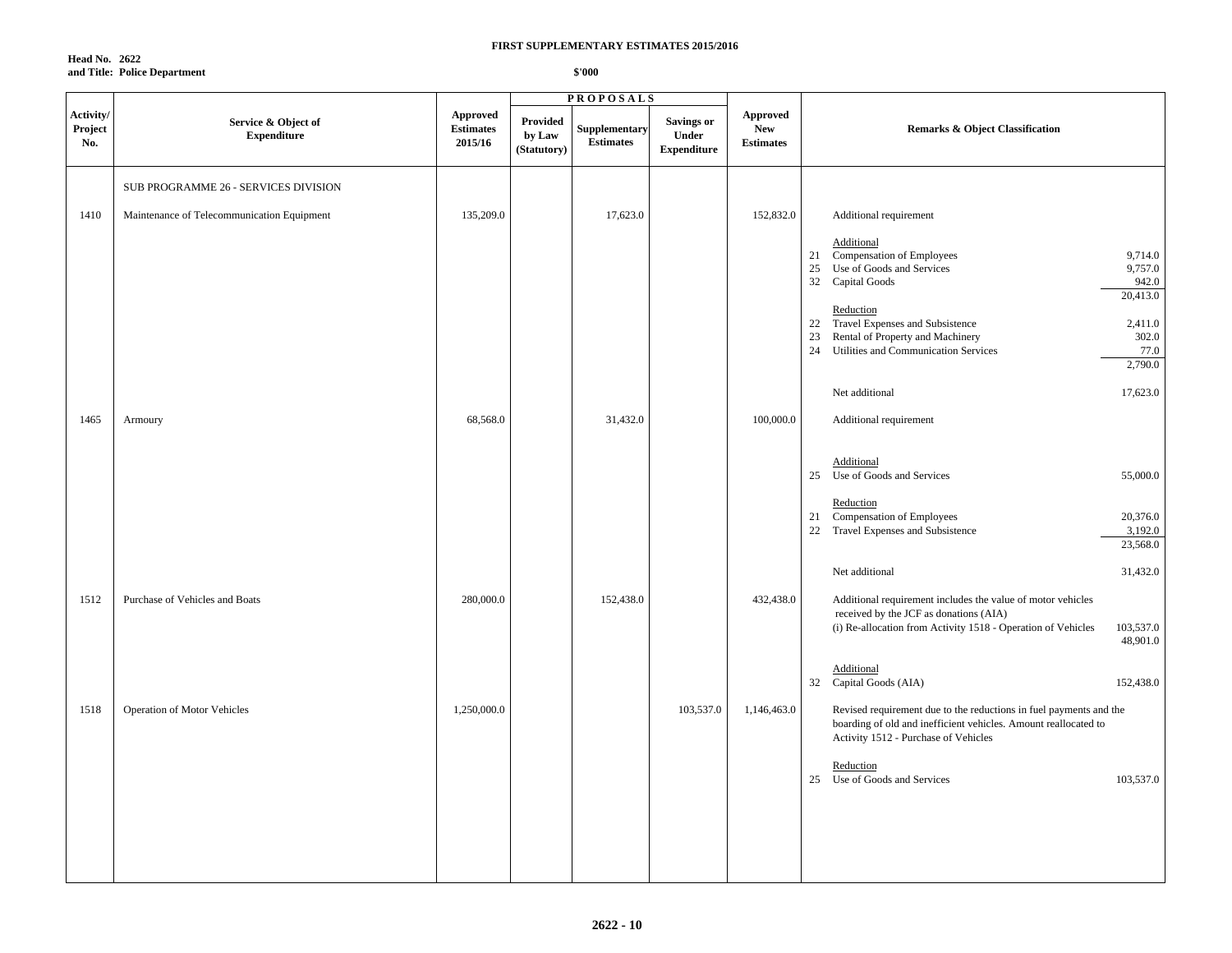**FIRST SUPPLEMENTARY ESTIMATES 2015/2016**

**Head No. 2622**
**and Title: Police Department**

**$'000**

| Activity/ Project No. | Service & Object of Expenditure | Approved Estimates 2015/16 | PROPOSALS Provided by Law (Statutory) | Supplementary Estimates | Savings or Under Expenditure | Approved New Estimates | Remarks & Object Classification | |
|---|---|---|---|---|---|---|---|---|
| | SUB PROGRAMME 26 - SERVICES DIVISION | | | | | | | |
| 1410 | Maintenance of Telecommunication Equipment | 135,209.0 | | 17,623.0 | | 152,832.0 | Additional requirement | |
| | | | | | | | Additional | |
| | | | | | | | 21 Compensation of Employees | 9,714.0 |
| | | | | | | | 25 Use of Goods and Services | 9,757.0 |
| | | | | | | | 32 Capital Goods | 942.0 |
| | | | | | | | | 20,413.0 |
| | | | | | | | Reduction | |
| | | | | | | | 22 Travel Expenses and Subsistence | 2,411.0 |
| | | | | | | | 23 Rental of Property and Machinery | 302.0 |
| | | | | | | | 24 Utilities and Communication Services | 77.0 |
| | | | | | | | | 2,790.0 |
| | | | | | | | Net additional | 17,623.0 |
| 1465 | Armoury | 68,568.0 | | 31,432.0 | | 100,000.0 | Additional requirement | |
| | | | | | | | Additional | |
| | | | | | | | 25 Use of Goods and Services | 55,000.0 |
| | | | | | | | Reduction | |
| | | | | | | | 21 Compensation of Employees | 20,376.0 |
| | | | | | | | 22 Travel Expenses and Subsistence | 3,192.0 |
| | | | | | | | | 23,568.0 |
| | | | | | | | Net additional | 31,432.0 |
| 1512 | Purchase of Vehicles and Boats | 280,000.0 | | 152,438.0 | | 432,438.0 | Additional requirement includes the value of motor vehicles received by the JCF as donations (AIA) | |
| | | | | | | | (i) Re-allocation from Activity 1518 - Operation of Vehicles | 103,537.0 |
| | | | | | | | | 48,901.0 |
| | | | | | | | Additional | |
| | | | | | | | 32 Capital Goods (AIA) | 152,438.0 |
| 1518 | Operation of Motor Vehicles | 1,250,000.0 | | | 103,537.0 | 1,146,463.0 | Revised requirement due to the reductions in fuel payments and the boarding of old and inefficient vehicles. Amount reallocated to Activity 1512 - Purchase of Vehicles | |
| | | | | | | | Reduction | |
| | | | | | | | 25 Use of Goods and Services | 103,537.0 |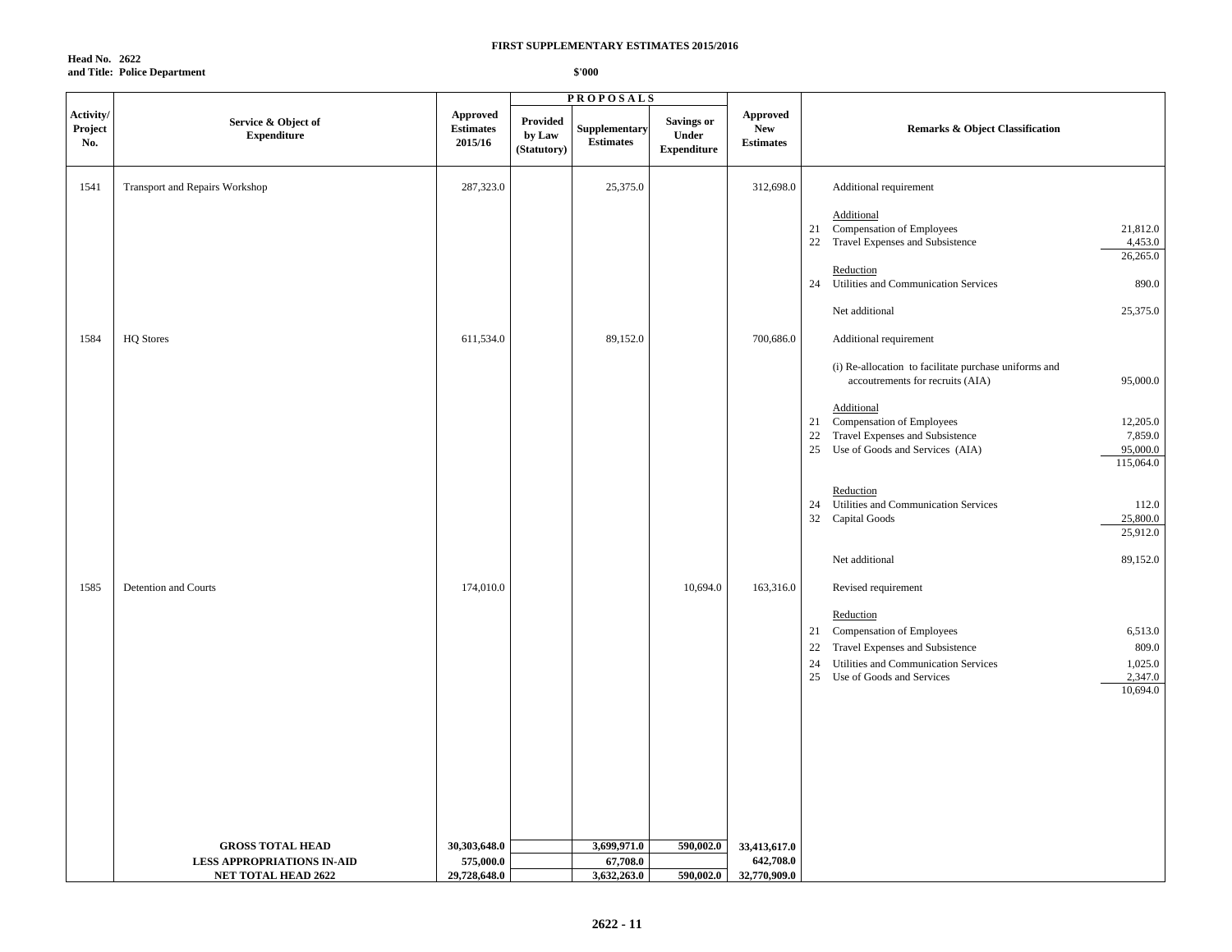**FIRST SUPPLEMENTARY ESTIMATES 2015/2016**

**Head No. 2622**
**and Title: Police Department**

**$'000**

| Activity/ Project No. | Service & Object of Expenditure | Approved Estimates 2015/16 | PROPOSALS Provided by Law (Statutory) | Supplementary Estimates | Savings or Under Expenditure | Approved New Estimates | Remarks & Object Classification | |
|---|---|---|---|---|---|---|---|---|
| 1541 | Transport and Repairs Workshop | 287,323.0 | | 25,375.0 | | 312,698.0 | Additional requirement | |
| | | | | | | | Additional | |
| | | | | | | | 21 Compensation of Employees | 21,812.0 |
| | | | | | | | 22 Travel Expenses and Subsistence | 4,453.0 |
| | | | | | | | | 26,265.0 |
| | | | | | | | Reduction | |
| | | | | | | | 24 Utilities and Communication Services | 890.0 |
| | | | | | | | Net additional | 25,375.0 |
| 1584 | HQ Stores | 611,534.0 | | 89,152.0 | | 700,686.0 | Additional requirement | |
| | | | | | | | (i) Re-allocation to facilitate purchase uniforms and accoutrements for recruits (AIA) | 95,000.0 |
| | | | | | | | Additional | |
| | | | | | | | 21 Compensation of Employees | 12,205.0 |
| | | | | | | | 22 Travel Expenses and Subsistence | 7,859.0 |
| | | | | | | | 25 Use of Goods and Services (AIA) | 95,000.0 |
| | | | | | | | | 115,064.0 |
| | | | | | | | Reduction | |
| | | | | | | | 24 Utilities and Communication Services | 112.0 |
| | | | | | | | 32 Capital Goods | 25,800.0 |
| | | | | | | | | 25,912.0 |
| | | | | | | | Net additional | 89,152.0 |
| 1585 | Detention and Courts | 174,010.0 | | | 10,694.0 | 163,316.0 | Revised requirement | |
| | | | | | | | Reduction | |
| | | | | | | | 21 Compensation of Employees | 6,513.0 |
| | | | | | | | 22 Travel Expenses and Subsistence | 809.0 |
| | | | | | | | 24 Utilities and Communication Services | 1,025.0 |
| | | | | | | | 25 Use of Goods and Services | 2,347.0 |
| | | | | | | | | 10,694.0 |
| | **GROSS TOTAL HEAD** | **30,303,648.0** | | **3,699,971.0** | **590,002.0** | **33,413,617.0** | | |
| | **LESS APPROPRIATIONS IN-AID** | **575,000.0** | | **67,708.0** | | **642,708.0** | | |
| | **NET TOTAL HEAD 2622** | **29,728,648.0** | | **3,632,263.0** | **590,002.0** | **32,770,909.0** | | |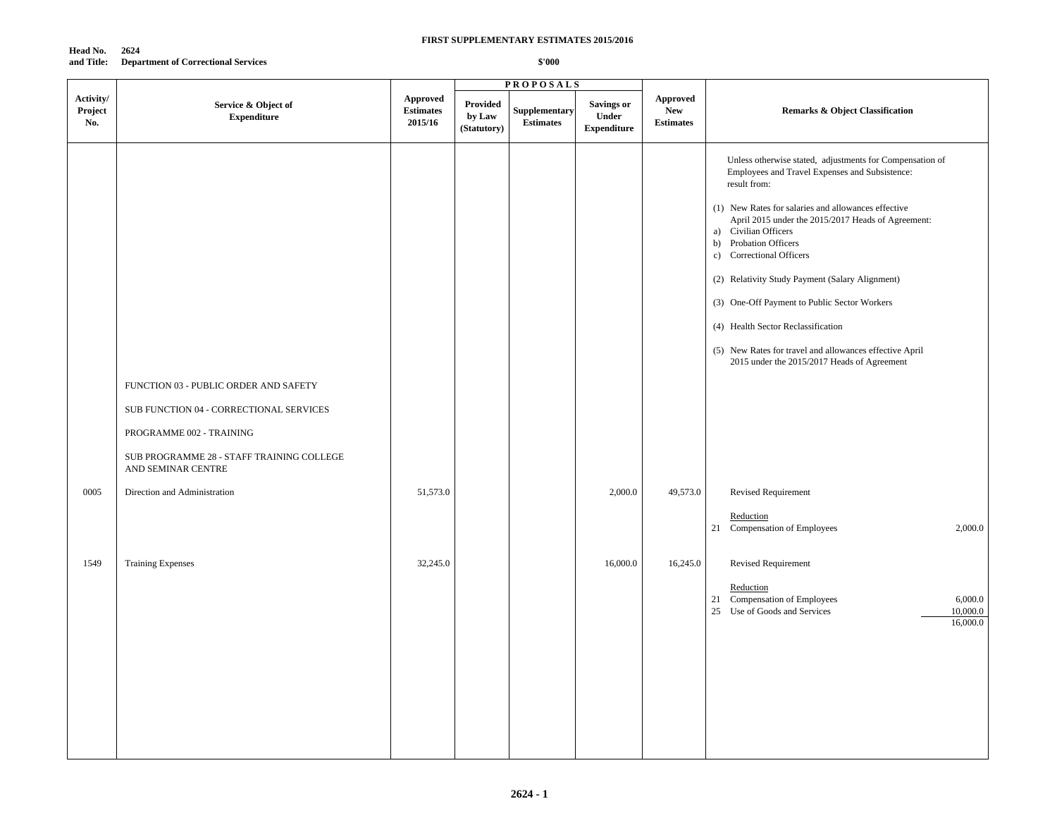**FIRST SUPPLEMENTARY ESTIMATES 2015/2016**

**Head No. and Title: 2624 Department of Correctional Services**

**$'000**

| Activity/ Project No. | Service & Object of Expenditure | Approved Estimates 2015/16 | PROPOSALS Provided by Law (Statutory) | Supplementary Estimates | Savings or Under Expenditure | Approved New Estimates | Remarks & Object Classification |
|---|---|---|---|---|---|---|---|
| | | | | | | | Unless otherwise stated, adjustments for Compensation of Employees and Travel Expenses and Subsistence: result from:<br><br>(1) New Rates for salaries and allowances effective April 2015 under the 2015/2017 Heads of Agreement:<br>a) Civilian Officers<br>b) Probation Officers<br>c) Correctional Officers<br><br>(2) Relativity Study Payment (Salary Alignment)<br><br>(3) One-Off Payment to Public Sector Workers<br><br>(4) Health Sector Reclassification<br><br>(5) New Rates for travel and allowances effective April 2015 under the 2015/2017 Heads of Agreement |
| | FUNCTION 03 - PUBLIC ORDER AND SAFETY | | | | | | |
| | SUB FUNCTION 04 - CORRECTIONAL SERVICES | | | | | | |
| | PROGRAMME 002 - TRAINING | | | | | | |
| | SUB PROGRAMME 28 - STAFF TRAINING COLLEGE AND SEMINAR CENTRE | | | | | | |
| 0005 | Direction and Administration | 51,573.0 | | | 2,000.0 | 49,573.0 | Revised Requirement<br><br>Reduction<br>21 Compensation of Employees 2,000.0 |
| 1549 | Training Expenses | 32,245.0 | | | 16,000.0 | 16,245.0 | Revised Requirement<br><br>Reduction<br>21 Compensation of Employees 6,000.0<br>25 Use of Goods and Services 10,000.0<br>16,000.0 |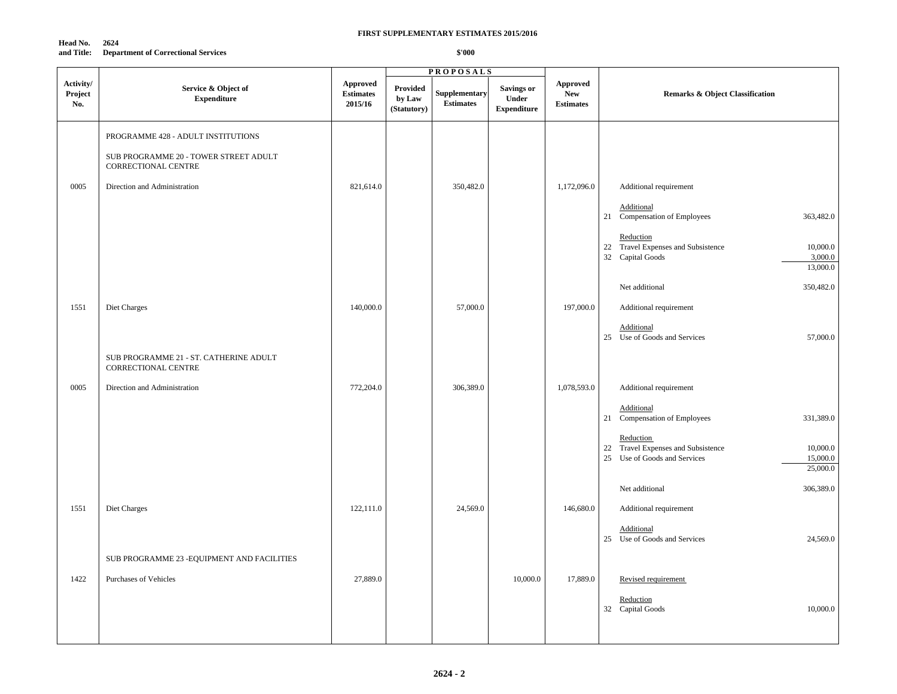**FIRST SUPPLEMENTARY ESTIMATES 2015/2016**

**Head No. 2624**
**and Title: Department of Correctional Services**

**$'000**

| Activity/ Project No. | Service & Object of Expenditure | Approved Estimates 2015/16 | PROPOSALS Provided by Law (Statutory) | Supplementary Estimates | Savings or Under Expenditure | Approved New Estimates | Remarks & Object Classification | |
|---|---|---|---|---|---|---|---|---|
| | PROGRAMME 428 - ADULT INSTITUTIONS | | | | | | | |
| | SUB PROGRAMME 20 - TOWER STREET ADULT CORRECTIONAL CENTRE | | | | | | | |
| 0005 | Direction and Administration | 821,614.0 | | 350,482.0 | | 1,172,096.0 | Additional requirement | |
| | | | | | | | Additional | |
| | | | | | | | 21 Compensation of Employees | 363,482.0 |
| | | | | | | | Reduction | |
| | | | | | | | 22 Travel Expenses and Subsistence | 10,000.0 |
| | | | | | | | 32 Capital Goods | 3,000.0 |
| | | | | | | | | 13,000.0 |
| | | | | | | | Net additional | 350,482.0 |
| 1551 | Diet Charges | 140,000.0 | | 57,000.0 | | 197,000.0 | Additional requirement | |
| | | | | | | | Additional | |
| | | | | | | | 25 Use of Goods and Services | 57,000.0 |
| | SUB PROGRAMME 21 - ST. CATHERINE ADULT CORRECTIONAL CENTRE | | | | | | | |
| 0005 | Direction and Administration | 772,204.0 | | 306,389.0 | | 1,078,593.0 | Additional requirement | |
| | | | | | | | Additional | |
| | | | | | | | 21 Compensation of Employees | 331,389.0 |
| | | | | | | | Reduction | |
| | | | | | | | 22 Travel Expenses and Subsistence | 10,000.0 |
| | | | | | | | 25 Use of Goods and Services | 15,000.0 |
| | | | | | | | | 25,000.0 |
| | | | | | | | Net additional | 306,389.0 |
| 1551 | Diet Charges | 122,111.0 | | 24,569.0 | | 146,680.0 | Additional requirement | |
| | | | | | | | Additional | |
| | | | | | | | 25 Use of Goods and Services | 24,569.0 |
| | SUB PROGRAMME 23 -EQUIPMENT AND FACILITIES | | | | | | | |
| 1422 | Purchases of Vehicles | 27,889.0 | | | 10,000.0 | 17,889.0 | Revised requirement | |
| | | | | | | | Reduction | |
| | | | | | | | 32 Capital Goods | 10,000.0 |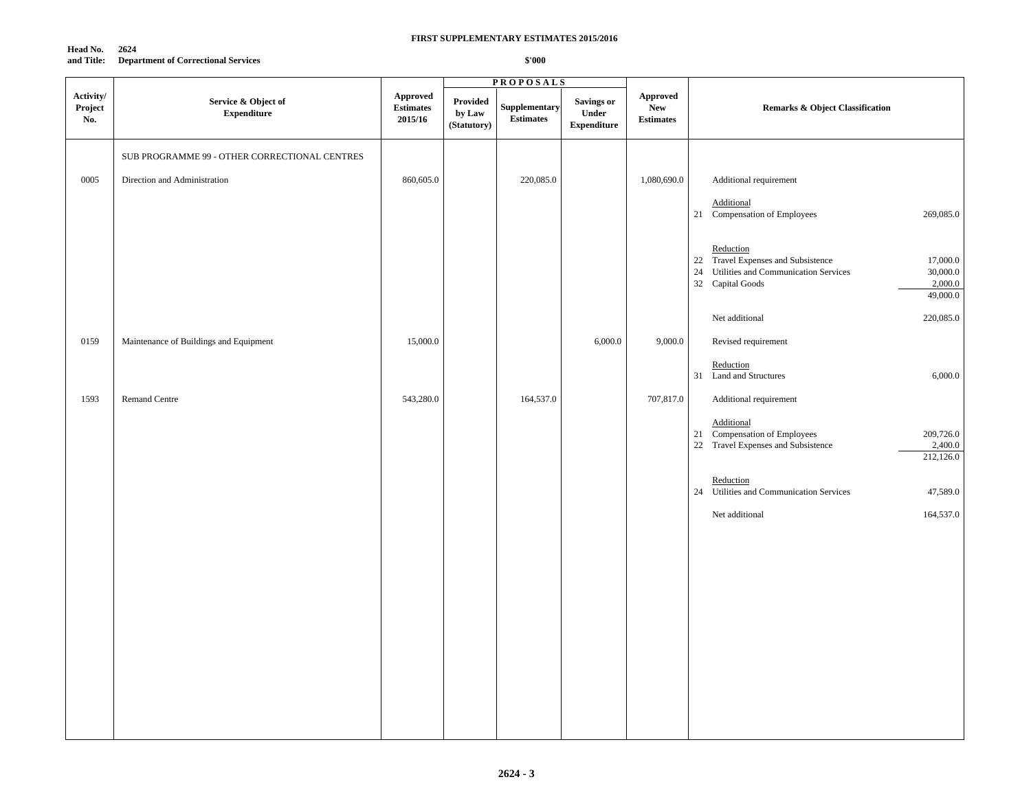**FIRST SUPPLEMENTARY ESTIMATES 2015/2016**

**Head No. 2624**
**and Title: Department of Correctional Services**

**$'000**

| Activity/ Project No. | Service & Object of Expenditure | Approved Estimates 2015/16 | PROPOSALS Provided by Law (Statutory) | Supplementary Estimates | Savings or Under Expenditure | Approved New Estimates | Remarks & Object Classification | |
|---|---|---|---|---|---|---|---|---|
| | SUB PROGRAMME 99 - OTHER CORRECTIONAL CENTRES | | | | | | | |
| 0005 | Direction and Administration | 860,605.0 | | 220,085.0 | | 1,080,690.0 | Additional requirement | |
| | | | | | | | Additional | |
| | | | | | | | 21 Compensation of Employees | 269,085.0 |
| | | | | | | | Reduction | |
| | | | | | | | 22 Travel Expenses and Subsistence | 17,000.0 |
| | | | | | | | 24 Utilities and Communication Services | 30,000.0 |
| | | | | | | | 32 Capital Goods | 2,000.0 |
| | | | | | | | | 49,000.0 |
| | | | | | | | Net additional | 220,085.0 |
| 0159 | Maintenance of Buildings and Equipment | 15,000.0 | | | 6,000.0 | 9,000.0 | Revised requirement | |
| | | | | | | | Reduction | |
| | | | | | | | 31 Land and Structures | 6,000.0 |
| 1593 | Remand Centre | 543,280.0 | | 164,537.0 | | 707,817.0 | Additional requirement | |
| | | | | | | | Additional | |
| | | | | | | | 21 Compensation of Employees | 209,726.0 |
| | | | | | | | 22 Travel Expenses and Subsistence | 2,400.0 |
| | | | | | | | | 212,126.0 |
| | | | | | | | Reduction | |
| | | | | | | | 24 Utilities and Communication Services | 47,589.0 |
| | | | | | | | Net additional | 164,537.0 |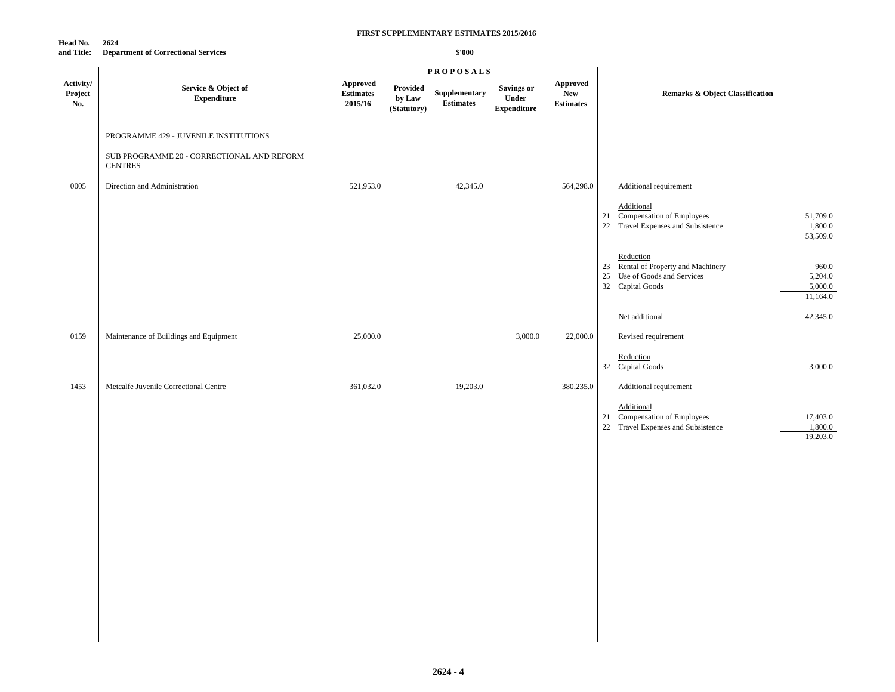**FIRST SUPPLEMENTARY ESTIMATES 2015/2016**

**Head No. and Title:** **2624 Department of Correctional Services**

**$'000**

| Activity/ Project No. | Service & Object of Expenditure | Approved Estimates 2015/16 | PROPOSALS Provided by Law (Statutory) | Supplementary Estimates | Savings or Under Expenditure | Approved New Estimates | Remarks & Object Classification | |
|---|---|---|---|---|---|---|---|---|
| | PROGRAMME 429 - JUVENILE INSTITUTIONS | | | | | | | |
| | SUB PROGRAMME 20 - CORRECTIONAL AND REFORM CENTRES | | | | | | | |
| 0005 | Direction and Administration | 521,953.0 | | 42,345.0 | | 564,298.0 | Additional requirement | |
| | | | | | | | Additional | |
| | | | | | | | 21 Compensation of Employees | 51,709.0 |
| | | | | | | | 22 Travel Expenses and Subsistence | 1,800.0 |
| | | | | | | | | 53,509.0 |
| | | | | | | | Reduction | |
| | | | | | | | 23 Rental of Property and Machinery | 960.0 |
| | | | | | | | 25 Use of Goods and Services | 5,204.0 |
| | | | | | | | 32 Capital Goods | 5,000.0 |
| | | | | | | | | 11,164.0 |
| | | | | | | | Net additional | 42,345.0 |
| 0159 | Maintenance of Buildings and Equipment | 25,000.0 | | | 3,000.0 | 22,000.0 | Revised requirement | |
| | | | | | | | Reduction | |
| | | | | | | | 32 Capital Goods | 3,000.0 |
| 1453 | Metcalfe Juvenile Correctional Centre | 361,032.0 | | 19,203.0 | | 380,235.0 | Additional requirement | |
| | | | | | | | Additional | |
| | | | | | | | 21 Compensation of Employees | 17,403.0 |
| | | | | | | | 22 Travel Expenses and Subsistence | 1,800.0 |
| | | | | | | | | 19,203.0 |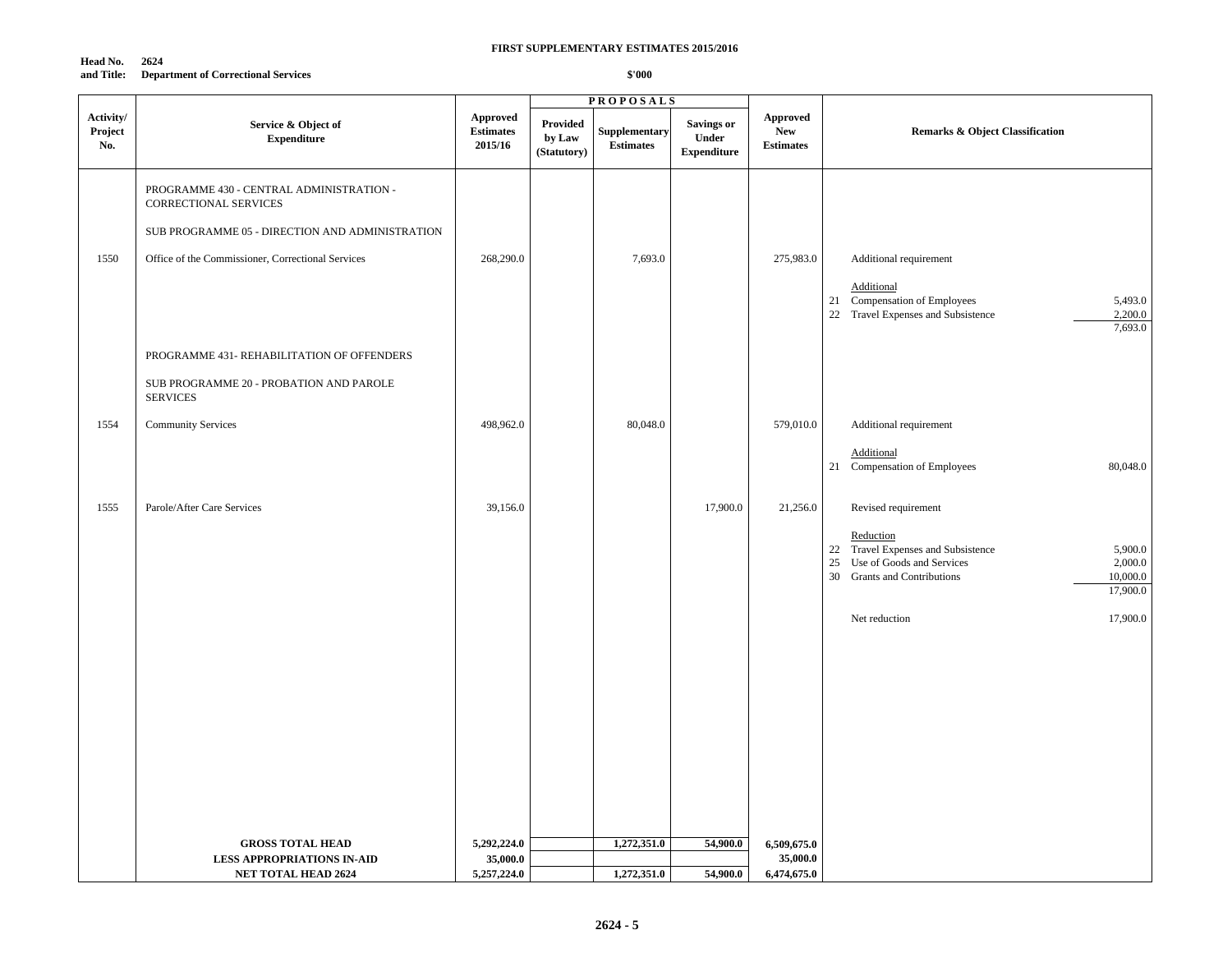**FIRST SUPPLEMENTARY ESTIMATES 2015/2016**

**Head No. 2624**
**and Title: Department of Correctional Services**

**\$'000**

| Activity/ Project No. | Service & Object of Expenditure | Approved Estimates 2015/16 | PROPOSALS Provided by Law (Statutory) | Supplementary Estimates | Savings or Under Expenditure | Approved New Estimates | Remarks & Object Classification | |
|---|---|---|---|---|---|---|---|---|
| | PROGRAMME 430 - CENTRAL ADMINISTRATION - CORRECTIONAL SERVICES | | | | | | | |
| | SUB PROGRAMME 05 - DIRECTION AND ADMINISTRATION | | | | | | | |
| 1550 | Office of the Commissioner, Correctional Services | 268,290.0 | | 7,693.0 | | 275,983.0 | Additional requirement | |
| | | | | | | | Additional | |
| | | | | | | | 21 Compensation of Employees | 5,493.0 |
| | | | | | | | 22 Travel Expenses and Subsistence | 2,200.0 |
| | | | | | | | | 7,693.0 |
| | PROGRAMME 431- REHABILITATION OF OFFENDERS | | | | | | | |
| | SUB PROGRAMME 20 - PROBATION AND PAROLE SERVICES | | | | | | | |
| 1554 | Community Services | 498,962.0 | | 80,048.0 | | 579,010.0 | Additional requirement | |
| | | | | | | | Additional | |
| | | | | | | | 21 Compensation of Employees | 80,048.0 |
| 1555 | Parole/After Care Services | 39,156.0 | | | 17,900.0 | 21,256.0 | Revised requirement | |
| | | | | | | | Reduction | |
| | | | | | | | 22 Travel Expenses and Subsistence | 5,900.0 |
| | | | | | | | 25 Use of Goods and Services | 2,000.0 |
| | | | | | | | 30 Grants and Contributions | 10,000.0 |
| | | | | | | | | 17,900.0 |
| | | | | | | | Net reduction | 17,900.0 |
| | **GROSS TOTAL HEAD** | **5,292,224.0** | | **1,272,351.0** | **54,900.0** | **6,509,675.0** | | |
| | **LESS APPROPRIATIONS IN-AID** | **35,000.0** | | | | **35,000.0** | | |
| | **NET TOTAL HEAD 2624** | **5,257,224.0** | | **1,272,351.0** | **54,900.0** | **6,474,675.0** | | |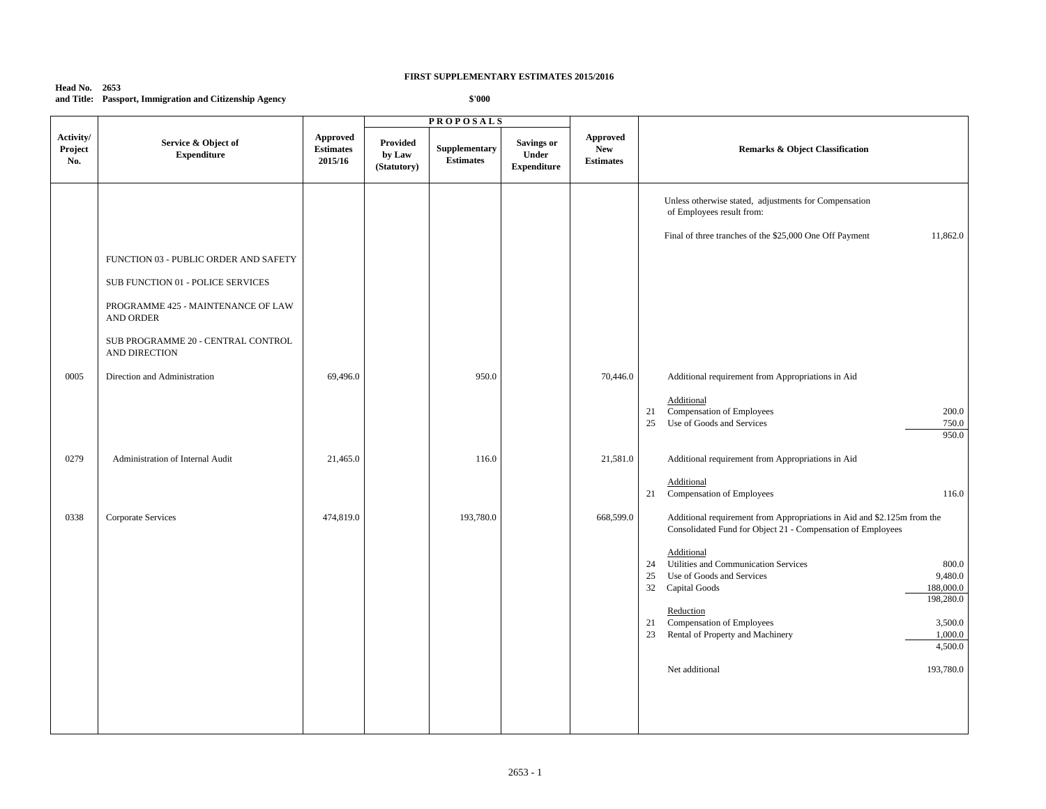**FIRST SUPPLEMENTARY ESTIMATES 2015/2016**

**Head No. 2653**
**and Title: Passport, Immigration and Citizenship Agency**

**$'000**

| Activity/ Project No. | Service & Object of Expenditure | Approved Estimates 2015/16 | PROPOSALS Provided by Law (Statutory) | Supplementary Estimates | Savings or Under Expenditure | Approved New Estimates | Remarks & Object Classification | |
|---|---|---|---|---|---|---|---|---|
| | | | | | | | Unless otherwise stated, adjustments for Compensation of Employees result from: | |
| | | | | | | | Final of three tranches of the $25,000 One Off Payment | 11,862.0 |
| | FUNCTION 03 - PUBLIC ORDER AND SAFETY | | | | | | | |
| | SUB FUNCTION 01 - POLICE SERVICES | | | | | | | |
| | PROGRAMME 425 - MAINTENANCE OF LAW AND ORDER | | | | | | | |
| | SUB PROGRAMME 20 - CENTRAL CONTROL AND DIRECTION | | | | | | | |
| 0005 | Direction and Administration | 69,496.0 | | 950.0 | | 70,446.0 | Additional requirement from Appropriations in Aid | |
| | | | | | | | Additional | |
| | | | | | | | 21 Compensation of Employees | 200.0 |
| | | | | | | | 25 Use of Goods and Services | 750.0 |
| | | | | | | | | 950.0 |
| 0279 | Administration of Internal Audit | 21,465.0 | | 116.0 | | 21,581.0 | Additional requirement from Appropriations in Aid | |
| | | | | | | | Additional | |
| | | | | | | | 21 Compensation of Employees | 116.0 |
| 0338 | Corporate Services | 474,819.0 | | 193,780.0 | | 668,599.0 | Additional requirement from Appropriations in Aid and $2.125m from the Consolidated Fund for Object 21 - Compensation of Employees | |
| | | | | | | | Additional | |
| | | | | | | | 24 Utilities and Communication Services | 800.0 |
| | | | | | | | 25 Use of Goods and Services | 9,480.0 |
| | | | | | | | 32 Capital Goods | 188,000.0 |
| | | | | | | | | 198,280.0 |
| | | | | | | | Reduction | |
| | | | | | | | 21 Compensation of Employees | 3,500.0 |
| | | | | | | | 23 Rental of Property and Machinery | 1,000.0 |
| | | | | | | | | 4,500.0 |
| | | | | | | | Net additional | 193,780.0 |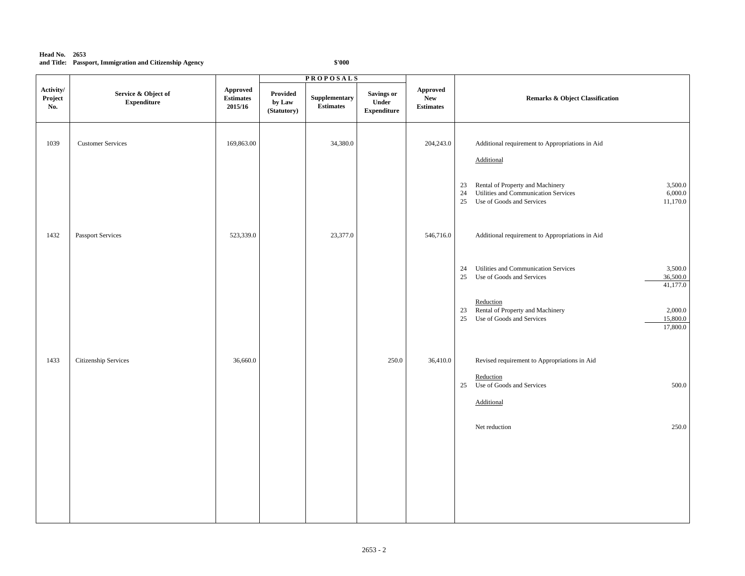**Head No. 2653**
**and Title: Passport, Immigration and Citizenship Agency**

$'000

| Activity/ Project No. | Service & Object of Expenditure | Approved Estimates 2015/16 | PROPOSALS Provided by Law (Statutory) | Supplementary Estimates | Savings or Under Expenditure | Approved New Estimates | Remarks & Object Classification | |
|---|---|---|---|---|---|---|---|---|
| 1039 | Customer Services | 169,863.00 | | 34,380.0 | | 204,243.0 | Additional requirement to Appropriations in Aid | |
| | | | | | | | Additional | |
| | | | | | | | 23 Rental of Property and Machinery | 3,500.0 |
| | | | | | | | 24 Utilities and Communication Services | 6,000.0 |
| | | | | | | | 25 Use of Goods and Services | 11,170.0 |
| 1432 | Passport Services | 523,339.0 | | 23,377.0 | | 546,716.0 | Additional requirement to Appropriations in Aid | |
| | | | | | | | 24 Utilities and Communication Services | 3,500.0 |
| | | | | | | | 25 Use of Goods and Services | 36,500.0 |
| | | | | | | | | 41,177.0 |
| | | | | | | | Reduction | |
| | | | | | | | 23 Rental of Property and Machinery | 2,000.0 |
| | | | | | | | 25 Use of Goods and Services | 15,800.0 |
| | | | | | | | | 17,800.0 |
| 1433 | Citizenship Services | 36,660.0 | | | 250.0 | 36,410.0 | Revised requirement to Appropriations in Aid | |
| | | | | | | | Reduction | |
| | | | | | | | 25 Use of Goods and Services | 500.0 |
| | | | | | | | Additional | |
| | | | | | | | Net reduction | 250.0 |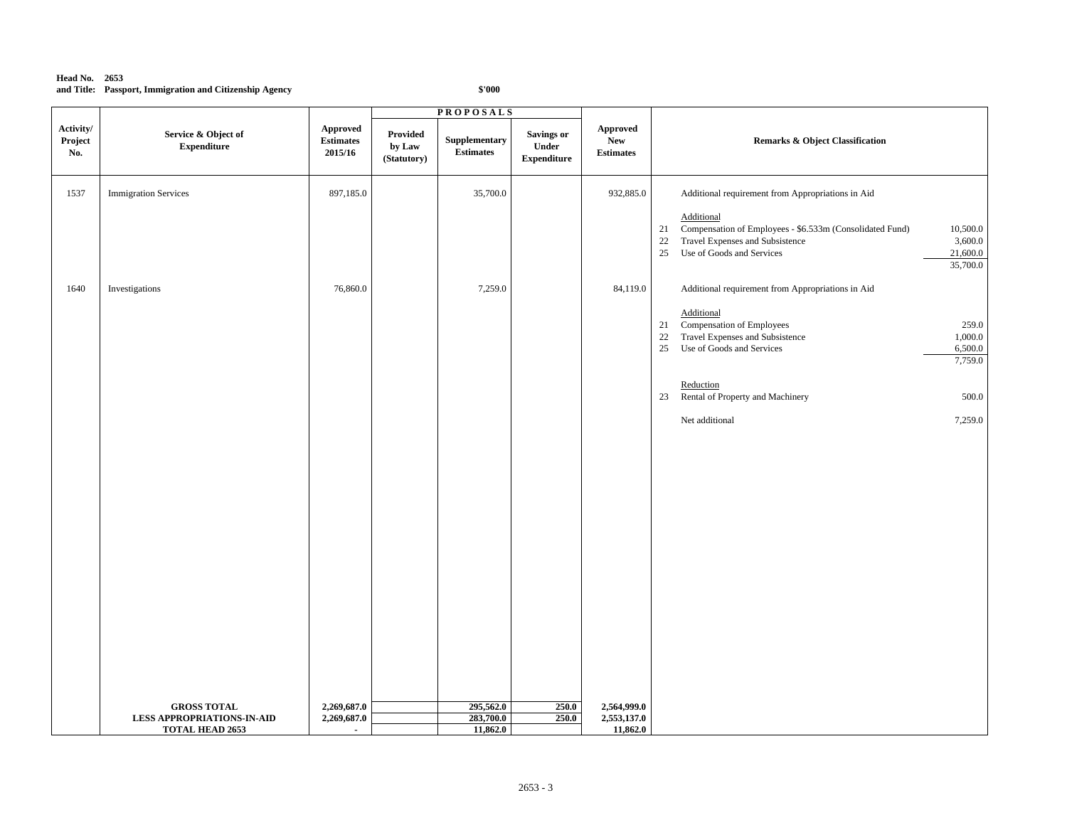**Head No. 2653**
**and Title: Passport, Immigration and Citizenship Agency**

**$'000**

| Activity/ Project No. | Service & Object of Expenditure | Approved Estimates 2015/16 | PROPOSALS Provided by Law (Statutory) | Supplementary Estimates | Savings or Under Expenditure | Approved New Estimates | Remarks & Object Classification | |
|---|---|---|---|---|---|---|---|---|
| 1537 | Immigration Services | 897,185.0 | | 35,700.0 | | 932,885.0 | Additional requirement from Appropriations in Aid | |
| | | | | | | | Additional | |
| | | | | | | | 21 Compensation of Employees - $6.533m (Consolidated Fund) | 10,500.0 |
| | | | | | | | 22 Travel Expenses and Subsistence | 3,600.0 |
| | | | | | | | 25 Use of Goods and Services | 21,600.0 |
| | | | | | | | | 35,700.0 |
| 1640 | Investigations | 76,860.0 | | 7,259.0 | | 84,119.0 | Additional requirement from Appropriations in Aid | |
| | | | | | | | Additional | |
| | | | | | | | 21 Compensation of Employees | 259.0 |
| | | | | | | | 22 Travel Expenses and Subsistence | 1,000.0 |
| | | | | | | | 25 Use of Goods and Services | 6,500.0 |
| | | | | | | | | 7,759.0 |
| | | | | | | | Reduction | |
| | | | | | | | 23 Rental of Property and Machinery | 500.0 |
| | | | | | | | Net additional | 7,259.0 |
| | **GROSS TOTAL** | **2,269,687.0** | | **295,562.0** | **250.0** | **2,564,999.0** | | |
| | **LESS APPROPRIATIONS-IN-AID** | **2,269,687.0** | | **283,700.0** | **250.0** | **2,553,137.0** | | |
| | **TOTAL HEAD 2653** | **-** | | **11,862.0** | | **11,862.0** | | |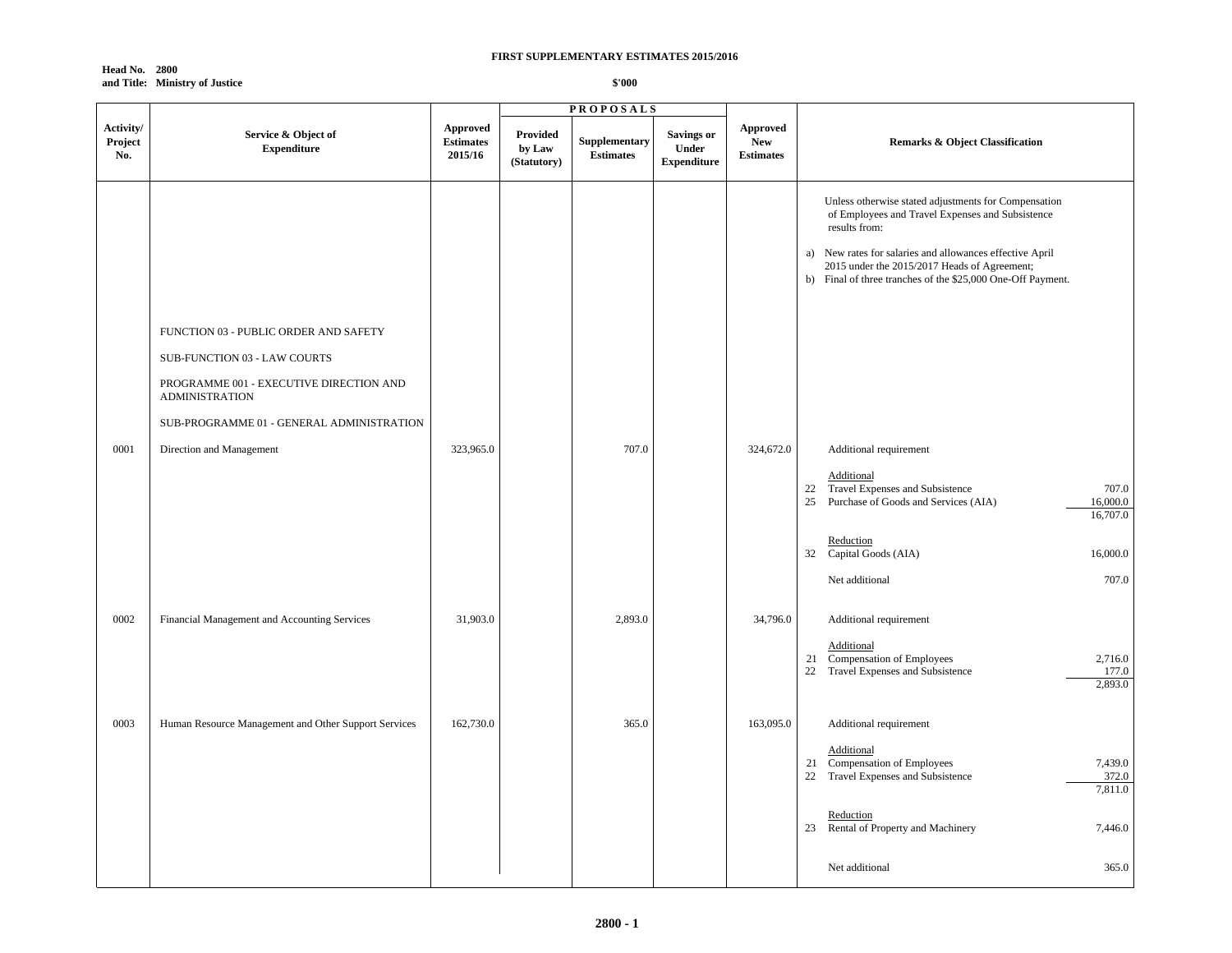**FIRST SUPPLEMENTARY ESTIMATES 2015/2016**

**Head No. 2800**
**and Title: Ministry of Justice**

**$'000**

| Activity/ Project No. | Service & Object of Expenditure | Approved Estimates 2015/16 | PROPOSALS Provided by Law (Statutory) | Supplementary Estimates | Savings or Under Expenditure | Approved New Estimates | Remarks & Object Classification | |
|---|---|---|---|---|---|---|---|---|
| | | | | | | | Unless otherwise stated adjustments for Compensation of Employees and Travel Expenses and Subsistence results from: | |
| | | | | | | | a) New rates for salaries and allowances effective April 2015 under the 2015/2017 Heads of Agreement; | |
| | | | | | | | b) Final of three tranches of the $25,000 One-Off Payment. | |
| | FUNCTION 03 - PUBLIC ORDER AND SAFETY | | | | | | | |
| | SUB-FUNCTION 03 - LAW COURTS | | | | | | | |
| | PROGRAMME 001 - EXECUTIVE DIRECTION AND ADMINISTRATION | | | | | | | |
| | SUB-PROGRAMME 01 - GENERAL ADMINISTRATION | | | | | | | |
| 0001 | Direction and Management | 323,965.0 | | 707.0 | | 324,672.0 | Additional requirement | |
| | | | | | | | Additional | |
| | | | | | | | 22 Travel Expenses and Subsistence | 707.0 |
| | | | | | | | 25 Purchase of Goods and Services (AIA) | 16,000.0 |
| | | | | | | | | 16,707.0 |
| | | | | | | | Reduction | |
| | | | | | | | 32 Capital Goods (AIA) | 16,000.0 |
| | | | | | | | Net additional | 707.0 |
| 0002 | Financial Management and Accounting Services | 31,903.0 | | 2,893.0 | | 34,796.0 | Additional requirement | |
| | | | | | | | Additional | |
| | | | | | | | 21 Compensation of Employees | 2,716.0 |
| | | | | | | | 22 Travel Expenses and Subsistence | 177.0 |
| | | | | | | | | 2,893.0 |
| 0003 | Human Resource Management and Other Support Services | 162,730.0 | | 365.0 | | 163,095.0 | Additional requirement | |
| | | | | | | | Additional | |
| | | | | | | | 21 Compensation of Employees | 7,439.0 |
| | | | | | | | 22 Travel Expenses and Subsistence | 372.0 |
| | | | | | | | | 7,811.0 |
| | | | | | | | Reduction | |
| | | | | | | | 23 Rental of Property and Machinery | 7,446.0 |
| | | | | | | | Net additional | 365.0 |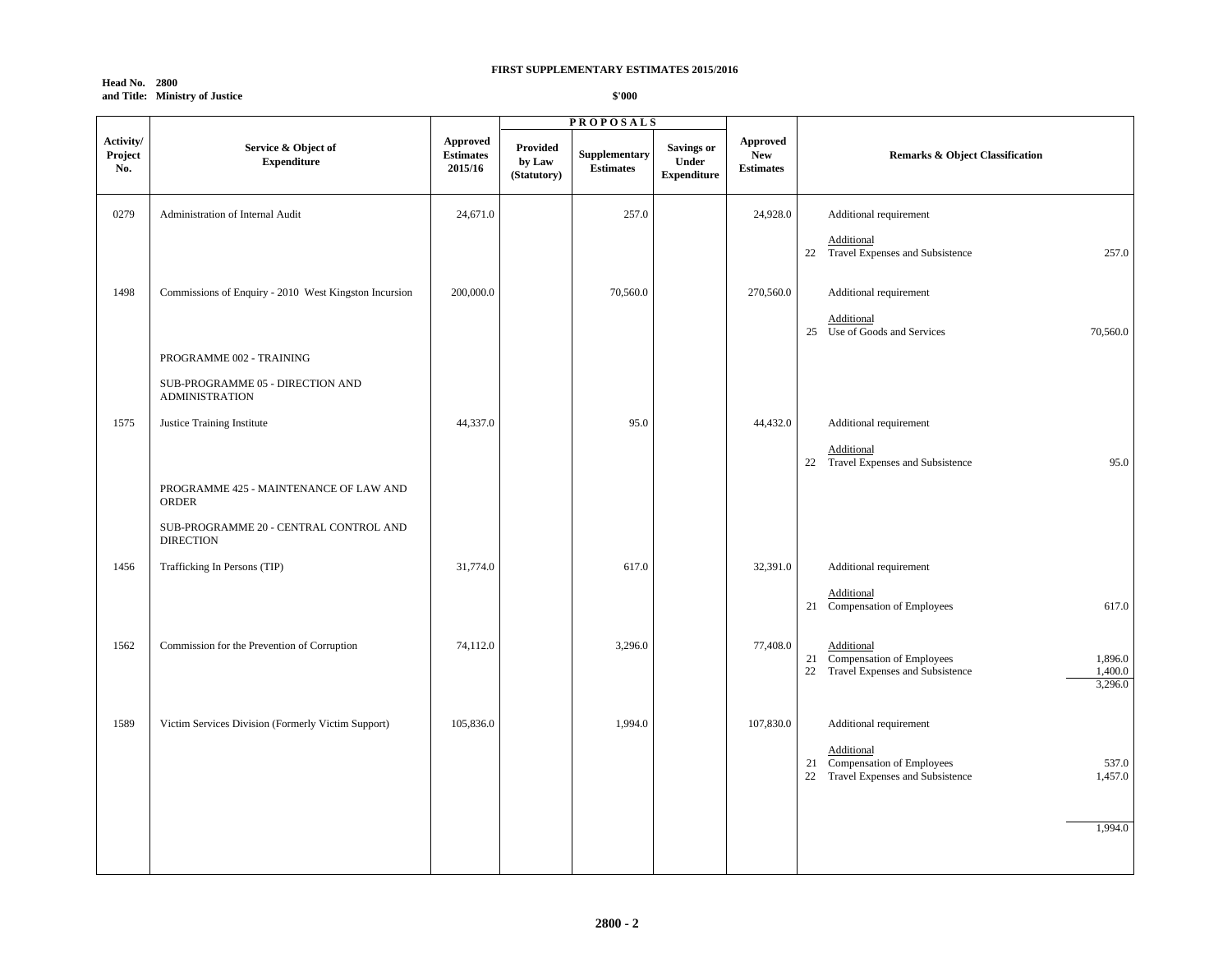**FIRST SUPPLEMENTARY ESTIMATES 2015/2016**

**Head No. 2800**
**and Title: Ministry of Justice**

**$'000**

| Activity/ Project No. | Service & Object of Expenditure | Approved Estimates 2015/16 | PROPOSALS Provided by Law (Statutory) | Supplementary Estimates | Savings or Under Expenditure | Approved New Estimates | Remarks & Object Classification |
|---|---|---|---|---|---|---|---|
| 0279 | Administration of Internal Audit | 24,671.0 | | 257.0 | | 24,928.0 | Additional requirement<br><br>Additional<br>22 Travel Expenses and Subsistence 257.0 |
| 1498 | Commissions of Enquiry - 2010 West Kingston Incursion | 200,000.0 | | 70,560.0 | | 270,560.0 | Additional requirement<br><br>Additional<br>25 Use of Goods and Services 70,560.0 |
| | PROGRAMME 002 - TRAINING | | | | | | |
| | SUB-PROGRAMME 05 - DIRECTION AND ADMINISTRATION | | | | | | |
| 1575 | Justice Training Institute | 44,337.0 | | 95.0 | | 44,432.0 | Additional requirement<br><br>Additional<br>22 Travel Expenses and Subsistence 95.0 |
| | PROGRAMME 425 - MAINTENANCE OF LAW AND ORDER | | | | | | |
| | SUB-PROGRAMME 20 - CENTRAL CONTROL AND DIRECTION | | | | | | |
| 1456 | Trafficking In Persons (TIP) | 31,774.0 | | 617.0 | | 32,391.0 | Additional requirement<br><br>Additional<br>21 Compensation of Employees 617.0 |
| 1562 | Commission for the Prevention of Corruption | 74,112.0 | | 3,296.0 | | 77,408.0 | Additional<br>21 Compensation of Employees 1,896.0<br>22 Travel Expenses and Subsistence 1,400.0<br>3,296.0 |
| 1589 | Victim Services Division (Formerly Victim Support) | 105,836.0 | | 1,994.0 | | 107,830.0 | Additional requirement<br><br>Additional<br>21 Compensation of Employees 537.0<br>22 Travel Expenses and Subsistence 1,457.0<br><br>1,994.0 |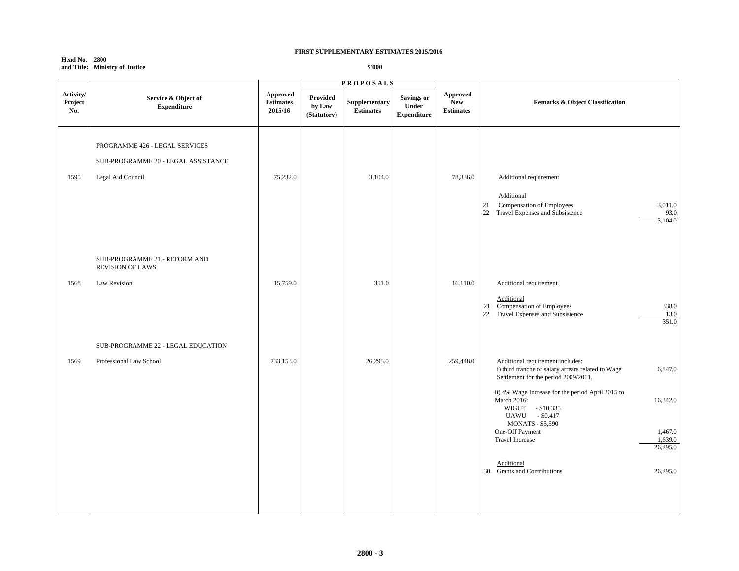**FIRST SUPPLEMENTARY ESTIMATES 2015/2016**

**Head No. 2800**
**and Title: Ministry of Justice**

**$'000**

| Activity/ Project No. | Service & Object of Expenditure | Approved Estimates 2015/16 | PROPOSALS | | | Approved New Estimates | Remarks & Object Classification | |
|---|---|---|---|---|---|---|---|---|
| | | | Provided by Law (Statutory) | Supplementary Estimates | Savings or Under Expenditure | | | |
| | PROGRAMME 426 - LEGAL SERVICES | | | | | | | |
| | SUB-PROGRAMME 20 - LEGAL ASSISTANCE | | | | | | | |
| 1595 | Legal Aid Council | 75,232.0 | | 3,104.0 | | 78,336.0 | Additional requirement | |
| | | | | | | | Additional | |
| | | | | | | | 21 Compensation of Employees | 3,011.0 |
| | | | | | | | 22 Travel Expenses and Subsistence | 93.0 |
| | | | | | | | | 3,104.0 |
| | SUB-PROGRAMME 21 - REFORM AND REVISION OF LAWS | | | | | | | |
| 1568 | Law Revision | 15,759.0 | | 351.0 | | 16,110.0 | Additional requirement | |
| | | | | | | | Additional | |
| | | | | | | | 21 Compensation of Employees | 338.0 |
| | | | | | | | 22 Travel Expenses and Subsistence | 13.0 |
| | | | | | | | | 351.0 |
| | SUB-PROGRAMME 22 - LEGAL EDUCATION | | | | | | | |
| 1569 | Professional Law School | 233,153.0 | | 26,295.0 | | 259,448.0 | Additional requirement includes: | |
| | | | | | | | i) third tranche of salary arrears related to Wage Settlement for the period 2009/2011. | 6,847.0 |
| | | | | | | | ii) 4% Wage Increase for the period April 2015 to March 2016: WIGUT - $10,335 UAWU - $0.417 MONATS - $5,590 | 16,342.0 |
| | | | | | | | One-Off Payment | 1,467.0 |
| | | | | | | | Travel Increase | 1,639.0 |
| | | | | | | | | 26,295.0 |
| | | | | | | | Additional | |
| | | | | | | | 30 Grants and Contributions | 26,295.0 |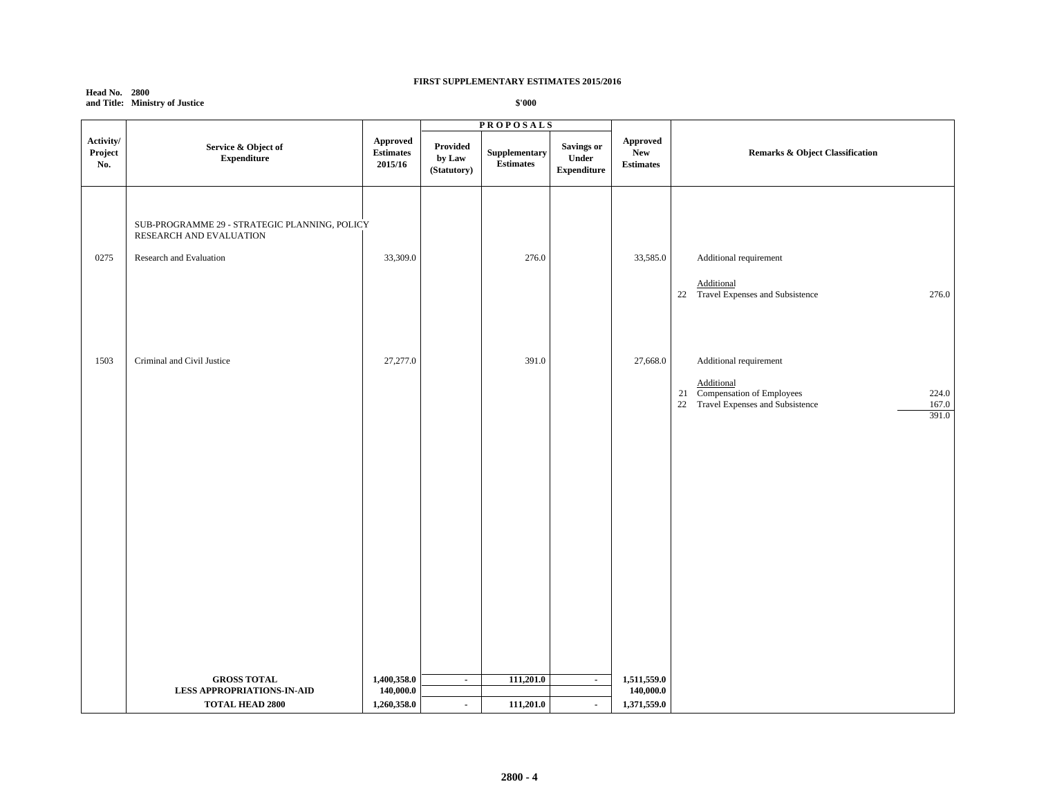**FIRST SUPPLEMENTARY ESTIMATES 2015/2016**

**Head No. 2800**
**and Title: Ministry of Justice**

**$'000**

| Activity/ Project No. | Service & Object of Expenditure | Approved Estimates 2015/16 | PROPOSALS Provided by Law (Statutory) | Supplementary Estimates | Savings or Under Expenditure | Approved New Estimates | Remarks & Object Classification |
|---|---|---|---|---|---|---|---|
| | SUB-PROGRAMME 29 - STRATEGIC PLANNING, POLICY RESEARCH AND EVALUATION | | | | | | |
| 0275 | Research and Evaluation | 33,309.0 | | 276.0 | | 33,585.0 | Additional requirement |
| | | | | | | | Additional |
| | | | | | | | 22 Travel Expenses and Subsistence 276.0 |
| 1503 | Criminal and Civil Justice | 27,277.0 | | 391.0 | | 27,668.0 | Additional requirement |
| | | | | | | | Additional |
| | | | | | | | 21 Compensation of Employees 224.0 |
| | | | | | | | 22 Travel Expenses and Subsistence 167.0 |
| | | | | | | | 391.0 |
| | **GROSS TOTAL** | **1,400,358.0** | **-** | **111,201.0** | **-** | **1,511,559.0** | |
| | **LESS APPROPRIATIONS-IN-AID** | **140,000.0** | | | | **140,000.0** | |
| | **TOTAL HEAD 2800** | **1,260,358.0** | **-** | **111,201.0** | **-** | **1,371,559.0** | |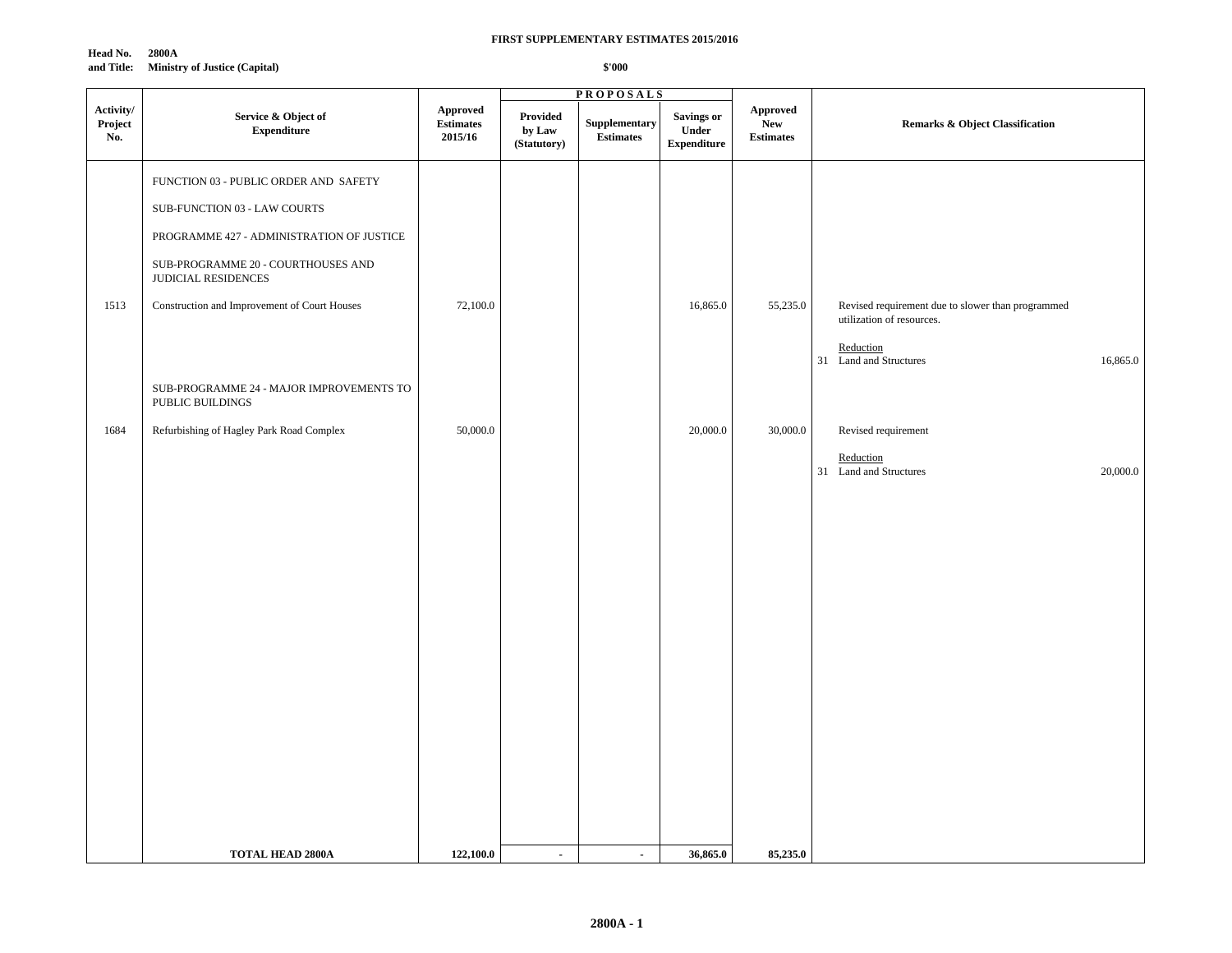**FIRST SUPPLEMENTARY ESTIMATES 2015/2016**

**Head No. 2800A**
**and Title: Ministry of Justice (Capital)**

**$'000**

| Activity/ Project No. | Service & Object of Expenditure | Approved Estimates 2015/16 | PROPOSALS Provided by Law (Statutory) | Supplementary Estimates | Savings or Under Expenditure | Approved New Estimates | Remarks & Object Classification |
|---|---|---|---|---|---|---|---|
| | FUNCTION 03 - PUBLIC ORDER AND SAFETY | | | | | | |
| | SUB-FUNCTION 03 - LAW COURTS | | | | | | |
| | PROGRAMME 427 - ADMINISTRATION OF JUSTICE | | | | | | |
| | SUB-PROGRAMME 20 - COURTHOUSES AND JUDICIAL RESIDENCES | | | | | | |
| 1513 | Construction and Improvement of Court Houses | 72,100.0 | | | 16,865.0 | 55,235.0 | Revised requirement due to slower than programmed utilization of resources. |
| | | | | | | | Reduction |
| | | | | | | | 31 Land and Structures 16,865.0 |
| | SUB-PROGRAMME 24 - MAJOR IMPROVEMENTS TO PUBLIC BUILDINGS | | | | | | |
| 1684 | Refurbishing of Hagley Park Road Complex | 50,000.0 | | | 20,000.0 | 30,000.0 | Revised requirement |
| | | | | | | | Reduction |
| | | | | | | | 31 Land and Structures 20,000.0 |
| | **TOTAL HEAD 2800A** | **122,100.0** | - | - | **36,865.0** | **85,235.0** | |

**2800A - 1**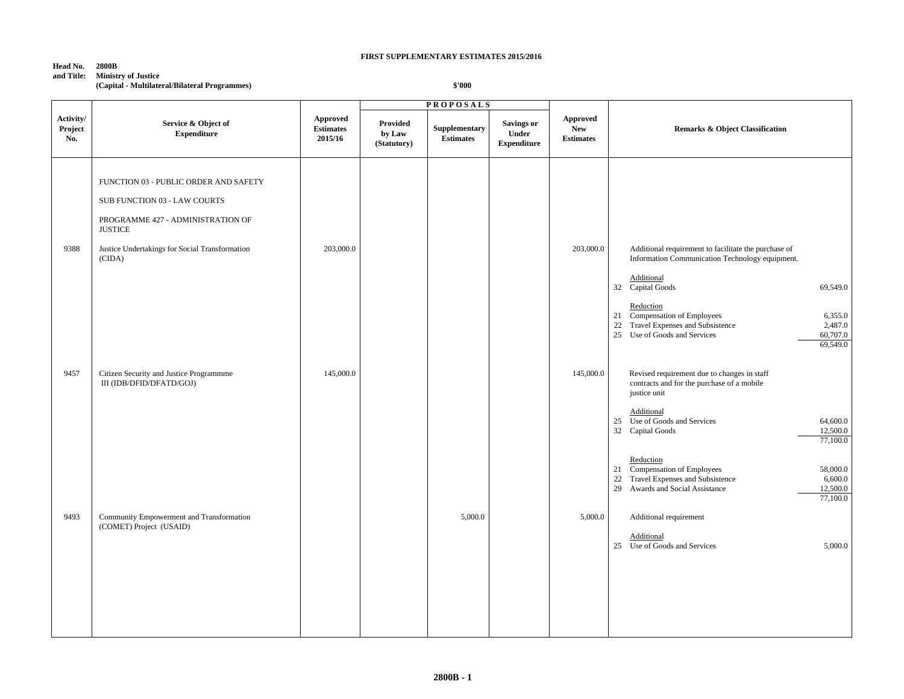**FIRST SUPPLEMENTARY ESTIMATES 2015/2016**

**Head No. 2800B**
**and Title: Ministry of Justice**
**(Capital - Multilateral/Bilateral Programmes)**

**$'000**

| Activity/ Project No. | Service & Object of Expenditure | Approved Estimates 2015/16 | PROPOSALS Provided by Law (Statutory) | Supplementary Estimates | Savings or Under Expenditure | Approved New Estimates | Remarks & Object Classification |
|---|---|---|---|---|---|---|---|
| | FUNCTION 03 - PUBLIC ORDER AND SAFETY | | | | | | |
| | SUB FUNCTION 03 - LAW COURTS | | | | | | |
| | PROGRAMME 427 - ADMINISTRATION OF JUSTICE | | | | | | |
| 9388 | Justice Undertakings for Social Transformation (CIDA) | 203,000.0 | | | | 203,000.0 | Additional requirement to facilitate the purchase of Information Communication Technology equipment. |
| | | | | | | | Additional |
| | | | | | | | 32 Capital Goods 69,549.0 |
| | | | | | | | Reduction |
| | | | | | | | 21 Compensation of Employees 6,355.0 |
| | | | | | | | 22 Travel Expenses and Subsistence 2,487.0 |
| | | | | | | | 25 Use of Goods and Services 60,707.0 |
| | | | | | | | 69,549.0 |
| 9457 | Citizen Security and Justice Programmme III (IDB/DFID/DFATD/GOJ) | 145,000.0 | | | | 145,000.0 | Revised requirement due to changes in staff contracts and for the purchase of a mobile justice unit |
| | | | | | | | Additional |
| | | | | | | | 25 Use of Goods and Services 64,600.0 |
| | | | | | | | 32 Capital Goods 12,500.0 |
| | | | | | | | 77,100.0 |
| | | | | | | | Reduction |
| | | | | | | | 21 Compensation of Employees 58,000.0 |
| | | | | | | | 22 Travel Expenses and Subsistence 6,600.0 |
| | | | | | | | 29 Awards and Social Assistance 12,500.0 |
| | | | | | | | 77,100.0 |
| 9493 | Community Empowerment and Transformation (COMET) Project (USAID) | | | 5,000.0 | | 5,000.0 | Additional requirement |
| | | | | | | | Additional |
| | | | | | | | 25 Use of Goods and Services 5,000.0 |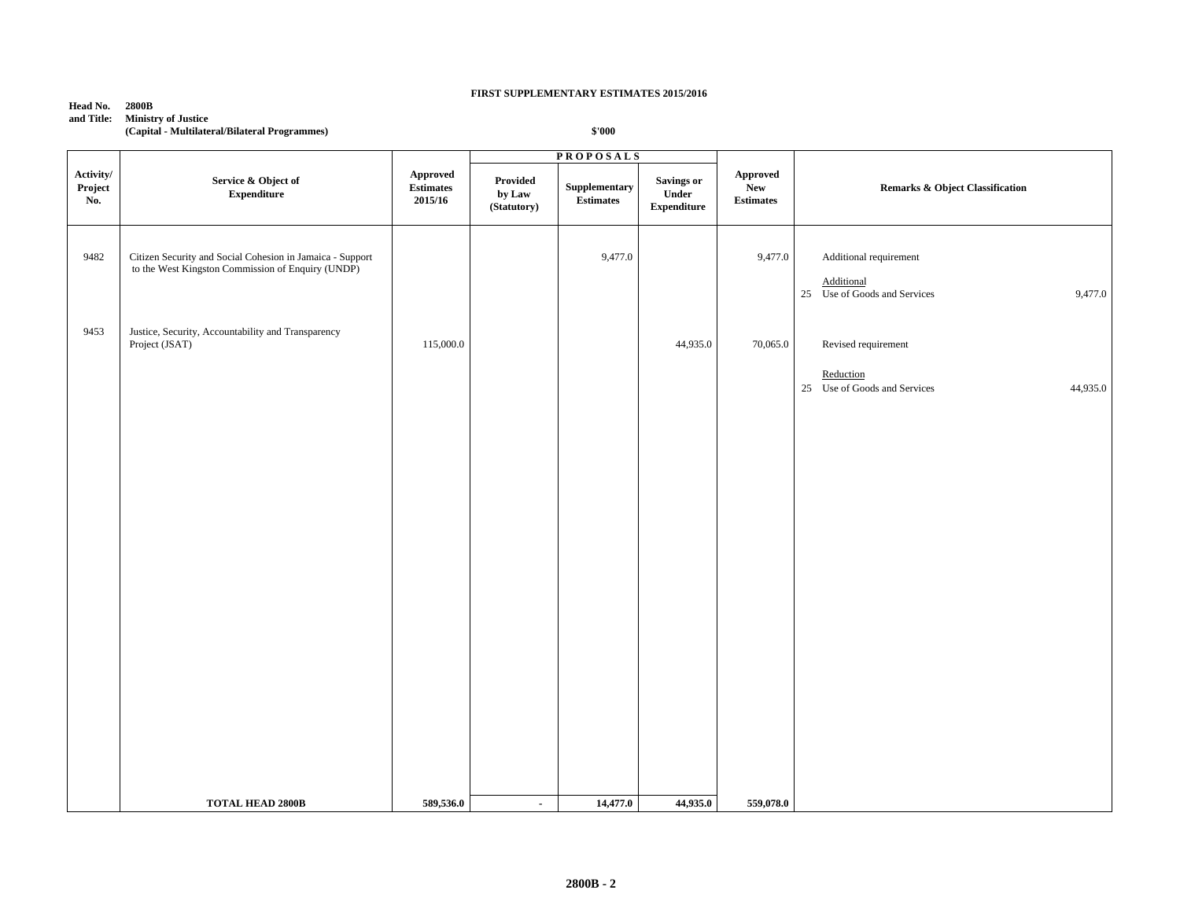**FIRST SUPPLEMENTARY ESTIMATES 2015/2016**

**Head No. and Title: 2800B Ministry of Justice (Capital - Multilateral/Bilateral Programmes)**

**$'000**

| Activity/ Project No. | Service & Object of Expenditure | Approved Estimates 2015/16 | PROPOSALS Provided by Law (Statutory) | Supplementary Estimates | Savings or Under Expenditure | Approved New Estimates | Remarks & Object Classification | |
|---|---|---|---|---|---|---|---|---|
| 9482 | Citizen Security and Social Cohesion in Jamaica - Support to the West Kingston Commission of Enquiry (UNDP) | | | 9,477.0 | | 9,477.0 | Additional requirement | |
| | | | | | | | Additional | |
| | | | | | | | 25 Use of Goods and Services | 9,477.0 |
| 9453 | Justice, Security, Accountability and Transparency Project (JSAT) | 115,000.0 | | | 44,935.0 | 70,065.0 | Revised requirement | |
| | | | | | | | Reduction | |
| | | | | | | | 25 Use of Goods and Services | 44,935.0 |
| | **TOTAL HEAD 2800B** | **589,536.0** | **-** | **14,477.0** | **44,935.0** | **559,078.0** | | |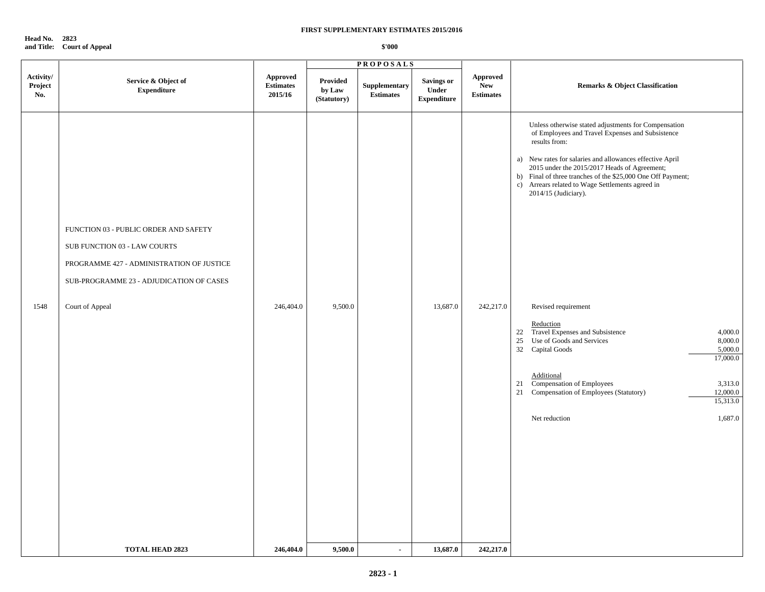**FIRST SUPPLEMENTARY ESTIMATES 2015/2016**

**Head No. 2823**
**and Title: Court of Appeal**

**$'000**

| Activity/ Project No. | Service & Object of Expenditure | Approved Estimates 2015/16 | PROPOSALS: Provided by Law (Statutory) | PROPOSALS: Supplementary Estimates | PROPOSALS: Savings or Under Expenditure | Approved New Estimates | Remarks & Object Classification |
|---|---|---|---|---|---|---|---|
| | | | | | | | Unless otherwise stated adjustments for Compensation of Employees and Travel Expenses and Subsistence results from: |
| | | | | | | | a) New rates for salaries and allowances effective April 2015 under the 2015/2017 Heads of Agreement; |
| | | | | | | | b) Final of three tranches of the $25,000 One Off Payment; |
| | | | | | | | c) Arrears related to Wage Settlements agreed in 2014/15 (Judiciary). |
| | FUNCTION 03 - PUBLIC ORDER AND SAFETY | | | | | | |
| | SUB FUNCTION 03 - LAW COURTS | | | | | | |
| | PROGRAMME 427 - ADMINISTRATION OF JUSTICE | | | | | | |
| | SUB-PROGRAMME 23 - ADJUDICATION OF CASES | | | | | | |
| 1548 | Court of Appeal | 246,404.0 | 9,500.0 | | 13,687.0 | 242,217.0 | Revised requirement |
| | | | | | | | Reduction |
| | | | | | | | 22 Travel Expenses and Subsistence 4,000.0 |
| | | | | | | | 25 Use of Goods and Services 8,000.0 |
| | | | | | | | 32 Capital Goods 5,000.0 |
| | | | | | | | 17,000.0 |
| | | | | | | | Additional |
| | | | | | | | 21 Compensation of Employees 3,313.0 |
| | | | | | | | 21 Compensation of Employees (Statutory) 12,000.0 |
| | | | | | | | 15,313.0 |
| | | | | | | | Net reduction 1,687.0 |
| | **TOTAL HEAD 2823** | **246,404.0** | **9,500.0** | **-** | **13,687.0** | **242,217.0** | |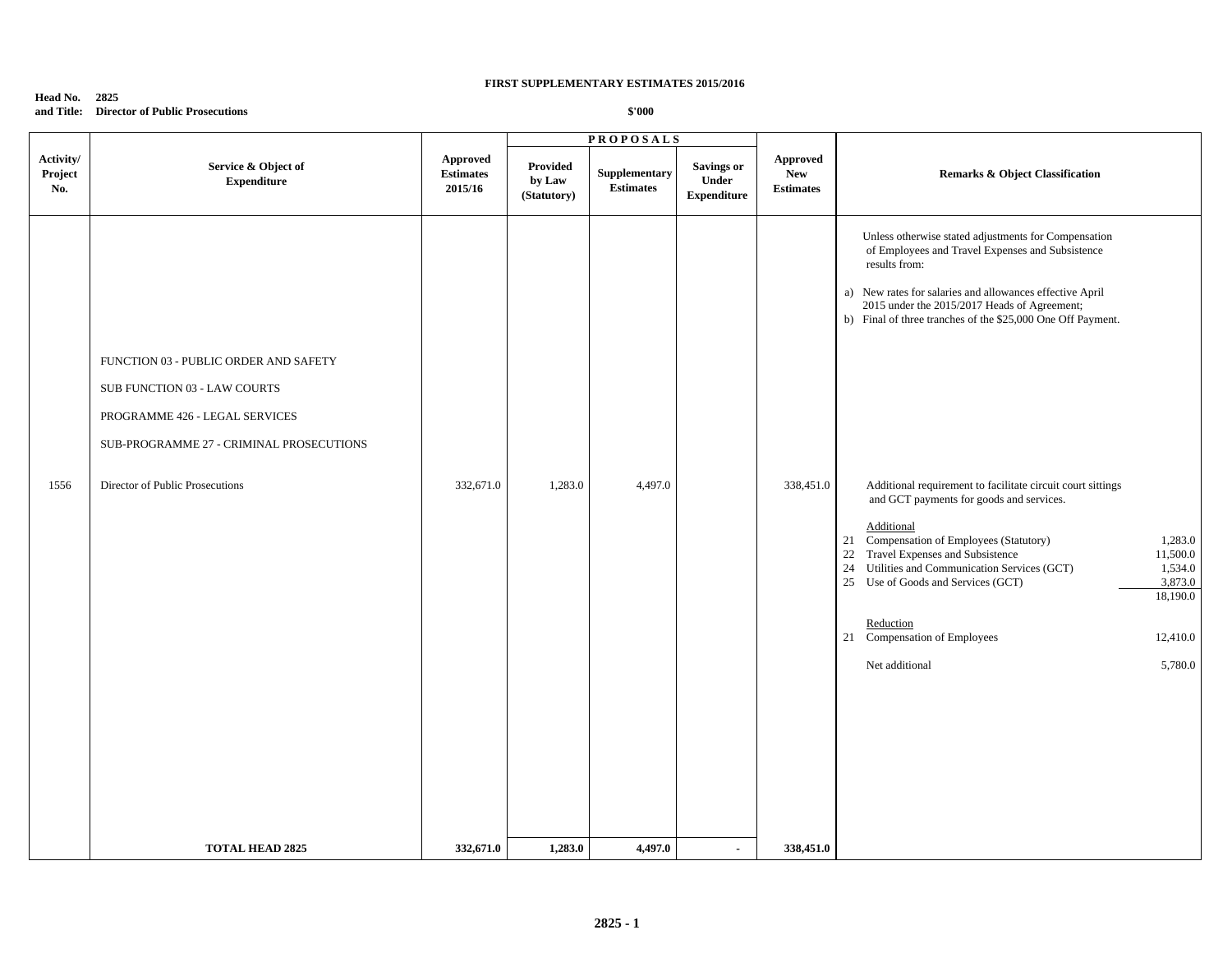**FIRST SUPPLEMENTARY ESTIMATES 2015/2016**

**Head No. 2825**
**and Title: Director of Public Prosecutions**

**$'000**

| Activity/ Project No. | Service & Object of Expenditure | Approved Estimates 2015/16 | PROPOSALS Provided by Law (Statutory) | Supplementary Estimates | Savings or Under Expenditure | Approved New Estimates | Remarks & Object Classification |
|---|---|---|---|---|---|---|---|
| | | | | | | | Unless otherwise stated adjustments for Compensation of Employees and Travel Expenses and Subsistence results from:<br><br>a) New rates for salaries and allowances effective April 2015 under the 2015/2017 Heads of Agreement;<br>b) Final of three tranches of the $25,000 One Off Payment. |
| | FUNCTION 03 - PUBLIC ORDER AND SAFETY<br><br>SUB FUNCTION 03 - LAW COURTS<br><br>PROGRAMME 426 - LEGAL SERVICES<br><br>SUB-PROGRAMME 27 - CRIMINAL PROSECUTIONS | | | | | | |
| 1556 | Director of Public Prosecutions | 332,671.0 | 1,283.0 | 4,497.0 | | 338,451.0 | Additional requirement to facilitate circuit court sittings and GCT payments for goods and services.<br><br>Additional<br>21 Compensation of Employees (Statutory) 1,283.0<br>22 Travel Expenses and Subsistence 11,500.0<br>24 Utilities and Communication Services (GCT) 1,534.0<br>25 Use of Goods and Services (GCT) 3,873.0<br>18,190.0<br><br>Reduction<br>21 Compensation of Employees 12,410.0<br><br>Net additional 5,780.0 |
| | **TOTAL HEAD 2825** | **332,671.0** | **1,283.0** | **4,497.0** | **-** | **338,451.0** | |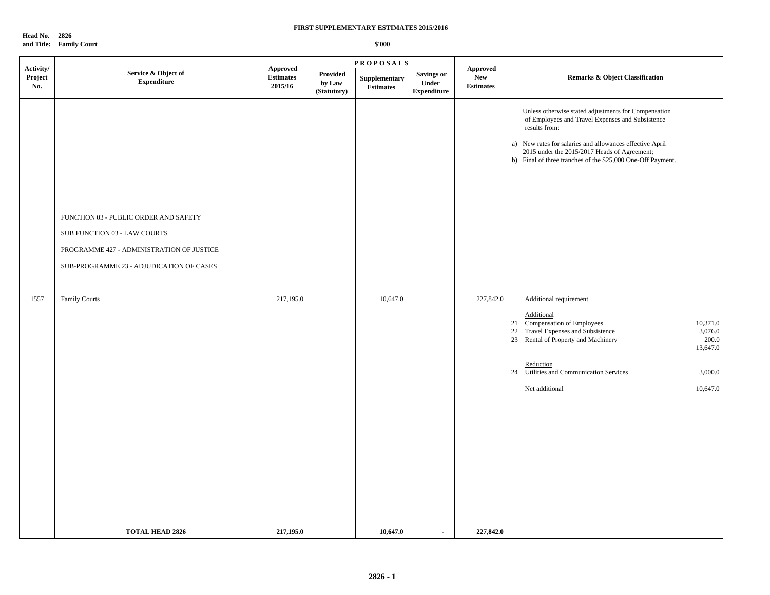**FIRST SUPPLEMENTARY ESTIMATES 2015/2016**

**Head No. 2826**
**and Title: Family Court**

**$'000**

| Activity/ Project No. | Service & Object of Expenditure | Approved Estimates 2015/16 | PROPOSALS Provided by Law (Statutory) | Supplementary Estimates | Savings or Under Expenditure | Approved New Estimates | Remarks & Object Classification |
|---|---|---|---|---|---|---|---|
| | | | | | | | Unless otherwise stated adjustments for Compensation of Employees and Travel Expenses and Subsistence results from: |
| | | | | | | | a) New rates for salaries and allowances effective April 2015 under the 2015/2017 Heads of Agreement; |
| | | | | | | | b) Final of three tranches of the $25,000 One-Off Payment. |
| | FUNCTION 03 - PUBLIC ORDER AND SAFETY | | | | | | |
| | SUB FUNCTION 03 - LAW COURTS | | | | | | |
| | PROGRAMME 427 - ADMINISTRATION OF JUSTICE | | | | | | |
| | SUB-PROGRAMME 23 - ADJUDICATION OF CASES | | | | | | |
| 1557 | Family Courts | 217,195.0 | | 10,647.0 | | 227,842.0 | Additional requirement |
| | | | | | | | Additional |
| | | | | | | | 21 Compensation of Employees 10,371.0 |
| | | | | | | | 22 Travel Expenses and Subsistence 3,076.0 |
| | | | | | | | 23 Rental of Property and Machinery 200.0 |
| | | | | | | | 13,647.0 |
| | | | | | | | Reduction |
| | | | | | | | 24 Utilities and Communication Services 3,000.0 |
| | | | | | | | Net additional 10,647.0 |
| | **TOTAL HEAD 2826** | **217,195.0** | | **10,647.0** | **-** | **227,842.0** | |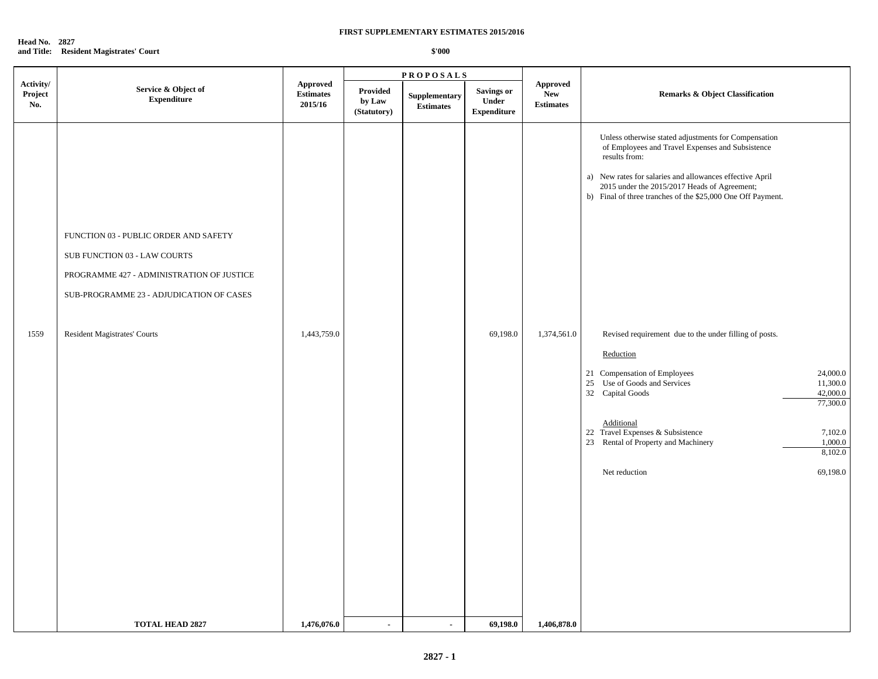**FIRST SUPPLEMENTARY ESTIMATES 2015/2016**

**Head No. 2827**
**and Title: Resident Magistrates' Court**

**$'000**

| Activity/ Project No. | Service & Object of Expenditure | Approved Estimates 2015/16 | PROPOSALS Provided by Law (Statutory) | Supplementary Estimates | Savings or Under Expenditure | Approved New Estimates | Remarks & Object Classification |
|---|---|---|---|---|---|---|---|
| | | | | | | | Unless otherwise stated adjustments for Compensation of Employees and Travel Expenses and Subsistence results from:<br>a) New rates for salaries and allowances effective April 2015 under the 2015/2017 Heads of Agreement;<br>b) Final of three tranches of the $25,000 One Off Payment. |
| | FUNCTION 03 - PUBLIC ORDER AND SAFETY | | | | | | |
| | SUB FUNCTION 03 - LAW COURTS | | | | | | |
| | PROGRAMME 427 - ADMINISTRATION OF JUSTICE | | | | | | |
| | SUB-PROGRAMME 23 - ADJUDICATION OF CASES | | | | | | |
| 1559 | Resident Magistrates' Courts | 1,443,759.0 | | | 69,198.0 | 1,374,561.0 | Revised requirement due to the under filling of posts.<br><br>Reduction<br>21 Compensation of Employees 24,000.0<br>25 Use of Goods and Services 11,300.0<br>32 Capital Goods 42,000.0<br>77,300.0<br><br>Additional<br>22 Travel Expenses & Subsistence 7,102.0<br>23 Rental of Property and Machinery 1,000.0<br>8,102.0<br><br>Net reduction 69,198.0 |
| | **TOTAL HEAD 2827** | **1,476,076.0** | **-** | **-** | **69,198.0** | **1,406,878.0** | |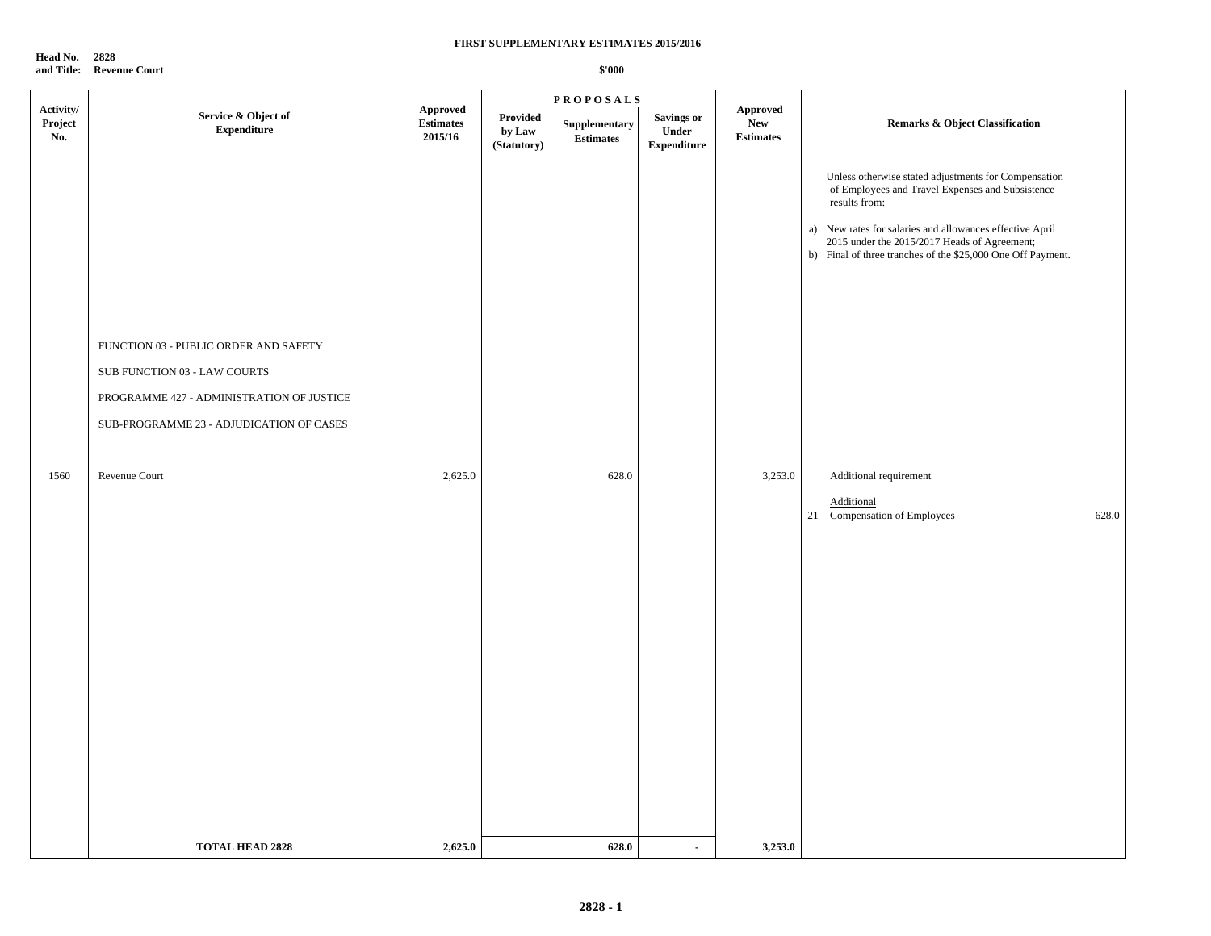**FIRST SUPPLEMENTARY ESTIMATES 2015/2016**

**Head No. 2828**
**and Title: Revenue Court**

**$'000**

| Activity/ Project No. | Service & Object of Expenditure | Approved Estimates 2015/16 | PROPOSALS Provided by Law (Statutory) | Supplementary Estimates | Savings or Under Expenditure | Approved New Estimates | Remarks & Object Classification |
|---|---|---|---|---|---|---|---|
| | | | | | | | Unless otherwise stated adjustments for Compensation of Employees and Travel Expenses and Subsistence results from: a) New rates for salaries and allowances effective April 2015 under the 2015/2017 Heads of Agreement; b) Final of three tranches of the $25,000 One Off Payment. |
| | FUNCTION 03 - PUBLIC ORDER AND SAFETY | | | | | | |
| | SUB FUNCTION 03 - LAW COURTS | | | | | | |
| | PROGRAMME 427 - ADMINISTRATION OF JUSTICE | | | | | | |
| | SUB-PROGRAMME 23 - ADJUDICATION OF CASES | | | | | | |
| 1560 | Revenue Court | 2,625.0 | | 628.0 | | 3,253.0 | Additional requirement |
| | | | | | | | Additional |
| | | | | | | | 21 Compensation of Employees 628.0 |
| | **TOTAL HEAD 2828** | **2,625.0** | | **628.0** | **-** | **3,253.0** | |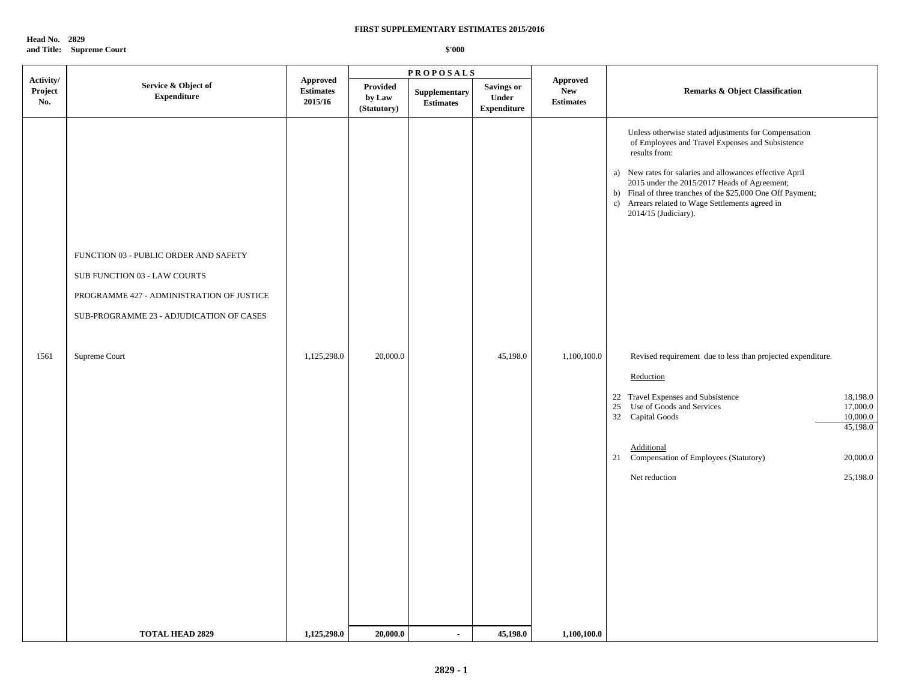**FIRST SUPPLEMENTARY ESTIMATES 2015/2016**

**Head No. 2829**
**and Title: Supreme Court**

**$'000**

| Activity/ Project No. | Service & Object of Expenditure | Approved Estimates 2015/16 | PROPOSALS Provided by Law (Statutory) | Supplementary Estimates | Savings or Under Expenditure | Approved New Estimates | Remarks & Object Classification |
|---|---|---|---|---|---|---|---|
| | | | | | | | Unless otherwise stated adjustments for Compensation of Employees and Travel Expenses and Subsistence results from:<br>a) New rates for salaries and allowances effective April 2015 under the 2015/2017 Heads of Agreement;<br>b) Final of three tranches of the $25,000 One Off Payment;<br>c) Arrears related to Wage Settlements agreed in 2014/15 (Judiciary). |
| | FUNCTION 03 - PUBLIC ORDER AND SAFETY | | | | | | |
| | SUB FUNCTION 03 - LAW COURTS | | | | | | |
| | PROGRAMME 427 - ADMINISTRATION OF JUSTICE | | | | | | |
| | SUB-PROGRAMME 23 - ADJUDICATION OF CASES | | | | | | |
| 1561 | Supreme Court | 1,125,298.0 | 20,000.0 | | 45,198.0 | 1,100,100.0 | Revised requirement due to less than projected expenditure.<br><br>Reduction<br>22 Travel Expenses and Subsistence 18,198.0<br>25 Use of Goods and Services 17,000.0<br>32 Capital Goods 10,000.0<br>45,198.0<br><br>Additional<br>21 Compensation of Employees (Statutory) 20,000.0<br><br>Net reduction 25,198.0 |
| | **TOTAL HEAD 2829** | **1,125,298.0** | **20,000.0** | **-** | **45,198.0** | **1,100,100.0** | |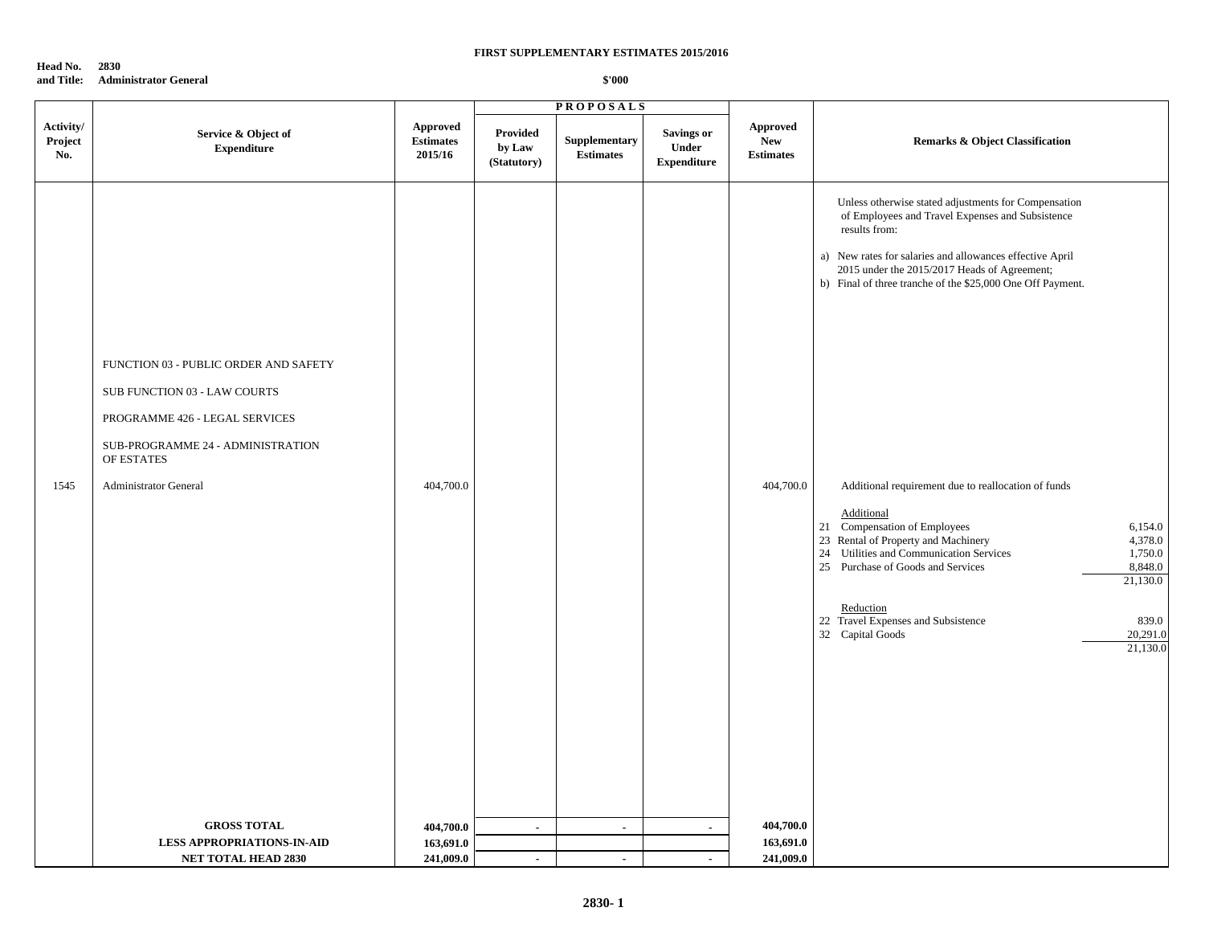**FIRST SUPPLEMENTARY ESTIMATES 2015/2016**

**Head No. 2830**
**and Title: Administrator General**

**$'000**

| Activity/ Project No. | Service & Object of Expenditure | Approved Estimates 2015/16 | PROPOSALS Provided by Law (Statutory) | Supplementary Estimates | Savings or Under Expenditure | Approved New Estimates | Remarks & Object Classification |
|---|---|---|---|---|---|---|---|
| | | | | | | | Unless otherwise stated adjustments for Compensation of Employees and Travel Expenses and Subsistence results from: a) New rates for salaries and allowances effective April 2015 under the 2015/2017 Heads of Agreement; b) Final of three tranche of the $25,000 One Off Payment. |
| | FUNCTION 03 - PUBLIC ORDER AND SAFETY | | | | | | |
| | SUB FUNCTION 03 - LAW COURTS | | | | | | |
| | PROGRAMME 426 - LEGAL SERVICES | | | | | | |
| | SUB-PROGRAMME 24 - ADMINISTRATION OF ESTATES | | | | | | |
| 1545 | Administrator General | 404,700.0 | | | | 404,700.0 | Additional requirement due to reallocation of funds |
| | | | | | | | Additional |
| | | | | | | | 21 Compensation of Employees 6,154.0 |
| | | | | | | | 23 Rental of Property and Machinery 4,378.0 |
| | | | | | | | 24 Utilities and Communication Services 1,750.0 |
| | | | | | | | 25 Purchase of Goods and Services 8,848.0 |
| | | | | | | | 21,130.0 |
| | | | | | | | Reduction |
| | | | | | | | 22 Travel Expenses and Subsistence 839.0 |
| | | | | | | | 32 Capital Goods 20,291.0 |
| | | | | | | | 21,130.0 |
| | **GROSS TOTAL** | **404,700.0** | - | - | - | **404,700.0** | |
| | **LESS APPROPRIATIONS-IN-AID** | **163,691.0** | | | | **163,691.0** | |
| | **NET TOTAL HEAD 2830** | **241,009.0** | - | - | - | **241,009.0** | |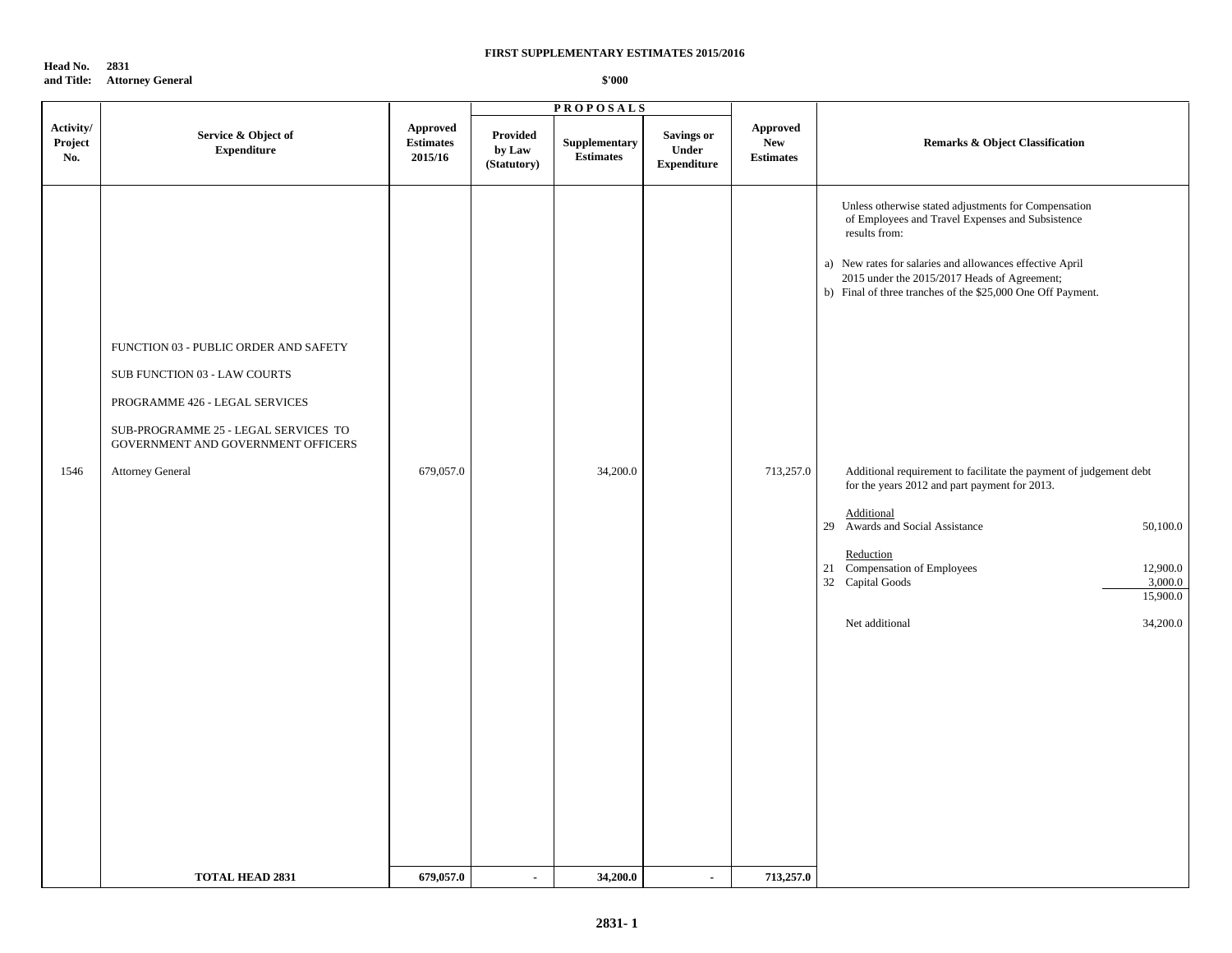**FIRST SUPPLEMENTARY ESTIMATES 2015/2016**

**Head No. and Title: 2831 Attorney General**

**$'000**

| Activity/ Project No. | Service & Object of Expenditure | Approved Estimates 2015/16 | PROPOSALS Provided by Law (Statutory) | Supplementary Estimates | Savings or Under Expenditure | Approved New Estimates | Remarks & Object Classification |
|---|---|---|---|---|---|---|---|
| | | | | | | | Unless otherwise stated adjustments for Compensation of Employees and Travel Expenses and Subsistence results from: a) New rates for salaries and allowances effective April 2015 under the 2015/2017 Heads of Agreement; b) Final of three tranches of the $25,000 One Off Payment. |
| | FUNCTION 03 - PUBLIC ORDER AND SAFETY | | | | | | |
| | SUB FUNCTION 03 - LAW COURTS | | | | | | |
| | PROGRAMME 426 - LEGAL SERVICES | | | | | | |
| | SUB-PROGRAMME 25 - LEGAL SERVICES TO GOVERNMENT AND GOVERNMENT OFFICERS | | | | | | |
| 1546 | Attorney General | 679,057.0 | | 34,200.0 | | 713,257.0 | Additional requirement to facilitate the payment of judgement debt for the years 2012 and part payment for 2013. |
| | | | | | | | Additional |
| | | | | | | | 29 Awards and Social Assistance 50,100.0 |
| | | | | | | | Reduction |
| | | | | | | | 21 Compensation of Employees 12,900.0 |
| | | | | | | | 32 Capital Goods 3,000.0 |
| | | | | | | | 15,900.0 |
| | | | | | | | Net additional 34,200.0 |
| | **TOTAL HEAD 2831** | **679,057.0** | **-** | **34,200.0** | **-** | **713,257.0** | |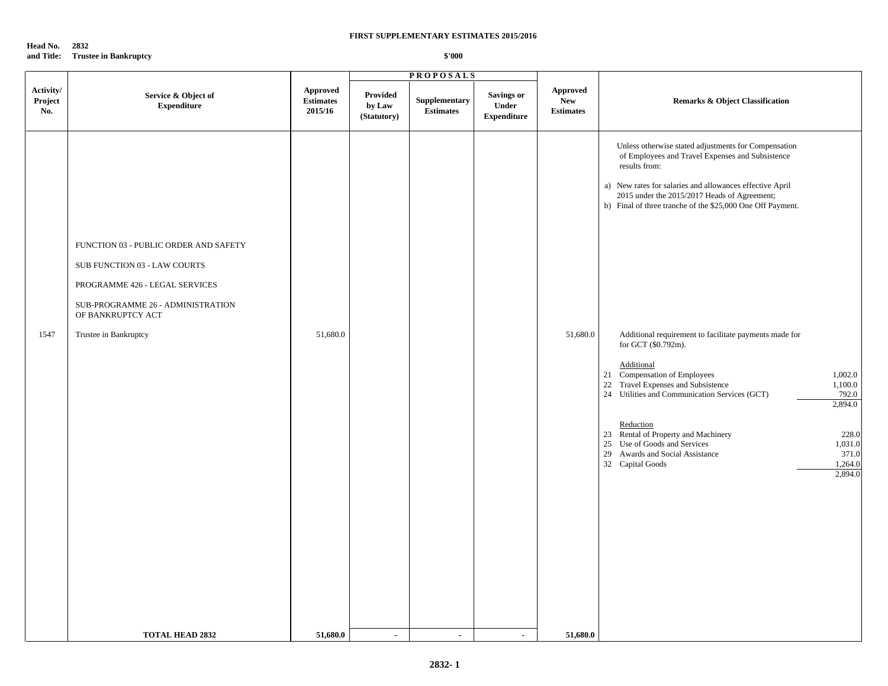**Head No. 2832**
**and Title: Trustee in Bankruptcy**

**FIRST SUPPLEMENTARY ESTIMATES 2015/2016**

**$'000**

| Activity/ Project No. | Service & Object of Expenditure | Approved Estimates 2015/16 | PROPOSALS Provided by Law (Statutory) | Supplementary Estimates | Savings or Under Expenditure | Approved New Estimates | Remarks & Object Classification |
|---|---|---|---|---|---|---|---|
| | | | | | | | Unless otherwise stated adjustments for Compensation of Employees and Travel Expenses and Subsistence results from:<br>a) New rates for salaries and allowances effective April 2015 under the 2015/2017 Heads of Agreement;<br>b) Final of three tranche of the $25,000 One Off Payment. |
| | FUNCTION 03 - PUBLIC ORDER AND SAFETY | | | | | | |
| | SUB FUNCTION 03 - LAW COURTS | | | | | | |
| | PROGRAMME 426 - LEGAL SERVICES | | | | | | |
| | SUB-PROGRAMME 26 - ADMINISTRATION OF BANKRUPTCY ACT | | | | | | |
| 1547 | Trustee in Bankruptcy | 51,680.0 | | | | 51,680.0 | Additional requirement to facilitate payments made for for GCT ($0.792m).<br><br>Additional<br>21 Compensation of Employees 1,002.0<br>22 Travel Expenses and Subsistence 1,100.0<br>24 Utilities and Communication Services (GCT) 792.0<br>2,894.0<br><br>Reduction<br>23 Rental of Property and Machinery 228.0<br>25 Use of Goods and Services 1,031.0<br>29 Awards and Social Assistance 371.0<br>32 Capital Goods 1,264.0<br>2,894.0 |
| | **TOTAL HEAD 2832** | **51,680.0** | **-** | **-** | **-** | **51,680.0** | |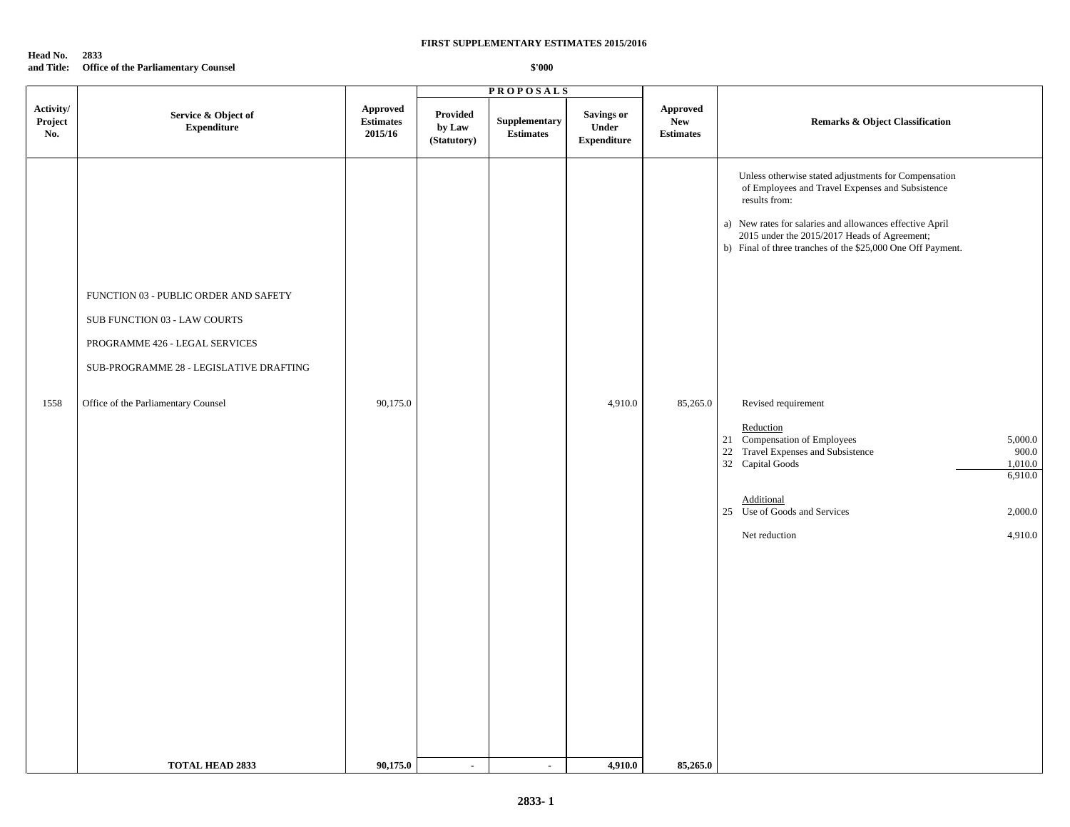**FIRST SUPPLEMENTARY ESTIMATES 2015/2016**

**Head No. 2833**
**and Title: Office of the Parliamentary Counsel**

**$'000**

| Activity/ Project No. | Service & Object of Expenditure | Approved Estimates 2015/16 | PROPOSALS | | | Approved New Estimates | Remarks & Object Classification |
|---|---|---|---|---|---|---|---|
| | | | Provided by Law (Statutory) | Supplementary Estimates | Savings or Under Expenditure | | |
| | | | | | | | Unless otherwise stated adjustments for Compensation of Employees and Travel Expenses and Subsistence results from:<br><br>a) New rates for salaries and allowances effective April 2015 under the 2015/2017 Heads of Agreement;<br>b) Final of three tranches of the $25,000 One Off Payment. |
| | FUNCTION 03 - PUBLIC ORDER AND SAFETY | | | | | | |
| | SUB FUNCTION 03 - LAW COURTS | | | | | | |
| | PROGRAMME 426 - LEGAL SERVICES | | | | | | |
| | SUB-PROGRAMME 28 - LEGISLATIVE DRAFTING | | | | | | |
| 1558 | Office of the Parliamentary Counsel | 90,175.0 | | | 4,910.0 | 85,265.0 | Revised requirement<br><br>Reduction<br>21 Compensation of Employees 5,000.0<br>22 Travel Expenses and Subsistence 900.0<br>32 Capital Goods 1,010.0<br>6,910.0<br><br>Additional<br>25 Use of Goods and Services 2,000.0<br><br>Net reduction 4,910.0 |
| | **TOTAL HEAD 2833** | **90,175.0** | **-** | **-** | **4,910.0** | **85,265.0** | |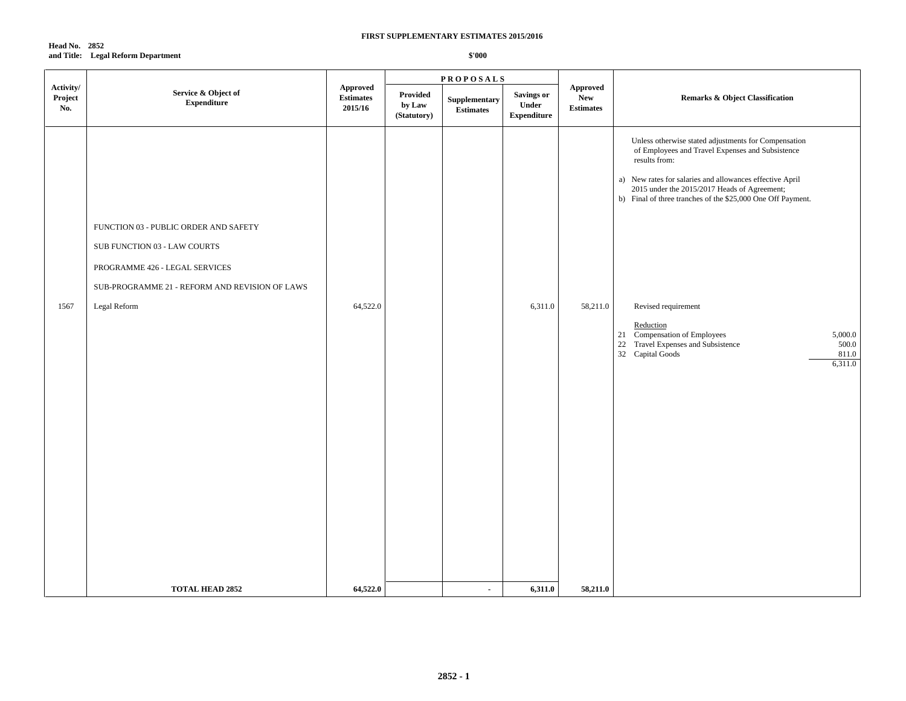**FIRST SUPPLEMENTARY ESTIMATES 2015/2016**

**Head No. 2852**
**and Title: Legal Reform Department**

**$'000**

| Activity/ Project No. | Service & Object of Expenditure | Approved Estimates 2015/16 | PROPOSALS | | | Approved New Estimates | Remarks & Object Classification |
|---|---|---|---|---|---|---|---|
| | | | Provided by Law (Statutory) | Supplementary Estimates | Savings or Under Expenditure | | |
| | | | | | | | Unless otherwise stated adjustments for Compensation of Employees and Travel Expenses and Subsistence results from:<br><br>a) New rates for salaries and allowances effective April 2015 under the 2015/2017 Heads of Agreement;<br>b) Final of three tranches of the $25,000 One Off Payment. |
| | FUNCTION 03 - PUBLIC ORDER AND SAFETY | | | | | | |
| | SUB FUNCTION 03 - LAW COURTS | | | | | | |
| | PROGRAMME 426 - LEGAL SERVICES | | | | | | |
| | SUB-PROGRAMME 21 - REFORM AND REVISION OF LAWS | | | | | | |
| 1567 | Legal Reform | 64,522.0 | | | 6,311.0 | 58,211.0 | Revised requirement<br><br>Reduction<br>21 Compensation of Employees 5,000.0<br>22 Travel Expenses and Subsistence 500.0<br>32 Capital Goods 811.0<br>6,311.0 |
| | **TOTAL HEAD 2852** | **64,522.0** | | - | **6,311.0** | **58,211.0** | |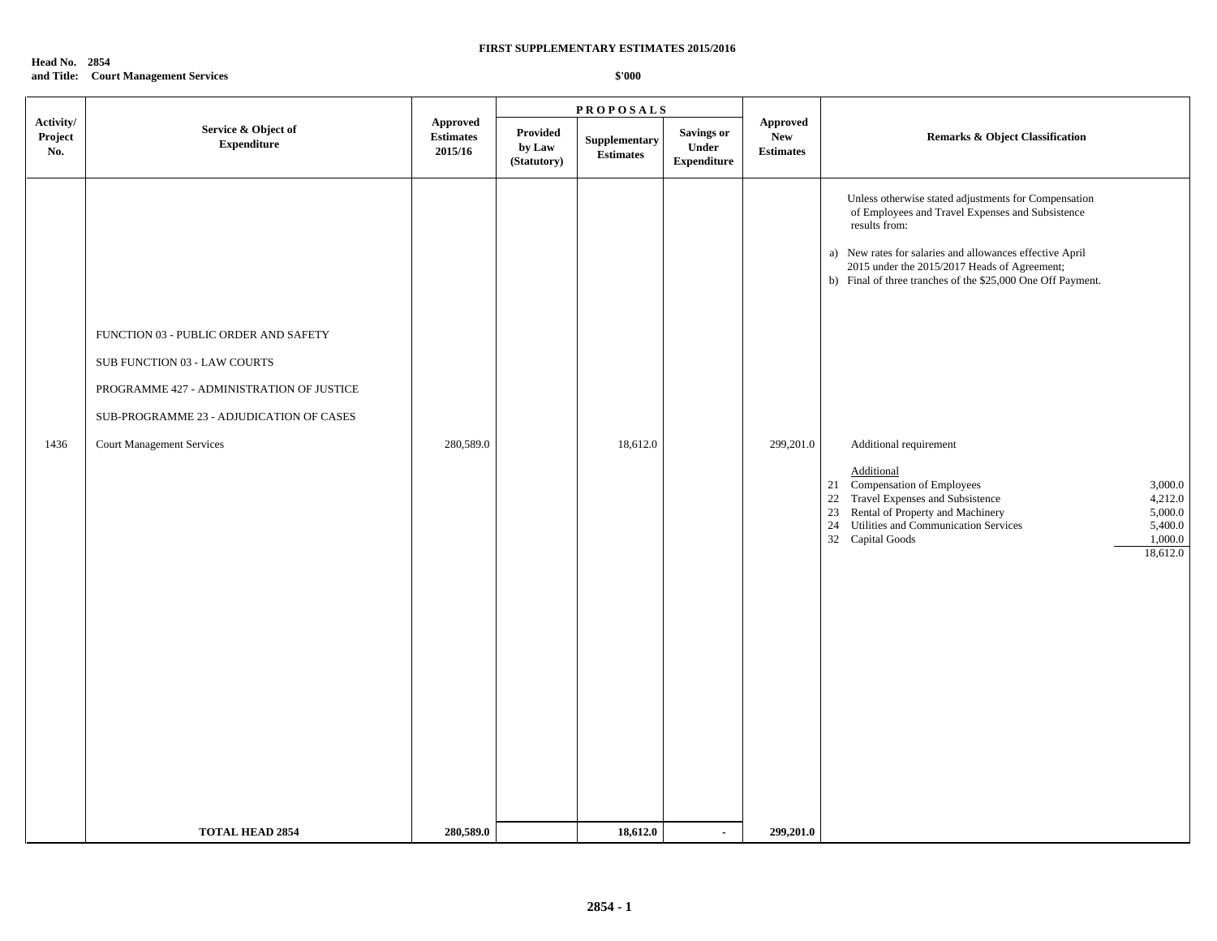**FIRST SUPPLEMENTARY ESTIMATES 2015/2016**

**Head No. 2854**
**and Title: Court Management Services**

**$'000**

| Activity/ Project No. | Service & Object of Expenditure | Approved Estimates 2015/16 | PROPOSALS Provided by Law (Statutory) | Supplementary Estimates | Savings or Under Expenditure | Approved New Estimates | Remarks & Object Classification |
|---|---|---|---|---|---|---|---|
| | | | | | | | Unless otherwise stated adjustments for Compensation of Employees and Travel Expenses and Subsistence results from: |
| | | | | | | | a) New rates for salaries and allowances effective April 2015 under the 2015/2017 Heads of Agreement; |
| | | | | | | | b) Final of three tranches of the $25,000 One Off Payment. |
| | FUNCTION 03 - PUBLIC ORDER AND SAFETY | | | | | | |
| | SUB FUNCTION 03 - LAW COURTS | | | | | | |
| | PROGRAMME 427 - ADMINISTRATION OF JUSTICE | | | | | | |
| | SUB-PROGRAMME 23 - ADJUDICATION OF CASES | | | | | | |
| 1436 | Court Management Services | 280,589.0 | | 18,612.0 | | 299,201.0 | Additional requirement |
| | | | | | | | Additional |
| | | | | | | | 21 Compensation of Employees 3,000.0 |
| | | | | | | | 22 Travel Expenses and Subsistence 4,212.0 |
| | | | | | | | 23 Rental of Property and Machinery 5,000.0 |
| | | | | | | | 24 Utilities and Communication Services 5,400.0 |
| | | | | | | | 32 Capital Goods 1,000.0 |
| | | | | | | | 18,612.0 |
| | **TOTAL HEAD 2854** | **280,589.0** | | **18,612.0** | **-** | **299,201.0** | |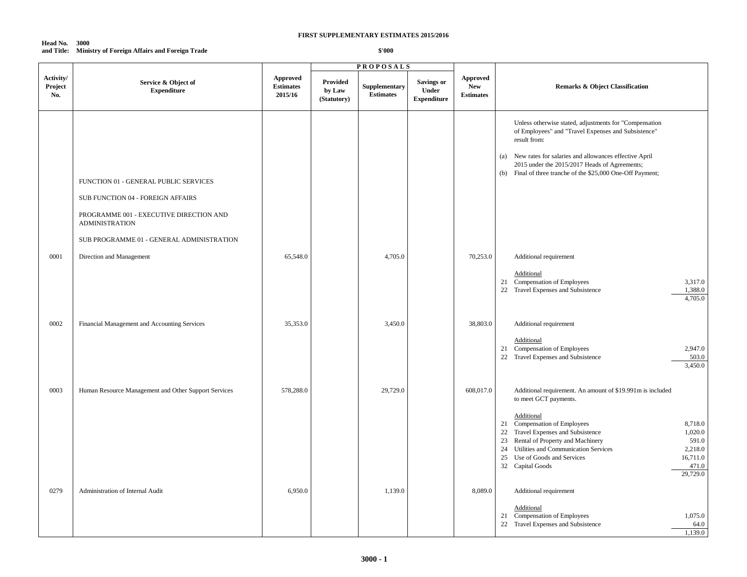**FIRST SUPPLEMENTARY ESTIMATES 2015/2016**

**Head No. 3000**
**and Title: Ministry of Foreign Affairs and Foreign Trade**

**$'000**

| Activity/ Project No. | Service & Object of Expenditure | Approved Estimates 2015/16 | PROPOSALS: Provided by Law (Statutory) | PROPOSALS: Supplementary Estimates | PROPOSALS: Savings or Under Expenditure | Approved New Estimates | Remarks & Object Classification |
|---|---|---|---|---|---|---|---|
| | | | | | | | Unless otherwise stated, adjustments for "Compensation of Employees" and "Travel Expenses and Subsistence" result from: (a) New rates for salaries and allowances effective April 2015 under the 2015/2017 Heads of Agreements; (b) Final of three tranche of the $25,000 One-Off Payment; |
| | FUNCTION 01 - GENERAL PUBLIC SERVICES | | | | | | |
| | SUB FUNCTION 04 - FOREIGN AFFAIRS | | | | | | |
| | PROGRAMME 001 - EXECUTIVE DIRECTION AND ADMINISTRATION | | | | | | |
| | SUB PROGRAMME 01 - GENERAL ADMINISTRATION | | | | | | |
| 0001 | Direction and Management | 65,548.0 | | 4,705.0 | | 70,253.0 | Additional requirement<br>Additional<br>21 Compensation of Employees 3,317.0<br>22 Travel Expenses and Subsistence 1,388.0<br>4,705.0 |
| 0002 | Financial Management and Accounting Services | 35,353.0 | | 3,450.0 | | 38,803.0 | Additional requirement<br>Additional<br>21 Compensation of Employees 2,947.0<br>22 Travel Expenses and Subsistence 503.0<br>3,450.0 |
| 0003 | Human Resource Management and Other Support Services | 578,288.0 | | 29,729.0 | | 608,017.0 | Additional requirement. An amount of $19.991m is included to meet GCT payments.<br>Additional<br>21 Compensation of Employees 8,718.0<br>22 Travel Expenses and Subsistence 1,020.0<br>23 Rental of Property and Machinery 591.0<br>24 Utilities and Communication Services 2,218.0<br>25 Use of Goods and Services 16,711.0<br>32 Capital Goods 471.0<br>29,729.0 |
| 0279 | Administration of Internal Audit | 6,950.0 | | 1,139.0 | | 8,089.0 | Additional requirement<br>Additional<br>21 Compensation of Employees 1,075.0<br>22 Travel Expenses and Subsistence 64.0<br>1,139.0 |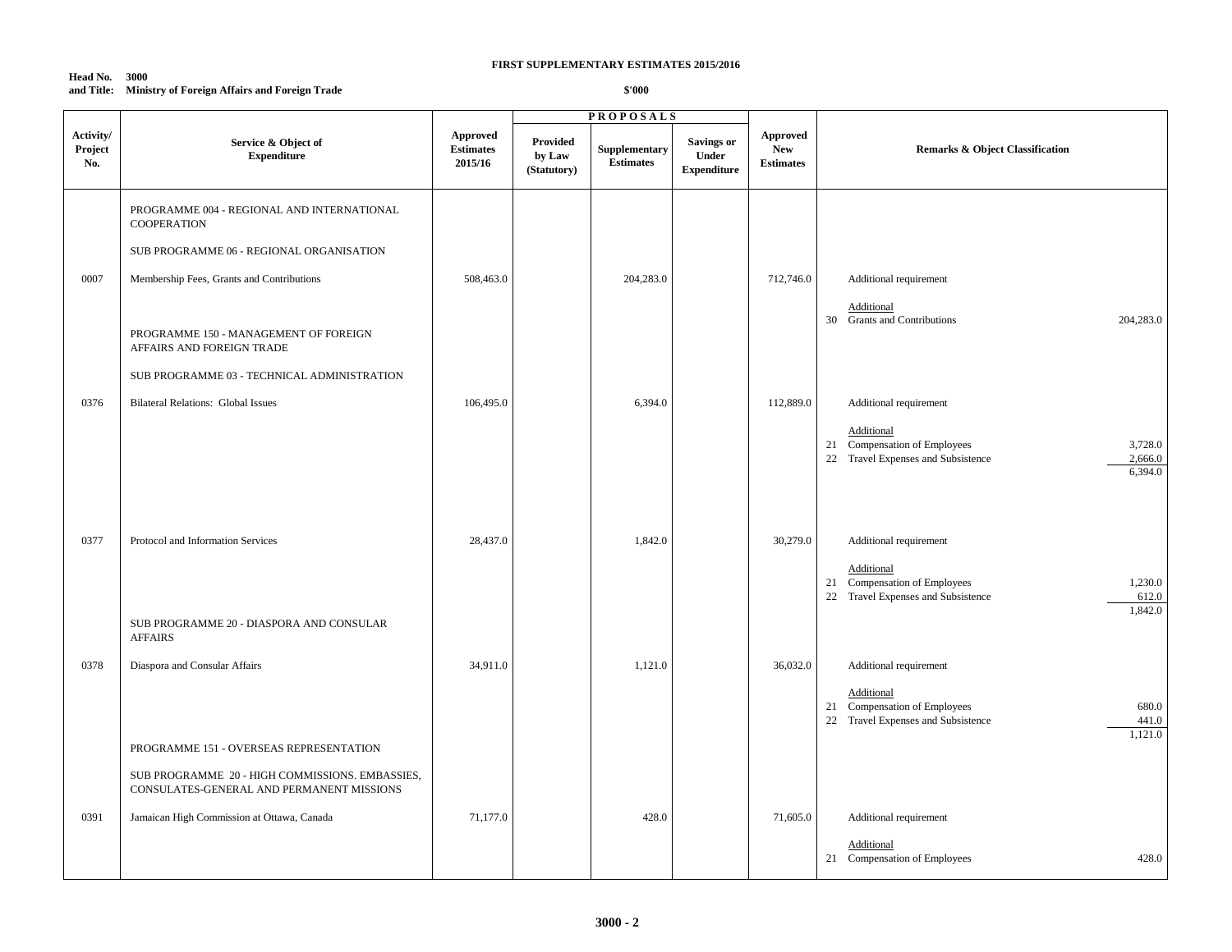**FIRST SUPPLEMENTARY ESTIMATES 2015/2016**

**Head No. 3000**
**and Title: Ministry of Foreign Affairs and Foreign Trade**

**$'000**

| Activity/ Project No. | Service & Object of Expenditure | Approved Estimates 2015/16 | PROPOSALS Provided by Law (Statutory) | Supplementary Estimates | Savings or Under Expenditure | Approved New Estimates | Remarks & Object Classification | |
|---|---|---|---|---|---|---|---|---|
| | PROGRAMME 004 - REGIONAL AND INTERNATIONAL COOPERATION | | | | | | | |
| | SUB PROGRAMME 06 - REGIONAL ORGANISATION | | | | | | | |
| 0007 | Membership Fees, Grants and Contributions | 508,463.0 | | 204,283.0 | | 712,746.0 | Additional requirement | |
| | | | | | | | Additional | |
| | | | | | | | 30 Grants and Contributions | 204,283.0 |
| | PROGRAMME 150 - MANAGEMENT OF FOREIGN AFFAIRS AND FOREIGN TRADE | | | | | | | |
| | SUB PROGRAMME 03 - TECHNICAL ADMINISTRATION | | | | | | | |
| 0376 | Bilateral Relations: Global Issues | 106,495.0 | | 6,394.0 | | 112,889.0 | Additional requirement | |
| | | | | | | | Additional | |
| | | | | | | | 21 Compensation of Employees | 3,728.0 |
| | | | | | | | 22 Travel Expenses and Subsistence | 2,666.0 |
| | | | | | | | | 6,394.0 |
| 0377 | Protocol and Information Services | 28,437.0 | | 1,842.0 | | 30,279.0 | Additional requirement | |
| | | | | | | | Additional | |
| | | | | | | | 21 Compensation of Employees | 1,230.0 |
| | | | | | | | 22 Travel Expenses and Subsistence | 612.0 |
| | | | | | | | | 1,842.0 |
| | SUB PROGRAMME 20 - DIASPORA AND CONSULAR AFFAIRS | | | | | | | |
| 0378 | Diaspora and Consular Affairs | 34,911.0 | | 1,121.0 | | 36,032.0 | Additional requirement | |
| | | | | | | | Additional | |
| | | | | | | | 21 Compensation of Employees | 680.0 |
| | | | | | | | 22 Travel Expenses and Subsistence | 441.0 |
| | | | | | | | | 1,121.0 |
| | PROGRAMME 151 - OVERSEAS REPRESENTATION | | | | | | | |
| | SUB PROGRAMME 20 - HIGH COMMISSIONS. EMBASSIES, CONSULATES-GENERAL AND PERMANENT MISSIONS | | | | | | | |
| 0391 | Jamaican High Commission at Ottawa, Canada | 71,177.0 | | 428.0 | | 71,605.0 | Additional requirement | |
| | | | | | | | Additional | |
| | | | | | | | 21 Compensation of Employees | 428.0 |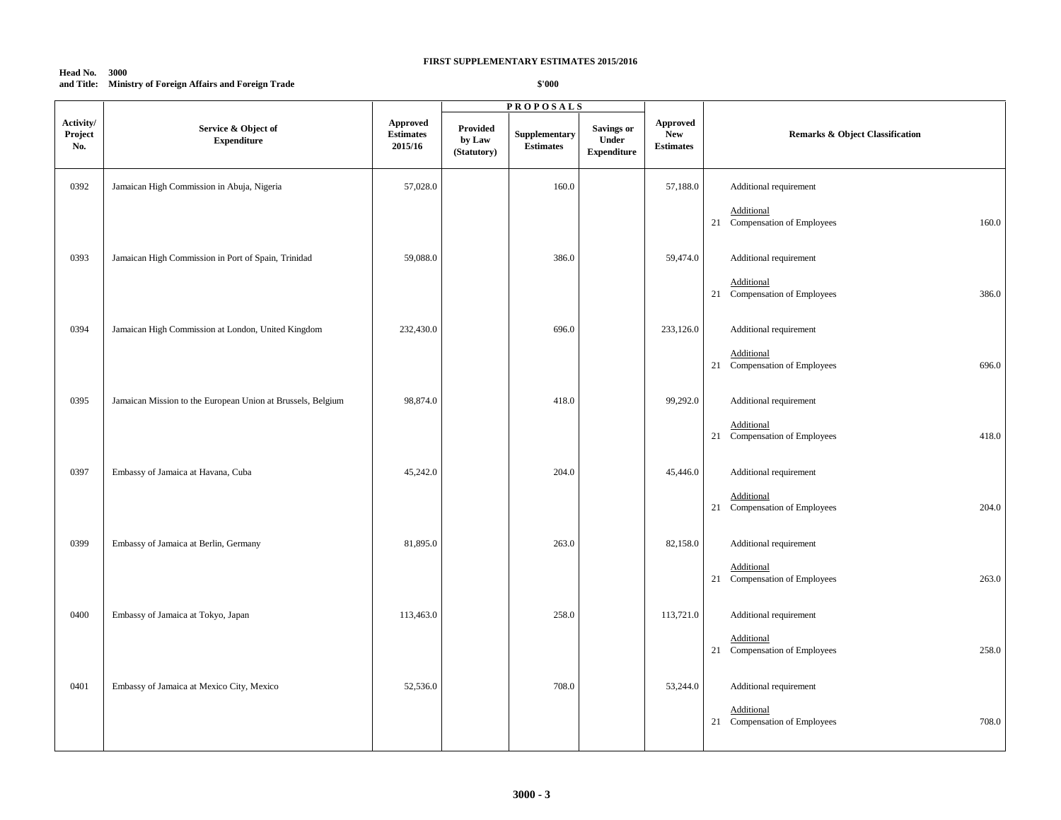**FIRST SUPPLEMENTARY ESTIMATES 2015/2016**

**Head No. 3000**
**and Title: Ministry of Foreign Affairs and Foreign Trade**

**$'000**

| Activity/ Project No. | Service & Object of Expenditure | Approved Estimates 2015/16 | PROPOSALS | | | Approved New Estimates | Remarks & Object Classification |
|---|---|---|---|---|---|---|---|
| | | | Provided by Law (Statutory) | Supplementary Estimates | Savings or Under Expenditure | | |
| 0392 | Jamaican High Commission in Abuja, Nigeria | 57,028.0 | | 160.0 | | 57,188.0 | Additional requirement<br><br>Additional<br>21 Compensation of Employees 160.0 |
| 0393 | Jamaican High Commission in Port of Spain, Trinidad | 59,088.0 | | 386.0 | | 59,474.0 | Additional requirement<br><br>Additional<br>21 Compensation of Employees 386.0 |
| 0394 | Jamaican High Commission at London, United Kingdom | 232,430.0 | | 696.0 | | 233,126.0 | Additional requirement<br><br>Additional<br>21 Compensation of Employees 696.0 |
| 0395 | Jamaican Mission to the European Union at Brussels, Belgium | 98,874.0 | | 418.0 | | 99,292.0 | Additional requirement<br><br>Additional<br>21 Compensation of Employees 418.0 |
| 0397 | Embassy of Jamaica at Havana, Cuba | 45,242.0 | | 204.0 | | 45,446.0 | Additional requirement<br><br>Additional<br>21 Compensation of Employees 204.0 |
| 0399 | Embassy of Jamaica at Berlin, Germany | 81,895.0 | | 263.0 | | 82,158.0 | Additional requirement<br><br>Additional<br>21 Compensation of Employees 263.0 |
| 0400 | Embassy of Jamaica at Tokyo, Japan | 113,463.0 | | 258.0 | | 113,721.0 | Additional requirement<br><br>Additional<br>21 Compensation of Employees 258.0 |
| 0401 | Embassy of Jamaica at Mexico City, Mexico | 52,536.0 | | 708.0 | | 53,244.0 | Additional requirement<br><br>Additional<br>21 Compensation of Employees 708.0 |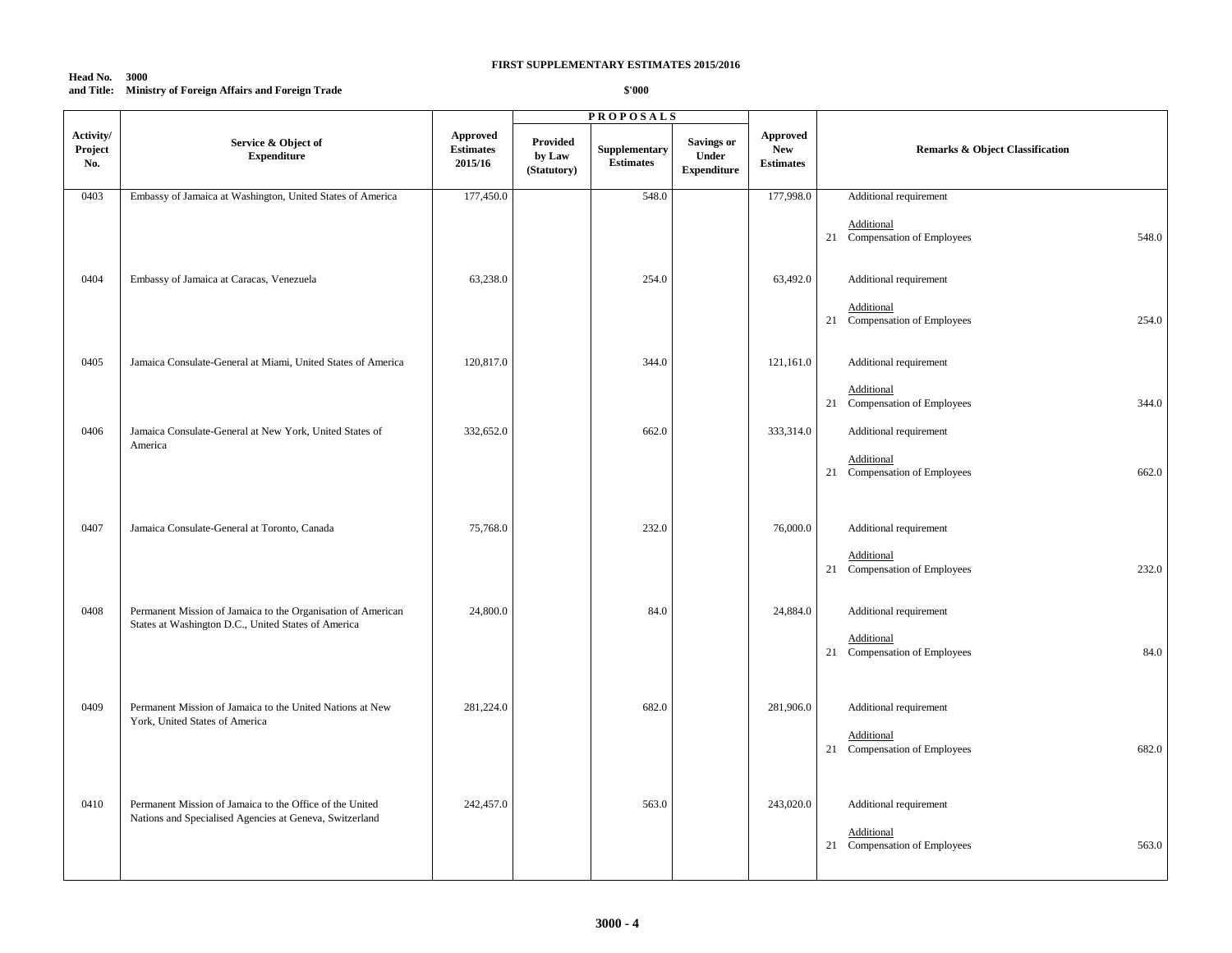**Head No. 3000**
**and Title: Ministry of Foreign Affairs and Foreign Trade**

**FIRST SUPPLEMENTARY ESTIMATES 2015/2016**

**$'000**

| Activity/ Project No. | Service & Object of Expenditure | Approved Estimates 2015/16 | PROPOSALS | | | Approved New Estimates | Remarks & Object Classification | |
|---|---|---|---|---|---|---|---|---|
| | | | Provided by Law (Statutory) | Supplementary Estimates | Savings or Under Expenditure | | | |
| 0403 | Embassy of Jamaica at Washington, United States of America | 177,450.0 | | 548.0 | | 177,998.0 | Additional requirement<br><br>Additional<br>21 Compensation of Employees | 548.0 |
| 0404 | Embassy of Jamaica at Caracas, Venezuela | 63,238.0 | | 254.0 | | 63,492.0 | Additional requirement<br><br>Additional<br>21 Compensation of Employees | 254.0 |
| 0405 | Jamaica Consulate-General at Miami, United States of America | 120,817.0 | | 344.0 | | 121,161.0 | Additional requirement<br><br>Additional<br>21 Compensation of Employees | 344.0 |
| 0406 | Jamaica Consulate-General at New York, United States of America | 332,652.0 | | 662.0 | | 333,314.0 | Additional requirement<br><br>Additional<br>21 Compensation of Employees | 662.0 |
| 0407 | Jamaica Consulate-General at Toronto, Canada | 75,768.0 | | 232.0 | | 76,000.0 | Additional requirement<br><br>Additional<br>21 Compensation of Employees | 232.0 |
| 0408 | Permanent Mission of Jamaica to the Organisation of American States at Washington D.C., United States of America | 24,800.0 | | 84.0 | | 24,884.0 | Additional requirement<br><br>Additional<br>21 Compensation of Employees | 84.0 |
| 0409 | Permanent Mission of Jamaica to the United Nations at New York, United States of America | 281,224.0 | | 682.0 | | 281,906.0 | Additional requirement<br><br>Additional<br>21 Compensation of Employees | 682.0 |
| 0410 | Permanent Mission of Jamaica to the Office of the United Nations and Specialised Agencies at Geneva, Switzerland | 242,457.0 | | 563.0 | | 243,020.0 | Additional requirement<br><br>Additional<br>21 Compensation of Employees | 563.0 |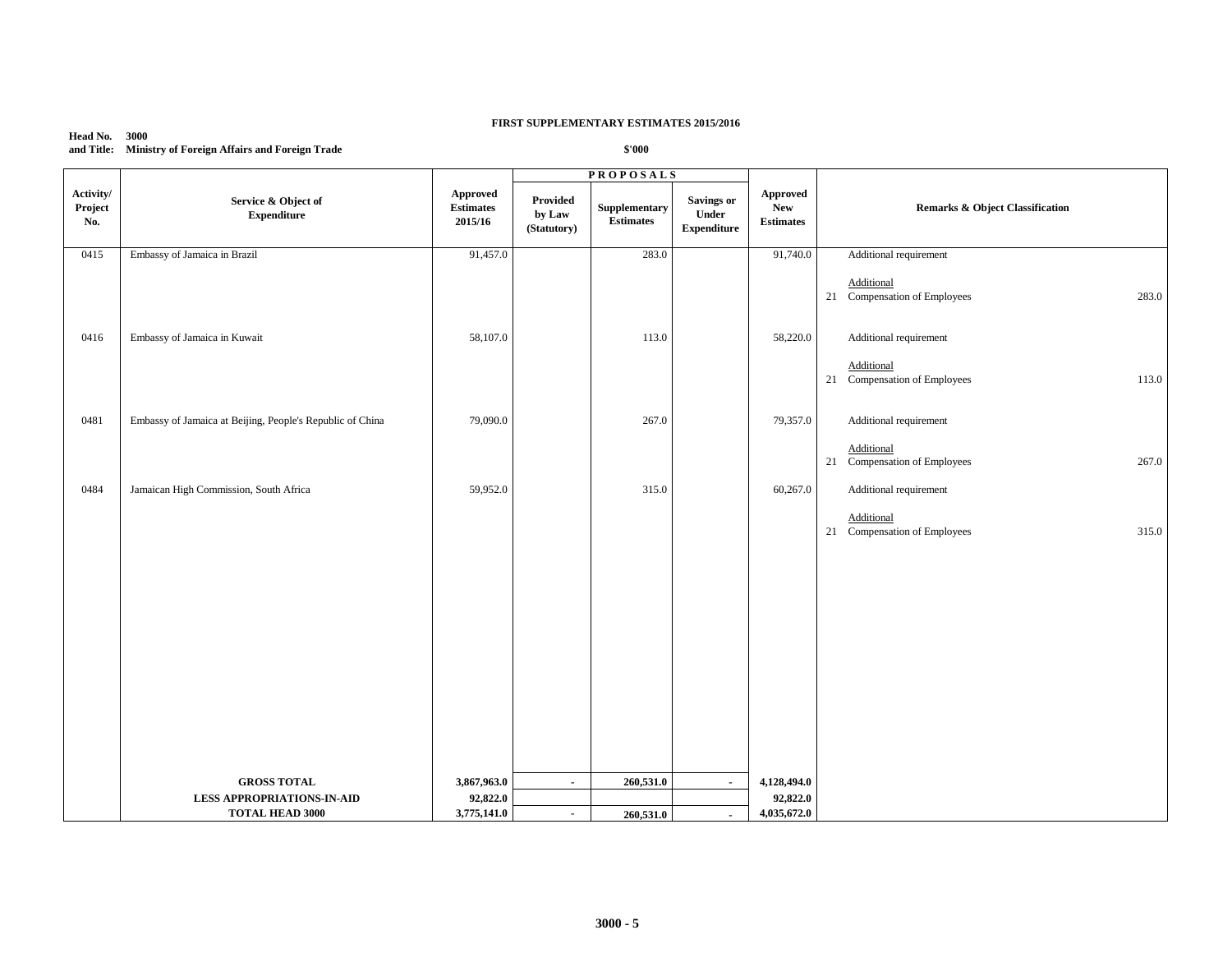**FIRST SUPPLEMENTARY ESTIMATES 2015/2016**

**Head No. 3000**
**and Title: Ministry of Foreign Affairs and Foreign Trade**

**$'000**

| Activity/ Project No. | Service & Object of Expenditure | Approved Estimates 2015/16 | PROPOSALS Provided by Law (Statutory) | Supplementary Estimates | Savings or Under Expenditure | Approved New Estimates | Remarks & Object Classification |
|---|---|---|---|---|---|---|---|
| 0415 | Embassy of Jamaica in Brazil | 91,457.0 | | 283.0 | | 91,740.0 | Additional requirement<br><br>Additional<br>21 Compensation of Employees 283.0 |
| 0416 | Embassy of Jamaica in Kuwait | 58,107.0 | | 113.0 | | 58,220.0 | Additional requirement<br><br>Additional<br>21 Compensation of Employees 113.0 |
| 0481 | Embassy of Jamaica at Beijing, People's Republic of China | 79,090.0 | | 267.0 | | 79,357.0 | Additional requirement<br><br>Additional<br>21 Compensation of Employees 267.0 |
| 0484 | Jamaican High Commission, South Africa | 59,952.0 | | 315.0 | | 60,267.0 | Additional requirement<br><br>Additional<br>21 Compensation of Employees 315.0 |
| | **GROSS TOTAL** | **3,867,963.0** | **-** | **260,531.0** | **-** | **4,128,494.0** | |
| | **LESS APPROPRIATIONS-IN-AID** | **92,822.0** | | | | **92,822.0** | |
| | **TOTAL HEAD 3000** | **3,775,141.0** | **-** | **260,531.0** | **-** | **4,035,672.0** | |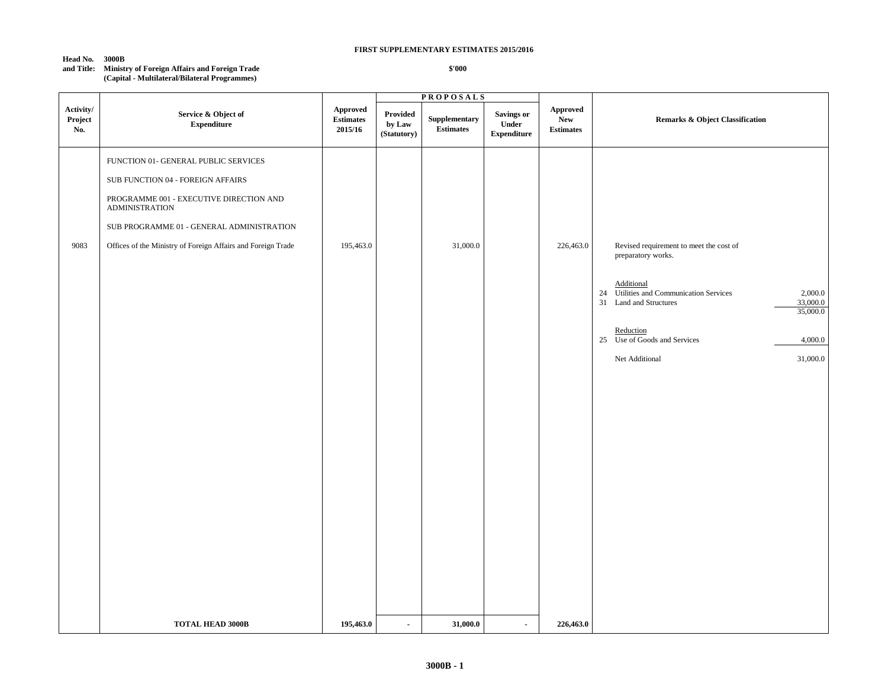**FIRST SUPPLEMENTARY ESTIMATES 2015/2016**

**Head No. 3000B**
**and Title: Ministry of Foreign Affairs and Foreign Trade**
**(Capital - Multilateral/Bilateral Programmes)**

**$'000**

| Activity/ Project No. | Service & Object of Expenditure | Approved Estimates 2015/16 | PROPOSALS | | | Approved New Estimates | Remarks & Object Classification | |
|---|---|---|---|---|---|---|---|---|
| | | | Provided by Law (Statutory) | Supplementary Estimates | Savings or Under Expenditure | | | |
| | FUNCTION 01- GENERAL PUBLIC SERVICES | | | | | | | |
| | SUB FUNCTION 04 - FOREIGN AFFAIRS | | | | | | | |
| | PROGRAMME 001 - EXECUTIVE DIRECTION AND ADMINISTRATION | | | | | | | |
| | SUB PROGRAMME 01 - GENERAL ADMINISTRATION | | | | | | | |
| 9083 | Offices of the Ministry of Foreign Affairs and Foreign Trade | 195,463.0 | | 31,000.0 | | 226,463.0 | Revised requirement to meet the cost of preparatory works. | |
| | | | | | | | Additional | |
| | | | | | | | 24 Utilities and Communication Services | 2,000.0 |
| | | | | | | | 31 Land and Structures | 33,000.0 |
| | | | | | | | | 35,000.0 |
| | | | | | | | Reduction | |
| | | | | | | | 25 Use of Goods and Services | 4,000.0 |
| | | | | | | | Net Additional | 31,000.0 |
| | **TOTAL HEAD 3000B** | **195,463.0** | **-** | **31,000.0** | **-** | **226,463.0** | | |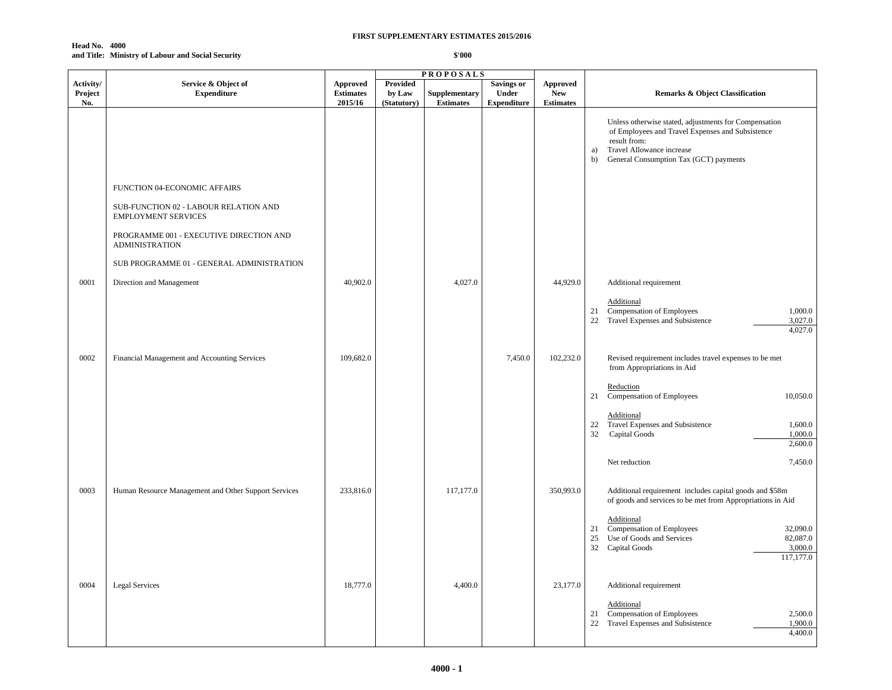**FIRST SUPPLEMENTARY ESTIMATES 2015/2016**

**Head No. 4000**
**and Title: Ministry of Labour and Social Security**

**$'000**

| Activity/ Project No. | Service & Object of Expenditure | Approved Estimates 2015/16 | PROPOSALS Provided by Law (Statutory) | Supplementary Estimates | Savings or Under Expenditure | Approved New Estimates | Remarks & Object Classification |
|---|---|---|---|---|---|---|---|
| | | | | | | | Unless otherwise stated, adjustments for Compensation of Employees and Travel Expenses and Subsistence result from: a) Travel Allowance increase b) General Consumption Tax (GCT) payments |
| | FUNCTION 04-ECONOMIC AFFAIRS | | | | | | |
| | SUB-FUNCTION 02 - LABOUR RELATION AND EMPLOYMENT SERVICES | | | | | | |
| | PROGRAMME 001 - EXECUTIVE DIRECTION AND ADMINISTRATION | | | | | | |
| | SUB PROGRAMME 01 - GENERAL ADMINISTRATION | | | | | | |
| 0001 | Direction and Management | 40,902.0 | | 4,027.0 | | 44,929.0 | Additional requirement |
| | | | | | | | Additional |
| | | | | | | | 21 Compensation of Employees 1,000.0 |
| | | | | | | | 22 Travel Expenses and Subsistence 3,027.0 |
| | | | | | | | 4,027.0 |
| 0002 | Financial Management and Accounting Services | 109,682.0 | | | 7,450.0 | 102,232.0 | Revised requirement includes travel expenses to be met from Appropriations in Aid |
| | | | | | | | Reduction |
| | | | | | | | 21 Compensation of Employees 10,050.0 |
| | | | | | | | Additional |
| | | | | | | | 22 Travel Expenses and Subsistence 1,600.0 |
| | | | | | | | 32 Capital Goods 1,000.0 |
| | | | | | | | 2,600.0 |
| | | | | | | | Net reduction 7,450.0 |
| 0003 | Human Resource Management and Other Support Services | 233,816.0 | | 117,177.0 | | 350,993.0 | Additional requirement includes capital goods and $58m of goods and services to be met from Appropriations in Aid |
| | | | | | | | Additional |
| | | | | | | | 21 Compensation of Employees 32,090.0 |
| | | | | | | | 25 Use of Goods and Services 82,087.0 |
| | | | | | | | 32 Capital Goods 3,000.0 |
| | | | | | | | 117,177.0 |
| 0004 | Legal Services | 18,777.0 | | 4,400.0 | | 23,177.0 | Additional requirement |
| | | | | | | | Additional |
| | | | | | | | 21 Compensation of Employees 2,500.0 |
| | | | | | | | 22 Travel Expenses and Subsistence 1,900.0 |
| | | | | | | | 4,400.0 |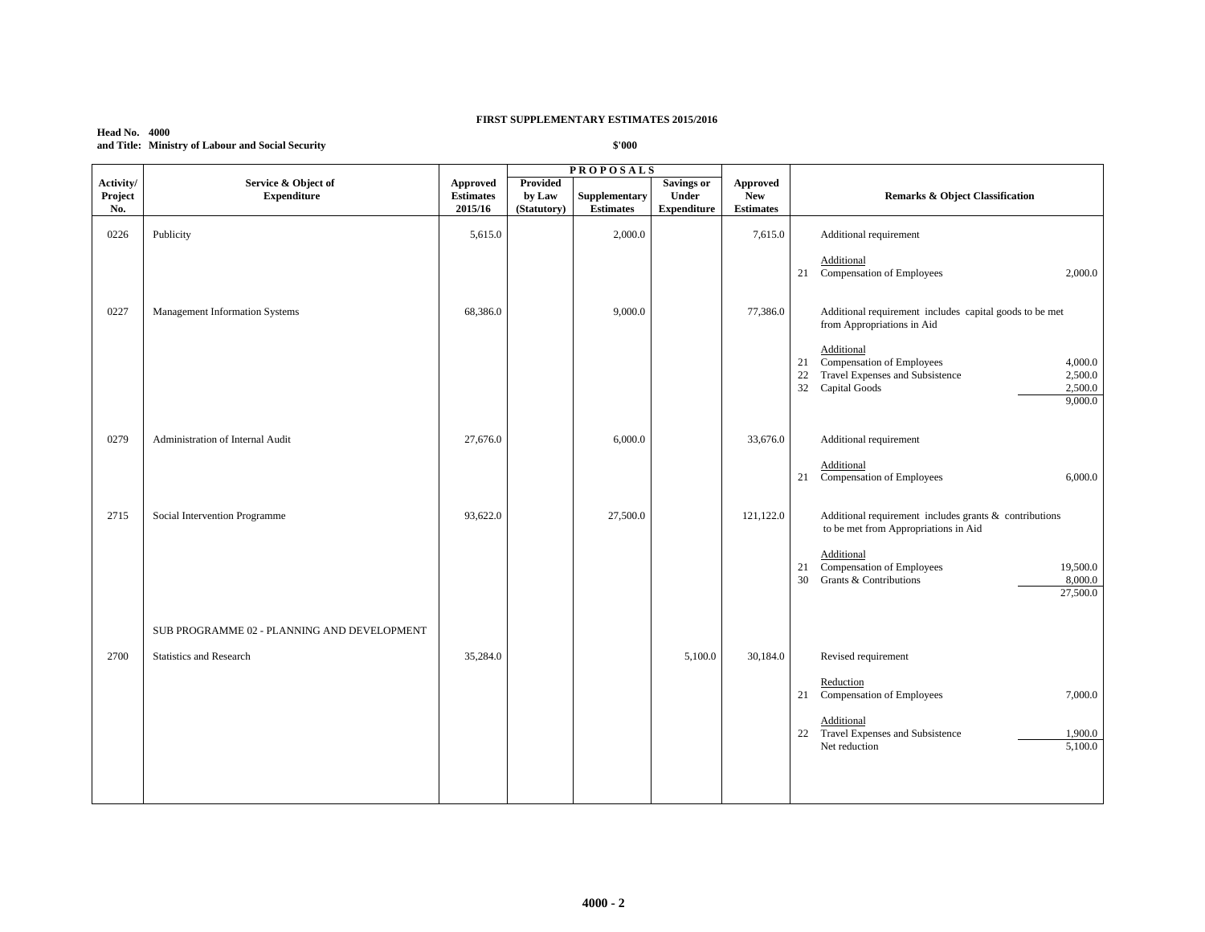**FIRST SUPPLEMENTARY ESTIMATES 2015/2016**

**Head No. 4000**
**and Title: Ministry of Labour and Social Security**

**$'000**

| Activity/ Project No. | Service & Object of Expenditure | Approved Estimates 2015/16 | PROPOSALS Provided by Law (Statutory) | Supplementary Estimates | Savings or Under Expenditure | Approved New Estimates | Remarks & Object Classification |
|---|---|---|---|---|---|---|---|
| 0226 | Publicity | 5,615.0 | | 2,000.0 | | 7,615.0 | Additional requirement<br><br>Additional<br>21 Compensation of Employees 2,000.0 |
| 0227 | Management Information Systems | 68,386.0 | | 9,000.0 | | 77,386.0 | Additional requirement includes capital goods to be met from Appropriations in Aid<br><br>Additional<br>21 Compensation of Employees 4,000.0<br>22 Travel Expenses and Subsistence 2,500.0<br>32 Capital Goods 2,500.0<br>9,000.0 |
| 0279 | Administration of Internal Audit | 27,676.0 | | 6,000.0 | | 33,676.0 | Additional requirement<br><br>Additional<br>21 Compensation of Employees 6,000.0 |
| 2715 | Social Intervention Programme | 93,622.0 | | 27,500.0 | | 121,122.0 | Additional requirement includes grants & contributions to be met from Appropriations in Aid<br><br>Additional<br>21 Compensation of Employees 19,500.0<br>30 Grants & Contributions 8,000.0<br>27,500.0 |
| | SUB PROGRAMME 02 - PLANNING AND DEVELOPMENT | | | | | | |
| 2700 | Statistics and Research | 35,284.0 | | | 5,100.0 | 30,184.0 | Revised requirement<br><br>Reduction<br>21 Compensation of Employees 7,000.0<br><br>Additional<br>22 Travel Expenses and Subsistence 1,900.0<br>Net reduction 5,100.0 |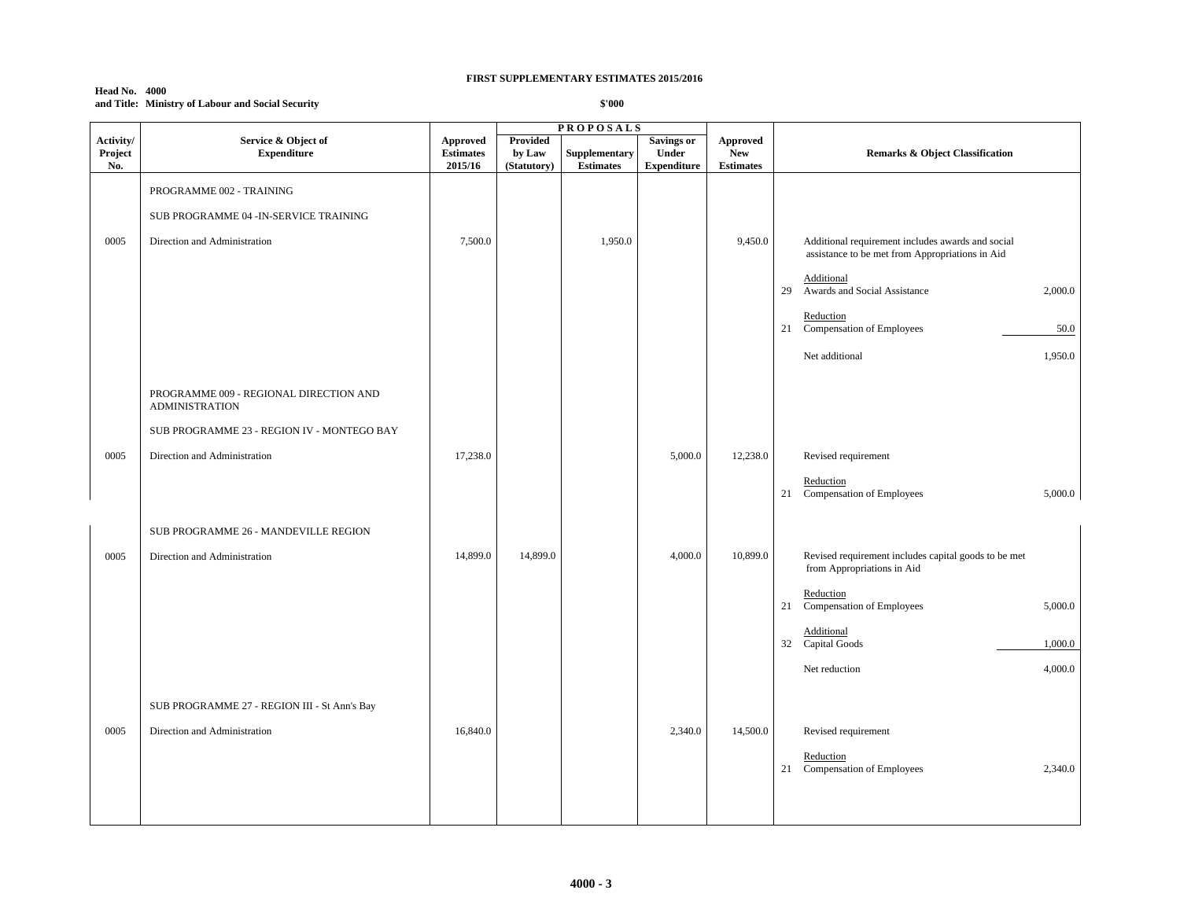**FIRST SUPPLEMENTARY ESTIMATES 2015/2016**

**Head No. 4000**
**and Title: Ministry of Labour and Social Security**

**$'000**

| Activity/ Project No. | Service & Object of Expenditure | Approved Estimates 2015/16 | PROPOSALS: Provided by Law (Statutory) | PROPOSALS: Supplementary Estimates | PROPOSALS: Savings or Under Expenditure | Approved New Estimates | Remarks & Object Classification | |
|---|---|---|---|---|---|---|---|---|
| | PROGRAMME 002 - TRAINING | | | | | | | |
| | SUB PROGRAMME 04 -IN-SERVICE TRAINING | | | | | | | |
| 0005 | Direction and Administration | 7,500.0 | | 1,950.0 | | 9,450.0 | Additional requirement includes awards and social assistance to be met from Appropriations in Aid | |
| | | | | | | | Additional | |
| | | | | | | | 29 Awards and Social Assistance | 2,000.0 |
| | | | | | | | Reduction | |
| | | | | | | | 21 Compensation of Employees | 50.0 |
| | | | | | | | Net additional | 1,950.0 |
| | PROGRAMME 009 - REGIONAL DIRECTION AND ADMINISTRATION | | | | | | | |
| | SUB PROGRAMME 23 - REGION IV - MONTEGO BAY | | | | | | | |
| 0005 | Direction and Administration | 17,238.0 | | | 5,000.0 | 12,238.0 | Revised requirement | |
| | | | | | | | Reduction | |
| | | | | | | | 21 Compensation of Employees | 5,000.0 |
| | SUB PROGRAMME 26 - MANDEVILLE REGION | | | | | | | |
| 0005 | Direction and Administration | 14,899.0 | 14,899.0 | | 4,000.0 | 10,899.0 | Revised requirement includes capital goods to be met from Appropriations in Aid | |
| | | | | | | | Reduction | |
| | | | | | | | 21 Compensation of Employees | 5,000.0 |
| | | | | | | | Additional | |
| | | | | | | | 32 Capital Goods | 1,000.0 |
| | | | | | | | Net reduction | 4,000.0 |
| | SUB PROGRAMME 27 - REGION III - St Ann's Bay | | | | | | | |
| 0005 | Direction and Administration | 16,840.0 | | | 2,340.0 | 14,500.0 | Revised requirement | |
| | | | | | | | Reduction | |
| | | | | | | | 21 Compensation of Employees | 2,340.0 |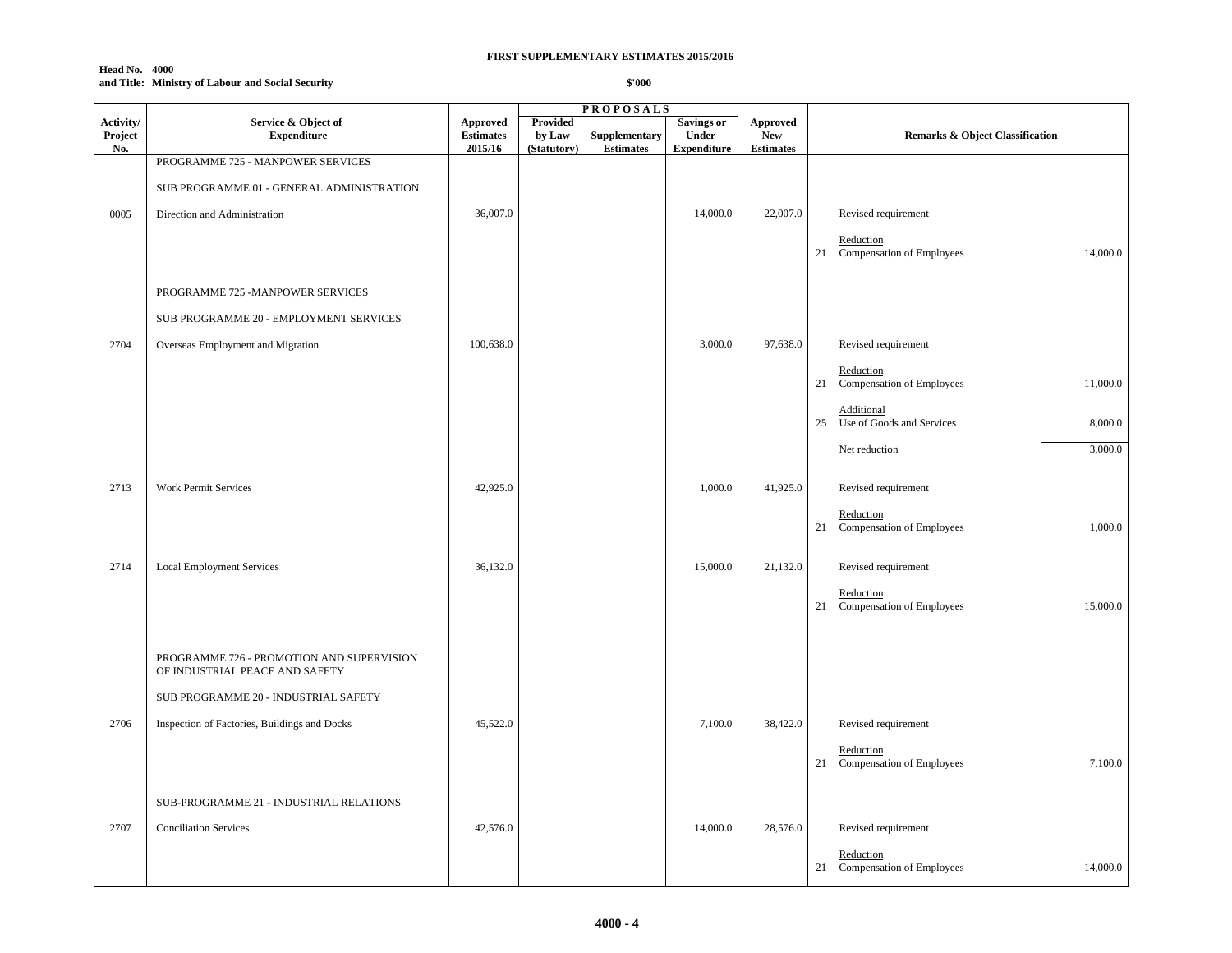**FIRST SUPPLEMENTARY ESTIMATES 2015/2016**

**Head No. 4000**
**and Title: Ministry of Labour and Social Security**

**$'000**

| Activity/ Project No. | Service & Object of Expenditure | Approved Estimates 2015/16 | PROPOSALS Provided by Law (Statutory) | Supplementary Estimates | Savings or Under Expenditure | Approved New Estimates | Remarks & Object Classification |
|---|---|---|---|---|---|---|---|
| | PROGRAMME 725 - MANPOWER SERVICES | | | | | | |
| | SUB PROGRAMME 01 - GENERAL ADMINISTRATION | | | | | | |
| 0005 | Direction and Administration | 36,007.0 | | | 14,000.0 | 22,007.0 | Revised requirement |
| | | | | | | | Reduction<br>21 Compensation of Employees 14,000.0 |
| | PROGRAMME 725 -MANPOWER SERVICES | | | | | | |
| | SUB PROGRAMME 20 - EMPLOYMENT SERVICES | | | | | | |
| 2704 | Overseas Employment and Migration | 100,638.0 | | | 3,000.0 | 97,638.0 | Revised requirement |
| | | | | | | | Reduction<br>21 Compensation of Employees 11,000.0 |
| | | | | | | | Additional<br>25 Use of Goods and Services 8,000.0 |
| | | | | | | | Net reduction 3,000.0 |
| 2713 | Work Permit Services | 42,925.0 | | | 1,000.0 | 41,925.0 | Revised requirement |
| | | | | | | | Reduction<br>21 Compensation of Employees 1,000.0 |
| 2714 | Local Employment Services | 36,132.0 | | | 15,000.0 | 21,132.0 | Revised requirement |
| | | | | | | | Reduction<br>21 Compensation of Employees 15,000.0 |
| | PROGRAMME 726 - PROMOTION AND SUPERVISION OF INDUSTRIAL PEACE AND SAFETY | | | | | | |
| | SUB PROGRAMME 20 - INDUSTRIAL SAFETY | | | | | | |
| 2706 | Inspection of Factories, Buildings and Docks | 45,522.0 | | | 7,100.0 | 38,422.0 | Revised requirement |
| | | | | | | | Reduction<br>21 Compensation of Employees 7,100.0 |
| | SUB-PROGRAMME 21 - INDUSTRIAL RELATIONS | | | | | | |
| 2707 | Conciliation Services | 42,576.0 | | | 14,000.0 | 28,576.0 | Revised requirement |
| | | | | | | | Reduction<br>21 Compensation of Employees 14,000.0 |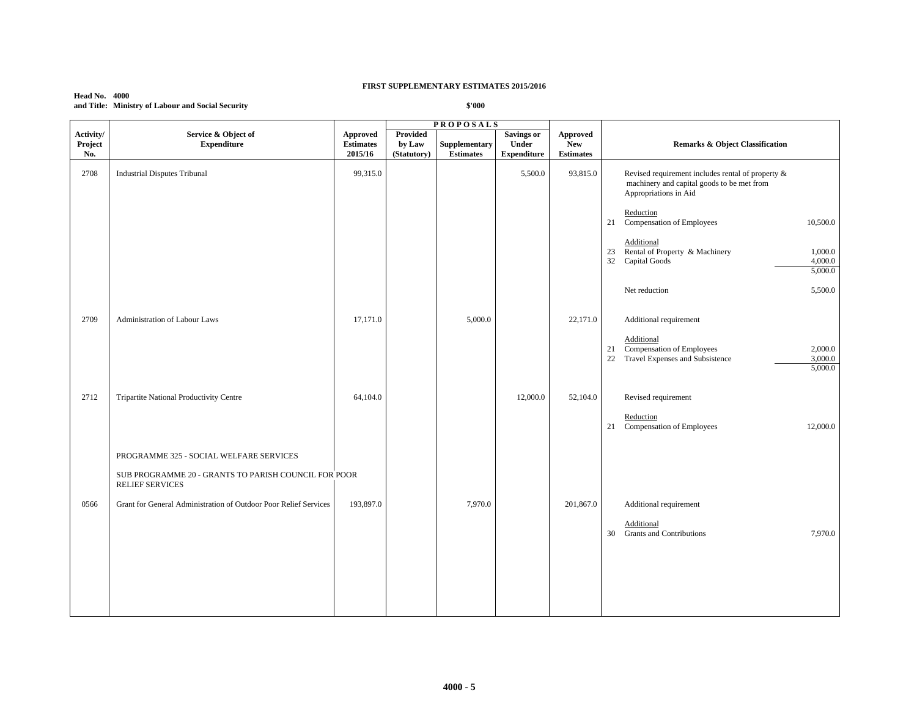**FIRST SUPPLEMENTARY ESTIMATES 2015/2016**

**Head No. 4000**
**and Title: Ministry of Labour and Social Security**

**$'000**

| Activity/ Project No. | Service & Object of Expenditure | Approved Estimates 2015/16 | PROPOSALS Provided by Law (Statutory) | Supplementary Estimates | Savings or Under Expenditure | Approved New Estimates | Remarks & Object Classification | |
|---|---|---|---|---|---|---|---|---|
| 2708 | Industrial Disputes Tribunal | 99,315.0 | | | 5,500.0 | 93,815.0 | Revised requirement includes rental of property & machinery and capital goods to be met from Appropriations in Aid | |
| | | | | | | | Reduction | |
| | | | | | | | 21 Compensation of Employees | 10,500.0 |
| | | | | | | | Additional | |
| | | | | | | | 23 Rental of Property & Machinery | 1,000.0 |
| | | | | | | | 32 Capital Goods | 4,000.0 |
| | | | | | | | | 5,000.0 |
| | | | | | | | Net reduction | 5,500.0 |
| 2709 | Administration of Labour Laws | 17,171.0 | | 5,000.0 | | 22,171.0 | Additional requirement | |
| | | | | | | | Additional | |
| | | | | | | | 21 Compensation of Employees | 2,000.0 |
| | | | | | | | 22 Travel Expenses and Subsistence | 3,000.0 |
| | | | | | | | | 5,000.0 |
| 2712 | Tripartite National Productivity Centre | 64,104.0 | | | 12,000.0 | 52,104.0 | Revised requirement | |
| | | | | | | | Reduction | |
| | | | | | | | 21 Compensation of Employees | 12,000.0 |
| | PROGRAMME 325 - SOCIAL WELFARE SERVICES | | | | | | | |
| | SUB PROGRAMME 20 - GRANTS TO PARISH COUNCIL FOR POOR RELIEF SERVICES | | | | | | | |
| 0566 | Grant for General Administration of Outdoor Poor Relief Services | 193,897.0 | | 7,970.0 | | 201,867.0 | Additional requirement | |
| | | | | | | | Additional | |
| | | | | | | | 30 Grants and Contributions | 7,970.0 |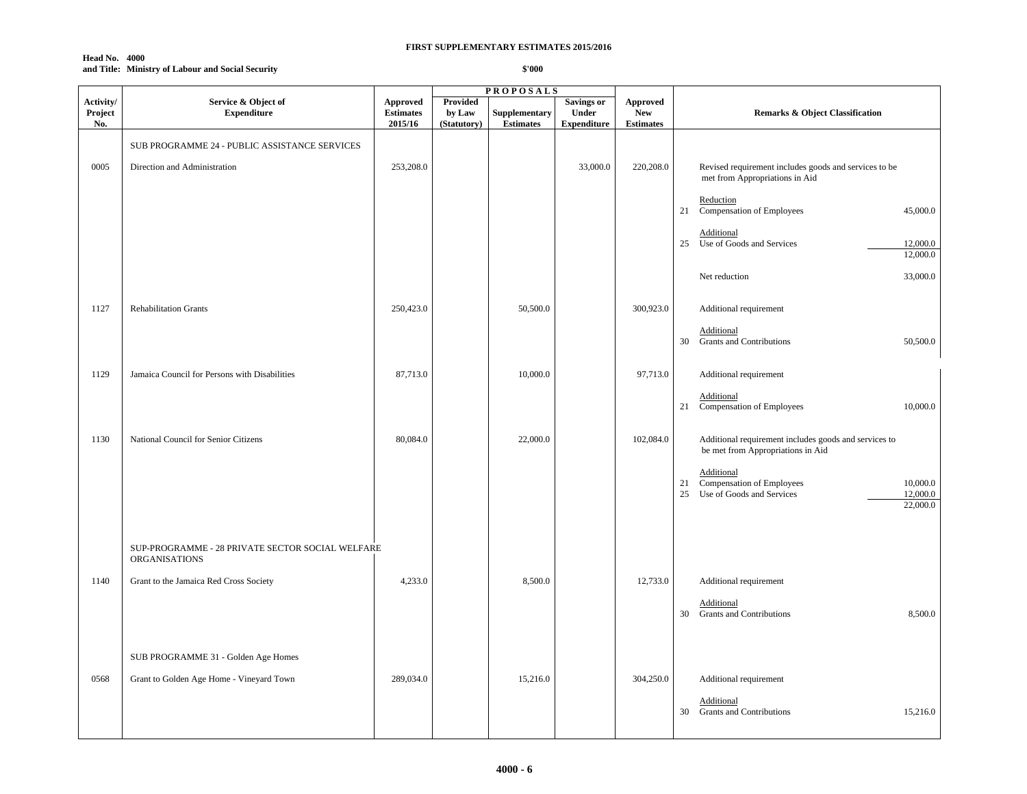**FIRST SUPPLEMENTARY ESTIMATES 2015/2016**

**Head No. 4000**
**and Title: Ministry of Labour and Social Security**

**$'000**

| Activity/ Project No. | Service & Object of Expenditure | Approved Estimates 2015/16 | PROPOSALS Provided by Law (Statutory) | Supplementary Estimates | Savings or Under Expenditure | Approved New Estimates | Remarks & Object Classification |
|---|---|---|---|---|---|---|---|
| | SUB PROGRAMME 24 - PUBLIC ASSISTANCE SERVICES | | | | | | |
| 0005 | Direction and Administration | 253,208.0 | | | 33,000.0 | 220,208.0 | Revised requirement includes goods and services to be met from Appropriations in Aid<br><br>Reduction<br>21 Compensation of Employees 45,000.0<br><br>Additional<br>25 Use of Goods and Services 12,000.0<br>12,000.0<br><br>Net reduction 33,000.0 |
| 1127 | Rehabilitation Grants | 250,423.0 | | 50,500.0 | | 300,923.0 | Additional requirement<br><br>Additional<br>30 Grants and Contributions 50,500.0 |
| 1129 | Jamaica Council for Persons with Disabilities | 87,713.0 | | 10,000.0 | | 97,713.0 | Additional requirement<br><br>Additional<br>21 Compensation of Employees 10,000.0 |
| 1130 | National Council for Senior Citizens | 80,084.0 | | 22,000.0 | | 102,084.0 | Additional requirement includes goods and services to be met from Appropriations in Aid<br><br>Additional<br>21 Compensation of Employees 10,000.0<br>25 Use of Goods and Services 12,000.0<br>22,000.0 |
| | SUP-PROGRAMME - 28 PRIVATE SECTOR SOCIAL WELFARE ORGANISATIONS | | | | | | |
| 1140 | Grant to the Jamaica Red Cross Society | 4,233.0 | | 8,500.0 | | 12,733.0 | Additional requirement<br><br>Additional<br>30 Grants and Contributions 8,500.0 |
| | SUB PROGRAMME 31 - Golden Age Homes | | | | | | |
| 0568 | Grant to Golden Age Home - Vineyard Town | 289,034.0 | | 15,216.0 | | 304,250.0 | Additional requirement<br><br>Additional<br>30 Grants and Contributions 15,216.0 |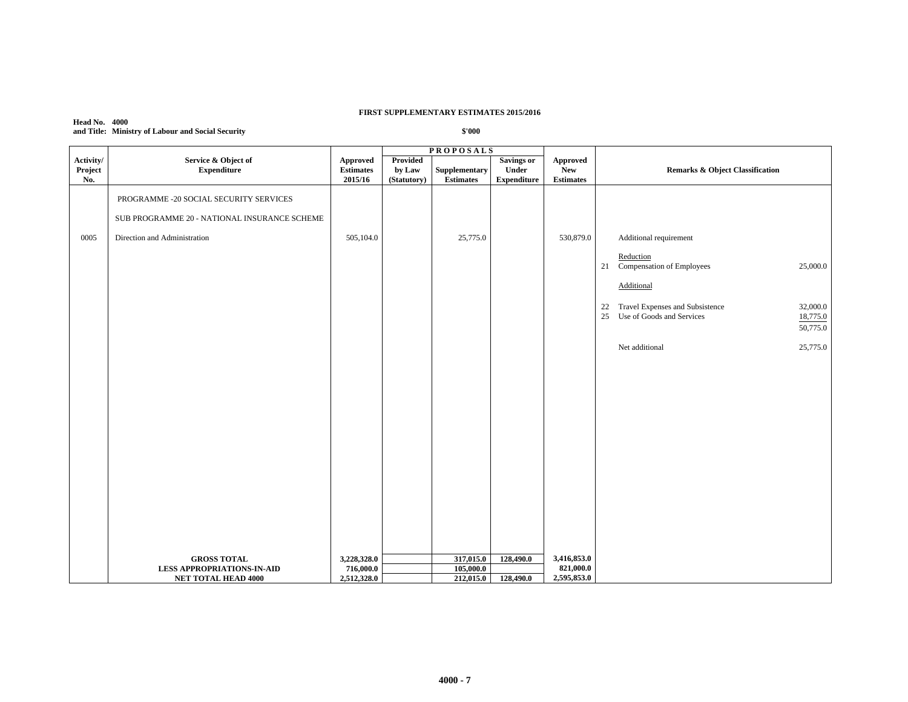**FIRST SUPPLEMENTARY ESTIMATES 2015/2016**

**Head No. 4000**
**and Title: Ministry of Labour and Social Security**

**$'000**

| Activity/ Project No. | Service & Object of Expenditure | Approved Estimates 2015/16 | PROPOSALS Provided by Law (Statutory) | Supplementary Estimates | Savings or Under Expenditure | Approved New Estimates | Remarks & Object Classification | |
|---|---|---|---|---|---|---|---|---|
| | PROGRAMME -20 SOCIAL SECURITY SERVICES | | | | | | | |
| | SUB PROGRAMME 20 - NATIONAL INSURANCE SCHEME | | | | | | | |
| 0005 | Direction and Administration | 505,104.0 | | 25,775.0 | | 530,879.0 | Additional requirement | |
| | | | | | | | Reduction | |
| | | | | | | | 21 Compensation of Employees | 25,000.0 |
| | | | | | | | Additional | |
| | | | | | | | 22 Travel Expenses and Subsistence | 32,000.0 |
| | | | | | | | 25 Use of Goods and Services | 18,775.0 |
| | | | | | | | | 50,775.0 |
| | | | | | | | Net additional | 25,775.0 |
| | **GROSS TOTAL** | **3,228,328.0** | | **317,015.0** | **128,490.0** | **3,416,853.0** | | |
| | **LESS APPROPRIATIONS-IN-AID** | **716,000.0** | | **105,000.0** | | **821,000.0** | | |
| | **NET TOTAL HEAD 4000** | **2,512,328.0** | | **212,015.0** | **128,490.0** | **2,595,853.0** | | |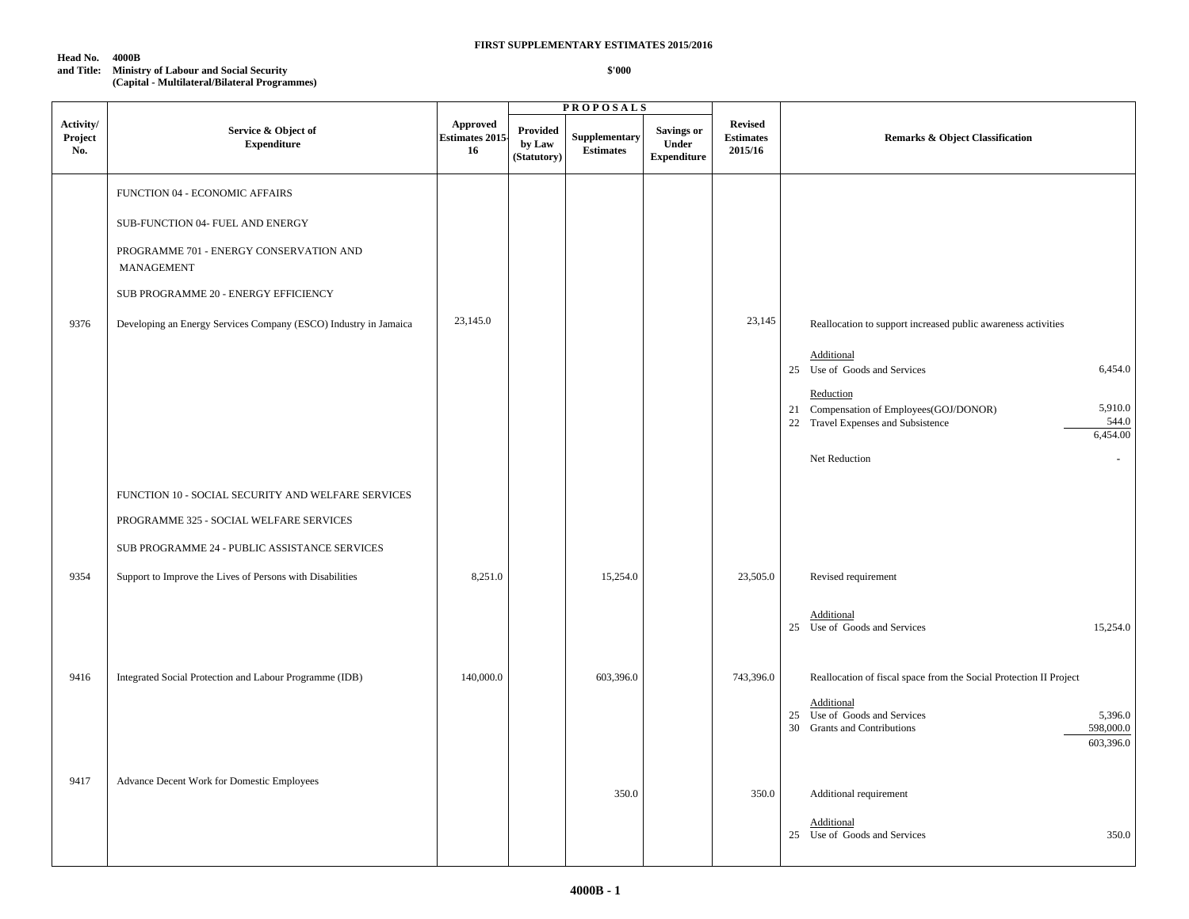**FIRST SUPPLEMENTARY ESTIMATES 2015/2016**

**Head No. 4000B**
**and Title: Ministry of Labour and Social Security**
**(Capital - Multilateral/Bilateral Programmes)**

**$'000**

| Activity/ Project No. | Service & Object of Expenditure | Approved Estimates 2015-16 | PROPOSALS Provided by Law (Statutory) | Supplementary Estimates | Savings or Under Expenditure | Revised Estimates 2015/16 | Remarks & Object Classification | |
|---|---|---|---|---|---|---|---|---|
| | FUNCTION 04 - ECONOMIC AFFAIRS | | | | | | | |
| | SUB-FUNCTION 04- FUEL AND ENERGY | | | | | | | |
| | PROGRAMME 701 - ENERGY CONSERVATION AND MANAGEMENT | | | | | | | |
| | SUB PROGRAMME 20 - ENERGY EFFICIENCY | | | | | | | |
| 9376 | Developing an Energy Services Company (ESCO) Industry in Jamaica | 23,145.0 | | | | 23,145 | Reallocation to support increased public awareness activities | |
| | | | | | | | Additional | |
| | | | | | | | 25 Use of Goods and Services | 6,454.0 |
| | | | | | | | Reduction | |
| | | | | | | | 21 Compensation of Employees(GOJ/DONOR) | 5,910.0 |
| | | | | | | | 22 Travel Expenses and Subsistence | 544.0 |
| | | | | | | | | 6,454.00 |
| | | | | | | | Net Reduction | - |
| | FUNCTION 10 - SOCIAL SECURITY AND WELFARE SERVICES | | | | | | | |
| | PROGRAMME 325 - SOCIAL WELFARE SERVICES | | | | | | | |
| | SUB PROGRAMME 24 - PUBLIC ASSISTANCE SERVICES | | | | | | | |
| 9354 | Support to Improve the Lives of Persons with Disabilities | 8,251.0 | | 15,254.0 | | 23,505.0 | Revised requirement | |
| | | | | | | | Additional | |
| | | | | | | | 25 Use of Goods and Services | 15,254.0 |
| 9416 | Integrated Social Protection and Labour Programme (IDB) | 140,000.0 | | 603,396.0 | | 743,396.0 | Reallocation of fiscal space from the Social Protection II Project | |
| | | | | | | | Additional | |
| | | | | | | | 25 Use of Goods and Services | 5,396.0 |
| | | | | | | | 30 Grants and Contributions | 598,000.0 |
| | | | | | | | | 603,396.0 |
| 9417 | Advance Decent Work for Domestic Employees | | | 350.0 | | 350.0 | Additional requirement | |
| | | | | | | | Additional | |
| | | | | | | | 25 Use of Goods and Services | 350.0 |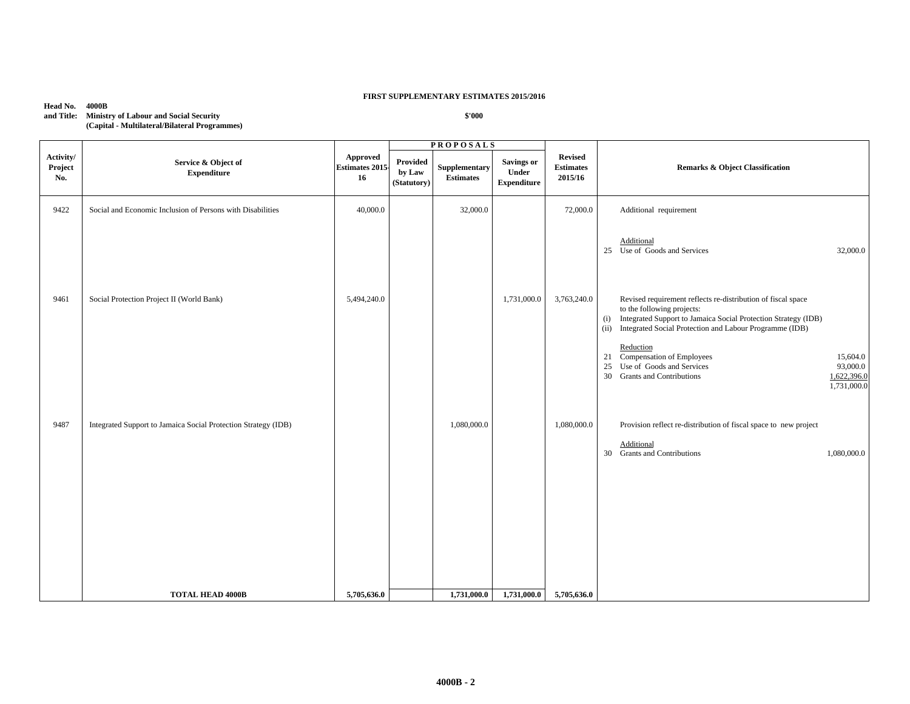**FIRST SUPPLEMENTARY ESTIMATES 2015/2016**

**Head No. 4000B**
**and Title: Ministry of Labour and Social Security**
**(Capital - Multilateral/Bilateral Programmes)**

**$'000**

| Activity/ Project No. | Service & Object of Expenditure | Approved Estimates 2015-16 | PROPOSALS | | | Revised Estimates 2015/16 | Remarks & Object Classification |
|---|---|---|---|---|---|---|---|
| | | | Provided by Law (Statutory) | Supplementary Estimates | Savings or Under Expenditure | | |
| 9422 | Social and Economic Inclusion of Persons with Disabilities | 40,000.0 | | 32,000.0 | | 72,000.0 | Additional requirement<br><br>Additional<br>25 Use of Goods and Services 32,000.0 |
| 9461 | Social Protection Project II (World Bank) | 5,494,240.0 | | | 1,731,000.0 | 3,763,240.0 | Revised requirement reflects re-distribution of fiscal space to the following projects:<br>(i) Integrated Support to Jamaica Social Protection Strategy (IDB)<br>(ii) Integrated Social Protection and Labour Programme (IDB)<br><br>Reduction<br>21 Compensation of Employees 15,604.0<br>25 Use of Goods and Services 93,000.0<br>30 Grants and Contributions 1,622,396.0<br>1,731,000.0 |
| 9487 | Integrated Support to Jamaica Social Protection Strategy (IDB) | | | 1,080,000.0 | | 1,080,000.0 | Provision reflect re-distribution of fiscal space to new project<br><br>Additional<br>30 Grants and Contributions 1,080,000.0 |
| | **TOTAL HEAD 4000B** | **5,705,636.0** | | **1,731,000.0** | **1,731,000.0** | **5,705,636.0** | |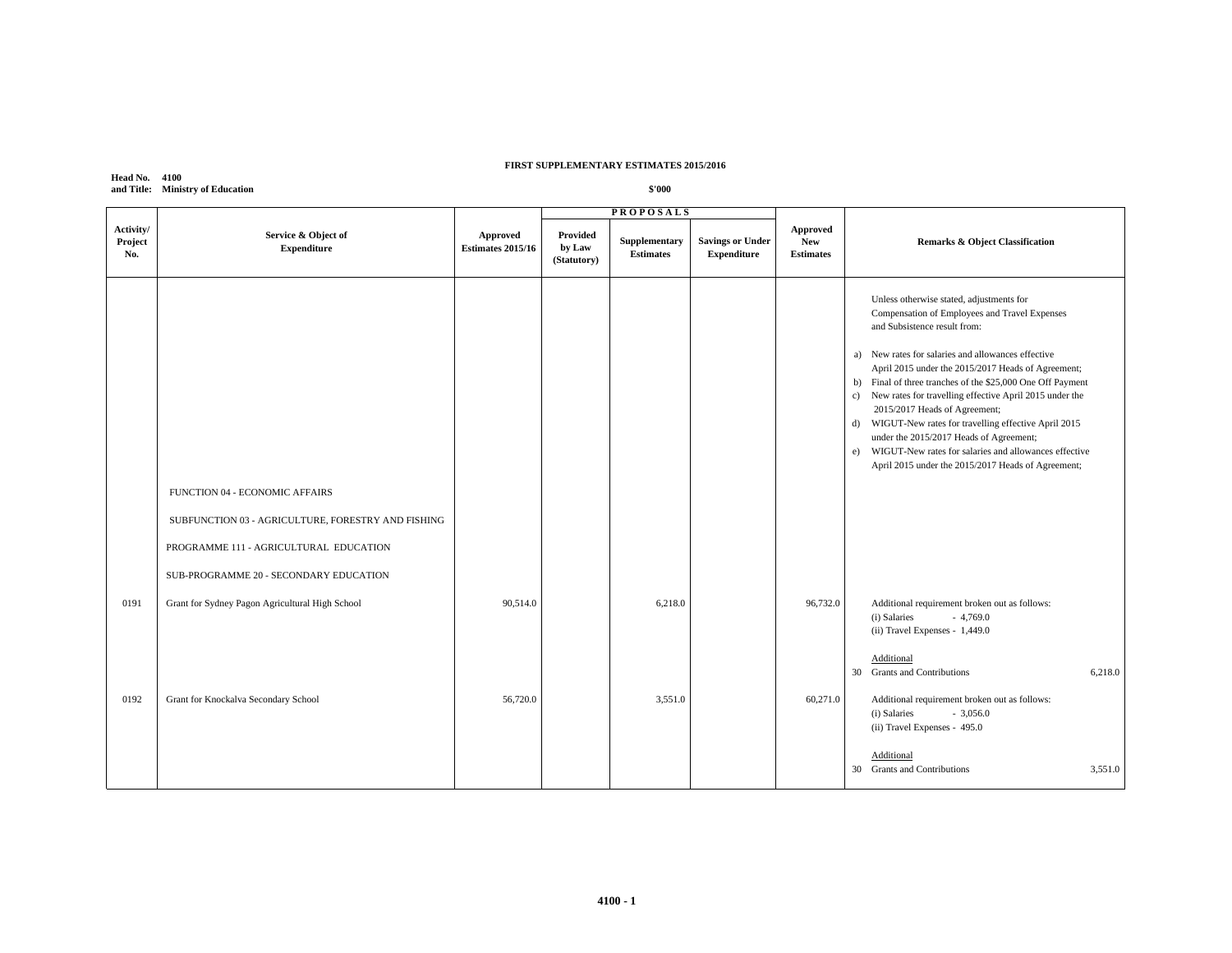**FIRST SUPPLEMENTARY ESTIMATES 2015/2016**

**Head No. 4100**
**and Title: Ministry of Education**

**$'000**

| Activity/ Project No. | Service & Object of Expenditure | Approved Estimates 2015/16 | PROPOSALS Provided by Law (Statutory) | Supplementary Estimates | Savings or Under Expenditure | Approved New Estimates | Remarks & Object Classification |
|---|---|---|---|---|---|---|---|
| | | | | | | | Unless otherwise stated, adjustments for Compensation of Employees and Travel Expenses and Subsistence result from:<br>a) New rates for salaries and allowances effective April 2015 under the 2015/2017 Heads of Agreement;<br>b) Final of three tranches of the $25,000 One Off Payment<br>c) New rates for travelling effective April 2015 under the 2015/2017 Heads of Agreement;<br>d) WIGUT-New rates for travelling effective April 2015 under the 2015/2017 Heads of Agreement;<br>e) WIGUT-New rates for salaries and allowances effective April 2015 under the 2015/2017 Heads of Agreement; |
| | FUNCTION 04 - ECONOMIC AFFAIRS | | | | | | |
| | SUBFUNCTION 03 - AGRICULTURE, FORESTRY AND FISHING | | | | | | |
| | PROGRAMME 111 - AGRICULTURAL EDUCATION | | | | | | |
| | SUB-PROGRAMME 20 - SECONDARY EDUCATION | | | | | | |
| 0191 | Grant for Sydney Pagon Agricultural High School | 90,514.0 | | 6,218.0 | | 96,732.0 | Additional requirement broken out as follows:<br>(i) Salaries - 4,769.0<br>(ii) Travel Expenses - 1,449.0<br><br>Additional<br>30 Grants and Contributions 6,218.0 |
| 0192 | Grant for Knockalva Secondary School | 56,720.0 | | 3,551.0 | | 60,271.0 | Additional requirement broken out as follows:<br>(i) Salaries - 3,056.0<br>(ii) Travel Expenses - 495.0<br><br>Additional<br>30 Grants and Contributions 3,551.0 |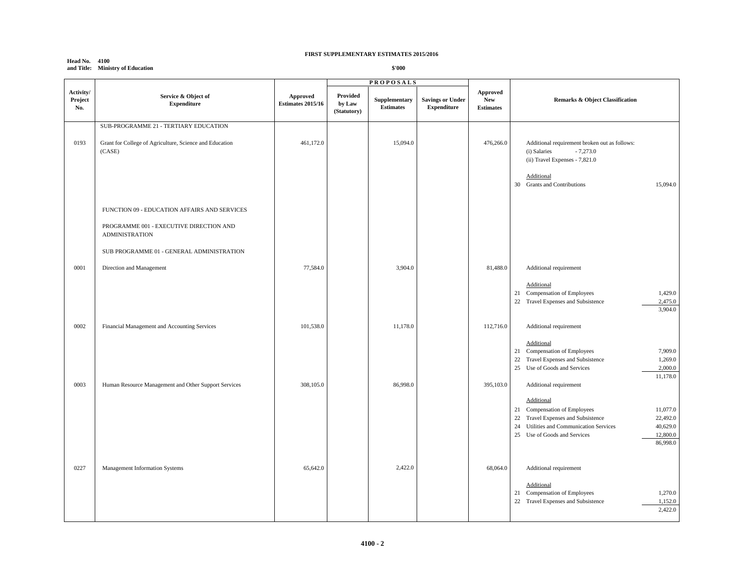**FIRST SUPPLEMENTARY ESTIMATES 2015/2016**

**Head No. 4100**
**and Title: Ministry of Education**

**$'000**

| Activity/ Project No. | Service & Object of Expenditure | Approved Estimates 2015/16 | PROPOSALS Provided by Law (Statutory) | Supplementary Estimates | Savings or Under Expenditure | Approved New Estimates | Remarks & Object Classification |
|---|---|---|---|---|---|---|---|
| | SUB-PROGRAMME 21 - TERTIARY EDUCATION | | | | | | |
| 0193 | Grant for College of Agriculture, Science and Education (CASE) | 461,172.0 | | 15,094.0 | | 476,266.0 | Additional requirement broken out as follows: (i) Salaries - 7,273.0 (ii) Travel Expenses - 7,821.0 <br> Additional <br> 30 Grants and Contributions 15,094.0 |
| | FUNCTION 09 - EDUCATION AFFAIRS AND SERVICES | | | | | | |
| | PROGRAMME 001 - EXECUTIVE DIRECTION AND ADMINISTRATION | | | | | | |
| | SUB PROGRAMME 01 - GENERAL ADMINISTRATION | | | | | | |
| 0001 | Direction and Management | 77,584.0 | | 3,904.0 | | 81,488.0 | Additional requirement <br> Additional <br> 21 Compensation of Employees 1,429.0 <br> 22 Travel Expenses and Subsistence 2,475.0 <br> 3,904.0 |
| 0002 | Financial Management and Accounting Services | 101,538.0 | | 11,178.0 | | 112,716.0 | Additional requirement <br> Additional <br> 21 Compensation of Employees 7,909.0 <br> 22 Travel Expenses and Subsistence 1,269.0 <br> 25 Use of Goods and Services 2,000.0 <br> 11,178.0 |
| 0003 | Human Resource Management and Other Support Services | 308,105.0 | | 86,998.0 | | 395,103.0 | Additional requirement <br> Additional <br> 21 Compensation of Employees 11,077.0 <br> 22 Travel Expenses and Subsistence 22,492.0 <br> 24 Utilities and Communication Services 40,629.0 <br> 25 Use of Goods and Services 12,800.0 <br> 86,998.0 |
| 0227 | Management Information Systems | 65,642.0 | | 2,422.0 | | 68,064.0 | Additional requirement <br> Additional <br> 21 Compensation of Employees 1,270.0 <br> 22 Travel Expenses and Subsistence 1,152.0 <br> 2,422.0 |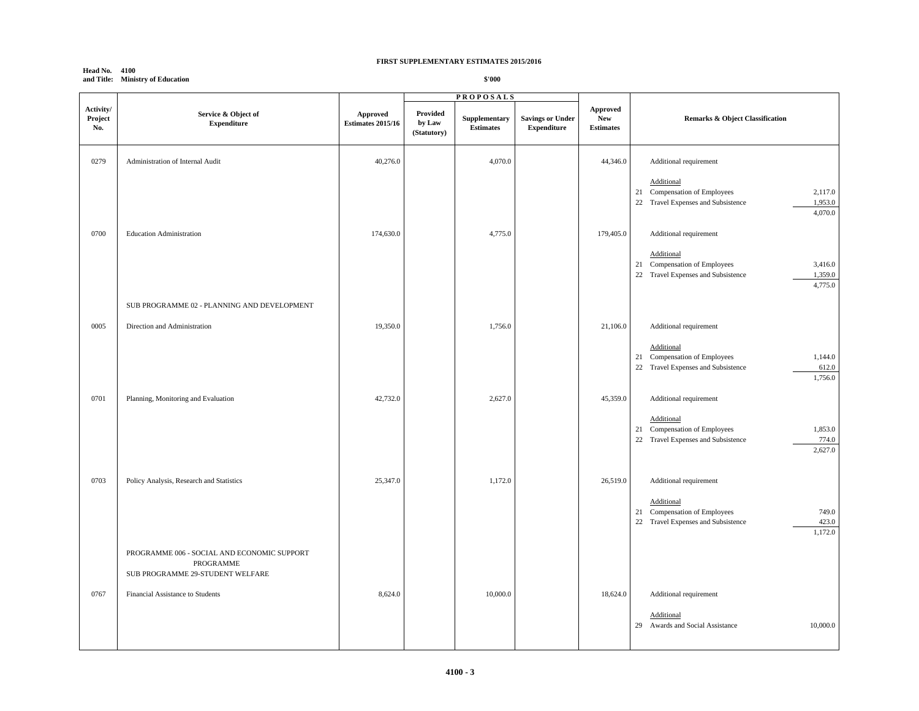**FIRST SUPPLEMENTARY ESTIMATES 2015/2016**

**Head No. 4100**
**and Title: Ministry of Education**

**$'000**

| Activity/ Project No. | Service & Object of Expenditure | Approved Estimates 2015/16 | PROPOSALS Provided by Law (Statutory) | Supplementary Estimates | Savings or Under Expenditure | Approved New Estimates | Remarks & Object Classification |
|---|---|---|---|---|---|---|---|
| 0279 | Administration of Internal Audit | 40,276.0 | | 4,070.0 | | 44,346.0 | Additional requirement<br><br>Additional<br>21 Compensation of Employees 2,117.0<br>22 Travel Expenses and Subsistence 1,953.0<br>4,070.0 |
| 0700 | Education Administration | 174,630.0 | | 4,775.0 | | 179,405.0 | Additional requirement<br><br>Additional<br>21 Compensation of Employees 3,416.0<br>22 Travel Expenses and Subsistence 1,359.0<br>4,775.0 |
| | SUB PROGRAMME 02 - PLANNING AND DEVELOPMENT | | | | | | |
| 0005 | Direction and Administration | 19,350.0 | | 1,756.0 | | 21,106.0 | Additional requirement<br><br>Additional<br>21 Compensation of Employees 1,144.0<br>22 Travel Expenses and Subsistence 612.0<br>1,756.0 |
| 0701 | Planning, Monitoring and Evaluation | 42,732.0 | | 2,627.0 | | 45,359.0 | Additional requirement<br><br>Additional<br>21 Compensation of Employees 1,853.0<br>22 Travel Expenses and Subsistence 774.0<br>2,627.0 |
| 0703 | Policy Analysis, Research and Statistics | 25,347.0 | | 1,172.0 | | 26,519.0 | Additional requirement<br><br>Additional<br>21 Compensation of Employees 749.0<br>22 Travel Expenses and Subsistence 423.0<br>1,172.0 |
| | PROGRAMME 006 - SOCIAL AND ECONOMIC SUPPORT PROGRAMME<br>SUB PROGRAMME 29-STUDENT WELFARE | | | | | | |
| 0767 | Financial Assistance to Students | 8,624.0 | | 10,000.0 | | 18,624.0 | Additional requirement<br><br>Additional<br>29 Awards and Social Assistance 10,000.0 |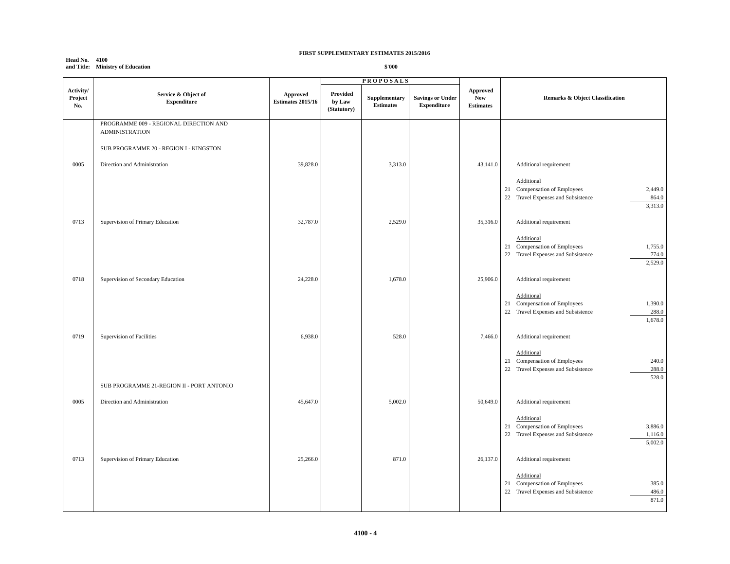**FIRST SUPPLEMENTARY ESTIMATES 2015/2016**

**Head No. 4100**
**and Title: Ministry of Education**

**$'000**

| Activity/ Project No. | Service & Object of Expenditure | Approved Estimates 2015/16 | PROPOSALS Provided by Law (Statutory) | Supplementary Estimates | Savings or Under Expenditure | Approved New Estimates | Remarks & Object Classification | |
|---|---|---|---|---|---|---|---|---|
| | PROGRAMME 009 - REGIONAL DIRECTION AND ADMINISTRATION | | | | | | | |
| | SUB PROGRAMME 20 - REGION I - KINGSTON | | | | | | | |
| 0005 | Direction and Administration | 39,828.0 | | 3,313.0 | | 43,141.0 | Additional requirement | |
| | | | | | | | Additional | |
| | | | | | | | 21 Compensation of Employees | 2,449.0 |
| | | | | | | | 22 Travel Expenses and Subsistence | 864.0 |
| | | | | | | | | 3,313.0 |
| 0713 | Supervision of Primary Education | 32,787.0 | | 2,529.0 | | 35,316.0 | Additional requirement | |
| | | | | | | | Additional | |
| | | | | | | | 21 Compensation of Employees | 1,755.0 |
| | | | | | | | 22 Travel Expenses and Subsistence | 774.0 |
| | | | | | | | | 2,529.0 |
| 0718 | Supervision of Secondary Education | 24,228.0 | | 1,678.0 | | 25,906.0 | Additional requirement | |
| | | | | | | | Additional | |
| | | | | | | | 21 Compensation of Employees | 1,390.0 |
| | | | | | | | 22 Travel Expenses and Subsistence | 288.0 |
| | | | | | | | | 1,678.0 |
| 0719 | Supervision of Facilities | 6,938.0 | | 528.0 | | 7,466.0 | Additional requirement | |
| | | | | | | | Additional | |
| | | | | | | | 21 Compensation of Employees | 240.0 |
| | | | | | | | 22 Travel Expenses and Subsistence | 288.0 |
| | | | | | | | | 528.0 |
| | SUB PROGRAMME 21-REGION II - PORT ANTONIO | | | | | | | |
| 0005 | Direction and Administration | 45,647.0 | | 5,002.0 | | 50,649.0 | Additional requirement | |
| | | | | | | | Additional | |
| | | | | | | | 21 Compensation of Employees | 3,886.0 |
| | | | | | | | 22 Travel Expenses and Subsistence | 1,116.0 |
| | | | | | | | | 5,002.0 |
| 0713 | Supervision of Primary Education | 25,266.0 | | 871.0 | | 26,137.0 | Additional requirement | |
| | | | | | | | Additional | |
| | | | | | | | 21 Compensation of Employees | 385.0 |
| | | | | | | | 22 Travel Expenses and Subsistence | 486.0 |
| | | | | | | | | 871.0 |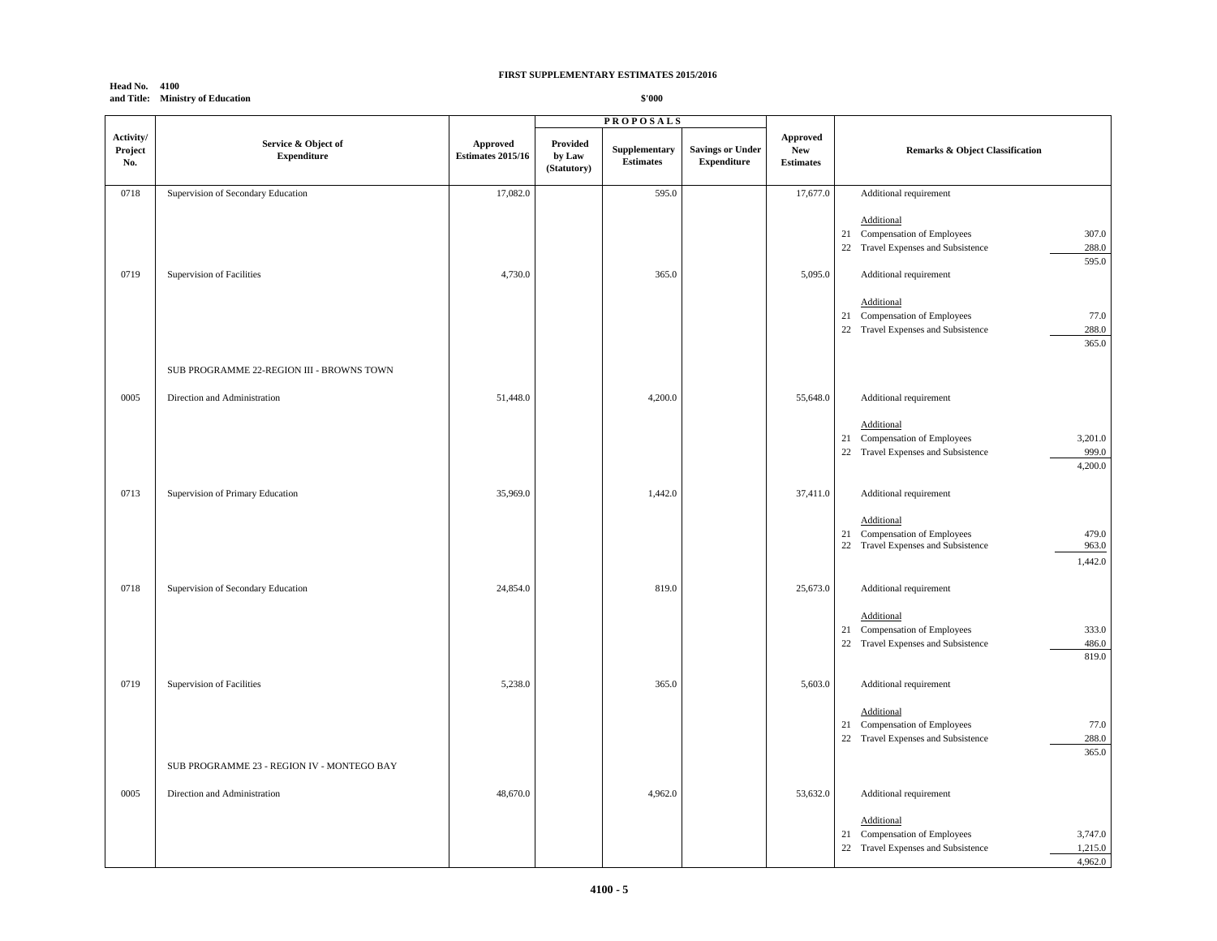**FIRST SUPPLEMENTARY ESTIMATES 2015/2016**

**Head No. 4100**
**and Title: Ministry of Education**

**$'000**

| Activity/ Project No. | Service & Object of Expenditure | Approved Estimates 2015/16 | PROPOSALS Provided by Law (Statutory) | Supplementary Estimates | Savings or Under Expenditure | Approved New Estimates | Remarks & Object Classification | |
|---|---|---|---|---|---|---|---|---|
| 0718 | Supervision of Secondary Education | 17,082.0 | | 595.0 | | 17,677.0 | Additional requirement | |
| | | | | | | | Additional | |
| | | | | | | | 21 Compensation of Employees | 307.0 |
| | | | | | | | 22 Travel Expenses and Subsistence | 288.0 |
| | | | | | | | | 595.0 |
| 0719 | Supervision of Facilities | 4,730.0 | | 365.0 | | 5,095.0 | Additional requirement | |
| | | | | | | | Additional | |
| | | | | | | | 21 Compensation of Employees | 77.0 |
| | | | | | | | 22 Travel Expenses and Subsistence | 288.0 |
| | | | | | | | | 365.0 |
| | SUB PROGRAMME 22-REGION III - BROWNS TOWN | | | | | | | |
| 0005 | Direction and Administration | 51,448.0 | | 4,200.0 | | 55,648.0 | Additional requirement | |
| | | | | | | | Additional | |
| | | | | | | | 21 Compensation of Employees | 3,201.0 |
| | | | | | | | 22 Travel Expenses and Subsistence | 999.0 |
| | | | | | | | | 4,200.0 |
| 0713 | Supervision of Primary Education | 35,969.0 | | 1,442.0 | | 37,411.0 | Additional requirement | |
| | | | | | | | Additional | |
| | | | | | | | 21 Compensation of Employees | 479.0 |
| | | | | | | | 22 Travel Expenses and Subsistence | 963.0 |
| | | | | | | | | 1,442.0 |
| 0718 | Supervision of Secondary Education | 24,854.0 | | 819.0 | | 25,673.0 | Additional requirement | |
| | | | | | | | Additional | |
| | | | | | | | 21 Compensation of Employees | 333.0 |
| | | | | | | | 22 Travel Expenses and Subsistence | 486.0 |
| | | | | | | | | 819.0 |
| 0719 | Supervision of Facilities | 5,238.0 | | 365.0 | | 5,603.0 | Additional requirement | |
| | | | | | | | Additional | |
| | | | | | | | 21 Compensation of Employees | 77.0 |
| | | | | | | | 22 Travel Expenses and Subsistence | 288.0 |
| | | | | | | | | 365.0 |
| | SUB PROGRAMME 23 - REGION IV - MONTEGO BAY | | | | | | | |
| 0005 | Direction and Administration | 48,670.0 | | 4,962.0 | | 53,632.0 | Additional requirement | |
| | | | | | | | Additional | |
| | | | | | | | 21 Compensation of Employees | 3,747.0 |
| | | | | | | | 22 Travel Expenses and Subsistence | 1,215.0 |
| | | | | | | | | 4,962.0 |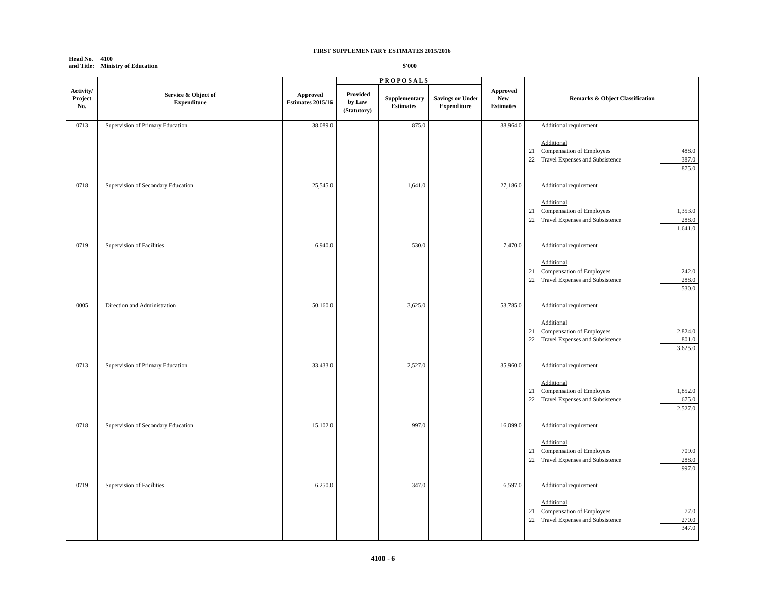**FIRST SUPPLEMENTARY ESTIMATES 2015/2016**

**Head No. 4100**
**and Title: Ministry of Education**

**$'000**

| Activity/ Project No. | Service & Object of Expenditure | Approved Estimates 2015/16 | PROPOSALS Provided by Law (Statutory) | Supplementary Estimates | Savings or Under Expenditure | Approved New Estimates | Remarks & Object Classification | |
|---|---|---|---|---|---|---|---|---|
| 0713 | Supervision of Primary Education | 38,089.0 | | 875.0 | | 38,964.0 | Additional requirement | |
| | | | | | | | Additional | |
| | | | | | | | 21 Compensation of Employees | 488.0 |
| | | | | | | | 22 Travel Expenses and Subsistence | 387.0 |
| | | | | | | | | 875.0 |
| 0718 | Supervision of Secondary Education | 25,545.0 | | 1,641.0 | | 27,186.0 | Additional requirement | |
| | | | | | | | Additional | |
| | | | | | | | 21 Compensation of Employees | 1,353.0 |
| | | | | | | | 22 Travel Expenses and Subsistence | 288.0 |
| | | | | | | | | 1,641.0 |
| 0719 | Supervision of Facilities | 6,940.0 | | 530.0 | | 7,470.0 | Additional requirement | |
| | | | | | | | Additional | |
| | | | | | | | 21 Compensation of Employees | 242.0 |
| | | | | | | | 22 Travel Expenses and Subsistence | 288.0 |
| | | | | | | | | 530.0 |
| 0005 | Direction and Administration | 50,160.0 | | 3,625.0 | | 53,785.0 | Additional requirement | |
| | | | | | | | Additional | |
| | | | | | | | 21 Compensation of Employees | 2,824.0 |
| | | | | | | | 22 Travel Expenses and Subsistence | 801.0 |
| | | | | | | | | 3,625.0 |
| 0713 | Supervision of Primary Education | 33,433.0 | | 2,527.0 | | 35,960.0 | Additional requirement | |
| | | | | | | | Additional | |
| | | | | | | | 21 Compensation of Employees | 1,852.0 |
| | | | | | | | 22 Travel Expenses and Subsistence | 675.0 |
| | | | | | | | | 2,527.0 |
| 0718 | Supervision of Secondary Education | 15,102.0 | | 997.0 | | 16,099.0 | Additional requirement | |
| | | | | | | | Additional | |
| | | | | | | | 21 Compensation of Employees | 709.0 |
| | | | | | | | 22 Travel Expenses and Subsistence | 288.0 |
| | | | | | | | | 997.0 |
| 0719 | Supervision of Facilities | 6,250.0 | | 347.0 | | 6,597.0 | Additional requirement | |
| | | | | | | | Additional | |
| | | | | | | | 21 Compensation of Employees | 77.0 |
| | | | | | | | 22 Travel Expenses and Subsistence | 270.0 |
| | | | | | | | | 347.0 |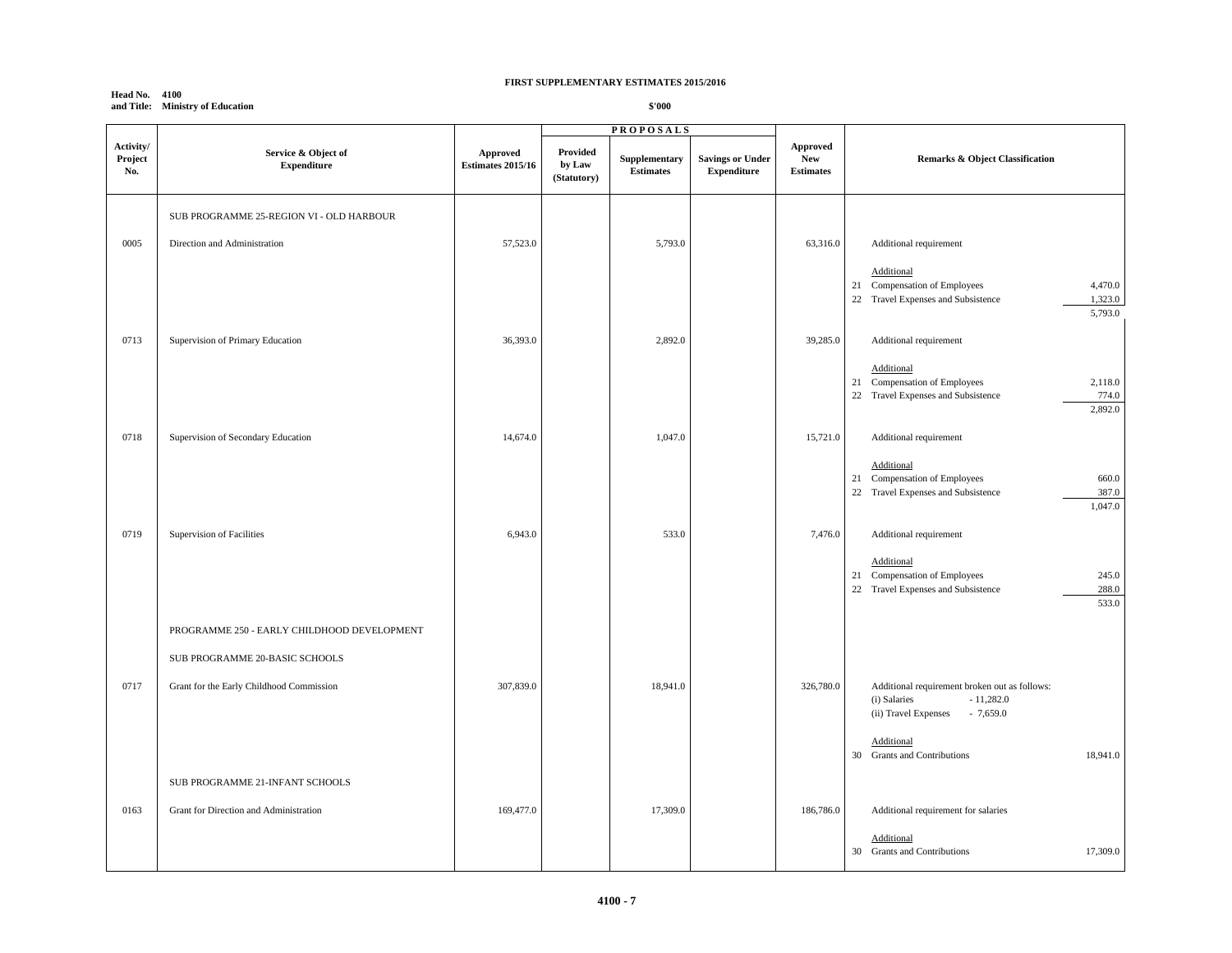**FIRST SUPPLEMENTARY ESTIMATES 2015/2016**

**Head No. 4100**
**and Title: Ministry of Education**

**$'000**

| Activity/ Project No. | Service & Object of Expenditure | Approved Estimates 2015/16 | PROPOSALS Provided by Law (Statutory) | Supplementary Estimates | Savings or Under Expenditure | Approved New Estimates | Remarks & Object Classification |
|---|---|---|---|---|---|---|---|
| | SUB PROGRAMME 25-REGION VI - OLD HARBOUR | | | | | | |
| 0005 | Direction and Administration | 57,523.0 | | 5,793.0 | | 63,316.0 | Additional requirement<br><br>Additional<br>21 Compensation of Employees 4,470.0<br>22 Travel Expenses and Subsistence 1,323.0<br>5,793.0 |
| 0713 | Supervision of Primary Education | 36,393.0 | | 2,892.0 | | 39,285.0 | Additional requirement<br><br>Additional<br>21 Compensation of Employees 2,118.0<br>22 Travel Expenses and Subsistence 774.0<br>2,892.0 |
| 0718 | Supervision of Secondary Education | 14,674.0 | | 1,047.0 | | 15,721.0 | Additional requirement<br><br>Additional<br>21 Compensation of Employees 660.0<br>22 Travel Expenses and Subsistence 387.0<br>1,047.0 |
| 0719 | Supervision of Facilities | 6,943.0 | | 533.0 | | 7,476.0 | Additional requirement<br><br>Additional<br>21 Compensation of Employees 245.0<br>22 Travel Expenses and Subsistence 288.0<br>533.0 |
| | PROGRAMME 250 - EARLY CHILDHOOD DEVELOPMENT | | | | | | |
| | SUB PROGRAMME 20-BASIC SCHOOLS | | | | | | |
| 0717 | Grant for the Early Childhood Commission | 307,839.0 | | 18,941.0 | | 326,780.0 | Additional requirement broken out as follows:<br>(i) Salaries - 11,282.0<br>(ii) Travel Expenses - 7,659.0<br><br>Additional<br>30 Grants and Contributions 18,941.0 |
| | SUB PROGRAMME 21-INFANT SCHOOLS | | | | | | |
| 0163 | Grant for Direction and Administration | 169,477.0 | | 17,309.0 | | 186,786.0 | Additional requirement for salaries<br><br>Additional<br>30 Grants and Contributions 17,309.0 |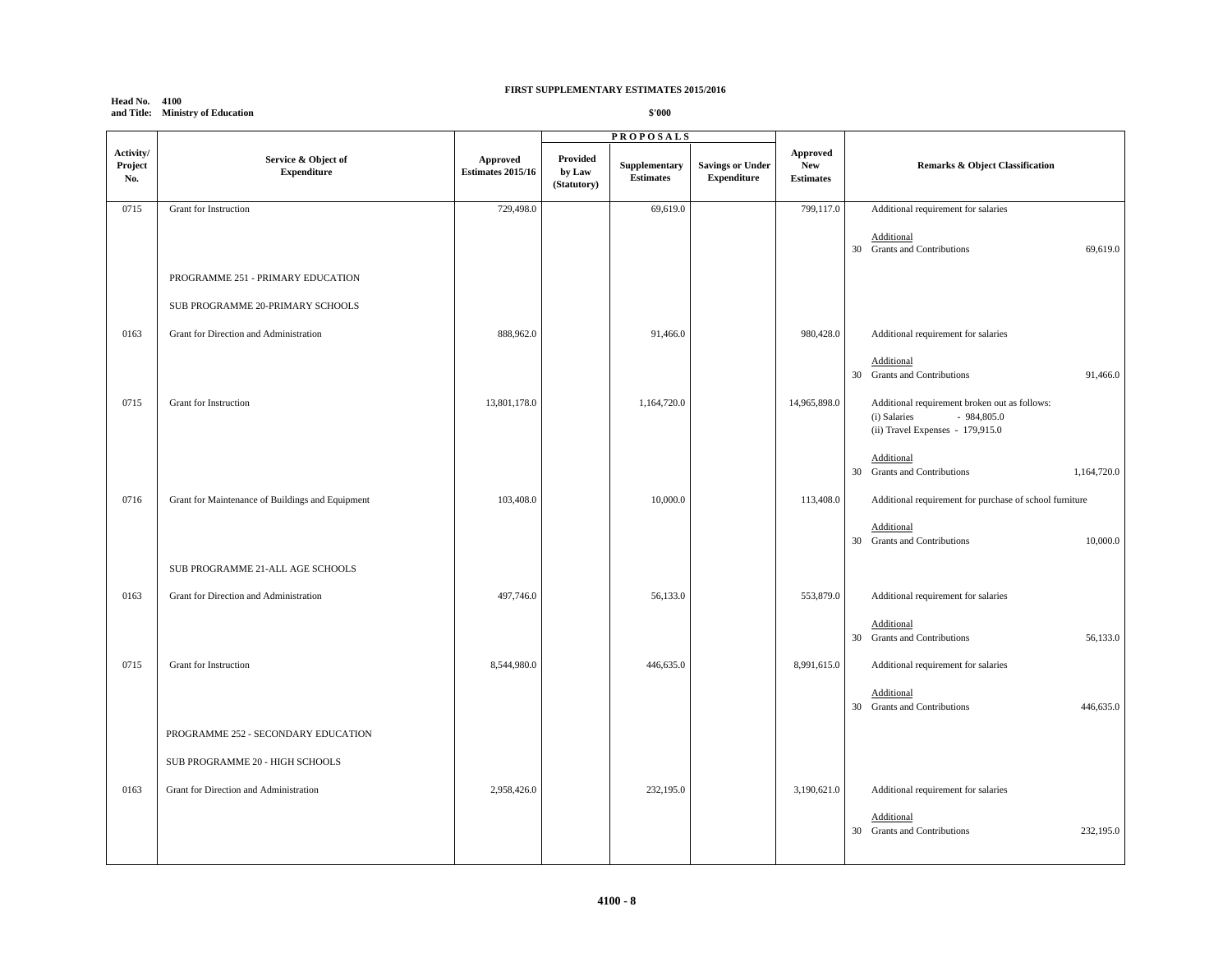**FIRST SUPPLEMENTARY ESTIMATES 2015/2016**

**Head No. 4100**
**and Title: Ministry of Education**

**$'000**

| Activity/ Project No. | Service & Object of Expenditure | Approved Estimates 2015/16 | PROPOSALS Provided by Law (Statutory) | Supplementary Estimates | Savings or Under Expenditure | Approved New Estimates | Remarks & Object Classification |
|---|---|---|---|---|---|---|---|
| 0715 | Grant for Instruction | 729,498.0 | | 69,619.0 | | 799,117.0 | Additional requirement for salaries<br><br>Additional<br>30 Grants and Contributions 69,619.0 |
| | PROGRAMME 251 - PRIMARY EDUCATION | | | | | | |
| | SUB PROGRAMME 20-PRIMARY SCHOOLS | | | | | | |
| 0163 | Grant for Direction and Administration | 888,962.0 | | 91,466.0 | | 980,428.0 | Additional requirement for salaries<br><br>Additional<br>30 Grants and Contributions 91,466.0 |
| 0715 | Grant for Instruction | 13,801,178.0 | | 1,164,720.0 | | 14,965,898.0 | Additional requirement broken out as follows:<br>(i) Salaries - 984,805.0<br>(ii) Travel Expenses - 179,915.0<br><br>Additional<br>30 Grants and Contributions 1,164,720.0 |
| 0716 | Grant for Maintenance of Buildings and Equipment | 103,408.0 | | 10,000.0 | | 113,408.0 | Additional requirement for purchase of school furniture<br><br>Additional<br>30 Grants and Contributions 10,000.0 |
| | SUB PROGRAMME 21-ALL AGE SCHOOLS | | | | | | |
| 0163 | Grant for Direction and Administration | 497,746.0 | | 56,133.0 | | 553,879.0 | Additional requirement for salaries<br><br>Additional<br>30 Grants and Contributions 56,133.0 |
| 0715 | Grant for Instruction | 8,544,980.0 | | 446,635.0 | | 8,991,615.0 | Additional requirement for salaries<br><br>Additional<br>30 Grants and Contributions 446,635.0 |
| | PROGRAMME 252 - SECONDARY EDUCATION | | | | | | |
| | SUB PROGRAMME 20 - HIGH SCHOOLS | | | | | | |
| 0163 | Grant for Direction and Administration | 2,958,426.0 | | 232,195.0 | | 3,190,621.0 | Additional requirement for salaries<br><br>Additional<br>30 Grants and Contributions 232,195.0 |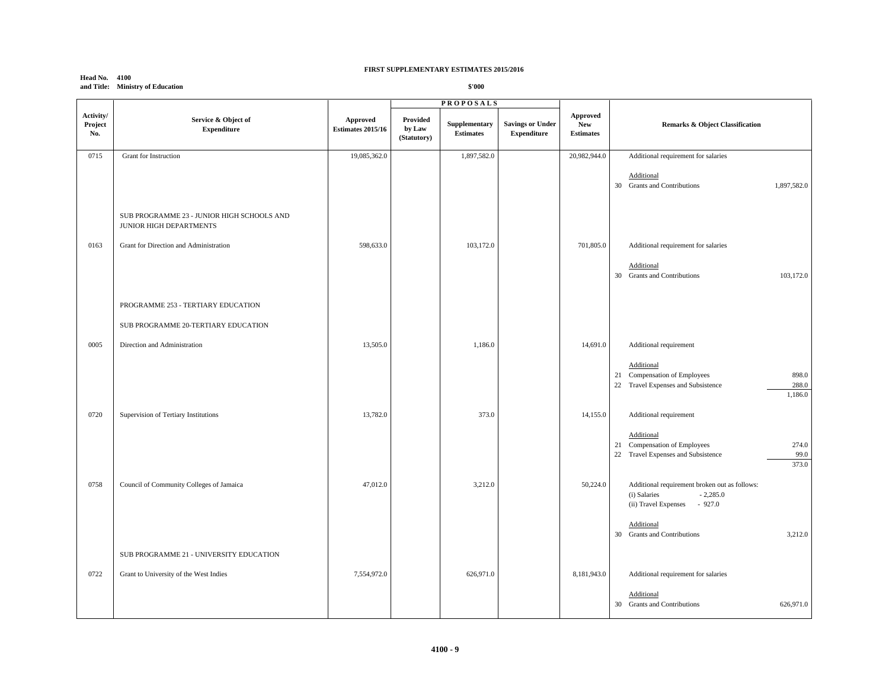**FIRST SUPPLEMENTARY ESTIMATES 2015/2016**

**Head No. 4100**
**and Title: Ministry of Education**

**$'000**

| Activity/ Project No. | Service & Object of Expenditure | Approved Estimates 2015/16 | PROPOSALS Provided by Law (Statutory) | Supplementary Estimates | Savings or Under Expenditure | Approved New Estimates | Remarks & Object Classification |
|---|---|---|---|---|---|---|---|
| 0715 | Grant for Instruction | 19,085,362.0 | | 1,897,582.0 | | 20,982,944.0 | Additional requirement for salaries<br><br>Additional<br>30 Grants and Contributions 1,897,582.0 |
| | SUB PROGRAMME 23 - JUNIOR HIGH SCHOOLS AND JUNIOR HIGH DEPARTMENTS | | | | | | |
| 0163 | Grant for Direction and Administration | 598,633.0 | | 103,172.0 | | 701,805.0 | Additional requirement for salaries<br><br>Additional<br>30 Grants and Contributions 103,172.0 |
| | PROGRAMME 253 - TERTIARY EDUCATION | | | | | | |
| | SUB PROGRAMME 20-TERTIARY EDUCATION | | | | | | |
| 0005 | Direction and Administration | 13,505.0 | | 1,186.0 | | 14,691.0 | Additional requirement<br><br>Additional<br>21 Compensation of Employees 898.0<br>22 Travel Expenses and Subsistence 288.0<br>1,186.0 |
| 0720 | Supervision of Tertiary Institutions | 13,782.0 | | 373.0 | | 14,155.0 | Additional requirement<br><br>Additional<br>21 Compensation of Employees 274.0<br>22 Travel Expenses and Subsistence 99.0<br>373.0 |
| 0758 | Council of Community Colleges of Jamaica | 47,012.0 | | 3,212.0 | | 50,224.0 | Additional requirement broken out as follows:<br>(i) Salaries - 2,285.0<br>(ii) Travel Expenses - 927.0<br><br>Additional<br>30 Grants and Contributions 3,212.0 |
| | SUB PROGRAMME 21 - UNIVERSITY EDUCATION | | | | | | |
| 0722 | Grant to University of the West Indies | 7,554,972.0 | | 626,971.0 | | 8,181,943.0 | Additional requirement for salaries<br><br>Additional<br>30 Grants and Contributions 626,971.0 |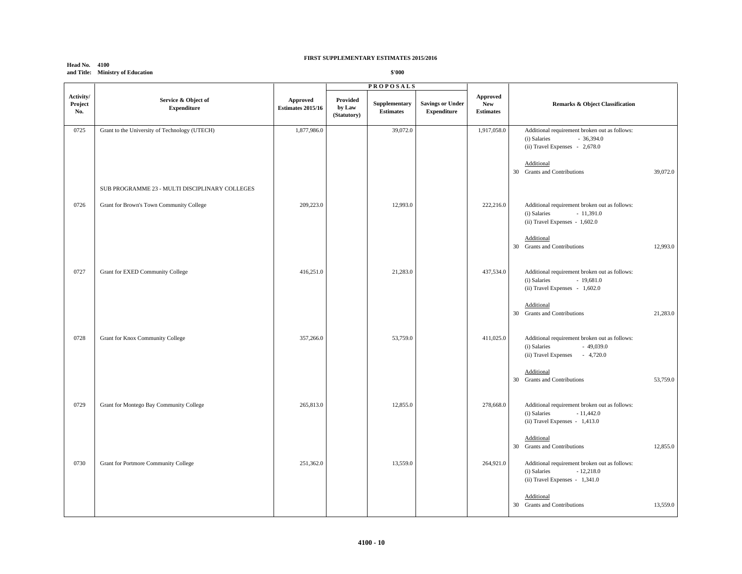**FIRST SUPPLEMENTARY ESTIMATES 2015/2016**

**Head No. 4100**
**and Title: Ministry of Education**

**$'000**

| Activity/ Project No. | Service & Object of Expenditure | Approved Estimates 2015/16 | PROPOSALS Provided by Law (Statutory) | Supplementary Estimates | Savings or Under Expenditure | Approved New Estimates | Remarks & Object Classification |
|---|---|---|---|---|---|---|---|
| 0725 | Grant to the University of Technology (UTECH) | 1,877,986.0 | | 39,072.0 | | 1,917,058.0 | Additional requirement broken out as follows: (i) Salaries - 36,394.0 (ii) Travel Expenses - 2,678.0 <br> Additional <br> 30 Grants and Contributions 39,072.0 |
| | SUB PROGRAMME 23 - MULTI DISCIPLINARY COLLEGES | | | | | | |
| 0726 | Grant for Brown's Town Community College | 209,223.0 | | 12,993.0 | | 222,216.0 | Additional requirement broken out as follows: (i) Salaries - 11,391.0 (ii) Travel Expenses - 1,602.0 <br> Additional <br> 30 Grants and Contributions 12,993.0 |
| 0727 | Grant for EXED Community College | 416,251.0 | | 21,283.0 | | 437,534.0 | Additional requirement broken out as follows: (i) Salaries - 19,681.0 (ii) Travel Expenses - 1,602.0 <br> Additional <br> 30 Grants and Contributions 21,283.0 |
| 0728 | Grant for Knox Community College | 357,266.0 | | 53,759.0 | | 411,025.0 | Additional requirement broken out as follows: (i) Salaries - 49,039.0 (ii) Travel Expenses - 4,720.0 <br> Additional <br> 30 Grants and Contributions 53,759.0 |
| 0729 | Grant for Montego Bay Community College | 265,813.0 | | 12,855.0 | | 278,668.0 | Additional requirement broken out as follows: (i) Salaries - 11,442.0 (ii) Travel Expenses - 1,413.0 <br> Additional <br> 30 Grants and Contributions 12,855.0 |
| 0730 | Grant for Portmore Community College | 251,362.0 | | 13,559.0 | | 264,921.0 | Additional requirement broken out as follows: (i) Salaries - 12,218.0 (ii) Travel Expenses - 1,341.0 <br> Additional <br> 30 Grants and Contributions 13,559.0 |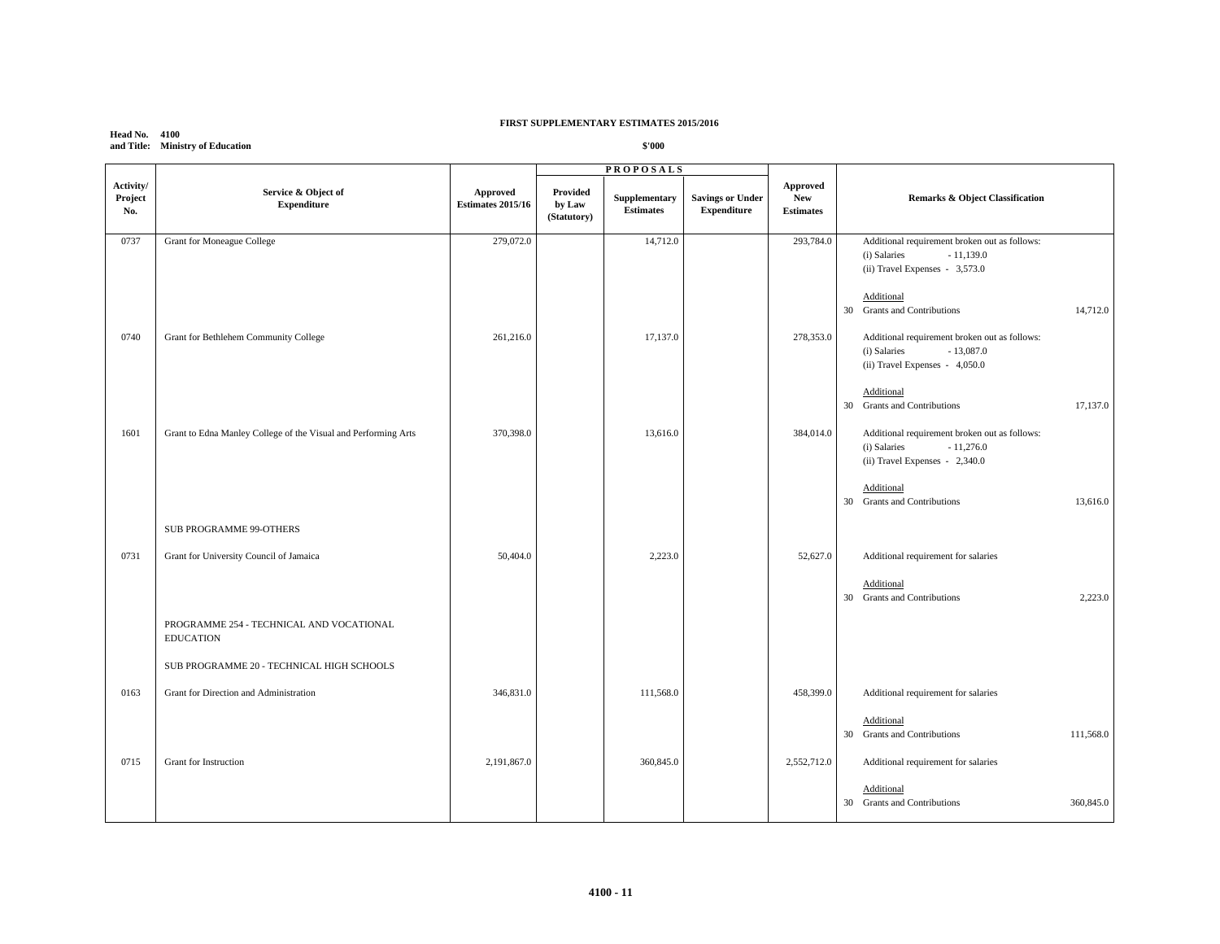**FIRST SUPPLEMENTARY ESTIMATES 2015/2016**

**Head No. 4100**
**and Title: Ministry of Education**

**$'000**

| Activity/ Project No. | Service & Object of Expenditure | Approved Estimates 2015/16 | PROPOSALS Provided by Law (Statutory) | Supplementary Estimates | Savings or Under Expenditure | Approved New Estimates | Remarks & Object Classification |
|---|---|---|---|---|---|---|---|
| 0737 | Grant for Moneague College | 279,072.0 | | 14,712.0 | | 293,784.0 | Additional requirement broken out as follows: (i) Salaries - 11,139.0 (ii) Travel Expenses - 3,573.0<br><br>Additional<br>30 Grants and Contributions 14,712.0 |
| 0740 | Grant for Bethlehem Community College | 261,216.0 | | 17,137.0 | | 278,353.0 | Additional requirement broken out as follows: (i) Salaries - 13,087.0 (ii) Travel Expenses - 4,050.0<br><br>Additional<br>30 Grants and Contributions 17,137.0 |
| 1601 | Grant to Edna Manley College of the Visual and Performing Arts | 370,398.0 | | 13,616.0 | | 384,014.0 | Additional requirement broken out as follows: (i) Salaries - 11,276.0 (ii) Travel Expenses - 2,340.0<br><br>Additional<br>30 Grants and Contributions 13,616.0 |
| | SUB PROGRAMME 99-OTHERS | | | | | | |
| 0731 | Grant for University Council of Jamaica | 50,404.0 | | 2,223.0 | | 52,627.0 | Additional requirement for salaries<br><br>Additional<br>30 Grants and Contributions 2,223.0 |
| | PROGRAMME 254 - TECHNICAL AND VOCATIONAL EDUCATION | | | | | | |
| | SUB PROGRAMME 20 - TECHNICAL HIGH SCHOOLS | | | | | | |
| 0163 | Grant for Direction and Administration | 346,831.0 | | 111,568.0 | | 458,399.0 | Additional requirement for salaries<br><br>Additional<br>30 Grants and Contributions 111,568.0 |
| 0715 | Grant for Instruction | 2,191,867.0 | | 360,845.0 | | 2,552,712.0 | Additional requirement for salaries<br><br>Additional<br>30 Grants and Contributions 360,845.0 |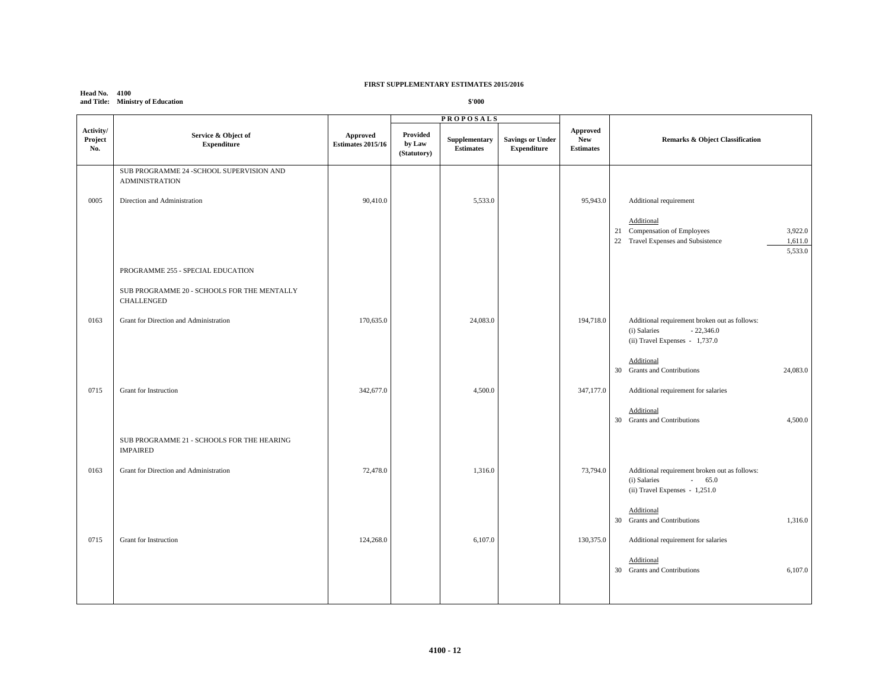**FIRST SUPPLEMENTARY ESTIMATES 2015/2016**

**Head No. 4100**
**and Title: Ministry of Education**

**$'000**

| Activity/ Project No. | Service & Object of Expenditure | Approved Estimates 2015/16 | PROPOSALS Provided by Law (Statutory) | Supplementary Estimates | Savings or Under Expenditure | Approved New Estimates | Remarks & Object Classification |
|---|---|---|---|---|---|---|---|
| | SUB PROGRAMME 24 -SCHOOL SUPERVISION AND ADMINISTRATION | | | | | | |
| 0005 | Direction and Administration | 90,410.0 | | 5,533.0 | | 95,943.0 | Additional requirement<br><br>Additional<br>21 Compensation of Employees 3,922.0<br>22 Travel Expenses and Subsistence 1,611.0<br>5,533.0 |
| | PROGRAMME 255 - SPECIAL EDUCATION | | | | | | |
| | SUB PROGRAMME 20 - SCHOOLS FOR THE MENTALLY CHALLENGED | | | | | | |
| 0163 | Grant for Direction and Administration | 170,635.0 | | 24,083.0 | | 194,718.0 | Additional requirement broken out as follows:<br>(i) Salaries - 22,346.0<br>(ii) Travel Expenses - 1,737.0<br><br>Additional<br>30 Grants and Contributions 24,083.0 |
| 0715 | Grant for Instruction | 342,677.0 | | 4,500.0 | | 347,177.0 | Additional requirement for salaries<br><br>Additional<br>30 Grants and Contributions 4,500.0 |
| | SUB PROGRAMME 21 - SCHOOLS FOR THE HEARING IMPAIRED | | | | | | |
| 0163 | Grant for Direction and Administration | 72,478.0 | | 1,316.0 | | 73,794.0 | Additional requirement broken out as follows:<br>(i) Salaries - 65.0<br>(ii) Travel Expenses - 1,251.0<br><br>Additional<br>30 Grants and Contributions 1,316.0 |
| 0715 | Grant for Instruction | 124,268.0 | | 6,107.0 | | 130,375.0 | Additional requirement for salaries<br><br>Additional<br>30 Grants and Contributions 6,107.0 |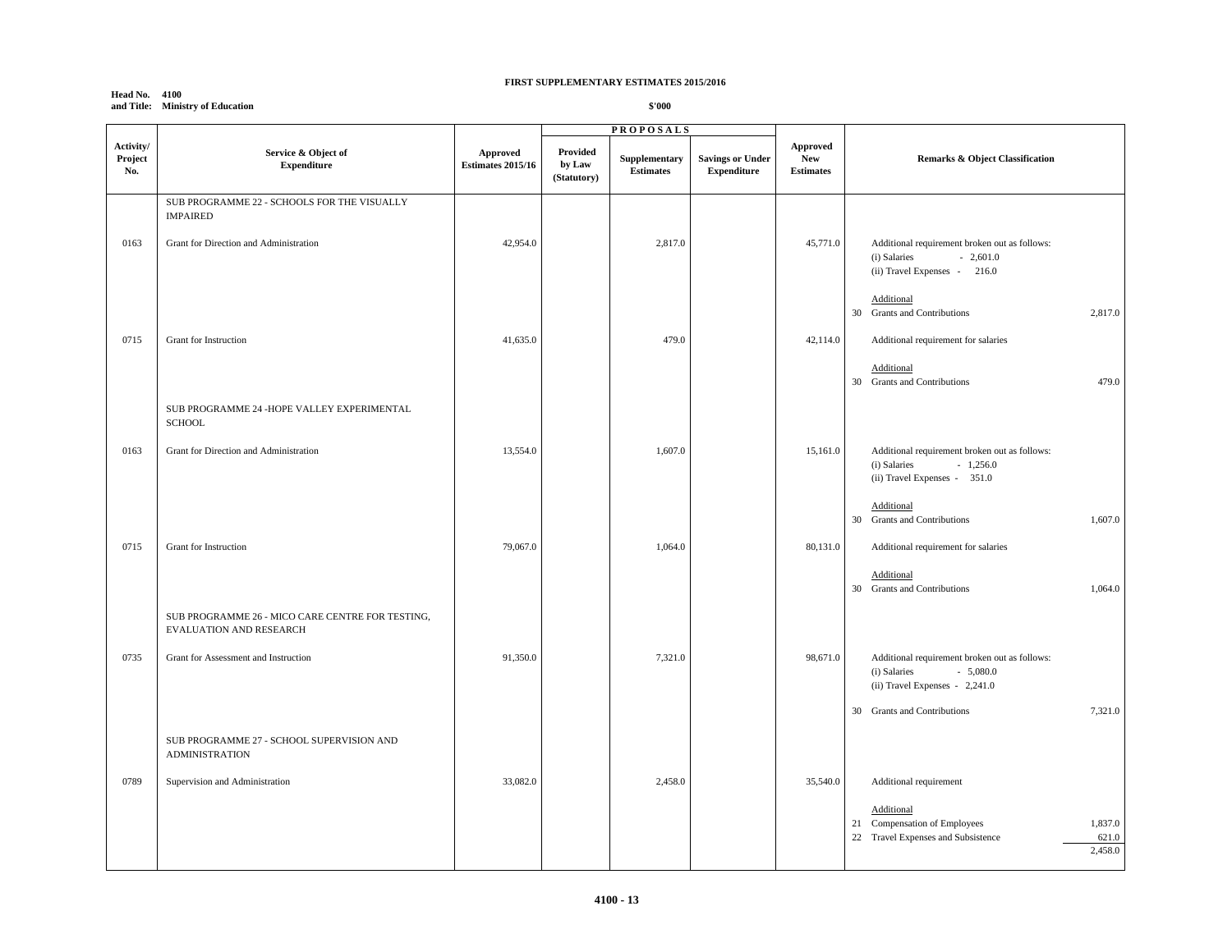**FIRST SUPPLEMENTARY ESTIMATES 2015/2016**

**Head No. 4100**
**and Title: Ministry of Education**

**$'000**

| Activity/ Project No. | Service & Object of Expenditure | Approved Estimates 2015/16 | PROPOSALS Provided by Law (Statutory) | Supplementary Estimates | Savings or Under Expenditure | Approved New Estimates | Remarks & Object Classification | |
|---|---|---|---|---|---|---|---|---|
| | SUB PROGRAMME 22 - SCHOOLS FOR THE VISUALLY IMPAIRED | | | | | | | |
| 0163 | Grant for Direction and Administration | 42,954.0 | | 2,817.0 | | 45,771.0 | Additional requirement broken out as follows: (i) Salaries - 2,601.0 (ii) Travel Expenses - 216.0 | |
| | | | | | | | Additional 30 Grants and Contributions | 2,817.0 |
| 0715 | Grant for Instruction | 41,635.0 | | 479.0 | | 42,114.0 | Additional requirement for salaries | |
| | | | | | | | Additional 30 Grants and Contributions | 479.0 |
| | SUB PROGRAMME 24 -HOPE VALLEY EXPERIMENTAL SCHOOL | | | | | | | |
| 0163 | Grant for Direction and Administration | 13,554.0 | | 1,607.0 | | 15,161.0 | Additional requirement broken out as follows: (i) Salaries - 1,256.0 (ii) Travel Expenses - 351.0 | |
| | | | | | | | Additional 30 Grants and Contributions | 1,607.0 |
| 0715 | Grant for Instruction | 79,067.0 | | 1,064.0 | | 80,131.0 | Additional requirement for salaries | |
| | | | | | | | Additional 30 Grants and Contributions | 1,064.0 |
| | SUB PROGRAMME 26 - MICO CARE CENTRE FOR TESTING, EVALUATION AND RESEARCH | | | | | | | |
| 0735 | Grant for Assessment and Instruction | 91,350.0 | | 7,321.0 | | 98,671.0 | Additional requirement broken out as follows: (i) Salaries - 5,080.0 (ii) Travel Expenses - 2,241.0 | |
| | | | | | | | 30 Grants and Contributions | 7,321.0 |
| | SUB PROGRAMME 27 - SCHOOL SUPERVISION AND ADMINISTRATION | | | | | | | |
| 0789 | Supervision and Administration | 33,082.0 | | 2,458.0 | | 35,540.0 | Additional requirement | |
| | | | | | | | Additional 21 Compensation of Employees | 1,837.0 |
| | | | | | | | 22 Travel Expenses and Subsistence | 621.0 |
| | | | | | | | | 2,458.0 |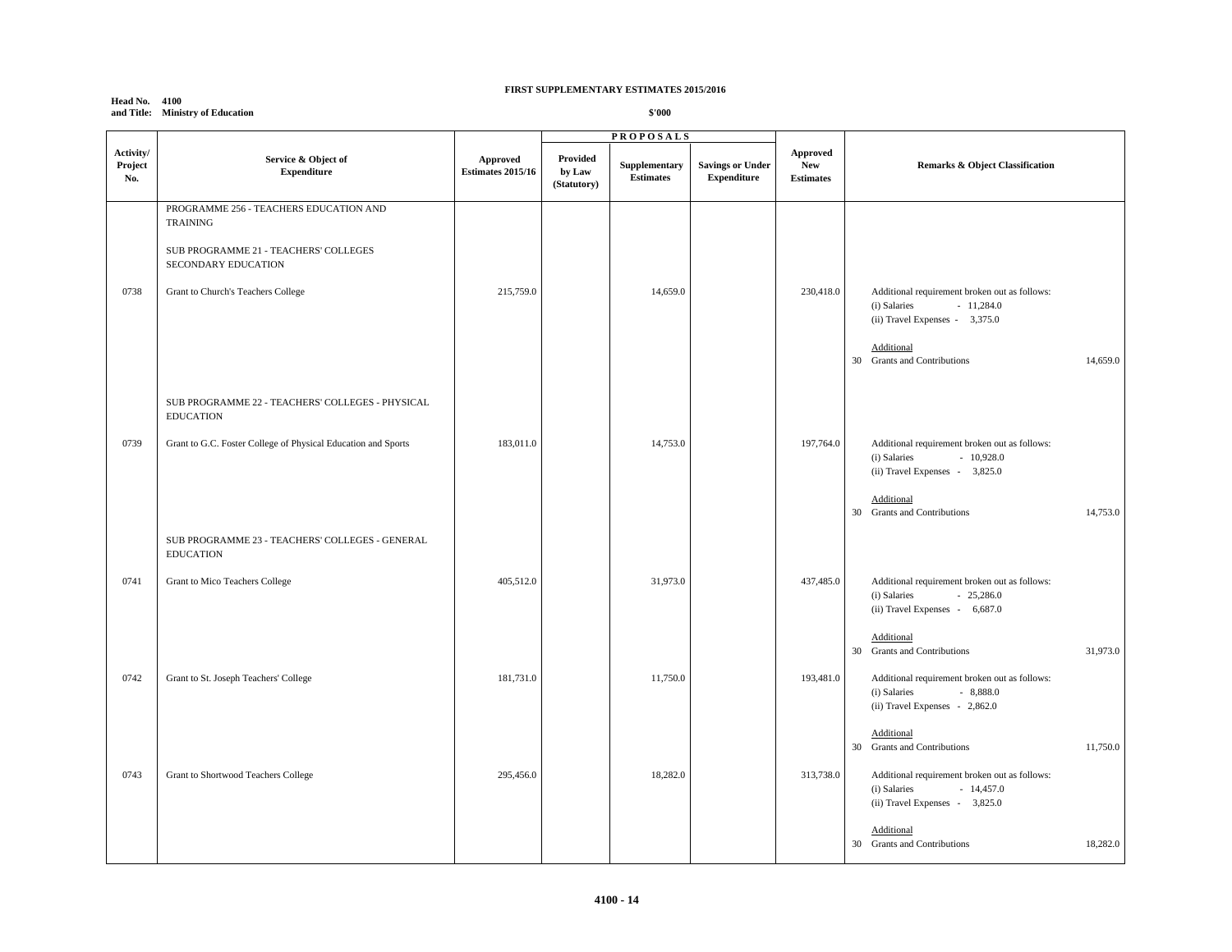**FIRST SUPPLEMENTARY ESTIMATES 2015/2016**

**Head No. 4100**
**and Title: Ministry of Education**

**$'000**

| Activity/ Project No. | Service & Object of Expenditure | Approved Estimates 2015/16 | PROPOSALS | | | Approved New Estimates | Remarks & Object Classification |
|---|---|---|---|---|---|---|---|
| | | | Provided by Law (Statutory) | Supplementary Estimates | Savings or Under Expenditure | | |
| | PROGRAMME 256 - TEACHERS EDUCATION AND TRAINING | | | | | | |
| | SUB PROGRAMME 21 - TEACHERS' COLLEGES SECONDARY EDUCATION | | | | | | |
| 0738 | Grant to Church's Teachers College | 215,759.0 | | 14,659.0 | | 230,418.0 | Additional requirement broken out as follows: (i) Salaries - 11,284.0 (ii) Travel Expenses - 3,375.0 Additional 30 Grants and Contributions 14,659.0 |
| | SUB PROGRAMME 22 - TEACHERS' COLLEGES - PHYSICAL EDUCATION | | | | | | |
| 0739 | Grant to G.C. Foster College of Physical Education and Sports | 183,011.0 | | 14,753.0 | | 197,764.0 | Additional requirement broken out as follows: (i) Salaries - 10,928.0 (ii) Travel Expenses - 3,825.0 Additional 30 Grants and Contributions 14,753.0 |
| | SUB PROGRAMME 23 - TEACHERS' COLLEGES - GENERAL EDUCATION | | | | | | |
| 0741 | Grant to Mico Teachers College | 405,512.0 | | 31,973.0 | | 437,485.0 | Additional requirement broken out as follows: (i) Salaries - 25,286.0 (ii) Travel Expenses - 6,687.0 Additional 30 Grants and Contributions 31,973.0 |
| 0742 | Grant to St. Joseph Teachers' College | 181,731.0 | | 11,750.0 | | 193,481.0 | Additional requirement broken out as follows: (i) Salaries - 8,888.0 (ii) Travel Expenses - 2,862.0 Additional 30 Grants and Contributions 11,750.0 |
| 0743 | Grant to Shortwood Teachers College | 295,456.0 | | 18,282.0 | | 313,738.0 | Additional requirement broken out as follows: (i) Salaries - 14,457.0 (ii) Travel Expenses - 3,825.0 Additional 30 Grants and Contributions 18,282.0 |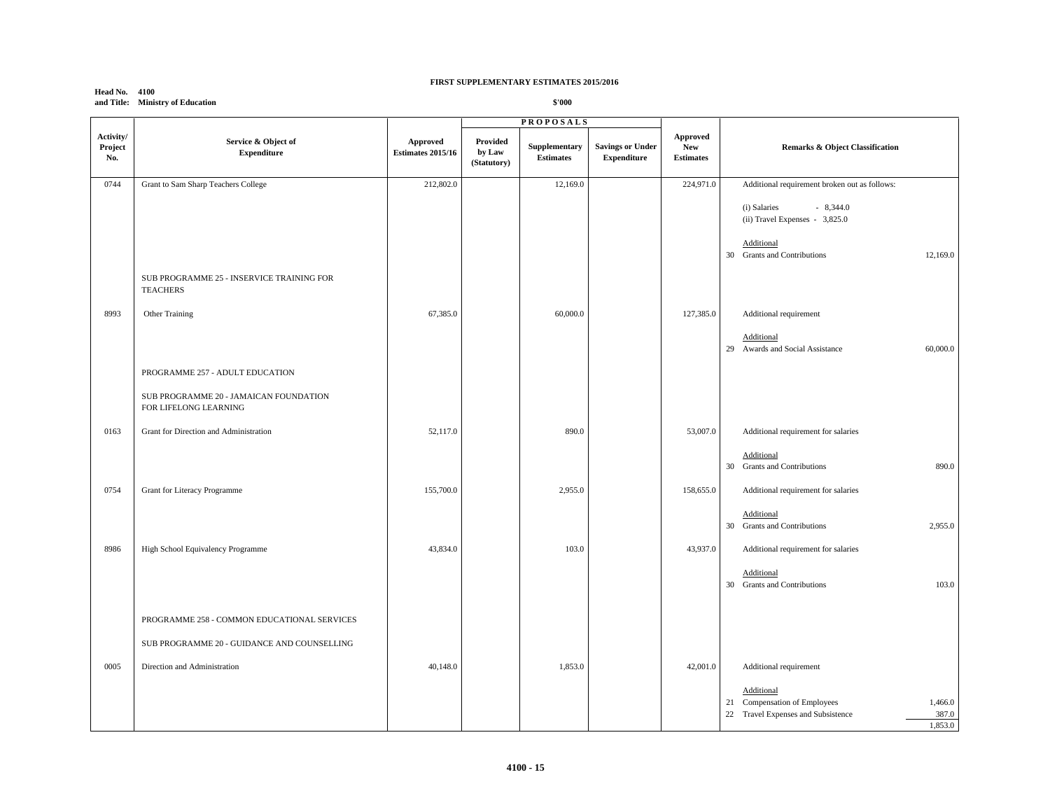**FIRST SUPPLEMENTARY ESTIMATES 2015/2016**

**Head No. 4100**
**and Title: Ministry of Education**

**$'000**

| Activity/ Project No. | Service & Object of Expenditure | Approved Estimates 2015/16 | PROPOSALS Provided by Law (Statutory) | Supplementary Estimates | Savings or Under Expenditure | Approved New Estimates | Remarks & Object Classification |
|---|---|---|---|---|---|---|---|
| 0744 | Grant to Sam Sharp Teachers College | 212,802.0 | | 12,169.0 | | 224,971.0 | Additional requirement broken out as follows:<br>(i) Salaries - 8,344.0<br>(ii) Travel Expenses - 3,825.0<br>Additional<br>30 Grants and Contributions 12,169.0 |
| | SUB PROGRAMME 25 - INSERVICE TRAINING FOR TEACHERS | | | | | | |
| 8993 | Other Training | 67,385.0 | | 60,000.0 | | 127,385.0 | Additional requirement<br>Additional<br>29 Awards and Social Assistance 60,000.0 |
| | PROGRAMME 257 - ADULT EDUCATION | | | | | | |
| | SUB PROGRAMME 20 - JAMAICAN FOUNDATION FOR LIFELONG LEARNING | | | | | | |
| 0163 | Grant for Direction and Administration | 52,117.0 | | 890.0 | | 53,007.0 | Additional requirement for salaries<br>Additional<br>30 Grants and Contributions 890.0 |
| 0754 | Grant for Literacy Programme | 155,700.0 | | 2,955.0 | | 158,655.0 | Additional requirement for salaries<br>Additional<br>30 Grants and Contributions 2,955.0 |
| 8986 | High School Equivalency Programme | 43,834.0 | | 103.0 | | 43,937.0 | Additional requirement for salaries<br>Additional<br>30 Grants and Contributions 103.0 |
| | PROGRAMME 258 - COMMON EDUCATIONAL SERVICES | | | | | | |
| | SUB PROGRAMME 20 - GUIDANCE AND COUNSELLING | | | | | | |
| 0005 | Direction and Administration | 40,148.0 | | 1,853.0 | | 42,001.0 | Additional requirement<br>Additional<br>21 Compensation of Employees 1,466.0<br>22 Travel Expenses and Subsistence 387.0<br>1,853.0 |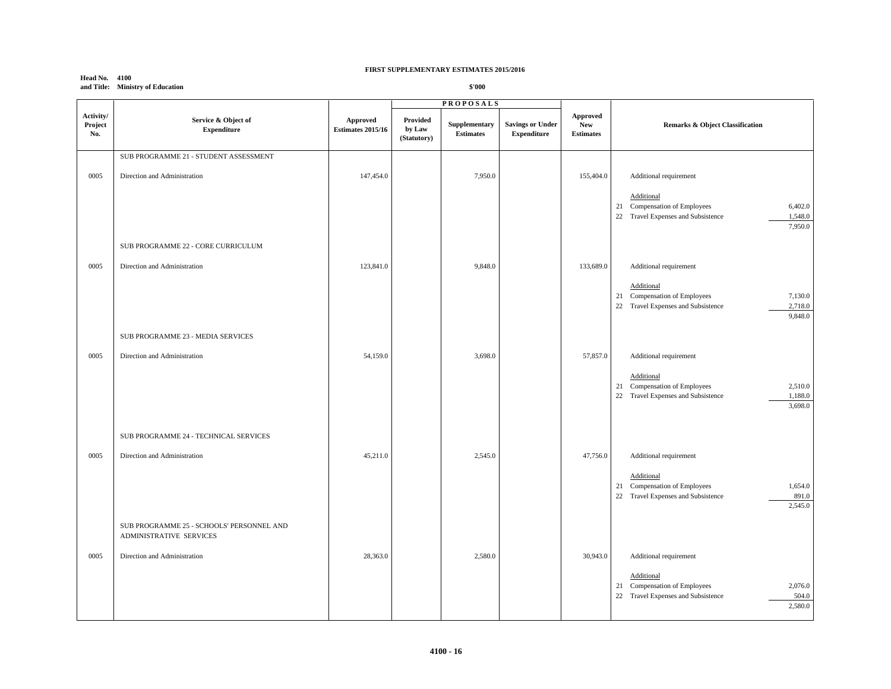**FIRST SUPPLEMENTARY ESTIMATES 2015/2016**

**Head No. 4100**
**and Title: Ministry of Education**

**$'000**

| Activity/ Project No. | Service & Object of Expenditure | Approved Estimates 2015/16 | PROPOSALS | | | Approved New Estimates | Remarks & Object Classification | |
|---|---|---|---|---|---|---|---|---|
| | | | Provided by Law (Statutory) | Supplementary Estimates | Savings or Under Expenditure | | | |
| | SUB PROGRAMME 21 - STUDENT ASSESSMENT | | | | | | | |
| 0005 | Direction and Administration | 147,454.0 | | 7,950.0 | | 155,404.0 | Additional requirement | |
| | | | | | | | Additional | |
| | | | | | | | 21 Compensation of Employees | 6,402.0 |
| | | | | | | | 22 Travel Expenses and Subsistence | 1,548.0 |
| | | | | | | | | 7,950.0 |
| | SUB PROGRAMME 22 - CORE CURRICULUM | | | | | | | |
| 0005 | Direction and Administration | 123,841.0 | | 9,848.0 | | 133,689.0 | Additional requirement | |
| | | | | | | | Additional | |
| | | | | | | | 21 Compensation of Employees | 7,130.0 |
| | | | | | | | 22 Travel Expenses and Subsistence | 2,718.0 |
| | | | | | | | | 9,848.0 |
| | SUB PROGRAMME 23 - MEDIA SERVICES | | | | | | | |
| 0005 | Direction and Administration | 54,159.0 | | 3,698.0 | | 57,857.0 | Additional requirement | |
| | | | | | | | Additional | |
| | | | | | | | 21 Compensation of Employees | 2,510.0 |
| | | | | | | | 22 Travel Expenses and Subsistence | 1,188.0 |
| | | | | | | | | 3,698.0 |
| | SUB PROGRAMME 24 - TECHNICAL SERVICES | | | | | | | |
| 0005 | Direction and Administration | 45,211.0 | | 2,545.0 | | 47,756.0 | Additional requirement | |
| | | | | | | | Additional | |
| | | | | | | | 21 Compensation of Employees | 1,654.0 |
| | | | | | | | 22 Travel Expenses and Subsistence | 891.0 |
| | | | | | | | | 2,545.0 |
| | SUB PROGRAMME 25 - SCHOOLS' PERSONNEL AND ADMINISTRATIVE SERVICES | | | | | | | |
| 0005 | Direction and Administration | 28,363.0 | | 2,580.0 | | 30,943.0 | Additional requirement | |
| | | | | | | | Additional | |
| | | | | | | | 21 Compensation of Employees | 2,076.0 |
| | | | | | | | 22 Travel Expenses and Subsistence | 504.0 |
| | | | | | | | | 2,580.0 |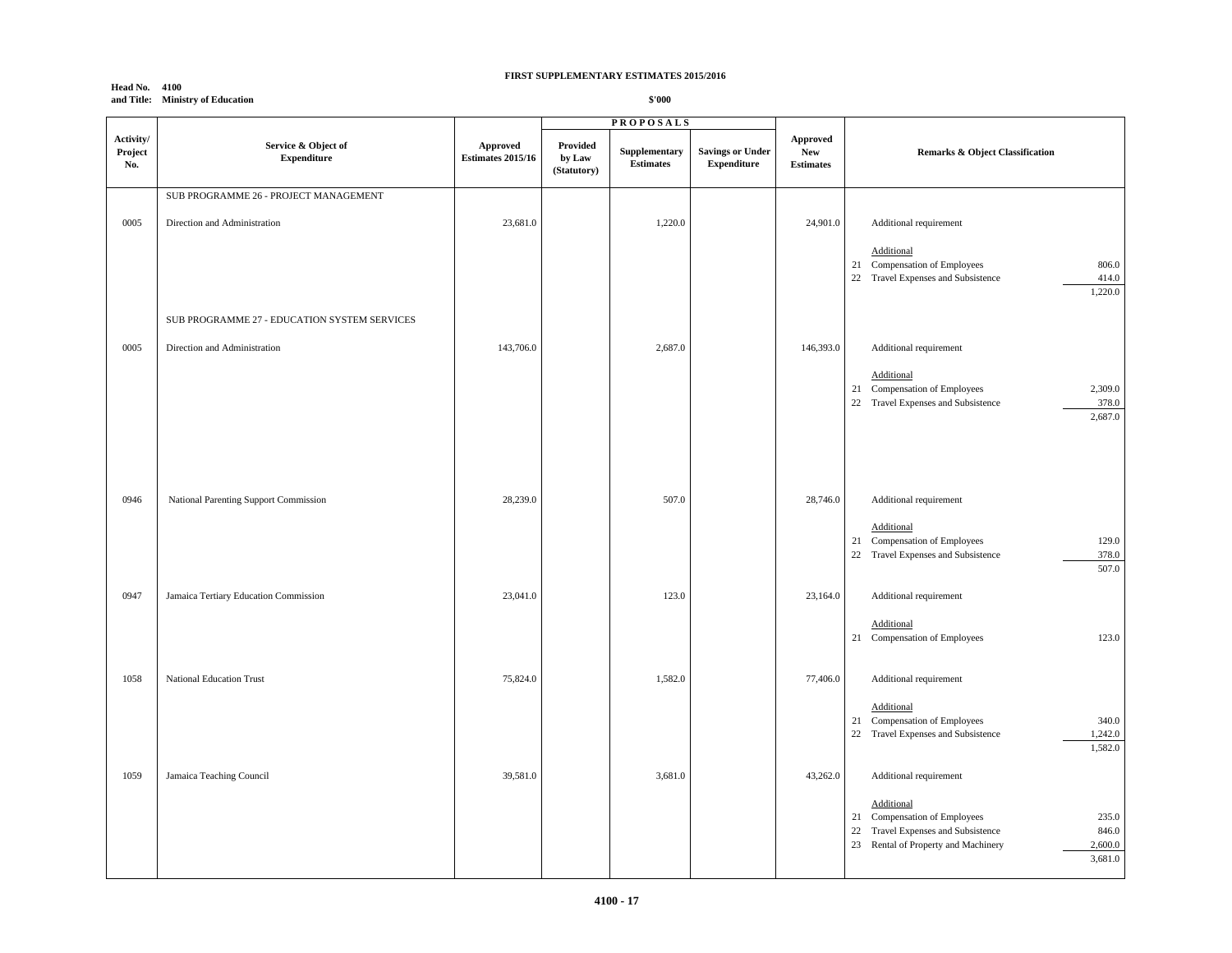**FIRST SUPPLEMENTARY ESTIMATES 2015/2016**

**Head No. 4100**
**and Title: Ministry of Education**

**$'000**

| Activity/ Project No. | Service & Object of Expenditure | Approved Estimates 2015/16 | PROPOSALS Provided by Law (Statutory) | Supplementary Estimates | Savings or Under Expenditure | Approved New Estimates | Remarks & Object Classification | |
|---|---|---|---|---|---|---|---|---|
| | SUB PROGRAMME 26 - PROJECT MANAGEMENT | | | | | | | |
| 0005 | Direction and Administration | 23,681.0 | | 1,220.0 | | 24,901.0 | Additional requirement | |
| | | | | | | | Additional | |
| | | | | | | | 21 Compensation of Employees | 806.0 |
| | | | | | | | 22 Travel Expenses and Subsistence | 414.0 |
| | | | | | | | | 1,220.0 |
| | SUB PROGRAMME 27 - EDUCATION SYSTEM SERVICES | | | | | | | |
| 0005 | Direction and Administration | 143,706.0 | | 2,687.0 | | 146,393.0 | Additional requirement | |
| | | | | | | | Additional | |
| | | | | | | | 21 Compensation of Employees | 2,309.0 |
| | | | | | | | 22 Travel Expenses and Subsistence | 378.0 |
| | | | | | | | | 2,687.0 |
| 0946 | National Parenting Support Commission | 28,239.0 | | 507.0 | | 28,746.0 | Additional requirement | |
| | | | | | | | Additional | |
| | | | | | | | 21 Compensation of Employees | 129.0 |
| | | | | | | | 22 Travel Expenses and Subsistence | 378.0 |
| | | | | | | | | 507.0 |
| 0947 | Jamaica Tertiary Education Commission | 23,041.0 | | 123.0 | | 23,164.0 | Additional requirement | |
| | | | | | | | Additional | |
| | | | | | | | 21 Compensation of Employees | 123.0 |
| 1058 | National Education Trust | 75,824.0 | | 1,582.0 | | 77,406.0 | Additional requirement | |
| | | | | | | | Additional | |
| | | | | | | | 21 Compensation of Employees | 340.0 |
| | | | | | | | 22 Travel Expenses and Subsistence | 1,242.0 |
| | | | | | | | | 1,582.0 |
| 1059 | Jamaica Teaching Council | 39,581.0 | | 3,681.0 | | 43,262.0 | Additional requirement | |
| | | | | | | | Additional | |
| | | | | | | | 21 Compensation of Employees | 235.0 |
| | | | | | | | 22 Travel Expenses and Subsistence | 846.0 |
| | | | | | | | 23 Rental of Property and Machinery | 2,600.0 |
| | | | | | | | | 3,681.0 |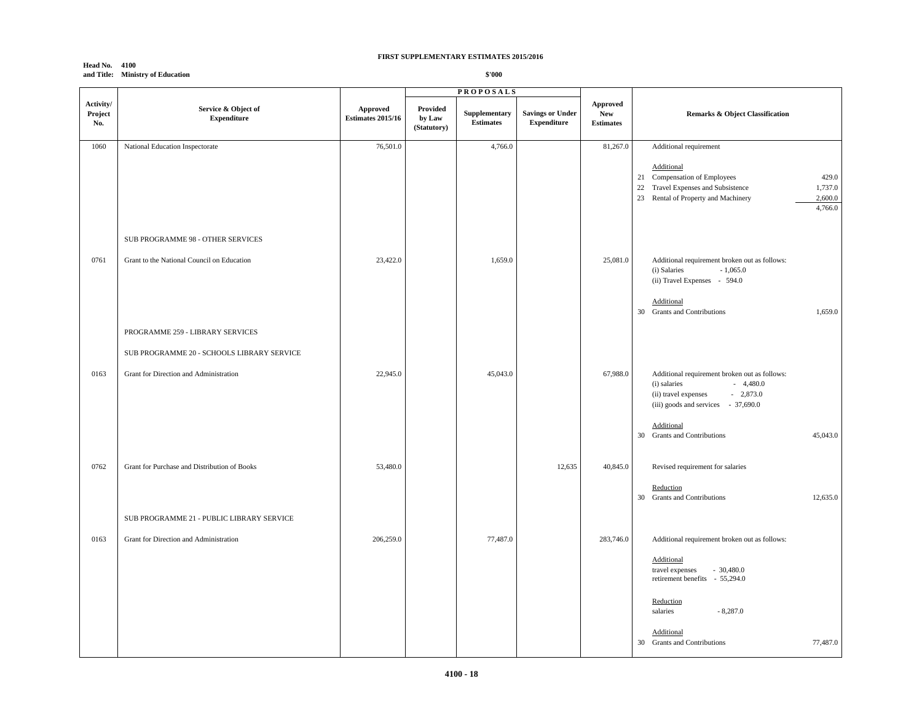**FIRST SUPPLEMENTARY ESTIMATES 2015/2016**

**Head No. 4100**
**and Title: Ministry of Education**

**$'000**

| Activity/ Project No. | Service & Object of Expenditure | Approved Estimates 2015/16 | PROPOSALS | | | Approved New Estimates | Remarks & Object Classification | |
|---|---|---|---|---|---|---|---|---|
| | | | Provided by Law (Statutory) | Supplementary Estimates | Savings or Under Expenditure | | | |
| 1060 | National Education Inspectorate | 76,501.0 | | 4,766.0 | | 81,267.0 | Additional requirement | |
| | | | | | | | Additional | |
| | | | | | | | 21 Compensation of Employees | 429.0 |
| | | | | | | | 22 Travel Expenses and Subsistence | 1,737.0 |
| | | | | | | | 23 Rental of Property and Machinery | 2,600.0 |
| | | | | | | | | 4,766.0 |
| | SUB PROGRAMME 98 - OTHER SERVICES | | | | | | | |
| 0761 | Grant to the National Council on Education | 23,422.0 | | 1,659.0 | | 25,081.0 | Additional requirement broken out as follows: (i) Salaries - 1,065.0 (ii) Travel Expenses - 594.0 | |
| | | | | | | | Additional | |
| | | | | | | | 30 Grants and Contributions | 1,659.0 |
| | PROGRAMME 259 - LIBRARY SERVICES | | | | | | | |
| | SUB PROGRAMME 20 - SCHOOLS LIBRARY SERVICE | | | | | | | |
| 0163 | Grant for Direction and Administration | 22,945.0 | | 45,043.0 | | 67,988.0 | Additional requirement broken out as follows: (i) salaries - 4,480.0 (ii) travel expenses - 2,873.0 (iii) goods and services - 37,690.0 | |
| | | | | | | | Additional | |
| | | | | | | | 30 Grants and Contributions | 45,043.0 |
| 0762 | Grant for Purchase and Distribution of Books | 53,480.0 | | | 12,635 | 40,845.0 | Revised requirement for salaries | |
| | | | | | | | Reduction | |
| | | | | | | | 30 Grants and Contributions | 12,635.0 |
| | SUB PROGRAMME 21 - PUBLIC LIBRARY SERVICE | | | | | | | |
| 0163 | Grant for Direction and Administration | 206,259.0 | | 77,487.0 | | 283,746.0 | Additional requirement broken out as follows: | |
| | | | | | | | Additional travel expenses - 30,480.0 retirement benefits - 55,294.0 | |
| | | | | | | | Reduction salaries - 8,287.0 | |
| | | | | | | | Additional | |
| | | | | | | | 30 Grants and Contributions | 77,487.0 |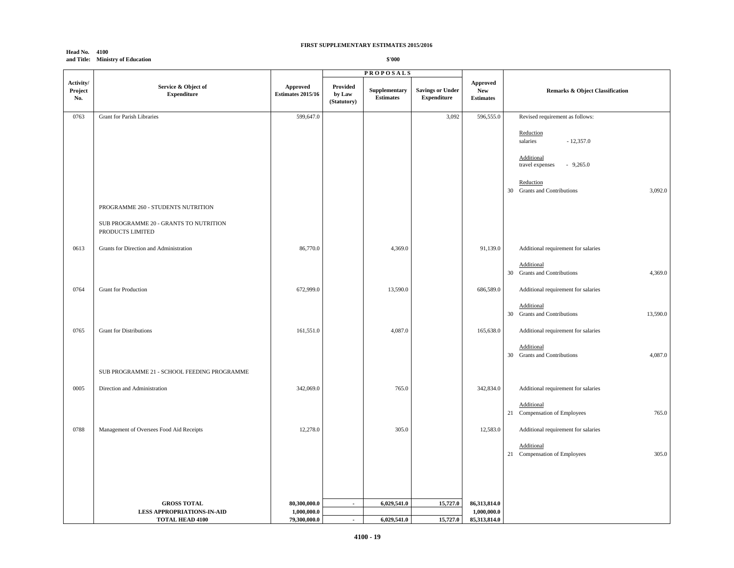**FIRST SUPPLEMENTARY ESTIMATES 2015/2016**

**Head No. 4100**
**and Title: Ministry of Education**

**$'000**

| Activity/ Project No. | Service & Object of Expenditure | Approved Estimates 2015/16 | PROPOSALS Provided by Law (Statutory) | Supplementary Estimates | Savings or Under Expenditure | Approved New Estimates | Remarks & Object Classification |
|---|---|---|---|---|---|---|---|
| 0763 | Grant for Parish Libraries | 599,647.0 | | | 3,092 | 596,555.0 | Revised requirement as follows: Reduction salaries - 12,357.0; Additional travel expenses - 9,265.0; Reduction 30 Grants and Contributions 3,092.0 |
| | PROGRAMME 260 - STUDENTS NUTRITION | | | | | | |
| | SUB PROGRAMME 20 - GRANTS TO NUTRITION PRODUCTS LIMITED | | | | | | |
| 0613 | Grants for Direction and Administration | 86,770.0 | | 4,369.0 | | 91,139.0 | Additional requirement for salaries; Additional 30 Grants and Contributions 4,369.0 |
| 0764 | Grant for Production | 672,999.0 | | 13,590.0 | | 686,589.0 | Additional requirement for salaries; Additional 30 Grants and Contributions 13,590.0 |
| 0765 | Grant for Distributions | 161,551.0 | | 4,087.0 | | 165,638.0 | Additional requirement for salaries; Additional 30 Grants and Contributions 4,087.0 |
| | SUB PROGRAMME 21 - SCHOOL FEEDING PROGRAMME | | | | | | |
| 0005 | Direction and Administration | 342,069.0 | | 765.0 | | 342,834.0 | Additional requirement for salaries; Additional 21 Compensation of Employees 765.0 |
| 0788 | Management of Oversees Food Aid Receipts | 12,278.0 | | 305.0 | | 12,583.0 | Additional requirement for salaries; Additional 21 Compensation of Employees 305.0 |
| | **GROSS TOTAL** | **80,300,000.0** | **-** | **6,029,541.0** | **15,727.0** | **86,313,814.0** | |
| | **LESS APPROPRIATIONS-IN-AID** | **1,000,000.0** | | | | **1,000,000.0** | |
| | **TOTAL HEAD 4100** | **79,300,000.0** | **-** | **6,029,541.0** | **15,727.0** | **85,313,814.0** | |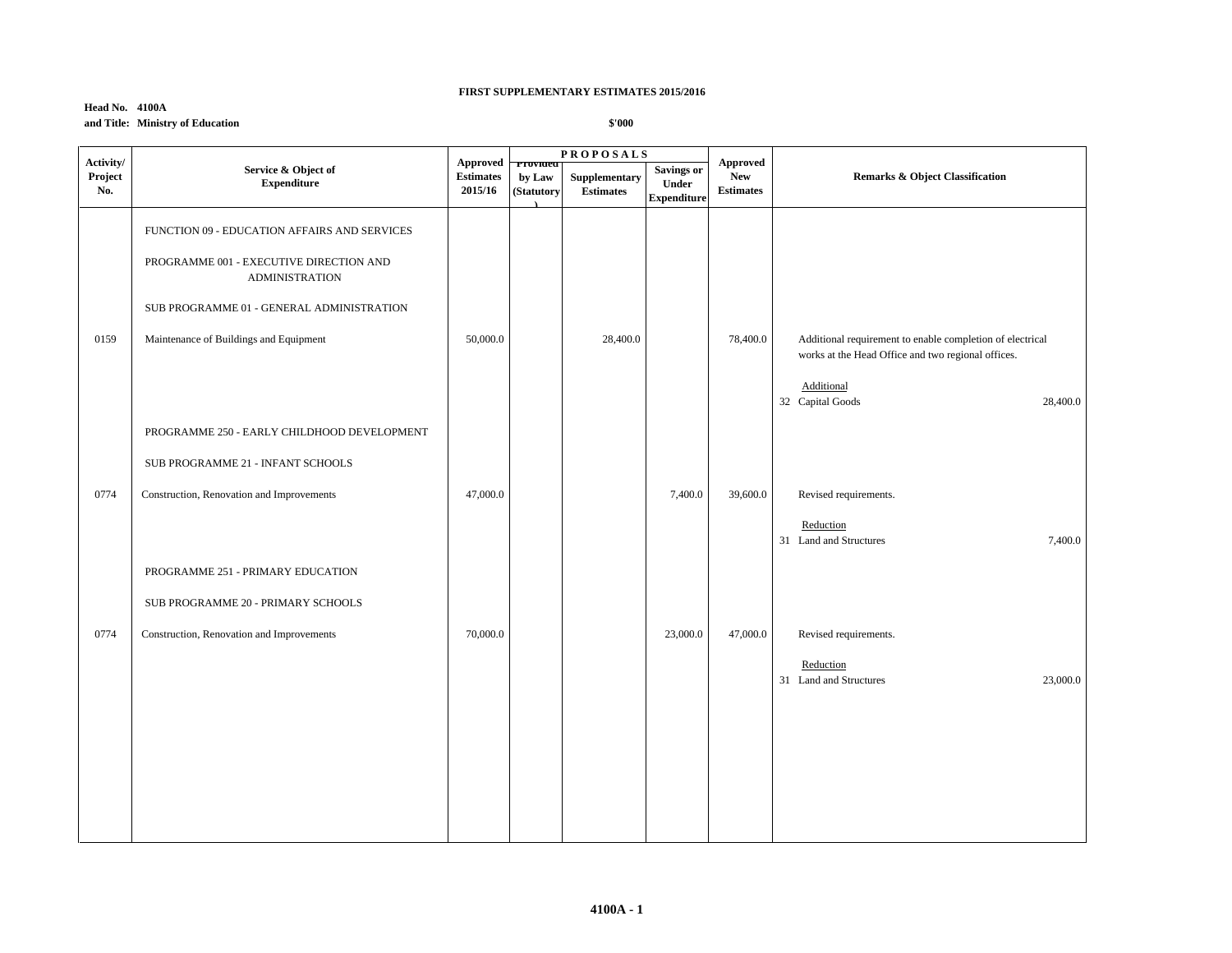**FIRST SUPPLEMENTARY ESTIMATES 2015/2016**

**Head No. 4100A**
**and Title: Ministry of Education**

**$'000**

| Activity/ Project No. | Service & Object of Expenditure | Approved Estimates 2015/16 | PROPOSALS | | | Approved New Estimates | Remarks & Object Classification |
|---|---|---|---|---|---|---|---|
| | | | Provided by Law (Statutory) | Supplementary Estimates | Savings or Under Expenditure | | |
| | FUNCTION 09 - EDUCATION AFFAIRS AND SERVICES | | | | | | |
| | PROGRAMME 001 - EXECUTIVE DIRECTION AND ADMINISTRATION | | | | | | |
| | SUB PROGRAMME 01 - GENERAL ADMINISTRATION | | | | | | |
| 0159 | Maintenance of Buildings and Equipment | 50,000.0 | | 28,400.0 | | 78,400.0 | Additional requirement to enable completion of electrical works at the Head Office and two regional offices. <br><br> Additional <br> 32 Capital Goods 28,400.0 |
| | PROGRAMME 250 - EARLY CHILDHOOD DEVELOPMENT | | | | | | |
| | SUB PROGRAMME 21 - INFANT SCHOOLS | | | | | | |
| 0774 | Construction, Renovation and Improvements | 47,000.0 | | | 7,400.0 | 39,600.0 | Revised requirements. <br><br> Reduction <br> 31 Land and Structures 7,400.0 |
| | PROGRAMME 251 - PRIMARY EDUCATION | | | | | | |
| | SUB PROGRAMME 20 - PRIMARY SCHOOLS | | | | | | |
| 0774 | Construction, Renovation and Improvements | 70,000.0 | | | 23,000.0 | 47,000.0 | Revised requirements. <br><br> Reduction <br> 31 Land and Structures 23,000.0 |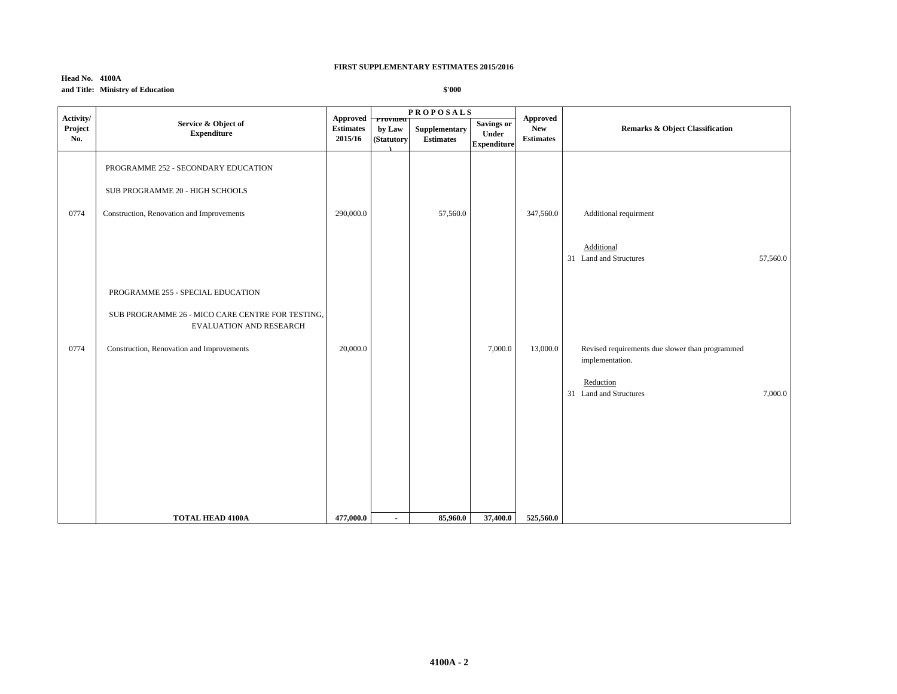**FIRST SUPPLEMENTARY ESTIMATES 2015/2016**

**Head No. 4100A**
**and Title: Ministry of Education**

**$'000**

| Activity/ Project No. | Service & Object of Expenditure | Approved Estimates 2015/16 | PROPOSALS Provided by Law (Statutory) | Supplementary Estimates | Savings or Under Expenditure | Approved New Estimates | Remarks & Object Classification |
|---|---|---|---|---|---|---|---|
| | PROGRAMME 252 - SECONDARY EDUCATION | | | | | | |
| | SUB PROGRAMME 20 - HIGH SCHOOLS | | | | | | |
| 0774 | Construction, Renovation and Improvements | 290,000.0 | | 57,560.0 | | 347,560.0 | Additional requirment |
| | | | | | | | Additional |
| | | | | | | | 31 Land and Structures 57,560.0 |
| | PROGRAMME 255 - SPECIAL EDUCATION | | | | | | |
| | SUB PROGRAMME 26 - MICO CARE CENTRE FOR TESTING, EVALUATION AND RESEARCH | | | | | | |
| 0774 | Construction, Renovation and Improvements | 20,000.0 | | | 7,000.0 | 13,000.0 | Revised requirements due slower than programmed implementation. |
| | | | | | | | Reduction |
| | | | | | | | 31 Land and Structures 7,000.0 |
| | **TOTAL HEAD 4100A** | **477,000.0** | **-** | **85,960.0** | **37,400.0** | **525,560.0** | |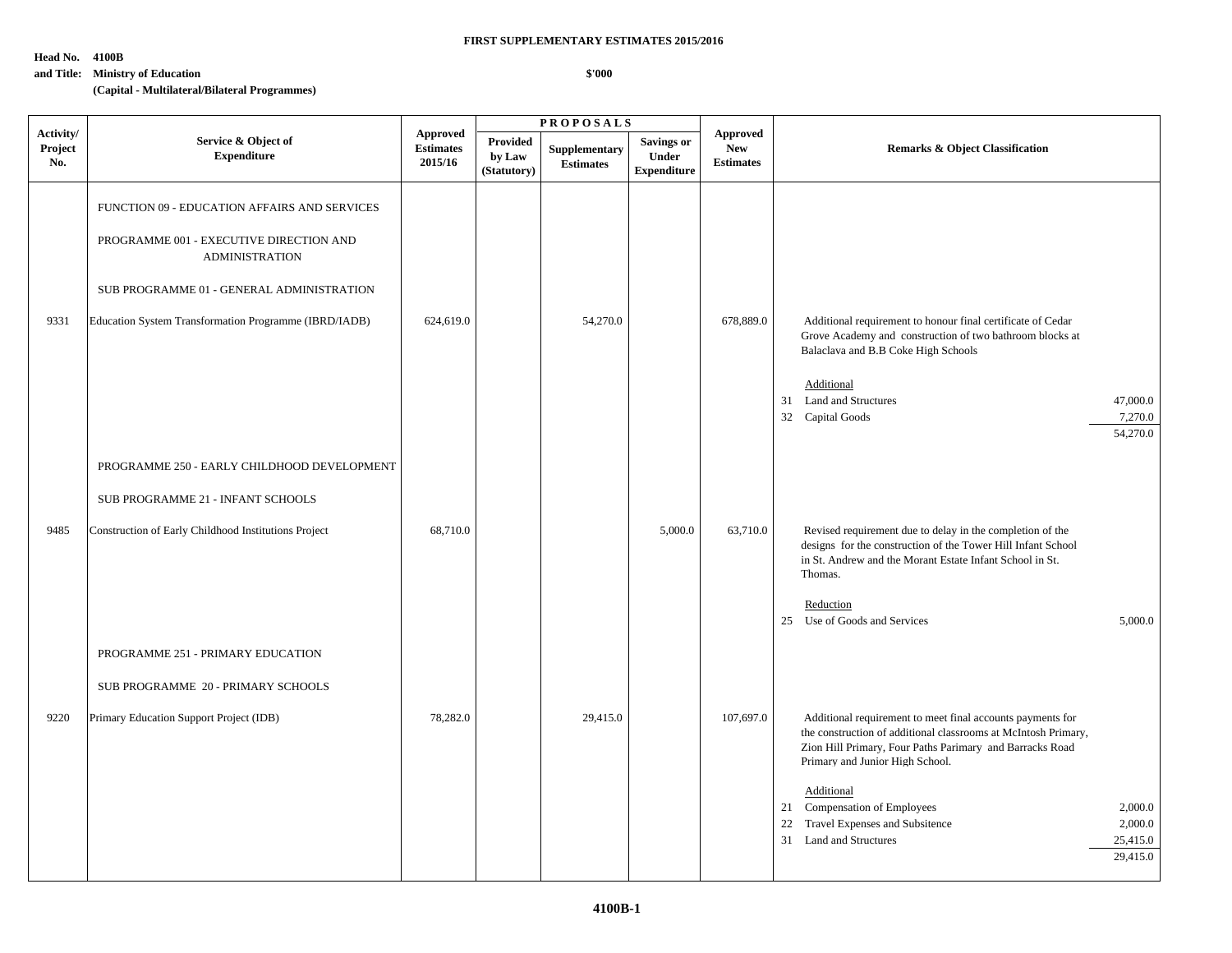**FIRST SUPPLEMENTARY ESTIMATES 2015/2016**

**Head No. 4100B**
**and Title: Ministry of Education**
**(Capital - Multilateral/Bilateral Programmes)**

**$'000**

| Activity/ Project No. | Service & Object of Expenditure | Approved Estimates 2015/16 | PROPOSALS | | | Approved New Estimates | Remarks & Object Classification | |
|---|---|---|---|---|---|---|---|---|
| | | | Provided by Law (Statutory) | Supplementary Estimates | Savings or Under Expenditure | | | |
| | FUNCTION 09 - EDUCATION AFFAIRS AND SERVICES | | | | | | | |
| | PROGRAMME 001 - EXECUTIVE DIRECTION AND ADMINISTRATION | | | | | | | |
| | SUB PROGRAMME 01 - GENERAL ADMINISTRATION | | | | | | | |
| 9331 | Education System Transformation Programme (IBRD/IADB) | 624,619.0 | | 54,270.0 | | 678,889.0 | Additional requirement to honour final certificate of Cedar Grove Academy and construction of two bathroom blocks at Balaclava and B.B Coke High Schools | |
| | | | | | | | Additional | |
| | | | | | | | 31 Land and Structures | 47,000.0 |
| | | | | | | | 32 Capital Goods | 7,270.0 |
| | | | | | | | | 54,270.0 |
| | PROGRAMME 250 - EARLY CHILDHOOD DEVELOPMENT | | | | | | | |
| | SUB PROGRAMME 21 - INFANT SCHOOLS | | | | | | | |
| 9485 | Construction of Early Childhood Institutions Project | 68,710.0 | | | 5,000.0 | 63,710.0 | Revised requirement due to delay in the completion of the designs for the construction of the Tower Hill Infant School in St. Andrew and the Morant Estate Infant School in St. Thomas. | |
| | | | | | | | Reduction | |
| | | | | | | | 25 Use of Goods and Services | 5,000.0 |
| | PROGRAMME 251 - PRIMARY EDUCATION | | | | | | | |
| | SUB PROGRAMME 20 - PRIMARY SCHOOLS | | | | | | | |
| 9220 | Primary Education Support Project (IDB) | 78,282.0 | | 29,415.0 | | 107,697.0 | Additional requirement to meet final accounts payments for the construction of additional classrooms at McIntosh Primary, Zion Hill Primary, Four Paths Parimary and Barracks Road Primary and Junior High School. | |
| | | | | | | | Additional | |
| | | | | | | | 21 Compensation of Employees | 2,000.0 |
| | | | | | | | 22 Travel Expenses and Subsitence | 2,000.0 |
| | | | | | | | 31 Land and Structures | 25,415.0 |
| | | | | | | | | 29,415.0 |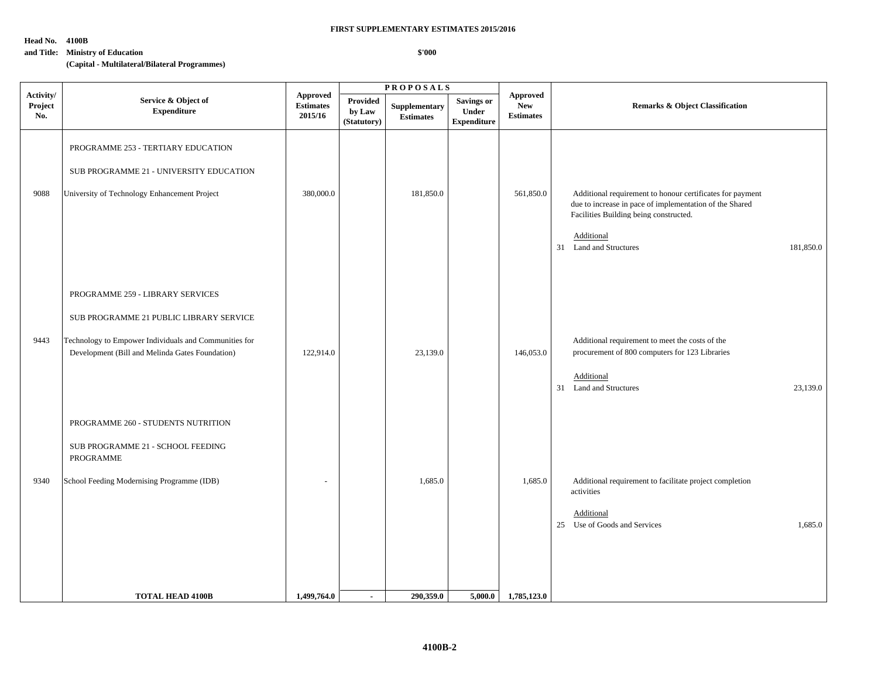**FIRST SUPPLEMENTARY ESTIMATES 2015/2016**

**Head No. 4100B**
**and Title: Ministry of Education**
**(Capital - Multilateral/Bilateral Programmes)**

**$'000**

| Activity/ Project No. | Service & Object of Expenditure | Approved Estimates 2015/16 | PROPOSALS Provided by Law (Statutory) | Supplementary Estimates | Savings or Under Expenditure | Approved New Estimates | Remarks & Object Classification |
|---|---|---|---|---|---|---|---|
| | PROGRAMME 253 - TERTIARY EDUCATION | | | | | | |
| | SUB PROGRAMME 21 - UNIVERSITY EDUCATION | | | | | | |
| 9088 | University of Technology Enhancement Project | 380,000.0 | | 181,850.0 | | 561,850.0 | Additional requirement to honour certificates for payment due to increase in pace of implementation of the Shared Facilities Building being constructed. |
| | | | | | | | Additional |
| | | | | | | | 31 Land and Structures 181,850.0 |
| | PROGRAMME 259 - LIBRARY SERVICES | | | | | | |
| | SUB PROGRAMME 21 PUBLIC LIBRARY SERVICE | | | | | | |
| 9443 | Technology to Empower Individuals and Communities for Development (Bill and Melinda Gates Foundation) | 122,914.0 | | 23,139.0 | | 146,053.0 | Additional requirement to meet the costs of the procurement of 800 computers for 123 Libraries |
| | | | | | | | Additional |
| | | | | | | | 31 Land and Structures 23,139.0 |
| | PROGRAMME 260 - STUDENTS NUTRITION | | | | | | |
| | SUB PROGRAMME 21 - SCHOOL FEEDING PROGRAMME | | | | | | |
| 9340 | School Feeding Modernising Programme (IDB) | - | | 1,685.0 | | 1,685.0 | Additional requirement to facilitate project completion activities |
| | | | | | | | Additional |
| | | | | | | | 25 Use of Goods and Services 1,685.0 |
| | **TOTAL HEAD 4100B** | **1,499,764.0** | **-** | **290,359.0** | **5,000.0** | **1,785,123.0** | |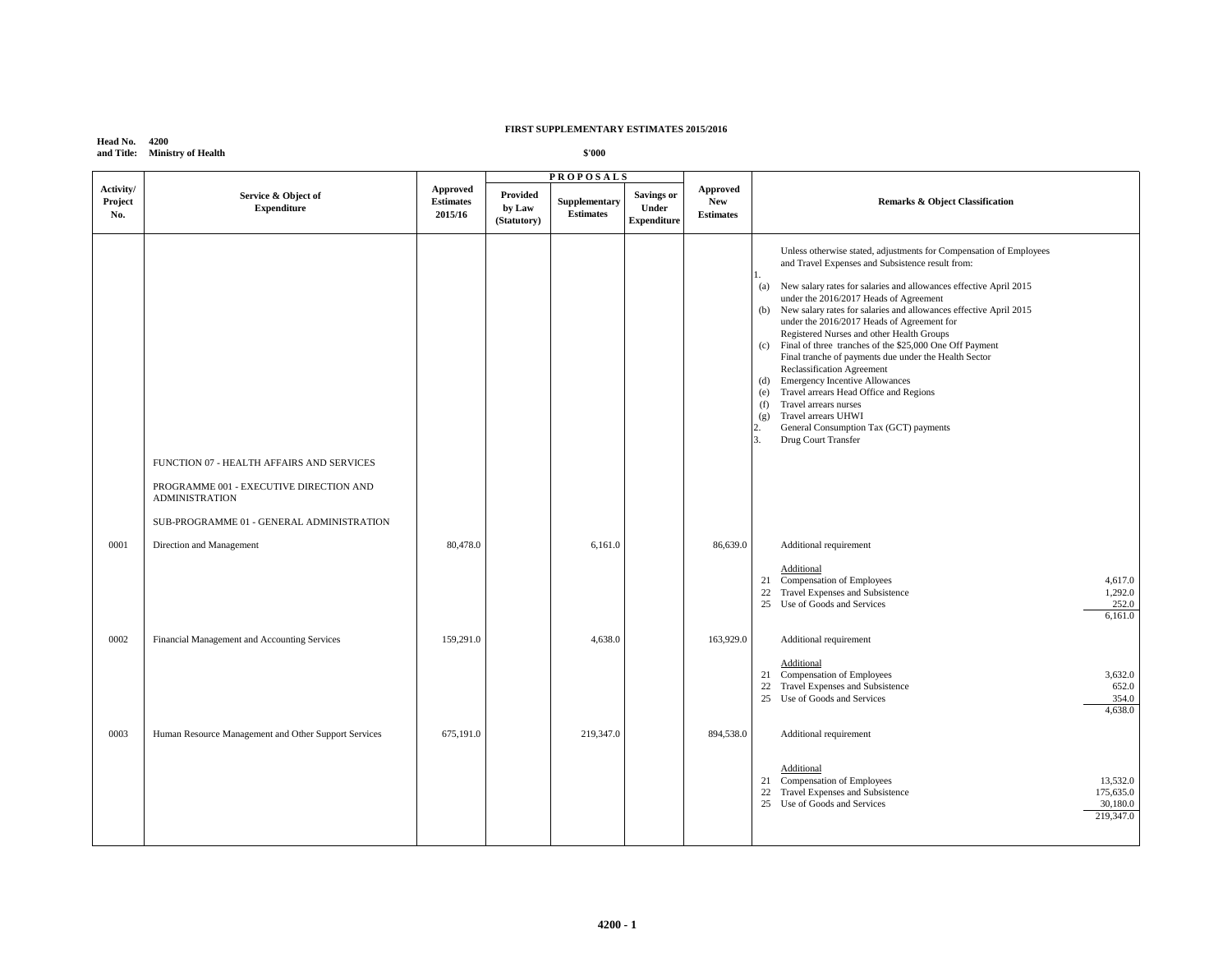**FIRST SUPPLEMENTARY ESTIMATES 2015/2016**

**Head No. 4200**
**and Title: Ministry of Health**

**$'000**

| Activity/ Project No. | Service & Object of Expenditure | Approved Estimates 2015/16 | PROPOSALS Provided by Law (Statutory) | Supplementary Estimates | Savings or Under Expenditure | Approved New Estimates | Remarks & Object Classification | |
|---|---|---|---|---|---|---|---|---|
| | | | | | | | Unless otherwise stated, adjustments for Compensation of Employees and Travel Expenses and Subsistence result from: | |
| | | | | | | | 1. | |
| | | | | | | | (a) New salary rates for salaries and allowances effective April 2015 under the 2016/2017 Heads of Agreement | |
| | | | | | | | (b) New salary rates for salaries and allowances effective April 2015 under the 2016/2017 Heads of Agreement for Registered Nurses and other Health Groups | |
| | | | | | | | (c) Final of three tranches of the $25,000 One Off Payment Final tranche of payments due under the Health Sector Reclassification Agreement | |
| | | | | | | | (d) Emergency Incentive Allowances | |
| | | | | | | | (e) Travel arrears Head Office and Regions | |
| | | | | | | | (f) Travel arrears nurses | |
| | | | | | | | (g) Travel arrears UHWI | |
| | | | | | | | 2. General Consumption Tax (GCT) payments | |
| | | | | | | | 3. Drug Court Transfer | |
| | FUNCTION 07 - HEALTH AFFAIRS AND SERVICES | | | | | | | |
| | PROGRAMME 001 - EXECUTIVE DIRECTION AND ADMINISTRATION | | | | | | | |
| | SUB-PROGRAMME 01 - GENERAL ADMINISTRATION | | | | | | | |
| 0001 | Direction and Management | 80,478.0 | | 6,161.0 | | 86,639.0 | Additional requirement | |
| | | | | | | | Additional | |
| | | | | | | | 21 Compensation of Employees | 4,617.0 |
| | | | | | | | 22 Travel Expenses and Subsistence | 1,292.0 |
| | | | | | | | 25 Use of Goods and Services | 252.0 |
| | | | | | | | | 6,161.0 |
| 0002 | Financial Management and Accounting Services | 159,291.0 | | 4,638.0 | | 163,929.0 | Additional requirement | |
| | | | | | | | Additional | |
| | | | | | | | 21 Compensation of Employees | 3,632.0 |
| | | | | | | | 22 Travel Expenses and Subsistence | 652.0 |
| | | | | | | | 25 Use of Goods and Services | 354.0 |
| | | | | | | | | 4,638.0 |
| 0003 | Human Resource Management and Other Support Services | 675,191.0 | | 219,347.0 | | 894,538.0 | Additional requirement | |
| | | | | | | | Additional | |
| | | | | | | | 21 Compensation of Employees | 13,532.0 |
| | | | | | | | 22 Travel Expenses and Subsistence | 175,635.0 |
| | | | | | | | 25 Use of Goods and Services | 30,180.0 |
| | | | | | | | | 219,347.0 |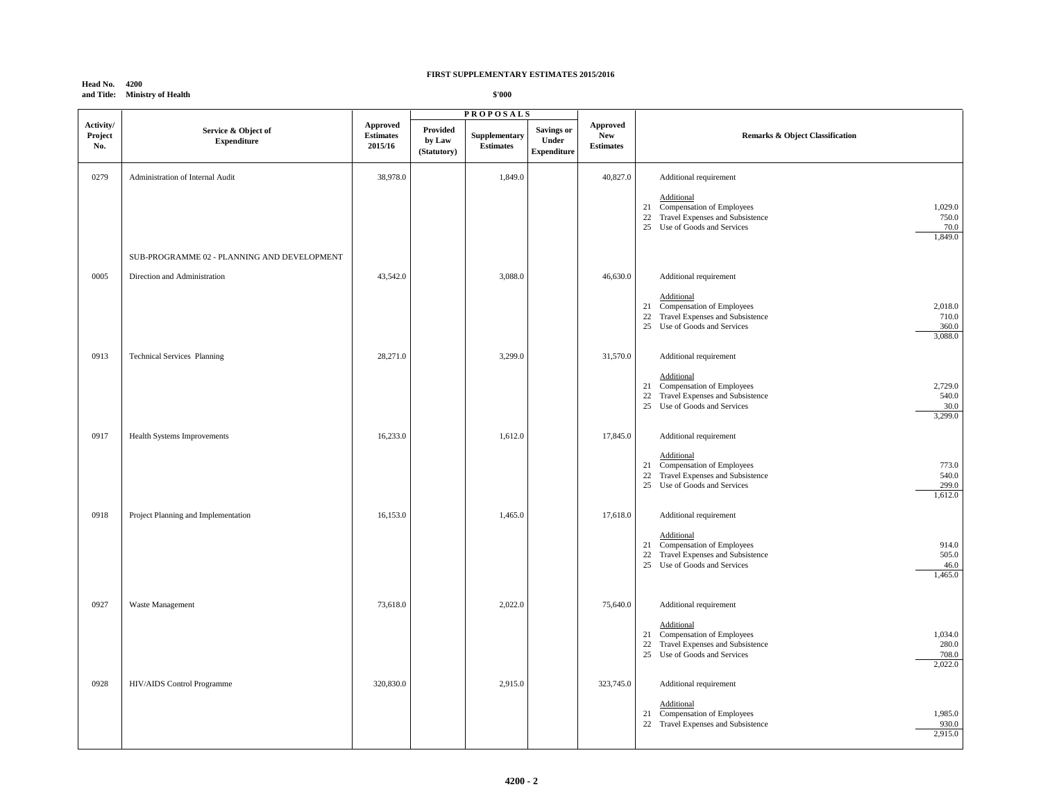**FIRST SUPPLEMENTARY ESTIMATES 2015/2016**

**Head No. 4200**
**and Title: Ministry of Health**

**$'000**

| Activity/ Project No. | Service & Object of Expenditure | Approved Estimates 2015/16 | PROPOSALS | | | Approved New Estimates | Remarks & Object Classification | |
|---|---|---|---|---|---|---|---|---|
| | | | Provided by Law (Statutory) | Supplementary Estimates | Savings or Under Expenditure | | | |
| 0279 | Administration of Internal Audit | 38,978.0 | | 1,849.0 | | 40,827.0 | Additional requirement | |
| | | | | | | | Additional | |
| | | | | | | | 21 Compensation of Employees | 1,029.0 |
| | | | | | | | 22 Travel Expenses and Subsistence | 750.0 |
| | | | | | | | 25 Use of Goods and Services | 70.0 |
| | | | | | | | | 1,849.0 |
| | SUB-PROGRAMME 02 - PLANNING AND DEVELOPMENT | | | | | | | |
| 0005 | Direction and Administration | 43,542.0 | | 3,088.0 | | 46,630.0 | Additional requirement | |
| | | | | | | | Additional | |
| | | | | | | | 21 Compensation of Employees | 2,018.0 |
| | | | | | | | 22 Travel Expenses and Subsistence | 710.0 |
| | | | | | | | 25 Use of Goods and Services | 360.0 |
| | | | | | | | | 3,088.0 |
| 0913 | Technical Services Planning | 28,271.0 | | 3,299.0 | | 31,570.0 | Additional requirement | |
| | | | | | | | Additional | |
| | | | | | | | 21 Compensation of Employees | 2,729.0 |
| | | | | | | | 22 Travel Expenses and Subsistence | 540.0 |
| | | | | | | | 25 Use of Goods and Services | 30.0 |
| | | | | | | | | 3,299.0 |
| 0917 | Health Systems Improvements | 16,233.0 | | 1,612.0 | | 17,845.0 | Additional requirement | |
| | | | | | | | Additional | |
| | | | | | | | 21 Compensation of Employees | 773.0 |
| | | | | | | | 22 Travel Expenses and Subsistence | 540.0 |
| | | | | | | | 25 Use of Goods and Services | 299.0 |
| | | | | | | | | 1,612.0 |
| 0918 | Project Planning and Implementation | 16,153.0 | | 1,465.0 | | 17,618.0 | Additional requirement | |
| | | | | | | | Additional | |
| | | | | | | | 21 Compensation of Employees | 914.0 |
| | | | | | | | 22 Travel Expenses and Subsistence | 505.0 |
| | | | | | | | 25 Use of Goods and Services | 46.0 |
| | | | | | | | | 1,465.0 |
| 0927 | Waste Management | 73,618.0 | | 2,022.0 | | 75,640.0 | Additional requirement | |
| | | | | | | | Additional | |
| | | | | | | | 21 Compensation of Employees | 1,034.0 |
| | | | | | | | 22 Travel Expenses and Subsistence | 280.0 |
| | | | | | | | 25 Use of Goods and Services | 708.0 |
| | | | | | | | | 2,022.0 |
| 0928 | HIV/AIDS Control Programme | 320,830.0 | | 2,915.0 | | 323,745.0 | Additional requirement | |
| | | | | | | | Additional | |
| | | | | | | | 21 Compensation of Employees | 1,985.0 |
| | | | | | | | 22 Travel Expenses and Subsistence | 930.0 |
| | | | | | | | | 2,915.0 |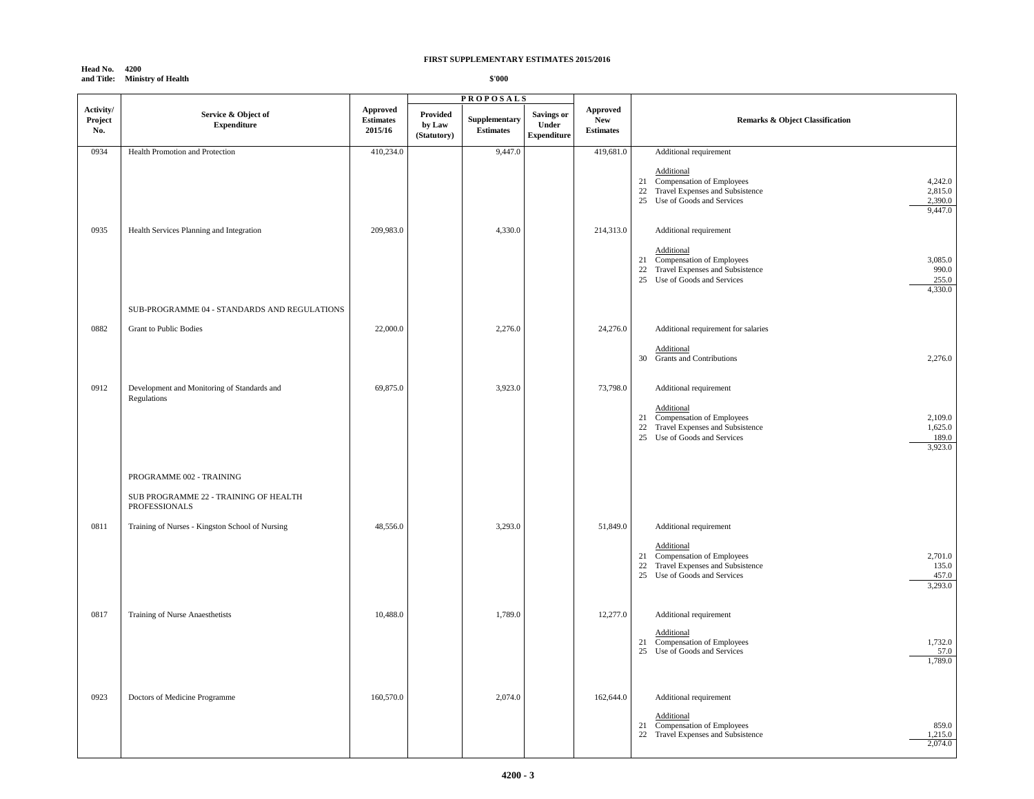**FIRST SUPPLEMENTARY ESTIMATES 2015/2016**

**Head No. 4200**
**and Title: Ministry of Health**

**$'000**

| Activity/ Project No. | Service & Object of Expenditure | Approved Estimates 2015/16 | PROPOSALS Provided by Law (Statutory) | Supplementary Estimates | Savings or Under Expenditure | Approved New Estimates | Remarks & Object Classification |
|---|---|---|---|---|---|---|---|
| 0934 | Health Promotion and Protection | 410,234.0 | | 9,447.0 | | 419,681.0 | Additional requirement<br><br>Additional<br>21 Compensation of Employees 4,242.0<br>22 Travel Expenses and Subsistence 2,815.0<br>25 Use of Goods and Services 2,390.0<br>9,447.0 |
| 0935 | Health Services Planning and Integration | 209,983.0 | | 4,330.0 | | 214,313.0 | Additional requirement<br><br>Additional<br>21 Compensation of Employees 3,085.0<br>22 Travel Expenses and Subsistence 990.0<br>25 Use of Goods and Services 255.0<br>4,330.0 |
| | SUB-PROGRAMME 04 - STANDARDS AND REGULATIONS | | | | | | |
| 0882 | Grant to Public Bodies | 22,000.0 | | 2,276.0 | | 24,276.0 | Additional requirement for salaries<br><br>Additional<br>30 Grants and Contributions 2,276.0 |
| 0912 | Development and Monitoring of Standards and Regulations | 69,875.0 | | 3,923.0 | | 73,798.0 | Additional requirement<br><br>Additional<br>21 Compensation of Employees 2,109.0<br>22 Travel Expenses and Subsistence 1,625.0<br>25 Use of Goods and Services 189.0<br>3,923.0 |
| | PROGRAMME 002 - TRAINING | | | | | | |
| | SUB PROGRAMME 22 - TRAINING OF HEALTH PROFESSIONALS | | | | | | |
| 0811 | Training of Nurses - Kingston School of Nursing | 48,556.0 | | 3,293.0 | | 51,849.0 | Additional requirement<br><br>Additional<br>21 Compensation of Employees 2,701.0<br>22 Travel Expenses and Subsistence 135.0<br>25 Use of Goods and Services 457.0<br>3,293.0 |
| 0817 | Training of Nurse Anaesthetists | 10,488.0 | | 1,789.0 | | 12,277.0 | Additional requirement<br><br>Additional<br>21 Compensation of Employees 1,732.0<br>25 Use of Goods and Services 57.0<br>1,789.0 |
| 0923 | Doctors of Medicine Programme | 160,570.0 | | 2,074.0 | | 162,644.0 | Additional requirement<br><br>Additional<br>21 Compensation of Employees 859.0<br>22 Travel Expenses and Subsistence 1,215.0<br>2,074.0 |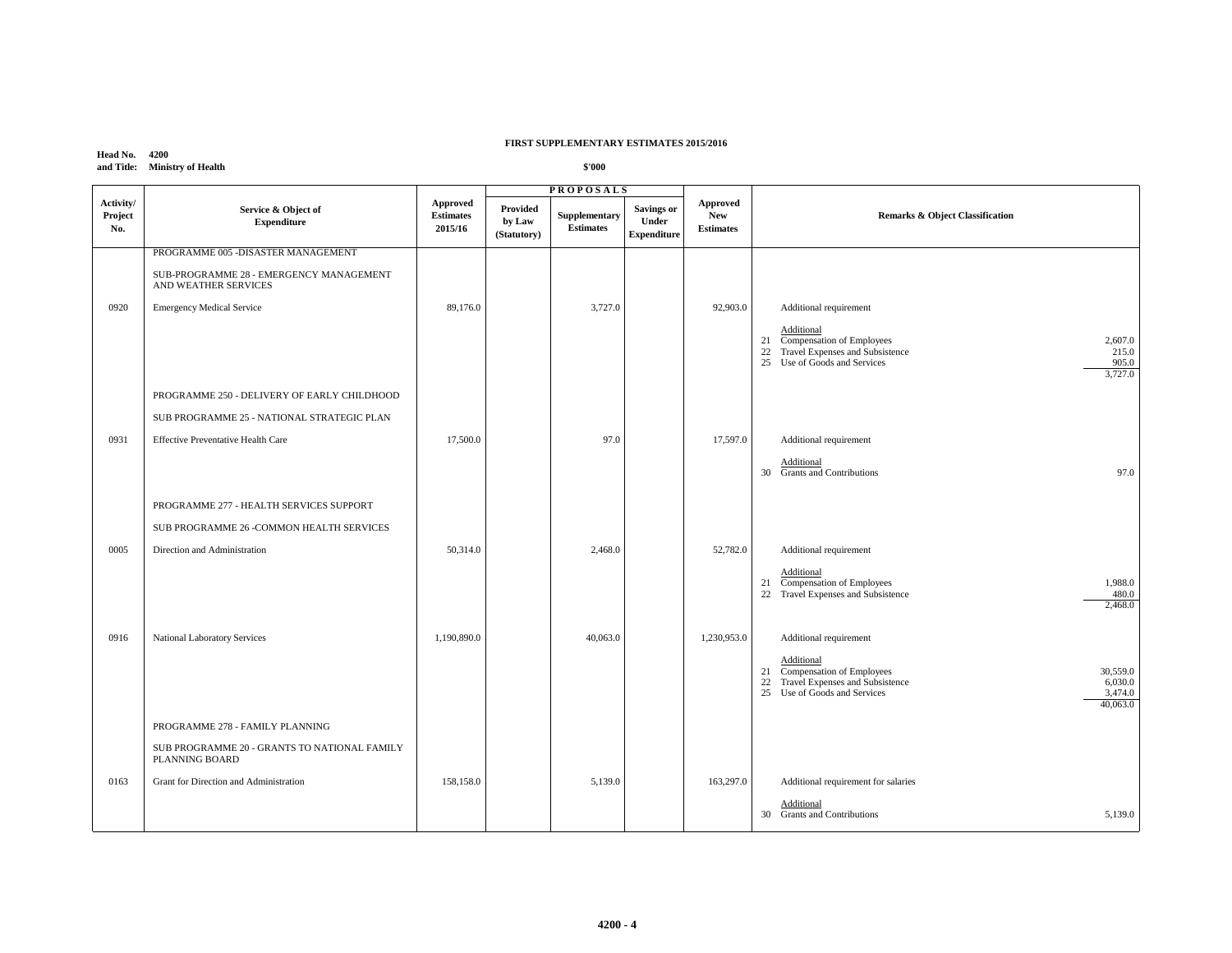**FIRST SUPPLEMENTARY ESTIMATES 2015/2016**

**Head No. 4200**
**and Title: Ministry of Health**

**$'000**

| Activity/ Project No. | Service & Object of Expenditure | Approved Estimates 2015/16 | PROPOSALS Provided by Law (Statutory) | Supplementary Estimates | Savings or Under Expenditure | Approved New Estimates | Remarks & Object Classification |
|---|---|---|---|---|---|---|---|
| | PROGRAMME 005 -DISASTER MANAGEMENT | | | | | | |
| | SUB-PROGRAMME 28 - EMERGENCY MANAGEMENT AND WEATHER SERVICES | | | | | | |
| 0920 | Emergency Medical Service | 89,176.0 | | 3,727.0 | | 92,903.0 | Additional requirement |
| | | | | | | | Additional<br>21 Compensation of Employees 2,607.0<br>22 Travel Expenses and Subsistence 215.0<br>25 Use of Goods and Services 905.0<br>3,727.0 |
| | PROGRAMME 250 - DELIVERY OF EARLY CHILDHOOD | | | | | | |
| | SUB PROGRAMME 25 - NATIONAL STRATEGIC PLAN | | | | | | |
| 0931 | Effective Preventative Health Care | 17,500.0 | | 97.0 | | 17,597.0 | Additional requirement |
| | | | | | | | Additional<br>30 Grants and Contributions 97.0 |
| | PROGRAMME 277 - HEALTH SERVICES SUPPORT | | | | | | |
| | SUB PROGRAMME 26 -COMMON HEALTH SERVICES | | | | | | |
| 0005 | Direction and Administration | 50,314.0 | | 2,468.0 | | 52,782.0 | Additional requirement |
| | | | | | | | Additional<br>21 Compensation of Employees 1,988.0<br>22 Travel Expenses and Subsistence 480.0<br>2,468.0 |
| 0916 | National Laboratory Services | 1,190,890.0 | | 40,063.0 | | 1,230,953.0 | Additional requirement |
| | | | | | | | Additional<br>21 Compensation of Employees 30,559.0<br>22 Travel Expenses and Subsistence 6,030.0<br>25 Use of Goods and Services 3,474.0<br>40,063.0 |
| | PROGRAMME 278 - FAMILY PLANNING | | | | | | |
| | SUB PROGRAMME 20 - GRANTS TO NATIONAL FAMILY PLANNING BOARD | | | | | | |
| 0163 | Grant for Direction and Administration | 158,158.0 | | 5,139.0 | | 163,297.0 | Additional requirement for salaries |
| | | | | | | | Additional<br>30 Grants and Contributions 5,139.0 |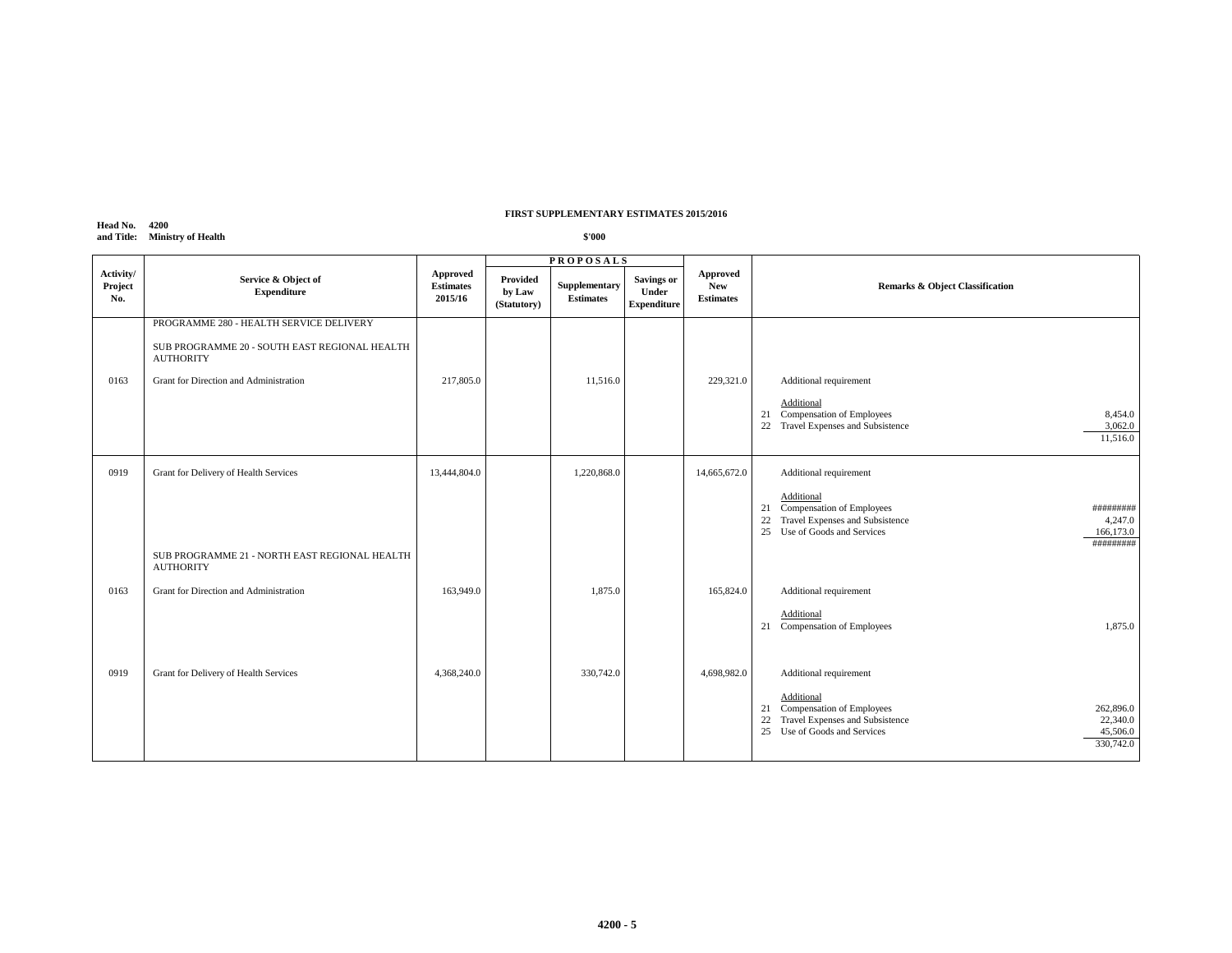**FIRST SUPPLEMENTARY ESTIMATES 2015/2016**

**Head No. 4200**
**and Title: Ministry of Health**

**$'000**

| Activity/ Project No. | Service & Object of Expenditure | Approved Estimates 2015/16 | PROPOSALS | | | Approved New Estimates | Remarks & Object Classification |
|---|---|---|---|---|---|---|---|
| | | | Provided by Law (Statutory) | Supplementary Estimates | Savings or Under Expenditure | | |
| | PROGRAMME 280 - HEALTH SERVICE DELIVERY | | | | | | |
| | SUB PROGRAMME 20 - SOUTH EAST REGIONAL HEALTH AUTHORITY | | | | | | |
| 0163 | Grant for Direction and Administration | 217,805.0 | | 11,516.0 | | 229,321.0 | Additional requirement<br><br>Additional<br>21 Compensation of Employees 8,454.0<br>22 Travel Expenses and Subsistence 3,062.0<br>11,516.0 |
| 0919 | Grant for Delivery of Health Services | 13,444,804.0 | | 1,220,868.0 | | 14,665,672.0 | Additional requirement<br><br>Additional<br>21 Compensation of Employees #########<br>22 Travel Expenses and Subsistence 4,247.0<br>25 Use of Goods and Services 166,173.0<br>######### |
| | SUB PROGRAMME 21 - NORTH EAST REGIONAL HEALTH AUTHORITY | | | | | | |
| 0163 | Grant for Direction and Administration | 163,949.0 | | 1,875.0 | | 165,824.0 | Additional requirement<br><br>Additional<br>21 Compensation of Employees 1,875.0 |
| 0919 | Grant for Delivery of Health Services | 4,368,240.0 | | 330,742.0 | | 4,698,982.0 | Additional requirement<br><br>Additional<br>21 Compensation of Employees 262,896.0<br>22 Travel Expenses and Subsistence 22,340.0<br>25 Use of Goods and Services 45,506.0<br>330,742.0 |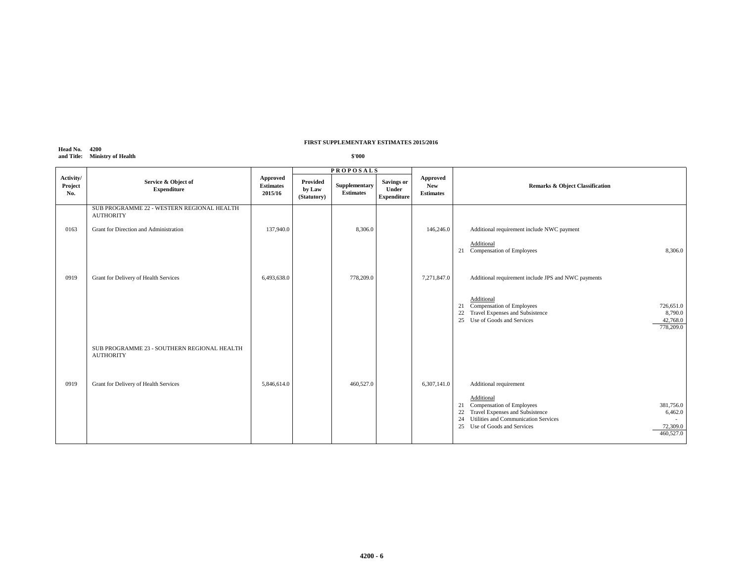**FIRST SUPPLEMENTARY ESTIMATES 2015/2016**

**Head No. 4200**
**and Title: Ministry of Health**

**$'000**

| Activity/ Project No. | Service & Object of Expenditure | Approved Estimates 2015/16 | PROPOSALS Provided by Law (Statutory) | Supplementary Estimates | Savings or Under Expenditure | Approved New Estimates | Remarks & Object Classification | |
|---|---|---|---|---|---|---|---|---|
| | SUB PROGRAMME 22 - WESTERN REGIONAL HEALTH AUTHORITY | | | | | | | |
| 0163 | Grant for Direction and Administration | 137,940.0 | | 8,306.0 | | 146,246.0 | Additional requirement include NWC payment | |
| | | | | | | | Additional | |
| | | | | | | | 21 Compensation of Employees | 8,306.0 |
| 0919 | Grant for Delivery of Health Services | 6,493,638.0 | | 778,209.0 | | 7,271,847.0 | Additional requirement include JPS and NWC payments | |
| | | | | | | | Additional | |
| | | | | | | | 21 Compensation of Employees | 726,651.0 |
| | | | | | | | 22 Travel Expenses and Subsistence | 8,790.0 |
| | | | | | | | 25 Use of Goods and Services | 42,768.0 |
| | | | | | | | | 778,209.0 |
| | SUB PROGRAMME 23 - SOUTHERN REGIONAL HEALTH AUTHORITY | | | | | | | |
| 0919 | Grant for Delivery of Health Services | 5,846,614.0 | | 460,527.0 | | 6,307,141.0 | Additional requirement | |
| | | | | | | | Additional | |
| | | | | | | | 21 Compensation of Employees | 381,756.0 |
| | | | | | | | 22 Travel Expenses and Subsistence | 6,462.0 |
| | | | | | | | 24 Utilities and Communication Services | - |
| | | | | | | | 25 Use of Goods and Services | 72,309.0 |
| | | | | | | | | 460,527.0 |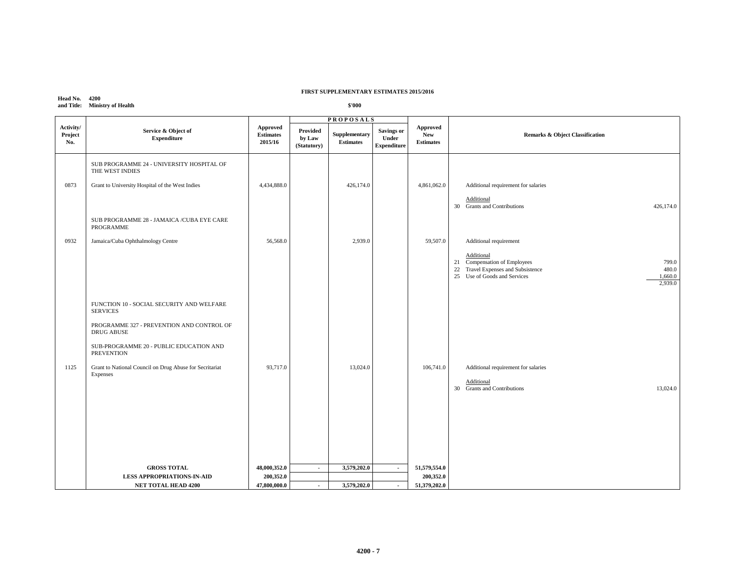**FIRST SUPPLEMENTARY ESTIMATES 2015/2016**

**Head No. 4200**
**and Title: Ministry of Health**

**\$'000**

| Activity/ Project No. | Service & Object of Expenditure | Approved Estimates 2015/16 | PROPOSALS Provided by Law (Statutory) | Supplementary Estimates | Savings or Under Expenditure | Approved New Estimates | Remarks & Object Classification | |
|---|---|---|---|---|---|---|---|---|
| | SUB PROGRAMME 24 - UNIVERSITY HOSPITAL OF THE WEST INDIES | | | | | | | |
| 0873 | Grant to University Hospital of the West Indies | 4,434,888.0 | | 426,174.0 | | 4,861,062.0 | Additional requirement for salaries | |
| | | | | | | | Additional | |
| | | | | | | | 30 Grants and Contributions | 426,174.0 |
| | SUB PROGRAMME 28 - JAMAICA /CUBA EYE CARE PROGRAMME | | | | | | | |
| 0932 | Jamaica/Cuba Ophthalmology Centre | 56,568.0 | | 2,939.0 | | 59,507.0 | Additional requirement | |
| | | | | | | | Additional | |
| | | | | | | | 21 Compensation of Employees | 799.0 |
| | | | | | | | 22 Travel Expenses and Subsistence | 480.0 |
| | | | | | | | 25 Use of Goods and Services | 1,660.0 |
| | | | | | | | | 2,939.0 |
| | FUNCTION 10 - SOCIAL SECURITY AND WELFARE SERVICES | | | | | | | |
| | PROGRAMME 327 - PREVENTION AND CONTROL OF DRUG ABUSE | | | | | | | |
| | SUB-PROGRAMME 20 - PUBLIC EDUCATION AND PREVENTION | | | | | | | |
| 1125 | Grant to National Council on Drug Abuse for Secritariat Expenses | 93,717.0 | | 13,024.0 | | 106,741.0 | Additional requirement for salaries | |
| | | | | | | | Additional | |
| | | | | | | | 30 Grants and Contributions | 13,024.0 |
| | **GROSS TOTAL** | **48,000,352.0** | **-** | **3,579,202.0** | **-** | **51,579,554.0** | | |
| | **LESS APPROPRIATIONS-IN-AID** | **200,352.0** | | | | **200,352.0** | | |
| | **NET TOTAL HEAD 4200** | **47,800,000.0** | **-** | **3,579,202.0** | **-** | **51,379,202.0** | | |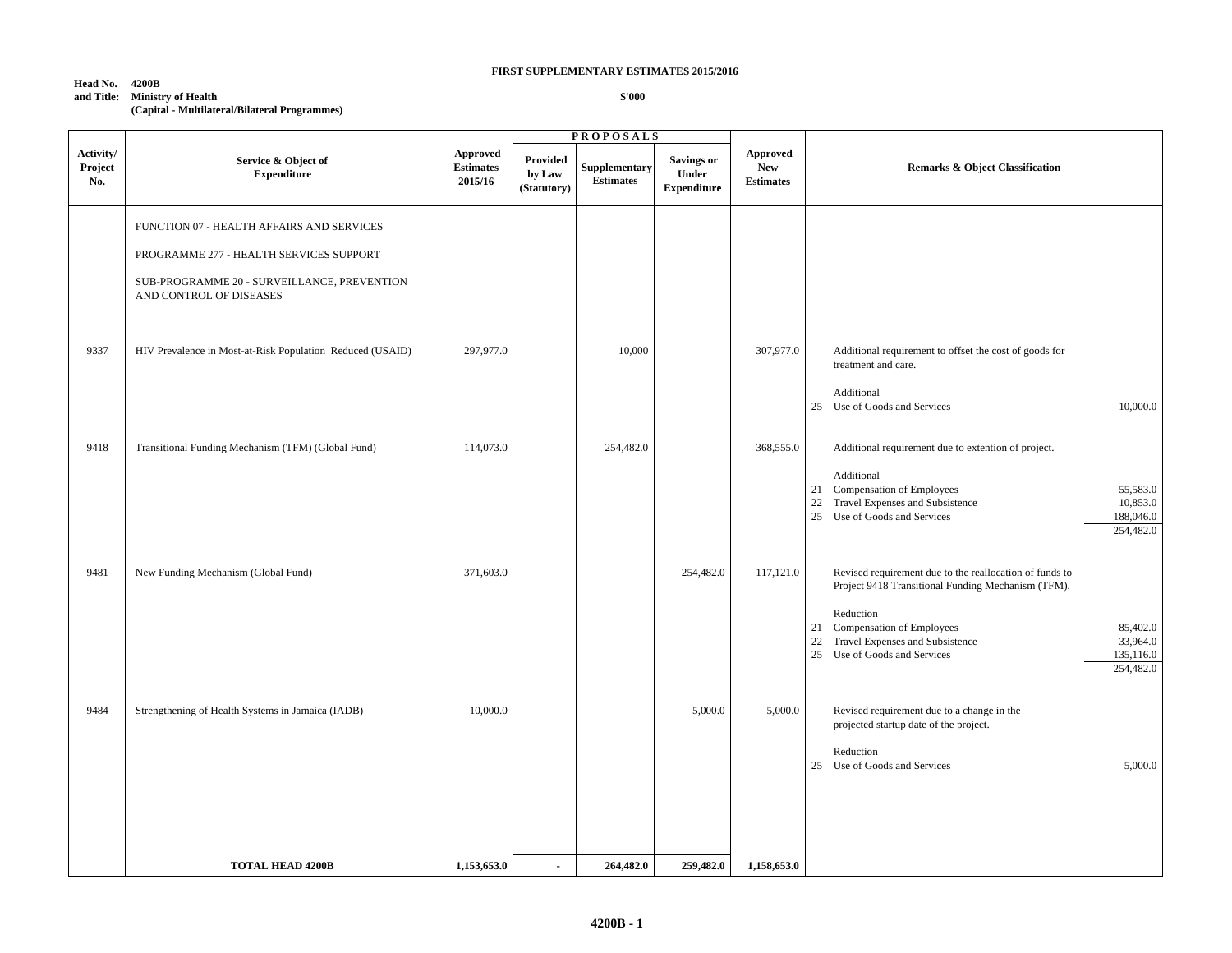**FIRST SUPPLEMENTARY ESTIMATES 2015/2016**

**Head No. and Title: 4200B Ministry of Health (Capital - Multilateral/Bilateral Programmes)**

**$'000**

| Activity/ Project No. | Service & Object of Expenditure | Approved Estimates 2015/16 | PROPOSALS Provided by Law (Statutory) | Supplementary Estimates | Savings or Under Expenditure | Approved New Estimates | Remarks & Object Classification | |
|---|---|---|---|---|---|---|---|---|
| | FUNCTION 07 - HEALTH AFFAIRS AND SERVICES | | | | | | | |
| | PROGRAMME 277 - HEALTH SERVICES SUPPORT | | | | | | | |
| | SUB-PROGRAMME 20 - SURVEILLANCE, PREVENTION AND CONTROL OF DISEASES | | | | | | | |
| 9337 | HIV Prevalence in Most-at-Risk Population Reduced (USAID) | 297,977.0 | | 10,000 | | 307,977.0 | Additional requirement to offset the cost of goods for treatment and care. | |
| | | | | | | | Additional | |
| | | | | | | | 25 Use of Goods and Services | 10,000.0 |
| 9418 | Transitional Funding Mechanism (TFM) (Global Fund) | 114,073.0 | | 254,482.0 | | 368,555.0 | Additional requirement due to extention of project. | |
| | | | | | | | Additional | |
| | | | | | | | 21 Compensation of Employees | 55,583.0 |
| | | | | | | | 22 Travel Expenses and Subsistence | 10,853.0 |
| | | | | | | | 25 Use of Goods and Services | 188,046.0 |
| | | | | | | | | 254,482.0 |
| 9481 | New Funding Mechanism (Global Fund) | 371,603.0 | | | 254,482.0 | 117,121.0 | Revised requirement due to the reallocation of funds to Project 9418 Transitional Funding Mechanism (TFM). | |
| | | | | | | | Reduction | |
| | | | | | | | 21 Compensation of Employees | 85,402.0 |
| | | | | | | | 22 Travel Expenses and Subsistence | 33,964.0 |
| | | | | | | | 25 Use of Goods and Services | 135,116.0 |
| | | | | | | | | 254,482.0 |
| 9484 | Strengthening of Health Systems in Jamaica (IADB) | 10,000.0 | | | 5,000.0 | 5,000.0 | Revised requirement due to a change in the projected startup date of the project. | |
| | | | | | | | Reduction | |
| | | | | | | | 25 Use of Goods and Services | 5,000.0 |
| | **TOTAL HEAD 4200B** | **1,153,653.0** | **-** | **264,482.0** | **259,482.0** | **1,158,653.0** | | |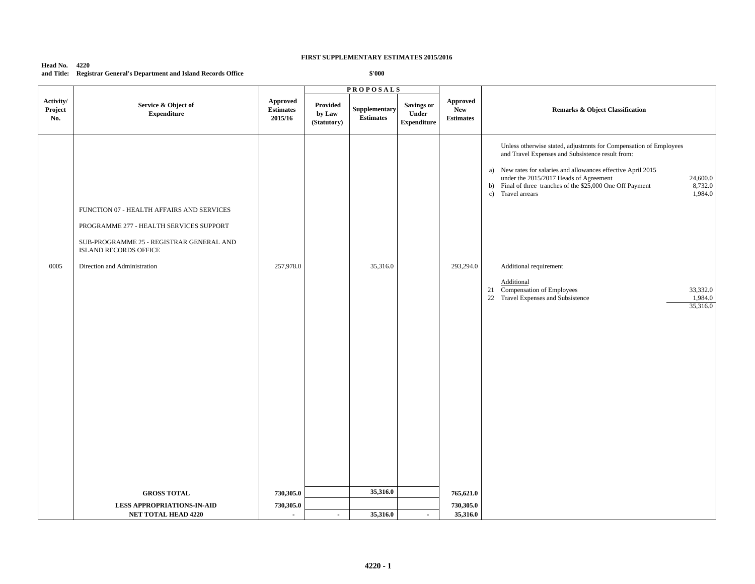**FIRST SUPPLEMENTARY ESTIMATES 2015/2016**

**Head No. 4220**
**and Title: Registrar General's Department and Island Records Office**

**$'000**

| Activity/ Project No. | Service & Object of Expenditure | Approved Estimates 2015/16 | PROPOSALS Provided by Law (Statutory) | Supplementary Estimates | Savings or Under Expenditure | Approved New Estimates | Remarks & Object Classification | |
|---|---|---|---|---|---|---|---|---|
| | | | | | | | Unless otherwise stated, adjustmnts for Compensation of Employees and Travel Expenses and Subsistence result from: | |
| | | | | | | | a) New rates for salaries and allowances effective April 2015 under the 2015/2017 Heads of Agreement | 24,600.0 |
| | | | | | | | b) Final of three tranches of the $25,000 One Off Payment | 8,732.0 |
| | | | | | | | c) Travel arrears | 1,984.0 |
| | FUNCTION 07 - HEALTH AFFAIRS AND SERVICES | | | | | | | |
| | PROGRAMME 277 - HEALTH SERVICES SUPPORT | | | | | | | |
| | SUB-PROGRAMME 25 - REGISTRAR GENERAL AND ISLAND RECORDS OFFICE | | | | | | | |
| 0005 | Direction and Administration | 257,978.0 | | 35,316.0 | | 293,294.0 | Additional requirement | |
| | | | | | | | Additional | |
| | | | | | | | 21 Compensation of Employees | 33,332.0 |
| | | | | | | | 22 Travel Expenses and Subsistence | 1,984.0 |
| | | | | | | | | 35,316.0 |
| | **GROSS TOTAL** | **730,305.0** | | **35,316.0** | | **765,621.0** | | |
| | **LESS APPROPRIATIONS-IN-AID** | **730,305.0** | | | | **730,305.0** | | |
| | **NET TOTAL HEAD 4220** | **-** | **-** | **35,316.0** | **-** | **35,316.0** | | |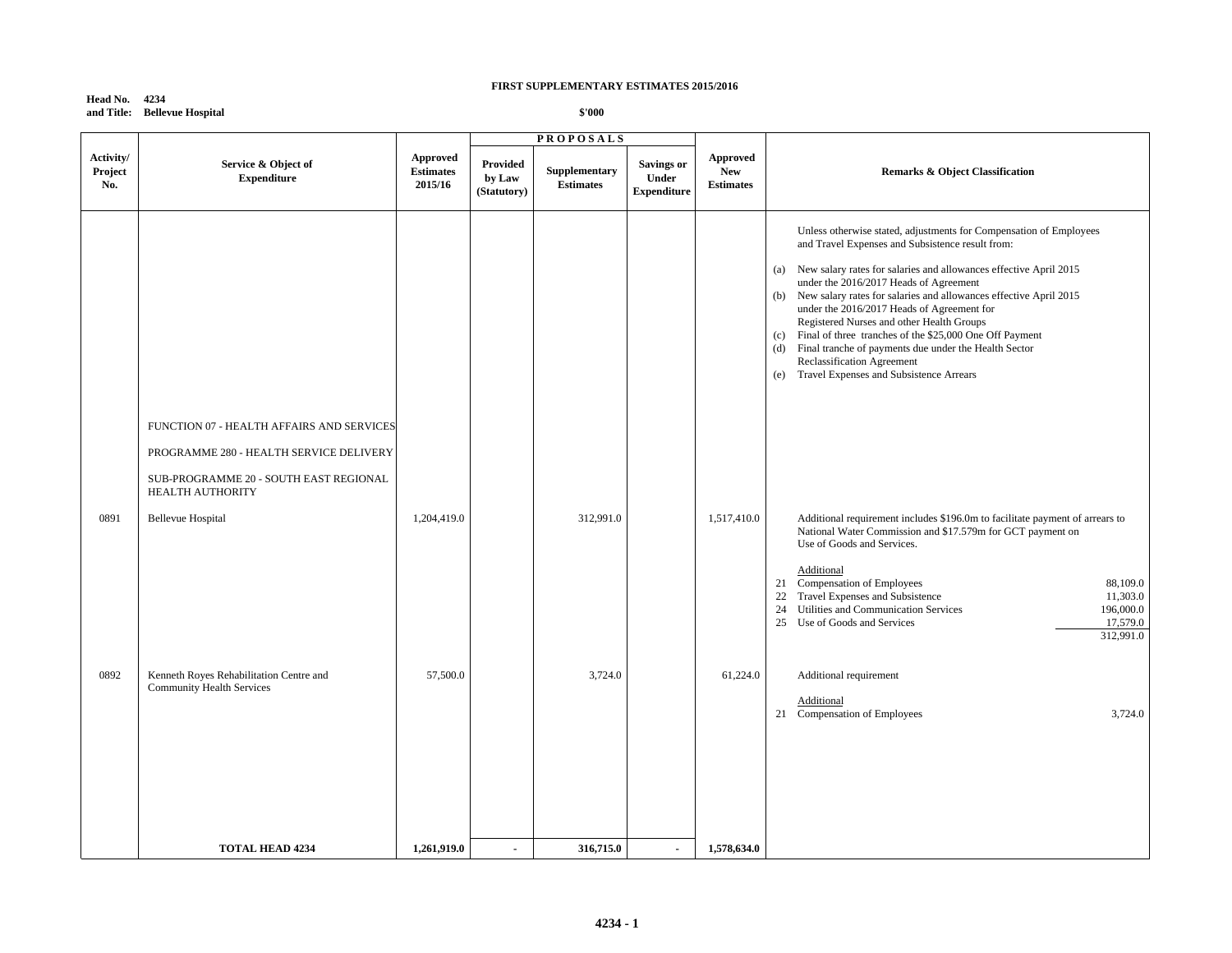# FIRST SUPPLEMENTARY ESTIMATES 2015/2016

**Head No. 4234**
**and Title: Bellevue Hospital**

**$'000**

| Activity/ Project No. | Service & Object of Expenditure | Approved Estimates 2015/16 | PROPOSALS: Provided by Law (Statutory) | PROPOSALS: Supplementary Estimates | PROPOSALS: Savings or Under Expenditure | Approved New Estimates | Remarks & Object Classification |
|---|---|---|---|---|---|---|---|
| | | | | | | | Unless otherwise stated, adjustments for Compensation of Employees and Travel Expenses and Subsistence result from:<br>(a) New salary rates for salaries and allowances effective April 2015 under the 2016/2017 Heads of Agreement<br>(b) New salary rates for salaries and allowances effective April 2015 under the 2016/2017 Heads of Agreement for Registered Nurses and other Health Groups<br>(c) Final of three tranches of the $25,000 One Off Payment<br>(d) Final tranche of payments due under the Health Sector Reclassification Agreement<br>(e) Travel Expenses and Subsistence Arrears |
| | FUNCTION 07 - HEALTH AFFAIRS AND SERVICES | | | | | | |
| | PROGRAMME 280 - HEALTH SERVICE DELIVERY | | | | | | |
| | SUB-PROGRAMME 20 - SOUTH EAST REGIONAL HEALTH AUTHORITY | | | | | | |
| 0891 | Bellevue Hospital | 1,204,419.0 | | 312,991.0 | | 1,517,410.0 | Additional requirement includes $196.0m to facilitate payment of arrears to National Water Commission and $17.579m for GCT payment on Use of Goods and Services.<br>Additional<br>21 Compensation of Employees 88,109.0<br>22 Travel Expenses and Subsistence 11,303.0<br>24 Utilities and Communication Services 196,000.0<br>25 Use of Goods and Services 17,579.0<br>312,991.0 |
| 0892 | Kenneth Royes Rehabilitation Centre and Community Health Services | 57,500.0 | | 3,724.0 | | 61,224.0 | Additional requirement<br>Additional<br>21 Compensation of Employees 3,724.0 |
| | **TOTAL HEAD 4234** | **1,261,919.0** | **-** | **316,715.0** | **-** | **1,578,634.0** | |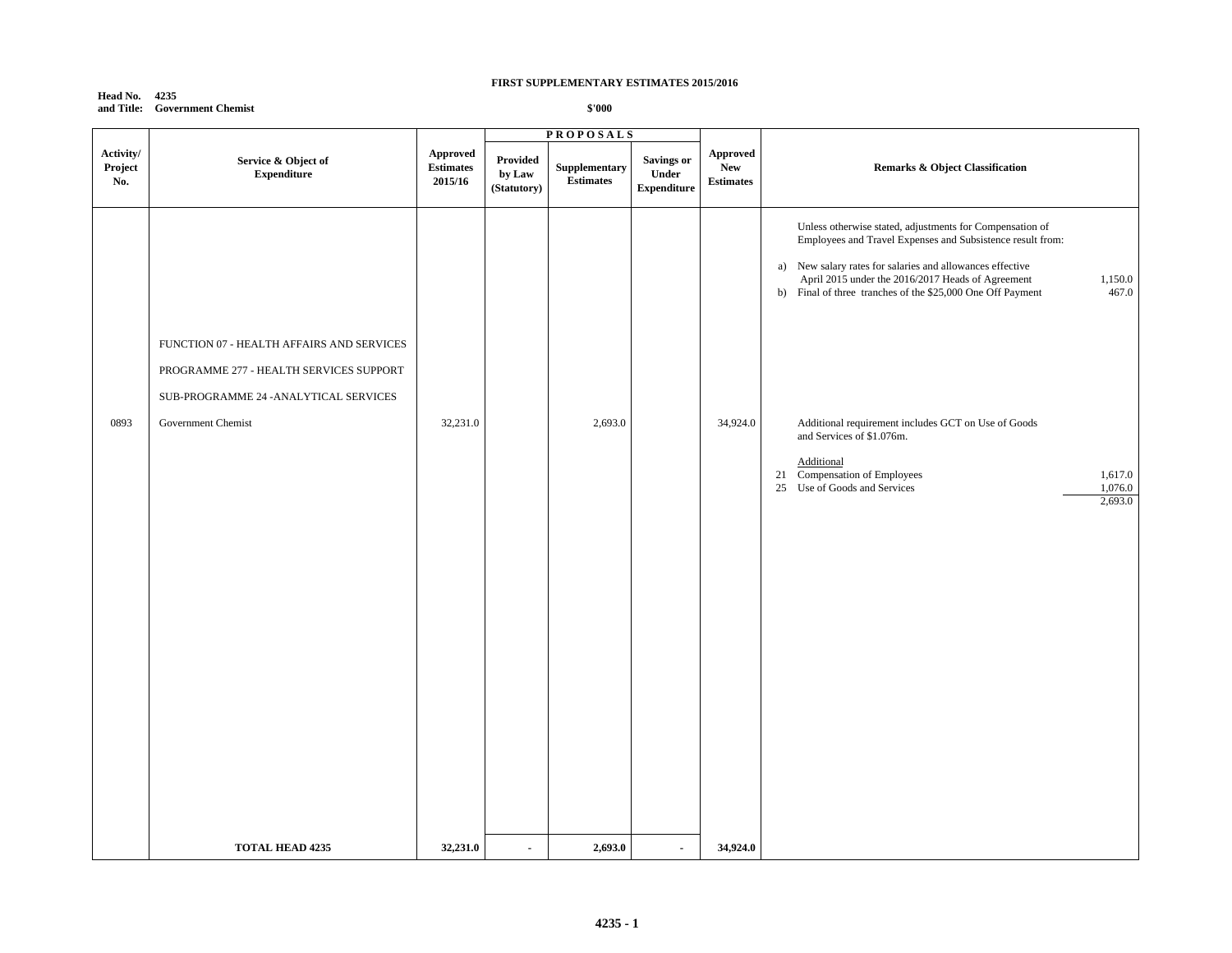**FIRST SUPPLEMENTARY ESTIMATES 2015/2016**

**Head No. 4235**
**and Title: Government Chemist**

**$'000**

| Activity/ Project No. | Service & Object of Expenditure | Approved Estimates 2015/16 | PROPOSALS Provided by Law (Statutory) | Supplementary Estimates | Savings or Under Expenditure | Approved New Estimates | Remarks & Object Classification | |
|---|---|---|---|---|---|---|---|---|
| | | | | | | | Unless otherwise stated, adjustments for Compensation of Employees and Travel Expenses and Subsistence result from: | |
| | | | | | | | a) New salary rates for salaries and allowances effective April 2015 under the 2016/2017 Heads of Agreement | 1,150.0 |
| | | | | | | | b) Final of three tranches of the $25,000 One Off Payment | 467.0 |
| | FUNCTION 07 - HEALTH AFFAIRS AND SERVICES | | | | | | | |
| | PROGRAMME 277 - HEALTH SERVICES SUPPORT | | | | | | | |
| | SUB-PROGRAMME 24 -ANALYTICAL SERVICES | | | | | | | |
| 0893 | Government Chemist | 32,231.0 | | 2,693.0 | | 34,924.0 | Additional requirement includes GCT on Use of Goods and Services of $1.076m. | |
| | | | | | | | Additional | |
| | | | | | | | 21 Compensation of Employees | 1,617.0 |
| | | | | | | | 25 Use of Goods and Services | 1,076.0 |
| | | | | | | | | 2,693.0 |
| | **TOTAL HEAD 4235** | **32,231.0** | **-** | **2,693.0** | **-** | **34,924.0** | | |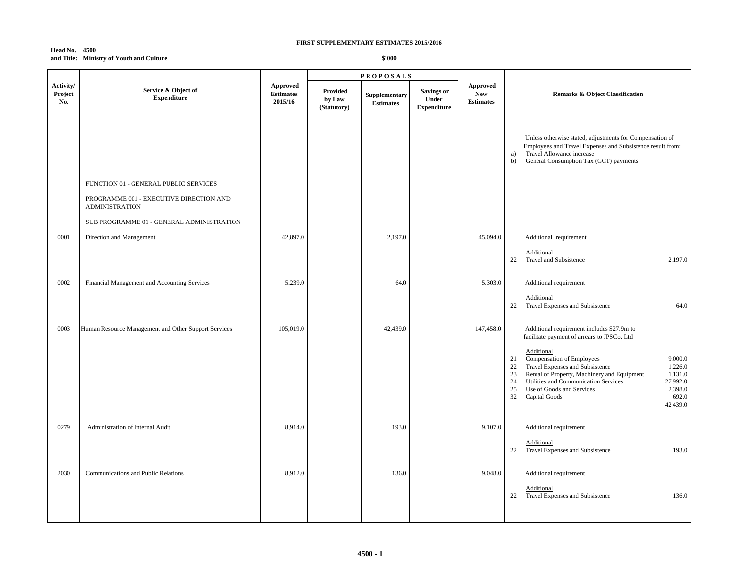**FIRST SUPPLEMENTARY ESTIMATES 2015/2016**

**Head No. 4500**
**and Title: Ministry of Youth and Culture**

**$'000**

| Activity/ Project No. | Service & Object of Expenditure | Approved Estimates 2015/16 | PROPOSALS Provided by Law (Statutory) | Supplementary Estimates | Savings or Under Expenditure | Approved New Estimates | Remarks & Object Classification |
|---|---|---|---|---|---|---|---|
| | | | | | | | Unless otherwise stated, adjustments for Compensation of Employees and Travel Expenses and Subsistence result from: a) Travel Allowance increase b) General Consumption Tax (GCT) payments |
| | FUNCTION 01 - GENERAL PUBLIC SERVICES | | | | | | |
| | PROGRAMME 001 - EXECUTIVE DIRECTION AND ADMINISTRATION | | | | | | |
| | SUB PROGRAMME 01 - GENERAL ADMINISTRATION | | | | | | |
| 0001 | Direction and Management | 42,897.0 | | 2,197.0 | | 45,094.0 | Additional requirement<br>Additional<br>22 Travel and Subsistence 2,197.0 |
| 0002 | Financial Management and Accounting Services | 5,239.0 | | 64.0 | | 5,303.0 | Additional requirement<br>Additional<br>22 Travel Expenses and Subsistence 64.0 |
| 0003 | Human Resource Management and Other Support Services | 105,019.0 | | 42,439.0 | | 147,458.0 | Additional requirement includes $27.9m to facilitate payment of arrears to JPSCo. Ltd<br>Additional<br>21 Compensation of Employees 9,000.0<br>22 Travel Expenses and Subsistence 1,226.0<br>23 Rental of Property, Machinery and Equipment 1,131.0<br>24 Utilities and Communication Services 27,992.0<br>25 Use of Goods and Services 2,398.0<br>32 Capital Goods 692.0<br>42,439.0 |
| 0279 | Administration of Internal Audit | 8,914.0 | | 193.0 | | 9,107.0 | Additional requirement<br>Additional<br>22 Travel Expenses and Subsistence 193.0 |
| 2030 | Communications and Public Relations | 8,912.0 | | 136.0 | | 9,048.0 | Additional requirement<br>Additional<br>22 Travel Expenses and Subsistence 136.0 |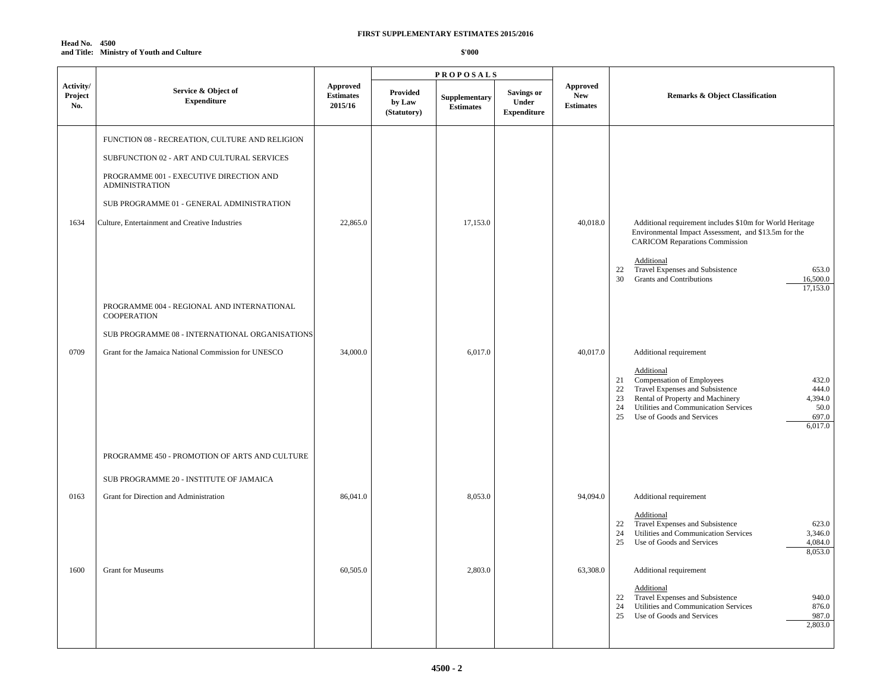**FIRST SUPPLEMENTARY ESTIMATES 2015/2016**

**Head No. 4500**
**and Title: Ministry of Youth and Culture**

**$'000**

| Activity/ Project No. | Service & Object of Expenditure | Approved Estimates 2015/16 | PROPOSALS | | | Approved New Estimates | Remarks & Object Classification |
|---|---|---|---|---|---|---|---|
| | | | Provided by Law (Statutory) | Supplementary Estimates | Savings or Under Expenditure | | |
| | FUNCTION 08 - RECREATION, CULTURE AND RELIGION | | | | | | |
| | SUBFUNCTION 02 - ART AND CULTURAL SERVICES | | | | | | |
| | PROGRAMME 001 - EXECUTIVE DIRECTION AND ADMINISTRATION | | | | | | |
| | SUB PROGRAMME 01 - GENERAL ADMINISTRATION | | | | | | |
| 1634 | Culture, Entertainment and Creative Industries | 22,865.0 | | 17,153.0 | | 40,018.0 | Additional requirement includes $10m for World Heritage Environmental Impact Assessment, and $13.5m for the CARICOM Reparations Commission<br><br>Additional<br>22 Travel Expenses and Subsistence 653.0<br>30 Grants and Contributions 16,500.0<br>17,153.0 |
| | PROGRAMME 004 - REGIONAL AND INTERNATIONAL COOPERATION | | | | | | |
| | SUB PROGRAMME 08 - INTERNATIONAL ORGANISATIONS | | | | | | |
| 0709 | Grant for the Jamaica National Commission for UNESCO | 34,000.0 | | 6,017.0 | | 40,017.0 | Additional requirement<br><br>Additional<br>21 Compensation of Employees 432.0<br>22 Travel Expenses and Subsistence 444.0<br>23 Rental of Property and Machinery 4,394.0<br>24 Utilities and Communication Services 50.0<br>25 Use of Goods and Services 697.0<br>6,017.0 |
| | PROGRAMME 450 - PROMOTION OF ARTS AND CULTURE | | | | | | |
| | SUB PROGRAMME 20 - INSTITUTE OF JAMAICA | | | | | | |
| 0163 | Grant for Direction and Administration | 86,041.0 | | 8,053.0 | | 94,094.0 | Additional requirement<br><br>Additional<br>22 Travel Expenses and Subsistence 623.0<br>24 Utilities and Communication Services 3,346.0<br>25 Use of Goods and Services 4,084.0<br>8,053.0 |
| 1600 | Grant for Museums | 60,505.0 | | 2,803.0 | | 63,308.0 | Additional requirement<br><br>Additional<br>22 Travel Expenses and Subsistence 940.0<br>24 Utilities and Communication Services 876.0<br>25 Use of Goods and Services 987.0<br>2,803.0 |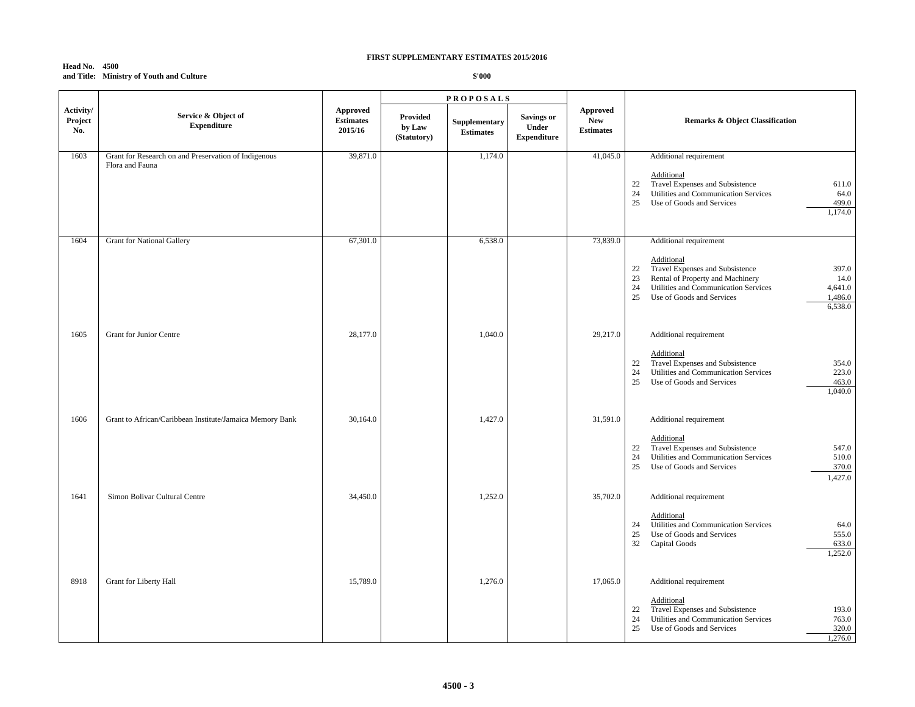**FIRST SUPPLEMENTARY ESTIMATES 2015/2016**

**Head No. 4500**
**and Title: Ministry of Youth and Culture**

**$'000**

| Activity/ Project No. | Service & Object of Expenditure | Approved Estimates 2015/16 | PROPOSALS Provided by Law (Statutory) | Supplementary Estimates | Savings or Under Expenditure | Approved New Estimates | Remarks & Object Classification |
|---|---|---|---|---|---|---|---|
| 1603 | Grant for Research on and Preservation of Indigenous Flora and Fauna | 39,871.0 | | 1,174.0 | | 41,045.0 | Additional requirement<br><br>Additional<br>22 Travel Expenses and Subsistence 611.0<br>24 Utilities and Communication Services 64.0<br>25 Use of Goods and Services 499.0<br>1,174.0 |
| 1604 | Grant for National Gallery | 67,301.0 | | 6,538.0 | | 73,839.0 | Additional requirement<br><br>Additional<br>22 Travel Expenses and Subsistence 397.0<br>23 Rental of Property and Machinery 14.0<br>24 Utilities and Communication Services 4,641.0<br>25 Use of Goods and Services 1,486.0<br>6,538.0 |
| 1605 | Grant for Junior Centre | 28,177.0 | | 1,040.0 | | 29,217.0 | Additional requirement<br><br>Additional<br>22 Travel Expenses and Subsistence 354.0<br>24 Utilities and Communication Services 223.0<br>25 Use of Goods and Services 463.0<br>1,040.0 |
| 1606 | Grant to African/Caribbean Institute/Jamaica Memory Bank | 30,164.0 | | 1,427.0 | | 31,591.0 | Additional requirement<br><br>Additional<br>22 Travel Expenses and Subsistence 547.0<br>24 Utilities and Communication Services 510.0<br>25 Use of Goods and Services 370.0<br>1,427.0 |
| 1641 | Simon Bolivar Cultural Centre | 34,450.0 | | 1,252.0 | | 35,702.0 | Additional requirement<br><br>Additional<br>24 Utilities and Communication Services 64.0<br>25 Use of Goods and Services 555.0<br>32 Capital Goods 633.0<br>1,252.0 |
| 8918 | Grant for Liberty Hall | 15,789.0 | | 1,276.0 | | 17,065.0 | Additional requirement<br><br>Additional<br>22 Travel Expenses and Subsistence 193.0<br>24 Utilities and Communication Services 763.0<br>25 Use of Goods and Services 320.0<br>1,276.0 |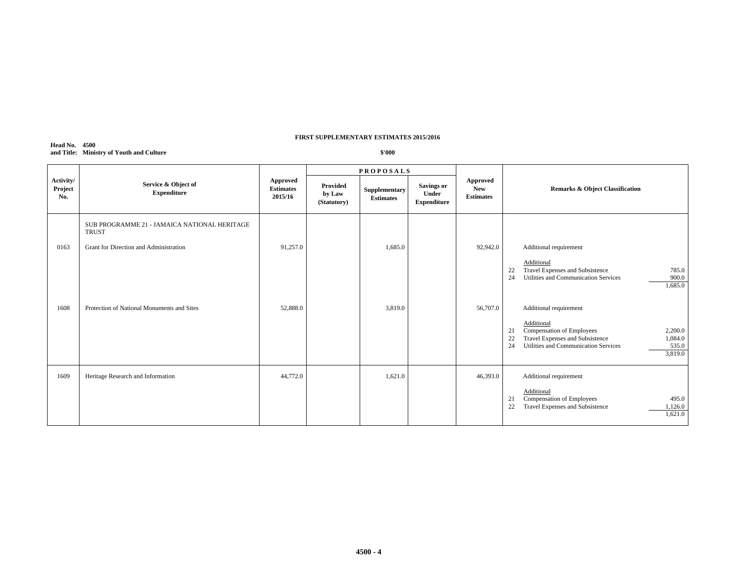**FIRST SUPPLEMENTARY ESTIMATES 2015/2016**

**Head No. 4500**
**and Title: Ministry of Youth and Culture**

**$'000**

| Activity/ Project No. | Service & Object of Expenditure | Approved Estimates 2015/16 | PROPOSALS Provided by Law (Statutory) | Supplementary Estimates | Savings or Under Expenditure | Approved New Estimates | Remarks & Object Classification |
|---|---|---|---|---|---|---|---|
| | SUB PROGRAMME 21 - JAMAICA NATIONAL HERITAGE TRUST | | | | | | |
| 0163 | Grant for Direction and Administration | 91,257.0 | | 1,685.0 | | 92,942.0 | Additional requirement<br><br>Additional<br>22 Travel Expenses and Subsistence 785.0<br>24 Utilities and Communication Services 900.0<br>1,685.0 |
| 1608 | Protection of National Monuments and Sites | 52,888.0 | | 3,819.0 | | 56,707.0 | Additional requirement<br><br>Additional<br>21 Compensation of Employees 2,200.0<br>22 Travel Expenses and Subsistence 1,084.0<br>24 Utilities and Communication Services 535.0<br>3,819.0 |
| 1609 | Heritage Research and Information | 44,772.0 | | 1,621.0 | | 46,393.0 | Additional requirement<br><br>Additional<br>21 Compensation of Employees 495.0<br>22 Travel Expenses and Subsistence 1,126.0<br>1,621.0 |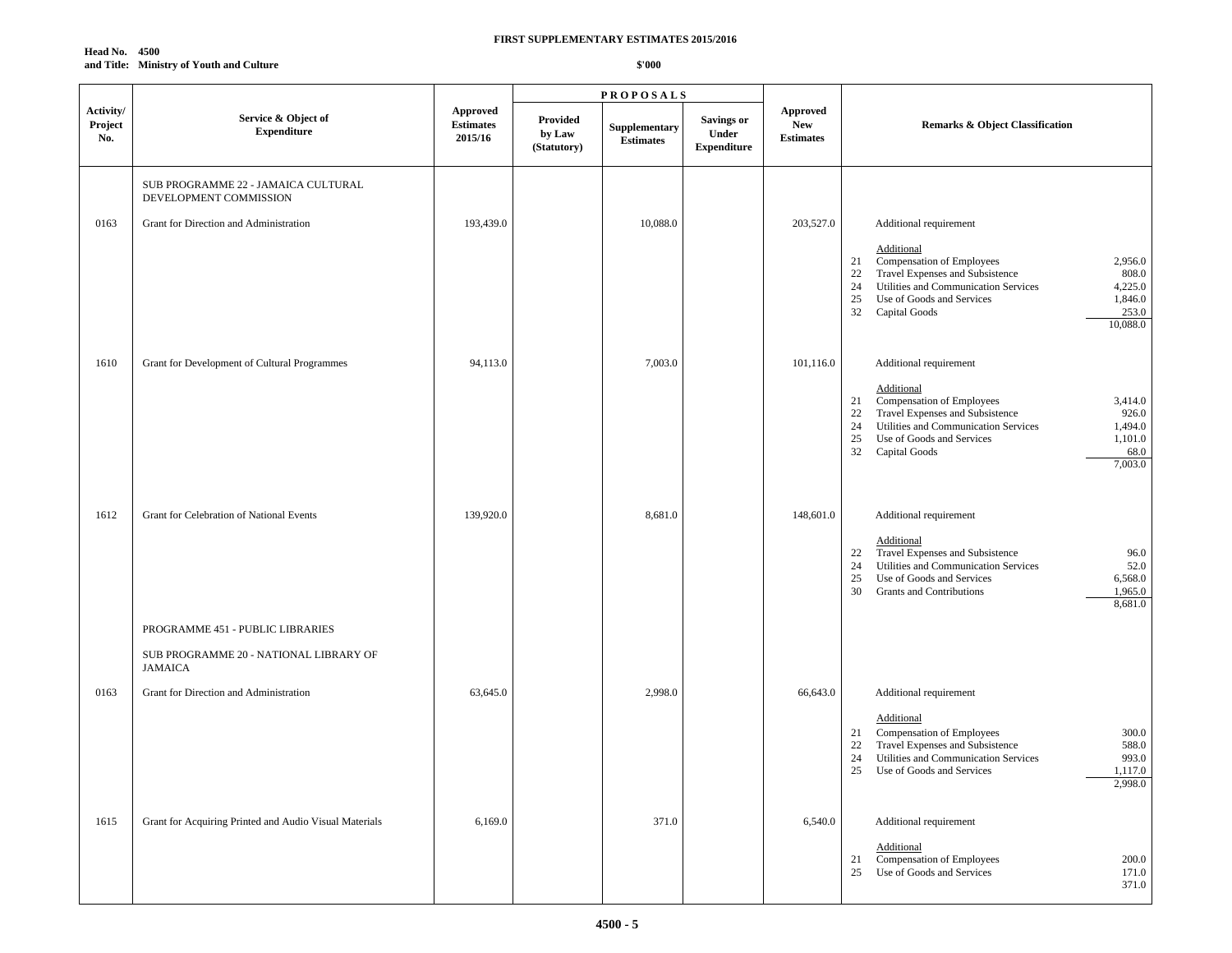**FIRST SUPPLEMENTARY ESTIMATES 2015/2016**

**Head No. 4500**
**and Title: Ministry of Youth and Culture**

**$'000**

| Activity/ Project No. | Service & Object of Expenditure | Approved Estimates 2015/16 | PROPOSALS Provided by Law (Statutory) | Supplementary Estimates | Savings or Under Expenditure | Approved New Estimates | Remarks & Object Classification |
|---|---|---|---|---|---|---|---|
| | SUB PROGRAMME 22 - JAMAICA CULTURAL DEVELOPMENT COMMISSION | | | | | | |
| 0163 | Grant for Direction and Administration | 193,439.0 | | 10,088.0 | | 203,527.0 | Additional requirement<br><br>Additional<br>21 Compensation of Employees 2,956.0<br>22 Travel Expenses and Subsistence 808.0<br>24 Utilities and Communication Services 4,225.0<br>25 Use of Goods and Services 1,846.0<br>32 Capital Goods 253.0<br>10,088.0 |
| 1610 | Grant for Development of Cultural Programmes | 94,113.0 | | 7,003.0 | | 101,116.0 | Additional requirement<br><br>Additional<br>21 Compensation of Employees 3,414.0<br>22 Travel Expenses and Subsistence 926.0<br>24 Utilities and Communication Services 1,494.0<br>25 Use of Goods and Services 1,101.0<br>32 Capital Goods 68.0<br>7,003.0 |
| 1612 | Grant for Celebration of National Events | 139,920.0 | | 8,681.0 | | 148,601.0 | Additional requirement<br><br>Additional<br>22 Travel Expenses and Subsistence 96.0<br>24 Utilities and Communication Services 52.0<br>25 Use of Goods and Services 6,568.0<br>30 Grants and Contributions 1,965.0<br>8,681.0 |
| | PROGRAMME 451 - PUBLIC LIBRARIES | | | | | | |
| | SUB PROGRAMME 20 - NATIONAL LIBRARY OF JAMAICA | | | | | | |
| 0163 | Grant for Direction and Administration | 63,645.0 | | 2,998.0 | | 66,643.0 | Additional requirement<br><br>Additional<br>21 Compensation of Employees 300.0<br>22 Travel Expenses and Subsistence 588.0<br>24 Utilities and Communication Services 993.0<br>25 Use of Goods and Services 1,117.0<br>2,998.0 |
| 1615 | Grant for Acquiring Printed and Audio Visual Materials | 6,169.0 | | 371.0 | | 6,540.0 | Additional requirement<br><br>Additional<br>21 Compensation of Employees 200.0<br>25 Use of Goods and Services 171.0<br>371.0 |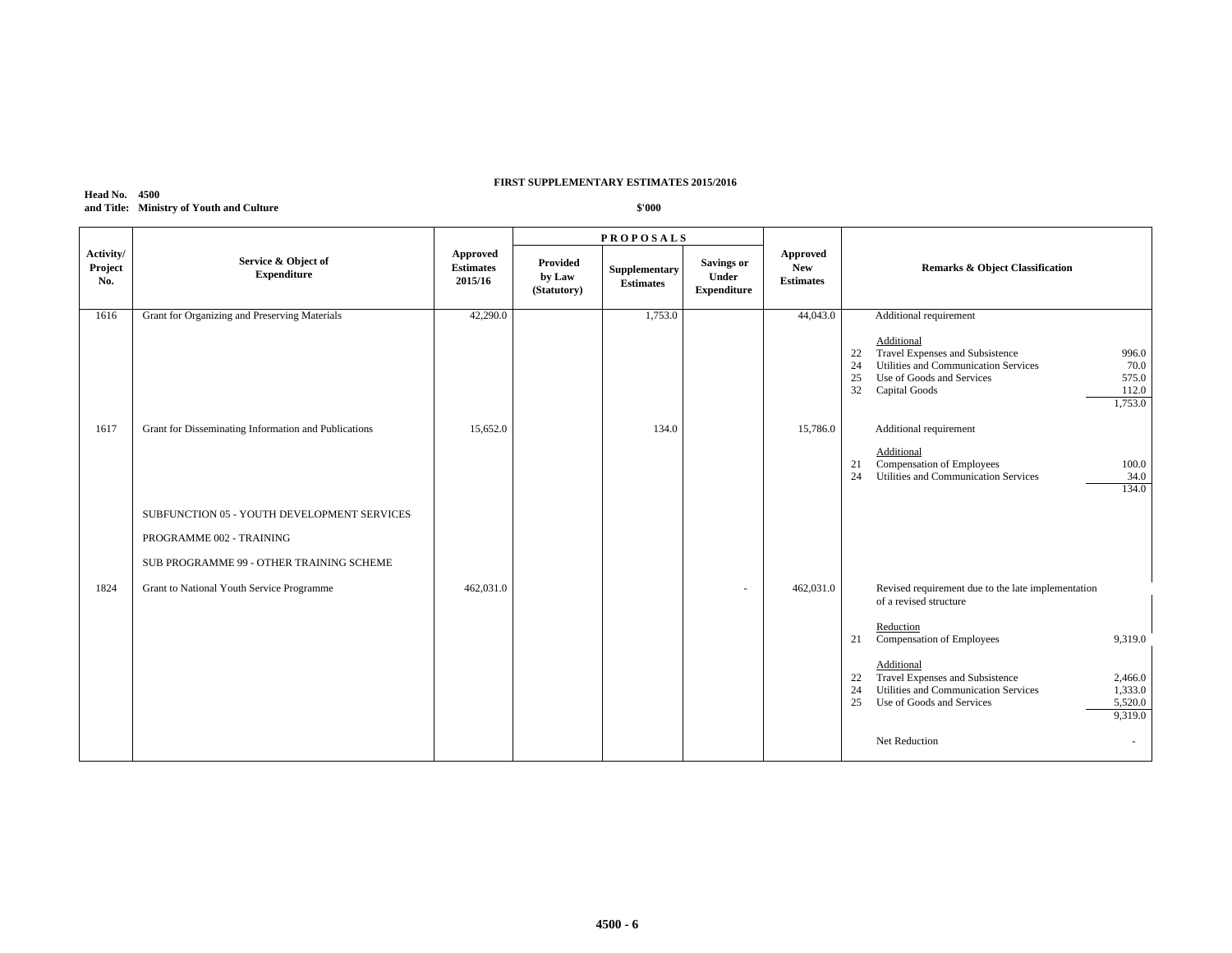**FIRST SUPPLEMENTARY ESTIMATES 2015/2016**

**Head No. 4500**
**and Title: Ministry of Youth and Culture**

**$'000**

| Activity/ Project No. | Service & Object of Expenditure | Approved Estimates 2015/16 | PROPOSALS Provided by Law (Statutory) | Supplementary Estimates | Savings or Under Expenditure | Approved New Estimates | Remarks & Object Classification |
|---|---|---|---|---|---|---|---|
| 1616 | Grant for Organizing and Preserving Materials | 42,290.0 | | 1,753.0 | | 44,043.0 | Additional requirement<br><br>Additional<br>22 Travel Expenses and Subsistence 996.0<br>24 Utilities and Communication Services 70.0<br>25 Use of Goods and Services 575.0<br>32 Capital Goods 112.0<br>1,753.0 |
| 1617 | Grant for Disseminating Information and Publications | 15,652.0 | | 134.0 | | 15,786.0 | Additional requirement<br><br>Additional<br>21 Compensation of Employees 100.0<br>24 Utilities and Communication Services 34.0<br>134.0 |
| | SUBFUNCTION 05 - YOUTH DEVELOPMENT SERVICES | | | | | | |
| | PROGRAMME 002 - TRAINING | | | | | | |
| | SUB PROGRAMME 99 - OTHER TRAINING SCHEME | | | | | | |
| 1824 | Grant to National Youth Service Programme | 462,031.0 | | | - | 462,031.0 | Revised requirement due to the late implementation of a revised structure<br><br>Reduction<br>21 Compensation of Employees 9,319.0<br><br>Additional<br>22 Travel Expenses and Subsistence 2,466.0<br>24 Utilities and Communication Services 1,333.0<br>25 Use of Goods and Services 5,520.0<br>9,319.0<br><br>Net Reduction - |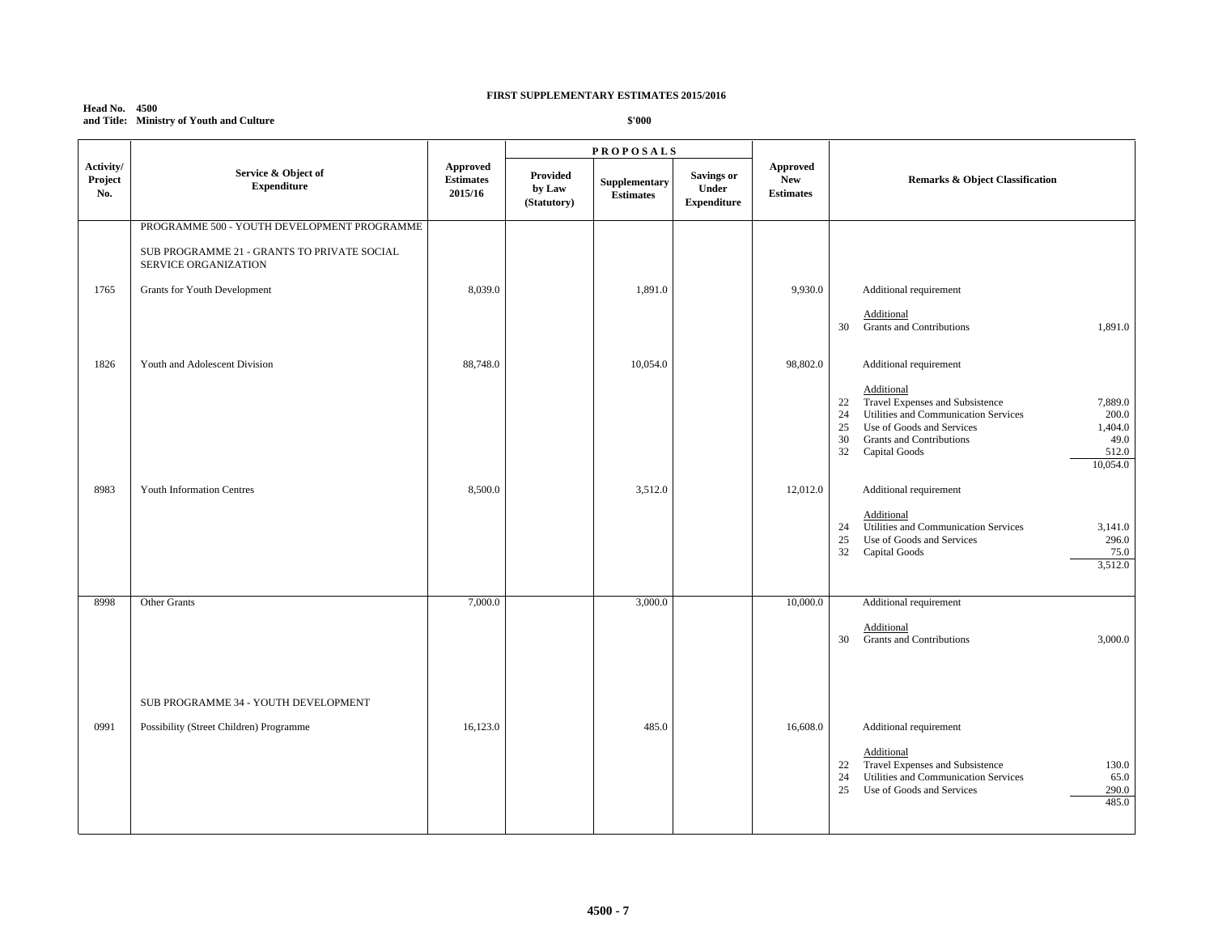**FIRST SUPPLEMENTARY ESTIMATES 2015/2016**

**Head No. 4500**
**and Title: Ministry of Youth and Culture**

**$'000**

| Activity/ Project No. | Service & Object of Expenditure | Approved Estimates 2015/16 | PROPOSALS Provided by Law (Statutory) | Supplementary Estimates | Savings or Under Expenditure | Approved New Estimates | Remarks & Object Classification |
|---|---|---|---|---|---|---|---|
| | PROGRAMME 500 - YOUTH DEVELOPMENT PROGRAMME | | | | | | |
| | SUB PROGRAMME 21 - GRANTS TO PRIVATE SOCIAL SERVICE ORGANIZATION | | | | | | |
| 1765 | Grants for Youth Development | 8,039.0 | | 1,891.0 | | 9,930.0 | Additional requirement<br><br>Additional<br>30 Grants and Contributions 1,891.0 |
| 1826 | Youth and Adolescent Division | 88,748.0 | | 10,054.0 | | 98,802.0 | Additional requirement<br><br>Additional<br>22 Travel Expenses and Subsistence 7,889.0<br>24 Utilities and Communication Services 200.0<br>25 Use of Goods and Services 1,404.0<br>30 Grants and Contributions 49.0<br>32 Capital Goods 512.0<br>10,054.0 |
| 8983 | Youth Information Centres | 8,500.0 | | 3,512.0 | | 12,012.0 | Additional requirement<br><br>Additional<br>24 Utilities and Communication Services 3,141.0<br>25 Use of Goods and Services 296.0<br>32 Capital Goods 75.0<br>3,512.0 |
| 8998 | Other Grants | 7,000.0 | | 3,000.0 | | 10,000.0 | Additional requirement<br><br>Additional<br>30 Grants and Contributions 3,000.0 |
| | SUB PROGRAMME 34 - YOUTH DEVELOPMENT | | | | | | |
| 0991 | Possibility (Street Children) Programme | 16,123.0 | | 485.0 | | 16,608.0 | Additional requirement<br><br>Additional<br>22 Travel Expenses and Subsistence 130.0<br>24 Utilities and Communication Services 65.0<br>25 Use of Goods and Services 290.0<br>485.0 |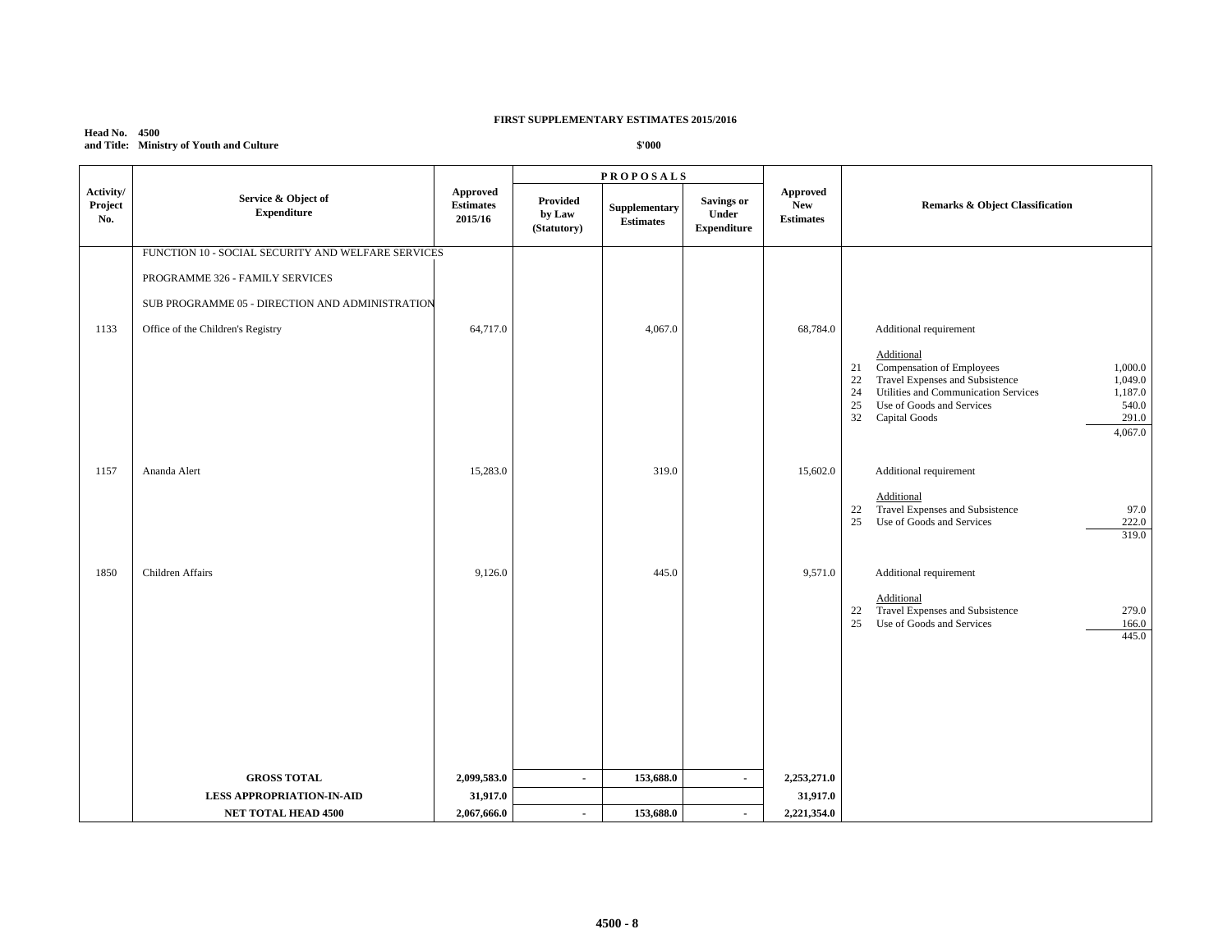**FIRST SUPPLEMENTARY ESTIMATES 2015/2016**

**Head No. 4500**
**and Title: Ministry of Youth and Culture**

**$'000**

| Activity/ Project No. | Service & Object of Expenditure | Approved Estimates 2015/16 | PROPOSALS Provided by Law (Statutory) | Supplementary Estimates | Savings or Under Expenditure | Approved New Estimates | Remarks & Object Classification |
|---|---|---|---|---|---|---|---|
| | FUNCTION 10 - SOCIAL SECURITY AND WELFARE SERVICES | | | | | | |
| | PROGRAMME 326 - FAMILY SERVICES | | | | | | |
| | SUB PROGRAMME 05 - DIRECTION AND ADMINISTRATION | | | | | | |
| 1133 | Office of the Children's Registry | 64,717.0 | | 4,067.0 | | 68,784.0 | Additional requirement<br><br>Additional<br>21 Compensation of Employees 1,000.0<br>22 Travel Expenses and Subsistence 1,049.0<br>24 Utilities and Communication Services 1,187.0<br>25 Use of Goods and Services 540.0<br>32 Capital Goods 291.0<br>4,067.0 |
| 1157 | Ananda Alert | 15,283.0 | | 319.0 | | 15,602.0 | Additional requirement<br><br>Additional<br>22 Travel Expenses and Subsistence 97.0<br>25 Use of Goods and Services 222.0<br>319.0 |
| 1850 | Children Affairs | 9,126.0 | | 445.0 | | 9,571.0 | Additional requirement<br><br>Additional<br>22 Travel Expenses and Subsistence 279.0<br>25 Use of Goods and Services 166.0<br>445.0 |
| | **GROSS TOTAL** | **2,099,583.0** | **-** | **153,688.0** | **-** | **2,253,271.0** | |
| | **LESS APPROPRIATION-IN-AID** | **31,917.0** | | | | **31,917.0** | |
| | **NET TOTAL HEAD 4500** | **2,067,666.0** | **-** | **153,688.0** | **-** | **2,221,354.0** | |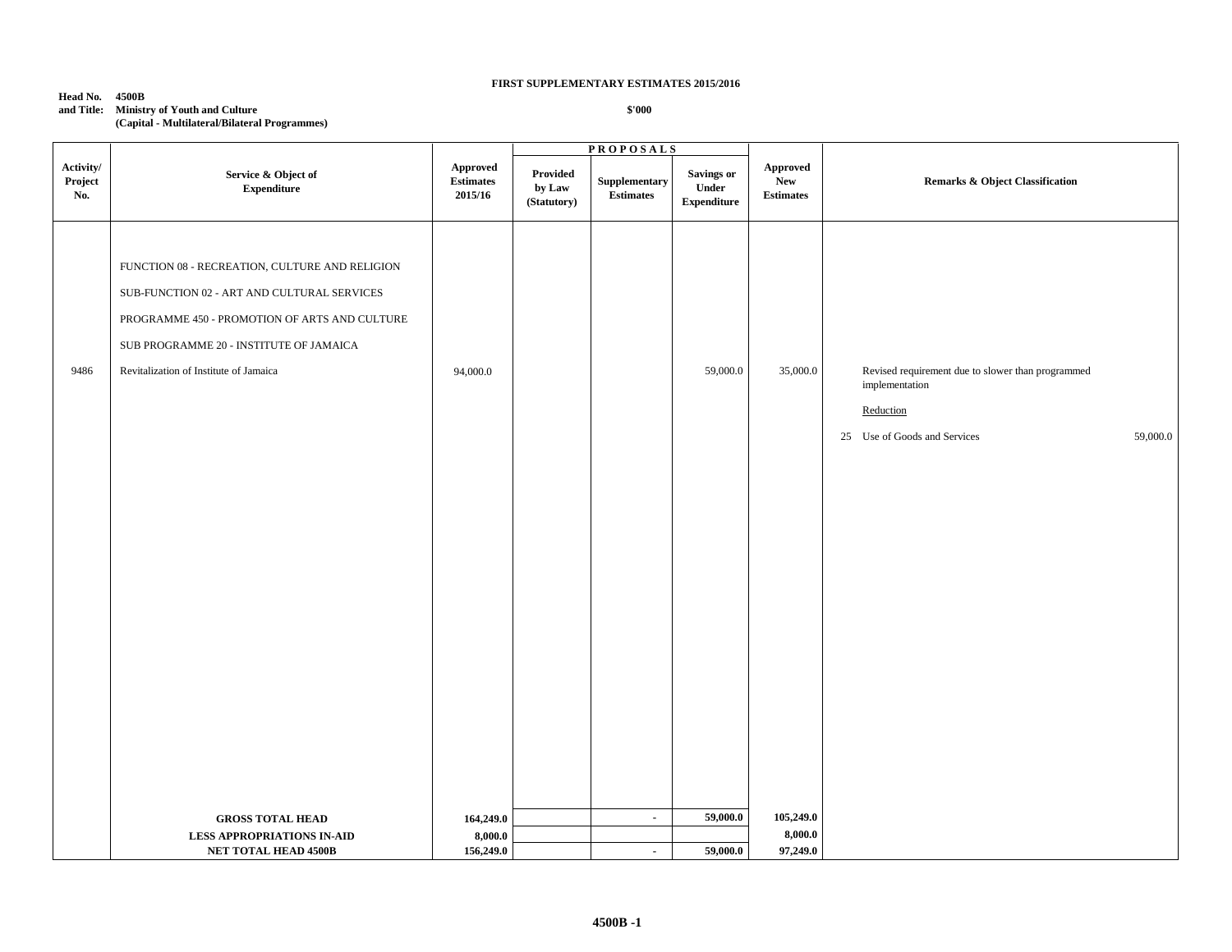**FIRST SUPPLEMENTARY ESTIMATES 2015/2016**

**Head No. 4500B**
**and Title: Ministry of Youth and Culture**
**(Capital - Multilateral/Bilateral Programmes)**

**$'000**

| Activity/ Project No. | Service & Object of Expenditure | Approved Estimates 2015/16 | PROPOSALS | | | Approved New Estimates | Remarks & Object Classification | |
|---|---|---|---|---|---|---|---|---|
| | | | Provided by Law (Statutory) | Supplementary Estimates | Savings or Under Expenditure | | | |
| | FUNCTION 08 - RECREATION, CULTURE AND RELIGION | | | | | | | |
| | SUB-FUNCTION 02 - ART AND CULTURAL SERVICES | | | | | | | |
| | PROGRAMME 450 - PROMOTION OF ARTS AND CULTURE | | | | | | | |
| | SUB PROGRAMME 20 - INSTITUTE OF JAMAICA | | | | | | | |
| 9486 | Revitalization of Institute of Jamaica | 94,000.0 | | | 59,000.0 | 35,000.0 | Revised requirement due to slower than programmed implementation | |
| | | | | | | | Reduction | |
| | | | | | | | 25 Use of Goods and Services | 59,000.0 |
| | **GROSS TOTAL HEAD** | **164,249.0** | | **-** | **59,000.0** | **105,249.0** | | |
| | **LESS APPROPRIATIONS IN-AID** | **8,000.0** | | | | **8,000.0** | | |
| | **NET TOTAL HEAD 4500B** | **156,249.0** | | **-** | **59,000.0** | **97,249.0** | | |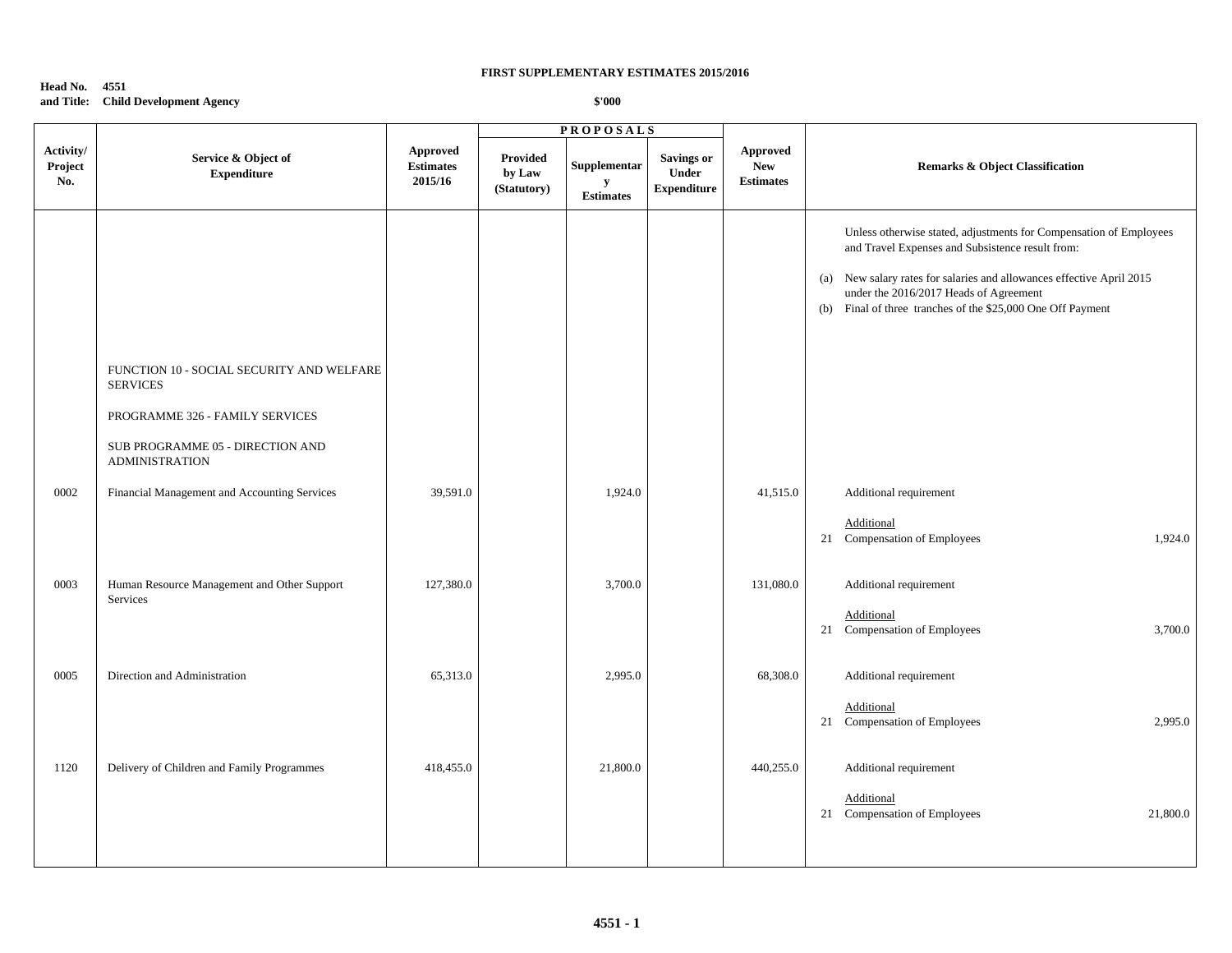**FIRST SUPPLEMENTARY ESTIMATES 2015/2016**

**Head No. 4551**
**and Title: Child Development Agency**

**$'000**

| Activity/ Project No. | Service & Object of Expenditure | Approved Estimates 2015/16 | PROPOSALS Provided by Law (Statutory) | Supplementary Estimates | Savings or Under Expenditure | Approved New Estimates | Remarks & Object Classification |
|---|---|---|---|---|---|---|---|
| | | | | | | | Unless otherwise stated, adjustments for Compensation of Employees and Travel Expenses and Subsistence result from:<br><br>(a) New salary rates for salaries and allowances effective April 2015 under the 2016/2017 Heads of Agreement<br>(b) Final of three tranches of the $25,000 One Off Payment |
| | FUNCTION 10 - SOCIAL SECURITY AND WELFARE SERVICES | | | | | | |
| | PROGRAMME 326 - FAMILY SERVICES | | | | | | |
| | SUB PROGRAMME 05 - DIRECTION AND ADMINISTRATION | | | | | | |
| 0002 | Financial Management and Accounting Services | 39,591.0 | | 1,924.0 | | 41,515.0 | Additional requirement<br><br>Additional<br>21 Compensation of Employees 1,924.0 |
| 0003 | Human Resource Management and Other Support Services | 127,380.0 | | 3,700.0 | | 131,080.0 | Additional requirement<br><br>Additional<br>21 Compensation of Employees 3,700.0 |
| 0005 | Direction and Administration | 65,313.0 | | 2,995.0 | | 68,308.0 | Additional requirement<br><br>Additional<br>21 Compensation of Employees 2,995.0 |
| 1120 | Delivery of Children and Family Programmes | 418,455.0 | | 21,800.0 | | 440,255.0 | Additional requirement<br><br>Additional<br>21 Compensation of Employees 21,800.0 |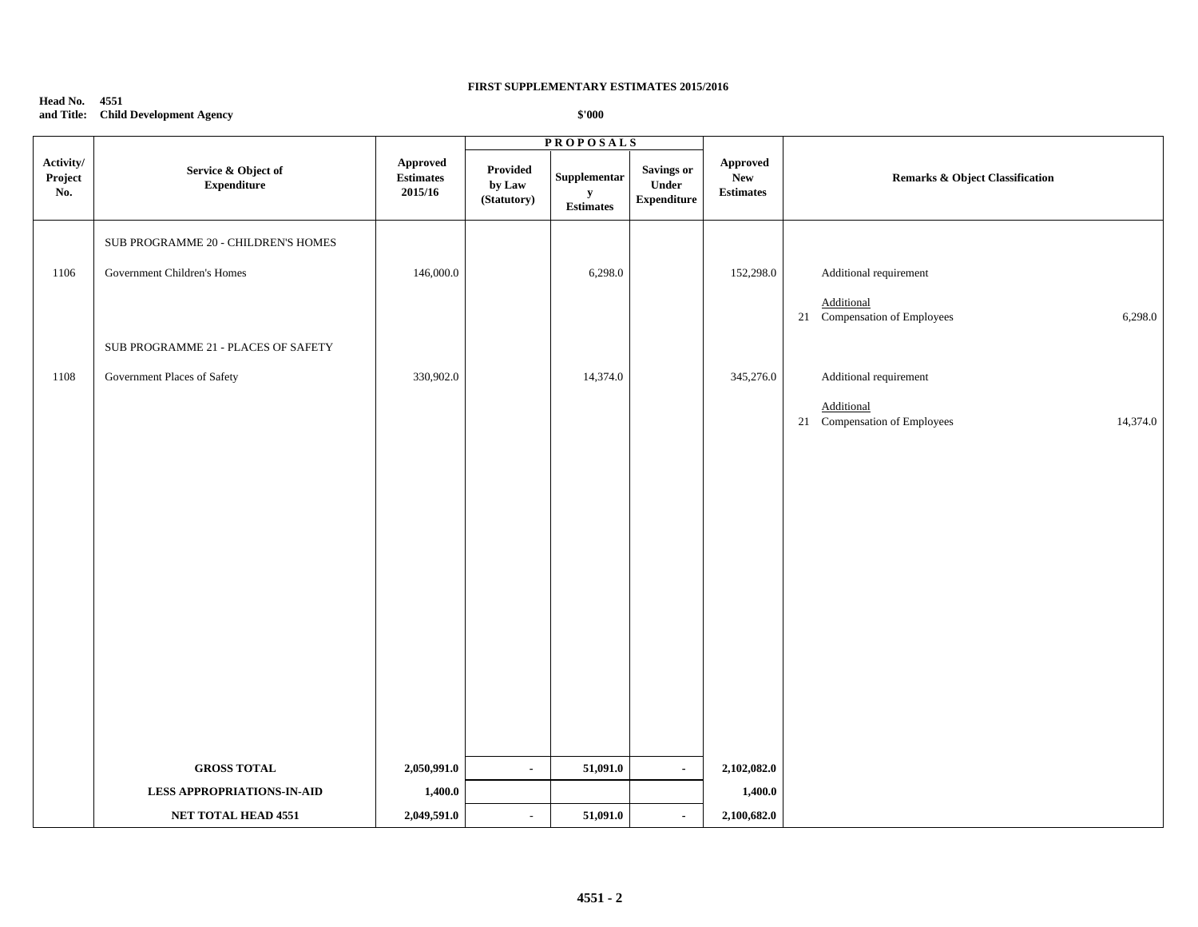**FIRST SUPPLEMENTARY ESTIMATES 2015/2016**

**Head No. 4551**
**and Title: Child Development Agency**

**$'000**

| Activity/ Project No. | Service & Object of Expenditure | Approved Estimates 2015/16 | PROPOSALS Provided by Law (Statutory) | Supplementary Estimates | Savings or Under Expenditure | Approved New Estimates | Remarks & Object Classification | |
|---|---|---|---|---|---|---|---|---|
| | SUB PROGRAMME 20 - CHILDREN'S HOMES | | | | | | | |
| 1106 | Government Children's Homes | 146,000.0 | | 6,298.0 | | 152,298.0 | Additional requirement | |
| | | | | | | | Additional | |
| | | | | | | | 21 Compensation of Employees | 6,298.0 |
| | SUB PROGRAMME 21 - PLACES OF SAFETY | | | | | | | |
| 1108 | Government Places of Safety | 330,902.0 | | 14,374.0 | | 345,276.0 | Additional requirement | |
| | | | | | | | Additional | |
| | | | | | | | 21 Compensation of Employees | 14,374.0 |
| | **GROSS TOTAL** | **2,050,991.0** | **-** | **51,091.0** | **-** | **2,102,082.0** | | |
| | **LESS APPROPRIATIONS-IN-AID** | **1,400.0** | | | | **1,400.0** | | |
| | **NET TOTAL HEAD 4551** | **2,049,591.0** | **-** | **51,091.0** | **-** | **2,100,682.0** | | |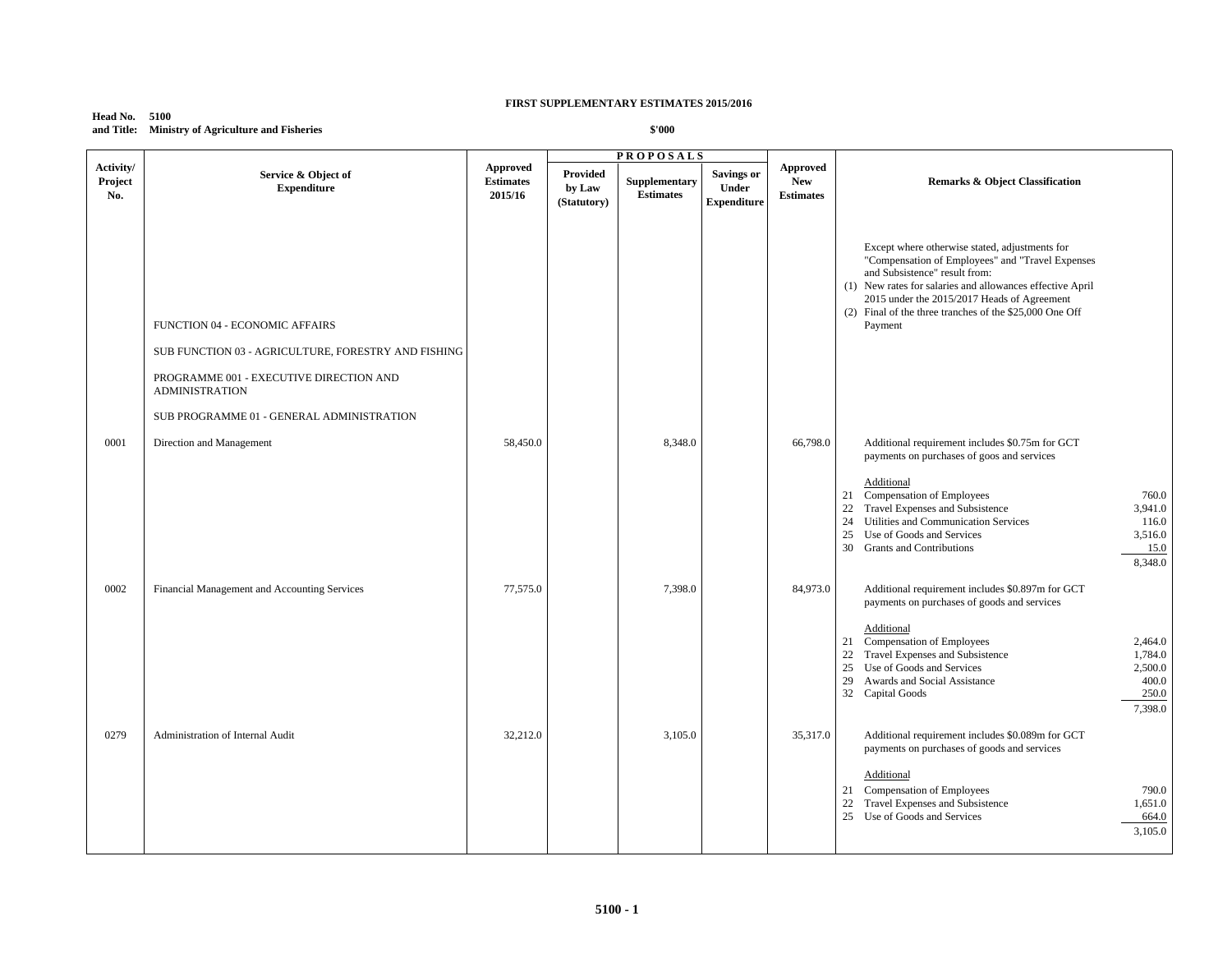**FIRST SUPPLEMENTARY ESTIMATES 2015/2016**

**Head No. 5100**
**and Title: Ministry of Agriculture and Fisheries**

**$'000**

| Activity/ Project No. | Service & Object of Expenditure | Approved Estimates 2015/16 | PROPOSALS Provided by Law (Statutory) | Supplementary Estimates | Savings or Under Expenditure | Approved New Estimates | Remarks & Object Classification |
|---|---|---|---|---|---|---|---|
| | FUNCTION 04 - ECONOMIC AFFAIRS | | | | | | Except where otherwise stated, adjustments for "Compensation of Employees" and "Travel Expenses and Subsistence" result from: (1) New rates for salaries and allowances effective April 2015 under the 2015/2017 Heads of Agreement (2) Final of the three tranches of the $25,000 One Off Payment |
| | SUB FUNCTION 03 - AGRICULTURE, FORESTRY AND FISHING | | | | | | |
| | PROGRAMME 001 - EXECUTIVE DIRECTION AND ADMINISTRATION | | | | | | |
| | SUB PROGRAMME 01 - GENERAL ADMINISTRATION | | | | | | |
| 0001 | Direction and Management | 58,450.0 | | 8,348.0 | | 66,798.0 | Additional requirement includes $0.75m for GCT payments on purchases of goos and services<br><br>Additional<br>21 Compensation of Employees 760.0<br>22 Travel Expenses and Subsistence 3,941.0<br>24 Utilities and Communication Services 116.0<br>25 Use of Goods and Services 3,516.0<br>30 Grants and Contributions 15.0<br>8,348.0 |
| 0002 | Financial Management and Accounting Services | 77,575.0 | | 7,398.0 | | 84,973.0 | Additional requirement includes $0.897m for GCT payments on purchases of goods and services<br><br>Additional<br>21 Compensation of Employees 2,464.0<br>22 Travel Expenses and Subsistence 1,784.0<br>25 Use of Goods and Services 2,500.0<br>29 Awards and Social Assistance 400.0<br>32 Capital Goods 250.0<br>7,398.0 |
| 0279 | Administration of Internal Audit | 32,212.0 | | 3,105.0 | | 35,317.0 | Additional requirement includes $0.089m for GCT payments on purchases of goods and services<br><br>Additional<br>21 Compensation of Employees 790.0<br>22 Travel Expenses and Subsistence 1,651.0<br>25 Use of Goods and Services 664.0<br>3,105.0 |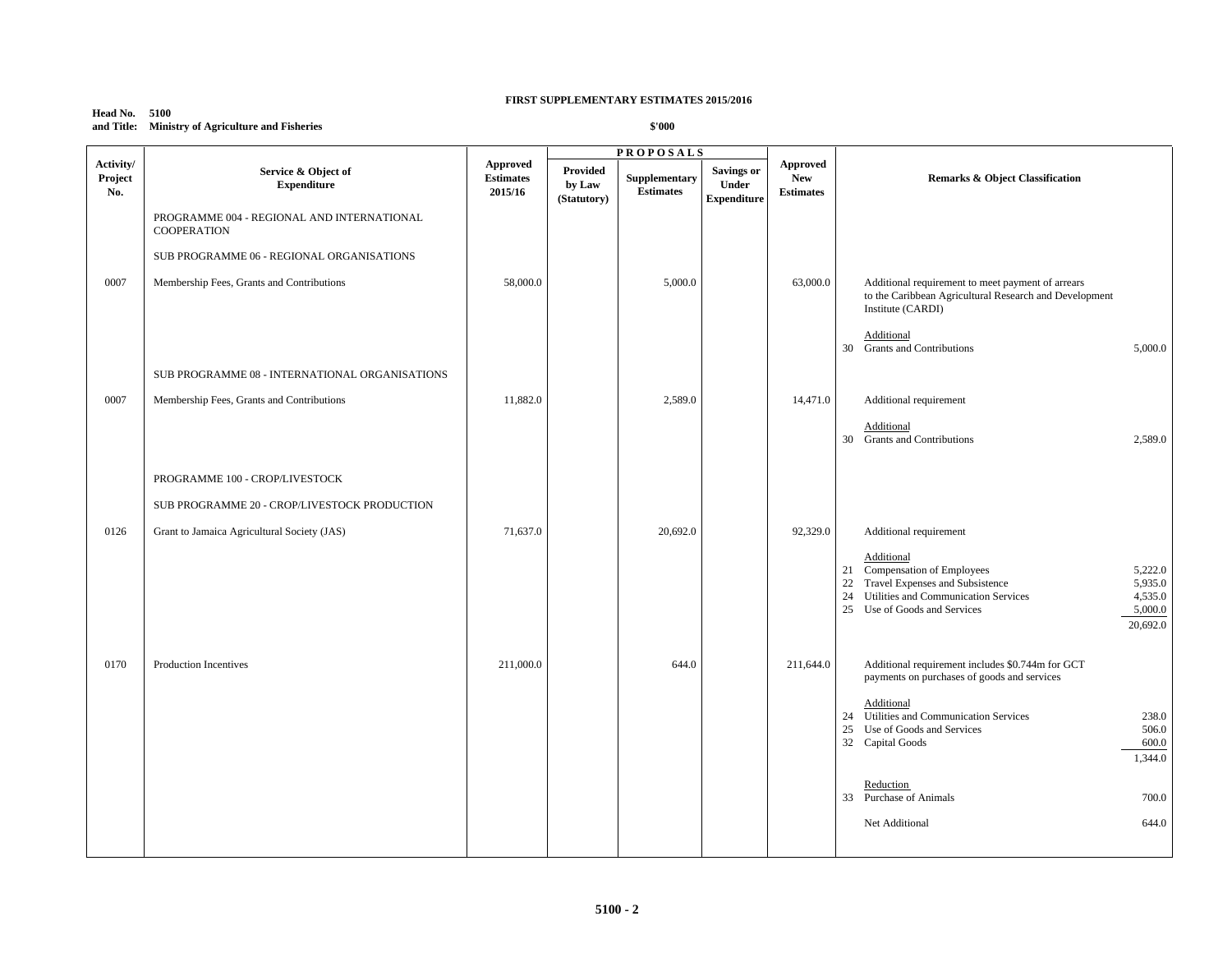**FIRST SUPPLEMENTARY ESTIMATES 2015/2016**

**Head No. 5100**
**and Title: Ministry of Agriculture and Fisheries**

**$'000**

| Activity/ Project No. | Service & Object of Expenditure | Approved Estimates 2015/16 | PROPOSALS Provided by Law (Statutory) | Supplementary Estimates | Savings or Under Expenditure | Approved New Estimates | Remarks & Object Classification |
|---|---|---|---|---|---|---|---|
| | PROGRAMME 004 - REGIONAL AND INTERNATIONAL COOPERATION | | | | | | |
| | SUB PROGRAMME 06 - REGIONAL ORGANISATIONS | | | | | | |
| 0007 | Membership Fees, Grants and Contributions | 58,000.0 | | 5,000.0 | | 63,000.0 | Additional requirement to meet payment of arrears to the Caribbean Agricultural Research and Development Institute (CARDI)<br><br>Additional<br>30 Grants and Contributions 5,000.0 |
| | SUB PROGRAMME 08 - INTERNATIONAL ORGANISATIONS | | | | | | |
| 0007 | Membership Fees, Grants and Contributions | 11,882.0 | | 2,589.0 | | 14,471.0 | Additional requirement<br><br>Additional<br>30 Grants and Contributions 2,589.0 |
| | PROGRAMME 100 - CROP/LIVESTOCK | | | | | | |
| | SUB PROGRAMME 20 - CROP/LIVESTOCK PRODUCTION | | | | | | |
| 0126 | Grant to Jamaica Agricultural Society (JAS) | 71,637.0 | | 20,692.0 | | 92,329.0 | Additional requirement<br><br>Additional<br>21 Compensation of Employees 5,222.0<br>22 Travel Expenses and Subsistence 5,935.0<br>24 Utilities and Communication Services 4,535.0<br>25 Use of Goods and Services 5,000.0<br>20,692.0 |
| 0170 | Production Incentives | 211,000.0 | | 644.0 | | 211,644.0 | Additional requirement includes $0.744m for GCT payments on purchases of goods and services<br><br>Additional<br>24 Utilities and Communication Services 238.0<br>25 Use of Goods and Services 506.0<br>32 Capital Goods 600.0<br>1,344.0<br><br>Reduction<br>33 Purchase of Animals 700.0<br><br>Net Additional 644.0 |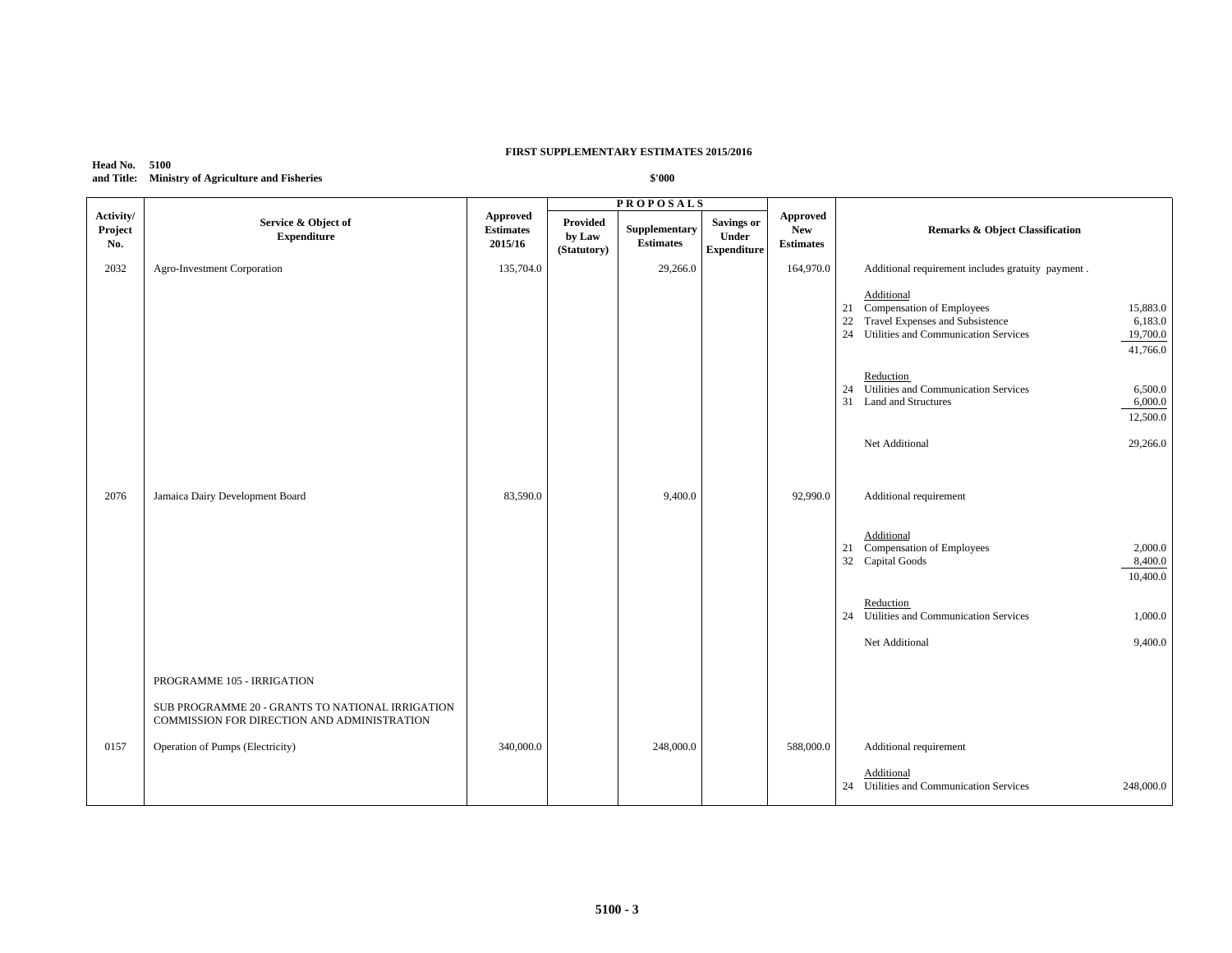**FIRST SUPPLEMENTARY ESTIMATES 2015/2016**

**Head No. 5100**
**and Title: Ministry of Agriculture and Fisheries**

**$'000**

| Activity/ Project No. | Service & Object of Expenditure | Approved Estimates 2015/16 | PROPOSALS Provided by Law (Statutory) | Supplementary Estimates | Savings or Under Expenditure | Approved New Estimates | Remarks & Object Classification | |
|---|---|---|---|---|---|---|---|---|
| 2032 | Agro-Investment Corporation | 135,704.0 | | 29,266.0 | | 164,970.0 | Additional requirement includes gratuity payment . | |
| | | | | | | | Additional | |
| | | | | | | | 21 Compensation of Employees | 15,883.0 |
| | | | | | | | 22 Travel Expenses and Subsistence | 6,183.0 |
| | | | | | | | 24 Utilities and Communication Services | 19,700.0 |
| | | | | | | | | 41,766.0 |
| | | | | | | | Reduction | |
| | | | | | | | 24 Utilities and Communication Services | 6,500.0 |
| | | | | | | | 31 Land and Structures | 6,000.0 |
| | | | | | | | | 12,500.0 |
| | | | | | | | Net Additional | 29,266.0 |
| 2076 | Jamaica Dairy Development Board | 83,590.0 | | 9,400.0 | | 92,990.0 | Additional requirement | |
| | | | | | | | Additional | |
| | | | | | | | 21 Compensation of Employees | 2,000.0 |
| | | | | | | | 32 Capital Goods | 8,400.0 |
| | | | | | | | | 10,400.0 |
| | | | | | | | Reduction | |
| | | | | | | | 24 Utilities and Communication Services | 1,000.0 |
| | | | | | | | Net Additional | 9,400.0 |
| | PROGRAMME 105 - IRRIGATION | | | | | | | |
| | SUB PROGRAMME 20 - GRANTS TO NATIONAL IRRIGATION COMMISSION FOR DIRECTION AND ADMINISTRATION | | | | | | | |
| 0157 | Operation of Pumps (Electricity) | 340,000.0 | | 248,000.0 | | 588,000.0 | Additional requirement | |
| | | | | | | | Additional | |
| | | | | | | | 24 Utilities and Communication Services | 248,000.0 |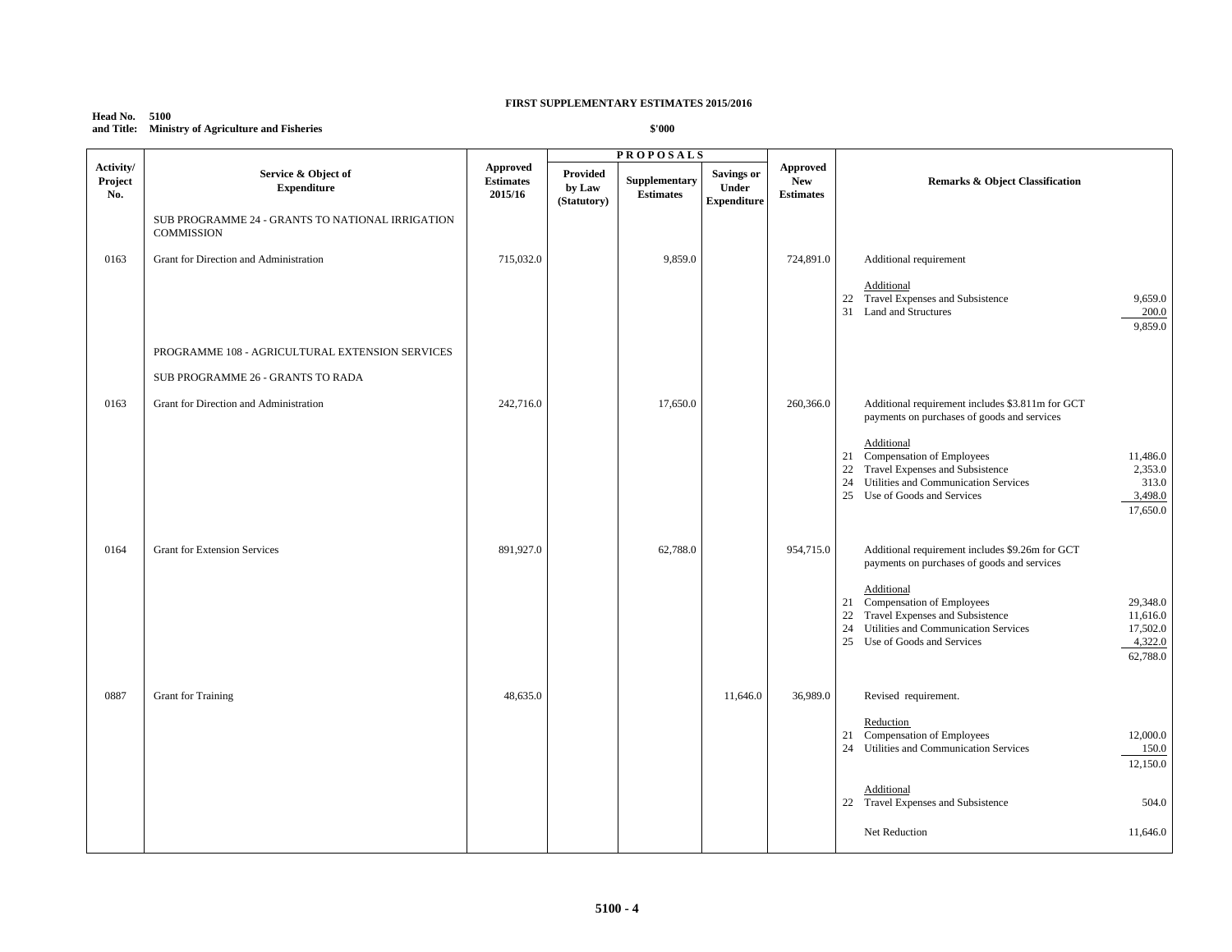**FIRST SUPPLEMENTARY ESTIMATES 2015/2016**

**Head No. 5100**
**and Title: Ministry of Agriculture and Fisheries**

**$'000**

| Activity/ Project No. | Service & Object of Expenditure | Approved Estimates 2015/16 | PROPOSALS | | | Approved New Estimates | Remarks & Object Classification | |
|---|---|---|---|---|---|---|---|---|
| | | | Provided by Law (Statutory) | Supplementary Estimates | Savings or Under Expenditure | | | |
| | SUB PROGRAMME 24 - GRANTS TO NATIONAL IRRIGATION COMMISSION | | | | | | | |
| 0163 | Grant for Direction and Administration | 715,032.0 | | 9,859.0 | | 724,891.0 | Additional requirement | |
| | | | | | | | Additional | |
| | | | | | | | 22 Travel Expenses and Subsistence | 9,659.0 |
| | | | | | | | 31 Land and Structures | 200.0 |
| | | | | | | | | 9,859.0 |
| | PROGRAMME 108 - AGRICULTURAL EXTENSION SERVICES | | | | | | | |
| | SUB PROGRAMME 26 - GRANTS TO RADA | | | | | | | |
| 0163 | Grant for Direction and Administration | 242,716.0 | | 17,650.0 | | 260,366.0 | Additional requirement includes $3.811m for GCT payments on purchases of goods and services | |
| | | | | | | | Additional | |
| | | | | | | | 21 Compensation of Employees | 11,486.0 |
| | | | | | | | 22 Travel Expenses and Subsistence | 2,353.0 |
| | | | | | | | 24 Utilities and Communication Services | 313.0 |
| | | | | | | | 25 Use of Goods and Services | 3,498.0 |
| | | | | | | | | 17,650.0 |
| 0164 | Grant for Extension Services | 891,927.0 | | 62,788.0 | | 954,715.0 | Additional requirement includes $9.26m for GCT payments on purchases of goods and services | |
| | | | | | | | Additional | |
| | | | | | | | 21 Compensation of Employees | 29,348.0 |
| | | | | | | | 22 Travel Expenses and Subsistence | 11,616.0 |
| | | | | | | | 24 Utilities and Communication Services | 17,502.0 |
| | | | | | | | 25 Use of Goods and Services | 4,322.0 |
| | | | | | | | | 62,788.0 |
| 0887 | Grant for Training | 48,635.0 | | | 11,646.0 | 36,989.0 | Revised requirement. | |
| | | | | | | | Reduction | |
| | | | | | | | 21 Compensation of Employees | 12,000.0 |
| | | | | | | | 24 Utilities and Communication Services | 150.0 |
| | | | | | | | | 12,150.0 |
| | | | | | | | Additional | |
| | | | | | | | 22 Travel Expenses and Subsistence | 504.0 |
| | | | | | | | Net Reduction | 11,646.0 |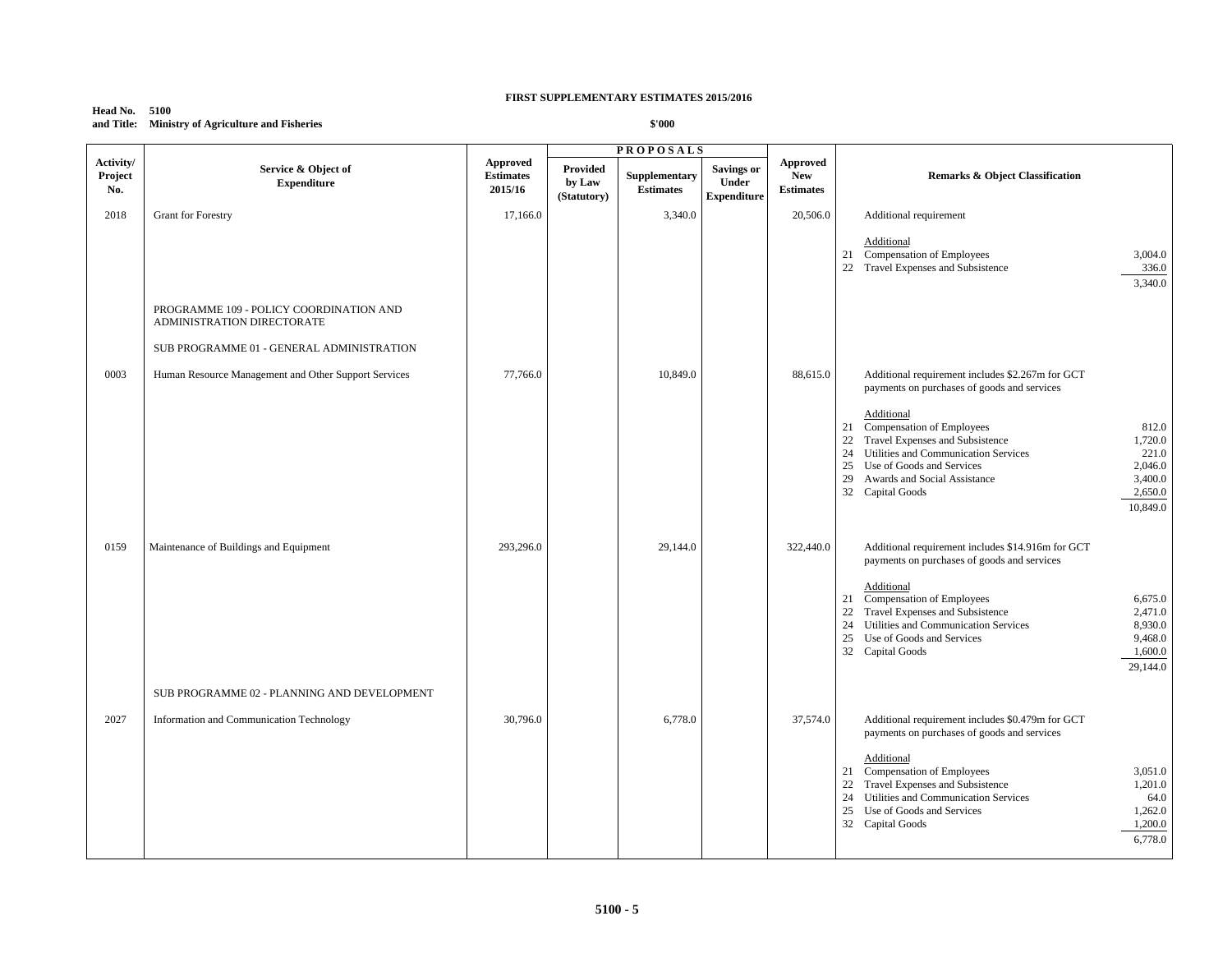**FIRST SUPPLEMENTARY ESTIMATES 2015/2016**

**Head No. 5100**
**and Title: Ministry of Agriculture and Fisheries**

**$'000**

| Activity/ Project No. | Service & Object of Expenditure | Approved Estimates 2015/16 | PROPOSALS Provided by Law (Statutory) | Supplementary Estimates | Savings or Under Expenditure | Approved New Estimates | Remarks & Object Classification | |
|---|---|---|---|---|---|---|---|---|
| 2018 | Grant for Forestry | 17,166.0 | | 3,340.0 | | 20,506.0 | Additional requirement | |
| | | | | | | | Additional | |
| | | | | | | | 21 Compensation of Employees | 3,004.0 |
| | | | | | | | 22 Travel Expenses and Subsistence | 336.0 |
| | | | | | | | | 3,340.0 |
| | PROGRAMME 109 - POLICY COORDINATION AND ADMINISTRATION DIRECTORATE | | | | | | | |
| | SUB PROGRAMME 01 - GENERAL ADMINISTRATION | | | | | | | |
| 0003 | Human Resource Management and Other Support Services | 77,766.0 | | 10,849.0 | | 88,615.0 | Additional requirement includes $2.267m for GCT payments on purchases of goods and services | |
| | | | | | | | Additional | |
| | | | | | | | 21 Compensation of Employees | 812.0 |
| | | | | | | | 22 Travel Expenses and Subsistence | 1,720.0 |
| | | | | | | | 24 Utilities and Communication Services | 221.0 |
| | | | | | | | 25 Use of Goods and Services | 2,046.0 |
| | | | | | | | 29 Awards and Social Assistance | 3,400.0 |
| | | | | | | | 32 Capital Goods | 2,650.0 |
| | | | | | | | | 10,849.0 |
| 0159 | Maintenance of Buildings and Equipment | 293,296.0 | | 29,144.0 | | 322,440.0 | Additional requirement includes $14.916m for GCT payments on purchases of goods and services | |
| | | | | | | | Additional | |
| | | | | | | | 21 Compensation of Employees | 6,675.0 |
| | | | | | | | 22 Travel Expenses and Subsistence | 2,471.0 |
| | | | | | | | 24 Utilities and Communication Services | 8,930.0 |
| | | | | | | | 25 Use of Goods and Services | 9,468.0 |
| | | | | | | | 32 Capital Goods | 1,600.0 |
| | | | | | | | | 29,144.0 |
| | SUB PROGRAMME 02 - PLANNING AND DEVELOPMENT | | | | | | | |
| 2027 | Information and Communication Technology | 30,796.0 | | 6,778.0 | | 37,574.0 | Additional requirement includes $0.479m for GCT payments on purchases of goods and services | |
| | | | | | | | Additional | |
| | | | | | | | 21 Compensation of Employees | 3,051.0 |
| | | | | | | | 22 Travel Expenses and Subsistence | 1,201.0 |
| | | | | | | | 24 Utilities and Communication Services | 64.0 |
| | | | | | | | 25 Use of Goods and Services | 1,262.0 |
| | | | | | | | 32 Capital Goods | 1,200.0 |
| | | | | | | | | 6,778.0 |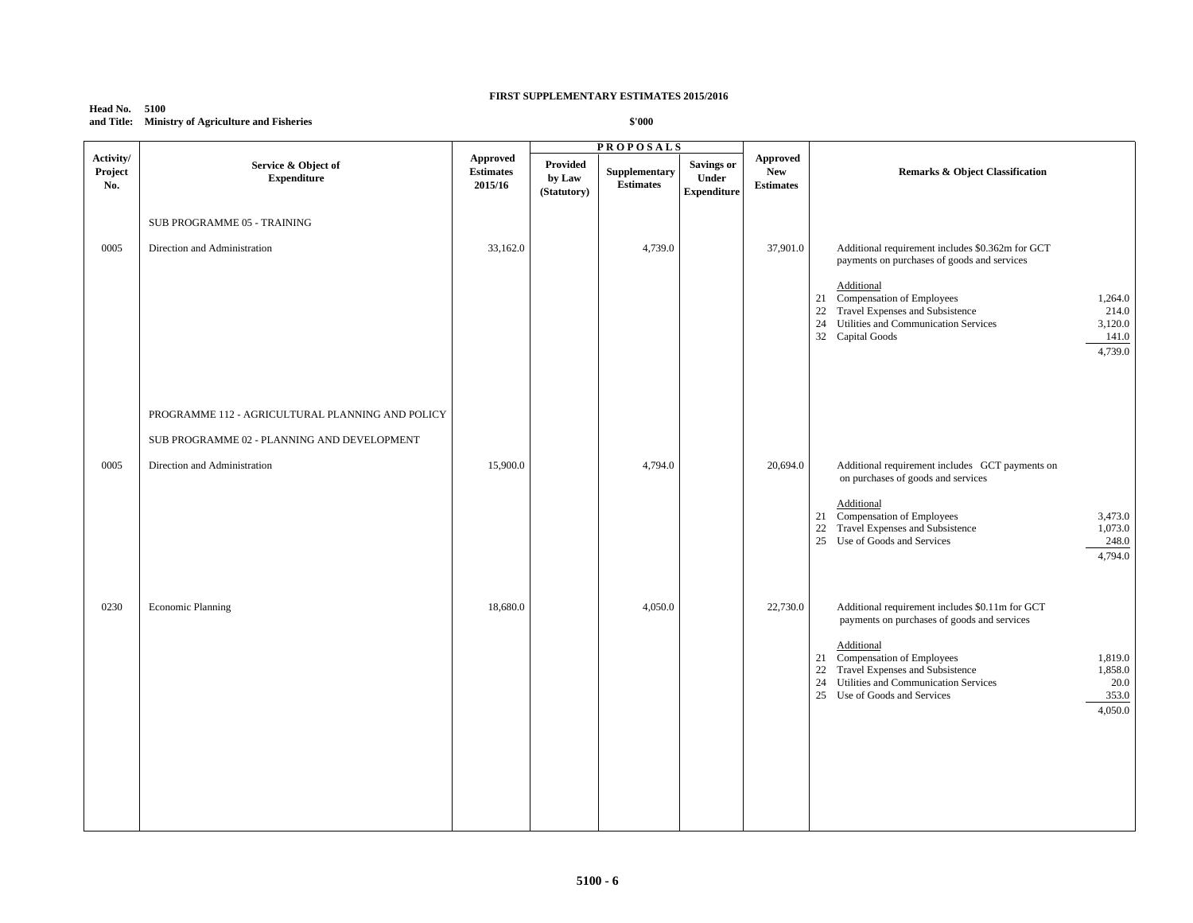**FIRST SUPPLEMENTARY ESTIMATES 2015/2016**

**Head No. 5100**
**and Title: Ministry of Agriculture and Fisheries**

**$'000**

| Activity/ Project No. | Service & Object of Expenditure | Approved Estimates 2015/16 | PROPOSALS | | | Approved New Estimates | Remarks & Object Classification | |
|---|---|---|---|---|---|---|---|---|
| | | | Provided by Law (Statutory) | Supplementary Estimates | Savings or Under Expenditure | | | |
| | SUB PROGRAMME 05 - TRAINING | | | | | | | |
| 0005 | Direction and Administration | 33,162.0 | | 4,739.0 | | 37,901.0 | Additional requirement includes $0.362m for GCT payments on purchases of goods and services | |
| | | | | | | | Additional | |
| | | | | | | | 21 Compensation of Employees | 1,264.0 |
| | | | | | | | 22 Travel Expenses and Subsistence | 214.0 |
| | | | | | | | 24 Utilities and Communication Services | 3,120.0 |
| | | | | | | | 32 Capital Goods | 141.0 |
| | | | | | | | | 4,739.0 |
| | PROGRAMME 112 - AGRICULTURAL PLANNING AND POLICY | | | | | | | |
| | SUB PROGRAMME 02 - PLANNING AND DEVELOPMENT | | | | | | | |
| 0005 | Direction and Administration | 15,900.0 | | 4,794.0 | | 20,694.0 | Additional requirement includes GCT payments on on purchases of goods and services | |
| | | | | | | | Additional | |
| | | | | | | | 21 Compensation of Employees | 3,473.0 |
| | | | | | | | 22 Travel Expenses and Subsistence | 1,073.0 |
| | | | | | | | 25 Use of Goods and Services | 248.0 |
| | | | | | | | | 4,794.0 |
| 0230 | Economic Planning | 18,680.0 | | 4,050.0 | | 22,730.0 | Additional requirement includes $0.11m for GCT payments on purchases of goods and services | |
| | | | | | | | Additional | |
| | | | | | | | 21 Compensation of Employees | 1,819.0 |
| | | | | | | | 22 Travel Expenses and Subsistence | 1,858.0 |
| | | | | | | | 24 Utilities and Communication Services | 20.0 |
| | | | | | | | 25 Use of Goods and Services | 353.0 |
| | | | | | | | | 4,050.0 |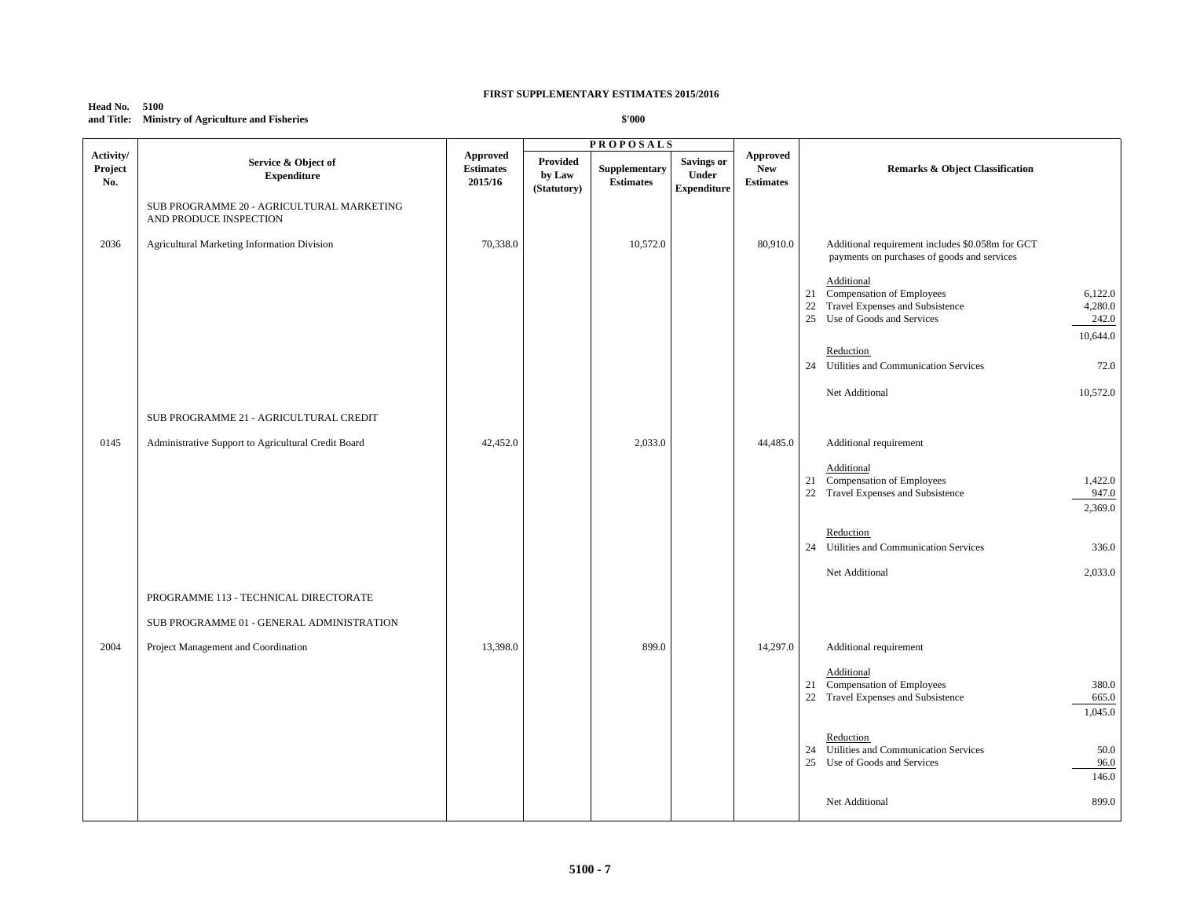**FIRST SUPPLEMENTARY ESTIMATES 2015/2016**

**Head No. 5100**
**and Title: Ministry of Agriculture and Fisheries**

**$'000**

| Activity/ Project No. | Service & Object of Expenditure | Approved Estimates 2015/16 | PROPOSALS Provided by Law (Statutory) | Supplementary Estimates | Savings or Under Expenditure | Approved New Estimates | Remarks & Object Classification | |
|---|---|---|---|---|---|---|---|---|
| | SUB PROGRAMME 20 - AGRICULTURAL MARKETING AND PRODUCE INSPECTION | | | | | | | |
| 2036 | Agricultural Marketing Information Division | 70,338.0 | | 10,572.0 | | 80,910.0 | Additional requirement includes $0.058m for GCT payments on purchases of goods and services | |
| | | | | | | | Additional | |
| | | | | | | | 21 Compensation of Employees | 6,122.0 |
| | | | | | | | 22 Travel Expenses and Subsistence | 4,280.0 |
| | | | | | | | 25 Use of Goods and Services | 242.0 |
| | | | | | | | | 10,644.0 |
| | | | | | | | Reduction | |
| | | | | | | | 24 Utilities and Communication Services | 72.0 |
| | | | | | | | Net Additional | 10,572.0 |
| | SUB PROGRAMME 21 - AGRICULTURAL CREDIT | | | | | | | |
| 0145 | Administrative Support to Agricultural Credit Board | 42,452.0 | | 2,033.0 | | 44,485.0 | Additional requirement | |
| | | | | | | | Additional | |
| | | | | | | | 21 Compensation of Employees | 1,422.0 |
| | | | | | | | 22 Travel Expenses and Subsistence | 947.0 |
| | | | | | | | | 2,369.0 |
| | | | | | | | Reduction | |
| | | | | | | | 24 Utilities and Communication Services | 336.0 |
| | | | | | | | Net Additional | 2,033.0 |
| | PROGRAMME 113 - TECHNICAL DIRECTORATE | | | | | | | |
| | SUB PROGRAMME 01 - GENERAL ADMINISTRATION | | | | | | | |
| 2004 | Project Management and Coordination | 13,398.0 | | 899.0 | | 14,297.0 | Additional requirement | |
| | | | | | | | Additional | |
| | | | | | | | 21 Compensation of Employees | 380.0 |
| | | | | | | | 22 Travel Expenses and Subsistence | 665.0 |
| | | | | | | | | 1,045.0 |
| | | | | | | | Reduction | |
| | | | | | | | 24 Utilities and Communication Services | 50.0 |
| | | | | | | | 25 Use of Goods and Services | 96.0 |
| | | | | | | | | 146.0 |
| | | | | | | | Net Additional | 899.0 |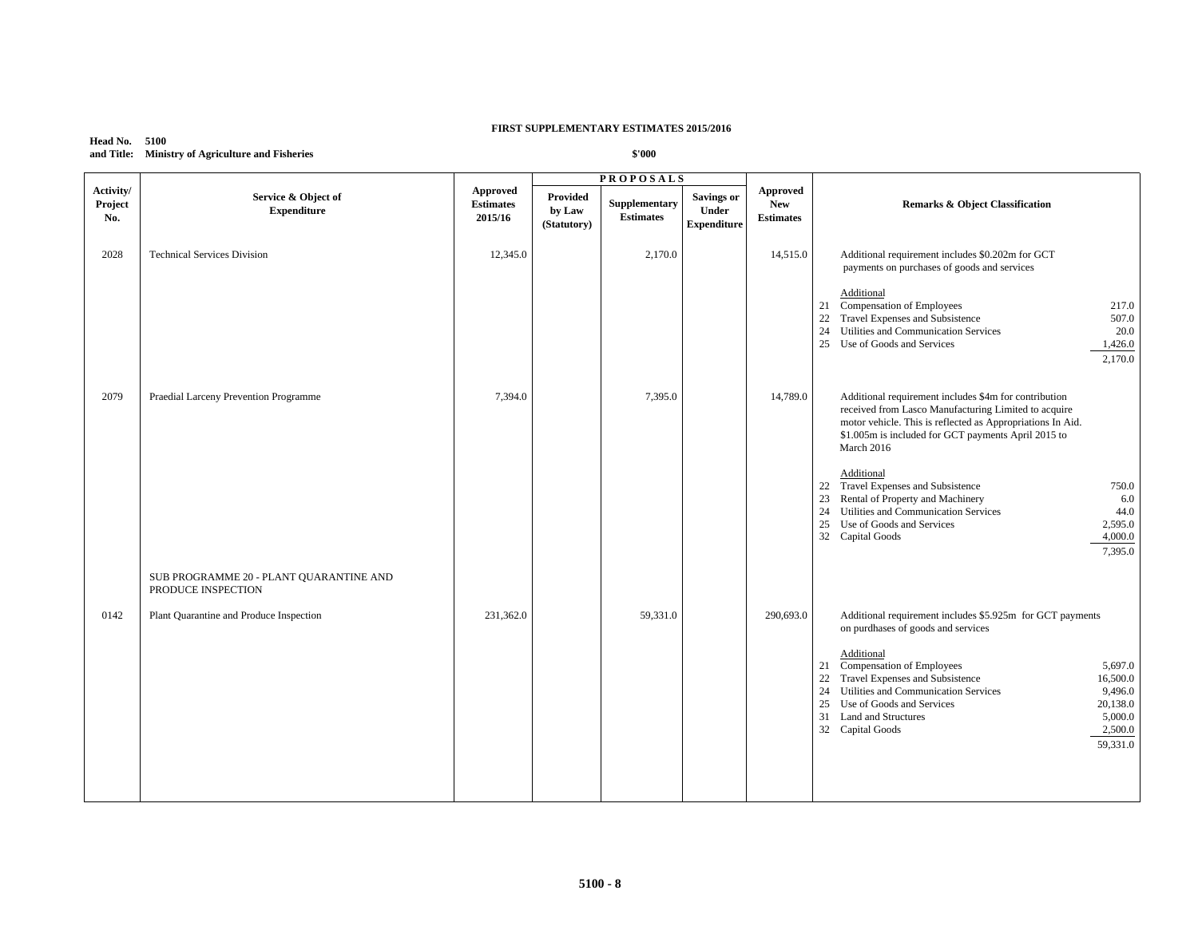**FIRST SUPPLEMENTARY ESTIMATES 2015/2016**

**Head No. 5100**
**and Title: Ministry of Agriculture and Fisheries**

**$'000**

| Activity/ Project No. | Service & Object of Expenditure | Approved Estimates 2015/16 | PROPOSALS Provided by Law (Statutory) | Supplementary Estimates | Savings or Under Expenditure | Approved New Estimates | Remarks & Object Classification |
|---|---|---|---|---|---|---|---|
| 2028 | Technical Services Division | 12,345.0 | | 2,170.0 | | 14,515.0 | Additional requirement includes $0.202m for GCT payments on purchases of goods and services<br><br>Additional<br>21 Compensation of Employees 217.0<br>22 Travel Expenses and Subsistence 507.0<br>24 Utilities and Communication Services 20.0<br>25 Use of Goods and Services 1,426.0<br>2,170.0 |
| 2079 | Praedial Larceny Prevention Programme | 7,394.0 | | 7,395.0 | | 14,789.0 | Additional requirement includes $4m for contribution received from Lasco Manufacturing Limited to acquire motor vehicle. This is reflected as Appropriations In Aid. $1.005m is included for GCT payments April 2015 to March 2016<br><br>Additional<br>22 Travel Expenses and Subsistence 750.0<br>23 Rental of Property and Machinery 6.0<br>24 Utilities and Communication Services 44.0<br>25 Use of Goods and Services 2,595.0<br>32 Capital Goods 4,000.0<br>7,395.0 |
| | SUB PROGRAMME 20 - PLANT QUARANTINE AND PRODUCE INSPECTION | | | | | | |
| 0142 | Plant Quarantine and Produce Inspection | 231,362.0 | | 59,331.0 | | 290,693.0 | Additional requirement includes $5.925m for GCT payments on purdhases of goods and services<br><br>Additional<br>21 Compensation of Employees 5,697.0<br>22 Travel Expenses and Subsistence 16,500.0<br>24 Utilities and Communication Services 9,496.0<br>25 Use of Goods and Services 20,138.0<br>31 Land and Structures 5,000.0<br>32 Capital Goods 2,500.0<br>59,331.0 |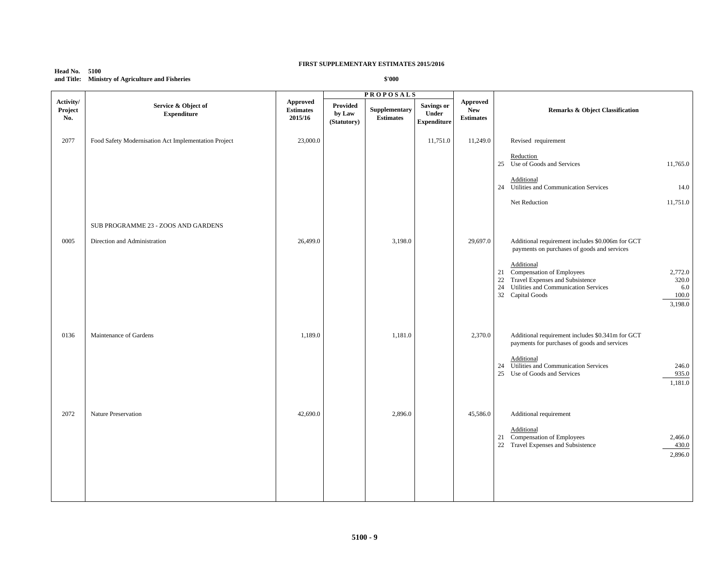**FIRST SUPPLEMENTARY ESTIMATES 2015/2016**

**Head No. 5100**
**and Title: Ministry of Agriculture and Fisheries**

**$'000**

| Activity/ Project No. | Service & Object of Expenditure | Approved Estimates 2015/16 | PROPOSALS Provided by Law (Statutory) | Supplementary Estimates | Savings or Under Expenditure | Approved New Estimates | Remarks & Object Classification | |
|---|---|---|---|---|---|---|---|---|
| 2077 | Food Safety Modernisation Act Implementation Project | 23,000.0 | | | 11,751.0 | 11,249.0 | Revised requirement | |
| | | | | | | | Reduction | |
| | | | | | | | 25 Use of Goods and Services | 11,765.0 |
| | | | | | | | Additional | |
| | | | | | | | 24 Utilities and Communication Services | 14.0 |
| | | | | | | | Net Reduction | 11,751.0 |
| | SUB PROGRAMME 23 - ZOOS AND GARDENS | | | | | | | |
| 0005 | Direction and Administration | 26,499.0 | | 3,198.0 | | 29,697.0 | Additional requirement includes $0.006m for GCT payments on purchases of goods and services | |
| | | | | | | | Additional | |
| | | | | | | | 21 Compensation of Employees | 2,772.0 |
| | | | | | | | 22 Travel Expenses and Subsistence | 320.0 |
| | | | | | | | 24 Utilities and Communication Services | 6.0 |
| | | | | | | | 32 Capital Goods | 100.0 |
| | | | | | | | | 3,198.0 |
| 0136 | Maintenance of Gardens | 1,189.0 | | 1,181.0 | | 2,370.0 | Additional requirement includes $0.341m for GCT payments for purchases of goods and services | |
| | | | | | | | Additional | |
| | | | | | | | 24 Utilities and Communication Services | 246.0 |
| | | | | | | | 25 Use of Goods and Services | 935.0 |
| | | | | | | | | 1,181.0 |
| 2072 | Nature Preservation | 42,690.0 | | 2,896.0 | | 45,586.0 | Additional requirement | |
| | | | | | | | Additional | |
| | | | | | | | 21 Compensation of Employees | 2,466.0 |
| | | | | | | | 22 Travel Expenses and Subsistence | 430.0 |
| | | | | | | | | 2,896.0 |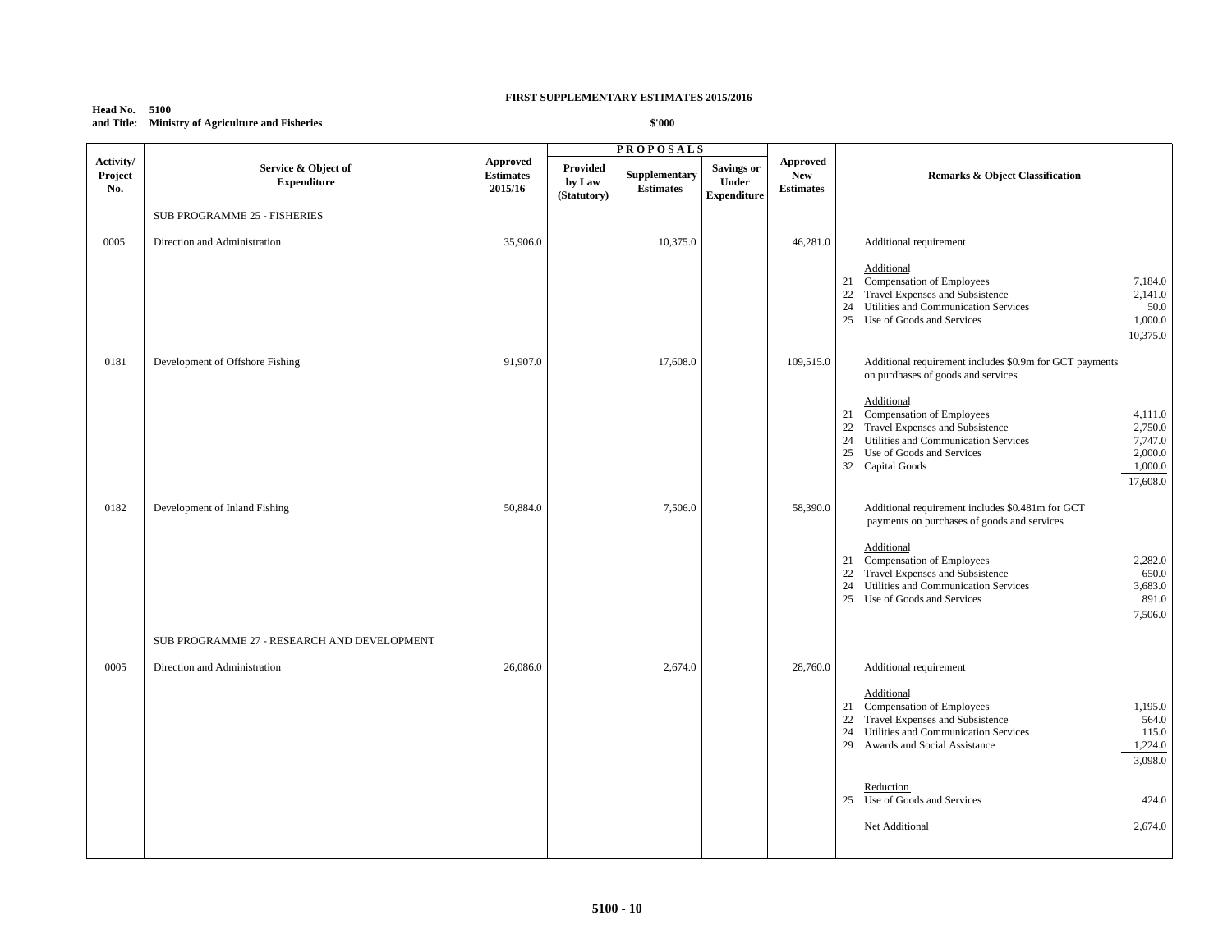**FIRST SUPPLEMENTARY ESTIMATES 2015/2016**

**Head No. 5100**
**and Title: Ministry of Agriculture and Fisheries**

**$'000**

| Activity/ Project No. | Service & Object of Expenditure | Approved Estimates 2015/16 | PROPOSALS: Provided by Law (Statutory) | PROPOSALS: Supplementary Estimates | PROPOSALS: Savings or Under Expenditure | Approved New Estimates | Remarks & Object Classification | |
|---|---|---|---|---|---|---|---|---|
| | SUB PROGRAMME 25 - FISHERIES | | | | | | | |
| 0005 | Direction and Administration | 35,906.0 | | 10,375.0 | | 46,281.0 | Additional requirement | |
| | | | | | | | Additional | |
| | | | | | | | 21 Compensation of Employees | 7,184.0 |
| | | | | | | | 22 Travel Expenses and Subsistence | 2,141.0 |
| | | | | | | | 24 Utilities and Communication Services | 50.0 |
| | | | | | | | 25 Use of Goods and Services | 1,000.0 |
| | | | | | | | | 10,375.0 |
| 0181 | Development of Offshore Fishing | 91,907.0 | | 17,608.0 | | 109,515.0 | Additional requirement includes $0.9m for GCT payments on purdhases of goods and services | |
| | | | | | | | Additional | |
| | | | | | | | 21 Compensation of Employees | 4,111.0 |
| | | | | | | | 22 Travel Expenses and Subsistence | 2,750.0 |
| | | | | | | | 24 Utilities and Communication Services | 7,747.0 |
| | | | | | | | 25 Use of Goods and Services | 2,000.0 |
| | | | | | | | 32 Capital Goods | 1,000.0 |
| | | | | | | | | 17,608.0 |
| 0182 | Development of Inland Fishing | 50,884.0 | | 7,506.0 | | 58,390.0 | Additional requirement includes $0.481m for GCT payments on purchases of goods and services | |
| | | | | | | | Additional | |
| | | | | | | | 21 Compensation of Employees | 2,282.0 |
| | | | | | | | 22 Travel Expenses and Subsistence | 650.0 |
| | | | | | | | 24 Utilities and Communication Services | 3,683.0 |
| | | | | | | | 25 Use of Goods and Services | 891.0 |
| | | | | | | | | 7,506.0 |
| | SUB PROGRAMME 27 - RESEARCH AND DEVELOPMENT | | | | | | | |
| 0005 | Direction and Administration | 26,086.0 | | 2,674.0 | | 28,760.0 | Additional requirement | |
| | | | | | | | Additional | |
| | | | | | | | 21 Compensation of Employees | 1,195.0 |
| | | | | | | | 22 Travel Expenses and Subsistence | 564.0 |
| | | | | | | | 24 Utilities and Communication Services | 115.0 |
| | | | | | | | 29 Awards and Social Assistance | 1,224.0 |
| | | | | | | | | 3,098.0 |
| | | | | | | | Reduction | |
| | | | | | | | 25 Use of Goods and Services | 424.0 |
| | | | | | | | Net Additional | 2,674.0 |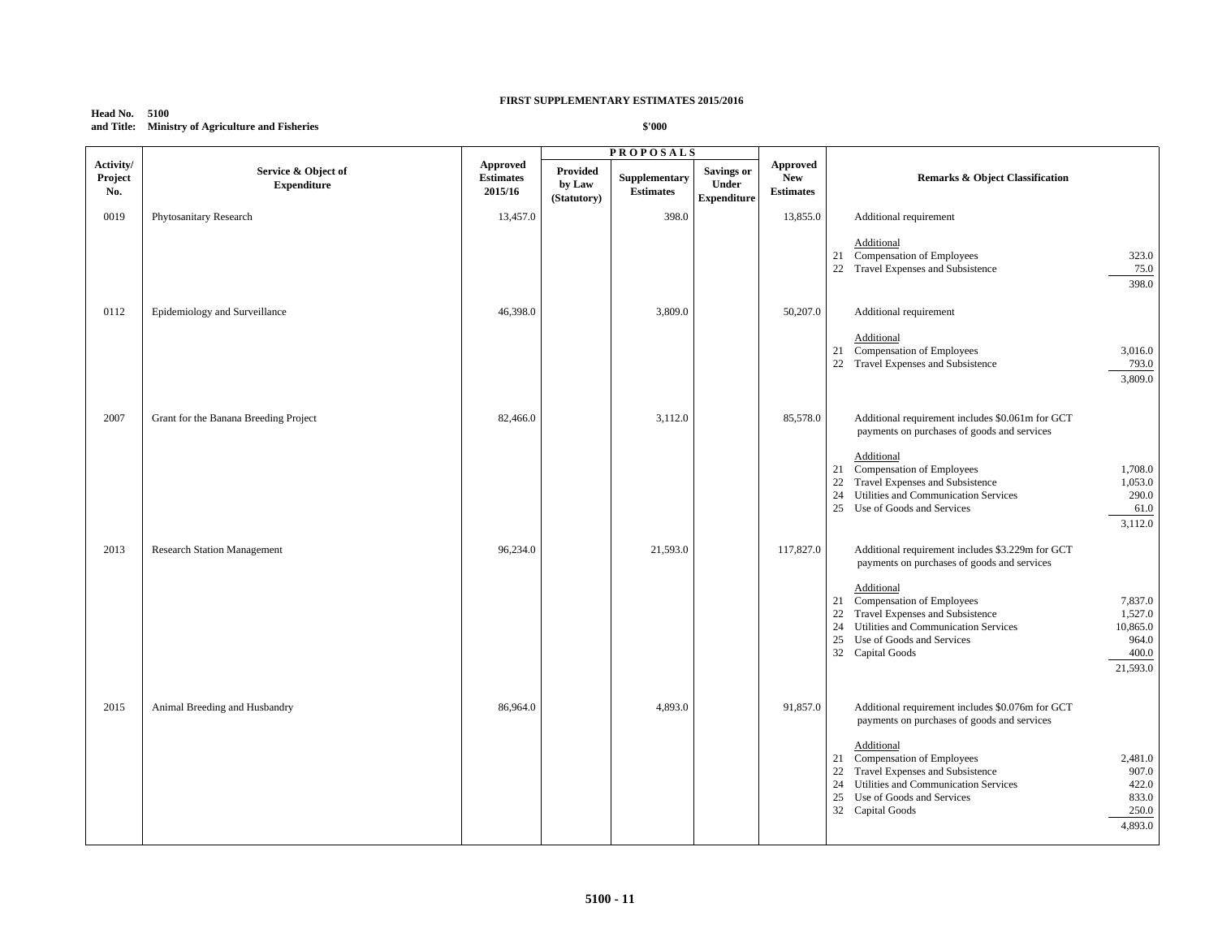**FIRST SUPPLEMENTARY ESTIMATES 2015/2016**

**Head No. 5100**
**and Title: Ministry of Agriculture and Fisheries**

**$'000**

| Activity/ Project No. | Service & Object of Expenditure | Approved Estimates 2015/16 | PROPOSALS Provided by Law (Statutory) | Supplementary Estimates | Savings or Under Expenditure | Approved New Estimates | Remarks & Object Classification | |
|---|---|---|---|---|---|---|---|---|
| 0019 | Phytosanitary Research | 13,457.0 | | 398.0 | | 13,855.0 | Additional requirement | |
| | | | | | | | Additional | |
| | | | | | | | 21 Compensation of Employees | 323.0 |
| | | | | | | | 22 Travel Expenses and Subsistence | 75.0 |
| | | | | | | | | 398.0 |
| 0112 | Epidemiology and Surveillance | 46,398.0 | | 3,809.0 | | 50,207.0 | Additional requirement | |
| | | | | | | | Additional | |
| | | | | | | | 21 Compensation of Employees | 3,016.0 |
| | | | | | | | 22 Travel Expenses and Subsistence | 793.0 |
| | | | | | | | | 3,809.0 |
| 2007 | Grant for the Banana Breeding Project | 82,466.0 | | 3,112.0 | | 85,578.0 | Additional requirement includes $0.061m for GCT payments on purchases of goods and services | |
| | | | | | | | Additional | |
| | | | | | | | 21 Compensation of Employees | 1,708.0 |
| | | | | | | | 22 Travel Expenses and Subsistence | 1,053.0 |
| | | | | | | | 24 Utilities and Communication Services | 290.0 |
| | | | | | | | 25 Use of Goods and Services | 61.0 |
| | | | | | | | | 3,112.0 |
| 2013 | Research Station Management | 96,234.0 | | 21,593.0 | | 117,827.0 | Additional requirement includes $3.229m for GCT payments on purchases of goods and services | |
| | | | | | | | Additional | |
| | | | | | | | 21 Compensation of Employees | 7,837.0 |
| | | | | | | | 22 Travel Expenses and Subsistence | 1,527.0 |
| | | | | | | | 24 Utilities and Communication Services | 10,865.0 |
| | | | | | | | 25 Use of Goods and Services | 964.0 |
| | | | | | | | 32 Capital Goods | 400.0 |
| | | | | | | | | 21,593.0 |
| 2015 | Animal Breeding and Husbandry | 86,964.0 | | 4,893.0 | | 91,857.0 | Additional requirement includes $0.076m for GCT payments on purchases of goods and services | |
| | | | | | | | Additional | |
| | | | | | | | 21 Compensation of Employees | 2,481.0 |
| | | | | | | | 22 Travel Expenses and Subsistence | 907.0 |
| | | | | | | | 24 Utilities and Communication Services | 422.0 |
| | | | | | | | 25 Use of Goods and Services | 833.0 |
| | | | | | | | 32 Capital Goods | 250.0 |
| | | | | | | | | 4,893.0 |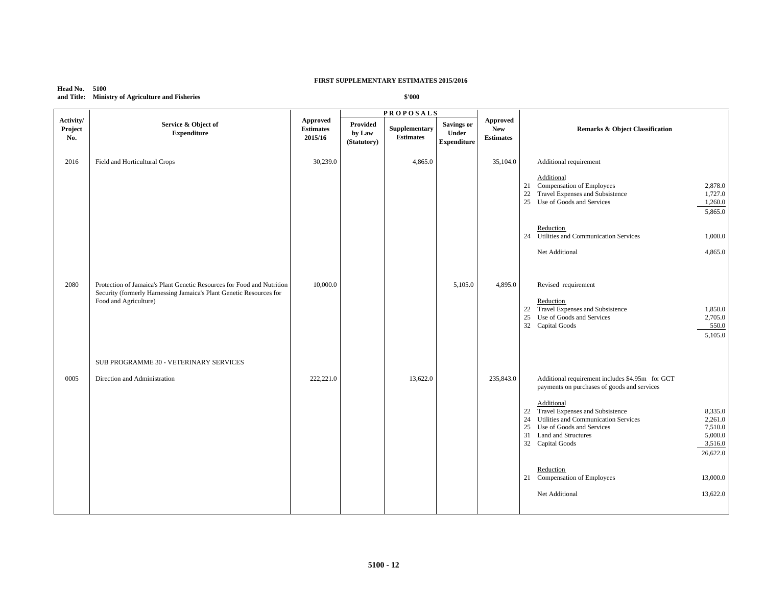**FIRST SUPPLEMENTARY ESTIMATES 2015/2016**

**Head No. 5100**
**and Title: Ministry of Agriculture and Fisheries**

**$'000**

| Activity/ Project No. | Service & Object of Expenditure | Approved Estimates 2015/16 | PROPOSALS Provided by Law (Statutory) | Supplementary Estimates | Savings or Under Expenditure | Approved New Estimates | Remarks & Object Classification | |
|---|---|---|---|---|---|---|---|---|
| 2016 | Field and Horticultural Crops | 30,239.0 | | 4,865.0 | | 35,104.0 | Additional requirement | |
| | | | | | | | Additional | |
| | | | | | | | 21 Compensation of Employees | 2,878.0 |
| | | | | | | | 22 Travel Expenses and Subsistence | 1,727.0 |
| | | | | | | | 25 Use of Goods and Services | 1,260.0 |
| | | | | | | | | 5,865.0 |
| | | | | | | | Reduction | |
| | | | | | | | 24 Utilities and Communication Services | 1,000.0 |
| | | | | | | | Net Additional | 4,865.0 |
| 2080 | Protection of Jamaica's Plant Genetic Resources for Food and Nutrition Security (formerly Harnessing Jamaica's Plant Genetic Resources for Food and Agriculture) | 10,000.0 | | | 5,105.0 | 4,895.0 | Revised requirement | |
| | | | | | | | Reduction | |
| | | | | | | | 22 Travel Expenses and Subsistence | 1,850.0 |
| | | | | | | | 25 Use of Goods and Services | 2,705.0 |
| | | | | | | | 32 Capital Goods | 550.0 |
| | | | | | | | | 5,105.0 |
| | SUB PROGRAMME 30 - VETERINARY SERVICES | | | | | | | |
| 0005 | Direction and Administration | 222,221.0 | | 13,622.0 | | 235,843.0 | Additional requirement includes $4.95m for GCT payments on purchases of goods and services | |
| | | | | | | | Additional | |
| | | | | | | | 22 Travel Expenses and Subsistence | 8,335.0 |
| | | | | | | | 24 Utilities and Communication Services | 2,261.0 |
| | | | | | | | 25 Use of Goods and Services | 7,510.0 |
| | | | | | | | 31 Land and Structures | 5,000.0 |
| | | | | | | | 32 Capital Goods | 3,516.0 |
| | | | | | | | | 26,622.0 |
| | | | | | | | Reduction | |
| | | | | | | | 21 Compensation of Employees | 13,000.0 |
| | | | | | | | Net Additional | 13,622.0 |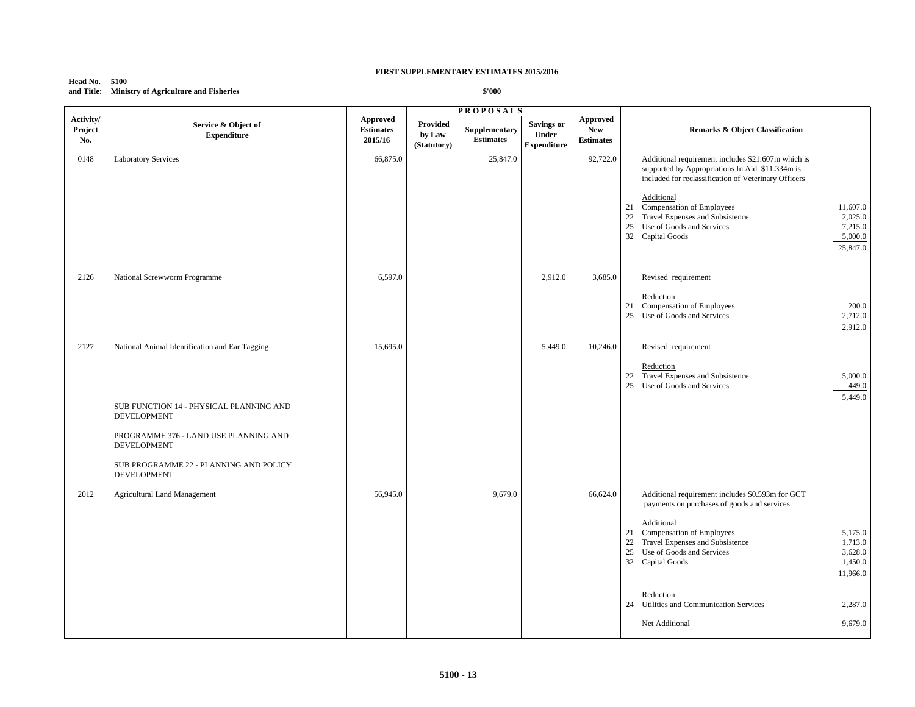**FIRST SUPPLEMENTARY ESTIMATES 2015/2016**

**Head No. 5100**
**and Title: Ministry of Agriculture and Fisheries**

**$'000**

| Activity/ Project No. | Service & Object of Expenditure | Approved Estimates 2015/16 | PROPOSALS | | | Approved New Estimates | Remarks & Object Classification | |
|---|---|---|---|---|---|---|---|---|
| | | | Provided by Law (Statutory) | Supplementary Estimates | Savings or Under Expenditure | | | |
| 0148 | Laboratory Services | 66,875.0 | | 25,847.0 | | 92,722.0 | Additional requirement includes $21.607m which is supported by Appropriations In Aid. $11.334m is included for reclassification of Veterinary Officers | |
| | | | | | | | Additional | |
| | | | | | | | 21 Compensation of Employees | 11,607.0 |
| | | | | | | | 22 Travel Expenses and Subsistence | 2,025.0 |
| | | | | | | | 25 Use of Goods and Services | 7,215.0 |
| | | | | | | | 32 Capital Goods | 5,000.0 |
| | | | | | | | | 25,847.0 |
| 2126 | National Screwworm Programme | 6,597.0 | | | 2,912.0 | 3,685.0 | Revised requirement | |
| | | | | | | | Reduction | |
| | | | | | | | 21 Compensation of Employees | 200.0 |
| | | | | | | | 25 Use of Goods and Services | 2,712.0 |
| | | | | | | | | 2,912.0 |
| 2127 | National Animal Identification and Ear Tagging | 15,695.0 | | | 5,449.0 | 10,246.0 | Revised requirement | |
| | | | | | | | Reduction | |
| | | | | | | | 22 Travel Expenses and Subsistence | 5,000.0 |
| | | | | | | | 25 Use of Goods and Services | 449.0 |
| | | | | | | | | 5,449.0 |
| | SUB FUNCTION 14 - PHYSICAL PLANNING AND DEVELOPMENT | | | | | | | |
| | PROGRAMME 376 - LAND USE PLANNING AND DEVELOPMENT | | | | | | | |
| | SUB PROGRAMME 22 - PLANNING AND POLICY DEVELOPMENT | | | | | | | |
| 2012 | Agricultural Land Management | 56,945.0 | | 9,679.0 | | 66,624.0 | Additional requirement includes $0.593m for GCT payments on purchases of goods and services | |
| | | | | | | | Additional | |
| | | | | | | | 21 Compensation of Employees | 5,175.0 |
| | | | | | | | 22 Travel Expenses and Subsistence | 1,713.0 |
| | | | | | | | 25 Use of Goods and Services | 3,628.0 |
| | | | | | | | 32 Capital Goods | 1,450.0 |
| | | | | | | | | 11,966.0 |
| | | | | | | | Reduction | |
| | | | | | | | 24 Utilities and Communication Services | 2,287.0 |
| | | | | | | | Net Additional | 9,679.0 |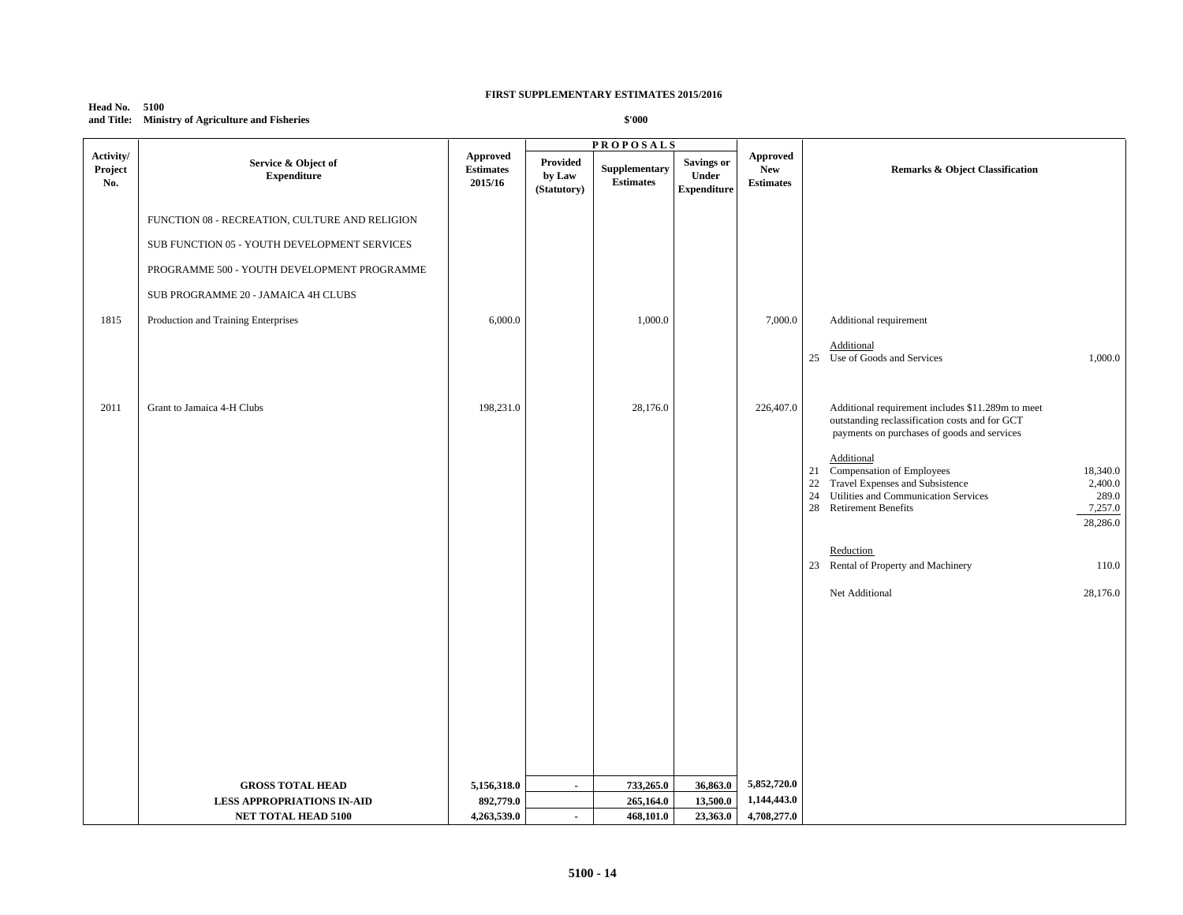**FIRST SUPPLEMENTARY ESTIMATES 2015/2016**

**Head No. 5100**
**and Title: Ministry of Agriculture and Fisheries**

**$'000**

| Activity/ Project No. | Service & Object of Expenditure | Approved Estimates 2015/16 | PROPOSALS Provided by Law (Statutory) | Supplementary Estimates | Savings or Under Expenditure | Approved New Estimates | Remarks & Object Classification |
|---|---|---|---|---|---|---|---|
| | FUNCTION 08 - RECREATION, CULTURE AND RELIGION | | | | | | |
| | SUB FUNCTION 05 - YOUTH DEVELOPMENT SERVICES | | | | | | |
| | PROGRAMME 500 - YOUTH DEVELOPMENT PROGRAMME | | | | | | |
| | SUB PROGRAMME 20 - JAMAICA 4H CLUBS | | | | | | |
| 1815 | Production and Training Enterprises | 6,000.0 | | 1,000.0 | | 7,000.0 | Additional requirement<br><br>Additional<br>25 Use of Goods and Services 1,000.0 |
| 2011 | Grant to Jamaica 4-H Clubs | 198,231.0 | | 28,176.0 | | 226,407.0 | Additional requirement includes $11.289m to meet outstanding reclassification costs and for GCT payments on purchases of goods and services<br><br>Additional<br>21 Compensation of Employees 18,340.0<br>22 Travel Expenses and Subsistence 2,400.0<br>24 Utilities and Communication Services 289.0<br>28 Retirement Benefits 7,257.0<br>28,286.0<br><br>Reduction<br>23 Rental of Property and Machinery 110.0<br><br>Net Additional 28,176.0 |
| | **GROSS TOTAL HEAD** | **5,156,318.0** | **-** | **733,265.0** | **36,863.0** | **5,852,720.0** | |
| | **LESS APPROPRIATIONS IN-AID** | **892,779.0** | | **265,164.0** | **13,500.0** | **1,144,443.0** | |
| | **NET TOTAL HEAD 5100** | **4,263,539.0** | **-** | **468,101.0** | **23,363.0** | **4,708,277.0** | |

**5100 - 14**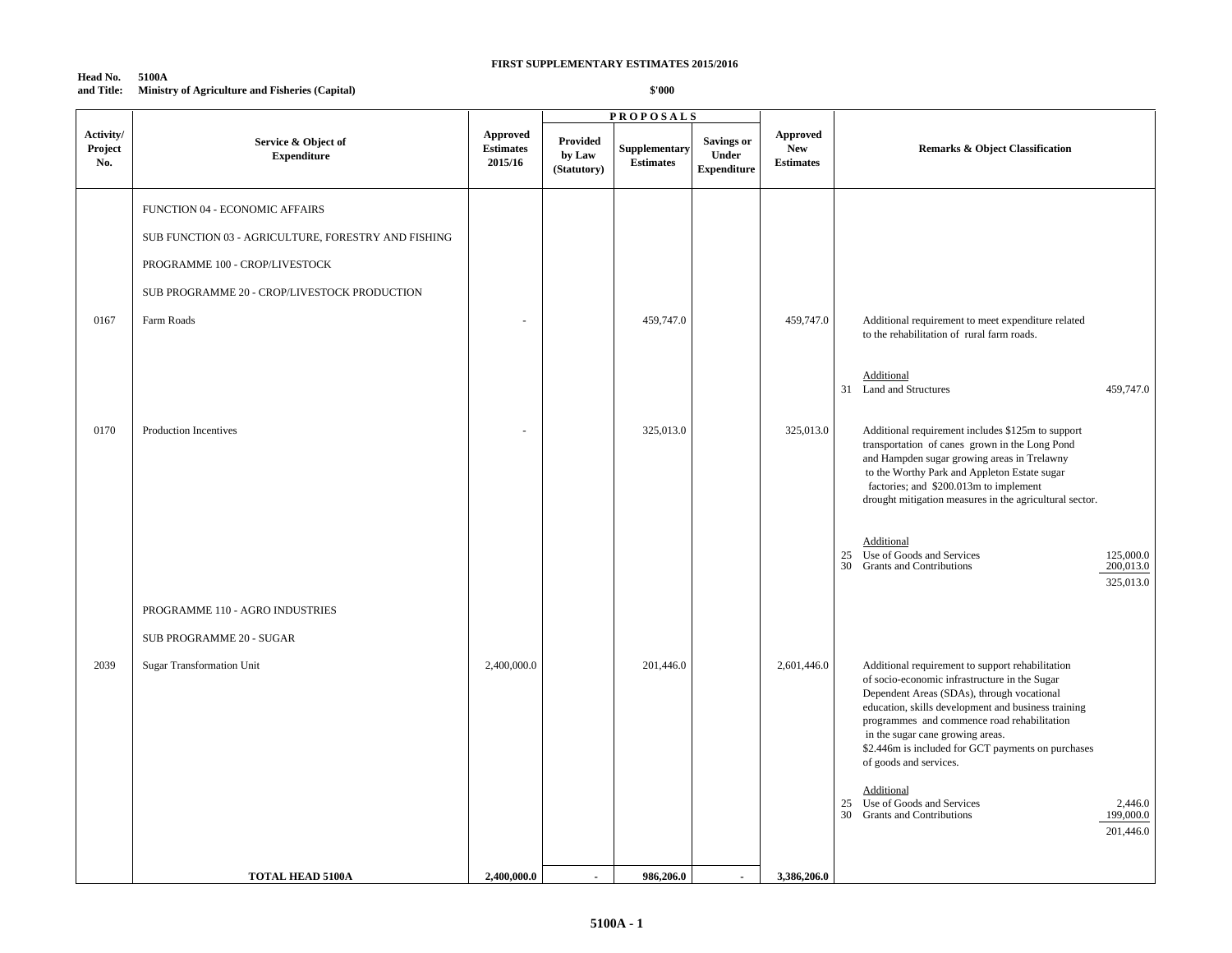**FIRST SUPPLEMENTARY ESTIMATES 2015/2016**

**Head No. 5100A**
**and Title: Ministry of Agriculture and Fisheries (Capital)**

**$'000**

| Activity/ Project No. | Service & Object of Expenditure | Approved Estimates 2015/16 | PROPOSALS Provided by Law (Statutory) | Supplementary Estimates | Savings or Under Expenditure | Approved New Estimates | Remarks & Object Classification | |
|---|---|---|---|---|---|---|---|---|
| | FUNCTION 04 - ECONOMIC AFFAIRS | | | | | | | |
| | SUB FUNCTION 03 - AGRICULTURE, FORESTRY AND FISHING | | | | | | | |
| | PROGRAMME 100 - CROP/LIVESTOCK | | | | | | | |
| | SUB PROGRAMME 20 - CROP/LIVESTOCK PRODUCTION | | | | | | | |
| 0167 | Farm Roads | - | | 459,747.0 | | 459,747.0 | Additional requirement to meet expenditure related to the rehabilitation of rural farm roads. | |
| | | | | | | | Additional | |
| | | | | | | | 31 Land and Structures | 459,747.0 |
| 0170 | Production Incentives | - | | 325,013.0 | | 325,013.0 | Additional requirement includes $125m to support transportation of canes grown in the Long Pond and Hampden sugar growing areas in Trelawny to the Worthy Park and Appleton Estate sugar factories; and $200.013m to implement drought mitigation measures in the agricultural sector. | |
| | | | | | | | Additional | |
| | | | | | | | 25 Use of Goods and Services | 125,000.0 |
| | | | | | | | 30 Grants and Contributions | 200,013.0 |
| | | | | | | | | 325,013.0 |
| | PROGRAMME 110 - AGRO INDUSTRIES | | | | | | | |
| | SUB PROGRAMME 20 - SUGAR | | | | | | | |
| 2039 | Sugar Transformation Unit | 2,400,000.0 | | 201,446.0 | | 2,601,446.0 | Additional requirement to support rehabilitation of socio-economic infrastructure in the Sugar Dependent Areas (SDAs), through vocational education, skills development and business training programmes and commence road rehabilitation in the sugar cane growing areas. $2.446m is included for GCT payments on purchases of goods and services. | |
| | | | | | | | Additional | |
| | | | | | | | 25 Use of Goods and Services | 2,446.0 |
| | | | | | | | 30 Grants and Contributions | 199,000.0 |
| | | | | | | | | 201,446.0 |
| | **TOTAL HEAD 5100A** | **2,400,000.0** | **-** | **986,206.0** | **-** | **3,386,206.0** | | |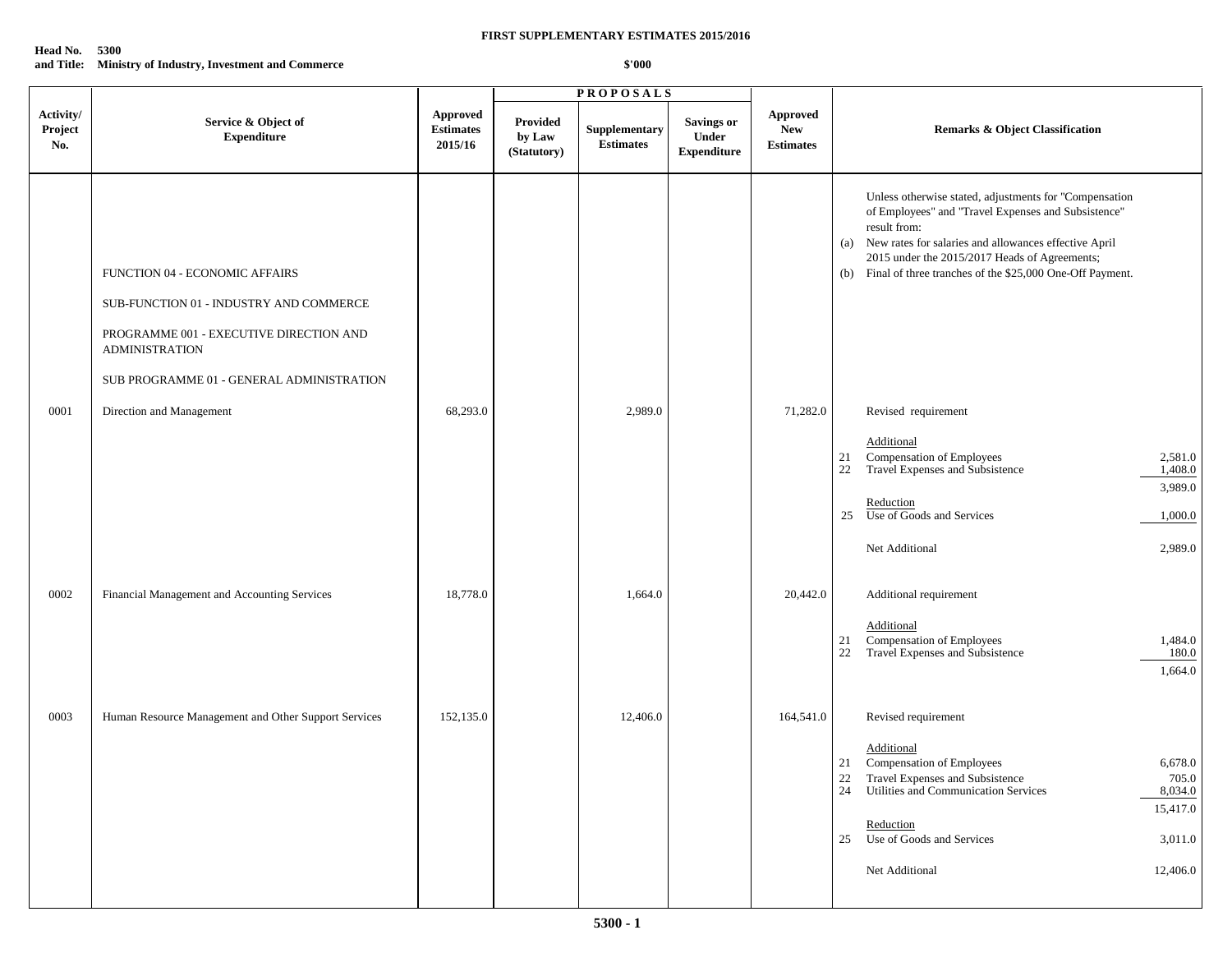**FIRST SUPPLEMENTARY ESTIMATES 2015/2016**

**Head No. 5300**
**and Title: Ministry of Industry, Investment and Commerce**

**$'000**

| Activity/ Project No. | Service & Object of Expenditure | Approved Estimates 2015/16 | PROPOSALS Provided by Law (Statutory) | Supplementary Estimates | Savings or Under Expenditure | Approved New Estimates | Remarks & Object Classification |
|---|---|---|---|---|---|---|---|
| | | | | | | | Unless otherwise stated, adjustments for "Compensation of Employees" and "Travel Expenses and Subsistence" result from: (a) New rates for salaries and allowances effective April 2015 under the 2015/2017 Heads of Agreements; (b) Final of three tranches of the $25,000 One-Off Payment. |
| | FUNCTION 04 - ECONOMIC AFFAIRS | | | | | | |
| | SUB-FUNCTION 01 - INDUSTRY AND COMMERCE | | | | | | |
| | PROGRAMME 001 - EXECUTIVE DIRECTION AND ADMINISTRATION | | | | | | |
| | SUB PROGRAMME 01 - GENERAL ADMINISTRATION | | | | | | |
| 0001 | Direction and Management | 68,293.0 | | 2,989.0 | | 71,282.0 | Revised requirement |
| | | | | | | | Additional |
| | | | | | | | 21 Compensation of Employees 2,581.0 |
| | | | | | | | 22 Travel Expenses and Subsistence 1,408.0 |
| | | | | | | | 3,989.0 |
| | | | | | | | Reduction |
| | | | | | | | 25 Use of Goods and Services 1,000.0 |
| | | | | | | | Net Additional 2,989.0 |
| 0002 | Financial Management and Accounting Services | 18,778.0 | | 1,664.0 | | 20,442.0 | Additional requirement |
| | | | | | | | Additional |
| | | | | | | | 21 Compensation of Employees 1,484.0 |
| | | | | | | | 22 Travel Expenses and Subsistence 180.0 |
| | | | | | | | 1,664.0 |
| 0003 | Human Resource Management and Other Support Services | 152,135.0 | | 12,406.0 | | 164,541.0 | Revised requirement |
| | | | | | | | Additional |
| | | | | | | | 21 Compensation of Employees 6,678.0 |
| | | | | | | | 22 Travel Expenses and Subsistence 705.0 |
| | | | | | | | 24 Utilities and Communication Services 8,034.0 |
| | | | | | | | 15,417.0 |
| | | | | | | | Reduction |
| | | | | | | | 25 Use of Goods and Services 3,011.0 |
| | | | | | | | Net Additional 12,406.0 |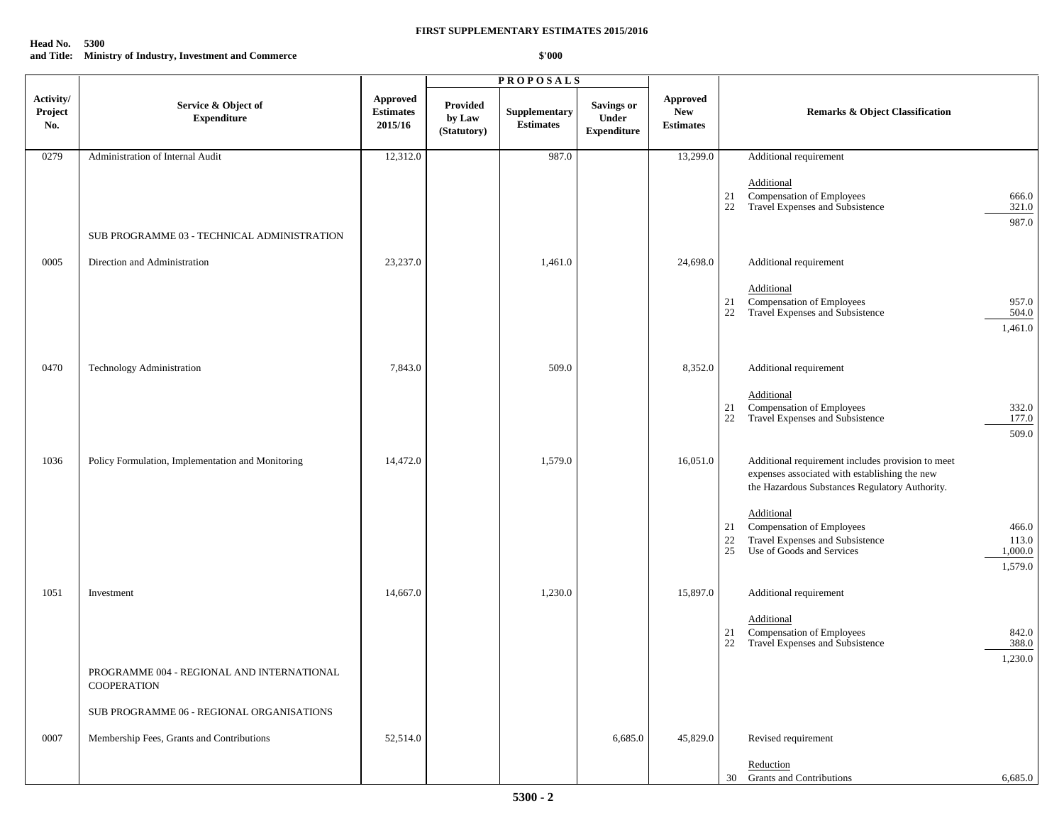**FIRST SUPPLEMENTARY ESTIMATES 2015/2016**

**Head No. 5300**
**and Title: Ministry of Industry, Investment and Commerce**

**$'000**

| Activity/ Project No. | Service & Object of Expenditure | Approved Estimates 2015/16 | PROPOSALS: Provided by Law (Statutory) | PROPOSALS: Supplementary Estimates | PROPOSALS: Savings or Under Expenditure | Approved New Estimates | Remarks & Object Classification |
|---|---|---|---|---|---|---|---|
| 0279 | Administration of Internal Audit | 12,312.0 | | 987.0 | | 13,299.0 | Additional requirement<br><br>Additional<br>21 Compensation of Employees 666.0<br>22 Travel Expenses and Subsistence 321.0<br>987.0 |
| | SUB PROGRAMME 03 - TECHNICAL ADMINISTRATION | | | | | | |
| 0005 | Direction and Administration | 23,237.0 | | 1,461.0 | | 24,698.0 | Additional requirement<br><br>Additional<br>21 Compensation of Employees 957.0<br>22 Travel Expenses and Subsistence 504.0<br>1,461.0 |
| 0470 | Technology Administration | 7,843.0 | | 509.0 | | 8,352.0 | Additional requirement<br><br>Additional<br>21 Compensation of Employees 332.0<br>22 Travel Expenses and Subsistence 177.0<br>509.0 |
| 1036 | Policy Formulation, Implementation and Monitoring | 14,472.0 | | 1,579.0 | | 16,051.0 | Additional requirement includes provision to meet expenses associated with establishing the new the Hazardous Substances Regulatory Authority.<br><br>Additional<br>21 Compensation of Employees 466.0<br>22 Travel Expenses and Subsistence 113.0<br>25 Use of Goods and Services 1,000.0<br>1,579.0 |
| 1051 | Investment | 14,667.0 | | 1,230.0 | | 15,897.0 | Additional requirement<br><br>Additional<br>21 Compensation of Employees 842.0<br>22 Travel Expenses and Subsistence 388.0<br>1,230.0 |
| | PROGRAMME 004 - REGIONAL AND INTERNATIONAL COOPERATION | | | | | | |
| | SUB PROGRAMME 06 - REGIONAL ORGANISATIONS | | | | | | |
| 0007 | Membership Fees, Grants and Contributions | 52,514.0 | | | 6,685.0 | 45,829.0 | Revised requirement<br><br>Reduction<br>30 Grants and Contributions 6,685.0 |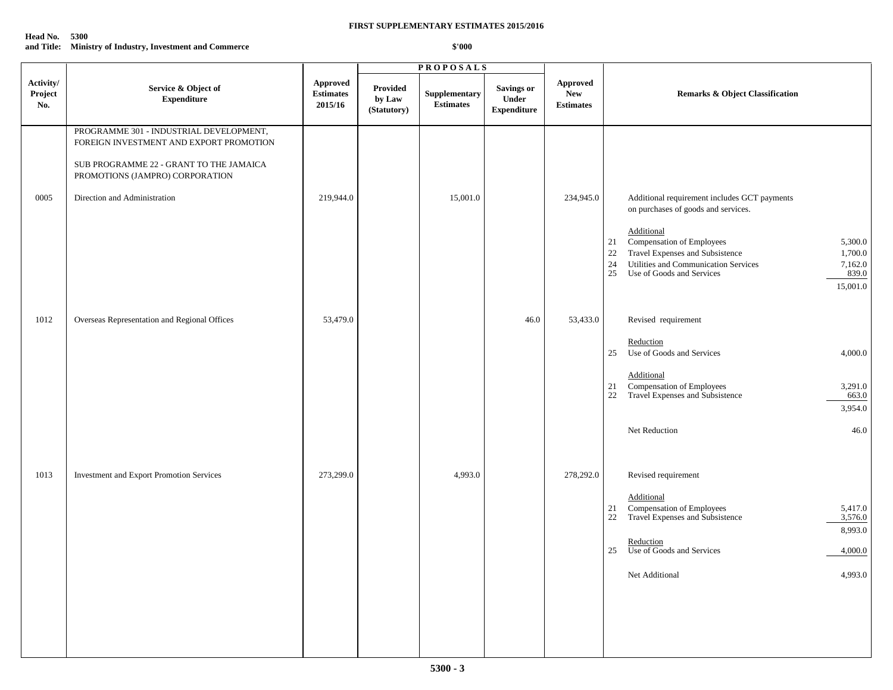**FIRST SUPPLEMENTARY ESTIMATES 2015/2016**

**Head No. 5300**
**and Title: Ministry of Industry, Investment and Commerce**

**$'000**

| Activity/ Project No. | Service & Object of Expenditure | Approved Estimates 2015/16 | PROPOSALS Provided by Law (Statutory) | Supplementary Estimates | Savings or Under Expenditure | Approved New Estimates | Remarks & Object Classification | |
|---|---|---|---|---|---|---|---|---|
| | PROGRAMME 301 - INDUSTRIAL DEVELOPMENT, FOREIGN INVESTMENT AND EXPORT PROMOTION | | | | | | | |
| | SUB PROGRAMME 22 - GRANT TO THE JAMAICA PROMOTIONS (JAMPRO) CORPORATION | | | | | | | |
| 0005 | Direction and Administration | 219,944.0 | | 15,001.0 | | 234,945.0 | Additional requirement includes GCT payments on purchases of goods and services. | |
| | | | | | | | Additional | |
| | | | | | | | 21 Compensation of Employees | 5,300.0 |
| | | | | | | | 22 Travel Expenses and Subsistence | 1,700.0 |
| | | | | | | | 24 Utilities and Communication Services | 7,162.0 |
| | | | | | | | 25 Use of Goods and Services | 839.0 |
| | | | | | | | | 15,001.0 |
| 1012 | Overseas Representation and Regional Offices | 53,479.0 | | | 46.0 | 53,433.0 | Revised requirement | |
| | | | | | | | Reduction | |
| | | | | | | | 25 Use of Goods and Services | 4,000.0 |
| | | | | | | | Additional | |
| | | | | | | | 21 Compensation of Employees | 3,291.0 |
| | | | | | | | 22 Travel Expenses and Subsistence | 663.0 |
| | | | | | | | | 3,954.0 |
| | | | | | | | Net Reduction | 46.0 |
| 1013 | Investment and Export Promotion Services | 273,299.0 | | 4,993.0 | | 278,292.0 | Revised requirement | |
| | | | | | | | Additional | |
| | | | | | | | 21 Compensation of Employees | 5,417.0 |
| | | | | | | | 22 Travel Expenses and Subsistence | 3,576.0 |
| | | | | | | | | 8,993.0 |
| | | | | | | | Reduction | |
| | | | | | | | 25 Use of Goods and Services | 4,000.0 |
| | | | | | | | Net Additional | 4,993.0 |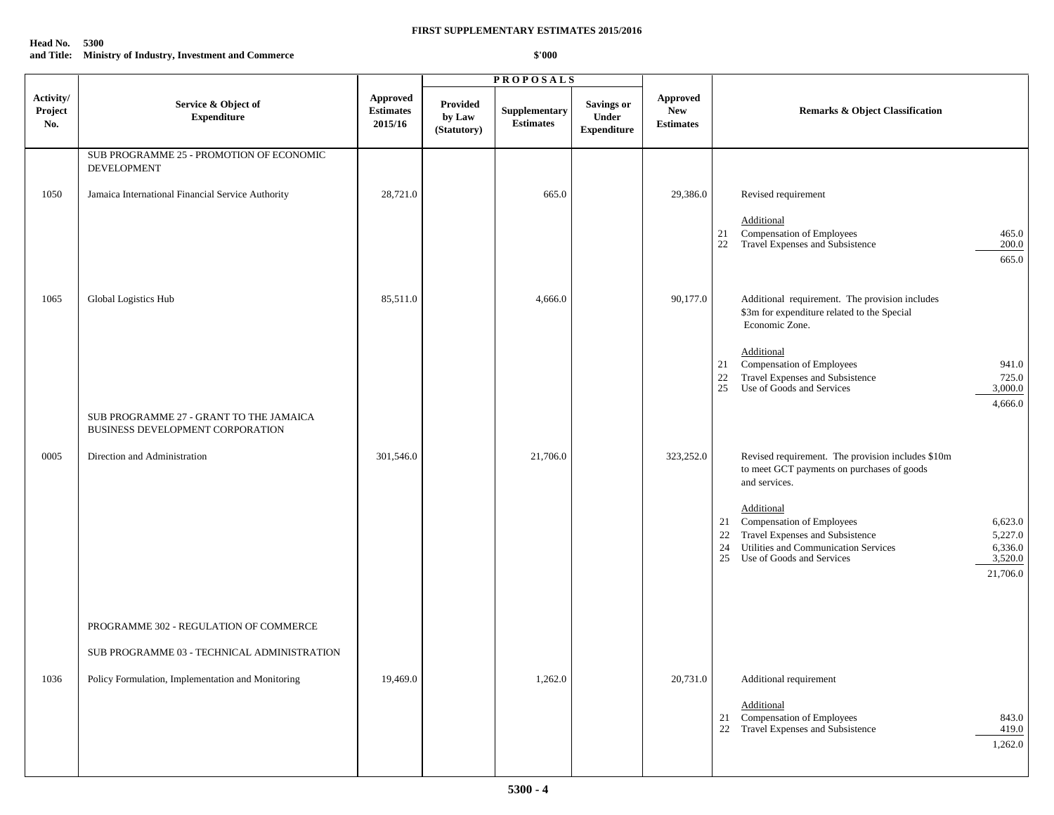**FIRST SUPPLEMENTARY ESTIMATES 2015/2016**

**Head No. 5300**
**and Title: Ministry of Industry, Investment and Commerce**

**$'000**

| Activity/ Project No. | Service & Object of Expenditure | Approved Estimates 2015/16 | PROPOSALS Provided by Law (Statutory) | Supplementary Estimates | Savings or Under Expenditure | Approved New Estimates | Remarks & Object Classification |
|---|---|---|---|---|---|---|---|
| | SUB PROGRAMME 25 - PROMOTION OF ECONOMIC DEVELOPMENT | | | | | | |
| 1050 | Jamaica International Financial Service Authority | 28,721.0 | | 665.0 | | 29,386.0 | Revised requirement<br><br>Additional<br>21 Compensation of Employees 465.0<br>22 Travel Expenses and Subsistence 200.0<br>665.0 |
| 1065 | Global Logistics Hub | 85,511.0 | | 4,666.0 | | 90,177.0 | Additional requirement. The provision includes $3m for expenditure related to the Special Economic Zone.<br><br>Additional<br>21 Compensation of Employees 941.0<br>22 Travel Expenses and Subsistence 725.0<br>25 Use of Goods and Services 3,000.0<br>4,666.0 |
| | SUB PROGRAMME 27 - GRANT TO THE JAMAICA BUSINESS DEVELOPMENT CORPORATION | | | | | | |
| 0005 | Direction and Administration | 301,546.0 | | 21,706.0 | | 323,252.0 | Revised requirement. The provision includes $10m to meet GCT payments on purchases of goods and services.<br><br>Additional<br>21 Compensation of Employees 6,623.0<br>22 Travel Expenses and Subsistence 5,227.0<br>24 Utilities and Communication Services 6,336.0<br>25 Use of Goods and Services 3,520.0<br>21,706.0 |
| | PROGRAMME 302 - REGULATION OF COMMERCE | | | | | | |
| | SUB PROGRAMME 03 - TECHNICAL ADMINISTRATION | | | | | | |
| 1036 | Policy Formulation, Implementation and Monitoring | 19,469.0 | | 1,262.0 | | 20,731.0 | Additional requirement<br><br>Additional<br>21 Compensation of Employees 843.0<br>22 Travel Expenses and Subsistence 419.0<br>1,262.0 |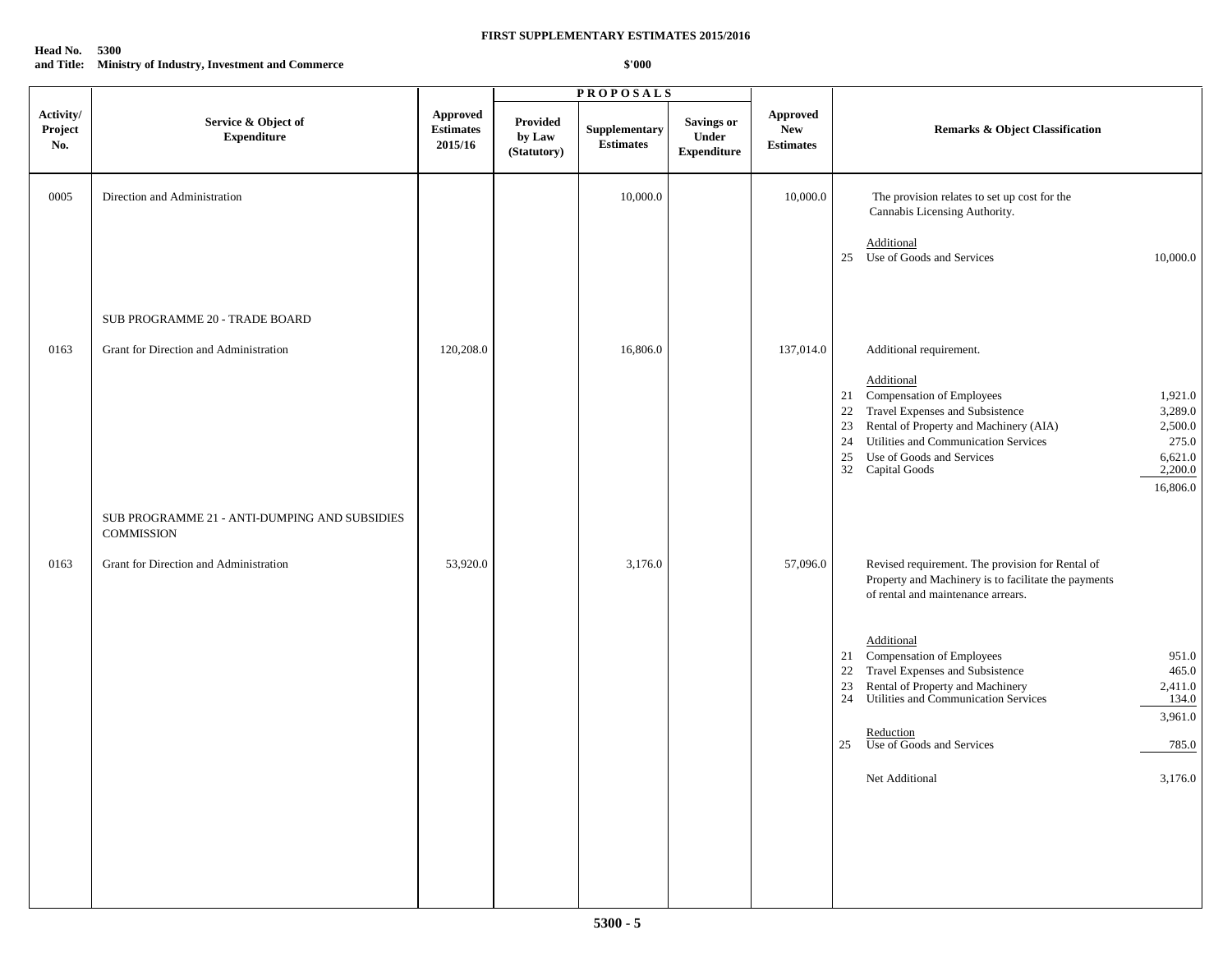**FIRST SUPPLEMENTARY ESTIMATES 2015/2016**

**Head No. 5300**
**and Title: Ministry of Industry, Investment and Commerce**

**$'000**

| Activity/ Project No. | Service & Object of Expenditure | Approved Estimates 2015/16 | PROPOSALS Provided by Law (Statutory) | Supplementary Estimates | Savings or Under Expenditure | Approved New Estimates | Remarks & Object Classification | |
|---|---|---|---|---|---|---|---|---|
| 0005 | Direction and Administration | | | 10,000.0 | | 10,000.0 | The provision relates to set up cost for the Cannabis Licensing Authority. | |
| | | | | | | | Additional | |
| | | | | | | | 25 Use of Goods and Services | 10,000.0 |
| | SUB PROGRAMME 20 - TRADE BOARD | | | | | | | |
| 0163 | Grant for Direction and Administration | 120,208.0 | | 16,806.0 | | 137,014.0 | Additional requirement. | |
| | | | | | | | Additional | |
| | | | | | | | 21 Compensation of Employees | 1,921.0 |
| | | | | | | | 22 Travel Expenses and Subsistence | 3,289.0 |
| | | | | | | | 23 Rental of Property and Machinery (AIA) | 2,500.0 |
| | | | | | | | 24 Utilities and Communication Services | 275.0 |
| | | | | | | | 25 Use of Goods and Services | 6,621.0 |
| | | | | | | | 32 Capital Goods | 2,200.0 |
| | | | | | | | | 16,806.0 |
| | SUB PROGRAMME 21 - ANTI-DUMPING AND SUBSIDIES COMMISSION | | | | | | | |
| 0163 | Grant for Direction and Administration | 53,920.0 | | 3,176.0 | | 57,096.0 | Revised requirement. The provision for Rental of Property and Machinery is to facilitate the payments of rental and maintenance arrears. | |
| | | | | | | | Additional | |
| | | | | | | | 21 Compensation of Employees | 951.0 |
| | | | | | | | 22 Travel Expenses and Subsistence | 465.0 |
| | | | | | | | 23 Rental of Property and Machinery | 2,411.0 |
| | | | | | | | 24 Utilities and Communication Services | 134.0 |
| | | | | | | | | 3,961.0 |
| | | | | | | | Reduction | |
| | | | | | | | 25 Use of Goods and Services | 785.0 |
| | | | | | | | Net Additional | 3,176.0 |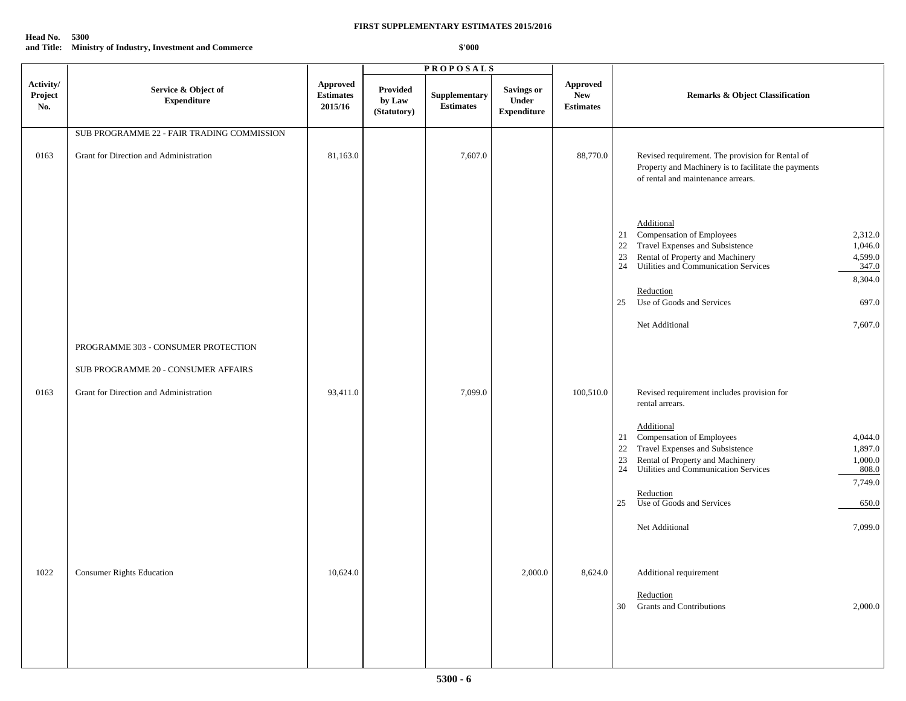**FIRST SUPPLEMENTARY ESTIMATES 2015/2016**

**Head No. 5300**
**and Title: Ministry of Industry, Investment and Commerce**

**$'000**

| Activity/ Project No. | Service & Object of Expenditure | Approved Estimates 2015/16 | PROPOSALS Provided by Law (Statutory) | Supplementary Estimates | Savings or Under Expenditure | Approved New Estimates | Remarks & Object Classification |
|---|---|---|---|---|---|---|---|
| | SUB PROGRAMME 22 - FAIR TRADING COMMISSION | | | | | | |
| 0163 | Grant for Direction and Administration | 81,163.0 | | 7,607.0 | | 88,770.0 | Revised requirement. The provision for Rental of Property and Machinery is to facilitate the payments of rental and maintenance arrears.<br><br>Additional<br>21 Compensation of Employees 2,312.0<br>22 Travel Expenses and Subsistence 1,046.0<br>23 Rental of Property and Machinery 4,599.0<br>24 Utilities and Communication Services 347.0<br>8,304.0<br><br>Reduction<br>25 Use of Goods and Services 697.0<br><br>Net Additional 7,607.0 |
| | PROGRAMME 303 - CONSUMER PROTECTION | | | | | | |
| | SUB PROGRAMME 20 - CONSUMER AFFAIRS | | | | | | |
| 0163 | Grant for Direction and Administration | 93,411.0 | | 7,099.0 | | 100,510.0 | Revised requirement includes provision for rental arrears.<br><br>Additional<br>21 Compensation of Employees 4,044.0<br>22 Travel Expenses and Subsistence 1,897.0<br>23 Rental of Property and Machinery 1,000.0<br>24 Utilities and Communication Services 808.0<br>7,749.0<br><br>Reduction<br>25 Use of Goods and Services 650.0<br><br>Net Additional 7,099.0 |
| 1022 | Consumer Rights Education | 10,624.0 | | | 2,000.0 | 8,624.0 | Additional requirement<br><br>Reduction<br>30 Grants and Contributions 2,000.0 |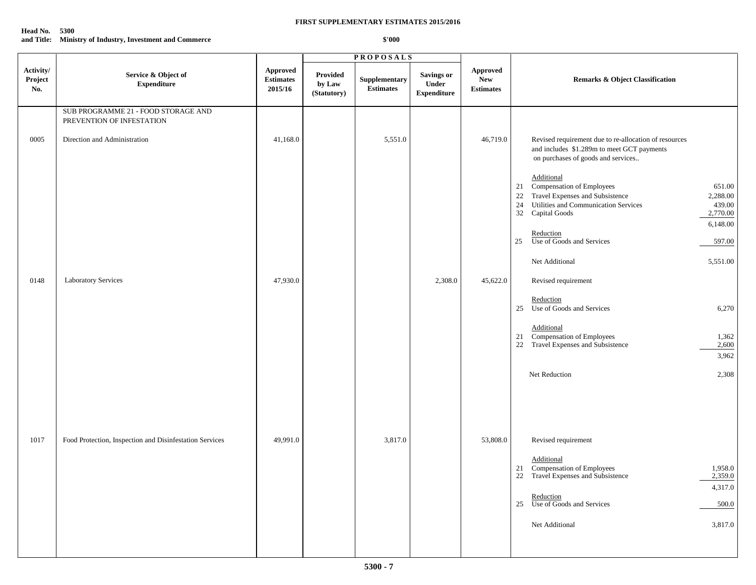**FIRST SUPPLEMENTARY ESTIMATES 2015/2016**

**Head No. 5300**
**and Title: Ministry of Industry, Investment and Commerce**

**$'000**

| Activity/ Project No. | Service & Object of Expenditure | Approved Estimates 2015/16 | PROPOSALS Provided by Law (Statutory) | Supplementary Estimates | Savings or Under Expenditure | Approved New Estimates | Remarks & Object Classification | |
|---|---|---|---|---|---|---|---|---|
| | SUB PROGRAMME 21 - FOOD STORAGE AND PREVENTION OF INFESTATION | | | | | | | |
| 0005 | Direction and Administration | 41,168.0 | | 5,551.0 | | 46,719.0 | Revised requirement due to re-allocation of resources and includes $1.289m to meet GCT payments on purchases of goods and services.. | |
| | | | | | | | Additional | |
| | | | | | | | 21 Compensation of Employees | 651.00 |
| | | | | | | | 22 Travel Expenses and Subsistence | 2,288.00 |
| | | | | | | | 24 Utilities and Communication Services | 439.00 |
| | | | | | | | 32 Capital Goods | 2,770.00 |
| | | | | | | | | 6,148.00 |
| | | | | | | | Reduction | |
| | | | | | | | 25 Use of Goods and Services | 597.00 |
| | | | | | | | Net Additional | 5,551.00 |
| 0148 | Laboratory Services | 47,930.0 | | | 2,308.0 | 45,622.0 | Revised requirement | |
| | | | | | | | Reduction | |
| | | | | | | | 25 Use of Goods and Services | 6,270 |
| | | | | | | | Additional | |
| | | | | | | | 21 Compensation of Employees | 1,362 |
| | | | | | | | 22 Travel Expenses and Subsistence | 2,600 |
| | | | | | | | | 3,962 |
| | | | | | | | Net Reduction | 2,308 |
| 1017 | Food Protection, Inspection and Disinfestation Services | 49,991.0 | | 3,817.0 | | 53,808.0 | Revised requirement | |
| | | | | | | | Additional | |
| | | | | | | | 21 Compensation of Employees | 1,958.0 |
| | | | | | | | 22 Travel Expenses and Subsistence | 2,359.0 |
| | | | | | | | | 4,317.0 |
| | | | | | | | Reduction | |
| | | | | | | | 25 Use of Goods and Services | 500.0 |
| | | | | | | | Net Additional | 3,817.0 |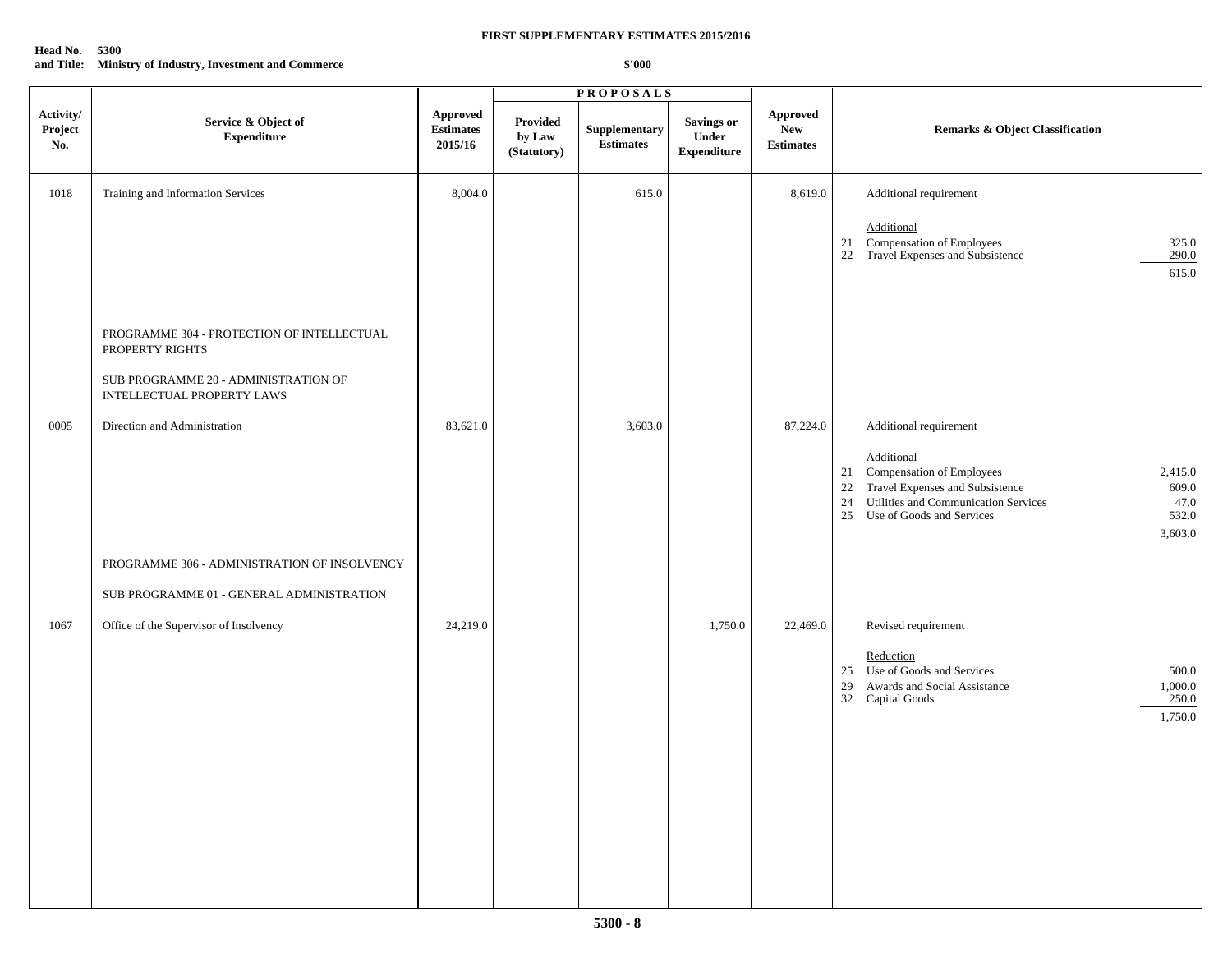**FIRST SUPPLEMENTARY ESTIMATES 2015/2016**

**Head No. 5300**
**and Title: Ministry of Industry, Investment and Commerce**

**$'000**

| Activity/ Project No. | Service & Object of Expenditure | Approved Estimates 2015/16 | PROPOSALS Provided by Law (Statutory) | Supplementary Estimates | Savings or Under Expenditure | Approved New Estimates | Remarks & Object Classification |
|---|---|---|---|---|---|---|---|
| 1018 | Training and Information Services | 8,004.0 | | 615.0 | | 8,619.0 | Additional requirement<br><br>Additional<br>21 Compensation of Employees 325.0<br>22 Travel Expenses and Subsistence 290.0<br>615.0 |
| | PROGRAMME 304 - PROTECTION OF INTELLECTUAL PROPERTY RIGHTS | | | | | | |
| | SUB PROGRAMME 20 - ADMINISTRATION OF INTELLECTUAL PROPERTY LAWS | | | | | | |
| 0005 | Direction and Administration | 83,621.0 | | 3,603.0 | | 87,224.0 | Additional requirement<br><br>Additional<br>21 Compensation of Employees 2,415.0<br>22 Travel Expenses and Subsistence 609.0<br>24 Utilities and Communication Services 47.0<br>25 Use of Goods and Services 532.0<br>3,603.0 |
| | PROGRAMME 306 - ADMINISTRATION OF INSOLVENCY | | | | | | |
| | SUB PROGRAMME 01 - GENERAL ADMINISTRATION | | | | | | |
| 1067 | Office of the Supervisor of Insolvency | 24,219.0 | | | 1,750.0 | 22,469.0 | Revised requirement<br><br>Reduction<br>25 Use of Goods and Services 500.0<br>29 Awards and Social Assistance 1,000.0<br>32 Capital Goods 250.0<br>1,750.0 |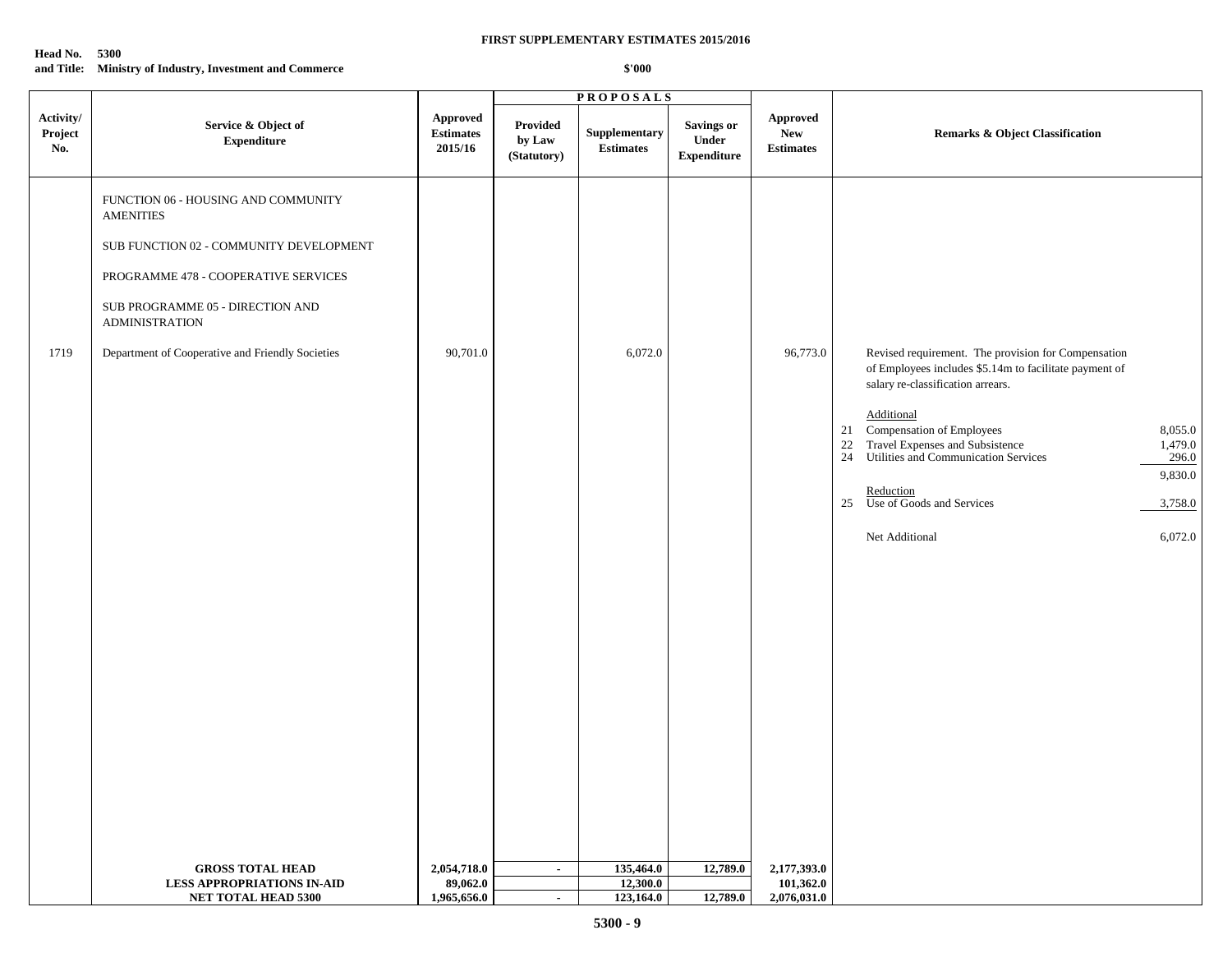**FIRST SUPPLEMENTARY ESTIMATES 2015/2016**

**Head No. 5300**
**and Title: Ministry of Industry, Investment and Commerce**

**$'000**

| Activity/ Project No. | Service & Object of Expenditure | Approved Estimates 2015/16 | PROPOSALS Provided by Law (Statutory) | Supplementary Estimates | Savings or Under Expenditure | Approved New Estimates | Remarks & Object Classification |
|---|---|---|---|---|---|---|---|
| | FUNCTION 06 - HOUSING AND COMMUNITY AMENITIES | | | | | | |
| | SUB FUNCTION 02 - COMMUNITY DEVELOPMENT | | | | | | |
| | PROGRAMME 478 - COOPERATIVE SERVICES | | | | | | |
| | SUB PROGRAMME 05 - DIRECTION AND ADMINISTRATION | | | | | | |
| 1719 | Department of Cooperative and Friendly Societies | 90,701.0 | | 6,072.0 | | 96,773.0 | Revised requirement. The provision for Compensation of Employees includes $5.14m to facilitate payment of salary re-classification arrears.<br><br>Additional<br>21 Compensation of Employees 8,055.0<br>22 Travel Expenses and Subsistence 1,479.0<br>24 Utilities and Communication Services 296.0<br>9,830.0<br><br>Reduction<br>25 Use of Goods and Services 3,758.0<br><br>Net Additional 6,072.0 |
| | **GROSS TOTAL HEAD** | **2,054,718.0** | **-** | **135,464.0** | **12,789.0** | **2,177,393.0** | |
| | **LESS APPROPRIATIONS IN-AID** | **89,062.0** | | **12,300.0** | | **101,362.0** | |
| | **NET TOTAL HEAD 5300** | **1,965,656.0** | **-** | **123,164.0** | **12,789.0** | **2,076,031.0** | |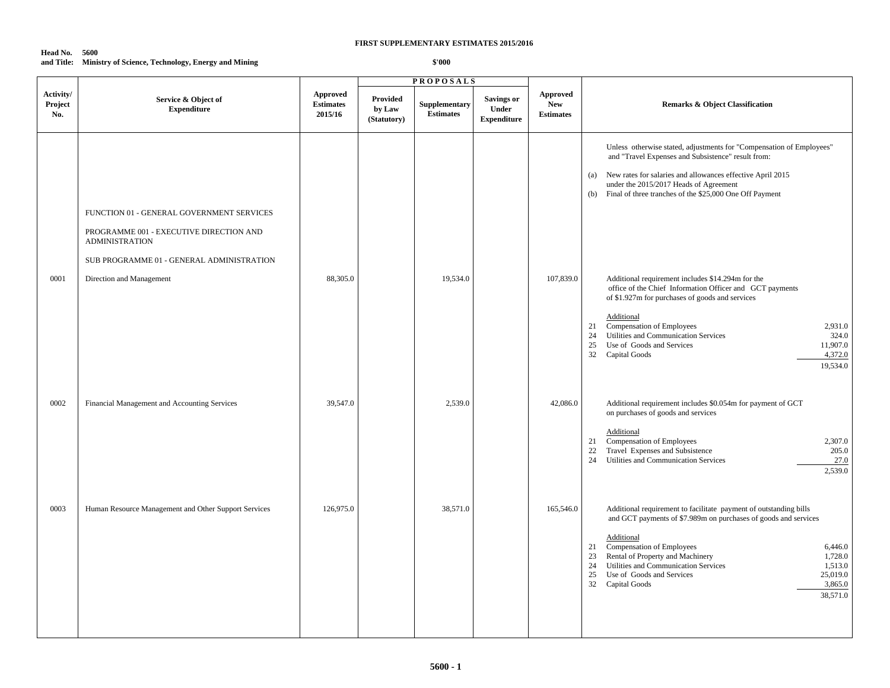**FIRST SUPPLEMENTARY ESTIMATES 2015/2016**

**Head No. 5600**
**and Title: Ministry of Science, Technology, Energy and Mining**

**$'000**

| Activity/ Project No. | Service & Object of Expenditure | Approved Estimates 2015/16 | PROPOSALS Provided by Law (Statutory) | Supplementary Estimates | Savings or Under Expenditure | Approved New Estimates | Remarks & Object Classification |
|---|---|---|---|---|---|---|---|
| | | | | | | | Unless otherwise stated, adjustments for "Compensation of Employees" and "Travel Expenses and Subsistence" result from:<br>(a) New rates for salaries and allowances effective April 2015 under the 2015/2017 Heads of Agreement<br>(b) Final of three tranches of the $25,000 One Off Payment |
| | FUNCTION 01 - GENERAL GOVERNMENT SERVICES<br><br>PROGRAMME 001 - EXECUTIVE DIRECTION AND ADMINISTRATION<br><br>SUB PROGRAMME 01 - GENERAL ADMINISTRATION | | | | | | |
| 0001 | Direction and Management | 88,305.0 | | 19,534.0 | | 107,839.0 | Additional requirement includes $14.294m for the office of the Chief Information Officer and GCT payments of $1.927m for purchases of goods and services<br><br>Additional<br>21 Compensation of Employees 2,931.0<br>24 Utilities and Communication Services 324.0<br>25 Use of Goods and Services 11,907.0<br>32 Capital Goods 4,372.0<br>19,534.0 |
| 0002 | Financial Management and Accounting Services | 39,547.0 | | 2,539.0 | | 42,086.0 | Additional requirement includes $0.054m for payment of GCT on purchases of goods and services<br><br>Additional<br>21 Compensation of Employees 2,307.0<br>22 Travel Expenses and Subsistence 205.0<br>24 Utilities and Communication Services 27.0<br>2,539.0 |
| 0003 | Human Resource Management and Other Support Services | 126,975.0 | | 38,571.0 | | 165,546.0 | Additional requirement to facilitate payment of outstanding bills and GCT payments of $7.989m on purchases of goods and services<br><br>Additional<br>21 Compensation of Employees 6,446.0<br>23 Rental of Property and Machinery 1,728.0<br>24 Utilities and Communication Services 1,513.0<br>25 Use of Goods and Services 25,019.0<br>32 Capital Goods 3,865.0<br>38,571.0 |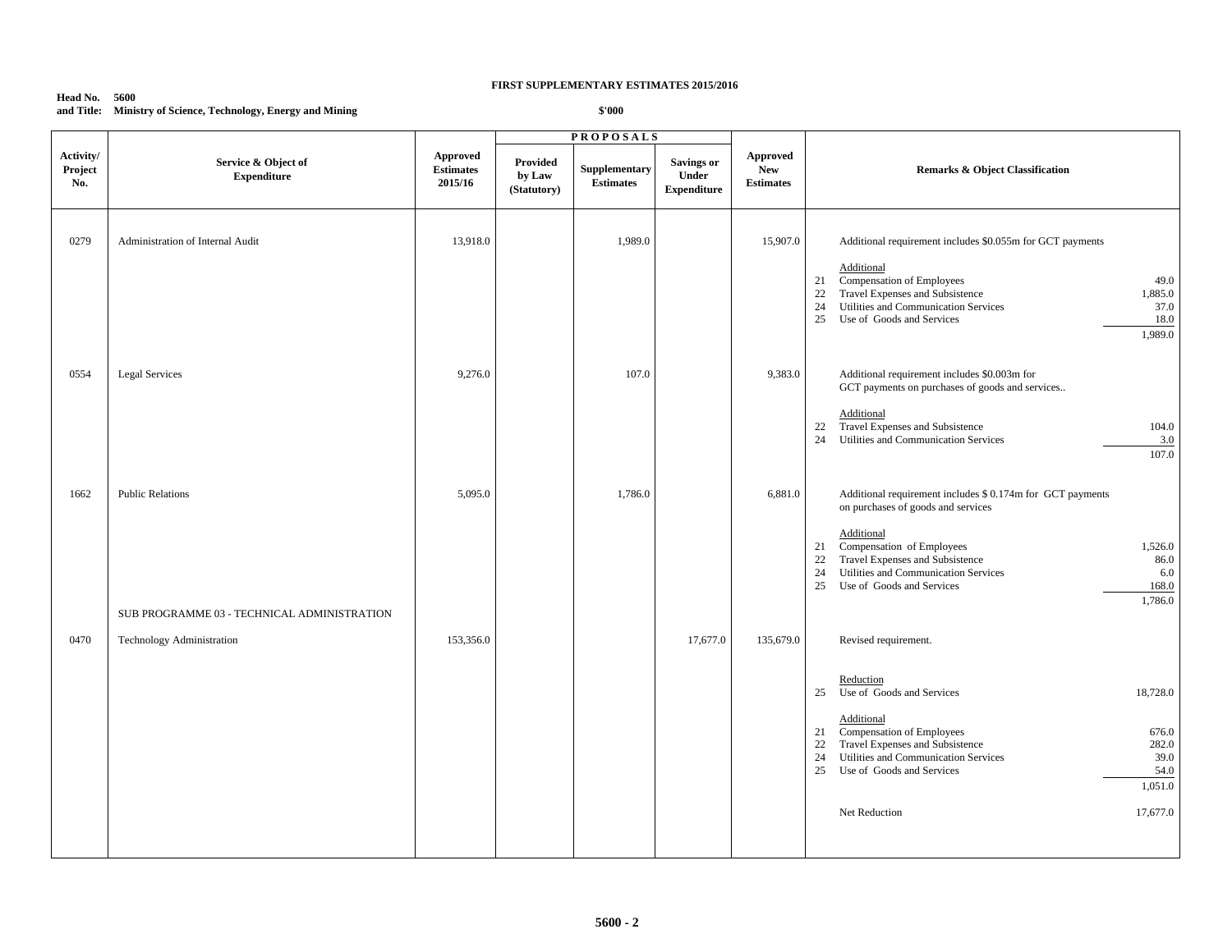**FIRST SUPPLEMENTARY ESTIMATES 2015/2016**

**Head No. 5600**
**and Title: Ministry of Science, Technology, Energy and Mining**

**$'000**

| Activity/ Project No. | Service & Object of Expenditure | Approved Estimates 2015/16 | PROPOSALS Provided by Law (Statutory) | Supplementary Estimates | Savings or Under Expenditure | Approved New Estimates | Remarks & Object Classification | |
|---|---|---|---|---|---|---|---|---|
| 0279 | Administration of Internal Audit | 13,918.0 | | 1,989.0 | | 15,907.0 | Additional requirement includes $0.055m for GCT payments | |
| | | | | | | | Additional | |
| | | | | | | | 21 Compensation of Employees | 49.0 |
| | | | | | | | 22 Travel Expenses and Subsistence | 1,885.0 |
| | | | | | | | 24 Utilities and Communication Services | 37.0 |
| | | | | | | | 25 Use of Goods and Services | 18.0 |
| | | | | | | | | 1,989.0 |
| 0554 | Legal Services | 9,276.0 | | 107.0 | | 9,383.0 | Additional requirement includes $0.003m for GCT payments on purchases of goods and services.. | |
| | | | | | | | Additional | |
| | | | | | | | 22 Travel Expenses and Subsistence | 104.0 |
| | | | | | | | 24 Utilities and Communication Services | 3.0 |
| | | | | | | | | 107.0 |
| 1662 | Public Relations | 5,095.0 | | 1,786.0 | | 6,881.0 | Additional requirement includes $ 0.174m for GCT payments on purchases of goods and services | |
| | | | | | | | Additional | |
| | | | | | | | 21 Compensation of Employees | 1,526.0 |
| | | | | | | | 22 Travel Expenses and Subsistence | 86.0 |
| | | | | | | | 24 Utilities and Communication Services | 6.0 |
| | | | | | | | 25 Use of Goods and Services | 168.0 |
| | SUB PROGRAMME 03 - TECHNICAL ADMINISTRATION | | | | | | | 1,786.0 |
| 0470 | Technology Administration | 153,356.0 | | | 17,677.0 | 135,679.0 | Revised requirement. | |
| | | | | | | | Reduction | |
| | | | | | | | 25 Use of Goods and Services | 18,728.0 |
| | | | | | | | Additional | |
| | | | | | | | 21 Compensation of Employees | 676.0 |
| | | | | | | | 22 Travel Expenses and Subsistence | 282.0 |
| | | | | | | | 24 Utilities and Communication Services | 39.0 |
| | | | | | | | 25 Use of Goods and Services | 54.0 |
| | | | | | | | | 1,051.0 |
| | | | | | | | Net Reduction | 17,677.0 |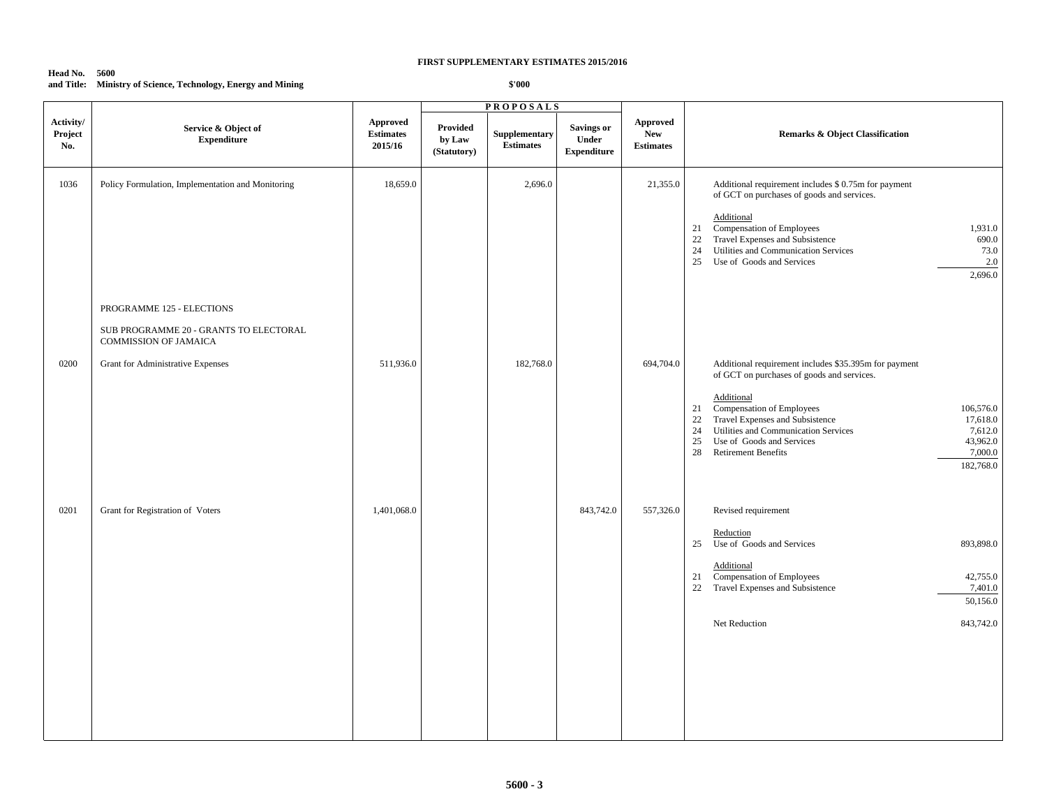**FIRST SUPPLEMENTARY ESTIMATES 2015/2016**

**Head No. 5600**
**and Title: Ministry of Science, Technology, Energy and Mining**

**$'000**

| Activity/ Project No. | Service & Object of Expenditure | Approved Estimates 2015/16 | PROPOSALS Provided by Law (Statutory) | Supplementary Estimates | Savings or Under Expenditure | Approved New Estimates | Remarks & Object Classification | |
|---|---|---|---|---|---|---|---|---|
| 1036 | Policy Formulation, Implementation and Monitoring | 18,659.0 | | 2,696.0 | | 21,355.0 | Additional requirement includes $ 0.75m for payment of GCT on purchases of goods and services. | |
| | | | | | | | Additional | |
| | | | | | | | 21 Compensation of Employees | 1,931.0 |
| | | | | | | | 22 Travel Expenses and Subsistence | 690.0 |
| | | | | | | | 24 Utilities and Communication Services | 73.0 |
| | | | | | | | 25 Use of Goods and Services | 2.0 |
| | | | | | | | | 2,696.0 |
| | PROGRAMME 125 - ELECTIONS | | | | | | | |
| | SUB PROGRAMME 20 - GRANTS TO ELECTORAL COMMISSION OF JAMAICA | | | | | | | |
| 0200 | Grant for Administrative Expenses | 511,936.0 | | 182,768.0 | | 694,704.0 | Additional requirement includes $35.395m for payment of GCT on purchases of goods and services. | |
| | | | | | | | Additional | |
| | | | | | | | 21 Compensation of Employees | 106,576.0 |
| | | | | | | | 22 Travel Expenses and Subsistence | 17,618.0 |
| | | | | | | | 24 Utilities and Communication Services | 7,612.0 |
| | | | | | | | 25 Use of Goods and Services | 43,962.0 |
| | | | | | | | 28 Retirement Benefits | 7,000.0 |
| | | | | | | | | 182,768.0 |
| 0201 | Grant for Registration of Voters | 1,401,068.0 | | | 843,742.0 | 557,326.0 | Revised requirement | |
| | | | | | | | Reduction | |
| | | | | | | | 25 Use of Goods and Services | 893,898.0 |
| | | | | | | | Additional | |
| | | | | | | | 21 Compensation of Employees | 42,755.0 |
| | | | | | | | 22 Travel Expenses and Subsistence | 7,401.0 |
| | | | | | | | | 50,156.0 |
| | | | | | | | Net Reduction | 843,742.0 |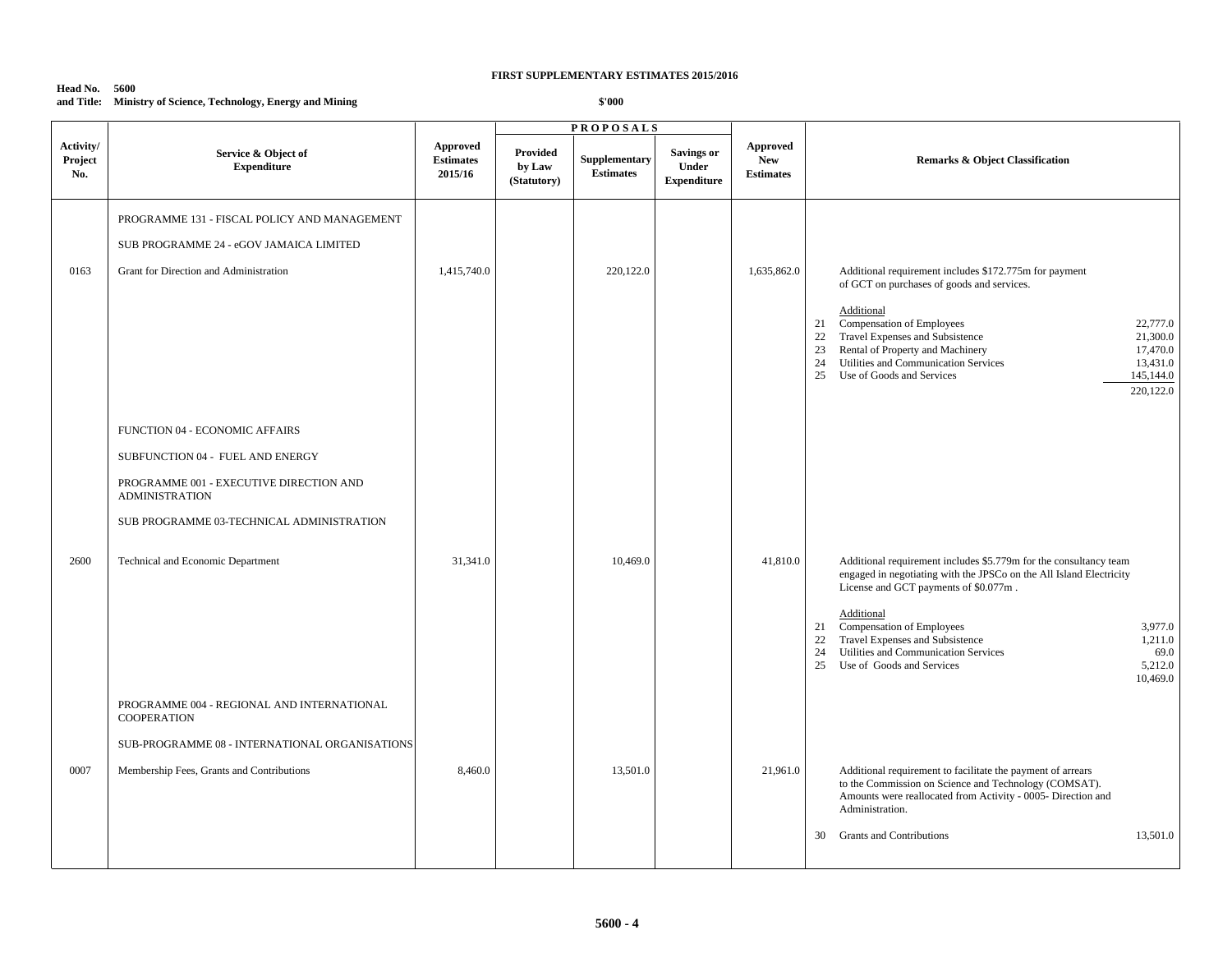**FIRST SUPPLEMENTARY ESTIMATES 2015/2016**

**Head No. 5600**
**and Title: Ministry of Science, Technology, Energy and Mining**

**$'000**

| Activity/ Project No. | Service & Object of Expenditure | Approved Estimates 2015/16 | PROPOSALS Provided by Law (Statutory) | Supplementary Estimates | Savings or Under Expenditure | Approved New Estimates | Remarks & Object Classification |
|---|---|---|---|---|---|---|---|
| | PROGRAMME 131 - FISCAL POLICY AND MANAGEMENT | | | | | | |
| | SUB PROGRAMME 24 - eGOV JAMAICA LIMITED | | | | | | |
| 0163 | Grant for Direction and Administration | 1,415,740.0 | | 220,122.0 | | 1,635,862.0 | Additional requirement includes $172.775m for payment of GCT on purchases of goods and services.<br><br>Additional<br>21 Compensation of Employees 22,777.0<br>22 Travel Expenses and Subsistence 21,300.0<br>23 Rental of Property and Machinery 17,470.0<br>24 Utilities and Communication Services 13,431.0<br>25 Use of Goods and Services 145,144.0<br>220,122.0 |
| | FUNCTION 04 - ECONOMIC AFFAIRS | | | | | | |
| | SUBFUNCTION 04 - FUEL AND ENERGY | | | | | | |
| | PROGRAMME 001 - EXECUTIVE DIRECTION AND ADMINISTRATION | | | | | | |
| | SUB PROGRAMME 03-TECHNICAL ADMINISTRATION | | | | | | |
| 2600 | Technical and Economic Department | 31,341.0 | | 10,469.0 | | 41,810.0 | Additional requirement includes $5.779m for the consultancy team engaged in negotiating with the JPSCo on the All Island Electricity License and GCT payments of $0.077m .<br><br>Additional<br>21 Compensation of Employees 3,977.0<br>22 Travel Expenses and Subsistence 1,211.0<br>24 Utilities and Communication Services 69.0<br>25 Use of Goods and Services 5,212.0<br>10,469.0 |
| | PROGRAMME 004 - REGIONAL AND INTERNATIONAL COOPERATION | | | | | | |
| | SUB-PROGRAMME 08 - INTERNATIONAL ORGANISATIONS | | | | | | |
| 0007 | Membership Fees, Grants and Contributions | 8,460.0 | | 13,501.0 | | 21,961.0 | Additional requirement to facilitate the payment of arrears to the Commission on Science and Technology (COMSAT). Amounts were reallocated from Activity - 0005- Direction and Administration.<br><br>30 Grants and Contributions 13,501.0 |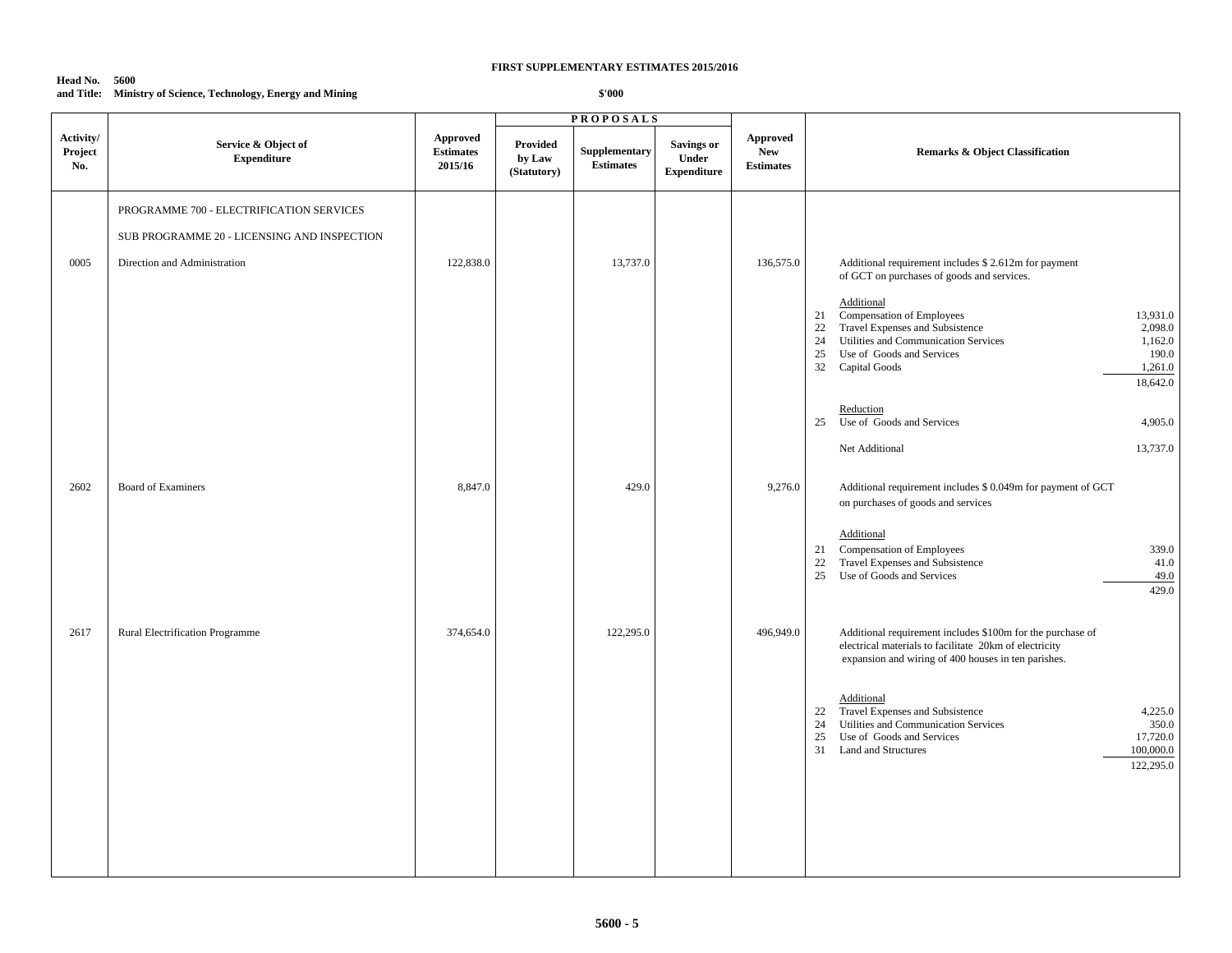**FIRST SUPPLEMENTARY ESTIMATES 2015/2016**

**Head No. 5600**
**and Title: Ministry of Science, Technology, Energy and Mining**

**$'000**

| Activity/ Project No. | Service & Object of Expenditure | Approved Estimates 2015/16 | PROPOSALS | | | Approved New Estimates | Remarks & Object Classification | | |
|---|---|---|---|---|---|---|---|---|---|
| | | | Provided by Law (Statutory) | Supplementary Estimates | Savings or Under Expenditure | | | | |
| | PROGRAMME 700 - ELECTRIFICATION SERVICES | | | | | | | | |
| | SUB PROGRAMME 20 - LICENSING AND INSPECTION | | | | | | | | |
| 0005 | Direction and Administration | 122,838.0 | | 13,737.0 | | 136,575.0 | | Additional requirement includes $ 2.612m for payment of GCT on purchases of goods and services. | |
| | | | | | | | | Additional | |
| | | | | | | | 21 | Compensation of Employees | 13,931.0 |
| | | | | | | | 22 | Travel Expenses and Subsistence | 2,098.0 |
| | | | | | | | 24 | Utilities and Communication Services | 1,162.0 |
| | | | | | | | 25 | Use of Goods and Services | 190.0 |
| | | | | | | | 32 | Capital Goods | 1,261.0 |
| | | | | | | | | | 18,642.0 |
| | | | | | | | | Reduction | |
| | | | | | | | 25 | Use of Goods and Services | 4,905.0 |
| | | | | | | | | Net Additional | 13,737.0 |
| 2602 | Board of Examiners | 8,847.0 | | 429.0 | | 9,276.0 | | Additional requirement includes $ 0.049m for payment of GCT on purchases of goods and services | |
| | | | | | | | | Additional | |
| | | | | | | | 21 | Compensation of Employees | 339.0 |
| | | | | | | | 22 | Travel Expenses and Subsistence | 41.0 |
| | | | | | | | 25 | Use of Goods and Services | 49.0 |
| | | | | | | | | | 429.0 |
| 2617 | Rural Electrification Programme | 374,654.0 | | 122,295.0 | | 496,949.0 | | Additional requirement includes $100m for the purchase of electrical materials to facilitate 20km of electricity expansion and wiring of 400 houses in ten parishes. | |
| | | | | | | | | Additional | |
| | | | | | | | 22 | Travel Expenses and Subsistence | 4,225.0 |
| | | | | | | | 24 | Utilities and Communication Services | 350.0 |
| | | | | | | | 25 | Use of Goods and Services | 17,720.0 |
| | | | | | | | 31 | Land and Structures | 100,000.0 |
| | | | | | | | | | 122,295.0 |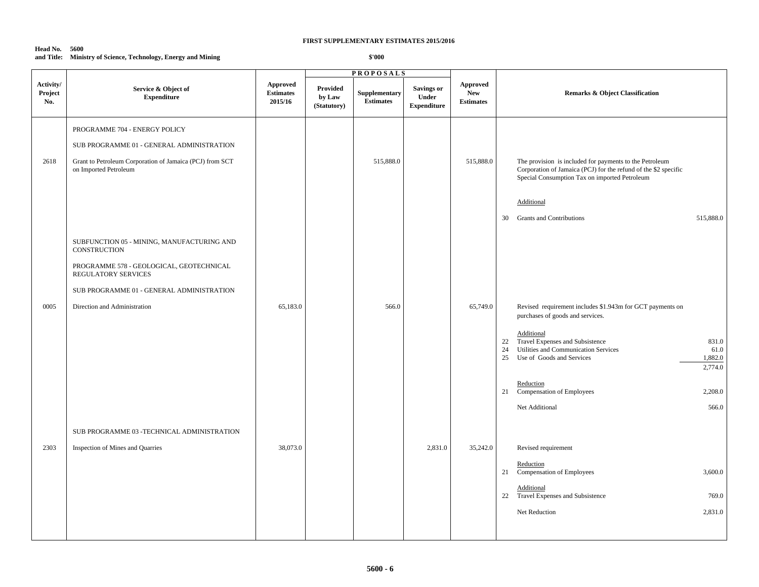**FIRST SUPPLEMENTARY ESTIMATES 2015/2016**

**Head No. 5600**
**and Title: Ministry of Science, Technology, Energy and Mining**

**$'000**

| Activity/ Project No. | Service & Object of Expenditure | Approved Estimates 2015/16 | PROPOSALS: Provided by Law (Statutory) | PROPOSALS: Supplementary Estimates | PROPOSALS: Savings or Under Expenditure | Approved New Estimates | Remarks & Object Classification | |
|---|---|---|---|---|---|---|---|---|
| | PROGRAMME 704 - ENERGY POLICY | | | | | | | |
| | SUB PROGRAMME 01 - GENERAL ADMINISTRATION | | | | | | | |
| 2618 | Grant to Petroleum Corporation of Jamaica (PCJ) from SCT on Imported Petroleum | | | 515,888.0 | | 515,888.0 | The provision is included for payments to the Petroleum Corporation of Jamaica (PCJ) for the refund of the $2 specific Special Consumption Tax on imported Petroleum | |
| | | | | | | | Additional | |
| | | | | | | | 30 Grants and Contributions | 515,888.0 |
| | SUBFUNCTION 05 - MINING, MANUFACTURING AND CONSTRUCTION | | | | | | | |
| | PROGRAMME 578 - GEOLOGICAL, GEOTECHNICAL REGULATORY SERVICES | | | | | | | |
| | SUB PROGRAMME 01 - GENERAL ADMINISTRATION | | | | | | | |
| 0005 | Direction and Administration | 65,183.0 | | 566.0 | | 65,749.0 | Revised requirement includes $1.943m for GCT payments on purchases of goods and services. | |
| | | | | | | | Additional | |
| | | | | | | | 22 Travel Expenses and Subsistence | 831.0 |
| | | | | | | | 24 Utilities and Communication Services | 61.0 |
| | | | | | | | 25 Use of Goods and Services | 1,882.0 |
| | | | | | | | | 2,774.0 |
| | | | | | | | Reduction | |
| | | | | | | | 21 Compensation of Employees | 2,208.0 |
| | | | | | | | Net Additional | 566.0 |
| | SUB PROGRAMME 03 -TECHNICAL ADMINISTRATION | | | | | | | |
| 2303 | Inspection of Mines and Quarries | 38,073.0 | | | 2,831.0 | 35,242.0 | Revised requirement | |
| | | | | | | | Reduction | |
| | | | | | | | 21 Compensation of Employees | 3,600.0 |
| | | | | | | | Additional | |
| | | | | | | | 22 Travel Expenses and Subsistence | 769.0 |
| | | | | | | | Net Reduction | 2,831.0 |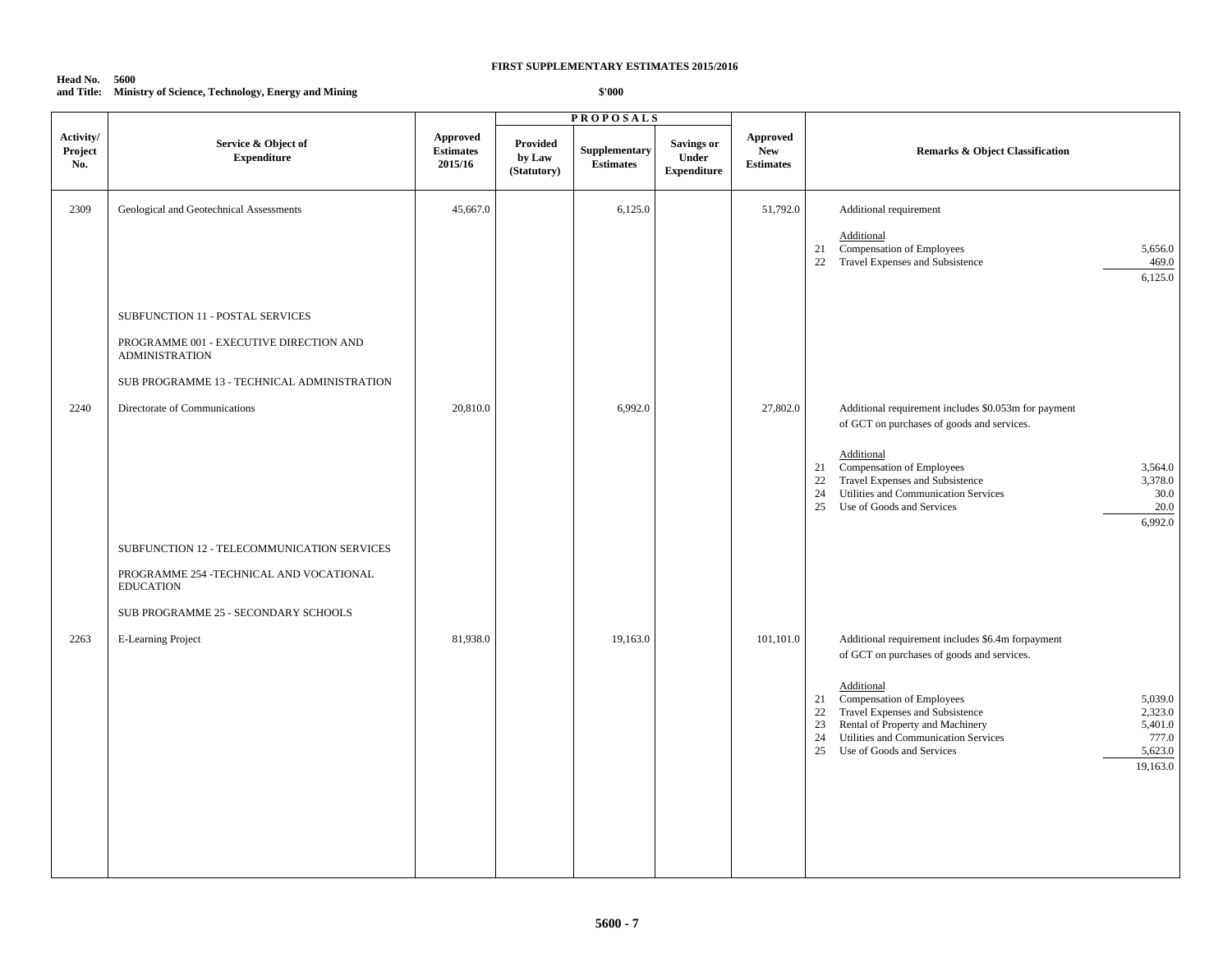**FIRST SUPPLEMENTARY ESTIMATES 2015/2016**

**Head No. 5600**
**and Title: Ministry of Science, Technology, Energy and Mining**

**$'000**

| Activity/ Project No. | Service & Object of Expenditure | Approved Estimates 2015/16 | PROPOSALS: Provided by Law (Statutory) | PROPOSALS: Supplementary Estimates | PROPOSALS: Savings or Under Expenditure | Approved New Estimates | Remarks & Object Classification | |
|---|---|---|---|---|---|---|---|---|
| 2309 | Geological and Geotechnical Assessments | 45,667.0 | | 6,125.0 | | 51,792.0 | Additional requirement | |
| | | | | | | | Additional | |
| | | | | | | | 21 Compensation of Employees | 5,656.0 |
| | | | | | | | 22 Travel Expenses and Subsistence | 469.0 |
| | | | | | | | | 6,125.0 |
| | SUBFUNCTION 11 - POSTAL SERVICES | | | | | | | |
| | PROGRAMME 001 - EXECUTIVE DIRECTION AND ADMINISTRATION | | | | | | | |
| | SUB PROGRAMME 13 - TECHNICAL ADMINISTRATION | | | | | | | |
| 2240 | Directorate of Communications | 20,810.0 | | 6,992.0 | | 27,802.0 | Additional requirement includes $0.053m for payment of GCT on purchases of goods and services. | |
| | | | | | | | Additional | |
| | | | | | | | 21 Compensation of Employees | 3,564.0 |
| | | | | | | | 22 Travel Expenses and Subsistence | 3,378.0 |
| | | | | | | | 24 Utilities and Communication Services | 30.0 |
| | | | | | | | 25 Use of Goods and Services | 20.0 |
| | | | | | | | | 6,992.0 |
| | SUBFUNCTION 12 - TELECOMMUNICATION SERVICES | | | | | | | |
| | PROGRAMME 254 -TECHNICAL AND VOCATIONAL EDUCATION | | | | | | | |
| | SUB PROGRAMME 25 - SECONDARY SCHOOLS | | | | | | | |
| 2263 | E-Learning Project | 81,938.0 | | 19,163.0 | | 101,101.0 | Additional requirement includes $6.4m forpayment of GCT on purchases of goods and services. | |
| | | | | | | | Additional | |
| | | | | | | | 21 Compensation of Employees | 5,039.0 |
| | | | | | | | 22 Travel Expenses and Subsistence | 2,323.0 |
| | | | | | | | 23 Rental of Property and Machinery | 5,401.0 |
| | | | | | | | 24 Utilities and Communication Services | 777.0 |
| | | | | | | | 25 Use of Goods and Services | 5,623.0 |
| | | | | | | | | 19,163.0 |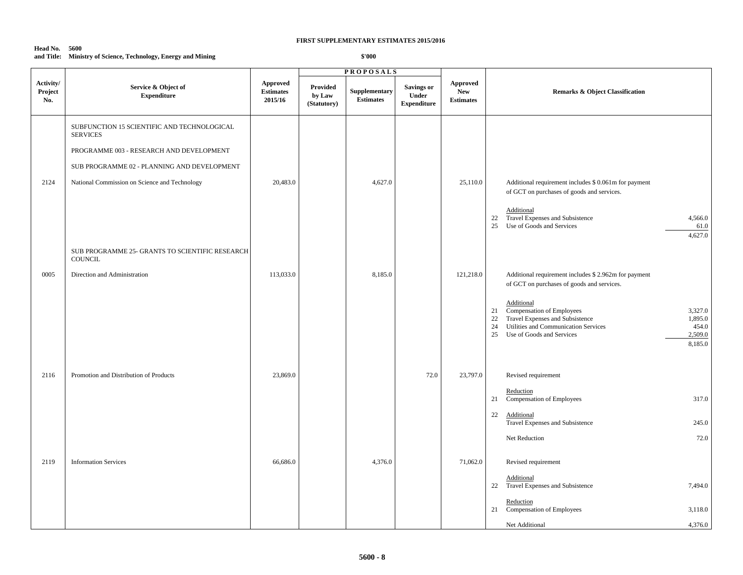**FIRST SUPPLEMENTARY ESTIMATES 2015/2016**

**Head No. 5600**
**and Title: Ministry of Science, Technology, Energy and Mining**

**$'000**

| Activity/ Project No. | Service & Object of Expenditure | Approved Estimates 2015/16 | PROPOSALS Provided by Law (Statutory) | Supplementary Estimates | Savings or Under Expenditure | Approved New Estimates | Remarks & Object Classification | |
|---|---|---|---|---|---|---|---|---|
| | SUBFUNCTION 15 SCIENTIFIC AND TECHNOLOGICAL SERVICES | | | | | | | |
| | PROGRAMME 003 - RESEARCH AND DEVELOPMENT | | | | | | | |
| | SUB PROGRAMME 02 - PLANNING AND DEVELOPMENT | | | | | | | |
| 2124 | National Commission on Science and Technology | 20,483.0 | | 4,627.0 | | 25,110.0 | Additional requirement includes $ 0.061m for payment of GCT on purchases of goods and services. | |
| | | | | | | | Additional | |
| | | | | | | | 22 Travel Expenses and Subsistence | 4,566.0 |
| | | | | | | | 25 Use of Goods and Services | 61.0 |
| | | | | | | | | 4,627.0 |
| | SUB PROGRAMME 25- GRANTS TO SCIENTIFIC RESEARCH COUNCIL | | | | | | | |
| 0005 | Direction and Administration | 113,033.0 | | 8,185.0 | | 121,218.0 | Additional requirement includes $ 2.962m for payment of GCT on purchases of goods and services. | |
| | | | | | | | Additional | |
| | | | | | | | 21 Compensation of Employees | 3,327.0 |
| | | | | | | | 22 Travel Expenses and Subsistence | 1,895.0 |
| | | | | | | | 24 Utilities and Communication Services | 454.0 |
| | | | | | | | 25 Use of Goods and Services | 2,509.0 |
| | | | | | | | | 8,185.0 |
| 2116 | Promotion and Distribution of Products | 23,869.0 | | | 72.0 | 23,797.0 | Revised requirement | |
| | | | | | | | Reduction | |
| | | | | | | | 21 Compensation of Employees | 317.0 |
| | | | | | | | 22 Additional | |
| | | | | | | | Travel Expenses and Subsistence | 245.0 |
| | | | | | | | Net Reduction | 72.0 |
| 2119 | Information Services | 66,686.0 | | 4,376.0 | | 71,062.0 | Revised requirement | |
| | | | | | | | Additional | |
| | | | | | | | 22 Travel Expenses and Subsistence | 7,494.0 |
| | | | | | | | Reduction | |
| | | | | | | | 21 Compensation of Employees | 3,118.0 |
| | | | | | | | Net Additional | 4,376.0 |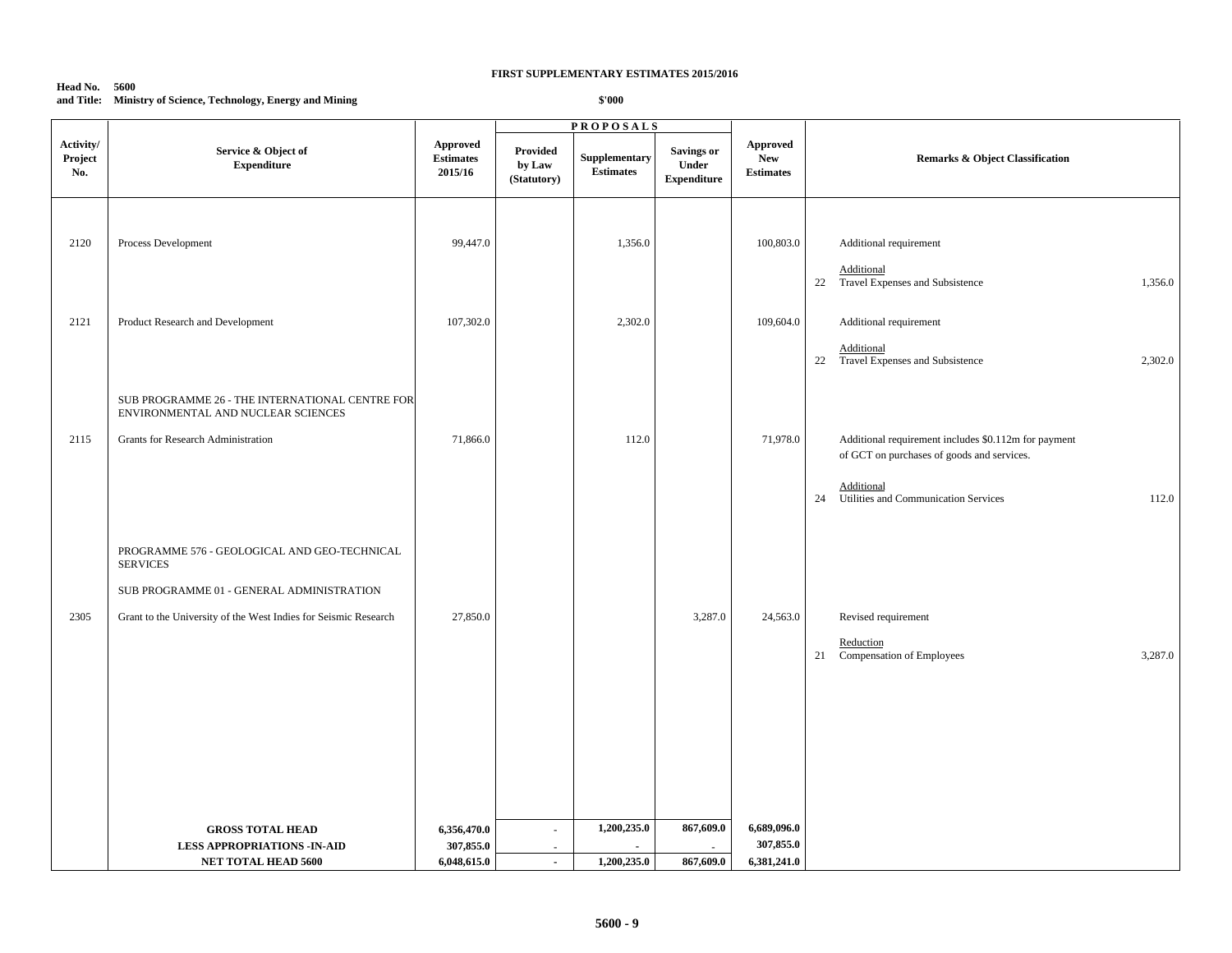**FIRST SUPPLEMENTARY ESTIMATES 2015/2016**

**Head No. 5600**
**and Title: Ministry of Science, Technology, Energy and Mining**

**$'000**

| Activity/ Project No. | Service & Object of Expenditure | Approved Estimates 2015/16 | PROPOSALS | | | Approved New Estimates | Remarks & Object Classification | |
|---|---|---|---|---|---|---|---|---|
| | | | Provided by Law (Statutory) | Supplementary Estimates | Savings or Under Expenditure | | | |
| 2120 | Process Development | 99,447.0 | | 1,356.0 | | 100,803.0 | Additional requirement | |
| | | | | | | | Additional | |
| | | | | | | | 22 Travel Expenses and Subsistence | 1,356.0 |
| 2121 | Product Research and Development | 107,302.0 | | 2,302.0 | | 109,604.0 | Additional requirement | |
| | | | | | | | Additional | |
| | | | | | | | 22 Travel Expenses and Subsistence | 2,302.0 |
| | SUB PROGRAMME 26 - THE INTERNATIONAL CENTRE FOR ENVIRONMENTAL AND NUCLEAR SCIENCES | | | | | | | |
| 2115 | Grants for Research Administration | 71,866.0 | | 112.0 | | 71,978.0 | Additional requirement includes $0.112m for payment of GCT on purchases of goods and services. | |
| | | | | | | | Additional | |
| | | | | | | | 24 Utilities and Communication Services | 112.0 |
| | PROGRAMME 576 - GEOLOGICAL AND GEO-TECHNICAL SERVICES | | | | | | | |
| | SUB PROGRAMME 01 - GENERAL ADMINISTRATION | | | | | | | |
| 2305 | Grant to the University of the West Indies for Seismic Research | 27,850.0 | | | 3,287.0 | 24,563.0 | Revised requirement | |
| | | | | | | | Reduction | |
| | | | | | | | 21 Compensation of Employees | 3,287.0 |
| | **GROSS TOTAL HEAD** | **6,356,470.0** | - | **1,200,235.0** | **867,609.0** | **6,689,096.0** | | |
| | **LESS APPROPRIATIONS -IN-AID** | **307,855.0** | - | - | - | **307,855.0** | | |
| | **NET TOTAL HEAD 5600** | **6,048,615.0** | - | **1,200,235.0** | **867,609.0** | **6,381,241.0** | | |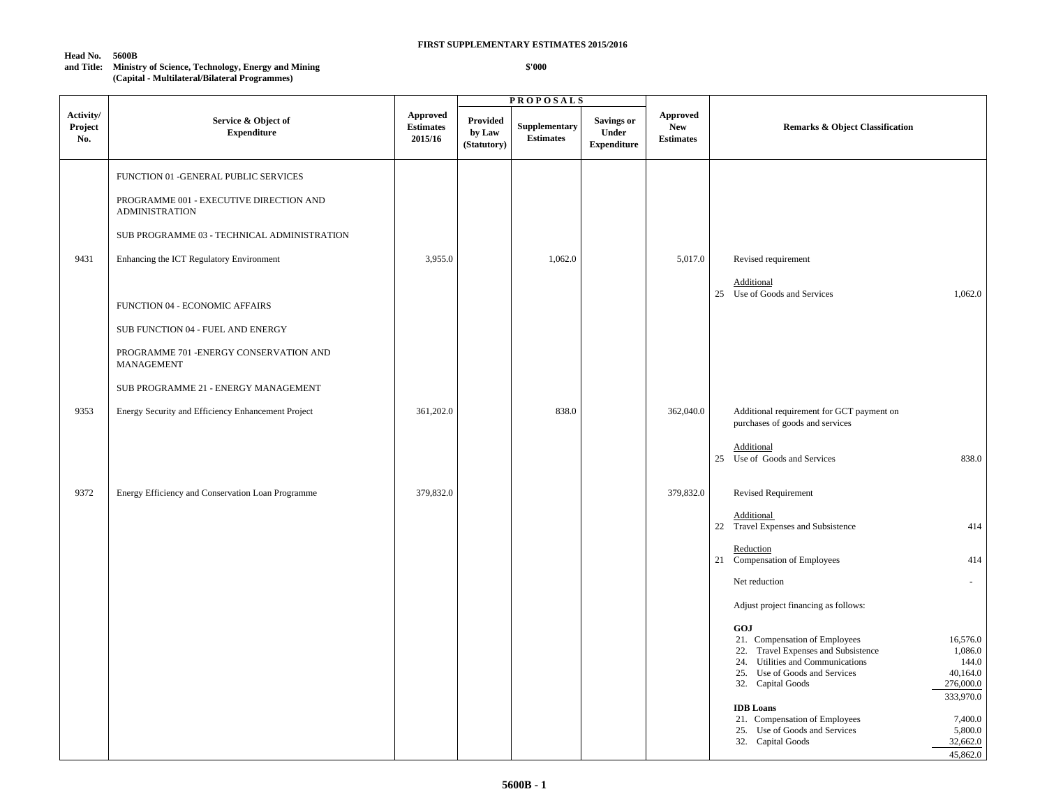**FIRST SUPPLEMENTARY ESTIMATES 2015/2016**

**Head No. 5600B**
**and Title: Ministry of Science, Technology, Energy and Mining**
**(Capital - Multilateral/Bilateral Programmes)**

**$'000**

| Activity/ Project No. | Service & Object of Expenditure | Approved Estimates 2015/16 | PROPOSALS Provided by Law (Statutory) | Supplementary Estimates | Savings or Under Expenditure | Approved New Estimates | Remarks & Object Classification |
|---|---|---|---|---|---|---|---|
| | FUNCTION 01 -GENERAL PUBLIC SERVICES | | | | | | |
| | PROGRAMME 001 - EXECUTIVE DIRECTION AND ADMINISTRATION | | | | | | |
| | SUB PROGRAMME 03 - TECHNICAL ADMINISTRATION | | | | | | |
| 9431 | Enhancing the ICT Regulatory Environment | 3,955.0 | | 1,062.0 | | 5,017.0 | Revised requirement<br><br>Additional<br>25 Use of Goods and Services 1,062.0 |
| | FUNCTION 04 - ECONOMIC AFFAIRS | | | | | | |
| | SUB FUNCTION 04 - FUEL AND ENERGY | | | | | | |
| | PROGRAMME 701 -ENERGY CONSERVATION AND MANAGEMENT | | | | | | |
| | SUB PROGRAMME 21 - ENERGY MANAGEMENT | | | | | | |
| 9353 | Energy Security and Efficiency Enhancement Project | 361,202.0 | | 838.0 | | 362,040.0 | Additional requirement for GCT payment on purchases of goods and services<br><br>Additional<br>25 Use of Goods and Services 838.0 |
| 9372 | Energy Efficiency and Conservation Loan Programme | 379,832.0 | | | | 379,832.0 | Revised Requirement<br><br>Additional<br>22 Travel Expenses and Subsistence 414<br><br>Reduction<br>21 Compensation of Employees 414<br><br>Net reduction -<br><br>Adjust project financing as follows:<br><br>**GOJ**<br>21. Compensation of Employees 16,576.0<br>22. Travel Expenses and Subsistence 1,086.0<br>24. Utilities and Communications 144.0<br>25. Use of Goods and Services 40,164.0<br>32. Capital Goods 276,000.0<br>333,970.0<br><br>**IDB Loans**<br>21. Compensation of Employees 7,400.0<br>25. Use of Goods and Services 5,800.0<br>32. Capital Goods 32,662.0<br>45,862.0 |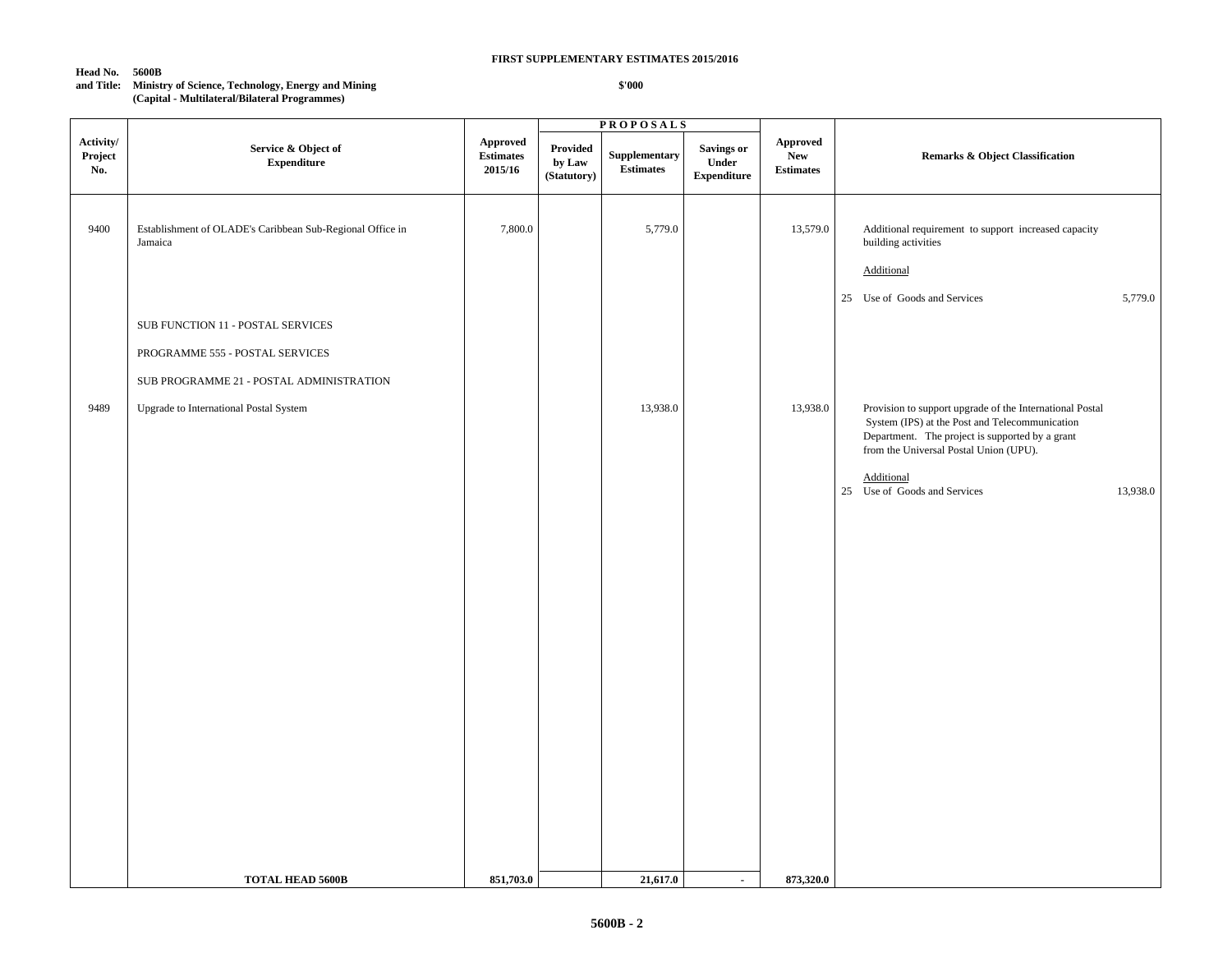**FIRST SUPPLEMENTARY ESTIMATES 2015/2016**

**Head No. 5600B**
**and Title: Ministry of Science, Technology, Energy and Mining**
**(Capital - Multilateral/Bilateral Programmes)**

**$'000**

| Activity/ Project No. | Service & Object of Expenditure | Approved Estimates 2015/16 | PROPOSALS Provided by Law (Statutory) | Supplementary Estimates | Savings or Under Expenditure | Approved New Estimates | Remarks & Object Classification |
|---|---|---|---|---|---|---|---|
| 9400 | Establishment of OLADE's Caribbean Sub-Regional Office in Jamaica | 7,800.0 | | 5,779.0 | | 13,579.0 | Additional requirement to support increased capacity building activities<br><br>Additional<br><br>25 Use of Goods and Services 5,779.0 |
| | SUB FUNCTION 11 - POSTAL SERVICES | | | | | | |
| | PROGRAMME 555 - POSTAL SERVICES | | | | | | |
| | SUB PROGRAMME 21 - POSTAL ADMINISTRATION | | | | | | |
| 9489 | Upgrade to International Postal System | | | 13,938.0 | | 13,938.0 | Provision to support upgrade of the International Postal System (IPS) at the Post and Telecommunication Department. The project is supported by a grant from the Universal Postal Union (UPU).<br><br>Additional<br>25 Use of Goods and Services 13,938.0 |
| | **TOTAL HEAD 5600B** | **851,703.0** | | **21,617.0** | - | **873,320.0** | |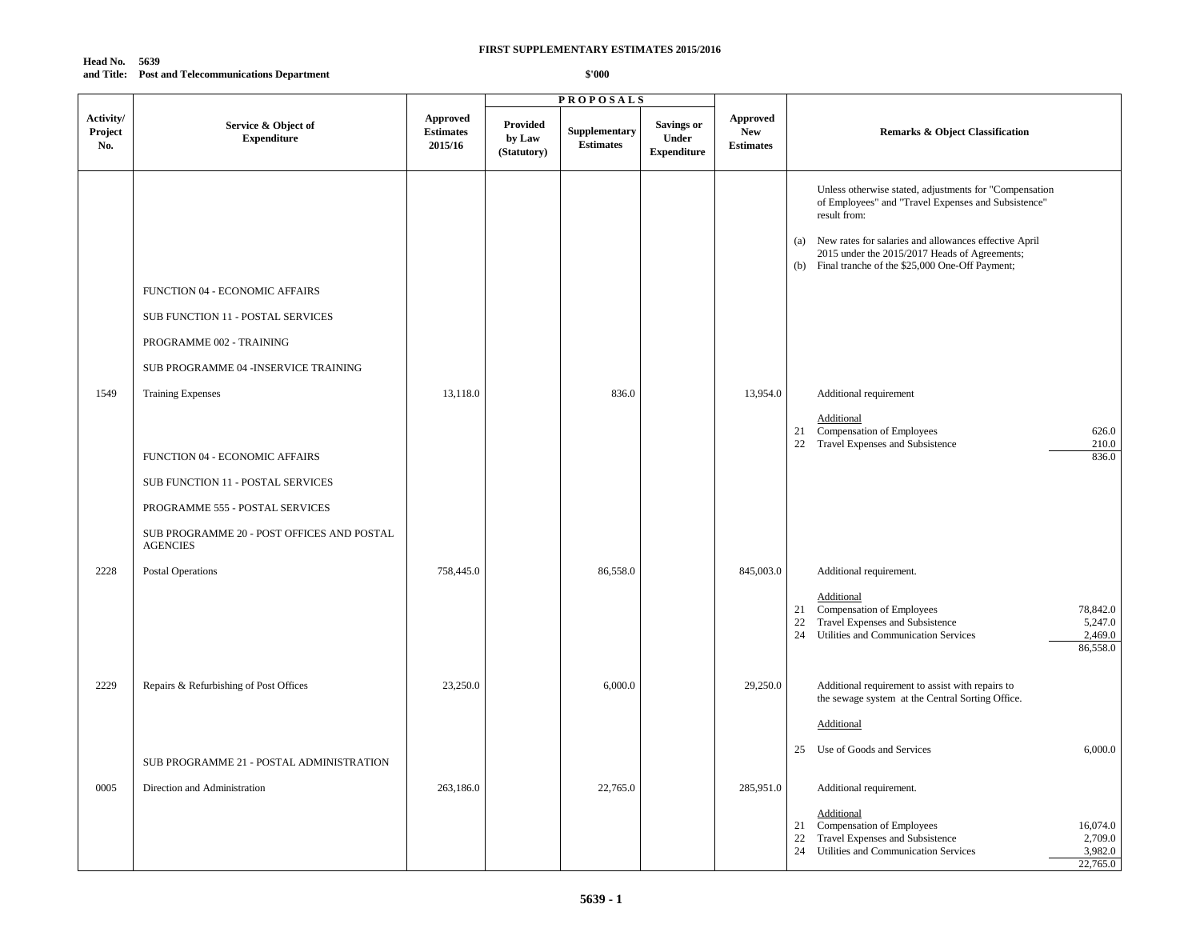**FIRST SUPPLEMENTARY ESTIMATES 2015/2016**

**Head No. 5639**
**and Title: Post and Telecommunications Department**

**$'000**

| Activity/ Project No. | Service & Object of Expenditure | Approved Estimates 2015/16 | PROPOSALS Provided by Law (Statutory) | Supplementary Estimates | Savings or Under Expenditure | Approved New Estimates | Remarks & Object Classification |
|---|---|---|---|---|---|---|---|
| | | | | | | | Unless otherwise stated, adjustments for "Compensation of Employees" and "Travel Expenses and Subsistence" result from: (a) New rates for salaries and allowances effective April 2015 under the 2015/2017 Heads of Agreements; (b) Final tranche of the $25,000 One-Off Payment; |
| | FUNCTION 04 - ECONOMIC AFFAIRS | | | | | | |
| | SUB FUNCTION 11 - POSTAL SERVICES | | | | | | |
| | PROGRAMME 002 - TRAINING | | | | | | |
| | SUB PROGRAMME 04 -INSERVICE TRAINING | | | | | | |
| 1549 | Training Expenses | 13,118.0 | | 836.0 | | 13,954.0 | Additional requirement |
| | | | | | | | Additional |
| | | | | | | | 21 Compensation of Employees 626.0 |
| | | | | | | | 22 Travel Expenses and Subsistence 210.0 |
| | | | | | | | 836.0 |
| | FUNCTION 04 - ECONOMIC AFFAIRS | | | | | | |
| | SUB FUNCTION 11 - POSTAL SERVICES | | | | | | |
| | PROGRAMME 555 - POSTAL SERVICES | | | | | | |
| | SUB PROGRAMME 20 - POST OFFICES AND POSTAL AGENCIES | | | | | | |
| 2228 | Postal Operations | 758,445.0 | | 86,558.0 | | 845,003.0 | Additional requirement. |
| | | | | | | | Additional |
| | | | | | | | 21 Compensation of Employees 78,842.0 |
| | | | | | | | 22 Travel Expenses and Subsistence 5,247.0 |
| | | | | | | | 24 Utilities and Communication Services 2,469.0 |
| | | | | | | | 86,558.0 |
| 2229 | Repairs & Refurbishing of Post Offices | 23,250.0 | | 6,000.0 | | 29,250.0 | Additional requirement to assist with repairs to the sewage system at the Central Sorting Office. |
| | | | | | | | Additional |
| | | | | | | | 25 Use of Goods and Services 6,000.0 |
| | SUB PROGRAMME 21 - POSTAL ADMINISTRATION | | | | | | |
| 0005 | Direction and Administration | 263,186.0 | | 22,765.0 | | 285,951.0 | Additional requirement. |
| | | | | | | | Additional |
| | | | | | | | 21 Compensation of Employees 16,074.0 |
| | | | | | | | 22 Travel Expenses and Subsistence 2,709.0 |
| | | | | | | | 24 Utilities and Communication Services 3,982.0 |
| | | | | | | | 22,765.0 |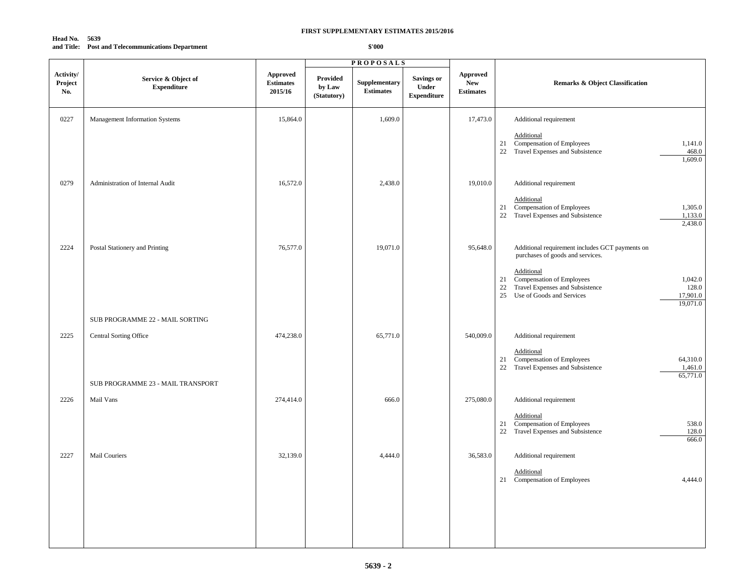**Head No. 5639**
**and Title: Post and Telecommunications Department**

**FIRST SUPPLEMENTARY ESTIMATES 2015/2016**

**$'000**

| Activity/ Project No. | Service & Object of Expenditure | Approved Estimates 2015/16 | PROPOSALS Provided by Law (Statutory) | Supplementary Estimates | Savings or Under Expenditure | Approved New Estimates | Remarks & Object Classification | |
|---|---|---|---|---|---|---|---|---|
| 0227 | Management Information Systems | 15,864.0 | | 1,609.0 | | 17,473.0 | Additional requirement | |
| | | | | | | | Additional | |
| | | | | | | | 21 Compensation of Employees | 1,141.0 |
| | | | | | | | 22 Travel Expenses and Subsistence | 468.0 |
| | | | | | | | | 1,609.0 |
| 0279 | Administration of Internal Audit | 16,572.0 | | 2,438.0 | | 19,010.0 | Additional requirement | |
| | | | | | | | Additional | |
| | | | | | | | 21 Compensation of Employees | 1,305.0 |
| | | | | | | | 22 Travel Expenses and Subsistence | 1,133.0 |
| | | | | | | | | 2,438.0 |
| 2224 | Postal Stationery and Printing | 76,577.0 | | 19,071.0 | | 95,648.0 | Additional requirement includes GCT payments on purchases of goods and services. | |
| | | | | | | | Additional | |
| | | | | | | | 21 Compensation of Employees | 1,042.0 |
| | | | | | | | 22 Travel Expenses and Subsistence | 128.0 |
| | | | | | | | 25 Use of Goods and Services | 17,901.0 |
| | | | | | | | | 19,071.0 |
| | SUB PROGRAMME 22 - MAIL SORTING | | | | | | | |
| 2225 | Central Sorting Office | 474,238.0 | | 65,771.0 | | 540,009.0 | Additional requirement | |
| | | | | | | | Additional | |
| | | | | | | | 21 Compensation of Employees | 64,310.0 |
| | | | | | | | 22 Travel Expenses and Subsistence | 1,461.0 |
| | | | | | | | | 65,771.0 |
| | SUB PROGRAMME 23 - MAIL TRANSPORT | | | | | | | |
| 2226 | Mail Vans | 274,414.0 | | 666.0 | | 275,080.0 | Additional requirement | |
| | | | | | | | Additional | |
| | | | | | | | 21 Compensation of Employees | 538.0 |
| | | | | | | | 22 Travel Expenses and Subsistence | 128.0 |
| | | | | | | | | 666.0 |
| 2227 | Mail Couriers | 32,139.0 | | 4,444.0 | | 36,583.0 | Additional requirement | |
| | | | | | | | Additional | |
| | | | | | | | 21 Compensation of Employees | 4,444.0 |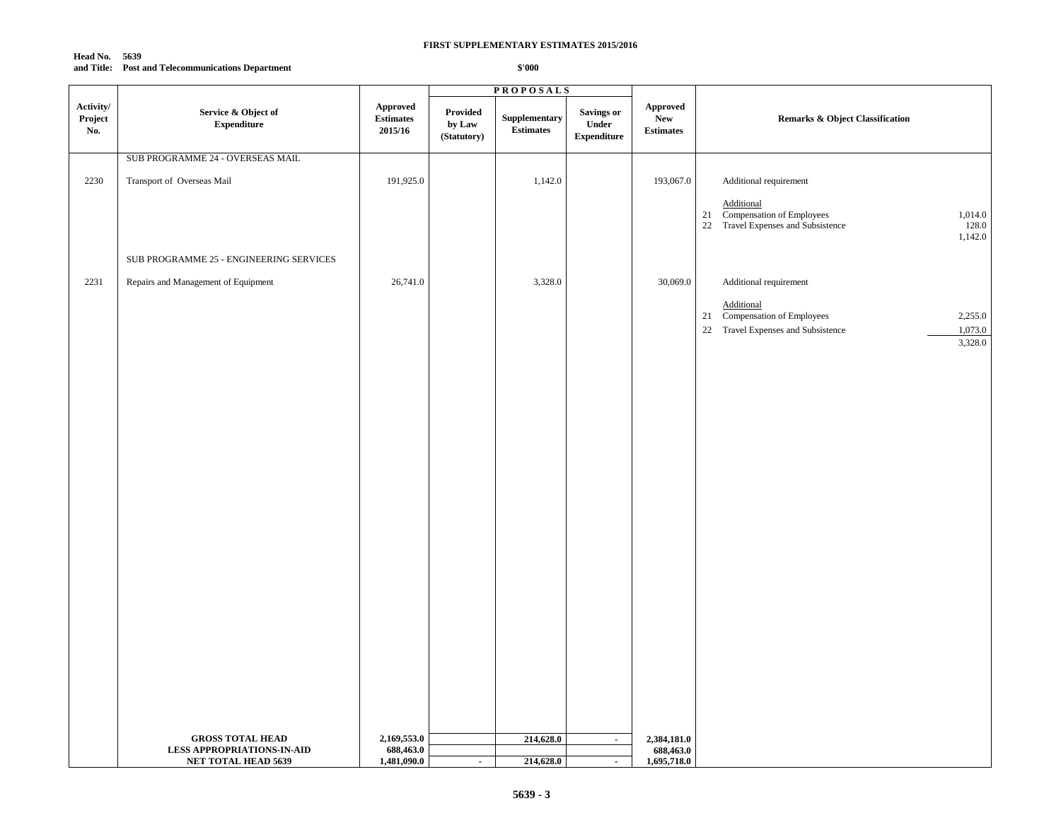**FIRST SUPPLEMENTARY ESTIMATES 2015/2016**

**Head No. 5639**
**and Title: Post and Telecommunications Department**

**$'000**

| Activity/ Project No. | Service & Object of Expenditure | Approved Estimates 2015/16 | PROPOSALS Provided by Law (Statutory) | Supplementary Estimates | Savings or Under Expenditure | Approved New Estimates | Remarks & Object Classification | |
|---|---|---|---|---|---|---|---|---|
| | SUB PROGRAMME 24 - OVERSEAS MAIL | | | | | | | |
| 2230 | Transport of Overseas Mail | 191,925.0 | | 1,142.0 | | 193,067.0 | Additional requirement | |
| | | | | | | | Additional | |
| | | | | | | | 21 Compensation of Employees | 1,014.0 |
| | | | | | | | 22 Travel Expenses and Subsistence | 128.0 |
| | | | | | | | | 1,142.0 |
| | SUB PROGRAMME 25 - ENGINEERING SERVICES | | | | | | | |
| 2231 | Repairs and Management of Equipment | 26,741.0 | | 3,328.0 | | 30,069.0 | Additional requirement | |
| | | | | | | | Additional | |
| | | | | | | | 21 Compensation of Employees | 2,255.0 |
| | | | | | | | 22 Travel Expenses and Subsistence | 1,073.0 |
| | | | | | | | | 3,328.0 |
| | **GROSS TOTAL HEAD** | **2,169,553.0** | | **214,628.0** | **-** | **2,384,181.0** | | |
| | **LESS APPROPRIATIONS-IN-AID** | **688,463.0** | | | | **688,463.0** | | |
| | **NET TOTAL HEAD 5639** | **1,481,090.0** | **-** | **214,628.0** | **-** | **1,695,718.0** | | |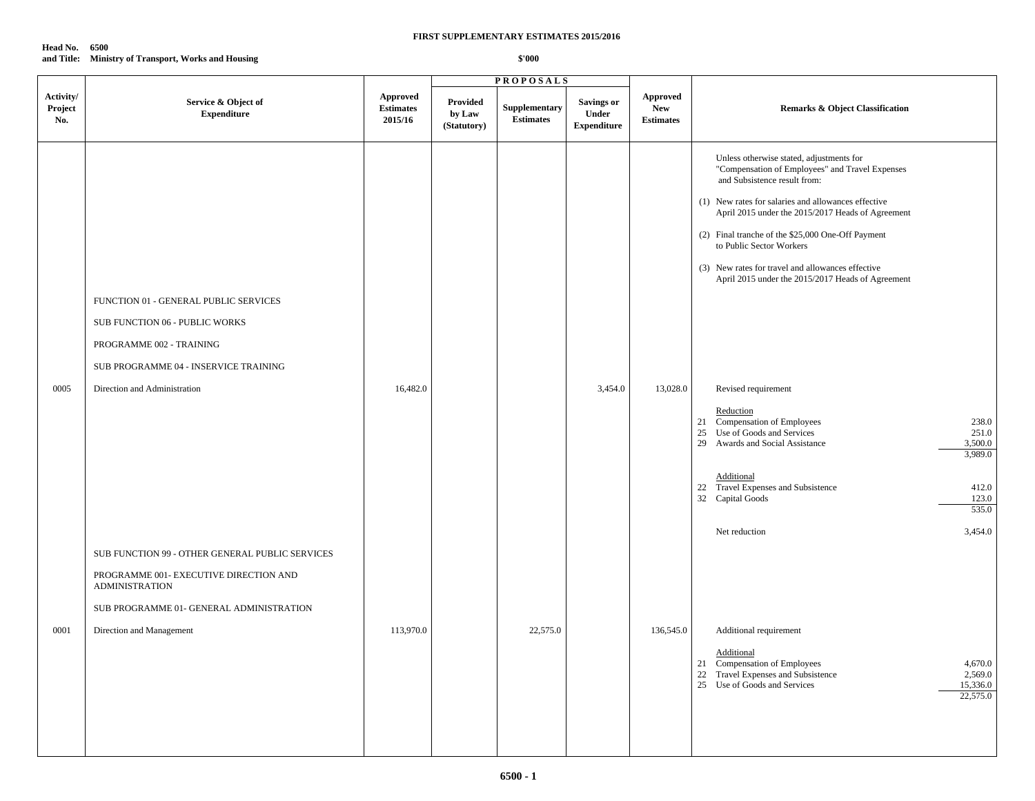**FIRST SUPPLEMENTARY ESTIMATES 2015/2016**

**Head No. 6500**
**and Title: Ministry of Transport, Works and Housing**

**$'000**

| Activity/ Project No. | Service & Object of Expenditure | Approved Estimates 2015/16 | PROPOSALS Provided by Law (Statutory) | Supplementary Estimates | Savings or Under Expenditure | Approved New Estimates | Remarks & Object Classification | |
|---|---|---|---|---|---|---|---|---|
| | | | | | | | Unless otherwise stated, adjustments for "Compensation of Employees" and Travel Expenses and Subsistence result from: | |
| | | | | | | | (1) New rates for salaries and allowances effective April 2015 under the 2015/2017 Heads of Agreement | |
| | | | | | | | (2) Final tranche of the $25,000 One-Off Payment to Public Sector Workers | |
| | | | | | | | (3) New rates for travel and allowances effective April 2015 under the 2015/2017 Heads of Agreement | |
| | FUNCTION 01 - GENERAL PUBLIC SERVICES | | | | | | | |
| | SUB FUNCTION 06 - PUBLIC WORKS | | | | | | | |
| | PROGRAMME 002 - TRAINING | | | | | | | |
| | SUB PROGRAMME 04 - INSERVICE TRAINING | | | | | | | |
| 0005 | Direction and Administration | 16,482.0 | | | 3,454.0 | 13,028.0 | Revised requirement | |
| | | | | | | | Reduction | |
| | | | | | | | 21 Compensation of Employees | 238.0 |
| | | | | | | | 25 Use of Goods and Services | 251.0 |
| | | | | | | | 29 Awards and Social Assistance | 3,500.0 |
| | | | | | | | | 3,989.0 |
| | | | | | | | Additional | |
| | | | | | | | 22 Travel Expenses and Subsistence | 412.0 |
| | | | | | | | 32 Capital Goods | 123.0 |
| | | | | | | | | 535.0 |
| | | | | | | | Net reduction | 3,454.0 |
| | SUB FUNCTION 99 - OTHER GENERAL PUBLIC SERVICES | | | | | | | |
| | PROGRAMME 001- EXECUTIVE DIRECTION AND ADMINISTRATION | | | | | | | |
| | SUB PROGRAMME 01- GENERAL ADMINISTRATION | | | | | | | |
| 0001 | Direction and Management | 113,970.0 | | 22,575.0 | | 136,545.0 | Additional requirement | |
| | | | | | | | Additional | |
| | | | | | | | 21 Compensation of Employees | 4,670.0 |
| | | | | | | | 22 Travel Expenses and Subsistence | 2,569.0 |
| | | | | | | | 25 Use of Goods and Services | 15,336.0 |
| | | | | | | | | 22,575.0 |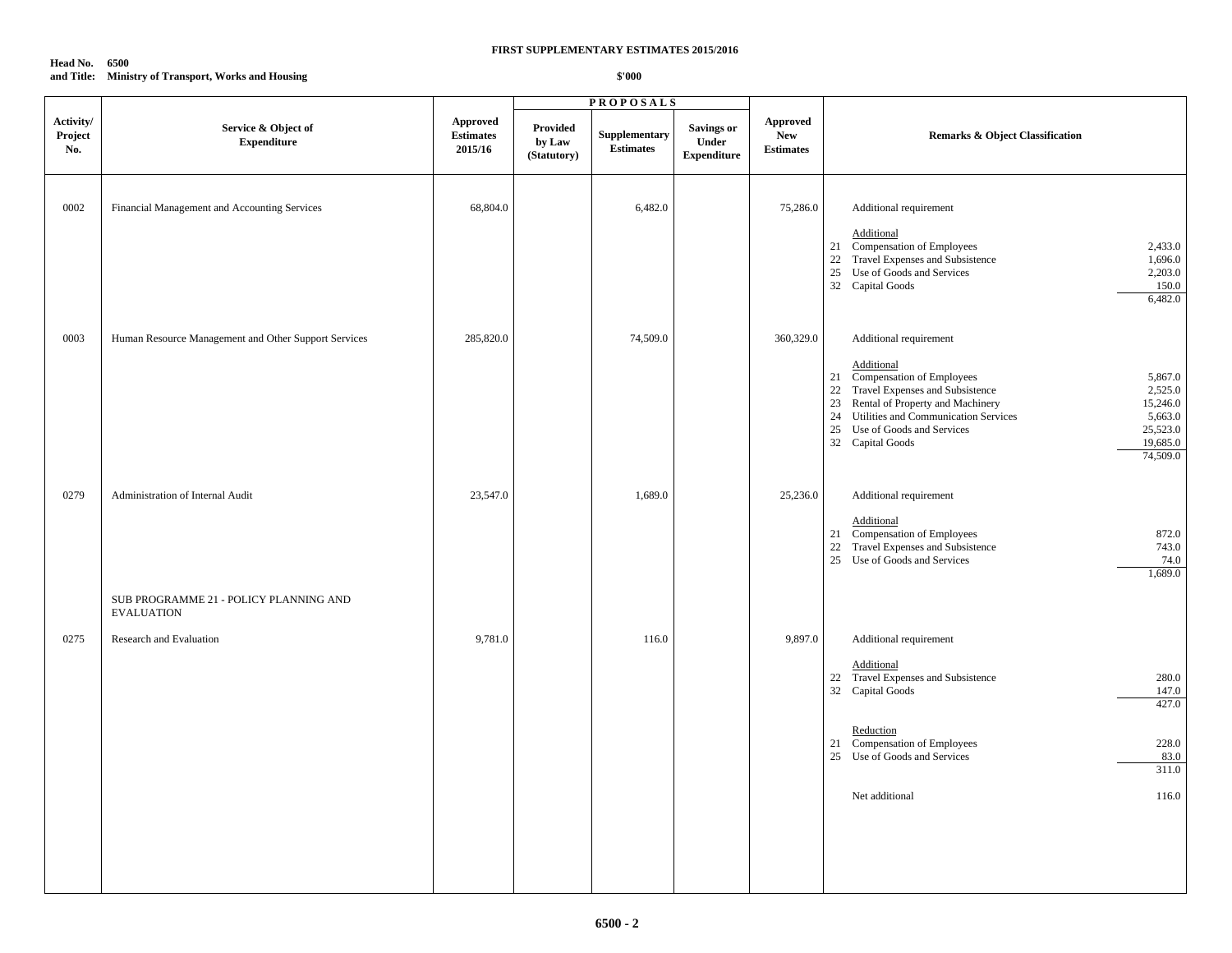**FIRST SUPPLEMENTARY ESTIMATES 2015/2016**

**Head No. 6500**
**and Title: Ministry of Transport, Works and Housing**

**$'000**

| Activity/ Project No. | Service & Object of Expenditure | Approved Estimates 2015/16 | PROPOSALS Provided by Law (Statutory) | Supplementary Estimates | Savings or Under Expenditure | Approved New Estimates | Remarks & Object Classification | |
|---|---|---|---|---|---|---|---|---|
| 0002 | Financial Management and Accounting Services | 68,804.0 | | 6,482.0 | | 75,286.0 | Additional requirement | |
| | | | | | | | Additional | |
| | | | | | | | 21 Compensation of Employees | 2,433.0 |
| | | | | | | | 22 Travel Expenses and Subsistence | 1,696.0 |
| | | | | | | | 25 Use of Goods and Services | 2,203.0 |
| | | | | | | | 32 Capital Goods | 150.0 |
| | | | | | | | | 6,482.0 |
| 0003 | Human Resource Management and Other Support Services | 285,820.0 | | 74,509.0 | | 360,329.0 | Additional requirement | |
| | | | | | | | Additional | |
| | | | | | | | 21 Compensation of Employees | 5,867.0 |
| | | | | | | | 22 Travel Expenses and Subsistence | 2,525.0 |
| | | | | | | | 23 Rental of Property and Machinery | 15,246.0 |
| | | | | | | | 24 Utilities and Communication Services | 5,663.0 |
| | | | | | | | 25 Use of Goods and Services | 25,523.0 |
| | | | | | | | 32 Capital Goods | 19,685.0 |
| | | | | | | | | 74,509.0 |
| 0279 | Administration of Internal Audit | 23,547.0 | | 1,689.0 | | 25,236.0 | Additional requirement | |
| | | | | | | | Additional | |
| | | | | | | | 21 Compensation of Employees | 872.0 |
| | | | | | | | 22 Travel Expenses and Subsistence | 743.0 |
| | | | | | | | 25 Use of Goods and Services | 74.0 |
| | | | | | | | | 1,689.0 |
| | SUB PROGRAMME 21 - POLICY PLANNING AND EVALUATION | | | | | | | |
| 0275 | Research and Evaluation | 9,781.0 | | 116.0 | | 9,897.0 | Additional requirement | |
| | | | | | | | Additional | |
| | | | | | | | 22 Travel Expenses and Subsistence | 280.0 |
| | | | | | | | 32 Capital Goods | 147.0 |
| | | | | | | | | 427.0 |
| | | | | | | | Reduction | |
| | | | | | | | 21 Compensation of Employees | 228.0 |
| | | | | | | | 25 Use of Goods and Services | 83.0 |
| | | | | | | | | 311.0 |
| | | | | | | | Net additional | 116.0 |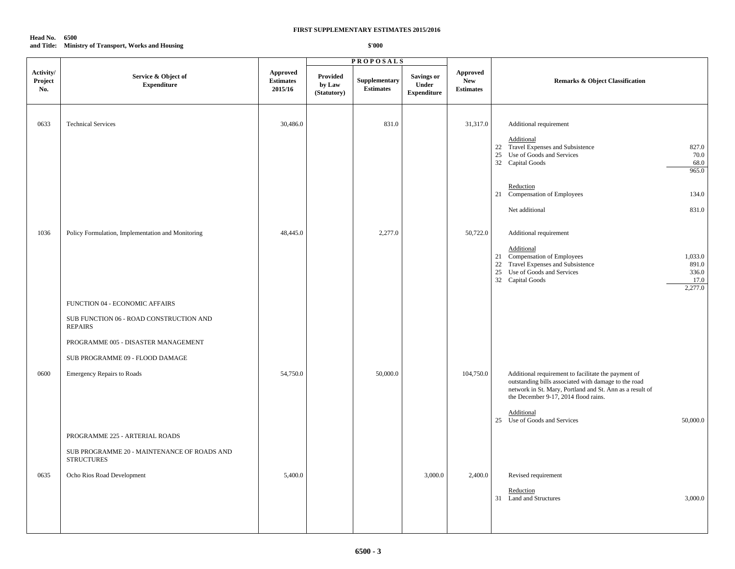**FIRST SUPPLEMENTARY ESTIMATES 2015/2016**

**Head No. 6500**
**and Title: Ministry of Transport, Works and Housing**

**$'000**

| Activity/ Project No. | Service & Object of Expenditure | Approved Estimates 2015/16 | PROPOSALS Provided by Law (Statutory) | Supplementary Estimates | Savings or Under Expenditure | Approved New Estimates | Remarks & Object Classification |
|---|---|---|---|---|---|---|---|
| 0633 | Technical Services | 30,486.0 | | 831.0 | | 31,317.0 | Additional requirement<br><br>Additional<br>22 Travel Expenses and Subsistence 827.0<br>25 Use of Goods and Services 70.0<br>32 Capital Goods 68.0<br>965.0<br><br>Reduction<br>21 Compensation of Employees 134.0<br><br>Net additional 831.0 |
| 1036 | Policy Formulation, Implementation and Monitoring | 48,445.0 | | 2,277.0 | | 50,722.0 | Additional requirement<br><br>Additional<br>21 Compensation of Employees 1,033.0<br>22 Travel Expenses and Subsistence 891.0<br>25 Use of Goods and Services 336.0<br>32 Capital Goods 17.0<br>2,277.0 |
| | FUNCTION 04 - ECONOMIC AFFAIRS | | | | | | |
| | SUB FUNCTION 06 - ROAD CONSTRUCTION AND REPAIRS | | | | | | |
| | PROGRAMME 005 - DISASTER MANAGEMENT | | | | | | |
| | SUB PROGRAMME 09 - FLOOD DAMAGE | | | | | | |
| 0600 | Emergency Repairs to Roads | 54,750.0 | | 50,000.0 | | 104,750.0 | Additional requirement to facilitate the payment of outstanding bills associated with damage to the road network in St. Mary, Portland and St. Ann as a result of the December 9-17, 2014 flood rains.<br><br>Additional<br>25 Use of Goods and Services 50,000.0 |
| | PROGRAMME 225 - ARTERIAL ROADS | | | | | | |
| | SUB PROGRAMME 20 - MAINTENANCE OF ROADS AND STRUCTURES | | | | | | |
| 0635 | Ocho Rios Road Development | 5,400.0 | | | 3,000.0 | 2,400.0 | Revised requirement<br><br>Reduction<br>31 Land and Structures 3,000.0 |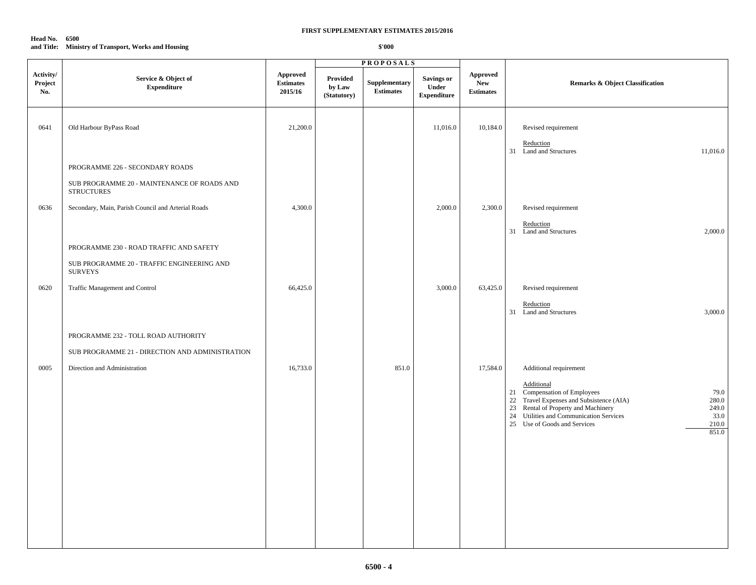**FIRST SUPPLEMENTARY ESTIMATES 2015/2016**

**Head No. 6500**
**and Title: Ministry of Transport, Works and Housing**

**$'000**

| Activity/ Project No. | Service & Object of Expenditure | Approved Estimates 2015/16 | PROPOSALS Provided by Law (Statutory) | Supplementary Estimates | Savings or Under Expenditure | Approved New Estimates | Remarks & Object Classification | |
|---|---|---|---|---|---|---|---|---|
| 0641 | Old Harbour ByPass Road | 21,200.0 | | | 11,016.0 | 10,184.0 | Revised requirement | |
| | | | | | | | Reduction | |
| | | | | | | | 31 Land and Structures | 11,016.0 |
| | PROGRAMME 226 - SECONDARY ROADS | | | | | | | |
| | SUB PROGRAMME 20 - MAINTENANCE OF ROADS AND STRUCTURES | | | | | | | |
| 0636 | Secondary, Main, Parish Council and Arterial Roads | 4,300.0 | | | 2,000.0 | 2,300.0 | Revised requirement | |
| | | | | | | | Reduction | |
| | | | | | | | 31 Land and Structures | 2,000.0 |
| | PROGRAMME 230 - ROAD TRAFFIC AND SAFETY | | | | | | | |
| | SUB PROGRAMME 20 - TRAFFIC ENGINEERING AND SURVEYS | | | | | | | |
| 0620 | Traffic Management and Control | 66,425.0 | | | 3,000.0 | 63,425.0 | Revised requirement | |
| | | | | | | | Reduction | |
| | | | | | | | 31 Land and Structures | 3,000.0 |
| | PROGRAMME 232 - TOLL ROAD AUTHORITY | | | | | | | |
| | SUB PROGRAMME 21 - DIRECTION AND ADMINISTRATION | | | | | | | |
| 0005 | Direction and Administration | 16,733.0 | | 851.0 | | 17,584.0 | Additional requirement | |
| | | | | | | | Additional | |
| | | | | | | | 21 Compensation of Employees | 79.0 |
| | | | | | | | 22 Travel Expenses and Subsistence (AIA) | 280.0 |
| | | | | | | | 23 Rental of Property and Machinery | 249.0 |
| | | | | | | | 24 Utilities and Communication Services | 33.0 |
| | | | | | | | 25 Use of Goods and Services | 210.0 |
| | | | | | | | | 851.0 |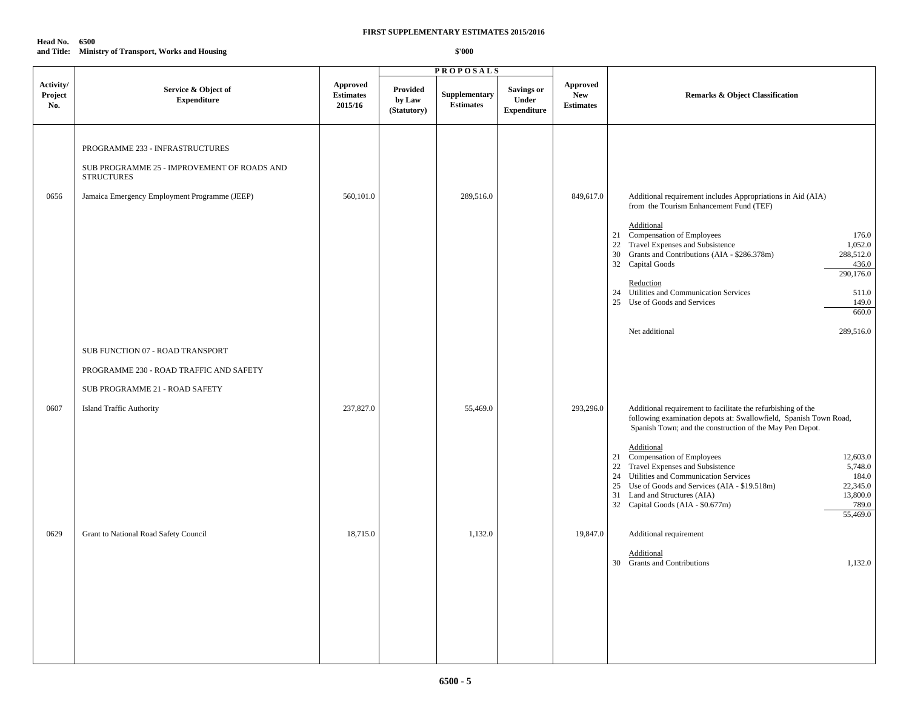**FIRST SUPPLEMENTARY ESTIMATES 2015/2016**

**Head No. 6500**
**and Title: Ministry of Transport, Works and Housing**

**$'000**

| Activity/ Project No. | Service & Object of Expenditure | Approved Estimates 2015/16 | PROPOSALS Provided by Law (Statutory) | Supplementary Estimates | Savings or Under Expenditure | Approved New Estimates | Remarks & Object Classification |
|---|---|---|---|---|---|---|---|
| | PROGRAMME 233 - INFRASTRUCTURES | | | | | | |
| | SUB PROGRAMME 25 - IMPROVEMENT OF ROADS AND STRUCTURES | | | | | | |
| 0656 | Jamaica Emergency Employment Programme (JEEP) | 560,101.0 | | 289,516.0 | | 849,617.0 | Additional requirement includes Appropriations in Aid (AIA) from the Tourism Enhancement Fund (TEF)<br><br>Additional<br>21 Compensation of Employees 176.0<br>22 Travel Expenses and Subsistence 1,052.0<br>30 Grants and Contributions (AIA - $286.378m) 288,512.0<br>32 Capital Goods 436.0<br>290,176.0<br><br>Reduction<br>24 Utilities and Communication Services 511.0<br>25 Use of Goods and Services 149.0<br>660.0<br><br>Net additional 289,516.0 |
| | SUB FUNCTION 07 - ROAD TRANSPORT | | | | | | |
| | PROGRAMME 230 - ROAD TRAFFIC AND SAFETY | | | | | | |
| | SUB PROGRAMME 21 - ROAD SAFETY | | | | | | |
| 0607 | Island Traffic Authority | 237,827.0 | | 55,469.0 | | 293,296.0 | Additional requirement to facilitate the refurbishing of the following examination depots at: Swallowfield, Spanish Town Road, Spanish Town; and the construction of the May Pen Depot.<br><br>Additional<br>21 Compensation of Employees 12,603.0<br>22 Travel Expenses and Subsistence 5,748.0<br>24 Utilities and Communication Services 184.0<br>25 Use of Goods and Services (AIA - $19.518m) 22,345.0<br>31 Land and Structures (AIA) 13,800.0<br>32 Capital Goods (AIA - $0.677m) 789.0<br>55,469.0 |
| 0629 | Grant to National Road Safety Council | 18,715.0 | | 1,132.0 | | 19,847.0 | Additional requirement<br><br>Additional<br>30 Grants and Contributions 1,132.0 |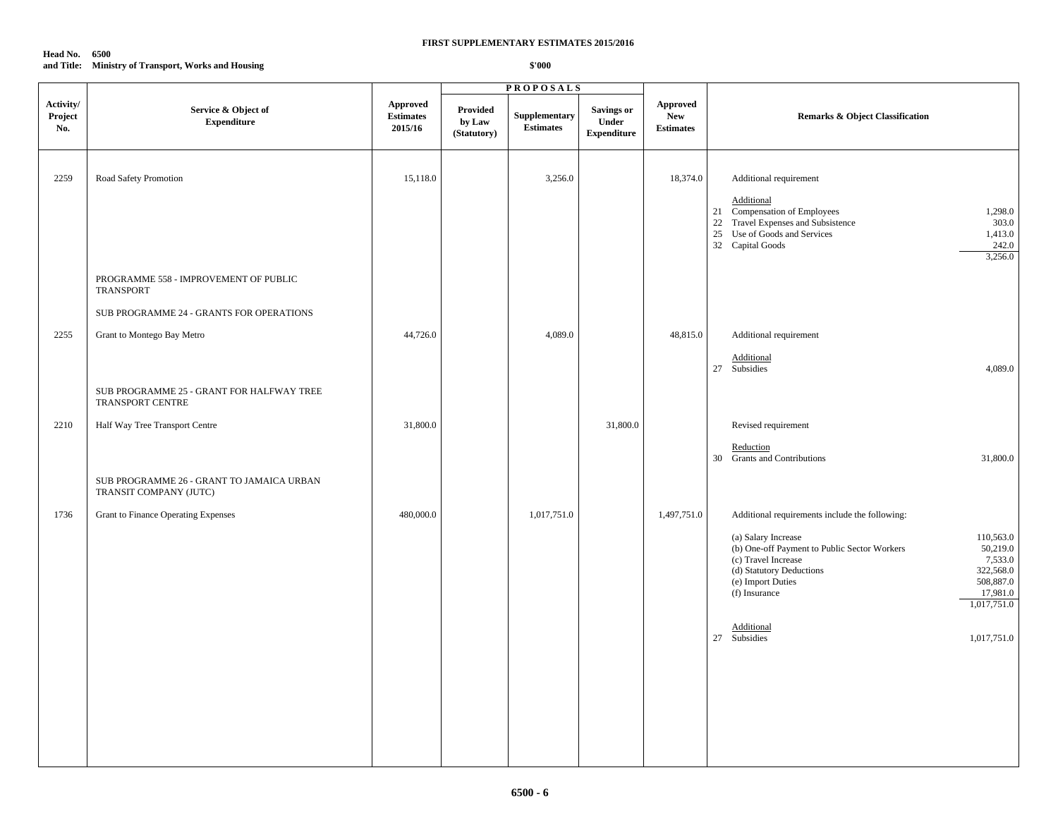**FIRST SUPPLEMENTARY ESTIMATES 2015/2016**

**Head No. 6500**
**and Title: Ministry of Transport, Works and Housing**

**$'000**

| Activity/ Project No. | Service & Object of Expenditure | Approved Estimates 2015/16 | PROPOSALS Provided by Law (Statutory) | Supplementary Estimates | Savings or Under Expenditure | Approved New Estimates | Remarks & Object Classification | |
|---|---|---|---|---|---|---|---|---|
| 2259 | Road Safety Promotion | 15,118.0 | | 3,256.0 | | 18,374.0 | Additional requirement | |
| | | | | | | | Additional | |
| | | | | | | | 21 Compensation of Employees | 1,298.0 |
| | | | | | | | 22 Travel Expenses and Subsistence | 303.0 |
| | | | | | | | 25 Use of Goods and Services | 1,413.0 |
| | | | | | | | 32 Capital Goods | 242.0 |
| | | | | | | | | 3,256.0 |
| | PROGRAMME 558 - IMPROVEMENT OF PUBLIC TRANSPORT | | | | | | | |
| | SUB PROGRAMME 24 - GRANTS FOR OPERATIONS | | | | | | | |
| 2255 | Grant to Montego Bay Metro | 44,726.0 | | 4,089.0 | | 48,815.0 | Additional requirement | |
| | | | | | | | Additional | |
| | | | | | | | 27 Subsidies | 4,089.0 |
| | SUB PROGRAMME 25 - GRANT FOR HALFWAY TREE TRANSPORT CENTRE | | | | | | | |
| 2210 | Half Way Tree Transport Centre | 31,800.0 | | | 31,800.0 | | Revised requirement | |
| | | | | | | | Reduction | |
| | | | | | | | 30 Grants and Contributions | 31,800.0 |
| | SUB PROGRAMME 26 - GRANT TO JAMAICA URBAN TRANSIT COMPANY (JUTC) | | | | | | | |
| 1736 | Grant to Finance Operating Expenses | 480,000.0 | | 1,017,751.0 | | 1,497,751.0 | Additional requirements include the following: | |
| | | | | | | | (a) Salary Increase | 110,563.0 |
| | | | | | | | (b) One-off Payment to Public Sector Workers | 50,219.0 |
| | | | | | | | (c) Travel Increase | 7,533.0 |
| | | | | | | | (d) Statutory Deductions | 322,568.0 |
| | | | | | | | (e) Import Duties | 508,887.0 |
| | | | | | | | (f) Insurance | 17,981.0 |
| | | | | | | | | 1,017,751.0 |
| | | | | | | | Additional | |
| | | | | | | | 27 Subsidies | 1,017,751.0 |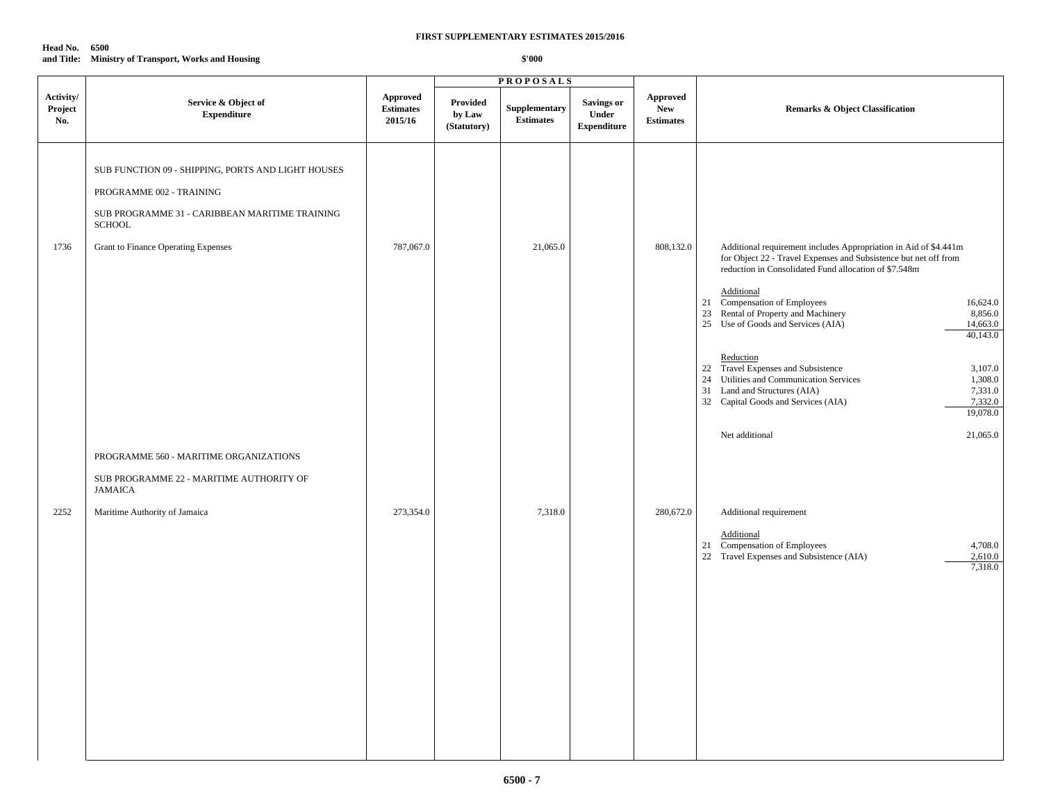**FIRST SUPPLEMENTARY ESTIMATES 2015/2016**

**Head No. 6500**
**and Title: Ministry of Transport, Works and Housing**

**$'000**

| Activity/ Project No. | Service & Object of Expenditure | Approved Estimates 2015/16 | PROPOSALS Provided by Law (Statutory) | Supplementary Estimates | Savings or Under Expenditure | Approved New Estimates | Remarks & Object Classification |
|---|---|---|---|---|---|---|---|
| | SUB FUNCTION 09 - SHIPPING, PORTS AND LIGHT HOUSES | | | | | | |
| | PROGRAMME 002 - TRAINING | | | | | | |
| | SUB PROGRAMME 31 - CARIBBEAN MARITIME TRAINING SCHOOL | | | | | | |
| 1736 | Grant to Finance Operating Expenses | 787,067.0 | | 21,065.0 | | 808,132.0 | Additional requirement includes Appropriation in Aid of $4.441m for Object 22 - Travel Expenses and Subsistence but net off from reduction in Consolidated Fund allocation of $7.548m<br><br>Additional<br>21 Compensation of Employees 16,624.0<br>23 Rental of Property and Machinery 8,856.0<br>25 Use of Goods and Services (AIA) 14,663.0<br>40,143.0<br><br>Reduction<br>22 Travel Expenses and Subsistence 3,107.0<br>24 Utilities and Communication Services 1,308.0<br>31 Land and Structures (AIA) 7,331.0<br>32 Capital Goods and Services (AIA) 7,332.0<br>19,078.0<br><br>Net additional 21,065.0 |
| | PROGRAMME 560 - MARITIME ORGANIZATIONS | | | | | | |
| | SUB PROGRAMME 22 - MARITIME AUTHORITY OF JAMAICA | | | | | | |
| 2252 | Maritime Authority of Jamaica | 273,354.0 | | 7,318.0 | | 280,672.0 | Additional requirement<br><br>Additional<br>21 Compensation of Employees 4,708.0<br>22 Travel Expenses and Subsistence (AIA) 2,610.0<br>7,318.0 |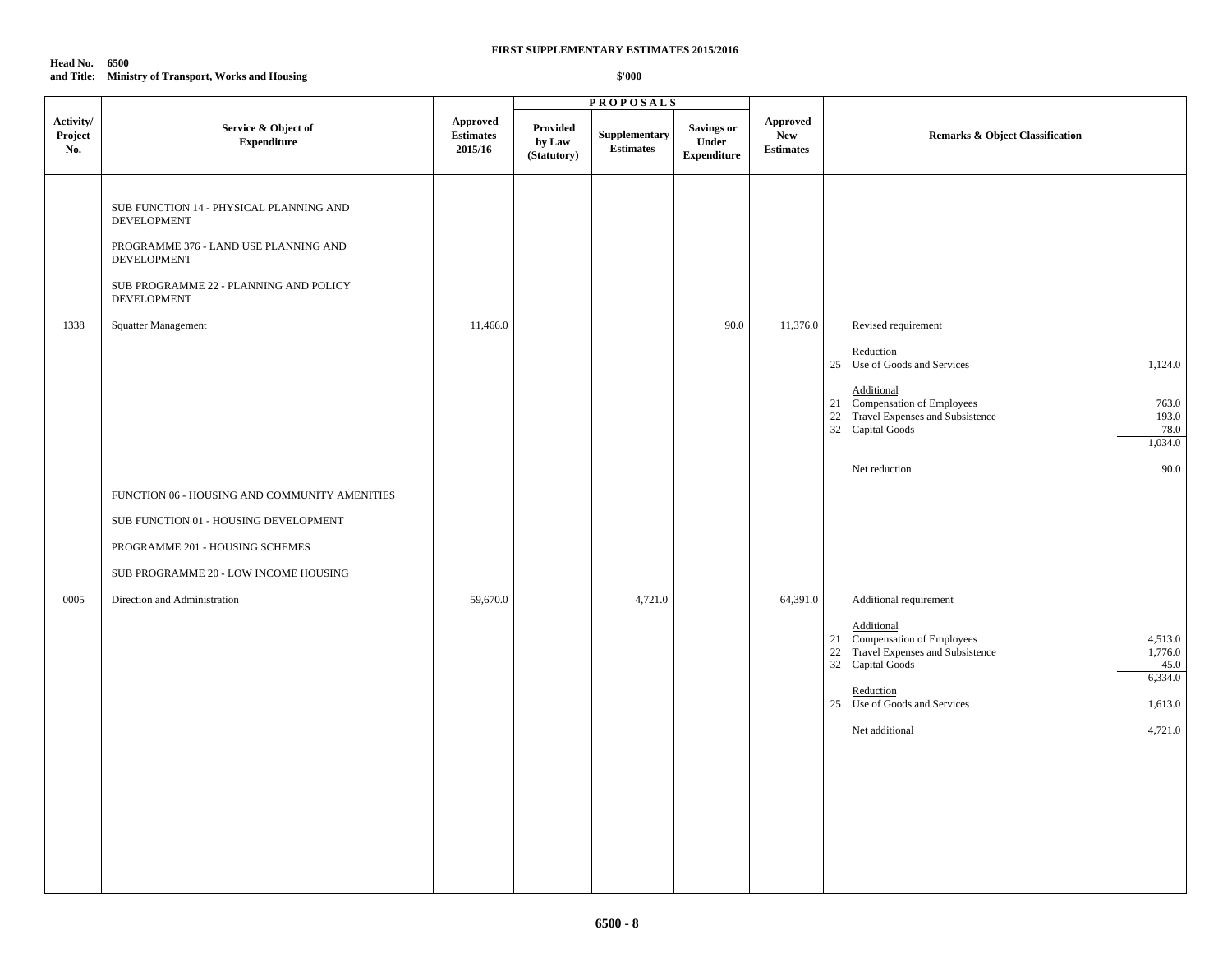**FIRST SUPPLEMENTARY ESTIMATES 2015/2016**

**Head No. 6500**
**and Title: Ministry of Transport, Works and Housing**

**$'000**

| Activity/ Project No. | Service & Object of Expenditure | Approved Estimates 2015/16 | PROPOSALS Provided by Law (Statutory) | Supplementary Estimates | Savings or Under Expenditure | Approved New Estimates | Remarks & Object Classification | |
|---|---|---|---|---|---|---|---|---|
| | SUB FUNCTION 14 - PHYSICAL PLANNING AND DEVELOPMENT | | | | | | | |
| | PROGRAMME 376 - LAND USE PLANNING AND DEVELOPMENT | | | | | | | |
| | SUB PROGRAMME 22 - PLANNING AND POLICY DEVELOPMENT | | | | | | | |
| 1338 | Squatter Management | 11,466.0 | | | 90.0 | 11,376.0 | Revised requirement | |
| | | | | | | | Reduction | |
| | | | | | | | 25 Use of Goods and Services | 1,124.0 |
| | | | | | | | Additional | |
| | | | | | | | 21 Compensation of Employees | 763.0 |
| | | | | | | | 22 Travel Expenses and Subsistence | 193.0 |
| | | | | | | | 32 Capital Goods | 78.0 |
| | | | | | | | | 1,034.0 |
| | | | | | | | Net reduction | 90.0 |
| | FUNCTION 06 - HOUSING AND COMMUNITY AMENITIES | | | | | | | |
| | SUB FUNCTION 01 - HOUSING DEVELOPMENT | | | | | | | |
| | PROGRAMME 201 - HOUSING SCHEMES | | | | | | | |
| | SUB PROGRAMME 20 - LOW INCOME HOUSING | | | | | | | |
| 0005 | Direction and Administration | 59,670.0 | | 4,721.0 | | 64,391.0 | Additional requirement | |
| | | | | | | | Additional | |
| | | | | | | | 21 Compensation of Employees | 4,513.0 |
| | | | | | | | 22 Travel Expenses and Subsistence | 1,776.0 |
| | | | | | | | 32 Capital Goods | 45.0 |
| | | | | | | | | 6,334.0 |
| | | | | | | | Reduction | |
| | | | | | | | 25 Use of Goods and Services | 1,613.0 |
| | | | | | | | Net additional | 4,721.0 |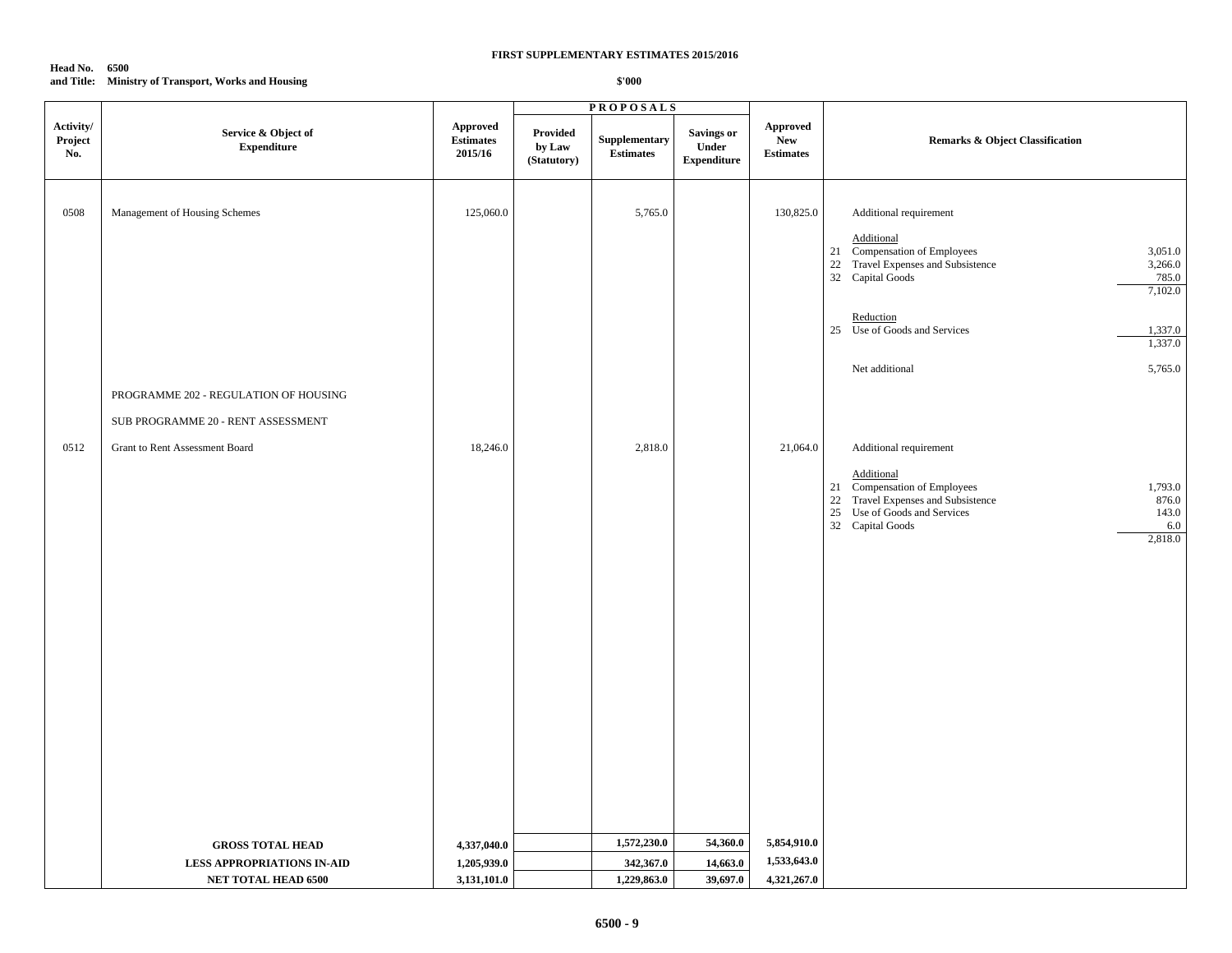**FIRST SUPPLEMENTARY ESTIMATES 2015/2016**

**Head No. 6500**
**and Title: Ministry of Transport, Works and Housing**

**$'000**

| Activity/ Project No. | Service & Object of Expenditure | Approved Estimates 2015/16 | PROPOSALS Provided by Law (Statutory) | Supplementary Estimates | Savings or Under Expenditure | Approved New Estimates | Remarks & Object Classification | |
|---|---|---|---|---|---|---|---|---|
| 0508 | Management of Housing Schemes | 125,060.0 | | 5,765.0 | | 130,825.0 | Additional requirement | |
| | | | | | | | Additional | |
| | | | | | | | 21 Compensation of Employees | 3,051.0 |
| | | | | | | | 22 Travel Expenses and Subsistence | 3,266.0 |
| | | | | | | | 32 Capital Goods | 785.0 |
| | | | | | | | | 7,102.0 |
| | | | | | | | Reduction | |
| | | | | | | | 25 Use of Goods and Services | 1,337.0 |
| | | | | | | | | 1,337.0 |
| | | | | | | | Net additional | 5,765.0 |
| | PROGRAMME 202 - REGULATION OF HOUSING | | | | | | | |
| | SUB PROGRAMME 20 - RENT ASSESSMENT | | | | | | | |
| 0512 | Grant to Rent Assessment Board | 18,246.0 | | 2,818.0 | | 21,064.0 | Additional requirement | |
| | | | | | | | Additional | |
| | | | | | | | 21 Compensation of Employees | 1,793.0 |
| | | | | | | | 22 Travel Expenses and Subsistence | 876.0 |
| | | | | | | | 25 Use of Goods and Services | 143.0 |
| | | | | | | | 32 Capital Goods | 6.0 |
| | | | | | | | | 2,818.0 |
| | **GROSS TOTAL HEAD** | **4,337,040.0** | | **1,572,230.0** | **54,360.0** | **5,854,910.0** | | |
| | **LESS APPROPRIATIONS IN-AID** | **1,205,939.0** | | **342,367.0** | **14,663.0** | **1,533,643.0** | | |
| | **NET TOTAL HEAD 6500** | **3,131,101.0** | | **1,229,863.0** | **39,697.0** | **4,321,267.0** | | |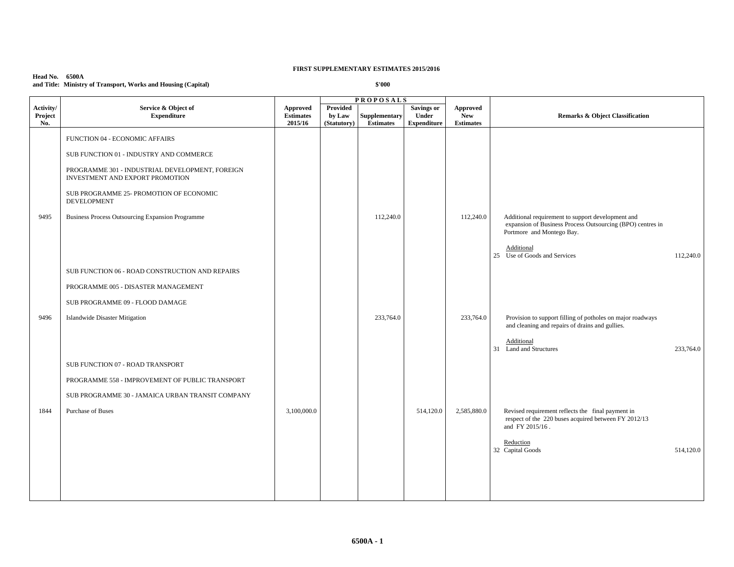**FIRST SUPPLEMENTARY ESTIMATES 2015/2016**

**Head No. 6500A**
**and Title: Ministry of Transport, Works and Housing (Capital)**

**$'000**

| Activity/ Project No. | Service & Object of Expenditure | Approved Estimates 2015/16 | PROPOSALS Provided by Law (Statutory) | Supplementary Estimates | Savings or Under Expenditure | Approved New Estimates | Remarks & Object Classification | |
|---|---|---|---|---|---|---|---|---|
| | FUNCTION 04 - ECONOMIC AFFAIRS | | | | | | | |
| | SUB FUNCTION 01 - INDUSTRY AND COMMERCE | | | | | | | |
| | PROGRAMME 301 - INDUSTRIAL DEVELOPMENT, FOREIGN INVESTMENT AND EXPORT PROMOTION | | | | | | | |
| | SUB PROGRAMME 25- PROMOTION OF ECONOMIC DEVELOPMENT | | | | | | | |
| 9495 | Business Process Outsourcing Expansion Programme | | | 112,240.0 | | 112,240.0 | Additional requirement to support development and expansion of Business Process Outsourcing (BPO) centres in Portmore and Montego Bay. | |
| | | | | | | | Additional | |
| | | | | | | | 25 Use of Goods and Services | 112,240.0 |
| | SUB FUNCTION 06 - ROAD CONSTRUCTION AND REPAIRS | | | | | | | |
| | PROGRAMME 005 - DISASTER MANAGEMENT | | | | | | | |
| | SUB PROGRAMME 09 - FLOOD DAMAGE | | | | | | | |
| 9496 | Islandwide Disaster Mitigation | | | 233,764.0 | | 233,764.0 | Provision to support filling of potholes on major roadways and cleaning and repairs of drains and gullies. | |
| | | | | | | | Additional | |
| | | | | | | | 31 Land and Structures | 233,764.0 |
| | SUB FUNCTION 07 - ROAD TRANSPORT | | | | | | | |
| | PROGRAMME 558 - IMPROVEMENT OF PUBLIC TRANSPORT | | | | | | | |
| | SUB PROGRAMME 30 - JAMAICA URBAN TRANSIT COMPANY | | | | | | | |
| 1844 | Purchase of Buses | 3,100,000.0 | | | 514,120.0 | 2,585,880.0 | Revised requirement reflects the final payment in respect of the 220 buses acquired between FY 2012/13 and FY 2015/16 . | |
| | | | | | | | Reduction | |
| | | | | | | | 32 Capital Goods | 514,120.0 |

**6500A - 1**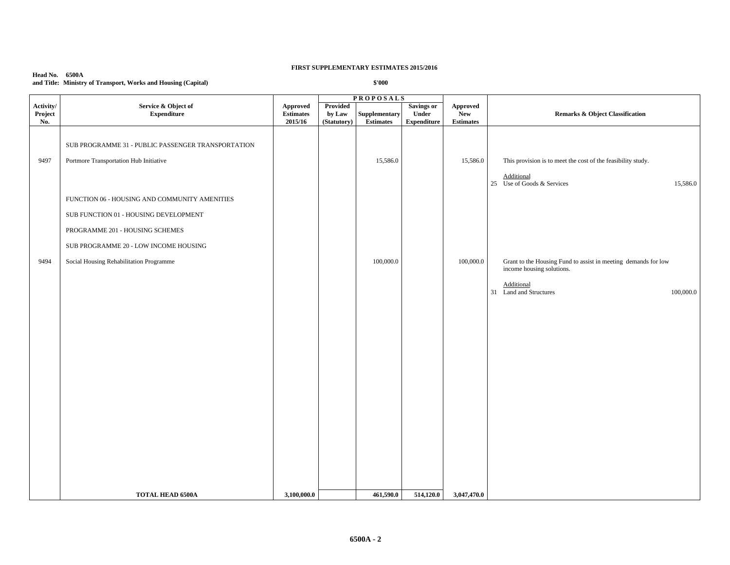**FIRST SUPPLEMENTARY ESTIMATES 2015/2016**

**Head No. 6500A**
**and Title: Ministry of Transport, Works and Housing (Capital)**

**$'000**

| Activity/ Project No. | Service & Object of Expenditure | Approved Estimates 2015/16 | PROPOSALS Provided by Law (Statutory) | Supplementary Estimates | Savings or Under Expenditure | Approved New Estimates | Remarks & Object Classification |
|---|---|---|---|---|---|---|---|
| | SUB PROGRAMME 31 - PUBLIC PASSENGER TRANSPORTATION | | | | | | |
| 9497 | Portmore Transportation Hub Initiative | | | 15,586.0 | | 15,586.0 | This provision is to meet the cost of the feasibility study. |
| | | | | | | | Additional |
| | | | | | | | 25 Use of Goods & Services 15,586.0 |
| | FUNCTION 06 - HOUSING AND COMMUNITY AMENITIES | | | | | | |
| | SUB FUNCTION 01 - HOUSING DEVELOPMENT | | | | | | |
| | PROGRAMME 201 - HOUSING SCHEMES | | | | | | |
| | SUB PROGRAMME 20 - LOW INCOME HOUSING | | | | | | |
| 9494 | Social Housing Rehabilitation Programme | | | 100,000.0 | | 100,000.0 | Grant to the Housing Fund to assist in meeting demands for low income housing solutions. |
| | | | | | | | Additional |
| | | | | | | | 31 Land and Structures 100,000.0 |
| | **TOTAL HEAD 6500A** | **3,100,000.0** | | **461,590.0** | **514,120.0** | **3,047,470.0** | |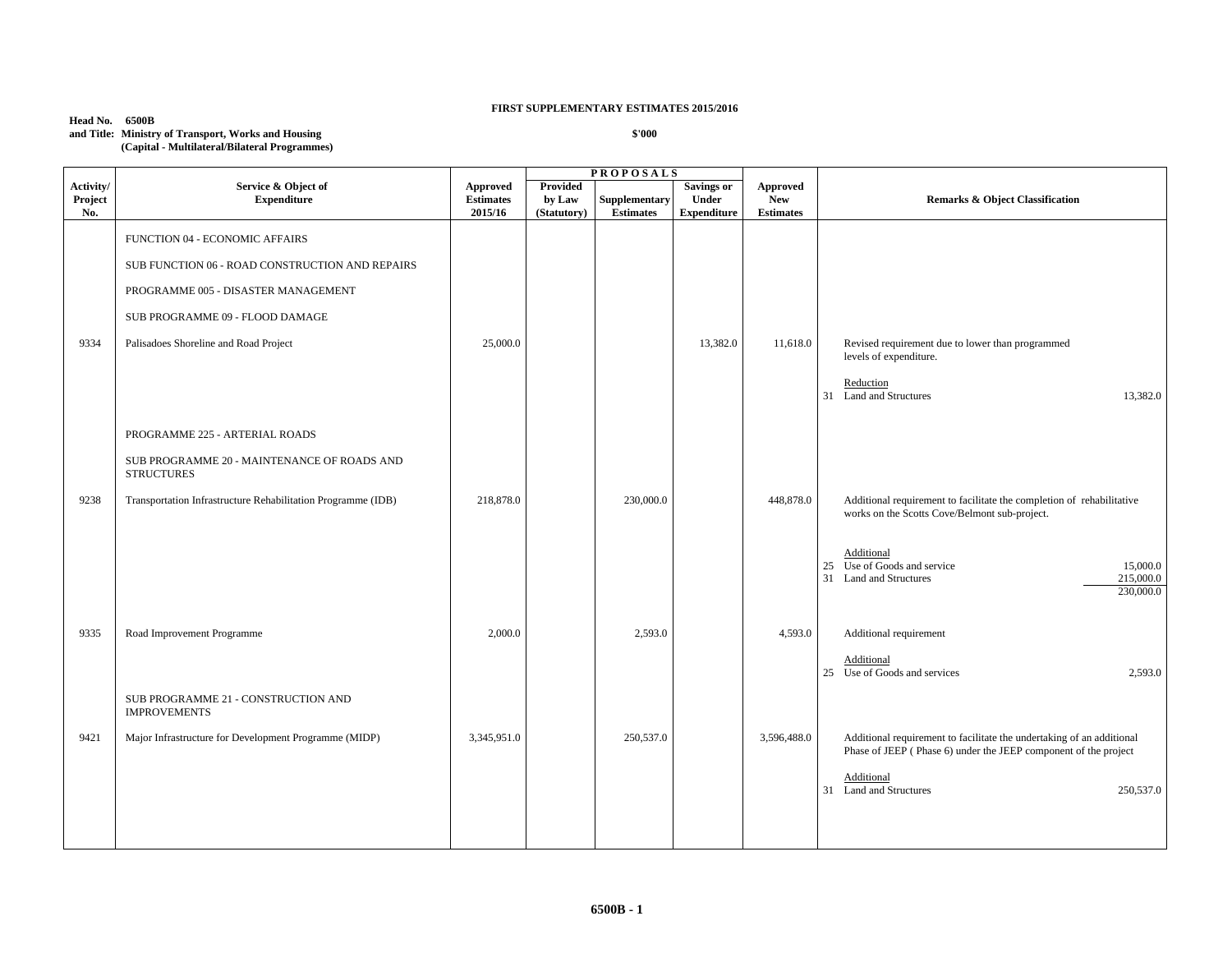**FIRST SUPPLEMENTARY ESTIMATES 2015/2016**

**Head No. 6500B**
**and Title: Ministry of Transport, Works and Housing**
**(Capital - Multilateral/Bilateral Programmes)**

**$'000**

| Activity/ Project No. | Service & Object of Expenditure | Approved Estimates 2015/16 | PROPOSALS Provided by Law (Statutory) | Supplementary Estimates | Savings or Under Expenditure | Approved New Estimates | Remarks & Object Classification |
|---|---|---|---|---|---|---|---|
| | FUNCTION 04 - ECONOMIC AFFAIRS | | | | | | |
| | SUB FUNCTION 06 - ROAD CONSTRUCTION AND REPAIRS | | | | | | |
| | PROGRAMME 005 - DISASTER MANAGEMENT | | | | | | |
| | SUB PROGRAMME 09 - FLOOD DAMAGE | | | | | | |
| 9334 | Palisadoes Shoreline and Road Project | 25,000.0 | | | 13,382.0 | 11,618.0 | Revised requirement due to lower than programmed levels of expenditure.<br><br>Reduction<br>31 Land and Structures 13,382.0 |
| | PROGRAMME 225 - ARTERIAL ROADS | | | | | | |
| | SUB PROGRAMME 20 - MAINTENANCE OF ROADS AND STRUCTURES | | | | | | |
| 9238 | Transportation Infrastructure Rehabilitation Programme (IDB) | 218,878.0 | | 230,000.0 | | 448,878.0 | Additional requirement to facilitate the completion of rehabilitative works on the Scotts Cove/Belmont sub-project.<br><br>Additional<br>25 Use of Goods and service 15,000.0<br>31 Land and Structures 215,000.0<br>230,000.0 |
| 9335 | Road Improvement Programme | 2,000.0 | | 2,593.0 | | 4,593.0 | Additional requirement<br><br>Additional<br>25 Use of Goods and services 2,593.0 |
| | SUB PROGRAMME 21 - CONSTRUCTION AND IMPROVEMENTS | | | | | | |
| 9421 | Major Infrastructure for Development Programme (MIDP) | 3,345,951.0 | | 250,537.0 | | 3,596,488.0 | Additional requirement to facilitate the undertaking of an additional Phase of JEEP ( Phase 6) under the JEEP component of the project<br><br>Additional<br>31 Land and Structures 250,537.0 |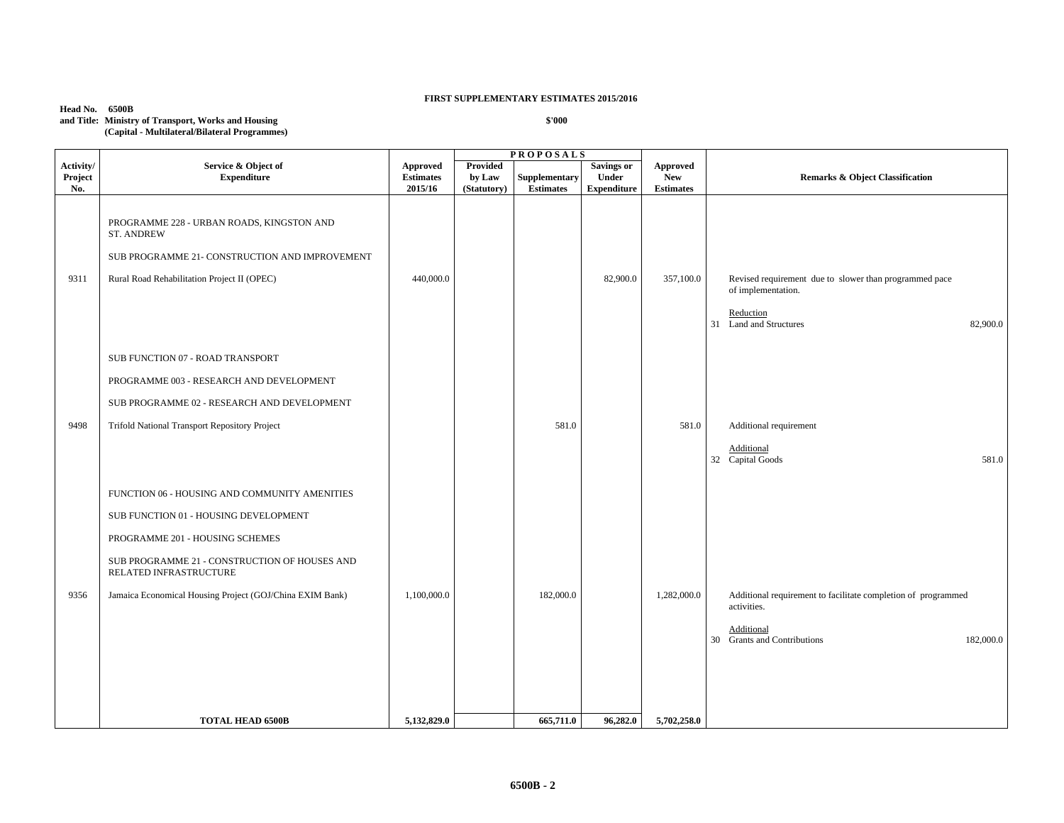**FIRST SUPPLEMENTARY ESTIMATES 2015/2016**

**Head No. 6500B**
**and Title: Ministry of Transport, Works and Housing**
**(Capital - Multilateral/Bilateral Programmes)**

**$'000**

| Activity/ Project No. | Service & Object of Expenditure | Approved Estimates 2015/16 | PROPOSALS Provided by Law (Statutory) | Supplementary Estimates | Savings or Under Expenditure | Approved New Estimates | Remarks & Object Classification | |
|---|---|---|---|---|---|---|---|---|
| | PROGRAMME 228 - URBAN ROADS, KINGSTON AND ST. ANDREW | | | | | | | |
| | SUB PROGRAMME 21- CONSTRUCTION AND IMPROVEMENT | | | | | | | |
| 9311 | Rural Road Rehabilitation Project II (OPEC) | 440,000.0 | | | 82,900.0 | 357,100.0 | Revised requirement due to slower than programmed pace of implementation. | |
| | | | | | | | Reduction | |
| | | | | | | | 31 Land and Structures | 82,900.0 |
| | SUB FUNCTION 07 - ROAD TRANSPORT | | | | | | | |
| | PROGRAMME 003 - RESEARCH AND DEVELOPMENT | | | | | | | |
| | SUB PROGRAMME 02 - RESEARCH AND DEVELOPMENT | | | | | | | |
| 9498 | Trifold National Transport Repository Project | | | 581.0 | | 581.0 | Additional requirement | |
| | | | | | | | Additional | |
| | | | | | | | 32 Capital Goods | 581.0 |
| | FUNCTION 06 - HOUSING AND COMMUNITY AMENITIES | | | | | | | |
| | SUB FUNCTION 01 - HOUSING DEVELOPMENT | | | | | | | |
| | PROGRAMME 201 - HOUSING SCHEMES | | | | | | | |
| | SUB PROGRAMME 21 - CONSTRUCTION OF HOUSES AND RELATED INFRASTRUCTURE | | | | | | | |
| 9356 | Jamaica Economical Housing Project (GOJ/China EXIM Bank) | 1,100,000.0 | | 182,000.0 | | 1,282,000.0 | Additional requirement to facilitate completion of programmed activities. | |
| | | | | | | | Additional | |
| | | | | | | | 30 Grants and Contributions | 182,000.0 |
| | **TOTAL HEAD 6500B** | **5,132,829.0** | | **665,711.0** | **96,282.0** | **5,702,258.0** | | |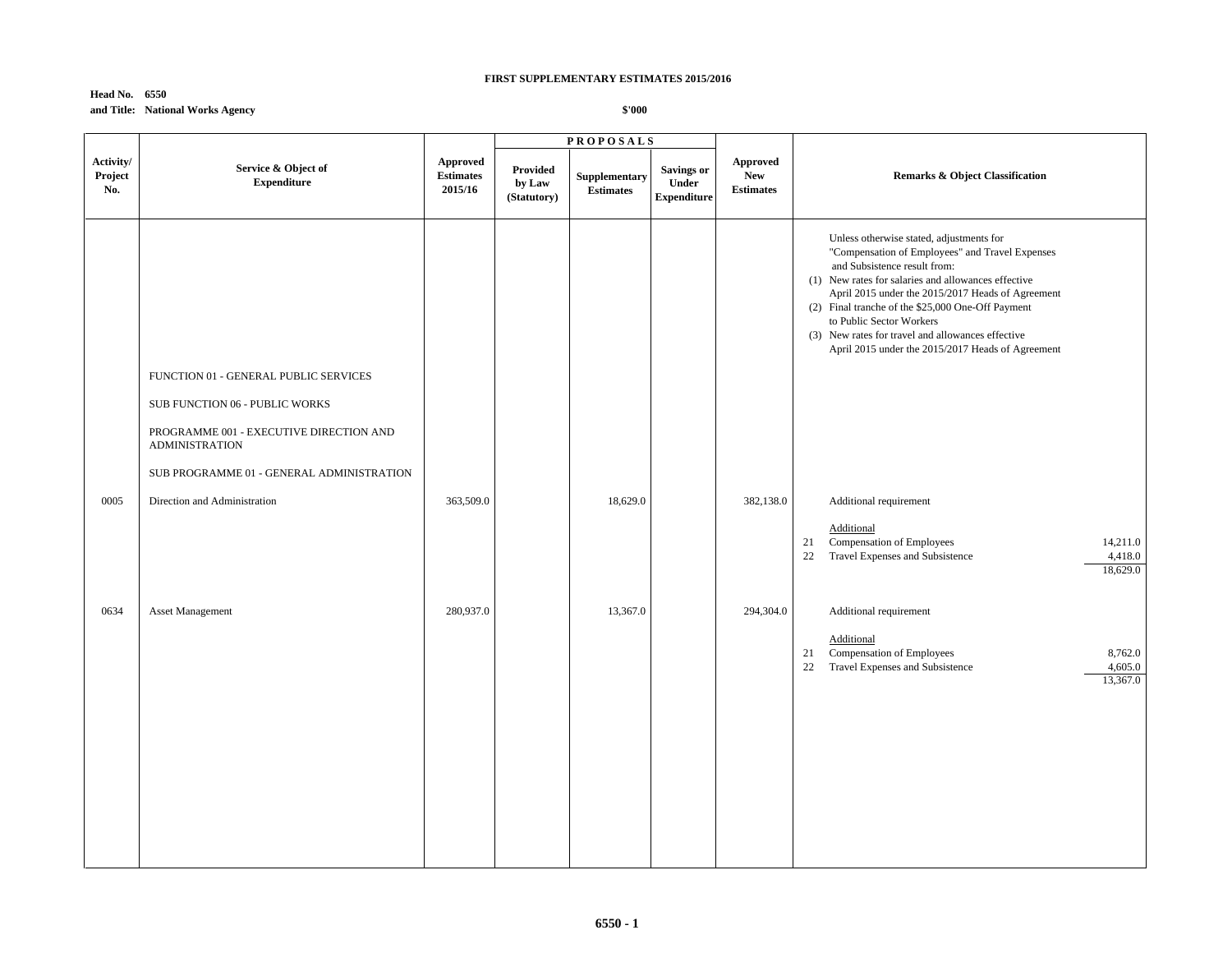**FIRST SUPPLEMENTARY ESTIMATES 2015/2016**

**Head No. 6550**
**and Title: National Works Agency**

**$'000**

| Activity/ Project No. | Service & Object of Expenditure | Approved Estimates 2015/16 | PROPOSALS Provided by Law (Statutory) | Supplementary Estimates | Savings or Under Expenditure | Approved New Estimates | Remarks & Object Classification | |
|---|---|---|---|---|---|---|---|---|
| | | | | | | | Unless otherwise stated, adjustments for "Compensation of Employees" and Travel Expenses and Subsistence result from: (1) New rates for salaries and allowances effective April 2015 under the 2015/2017 Heads of Agreement (2) Final tranche of the $25,000 One-Off Payment to Public Sector Workers (3) New rates for travel and allowances effective April 2015 under the 2015/2017 Heads of Agreement | |
| | FUNCTION 01 - GENERAL PUBLIC SERVICES | | | | | | | |
| | SUB FUNCTION 06 - PUBLIC WORKS | | | | | | | |
| | PROGRAMME 001 - EXECUTIVE DIRECTION AND ADMINISTRATION | | | | | | | |
| | SUB PROGRAMME 01 - GENERAL ADMINISTRATION | | | | | | | |
| 0005 | Direction and Administration | 363,509.0 | | 18,629.0 | | 382,138.0 | Additional requirement | |
| | | | | | | | Additional | |
| | | | | | | | 21 Compensation of Employees | 14,211.0 |
| | | | | | | | 22 Travel Expenses and Subsistence | 4,418.0 |
| | | | | | | | | 18,629.0 |
| 0634 | Asset Management | 280,937.0 | | 13,367.0 | | 294,304.0 | Additional requirement | |
| | | | | | | | Additional | |
| | | | | | | | 21 Compensation of Employees | 8,762.0 |
| | | | | | | | 22 Travel Expenses and Subsistence | 4,605.0 |
| | | | | | | | | 13,367.0 |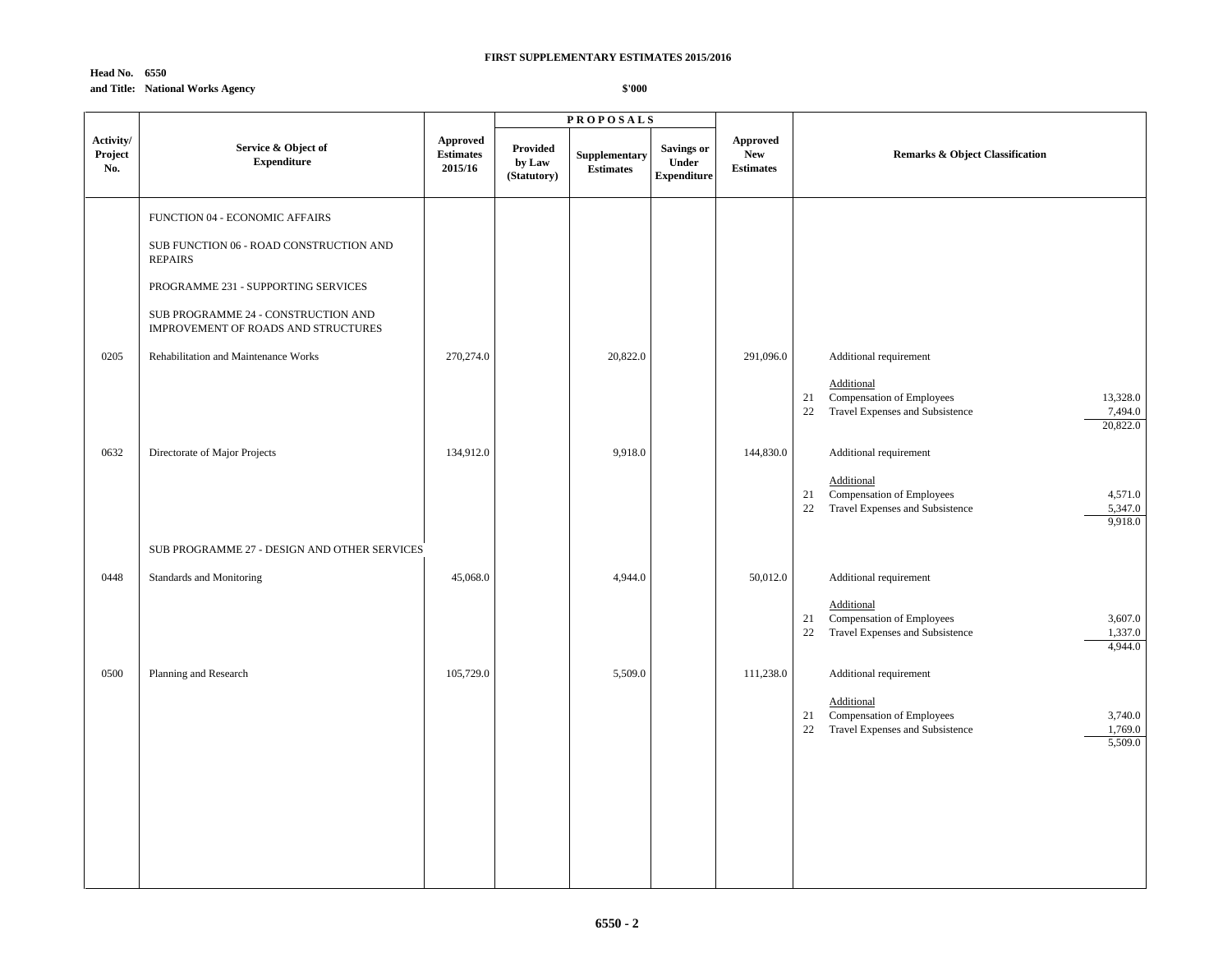**FIRST SUPPLEMENTARY ESTIMATES 2015/2016**

**Head No. 6550**
**and Title: National Works Agency**

**$'000**

| Activity/ Project No. | Service & Object of Expenditure | Approved Estimates 2015/16 | PROPOSALS Provided by Law (Statutory) | Supplementary Estimates | Savings or Under Expenditure | Approved New Estimates | Remarks & Object Classification |
|---|---|---|---|---|---|---|---|
| | FUNCTION 04 - ECONOMIC AFFAIRS | | | | | | |
| | SUB FUNCTION 06 - ROAD CONSTRUCTION AND REPAIRS | | | | | | |
| | PROGRAMME 231 - SUPPORTING SERVICES | | | | | | |
| | SUB PROGRAMME 24 - CONSTRUCTION AND IMPROVEMENT OF ROADS AND STRUCTURES | | | | | | |
| 0205 | Rehabilitation and Maintenance Works | 270,274.0 | | 20,822.0 | | 291,096.0 | Additional requirement |
| | | | | | | | Additional |
| | | | | | | | 21 Compensation of Employees 13,328.0 |
| | | | | | | | 22 Travel Expenses and Subsistence 7,494.0 |
| | | | | | | | 20,822.0 |
| 0632 | Directorate of Major Projects | 134,912.0 | | 9,918.0 | | 144,830.0 | Additional requirement |
| | | | | | | | Additional |
| | | | | | | | 21 Compensation of Employees 4,571.0 |
| | | | | | | | 22 Travel Expenses and Subsistence 5,347.0 |
| | | | | | | | 9,918.0 |
| | SUB PROGRAMME 27 - DESIGN AND OTHER SERVICES | | | | | | |
| 0448 | Standards and Monitoring | 45,068.0 | | 4,944.0 | | 50,012.0 | Additional requirement |
| | | | | | | | Additional |
| | | | | | | | 21 Compensation of Employees 3,607.0 |
| | | | | | | | 22 Travel Expenses and Subsistence 1,337.0 |
| | | | | | | | 4,944.0 |
| 0500 | Planning and Research | 105,729.0 | | 5,509.0 | | 111,238.0 | Additional requirement |
| | | | | | | | Additional |
| | | | | | | | 21 Compensation of Employees 3,740.0 |
| | | | | | | | 22 Travel Expenses and Subsistence 1,769.0 |
| | | | | | | | 5,509.0 |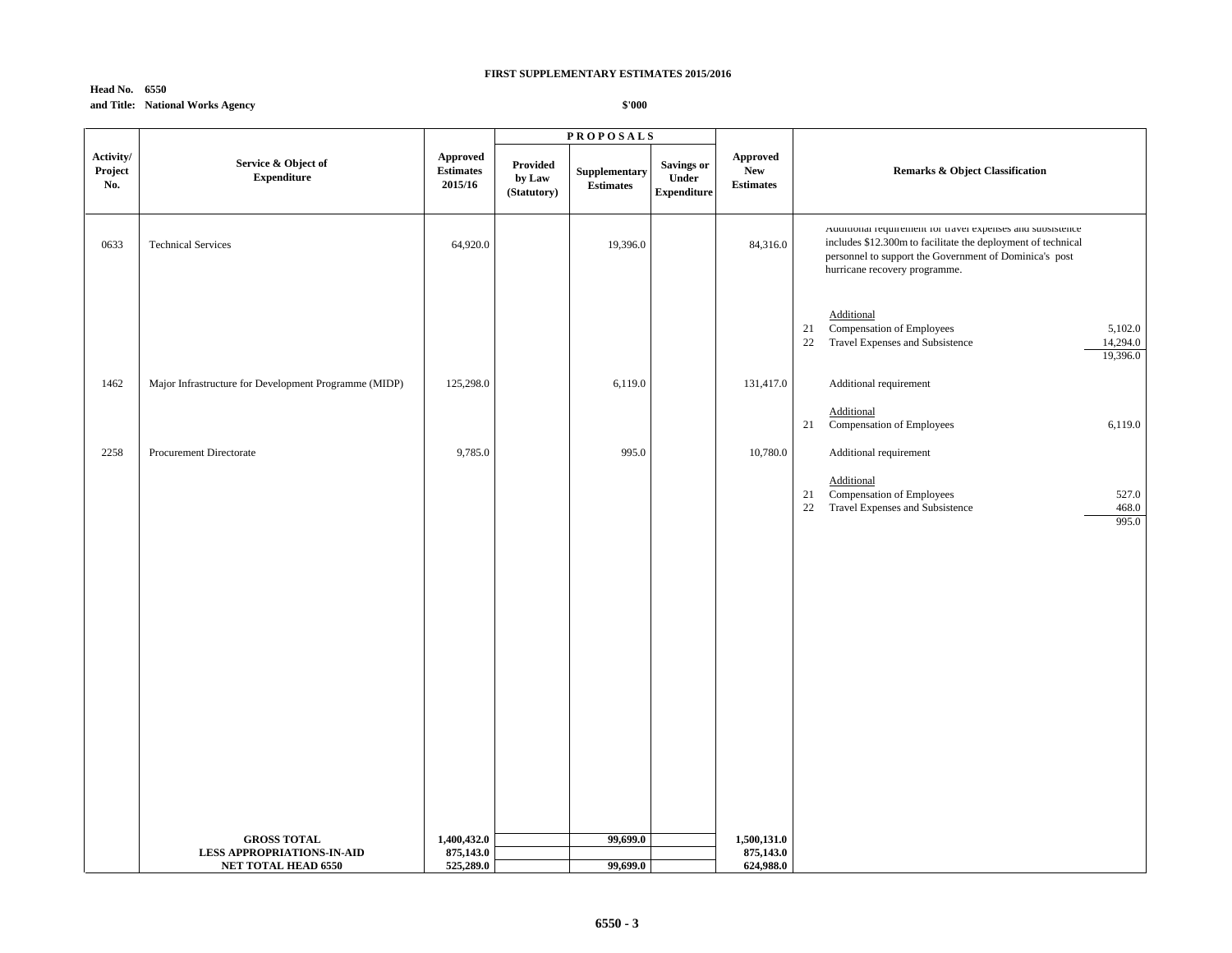**FIRST SUPPLEMENTARY ESTIMATES 2015/2016**

**Head No. 6550**
**and Title: National Works Agency**

**$'000**

| Activity/ Project No. | Service & Object of Expenditure | Approved Estimates 2015/16 | PROPOSALS Provided by Law (Statutory) | Supplementary Estimates | Savings or Under Expenditure | Approved New Estimates | Remarks & Object Classification |
|---|---|---|---|---|---|---|---|
| 0633 | Technical Services | 64,920.0 | | 19,396.0 | | 84,316.0 | Additional requirement for travel expenses and subsistence includes $12.300m to facilitate the deployment of technical personnel to support the Government of Dominica's post hurricane recovery programme. |
| | | | | | | | Additional |
| | | | | | | | 21 Compensation of Employees 5,102.0 |
| | | | | | | | 22 Travel Expenses and Subsistence 14,294.0 |
| | | | | | | | 19,396.0 |
| 1462 | Major Infrastructure for Development Programme (MIDP) | 125,298.0 | | 6,119.0 | | 131,417.0 | Additional requirement |
| | | | | | | | Additional |
| | | | | | | | 21 Compensation of Employees 6,119.0 |
| 2258 | Procurement Directorate | 9,785.0 | | 995.0 | | 10,780.0 | Additional requirement |
| | | | | | | | Additional |
| | | | | | | | 21 Compensation of Employees 527.0 |
| | | | | | | | 22 Travel Expenses and Subsistence 468.0 |
| | | | | | | | 995.0 |
| | **GROSS TOTAL** | **1,400,432.0** | | **99,699.0** | | **1,500,131.0** | |
| | **LESS APPROPRIATIONS-IN-AID** | **875,143.0** | | | | **875,143.0** | |
| | **NET TOTAL HEAD 6550** | **525,289.0** | | **99,699.0** | | **624,988.0** | |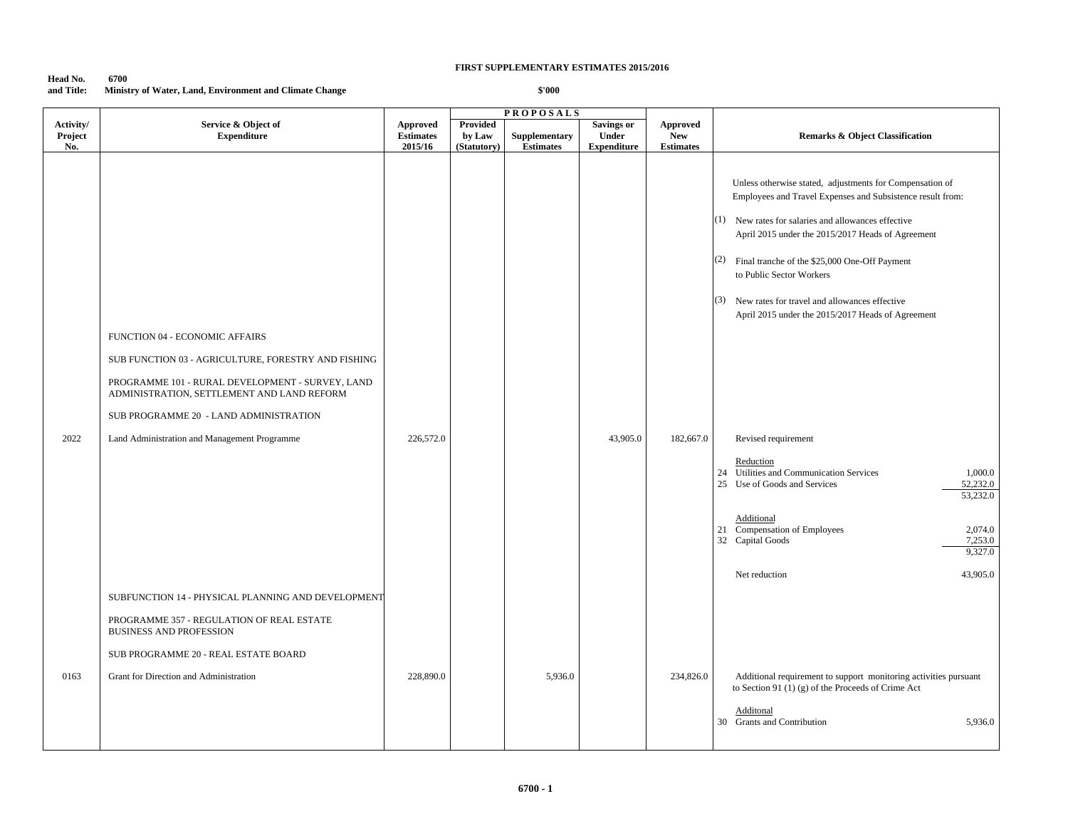**FIRST SUPPLEMENTARY ESTIMATES 2015/2016**

**Head No. and Title:** 6700 Ministry of Water, Land, Environment and Climate Change

**$'000**

| Activity/ Project No. | Service & Object of Expenditure | Approved Estimates 2015/16 | PROPOSALS Provided by Law (Statutory) | Supplementary Estimates | Savings or Under Expenditure | Approved New Estimates | Remarks & Object Classification |
|---|---|---|---|---|---|---|---|
| | | | | | | | Unless otherwise stated, adjustments for Compensation of Employees and Travel Expenses and Subsistence result from: |
| | | | | | | | (1) New rates for salaries and allowances effective April 2015 under the 2015/2017 Heads of Agreement |
| | | | | | | | (2) Final tranche of the $25,000 One-Off Payment to Public Sector Workers |
| | | | | | | | (3) New rates for travel and allowances effective April 2015 under the 2015/2017 Heads of Agreement |
| | FUNCTION 04 - ECONOMIC AFFAIRS | | | | | | |
| | SUB FUNCTION 03 - AGRICULTURE, FORESTRY AND FISHING | | | | | | |
| | PROGRAMME 101 - RURAL DEVELOPMENT - SURVEY, LAND ADMINISTRATION, SETTLEMENT AND LAND REFORM | | | | | | |
| | SUB PROGRAMME 20 - LAND ADMINISTRATION | | | | | | |
| 2022 | Land Administration and Management Programme | 226,572.0 | | | 43,905.0 | 182,667.0 | Revised requirement |
| | | | | | | | Reduction |
| | | | | | | | 24 Utilities and Communication Services 1,000.0 |
| | | | | | | | 25 Use of Goods and Services 52,232.0 |
| | | | | | | | 53,232.0 |
| | | | | | | | Additional |
| | | | | | | | 21 Compensation of Employees 2,074.0 |
| | | | | | | | 32 Capital Goods 7,253.0 |
| | | | | | | | 9,327.0 |
| | | | | | | | Net reduction 43,905.0 |
| | SUBFUNCTION 14 - PHYSICAL PLANNING AND DEVELOPMENT | | | | | | |
| | PROGRAMME 357 - REGULATION OF REAL ESTATE BUSINESS AND PROFESSION | | | | | | |
| | SUB PROGRAMME 20 - REAL ESTATE BOARD | | | | | | |
| 0163 | Grant for Direction and Administration | 228,890.0 | | 5,936.0 | | 234,826.0 | Additional requirement to support monitoring activities pursuant to Section 91 (1) (g) of the Proceeds of Crime Act |
| | | | | | | | Additonal |
| | | | | | | | 30 Grants and Contribution 5,936.0 |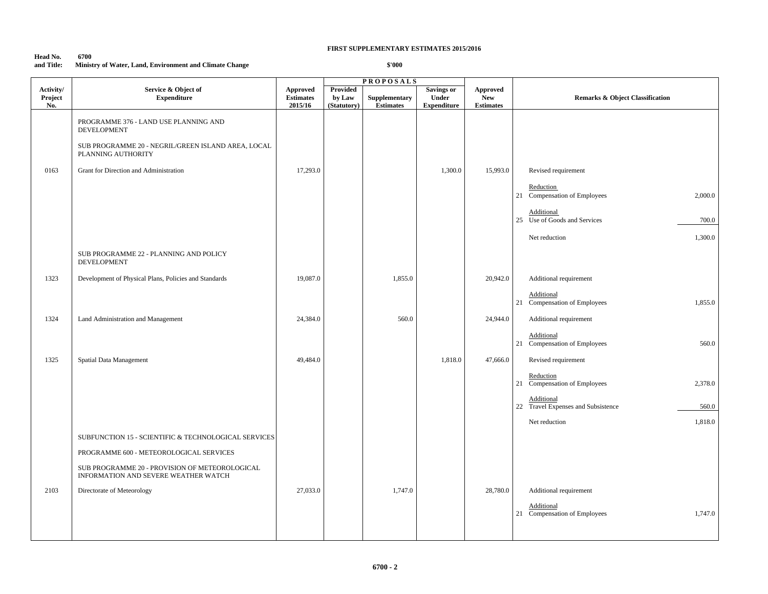**FIRST SUPPLEMENTARY ESTIMATES 2015/2016**

**Head No. 6700**
**and Title: Ministry of Water, Land, Environment and Climate Change**

**$'000**

| Activity/ Project No. | Service & Object of Expenditure | Approved Estimates 2015/16 | PROPOSALS Provided by Law (Statutory) | Supplementary Estimates | Savings or Under Expenditure | Approved New Estimates | Remarks & Object Classification | |
|---|---|---|---|---|---|---|---|---|
| | PROGRAMME 376 - LAND USE PLANNING AND DEVELOPMENT | | | | | | | |
| | SUB PROGRAMME 20 - NEGRIL/GREEN ISLAND AREA, LOCAL PLANNING AUTHORITY | | | | | | | |
| 0163 | Grant for Direction and Administration | 17,293.0 | | | 1,300.0 | 15,993.0 | Revised requirement | |
| | | | | | | | Reduction | |
| | | | | | | | 21 Compensation of Employees | 2,000.0 |
| | | | | | | | Additional | |
| | | | | | | | 25 Use of Goods and Services | 700.0 |
| | | | | | | | Net reduction | 1,300.0 |
| | SUB PROGRAMME 22 - PLANNING AND POLICY DEVELOPMENT | | | | | | | |
| 1323 | Development of Physical Plans, Policies and Standards | 19,087.0 | | 1,855.0 | | 20,942.0 | Additional requirement | |
| | | | | | | | Additional | |
| | | | | | | | 21 Compensation of Employees | 1,855.0 |
| 1324 | Land Administration and Management | 24,384.0 | | 560.0 | | 24,944.0 | Additional requirement | |
| | | | | | | | Additional | |
| | | | | | | | 21 Compensation of Employees | 560.0 |
| 1325 | Spatial Data Management | 49,484.0 | | | 1,818.0 | 47,666.0 | Revised requirement | |
| | | | | | | | Reduction | |
| | | | | | | | 21 Compensation of Employees | 2,378.0 |
| | | | | | | | Additional | |
| | | | | | | | 22 Travel Expenses and Subsistence | 560.0 |
| | | | | | | | Net reduction | 1,818.0 |
| | SUBFUNCTION 15 - SCIENTIFIC & TECHNOLOGICAL SERVICES | | | | | | | |
| | PROGRAMME 600 - METEOROLOGICAL SERVICES | | | | | | | |
| | SUB PROGRAMME 20 - PROVISION OF METEOROLOGICAL INFORMATION AND SEVERE WEATHER WATCH | | | | | | | |
| 2103 | Directorate of Meteorology | 27,033.0 | | 1,747.0 | | 28,780.0 | Additional requirement | |
| | | | | | | | Additional | |
| | | | | | | | 21 Compensation of Employees | 1,747.0 |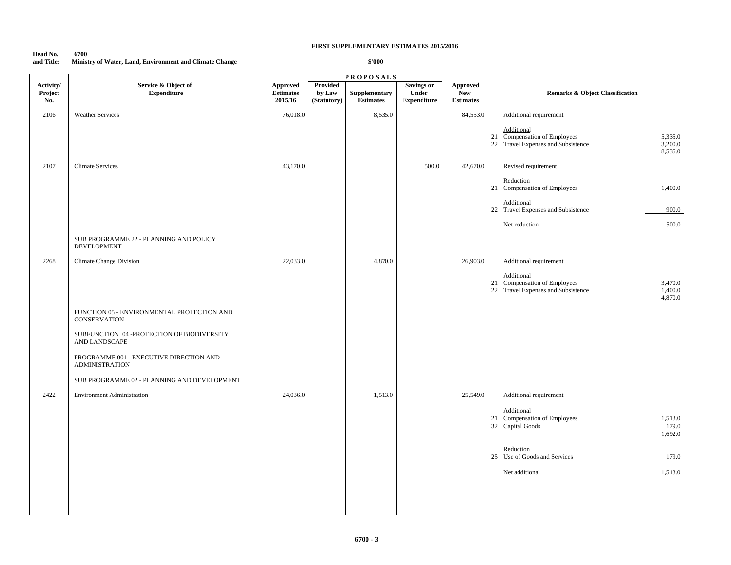**FIRST SUPPLEMENTARY ESTIMATES 2015/2016**

**Head No. and Title:** 6700 Ministry of Water, Land, Environment and Climate Change

$'000

| Activity/ Project No. | Service & Object of Expenditure | Approved Estimates 2015/16 | PROPOSALS Provided by Law (Statutory) | Supplementary Estimates | Savings or Under Expenditure | Approved New Estimates | Remarks & Object Classification | |
|---|---|---|---|---|---|---|---|---|
| 2106 | Weather Services | 76,018.0 | | 8,535.0 | | 84,553.0 | Additional requirement | |
| | | | | | | | Additional | |
| | | | | | | | 21 Compensation of Employees | 5,335.0 |
| | | | | | | | 22 Travel Expenses and Subsistence | 3,200.0 |
| | | | | | | | | 8,535.0 |
| 2107 | Climate Services | 43,170.0 | | | 500.0 | 42,670.0 | Revised requirement | |
| | | | | | | | Reduction | |
| | | | | | | | 21 Compensation of Employees | 1,400.0 |
| | | | | | | | Additional | |
| | | | | | | | 22 Travel Expenses and Subsistence | 900.0 |
| | | | | | | | Net reduction | 500.0 |
| | SUB PROGRAMME 22 - PLANNING AND POLICY DEVELOPMENT | | | | | | | |
| 2268 | Climate Change Division | 22,033.0 | | 4,870.0 | | 26,903.0 | Additional requirement | |
| | | | | | | | Additional | |
| | | | | | | | 21 Compensation of Employees | 3,470.0 |
| | | | | | | | 22 Travel Expenses and Subsistence | 1,400.0 |
| | | | | | | | | 4,870.0 |
| | FUNCTION 05 - ENVIRONMENTAL PROTECTION AND CONSERVATION | | | | | | | |
| | SUBFUNCTION 04 -PROTECTION OF BIODIVERSITY AND LANDSCAPE | | | | | | | |
| | PROGRAMME 001 - EXECUTIVE DIRECTION AND ADMINISTRATION | | | | | | | |
| | SUB PROGRAMME 02 - PLANNING AND DEVELOPMENT | | | | | | | |
| 2422 | Environment Administration | 24,036.0 | | 1,513.0 | | 25,549.0 | Additional requirement | |
| | | | | | | | Additional | |
| | | | | | | | 21 Compensation of Employees | 1,513.0 |
| | | | | | | | 32 Capital Goods | 179.0 |
| | | | | | | | | 1,692.0 |
| | | | | | | | Reduction | |
| | | | | | | | 25 Use of Goods and Services | 179.0 |
| | | | | | | | Net additional | 1,513.0 |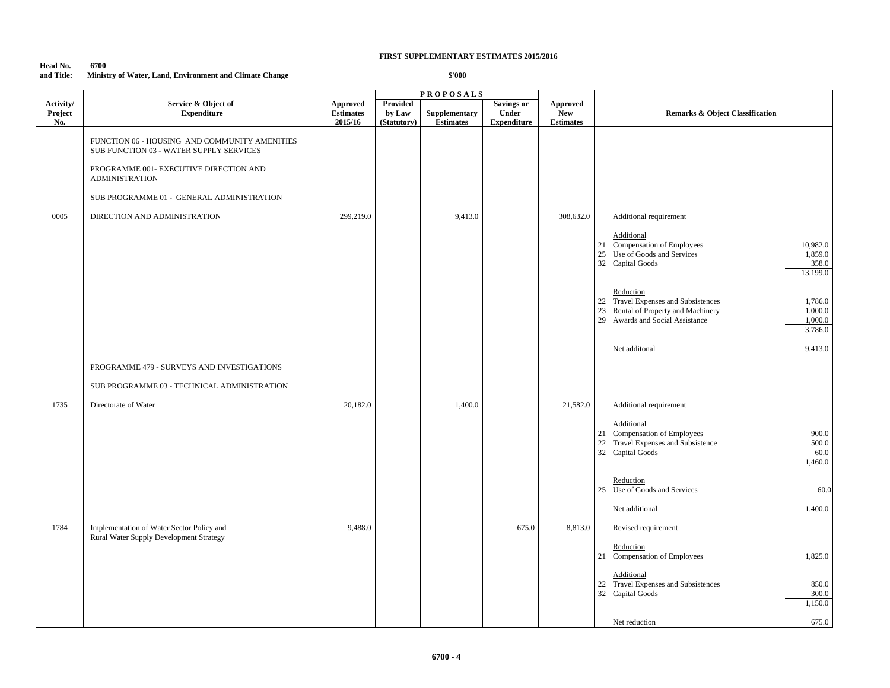**FIRST SUPPLEMENTARY ESTIMATES 2015/2016**

**Head No. 6700**
**and Title: Ministry of Water, Land, Environment and Climate Change**

**$'000**

| Activity/ Project No. | Service & Object of Expenditure | Approved Estimates 2015/16 | PROPOSALS Provided by Law (Statutory) | Supplementary Estimates | Savings or Under Expenditure | Approved New Estimates | Remarks & Object Classification | |
|---|---|---|---|---|---|---|---|---|
| | FUNCTION 06 - HOUSING AND COMMUNITY AMENITIES SUB FUNCTION 03 - WATER SUPPLY SERVICES | | | | | | | |
| | PROGRAMME 001- EXECUTIVE DIRECTION AND ADMINISTRATION | | | | | | | |
| | SUB PROGRAMME 01 - GENERAL ADMINISTRATION | | | | | | | |
| 0005 | DIRECTION AND ADMINISTRATION | 299,219.0 | | 9,413.0 | | 308,632.0 | Additional requirement | |
| | | | | | | | Additional | |
| | | | | | | | 21 Compensation of Employees | 10,982.0 |
| | | | | | | | 25 Use of Goods and Services | 1,859.0 |
| | | | | | | | 32 Capital Goods | 358.0 |
| | | | | | | | | 13,199.0 |
| | | | | | | | Reduction | |
| | | | | | | | 22 Travel Expenses and Subsistences | 1,786.0 |
| | | | | | | | 23 Rental of Property and Machinery | 1,000.0 |
| | | | | | | | 29 Awards and Social Assistance | 1,000.0 |
| | | | | | | | | 3,786.0 |
| | | | | | | | Net additonal | 9,413.0 |
| | PROGRAMME 479 - SURVEYS AND INVESTIGATIONS | | | | | | | |
| | SUB PROGRAMME 03 - TECHNICAL ADMINISTRATION | | | | | | | |
| 1735 | Directorate of Water | 20,182.0 | | 1,400.0 | | 21,582.0 | Additional requirement | |
| | | | | | | | Additional | |
| | | | | | | | 21 Compensation of Employees | 900.0 |
| | | | | | | | 22 Travel Expenses and Subsistence | 500.0 |
| | | | | | | | 32 Capital Goods | 60.0 |
| | | | | | | | | 1,460.0 |
| | | | | | | | Reduction | |
| | | | | | | | 25 Use of Goods and Services | 60.0 |
| | | | | | | | Net additional | 1,400.0 |
| 1784 | Implementation of Water Sector Policy and Rural Water Supply Development Strategy | 9,488.0 | | | 675.0 | 8,813.0 | Revised requirement | |
| | | | | | | | Reduction | |
| | | | | | | | 21 Compensation of Employees | 1,825.0 |
| | | | | | | | Additional | |
| | | | | | | | 22 Travel Expenses and Subsistences | 850.0 |
| | | | | | | | 32 Capital Goods | 300.0 |
| | | | | | | | | 1,150.0 |
| | | | | | | | Net reduction | 675.0 |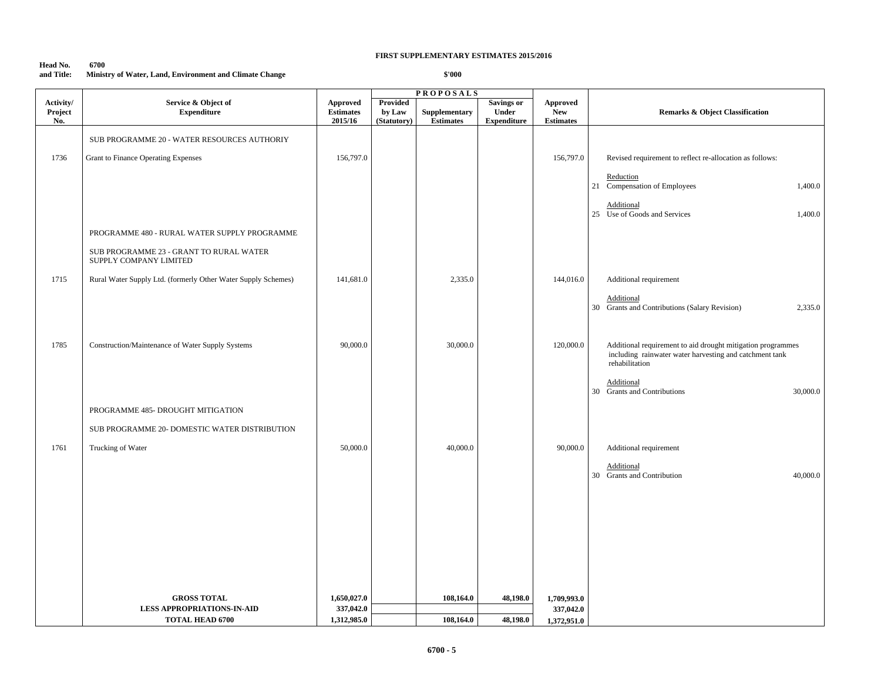**FIRST SUPPLEMENTARY ESTIMATES 2015/2016**

**Head No. 6700**
**and Title: Ministry of Water, Land, Environment and Climate Change**

**$'000**

| Activity/ Project No. | Service & Object of Expenditure | Approved Estimates 2015/16 | PROPOSALS Provided by Law (Statutory) | Supplementary Estimates | Savings or Under Expenditure | Approved New Estimates | Remarks & Object Classification |
|---|---|---|---|---|---|---|---|
| | SUB PROGRAMME 20 - WATER RESOURCES AUTHORIY | | | | | | |
| 1736 | Grant to Finance Operating Expenses | 156,797.0 | | | | 156,797.0 | Revised requirement to reflect re-allocation as follows: |
| | | | | | | | Reduction |
| | | | | | | | 21 Compensation of Employees 1,400.0 |
| | | | | | | | Additional |
| | | | | | | | 25 Use of Goods and Services 1,400.0 |
| | PROGRAMME 480 - RURAL WATER SUPPLY PROGRAMME | | | | | | |
| | SUB PROGRAMME 23 - GRANT TO RURAL WATER SUPPLY COMPANY LIMITED | | | | | | |
| 1715 | Rural Water Supply Ltd. (formerly Other Water Supply Schemes) | 141,681.0 | | 2,335.0 | | 144,016.0 | Additional requirement |
| | | | | | | | Additional |
| | | | | | | | 30 Grants and Contributions (Salary Revision) 2,335.0 |
| 1785 | Construction/Maintenance of Water Supply Systems | 90,000.0 | | 30,000.0 | | 120,000.0 | Additional requirement to aid drought mitigation programmes including rainwater water harvesting and catchment tank rehabilitation |
| | | | | | | | Additional |
| | | | | | | | 30 Grants and Contributions 30,000.0 |
| | PROGRAMME 485- DROUGHT MITIGATION | | | | | | |
| | SUB PROGRAMME 20- DOMESTIC WATER DISTRIBUTION | | | | | | |
| 1761 | Trucking of Water | 50,000.0 | | 40,000.0 | | 90,000.0 | Additional requirement |
| | | | | | | | Additional |
| | | | | | | | 30 Grants and Contribution 40,000.0 |
| | **GROSS TOTAL** | **1,650,027.0** | | **108,164.0** | **48,198.0** | **1,709,993.0** | |
| | **LESS APPROPRIATIONS-IN-AID** | **337,042.0** | | | | **337,042.0** | |
| | **TOTAL HEAD 6700** | **1,312,985.0** | | **108,164.0** | **48,198.0** | **1,372,951.0** | |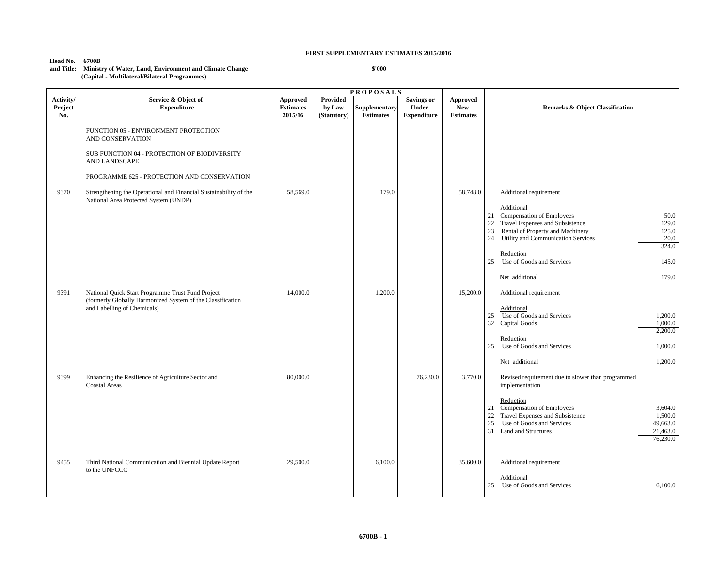**FIRST SUPPLEMENTARY ESTIMATES 2015/2016**

**Head No. 6700B**
**and Title: Ministry of Water, Land, Environment and Climate Change**
**(Capital - Multilateral/Bilateral Programmes)**

**$'000**

| Activity/ Project No. | Service & Object of Expenditure | Approved Estimates 2015/16 | PROPOSALS Provided by Law (Statutory) | Supplementary Estimates | Savings or Under Expenditure | Approved New Estimates | Remarks & Object Classification | |
|---|---|---|---|---|---|---|---|---|
| | FUNCTION 05 - ENVIRONMENT PROTECTION AND CONSERVATION | | | | | | | |
| | SUB FUNCTION 04 - PROTECTION OF BIODIVERSITY AND LANDSCAPE | | | | | | | |
| | PROGRAMME 625 - PROTECTION AND CONSERVATION | | | | | | | |
| 9370 | Strengthening the Operational and Financial Sustainability of the National Area Protected System (UNDP) | 58,569.0 | | 179.0 | | 58,748.0 | Additional requirement | |
| | | | | | | | Additional | |
| | | | | | | | 21 Compensation of Employees | 50.0 |
| | | | | | | | 22 Travel Expenses and Subsistence | 129.0 |
| | | | | | | | 23 Rental of Property and Machinery | 125.0 |
| | | | | | | | 24 Utility and Communication Services | 20.0 |
| | | | | | | | | 324.0 |
| | | | | | | | Reduction | |
| | | | | | | | 25 Use of Goods and Services | 145.0 |
| | | | | | | | Net additional | 179.0 |
| 9391 | National Quick Start Programme Trust Fund Project (formerly Globally Harmonized System of the Classification and Labelling of Chemicals) | 14,000.0 | | 1,200.0 | | 15,200.0 | Additional requirement | |
| | | | | | | | Additional | |
| | | | | | | | 25 Use of Goods and Services | 1,200.0 |
| | | | | | | | 32 Capital Goods | 1,000.0 |
| | | | | | | | | 2,200.0 |
| | | | | | | | Reduction | |
| | | | | | | | 25 Use of Goods and Services | 1,000.0 |
| | | | | | | | Net additional | 1,200.0 |
| 9399 | Enhancing the Resilience of Agriculture Sector and Coastal Areas | 80,000.0 | | | 76,230.0 | 3,770.0 | Revised requirement due to slower than programmed implementation | |
| | | | | | | | Reduction | |
| | | | | | | | 21 Compensation of Employees | 3,604.0 |
| | | | | | | | 22 Travel Expenses and Subsistence | 1,500.0 |
| | | | | | | | 25 Use of Goods and Services | 49,663.0 |
| | | | | | | | 31 Land and Structures | 21,463.0 |
| | | | | | | | | 76,230.0 |
| 9455 | Third National Communication and Biennial Update Report to the UNFCCC | 29,500.0 | | 6,100.0 | | 35,600.0 | Additional requirement | |
| | | | | | | | Additional | |
| | | | | | | | 25 Use of Goods and Services | 6,100.0 |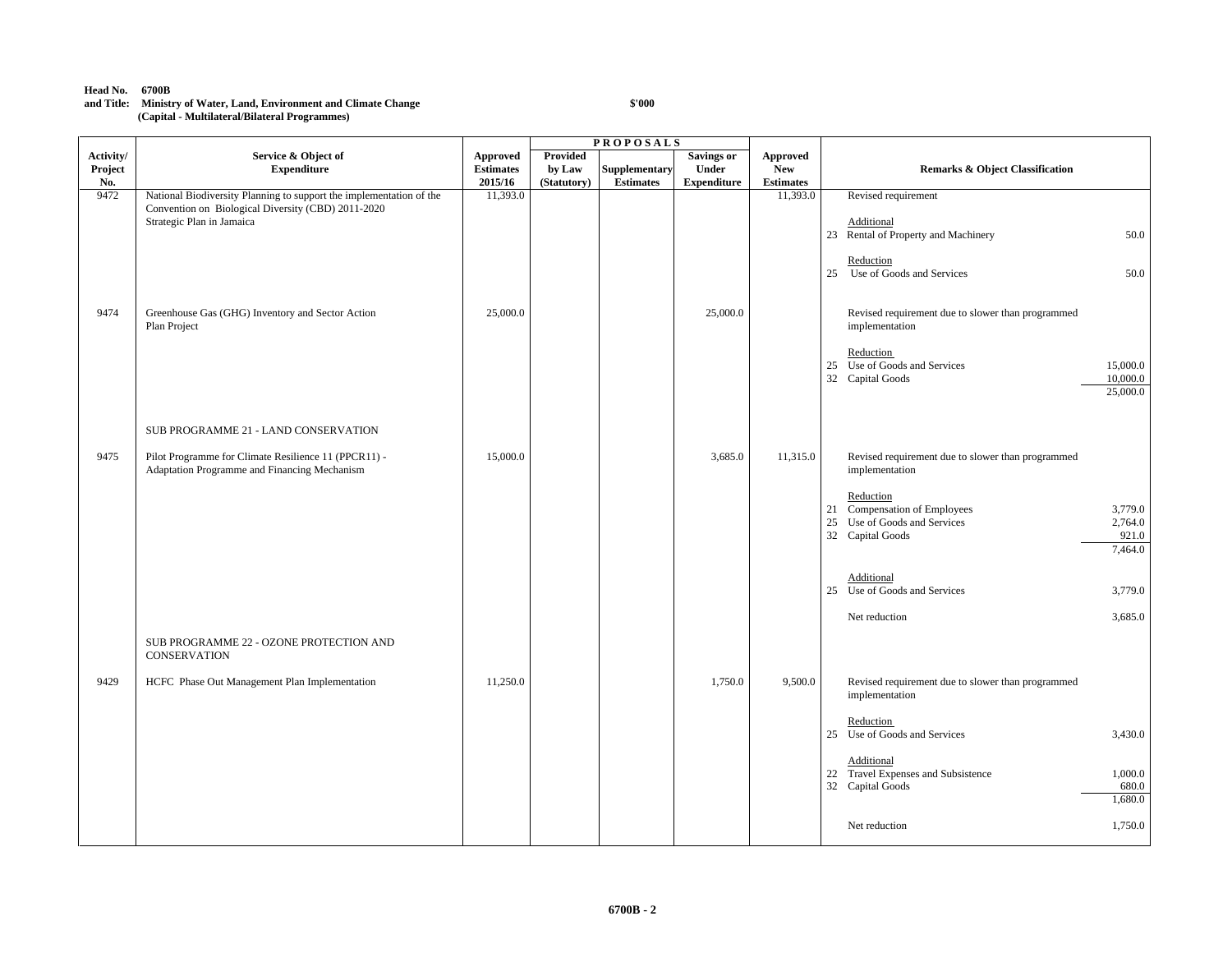**Head No. 6700B**
**and Title: Ministry of Water, Land, Environment and Climate Change**
**(Capital - Multilateral/Bilateral Programmes)**

**$'000**

| Activity/ Project No. | Service & Object of Expenditure | Approved Estimates 2015/16 | PROPOSALS Provided by Law (Statutory) | Supplementary Estimates | Savings or Under Expenditure | Approved New Estimates | Remarks & Object Classification | |
|---|---|---|---|---|---|---|---|---|
| 9472 | National Biodiversity Planning to support the implementation of the Convention on Biological Diversity (CBD) 2011-2020 Strategic Plan in Jamaica | 11,393.0 | | | | 11,393.0 | Revised requirement | |
| | | | | | | | Additional | |
| | | | | | | | 23 Rental of Property and Machinery | 50.0 |
| | | | | | | | Reduction | |
| | | | | | | | 25 Use of Goods and Services | 50.0 |
| 9474 | Greenhouse Gas (GHG) Inventory and Sector Action Plan Project | 25,000.0 | | | 25,000.0 | | Revised requirement due to slower than programmed implementation | |
| | | | | | | | Reduction | |
| | | | | | | | 25 Use of Goods and Services | 15,000.0 |
| | | | | | | | 32 Capital Goods | 10,000.0 |
| | | | | | | | | 25,000.0 |
| | SUB PROGRAMME 21 - LAND CONSERVATION | | | | | | | |
| 9475 | Pilot Programme for Climate Resilience 11 (PPCR11) - Adaptation Programme and Financing Mechanism | 15,000.0 | | | 3,685.0 | 11,315.0 | Revised requirement due to slower than programmed implementation | |
| | | | | | | | Reduction | |
| | | | | | | | 21 Compensation of Employees | 3,779.0 |
| | | | | | | | 25 Use of Goods and Services | 2,764.0 |
| | | | | | | | 32 Capital Goods | 921.0 |
| | | | | | | | | 7,464.0 |
| | | | | | | | Additional | |
| | | | | | | | 25 Use of Goods and Services | 3,779.0 |
| | | | | | | | Net reduction | 3,685.0 |
| | SUB PROGRAMME 22 - OZONE PROTECTION AND CONSERVATION | | | | | | | |
| 9429 | HCFC Phase Out Management Plan Implementation | 11,250.0 | | | 1,750.0 | 9,500.0 | Revised requirement due to slower than programmed implementation | |
| | | | | | | | Reduction | |
| | | | | | | | 25 Use of Goods and Services | 3,430.0 |
| | | | | | | | Additional | |
| | | | | | | | 22 Travel Expenses and Subsistence | 1,000.0 |
| | | | | | | | 32 Capital Goods | 680.0 |
| | | | | | | | | 1,680.0 |
| | | | | | | | Net reduction | 1,750.0 |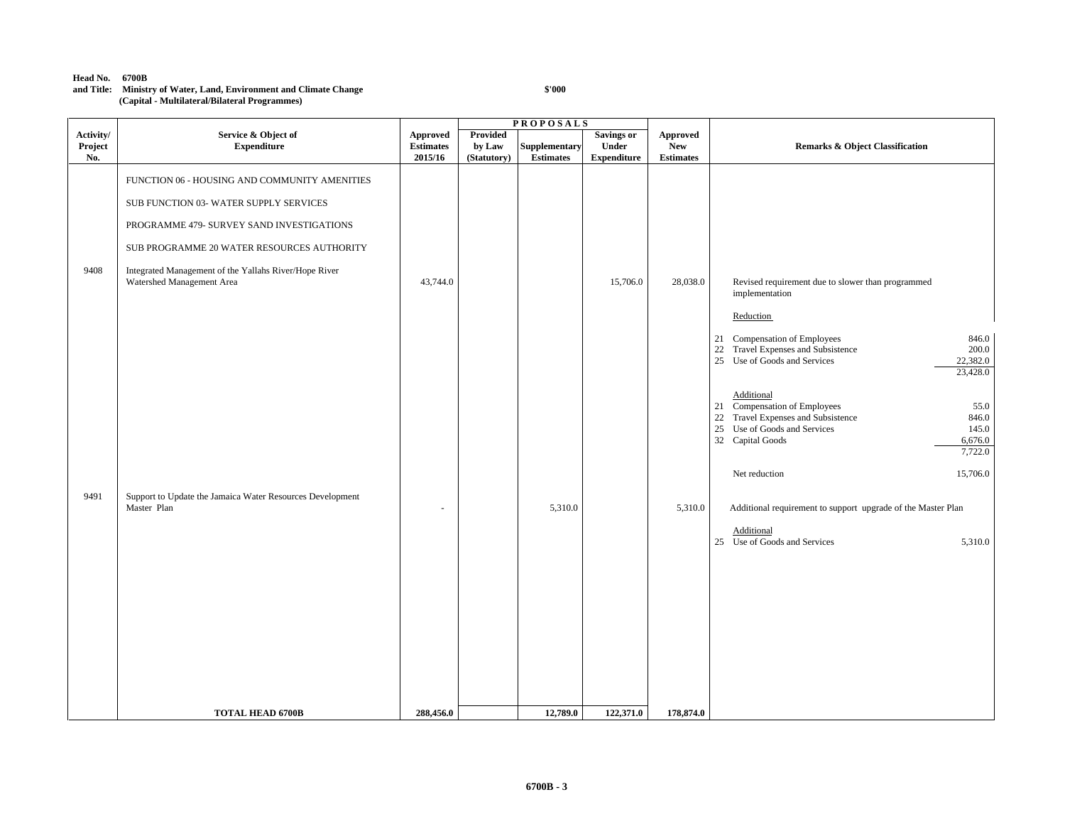**Head No. 6700B**
**and Title: Ministry of Water, Land, Environment and Climate Change**
**(Capital - Multilateral/Bilateral Programmes)**

**$'000**

| Activity/ Project No. | Service & Object of Expenditure | Approved Estimates 2015/16 | PROPOSALS Provided by Law (Statutory) | Supplementary Estimates | Savings or Under Expenditure | Approved New Estimates | Remarks & Object Classification |
|---|---|---|---|---|---|---|---|
| | FUNCTION 06 - HOUSING AND COMMUNITY AMENITIES | | | | | | |
| | SUB FUNCTION 03- WATER SUPPLY SERVICES | | | | | | |
| | PROGRAMME 479- SURVEY SAND INVESTIGATIONS | | | | | | |
| | SUB PROGRAMME 20 WATER RESOURCES AUTHORITY | | | | | | |
| 9408 | Integrated Management of the Yallahs River/Hope River Watershed Management Area | 43,744.0 | | | 15,706.0 | 28,038.0 | Revised requirement due to slower than programmed implementation<br><br>Reduction<br>21 Compensation of Employees 846.0<br>22 Travel Expenses and Subsistence 200.0<br>25 Use of Goods and Services 22,382.0<br>23,428.0<br><br>Additional<br>21 Compensation of Employees 55.0<br>22 Travel Expenses and Subsistence 846.0<br>25 Use of Goods and Services 145.0<br>32 Capital Goods 6,676.0<br>7,722.0<br><br>Net reduction 15,706.0 |
| 9491 | Support to Update the Jamaica Water Resources Development Master Plan | - | | 5,310.0 | | 5,310.0 | Additional requirement to support upgrade of the Master Plan<br><br>Additional<br>25 Use of Goods and Services 5,310.0 |
| | **TOTAL HEAD 6700B** | **288,456.0** | | **12,789.0** | **122,371.0** | **178,874.0** | |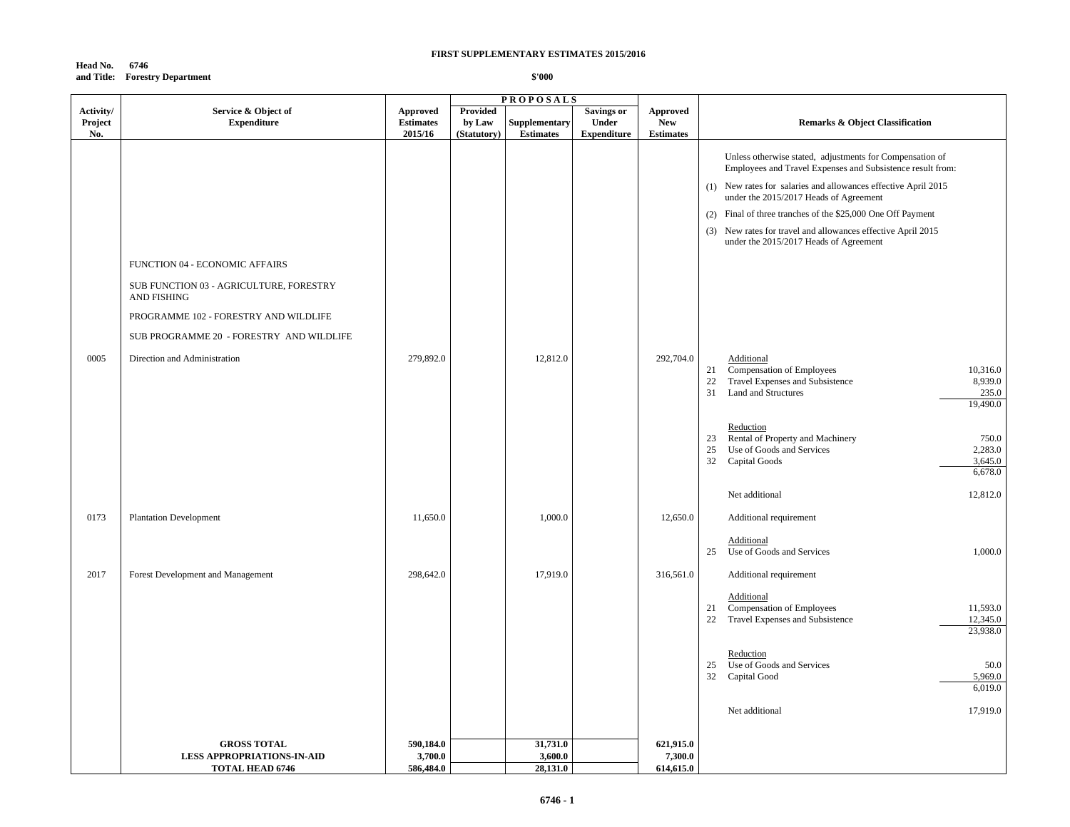**FIRST SUPPLEMENTARY ESTIMATES 2015/2016**

**Head No. 6746**
**and Title: Forestry Department**

**$'000**

| Activity/ Project No. | Service & Object of Expenditure | Approved Estimates 2015/16 | PROPOSALS Provided by Law (Statutory) | Supplementary Estimates | Savings or Under Expenditure | Approved New Estimates | Remarks & Object Classification | |
|---|---|---|---|---|---|---|---|---|
| | | | | | | | Unless otherwise stated, adjustments for Compensation of Employees and Travel Expenses and Subsistence result from: | |
| | | | | | | | (1) New rates for salaries and allowances effective April 2015 under the 2015/2017 Heads of Agreement | |
| | | | | | | | (2) Final of three tranches of the $25,000 One Off Payment | |
| | | | | | | | (3) New rates for travel and allowances effective April 2015 under the 2015/2017 Heads of Agreement | |
| | FUNCTION 04 - ECONOMIC AFFAIRS | | | | | | | |
| | SUB FUNCTION 03 - AGRICULTURE, FORESTRY AND FISHING | | | | | | | |
| | PROGRAMME 102 - FORESTRY AND WILDLIFE | | | | | | | |
| | SUB PROGRAMME 20 - FORESTRY AND WILDLIFE | | | | | | | |
| 0005 | Direction and Administration | 279,892.0 | | 12,812.0 | | 292,704.0 | Additional | |
| | | | | | | | 21 Compensation of Employees | 10,316.0 |
| | | | | | | | 22 Travel Expenses and Subsistence | 8,939.0 |
| | | | | | | | 31 Land and Structures | 235.0 |
| | | | | | | | | 19,490.0 |
| | | | | | | | Reduction | |
| | | | | | | | 23 Rental of Property and Machinery | 750.0 |
| | | | | | | | 25 Use of Goods and Services | 2,283.0 |
| | | | | | | | 32 Capital Goods | 3,645.0 |
| | | | | | | | | 6,678.0 |
| | | | | | | | Net additional | 12,812.0 |
| 0173 | Plantation Development | 11,650.0 | | 1,000.0 | | 12,650.0 | Additional requirement | |
| | | | | | | | Additional | |
| | | | | | | | 25 Use of Goods and Services | 1,000.0 |
| 2017 | Forest Development and Management | 298,642.0 | | 17,919.0 | | 316,561.0 | Additional requirement | |
| | | | | | | | Additional | |
| | | | | | | | 21 Compensation of Employees | 11,593.0 |
| | | | | | | | 22 Travel Expenses and Subsistence | 12,345.0 |
| | | | | | | | | 23,938.0 |
| | | | | | | | Reduction | |
| | | | | | | | 25 Use of Goods and Services | 50.0 |
| | | | | | | | 32 Capital Good | 5,969.0 |
| | | | | | | | | 6,019.0 |
| | | | | | | | Net additional | 17,919.0 |
| | **GROSS TOTAL** | **590,184.0** | | **31,731.0** | | **621,915.0** | | |
| | **LESS APPROPRIATIONS-IN-AID** | **3,700.0** | | **3,600.0** | | **7,300.0** | | |
| | **TOTAL HEAD 6746** | **586,484.0** | | **28,131.0** | | **614,615.0** | | |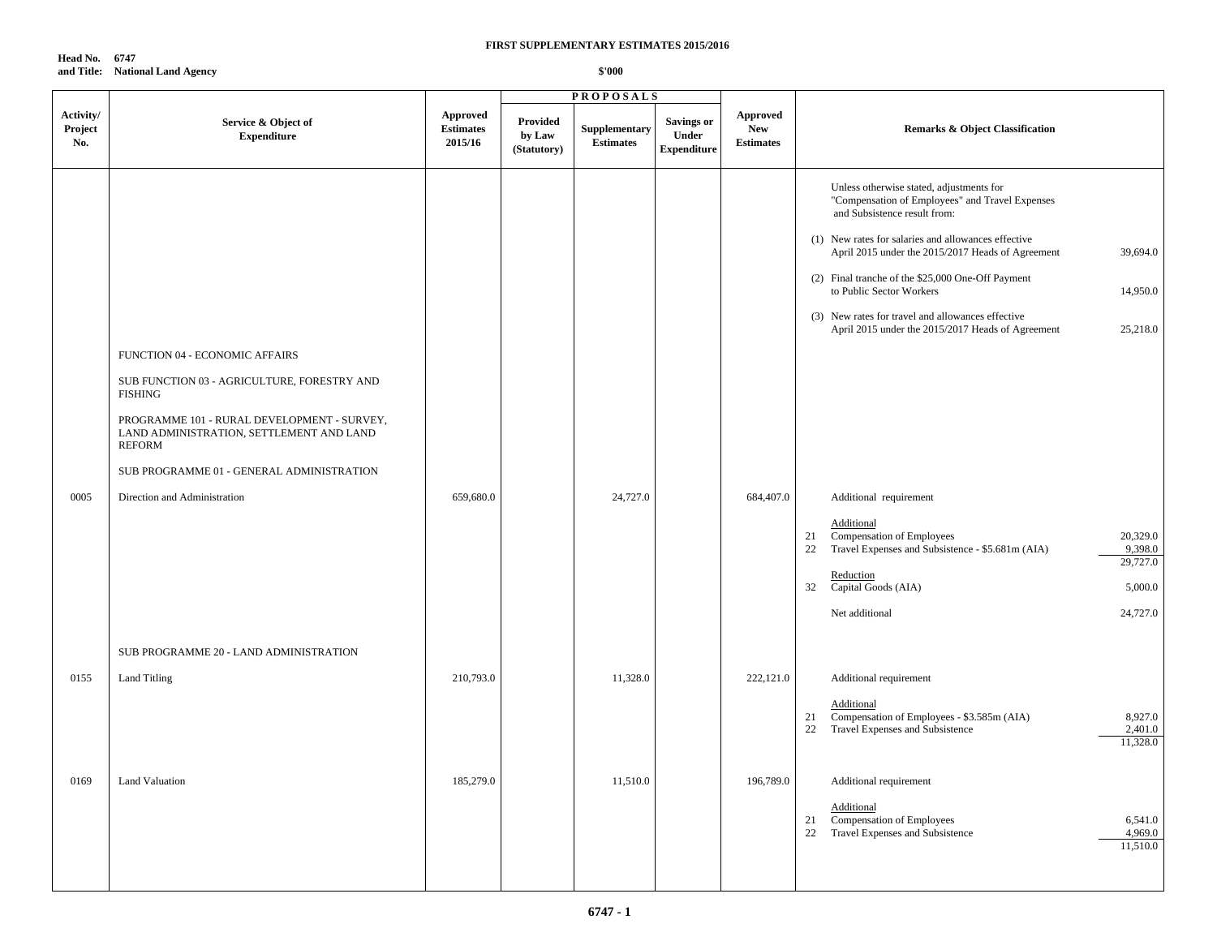**FIRST SUPPLEMENTARY ESTIMATES 2015/2016**

**Head No. 6747**
**and Title: National Land Agency**

**$'000**

| Activity/ Project No. | Service & Object of Expenditure | Approved Estimates 2015/16 | PROPOSALS Provided by Law (Statutory) | Supplementary Estimates | Savings or Under Expenditure | Approved New Estimates | Remarks & Object Classification | |
|---|---|---|---|---|---|---|---|---|
| | | | | | | | Unless otherwise stated, adjustments for "Compensation of Employees" and Travel Expenses and Subsistence result from: | |
| | | | | | | | (1) New rates for salaries and allowances effective April 2015 under the 2015/2017 Heads of Agreement | 39,694.0 |
| | | | | | | | (2) Final tranche of the $25,000 One-Off Payment to Public Sector Workers | 14,950.0 |
| | | | | | | | (3) New rates for travel and allowances effective April 2015 under the 2015/2017 Heads of Agreement | 25,218.0 |
| | FUNCTION 04 - ECONOMIC AFFAIRS | | | | | | | |
| | SUB FUNCTION 03 - AGRICULTURE, FORESTRY AND FISHING | | | | | | | |
| | PROGRAMME 101 - RURAL DEVELOPMENT - SURVEY, LAND ADMINISTRATION, SETTLEMENT AND LAND REFORM | | | | | | | |
| | SUB PROGRAMME 01 - GENERAL ADMINISTRATION | | | | | | | |
| 0005 | Direction and Administration | 659,680.0 | | 24,727.0 | | 684,407.0 | Additional requirement | |
| | | | | | | | Additional | |
| | | | | | | | 21 Compensation of Employees | 20,329.0 |
| | | | | | | | 22 Travel Expenses and Subsistence - $5.681m (AIA) | 9,398.0 |
| | | | | | | | | 29,727.0 |
| | | | | | | | Reduction | |
| | | | | | | | 32 Capital Goods (AIA) | 5,000.0 |
| | | | | | | | Net additional | 24,727.0 |
| | SUB PROGRAMME 20 - LAND ADMINISTRATION | | | | | | | |
| 0155 | Land Titling | 210,793.0 | | 11,328.0 | | 222,121.0 | Additional requirement | |
| | | | | | | | Additional | |
| | | | | | | | 21 Compensation of Employees - $3.585m (AIA) | 8,927.0 |
| | | | | | | | 22 Travel Expenses and Subsistence | 2,401.0 |
| | | | | | | | | 11,328.0 |
| 0169 | Land Valuation | 185,279.0 | | 11,510.0 | | 196,789.0 | Additional requirement | |
| | | | | | | | Additional | |
| | | | | | | | 21 Compensation of Employees | 6,541.0 |
| | | | | | | | 22 Travel Expenses and Subsistence | 4,969.0 |
| | | | | | | | | 11,510.0 |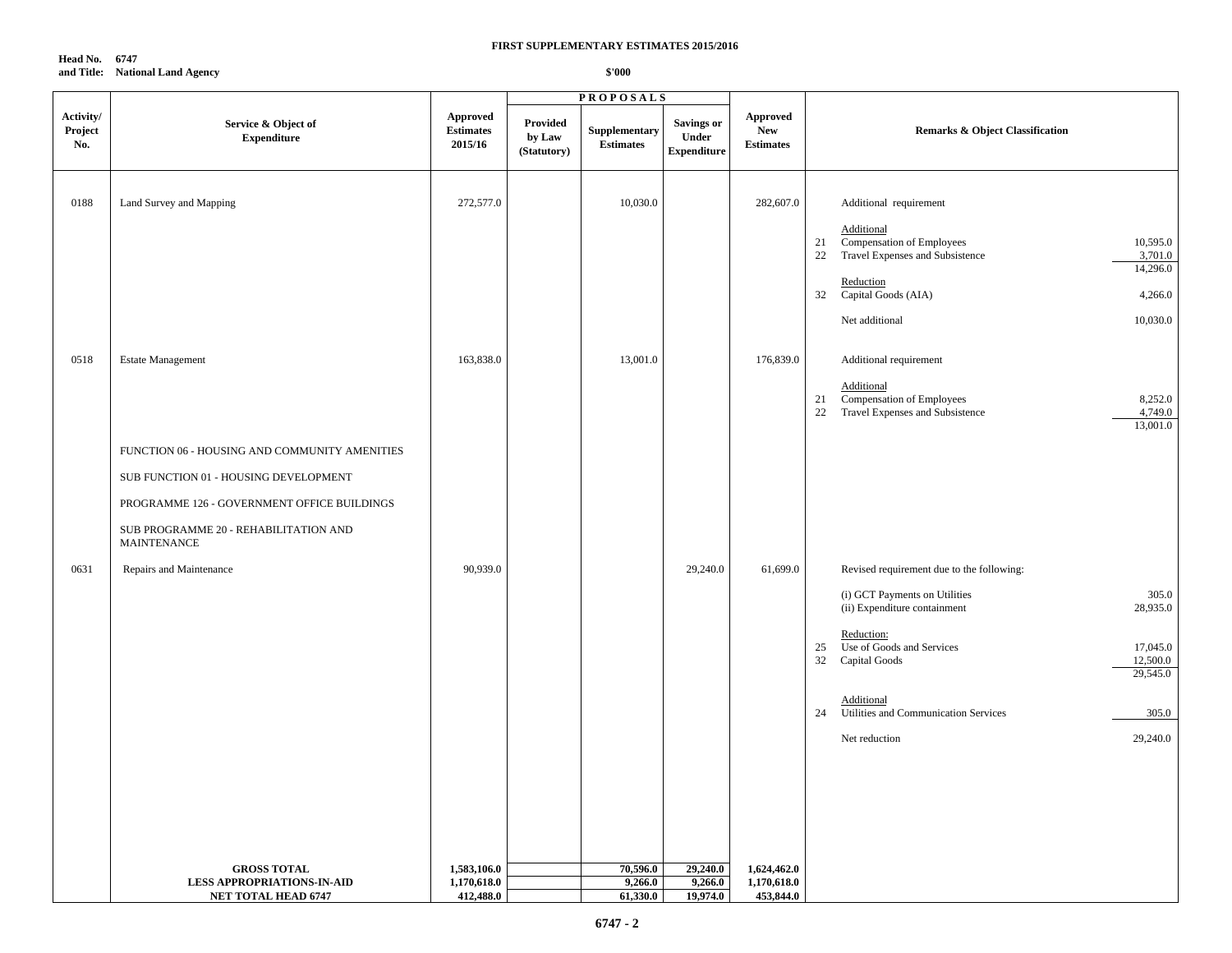**FIRST SUPPLEMENTARY ESTIMATES 2015/2016**

**Head No. 6747**
**and Title: National Land Agency**

**$'000**

| Activity/ Project No. | Service & Object of Expenditure | Approved Estimates 2015/16 | PROPOSALS Provided by Law (Statutory) | Supplementary Estimates | Savings or Under Expenditure | Approved New Estimates | Remarks & Object Classification | |
|---|---|---|---|---|---|---|---|---|
| 0188 | Land Survey and Mapping | 272,577.0 | | 10,030.0 | | 282,607.0 | Additional requirement | |
| | | | | | | | Additional | |
| | | | | | | | 21 Compensation of Employees | 10,595.0 |
| | | | | | | | 22 Travel Expenses and Subsistence | 3,701.0 |
| | | | | | | | | 14,296.0 |
| | | | | | | | Reduction | |
| | | | | | | | 32 Capital Goods (AIA) | 4,266.0 |
| | | | | | | | Net additional | 10,030.0 |
| 0518 | Estate Management | 163,838.0 | | 13,001.0 | | 176,839.0 | Additional requirement | |
| | | | | | | | Additional | |
| | | | | | | | 21 Compensation of Employees | 8,252.0 |
| | | | | | | | 22 Travel Expenses and Subsistence | 4,749.0 |
| | | | | | | | | 13,001.0 |
| | FUNCTION 06 - HOUSING AND COMMUNITY AMENITIES | | | | | | | |
| | SUB FUNCTION 01 - HOUSING DEVELOPMENT | | | | | | | |
| | PROGRAMME 126 - GOVERNMENT OFFICE BUILDINGS | | | | | | | |
| | SUB PROGRAMME 20 - REHABILITATION AND MAINTENANCE | | | | | | | |
| 0631 | Repairs and Maintenance | 90,939.0 | | | 29,240.0 | 61,699.0 | Revised requirement due to the following: | |
| | | | | | | | (i) GCT Payments on Utilities | 305.0 |
| | | | | | | | (ii) Expenditure containment | 28,935.0 |
| | | | | | | | Reduction: | |
| | | | | | | | 25 Use of Goods and Services | 17,045.0 |
| | | | | | | | 32 Capital Goods | 12,500.0 |
| | | | | | | | | 29,545.0 |
| | | | | | | | Additional | |
| | | | | | | | 24 Utilities and Communication Services | 305.0 |
| | | | | | | | Net reduction | 29,240.0 |
| | **GROSS TOTAL** | **1,583,106.0** | | **70,596.0** | **29,240.0** | **1,624,462.0** | | |
| | **LESS APPROPRIATIONS-IN-AID** | **1,170,618.0** | | **9,266.0** | **9,266.0** | **1,170,618.0** | | |
| | **NET TOTAL HEAD 6747** | **412,488.0** | | **61,330.0** | **19,974.0** | **453,844.0** | | |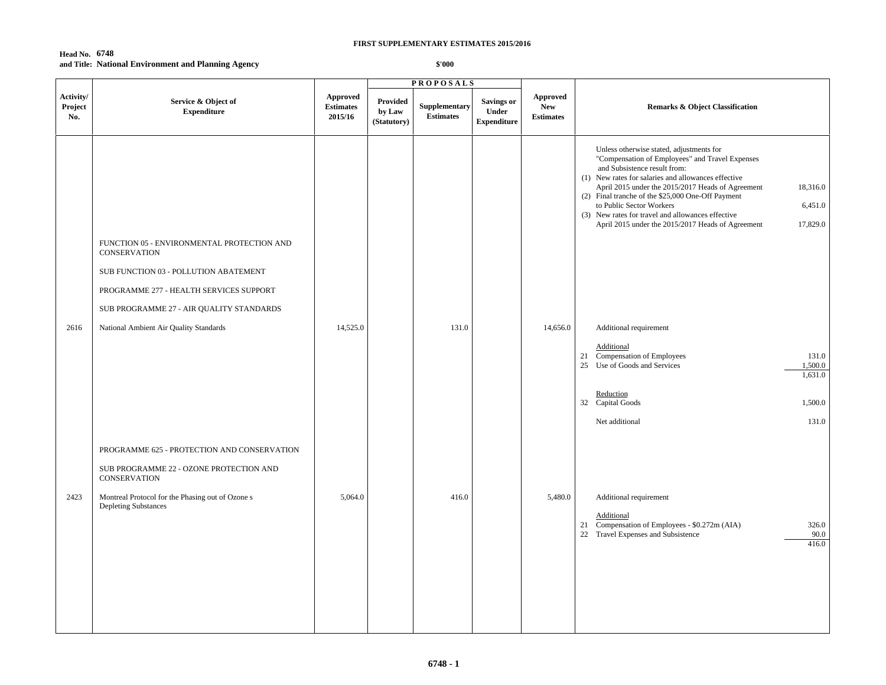**FIRST SUPPLEMENTARY ESTIMATES 2015/2016**

**Head No. 6748**
**and Title: National Environment and Planning Agency**

**$'000**

| Activity/ Project No. | Service & Object of Expenditure | Approved Estimates 2015/16 | PROPOSALS Provided by Law (Statutory) | Supplementary Estimates | Savings or Under Expenditure | Approved New Estimates | Remarks & Object Classification | |
|---|---|---|---|---|---|---|---|---|
| | | | | | | | Unless otherwise stated, adjustments for "Compensation of Employees" and Travel Expenses and Subsistence result from: | |
| | | | | | | | (1) New rates for salaries and allowances effective April 2015 under the 2015/2017 Heads of Agreement | 18,316.0 |
| | | | | | | | (2) Final tranche of the $25,000 One-Off Payment to Public Sector Workers | 6,451.0 |
| | | | | | | | (3) New rates for travel and allowances effective April 2015 under the 2015/2017 Heads of Agreement | 17,829.0 |
| | FUNCTION 05 - ENVIRONMENTAL PROTECTION AND CONSERVATION | | | | | | | |
| | SUB FUNCTION 03 - POLLUTION ABATEMENT | | | | | | | |
| | PROGRAMME 277 - HEALTH SERVICES SUPPORT | | | | | | | |
| | SUB PROGRAMME 27 - AIR QUALITY STANDARDS | | | | | | | |
| 2616 | National Ambient Air Quality Standards | 14,525.0 | | 131.0 | | 14,656.0 | Additional requirement | |
| | | | | | | | Additional | |
| | | | | | | | 21 Compensation of Employees | 131.0 |
| | | | | | | | 25 Use of Goods and Services | 1,500.0 |
| | | | | | | | | 1,631.0 |
| | | | | | | | Reduction | |
| | | | | | | | 32 Capital Goods | 1,500.0 |
| | | | | | | | Net additional | 131.0 |
| | PROGRAMME 625 - PROTECTION AND CONSERVATION | | | | | | | |
| | SUB PROGRAMME 22 - OZONE PROTECTION AND CONSERVATION | | | | | | | |
| 2423 | Montreal Protocol for the Phasing out of Ozone s Depleting Substances | 5,064.0 | | 416.0 | | 5,480.0 | Additional requirement | |
| | | | | | | | Additional | |
| | | | | | | | 21 Compensation of Employees - $0.272m (AIA) | 326.0 |
| | | | | | | | 22 Travel Expenses and Subsistence | 90.0 |
| | | | | | | | | 416.0 |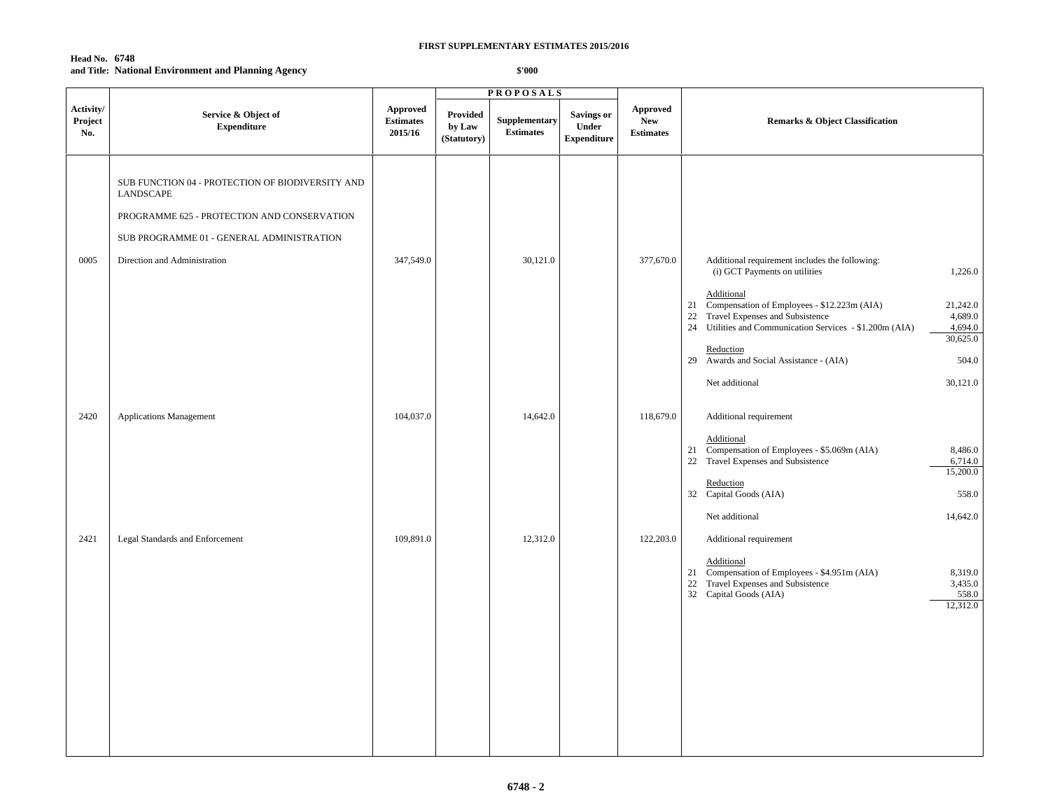**FIRST SUPPLEMENTARY ESTIMATES 2015/2016**

**Head No. 6748**
**and Title: National Environment and Planning Agency**

**$'000**

| Activity/ Project No. | Service & Object of Expenditure | Approved Estimates 2015/16 | PROPOSALS | | | Approved New Estimates | Remarks & Object Classification | |
|---|---|---|---|---|---|---|---|---|
| | | | Provided by Law (Statutory) | Supplementary Estimates | Savings or Under Expenditure | | | |
| | SUB FUNCTION 04 - PROTECTION OF BIODIVERSITY AND LANDSCAPE | | | | | | | |
| | PROGRAMME 625 - PROTECTION AND CONSERVATION | | | | | | | |
| | SUB PROGRAMME 01 - GENERAL ADMINISTRATION | | | | | | | |
| 0005 | Direction and Administration | 347,549.0 | | 30,121.0 | | 377,670.0 | Additional requirement includes the following: | |
| | | | | | | | (i) GCT Payments on utilities | 1,226.0 |
| | | | | | | | Additional | |
| | | | | | | | 21 Compensation of Employees - $12.223m (AIA) | 21,242.0 |
| | | | | | | | 22 Travel Expenses and Subsistence | 4,689.0 |
| | | | | | | | 24 Utilities and Communication Services - $1.200m (AIA) | 4,694.0 |
| | | | | | | | | 30,625.0 |
| | | | | | | | Reduction | |
| | | | | | | | 29 Awards and Social Assistance - (AIA) | 504.0 |
| | | | | | | | Net additional | 30,121.0 |
| 2420 | Applications Management | 104,037.0 | | 14,642.0 | | 118,679.0 | Additional requirement | |
| | | | | | | | Additional | |
| | | | | | | | 21 Compensation of Employees - $5.069m (AIA) | 8,486.0 |
| | | | | | | | 22 Travel Expenses and Subsistence | 6,714.0 |
| | | | | | | | | 15,200.0 |
| | | | | | | | Reduction | |
| | | | | | | | 32 Capital Goods (AIA) | 558.0 |
| | | | | | | | Net additional | 14,642.0 |
| 2421 | Legal Standards and Enforcement | 109,891.0 | | 12,312.0 | | 122,203.0 | Additional requirement | |
| | | | | | | | Additional | |
| | | | | | | | 21 Compensation of Employees - $4.951m (AIA) | 8,319.0 |
| | | | | | | | 22 Travel Expenses and Subsistence | 3,435.0 |
| | | | | | | | 32 Capital Goods (AIA) | 558.0 |
| | | | | | | | | 12,312.0 |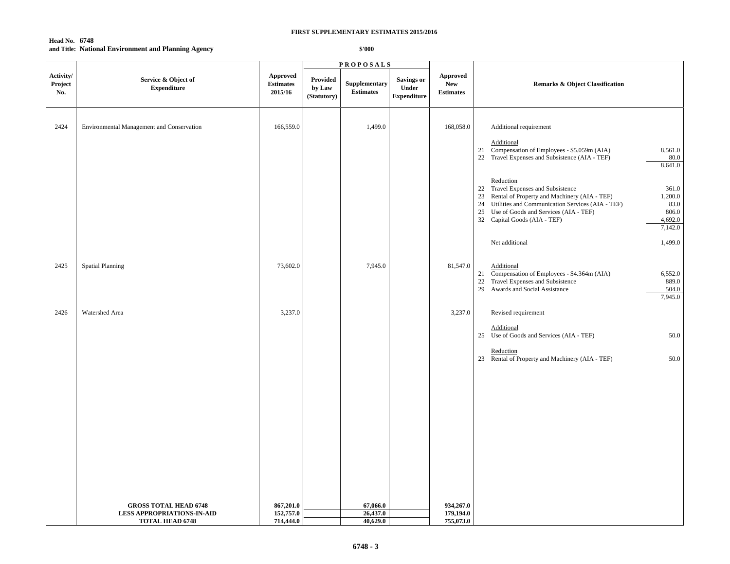**FIRST SUPPLEMENTARY ESTIMATES 2015/2016**

**Head No. 6748**
**and Title: National Environment and Planning Agency**

**$'000**

| Activity/ Project No. | Service & Object of Expenditure | Approved Estimates 2015/16 | PROPOSALS Provided by Law (Statutory) | Supplementary Estimates | Savings or Under Expenditure | Approved New Estimates | Remarks & Object Classification | |
|---|---|---|---|---|---|---|---|---|
| 2424 | Environmental Management and Conservation | 166,559.0 | | 1,499.0 | | 168,058.0 | Additional requirement | |
| | | | | | | | Additional | |
| | | | | | | | 21 Compensation of Employees - $5.059m (AIA) | 8,561.0 |
| | | | | | | | 22 Travel Expenses and Subsistence (AIA - TEF) | 80.0 |
| | | | | | | | | 8,641.0 |
| | | | | | | | Reduction | |
| | | | | | | | 22 Travel Expenses and Subsistence | 361.0 |
| | | | | | | | 23 Rental of Property and Machinery (AIA - TEF) | 1,200.0 |
| | | | | | | | 24 Utilities and Communication Services (AIA - TEF) | 83.0 |
| | | | | | | | 25 Use of Goods and Services (AIA - TEF) | 806.0 |
| | | | | | | | 32 Capital Goods (AIA - TEF) | 4,692.0 |
| | | | | | | | | 7,142.0 |
| | | | | | | | Net additional | 1,499.0 |
| 2425 | Spatial Planning | 73,602.0 | | 7,945.0 | | 81,547.0 | Additional | |
| | | | | | | | 21 Compensation of Employees - $4.364m (AIA) | 6,552.0 |
| | | | | | | | 22 Travel Expenses and Subsistence | 889.0 |
| | | | | | | | 29 Awards and Social Assistance | 504.0 |
| | | | | | | | | 7,945.0 |
| 2426 | Watershed Area | 3,237.0 | | | | 3,237.0 | Revised requirement | |
| | | | | | | | Additional | |
| | | | | | | | 25 Use of Goods and Services (AIA - TEF) | 50.0 |
| | | | | | | | Reduction | |
| | | | | | | | 23 Rental of Property and Machinery (AIA - TEF) | 50.0 |
| | **GROSS TOTAL HEAD 6748** | **867,201.0** | | **67,066.0** | | **934,267.0** | | |
| | **LESS APPROPRIATIONS-IN-AID** | **152,757.0** | | **26,437.0** | | **179,194.0** | | |
| | **TOTAL HEAD 6748** | **714,444.0** | | **40,629.0** | | **755,073.0** | | |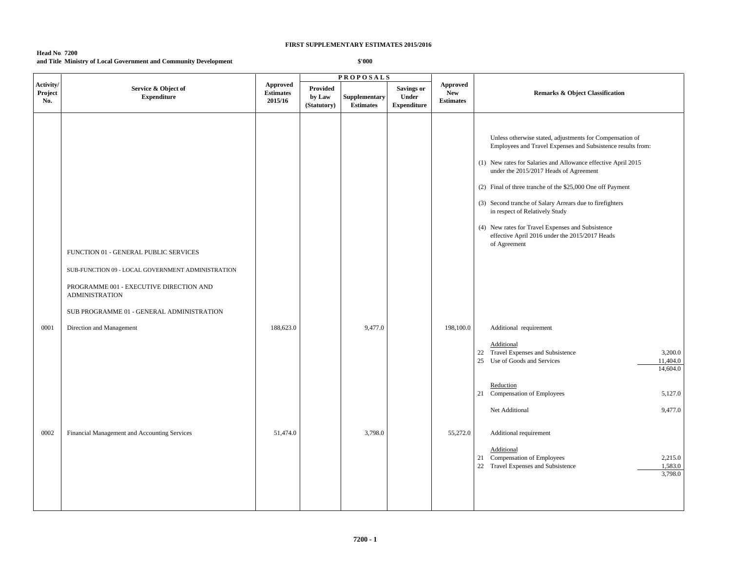**FIRST SUPPLEMENTARY ESTIMATES 2015/2016**

**Head No. 7200**
**and Title Ministry of Local Government and Community Development**

**$'000**

| Activity/ Project No. | Service & Object of Expenditure | Approved Estimates 2015/16 | PROPOSALS Provided by Law (Statutory) | Supplementary Estimates | Savings or Under Expenditure | Approved New Estimates | Remarks & Object Classification | |
|---|---|---|---|---|---|---|---|---|
| | | | | | | | Unless otherwise stated, adjustments for Compensation of Employees and Travel Expenses and Subsistence results from: | |
| | | | | | | | (1) New rates for Salaries and Allowance effective April 2015 under the 2015/2017 Heads of Agreement | |
| | | | | | | | (2) Final of three tranche of the $25,000 One off Payment | |
| | | | | | | | (3) Second tranche of Salary Arrears due to firefighters in respect of Relatively Study | |
| | | | | | | | (4) New rates for Travel Expenses and Subsistence effective April 2016 under the 2015/2017 Heads of Agreement | |
| | FUNCTION 01 - GENERAL PUBLIC SERVICES | | | | | | | |
| | SUB-FUNCTION 09 - LOCAL GOVERNMENT ADMINISTRATION | | | | | | | |
| | PROGRAMME 001 - EXECUTIVE DIRECTION AND ADMINISTRATION | | | | | | | |
| | SUB PROGRAMME 01 - GENERAL ADMINISTRATION | | | | | | | |
| 0001 | Direction and Management | 188,623.0 | | 9,477.0 | | 198,100.0 | Additional requirement | |
| | | | | | | | Additional | |
| | | | | | | | 22 Travel Expenses and Subsistence | 3,200.0 |
| | | | | | | | 25 Use of Goods and Services | 11,404.0 |
| | | | | | | | | 14,604.0 |
| | | | | | | | Reduction | |
| | | | | | | | 21 Compensation of Employees | 5,127.0 |
| | | | | | | | Net Additional | 9,477.0 |
| 0002 | Financial Management and Accounting Services | 51,474.0 | | 3,798.0 | | 55,272.0 | Additional requirement | |
| | | | | | | | Additional | |
| | | | | | | | 21 Compensation of Employees | 2,215.0 |
| | | | | | | | 22 Travel Expenses and Subsistence | 1,583.0 |
| | | | | | | | | 3,798.0 |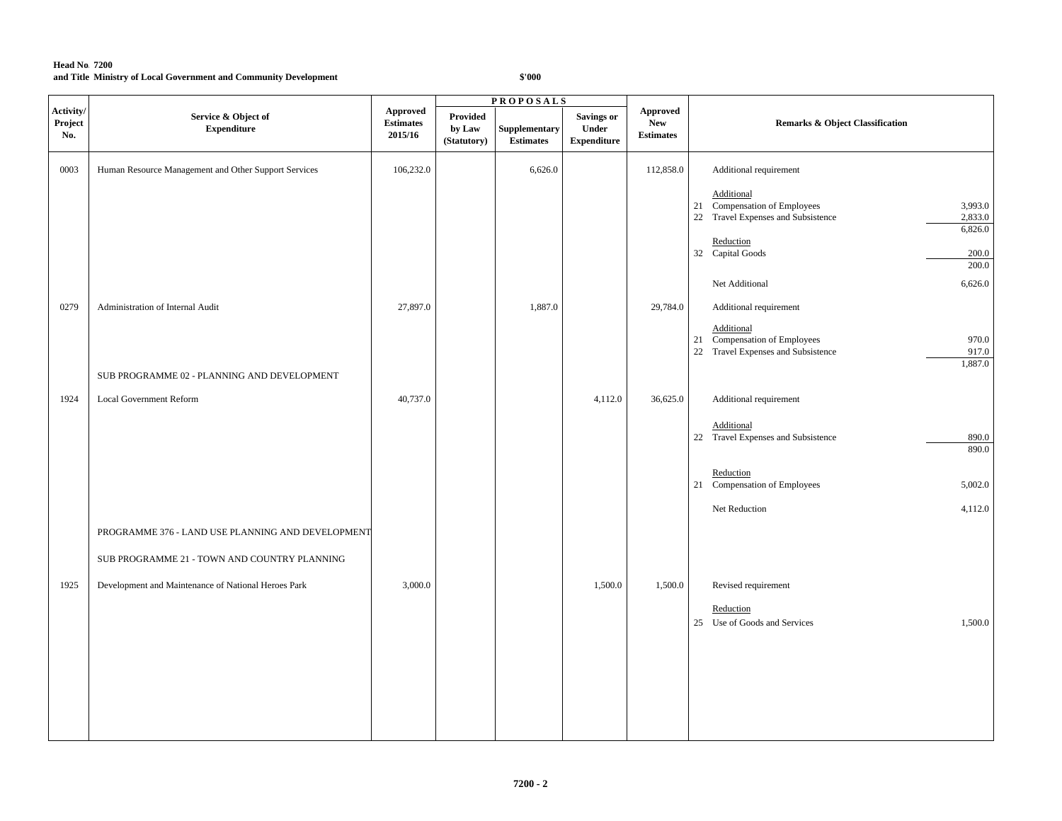**Head No. 7200**
**and Title Ministry of Local Government and Community Development**

**$'000**

| Activity/ Project No. | Service & Object of Expenditure | Approved Estimates 2015/16 | PROPOSALS Provided by Law (Statutory) | Supplementary Estimates | Savings or Under Expenditure | Approved New Estimates | Remarks & Object Classification | |
|---|---|---|---|---|---|---|---|---|
| 0003 | Human Resource Management and Other Support Services | 106,232.0 | | 6,626.0 | | 112,858.0 | Additional requirement | |
| | | | | | | | Additional | |
| | | | | | | | 21 Compensation of Employees | 3,993.0 |
| | | | | | | | 22 Travel Expenses and Subsistence | 2,833.0 |
| | | | | | | | | 6,826.0 |
| | | | | | | | Reduction | |
| | | | | | | | 32 Capital Goods | 200.0 |
| | | | | | | | | 200.0 |
| | | | | | | | Net Additional | 6,626.0 |
| 0279 | Administration of Internal Audit | 27,897.0 | | 1,887.0 | | 29,784.0 | Additional requirement | |
| | | | | | | | Additional | |
| | | | | | | | 21 Compensation of Employees | 970.0 |
| | | | | | | | 22 Travel Expenses and Subsistence | 917.0 |
| | | | | | | | | 1,887.0 |
| | SUB PROGRAMME 02 - PLANNING AND DEVELOPMENT | | | | | | | |
| 1924 | Local Government Reform | 40,737.0 | | | 4,112.0 | 36,625.0 | Additional requirement | |
| | | | | | | | Additional | |
| | | | | | | | 22 Travel Expenses and Subsistence | 890.0 |
| | | | | | | | | 890.0 |
| | | | | | | | Reduction | |
| | | | | | | | 21 Compensation of Employees | 5,002.0 |
| | | | | | | | Net Reduction | 4,112.0 |
| | PROGRAMME 376 - LAND USE PLANNING AND DEVELOPMENT | | | | | | | |
| | SUB PROGRAMME 21 - TOWN AND COUNTRY PLANNING | | | | | | | |
| 1925 | Development and Maintenance of National Heroes Park | 3,000.0 | | | 1,500.0 | 1,500.0 | Revised requirement | |
| | | | | | | | Reduction | |
| | | | | | | | 25 Use of Goods and Services | 1,500.0 |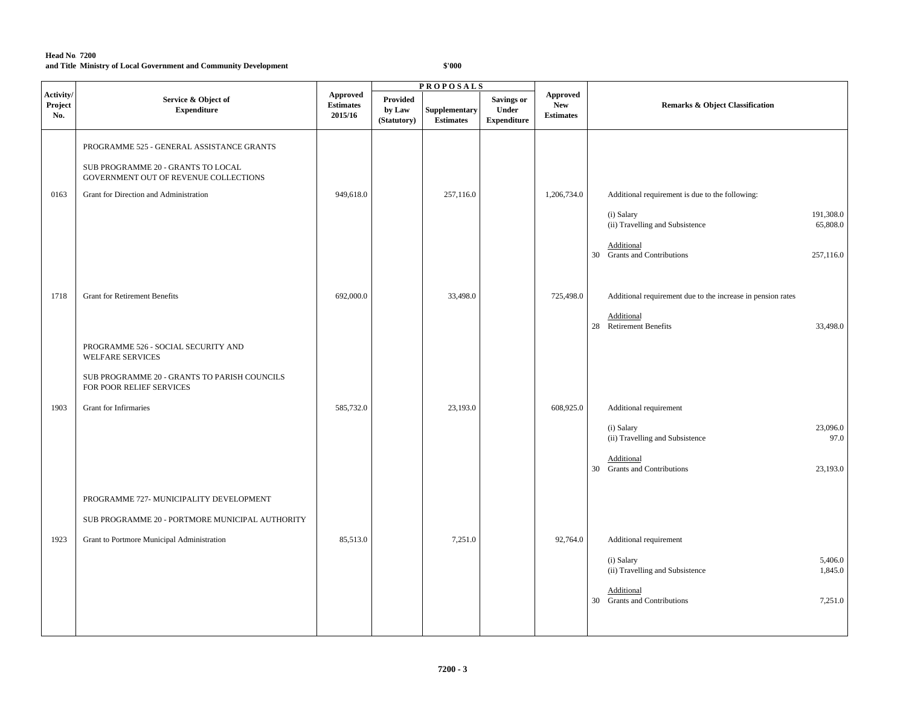**Head No. 7200**
**and Title Ministry of Local Government and Community Development**

**$'000**

| Activity/ Project No. | Service & Object of Expenditure | Approved Estimates 2015/16 | PROPOSALS | | | Approved New Estimates | Remarks & Object Classification | |
|---|---|---|---|---|---|---|---|---|
| | | | Provided by Law (Statutory) | Supplementary Estimates | Savings or Under Expenditure | | | |
| | PROGRAMME 525 - GENERAL ASSISTANCE GRANTS | | | | | | | |
| | SUB PROGRAMME 20 - GRANTS TO LOCAL GOVERNMENT OUT OF REVENUE COLLECTIONS | | | | | | | |
| 0163 | Grant for Direction and Administration | 949,618.0 | | 257,116.0 | | 1,206,734.0 | Additional requirement is due to the following: | |
| | | | | | | | (i) Salary | 191,308.0 |
| | | | | | | | (ii) Travelling and Subsistence | 65,808.0 |
| | | | | | | | Additional | |
| | | | | | | | 30 Grants and Contributions | 257,116.0 |
| 1718 | Grant for Retirement Benefits | 692,000.0 | | 33,498.0 | | 725,498.0 | Additional requirement due to the increase in pension rates | |
| | | | | | | | Additional | |
| | | | | | | | 28 Retirement Benefits | 33,498.0 |
| | PROGRAMME 526 - SOCIAL SECURITY AND WELFARE SERVICES | | | | | | | |
| | SUB PROGRAMME 20 - GRANTS TO PARISH COUNCILS FOR POOR RELIEF SERVICES | | | | | | | |
| 1903 | Grant for Infirmaries | 585,732.0 | | 23,193.0 | | 608,925.0 | Additional requirement | |
| | | | | | | | (i) Salary | 23,096.0 |
| | | | | | | | (ii) Travelling and Subsistence | 97.0 |
| | | | | | | | Additional | |
| | | | | | | | 30 Grants and Contributions | 23,193.0 |
| | PROGRAMME 727- MUNICIPALITY DEVELOPMENT | | | | | | | |
| | SUB PROGRAMME 20 - PORTMORE MUNICIPAL AUTHORITY | | | | | | | |
| 1923 | Grant to Portmore Municipal Administration | 85,513.0 | | 7,251.0 | | 92,764.0 | Additional requirement | |
| | | | | | | | (i) Salary | 5,406.0 |
| | | | | | | | (ii) Travelling and Subsistence | 1,845.0 |
| | | | | | | | Additional | |
| | | | | | | | 30 Grants and Contributions | 7,251.0 |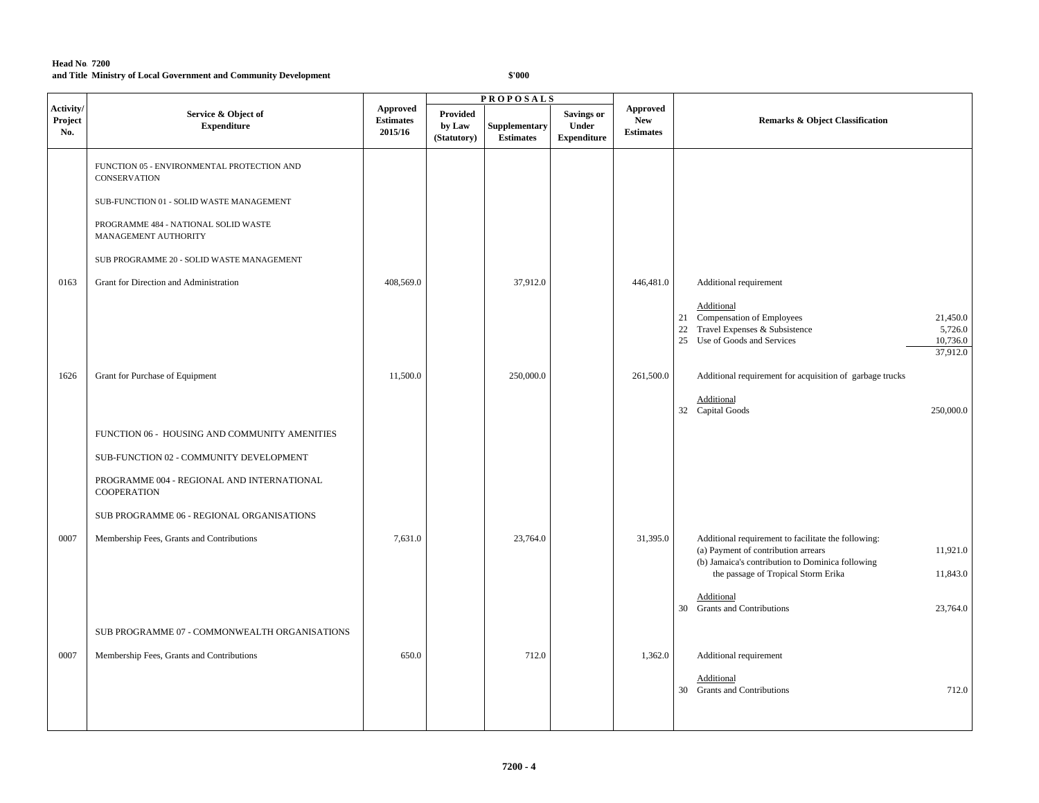**Head No. 7200**
**and Title Ministry of Local Government and Community Development**

**$'000**

| Activity/ Project No. | Service & Object of Expenditure | Approved Estimates 2015/16 | PROPOSALS Provided by Law (Statutory) | Supplementary Estimates | Savings or Under Expenditure | Approved New Estimates | Remarks & Object Classification | |
|---|---|---|---|---|---|---|---|---|
| | FUNCTION 05 - ENVIRONMENTAL PROTECTION AND CONSERVATION | | | | | | | |
| | SUB-FUNCTION 01 - SOLID WASTE MANAGEMENT | | | | | | | |
| | PROGRAMME 484 - NATIONAL SOLID WASTE MANAGEMENT AUTHORITY | | | | | | | |
| | SUB PROGRAMME 20 - SOLID WASTE MANAGEMENT | | | | | | | |
| 0163 | Grant for Direction and Administration | 408,569.0 | | 37,912.0 | | 446,481.0 | Additional requirement | |
| | | | | | | | Additional | |
| | | | | | | | 21 Compensation of Employees | 21,450.0 |
| | | | | | | | 22 Travel Expenses & Subsistence | 5,726.0 |
| | | | | | | | 25 Use of Goods and Services | 10,736.0 |
| | | | | | | | | 37,912.0 |
| 1626 | Grant for Purchase of Equipment | 11,500.0 | | 250,000.0 | | 261,500.0 | Additional requirement for acquisition of garbage trucks | |
| | | | | | | | Additional | |
| | | | | | | | 32 Capital Goods | 250,000.0 |
| | FUNCTION 06 - HOUSING AND COMMUNITY AMENITIES | | | | | | | |
| | SUB-FUNCTION 02 - COMMUNITY DEVELOPMENT | | | | | | | |
| | PROGRAMME 004 - REGIONAL AND INTERNATIONAL COOPERATION | | | | | | | |
| | SUB PROGRAMME 06 - REGIONAL ORGANISATIONS | | | | | | | |
| 0007 | Membership Fees, Grants and Contributions | 7,631.0 | | 23,764.0 | | 31,395.0 | Additional requirement to facilitate the following: | |
| | | | | | | | (a) Payment of contribution arrears | 11,921.0 |
| | | | | | | | (b) Jamaica's contribution to Dominica following the passage of Tropical Storm Erika | 11,843.0 |
| | | | | | | | Additional | |
| | | | | | | | 30 Grants and Contributions | 23,764.0 |
| | SUB PROGRAMME 07 - COMMONWEALTH ORGANISATIONS | | | | | | | |
| 0007 | Membership Fees, Grants and Contributions | 650.0 | | 712.0 | | 1,362.0 | Additional requirement | |
| | | | | | | | Additional | |
| | | | | | | | 30 Grants and Contributions | 712.0 |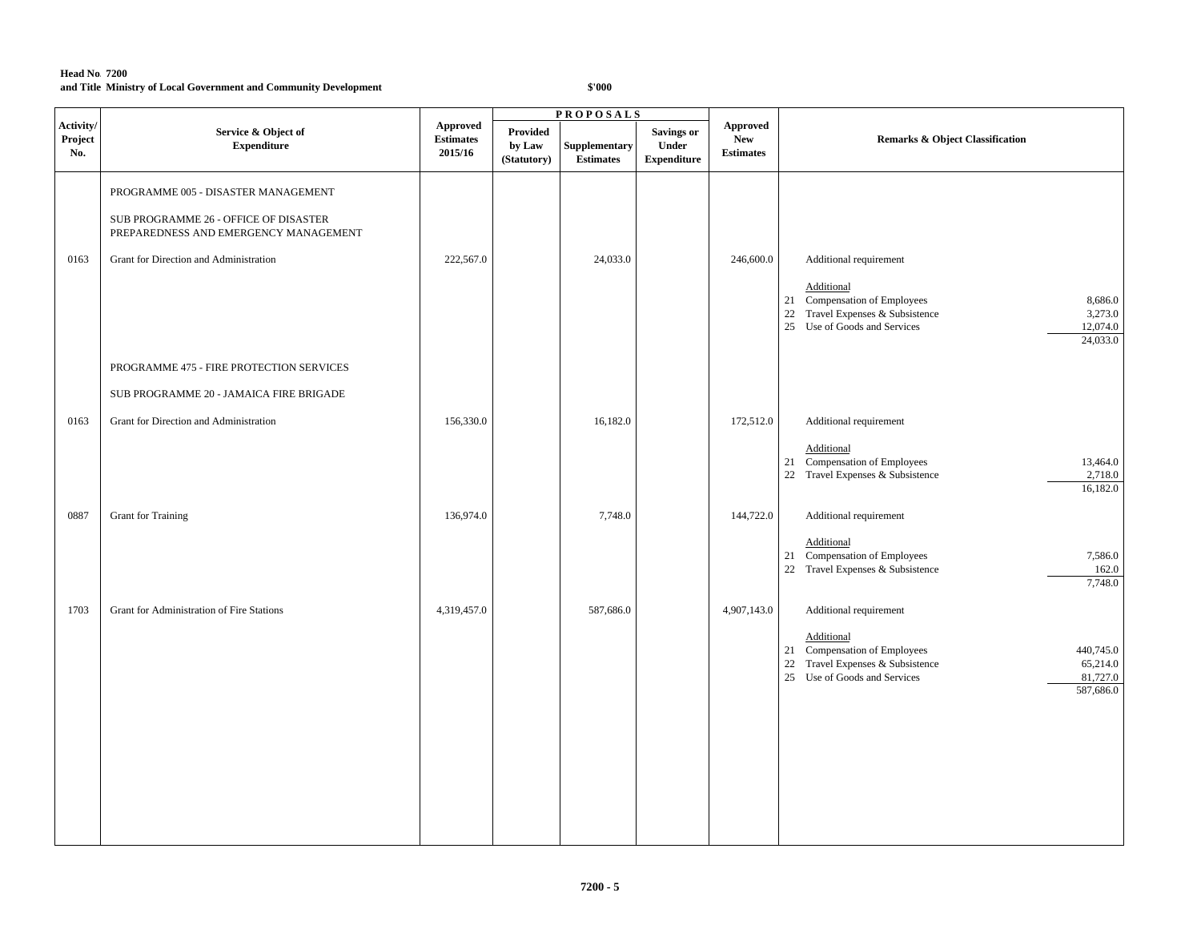**Head No. 7200**
**and Title Ministry of Local Government and Community Development**

**$'000**

| Activity/ Project No. | Service & Object of Expenditure | Approved Estimates 2015/16 | PROPOSALS Provided by Law (Statutory) | Supplementary Estimates | Savings or Under Expenditure | Approved New Estimates | Remarks & Object Classification |
|---|---|---|---|---|---|---|---|
| | PROGRAMME 005 - DISASTER MANAGEMENT | | | | | | |
| | SUB PROGRAMME 26 - OFFICE OF DISASTER PREPAREDNESS AND EMERGENCY MANAGEMENT | | | | | | |
| 0163 | Grant for Direction and Administration | 222,567.0 | | 24,033.0 | | 246,600.0 | Additional requirement |
| | | | | | | | Additional |
| | | | | | | | 21 Compensation of Employees 8,686.0 |
| | | | | | | | 22 Travel Expenses & Subsistence 3,273.0 |
| | | | | | | | 25 Use of Goods and Services 12,074.0 |
| | | | | | | | 24,033.0 |
| | PROGRAMME 475 - FIRE PROTECTION SERVICES | | | | | | |
| | SUB PROGRAMME 20 - JAMAICA FIRE BRIGADE | | | | | | |
| 0163 | Grant for Direction and Administration | 156,330.0 | | 16,182.0 | | 172,512.0 | Additional requirement |
| | | | | | | | Additional |
| | | | | | | | 21 Compensation of Employees 13,464.0 |
| | | | | | | | 22 Travel Expenses & Subsistence 2,718.0 |
| | | | | | | | 16,182.0 |
| 0887 | Grant for Training | 136,974.0 | | 7,748.0 | | 144,722.0 | Additional requirement |
| | | | | | | | Additional |
| | | | | | | | 21 Compensation of Employees 7,586.0 |
| | | | | | | | 22 Travel Expenses & Subsistence 162.0 |
| | | | | | | | 7,748.0 |
| 1703 | Grant for Administration of Fire Stations | 4,319,457.0 | | 587,686.0 | | 4,907,143.0 | Additional requirement |
| | | | | | | | Additional |
| | | | | | | | 21 Compensation of Employees 440,745.0 |
| | | | | | | | 22 Travel Expenses & Subsistence 65,214.0 |
| | | | | | | | 25 Use of Goods and Services 81,727.0 |
| | | | | | | | 587,686.0 |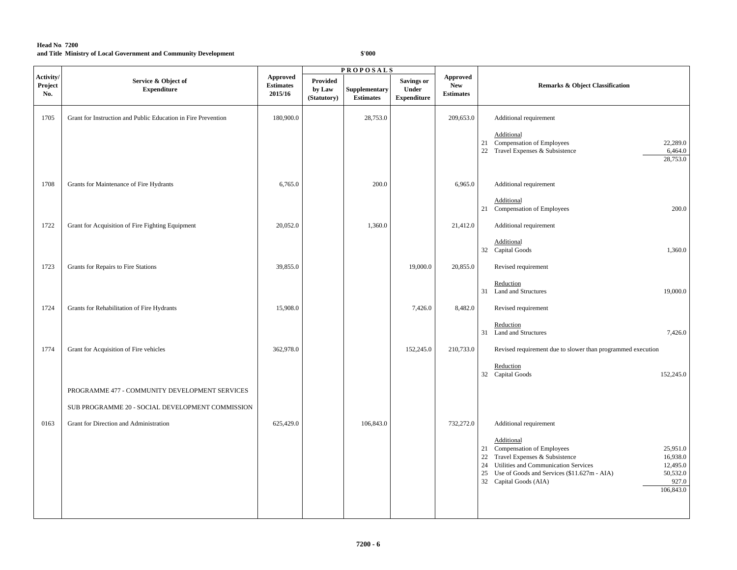**Head No. 7200**
**and Title Ministry of Local Government and Community Development**

**$'000**

| Activity/ Project No. | Service & Object of Expenditure | Approved Estimates 2015/16 | PROPOSALS Provided by Law (Statutory) | Supplementary Estimates | Savings or Under Expenditure | Approved New Estimates | Remarks & Object Classification |
|---|---|---|---|---|---|---|---|
| 1705 | Grant for Instruction and Public Education in Fire Prevention | 180,900.0 | | 28,753.0 | | 209,653.0 | Additional requirement<br><br>Additional<br>21 Compensation of Employees 22,289.0<br>22 Travel Expenses & Subsistence 6,464.0<br>28,753.0 |
| 1708 | Grants for Maintenance of Fire Hydrants | 6,765.0 | | 200.0 | | 6,965.0 | Additional requirement<br><br>Additional<br>21 Compensation of Employees 200.0 |
| 1722 | Grant for Acquisition of Fire Fighting Equipment | 20,052.0 | | 1,360.0 | | 21,412.0 | Additional requirement<br><br>Additional<br>32 Capital Goods 1,360.0 |
| 1723 | Grants for Repairs to Fire Stations | 39,855.0 | | | 19,000.0 | 20,855.0 | Revised requirement<br><br>Reduction<br>31 Land and Structures 19,000.0 |
| 1724 | Grants for Rehabilitation of Fire Hydrants | 15,908.0 | | | 7,426.0 | 8,482.0 | Revised requirement<br><br>Reduction<br>31 Land and Structures 7,426.0 |
| 1774 | Grant for Acquisition of Fire vehicles | 362,978.0 | | | 152,245.0 | 210,733.0 | Revised requirement due to slower than programmed execution<br><br>Reduction<br>32 Capital Goods 152,245.0 |
| | PROGRAMME 477 - COMMUNITY DEVELOPMENT SERVICES | | | | | | |
| | SUB PROGRAMME 20 - SOCIAL DEVELOPMENT COMMISSION | | | | | | |
| 0163 | Grant for Direction and Administration | 625,429.0 | | 106,843.0 | | 732,272.0 | Additional requirement<br><br>Additional<br>21 Compensation of Employees 25,951.0<br>22 Travel Expenses & Subsistence 16,938.0<br>24 Utilities and Communication Services 12,495.0<br>25 Use of Goods and Services ($11.627m - AIA) 50,532.0<br>32 Capital Goods (AIA) 927.0<br>106,843.0 |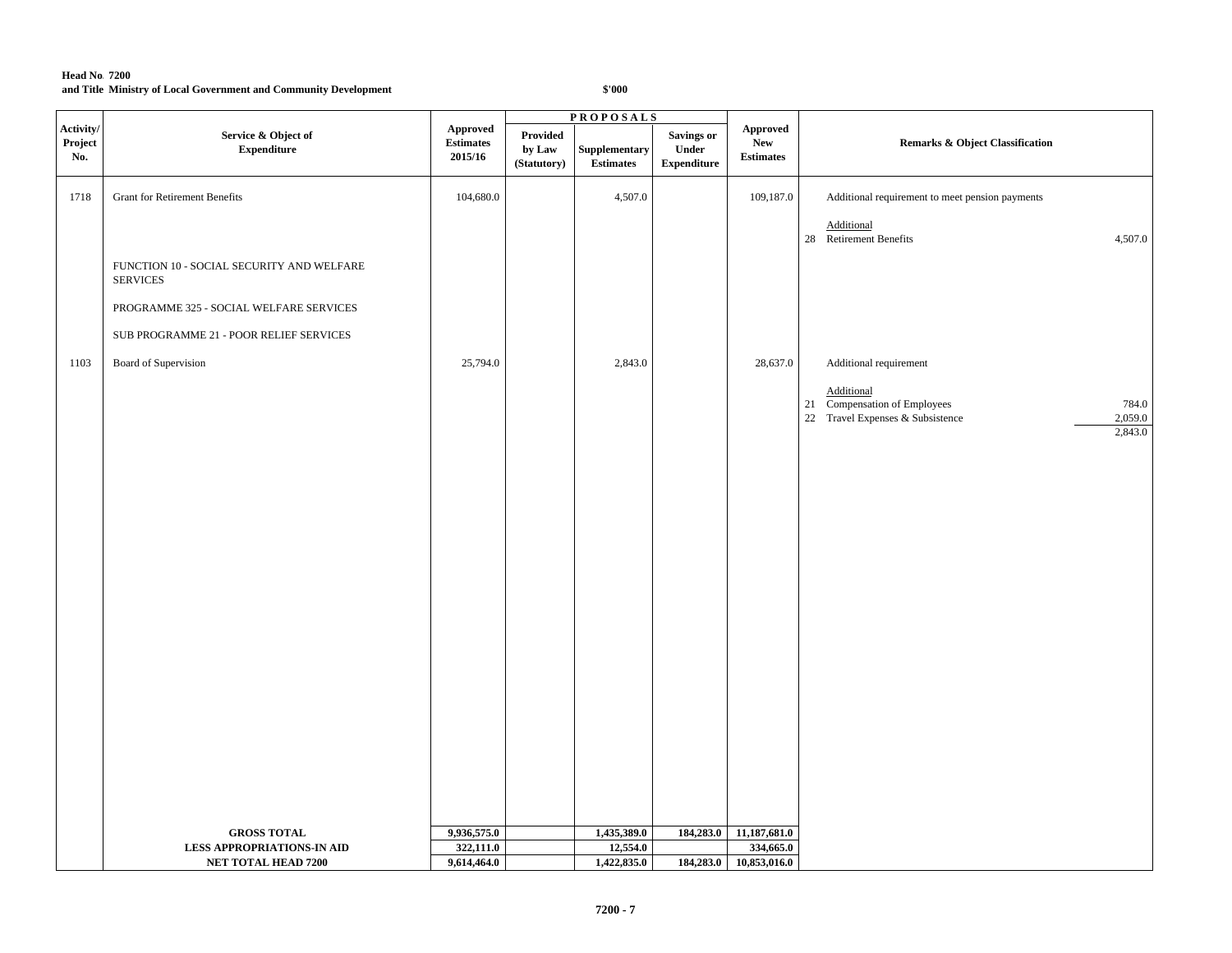**Head No. 7200**
**and Title Ministry of Local Government and Community Development**

**$'000**

| Activity/ Project No. | Service & Object of Expenditure | Approved Estimates 2015/16 | PROPOSALS Provided by Law (Statutory) | Supplementary Estimates | Savings or Under Expenditure | Approved New Estimates | Remarks & Object Classification |
|---|---|---|---|---|---|---|---|
| 1718 | Grant for Retirement Benefits | 104,680.0 | | 4,507.0 | | 109,187.0 | Additional requirement to meet pension payments |
| | | | | | | | Additional |
| | | | | | | | 28 Retirement Benefits 4,507.0 |
| | FUNCTION 10 - SOCIAL SECURITY AND WELFARE SERVICES | | | | | | |
| | PROGRAMME 325 - SOCIAL WELFARE SERVICES | | | | | | |
| | SUB PROGRAMME 21 - POOR RELIEF SERVICES | | | | | | |
| 1103 | Board of Supervision | 25,794.0 | | 2,843.0 | | 28,637.0 | Additional requirement |
| | | | | | | | Additional |
| | | | | | | | 21 Compensation of Employees 784.0 |
| | | | | | | | 22 Travel Expenses & Subsistence 2,059.0 |
| | | | | | | | 2,843.0 |
| | **GROSS TOTAL** | **9,936,575.0** | | **1,435,389.0** | **184,283.0** | **11,187,681.0** | |
| | **LESS APPROPRIATIONS-IN AID** | **322,111.0** | | **12,554.0** | | **334,665.0** | |
| | **NET TOTAL HEAD 7200** | **9,614,464.0** | | **1,422,835.0** | **184,283.0** | **10,853,016.0** | |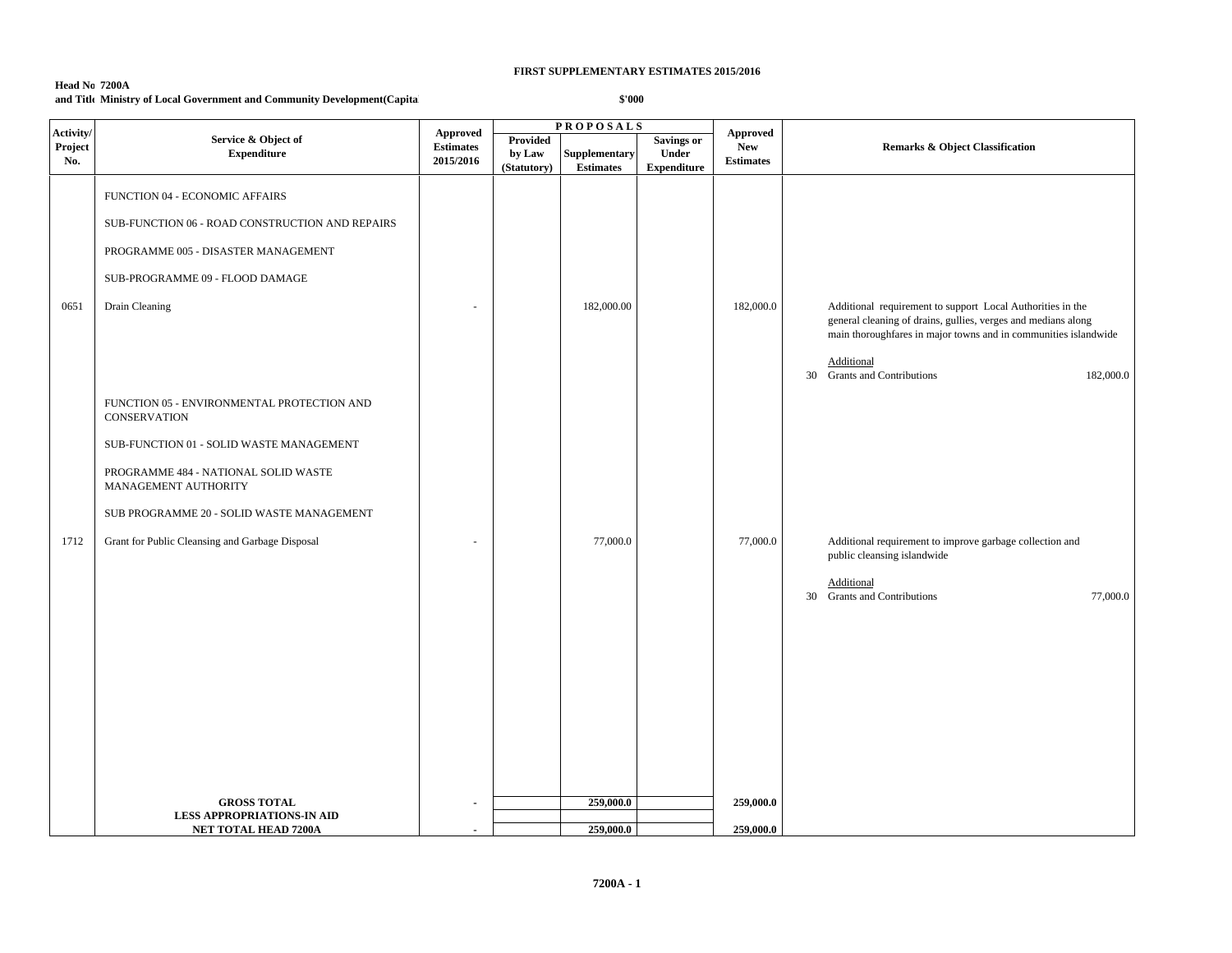**FIRST SUPPLEMENTARY ESTIMATES 2015/2016**

**Head No 7200A**
**and Title Ministry of Local Government and Community Development(Capita**

**$'000**

| Activity/ Project No. | Service & Object of Expenditure | Approved Estimates 2015/2016 | PROPOSALS Provided by Law (Statutory) | Supplementary Estimates | Savings or Under Expenditure | Approved New Estimates | Remarks & Object Classification |
|---|---|---|---|---|---|---|---|
| | FUNCTION 04 - ECONOMIC AFFAIRS | | | | | | |
| | SUB-FUNCTION 06 - ROAD CONSTRUCTION AND REPAIRS | | | | | | |
| | PROGRAMME 005 - DISASTER MANAGEMENT | | | | | | |
| | SUB-PROGRAMME 09 - FLOOD DAMAGE | | | | | | |
| 0651 | Drain Cleaning | - | | 182,000.00 | | 182,000.0 | Additional requirement to support Local Authorities in the general cleaning of drains, gullies, verges and medians along main thoroughfares in major towns and in communities islandwide<br><br>Additional<br>30 Grants and Contributions 182,000.0 |
| | FUNCTION 05 - ENVIRONMENTAL PROTECTION AND CONSERVATION | | | | | | |
| | SUB-FUNCTION 01 - SOLID WASTE MANAGEMENT | | | | | | |
| | PROGRAMME 484 - NATIONAL SOLID WASTE MANAGEMENT AUTHORITY | | | | | | |
| | SUB PROGRAMME 20 - SOLID WASTE MANAGEMENT | | | | | | |
| 1712 | Grant for Public Cleansing and Garbage Disposal | - | | 77,000.0 | | 77,000.0 | Additional requirement to improve garbage collection and public cleansing islandwide<br><br>Additional<br>30 Grants and Contributions 77,000.0 |
| | **GROSS TOTAL** | **-** | | **259,000.0** | | **259,000.0** | |
| | **LESS APPROPRIATIONS-IN AID** | | | | | | |
| | **NET TOTAL HEAD 7200A** | **-** | | **259,000.0** | | **259,000.0** | |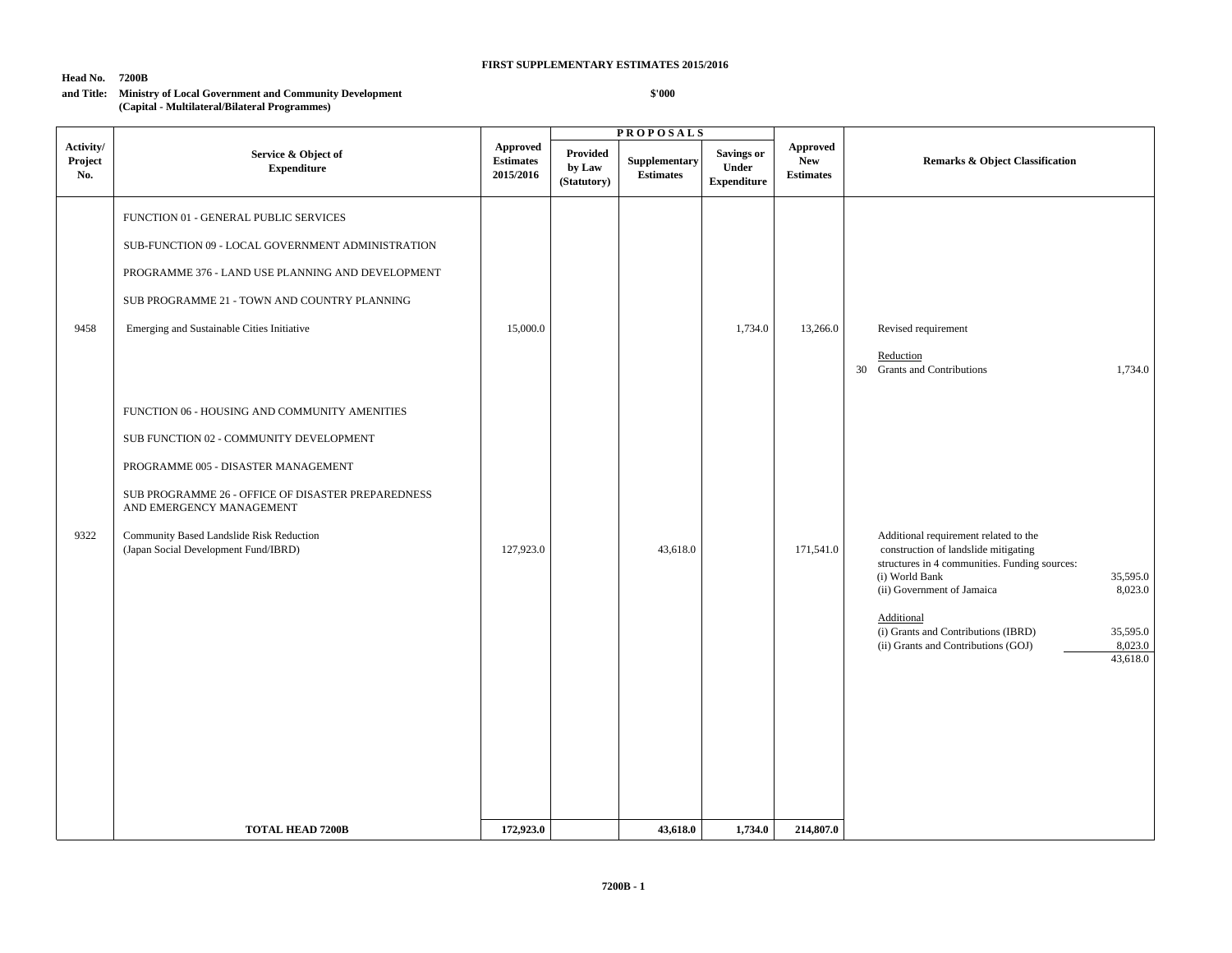# FIRST SUPPLEMENTARY ESTIMATES 2015/2016

**Head No. 7200B**
**and Title: Ministry of Local Government and Community Development (Capital - Multilateral/Bilateral Programmes)**

**$'000**

| Activity/ Project No. | Service & Object of Expenditure | Approved Estimates 2015/2016 | PROPOSALS | | | Approved New Estimates | Remarks & Object Classification |
|---|---|---|---|---|---|---|---|
| | | | Provided by Law (Statutory) | Supplementary Estimates | Savings or Under Expenditure | | |
| | FUNCTION 01 - GENERAL PUBLIC SERVICES | | | | | | |
| | SUB-FUNCTION 09 - LOCAL GOVERNMENT ADMINISTRATION | | | | | | |
| | PROGRAMME 376 - LAND USE PLANNING AND DEVELOPMENT | | | | | | |
| | SUB PROGRAMME 21 - TOWN AND COUNTRY PLANNING | | | | | | |
| 9458 | Emerging and Sustainable Cities Initiative | 15,000.0 | | | 1,734.0 | 13,266.0 | Revised requirement<br><br>Reduction<br>30 Grants and Contributions 1,734.0 |
| | FUNCTION 06 - HOUSING AND COMMUNITY AMENITIES | | | | | | |
| | SUB FUNCTION 02 - COMMUNITY DEVELOPMENT | | | | | | |
| | PROGRAMME 005 - DISASTER MANAGEMENT | | | | | | |
| | SUB PROGRAMME 26 - OFFICE OF DISASTER PREPAREDNESS AND EMERGENCY MANAGEMENT | | | | | | |
| 9322 | Community Based Landslide Risk Reduction (Japan Social Development Fund/IBRD) | 127,923.0 | | 43,618.0 | | 171,541.0 | Additional requirement related to the construction of landslide mitigating structures in 4 communities. Funding sources:<br>(i) World Bank 35,595.0<br>(ii) Government of Jamaica 8,023.0<br><br>Additional<br>(i) Grants and Contributions (IBRD) 35,595.0<br>(ii) Grants and Contributions (GOJ) 8,023.0<br>43,618.0 |
| | **TOTAL HEAD 7200B** | **172,923.0** | | **43,618.0** | **1,734.0** | **214,807.0** | |